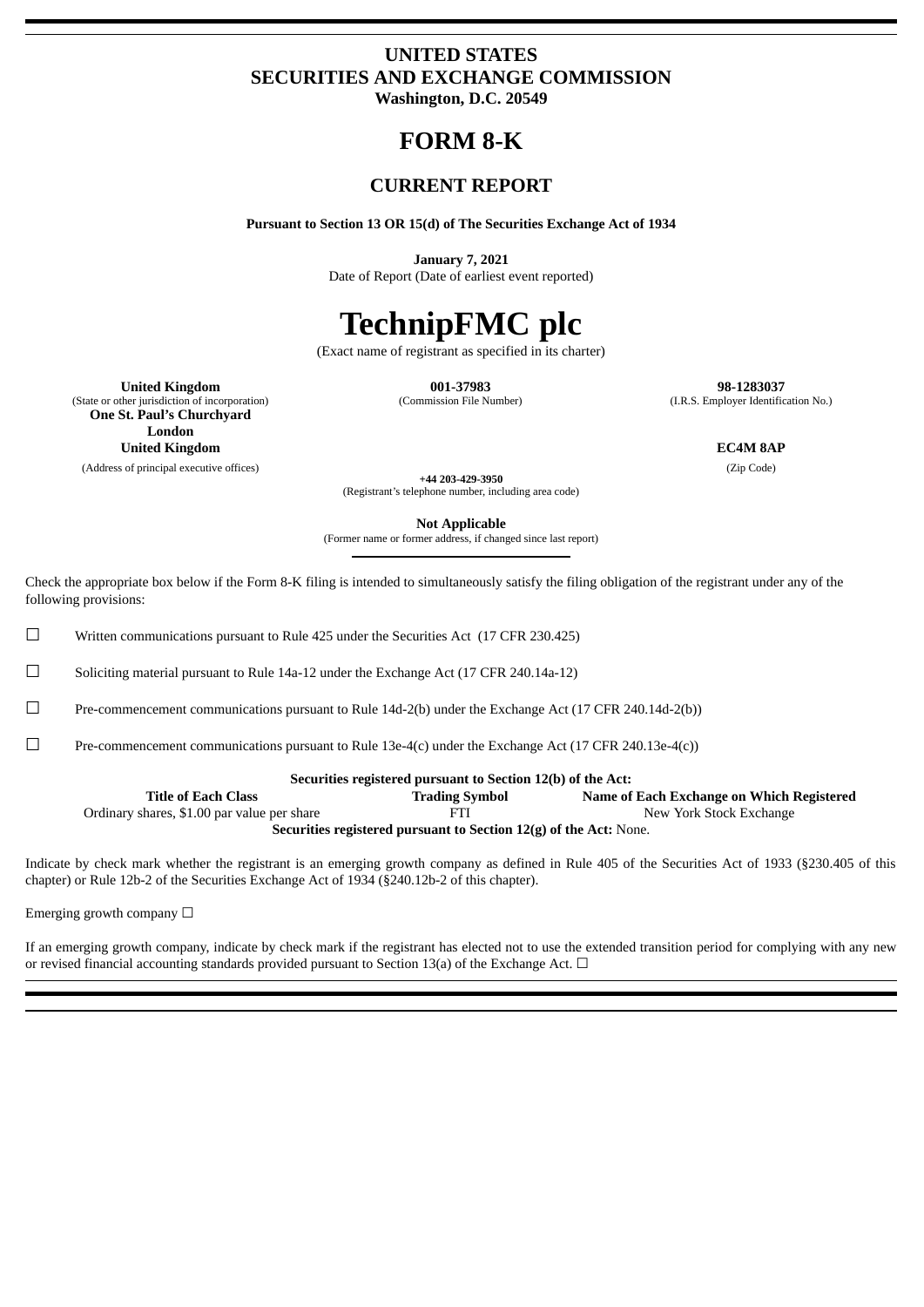# UNITED STATES
# SECURITIES AND EXCHANGE COMMISSION
**Washington, D.C. 20549**

# FORM 8-K

## CURRENT REPORT

**Pursuant to Section 13 OR 15(d) of The Securities Exchange Act of 1934**

**January 7, 2021**
Date of Report (Date of earliest event reported)

# TechnipFMC plc
(Exact name of registrant as specified in its charter)

| **United Kingdom** | **001-37983** | **98-1283037** |
|---|---|---|
| (State or other jurisdiction of incorporation) | (Commission File Number) | (I.R.S. Employer Identification No.) |

**One St. Paul's Churchyard**
**London**
**United Kingdom** — **EC4M 8AP**
(Address of principal executive offices) (Zip Code)

**+44 203-429-3950**
(Registrant's telephone number, including area code)

**Not Applicable**
(Former name or former address, if changed since last report)

Check the appropriate box below if the Form 8-K filing is intended to simultaneously satisfy the filing obligation of the registrant under any of the following provisions:

☐ Written communications pursuant to Rule 425 under the Securities Act (17 CFR 230.425)

☐ Soliciting material pursuant to Rule 14a-12 under the Exchange Act (17 CFR 240.14a-12)

☐ Pre-commencement communications pursuant to Rule 14d-2(b) under the Exchange Act (17 CFR 240.14d-2(b))

☐ Pre-commencement communications pursuant to Rule 13e-4(c) under the Exchange Act (17 CFR 240.13e-4(c))

**Securities registered pursuant to Section 12(b) of the Act:**

| **Title of Each Class** | **Trading Symbol** | **Name of Each Exchange on Which Registered** |
|---|---|---|
| Ordinary shares, $1.00 par value per share | FTI | New York Stock Exchange |

**Securities registered pursuant to Section 12(g) of the Act:** None.

Indicate by check mark whether the registrant is an emerging growth company as defined in Rule 405 of the Securities Act of 1933 (§230.405 of this chapter) or Rule 12b-2 of the Securities Exchange Act of 1934 (§240.12b-2 of this chapter).

Emerging growth company ☐

If an emerging growth company, indicate by check mark if the registrant has elected not to use the extended transition period for complying with any new or revised financial accounting standards provided pursuant to Section 13(a) of the Exchange Act. ☐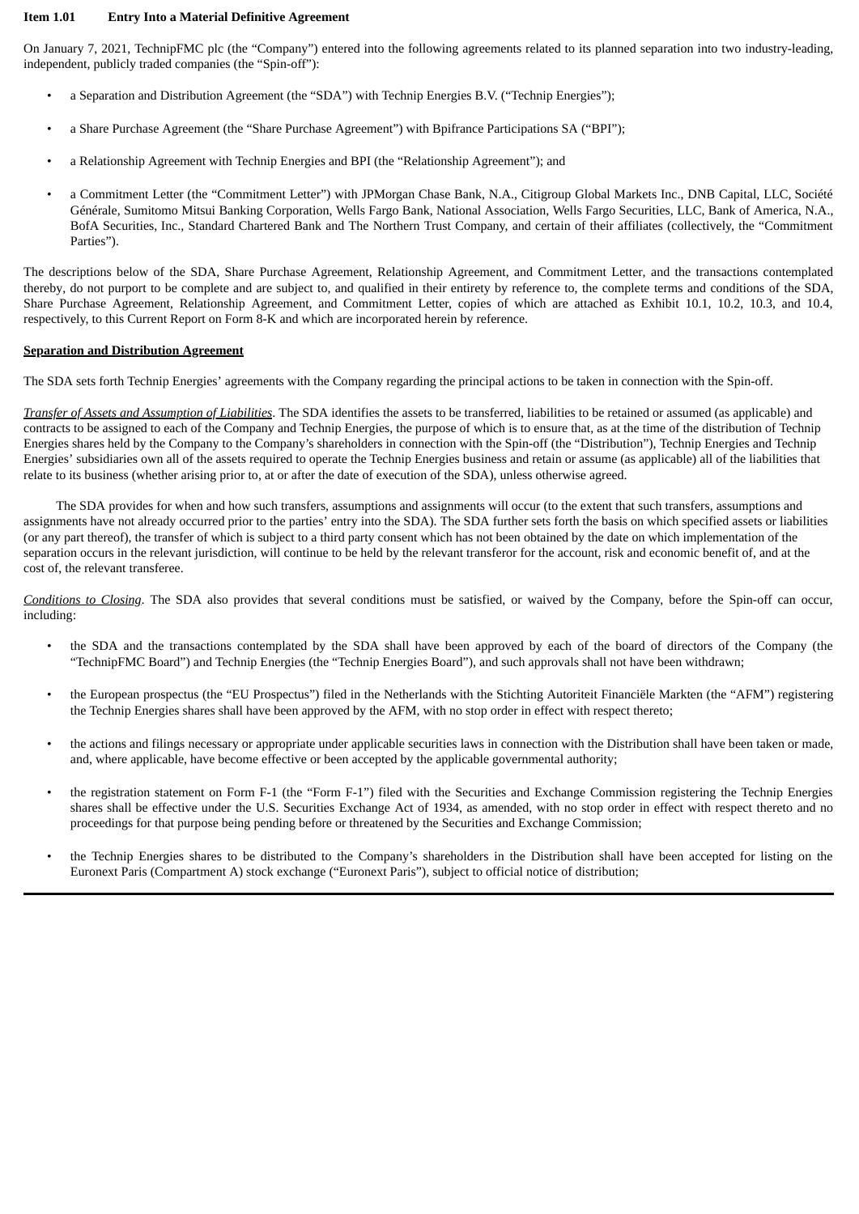**Item 1.01 Entry Into a Material Definitive Agreement**

On January 7, 2021, TechnipFMC plc (the "Company") entered into the following agreements related to its planned separation into two industry-leading, independent, publicly traded companies (the "Spin-off"):

- a Separation and Distribution Agreement (the "SDA") with Technip Energies B.V. ("Technip Energies");
- a Share Purchase Agreement (the "Share Purchase Agreement") with Bpifrance Participations SA ("BPI");
- a Relationship Agreement with Technip Energies and BPI (the "Relationship Agreement"); and
- a Commitment Letter (the "Commitment Letter") with JPMorgan Chase Bank, N.A., Citigroup Global Markets Inc., DNB Capital, LLC, Société Générale, Sumitomo Mitsui Banking Corporation, Wells Fargo Bank, National Association, Wells Fargo Securities, LLC, Bank of America, N.A., BofA Securities, Inc., Standard Chartered Bank and The Northern Trust Company, and certain of their affiliates (collectively, the "Commitment Parties").

The descriptions below of the SDA, Share Purchase Agreement, Relationship Agreement, and Commitment Letter, and the transactions contemplated thereby, do not purport to be complete and are subject to, and qualified in their entirety by reference to, the complete terms and conditions of the SDA, Share Purchase Agreement, Relationship Agreement, and Commitment Letter, copies of which are attached as Exhibit 10.1, 10.2, 10.3, and 10.4, respectively, to this Current Report on Form 8-K and which are incorporated herein by reference.

**Separation and Distribution Agreement**

The SDA sets forth Technip Energies' agreements with the Company regarding the principal actions to be taken in connection with the Spin-off.

*Transfer of Assets and Assumption of Liabilities*. The SDA identifies the assets to be transferred, liabilities to be retained or assumed (as applicable) and contracts to be assigned to each of the Company and Technip Energies, the purpose of which is to ensure that, as at the time of the distribution of Technip Energies shares held by the Company to the Company's shareholders in connection with the Spin-off (the "Distribution"), Technip Energies and Technip Energies' subsidiaries own all of the assets required to operate the Technip Energies business and retain or assume (as applicable) all of the liabilities that relate to its business (whether arising prior to, at or after the date of execution of the SDA), unless otherwise agreed.

The SDA provides for when and how such transfers, assumptions and assignments will occur (to the extent that such transfers, assumptions and assignments have not already occurred prior to the parties' entry into the SDA). The SDA further sets forth the basis on which specified assets or liabilities (or any part thereof), the transfer of which is subject to a third party consent which has not been obtained by the date on which implementation of the separation occurs in the relevant jurisdiction, will continue to be held by the relevant transferor for the account, risk and economic benefit of, and at the cost of, the relevant transferee.

*Conditions to Closing*. The SDA also provides that several conditions must be satisfied, or waived by the Company, before the Spin-off can occur, including:

- the SDA and the transactions contemplated by the SDA shall have been approved by each of the board of directors of the Company (the "TechnipFMC Board") and Technip Energies (the "Technip Energies Board"), and such approvals shall not have been withdrawn;
- the European prospectus (the "EU Prospectus") filed in the Netherlands with the Stichting Autoriteit Financiële Markten (the "AFM") registering the Technip Energies shares shall have been approved by the AFM, with no stop order in effect with respect thereto;
- the actions and filings necessary or appropriate under applicable securities laws in connection with the Distribution shall have been taken or made, and, where applicable, have become effective or been accepted by the applicable governmental authority;
- the registration statement on Form F-1 (the "Form F-1") filed with the Securities and Exchange Commission registering the Technip Energies shares shall be effective under the U.S. Securities Exchange Act of 1934, as amended, with no stop order in effect with respect thereto and no proceedings for that purpose being pending before or threatened by the Securities and Exchange Commission;
- the Technip Energies shares to be distributed to the Company's shareholders in the Distribution shall have been accepted for listing on the Euronext Paris (Compartment A) stock exchange ("Euronext Paris"), subject to official notice of distribution;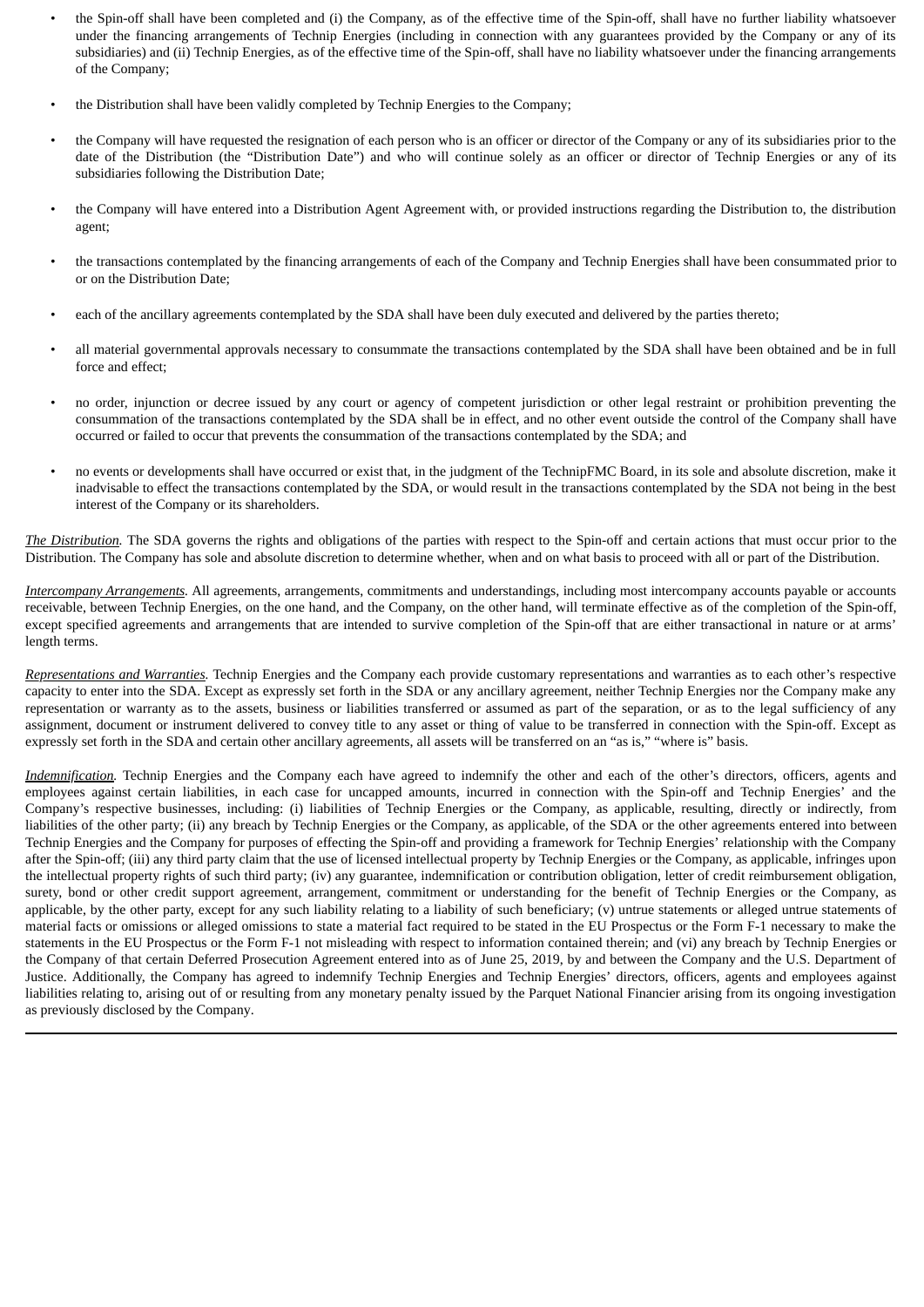- the Spin-off shall have been completed and (i) the Company, as of the effective time of the Spin-off, shall have no further liability whatsoever under the financing arrangements of Technip Energies (including in connection with any guarantees provided by the Company or any of its subsidiaries) and (ii) Technip Energies, as of the effective time of the Spin-off, shall have no liability whatsoever under the financing arrangements of the Company;

- the Distribution shall have been validly completed by Technip Energies to the Company;

- the Company will have requested the resignation of each person who is an officer or director of the Company or any of its subsidiaries prior to the date of the Distribution (the "Distribution Date") and who will continue solely as an officer or director of Technip Energies or any of its subsidiaries following the Distribution Date;

- the Company will have entered into a Distribution Agent Agreement with, or provided instructions regarding the Distribution to, the distribution agent;

- the transactions contemplated by the financing arrangements of each of the Company and Technip Energies shall have been consummated prior to or on the Distribution Date;

- each of the ancillary agreements contemplated by the SDA shall have been duly executed and delivered by the parties thereto;

- all material governmental approvals necessary to consummate the transactions contemplated by the SDA shall have been obtained and be in full force and effect;

- no order, injunction or decree issued by any court or agency of competent jurisdiction or other legal restraint or prohibition preventing the consummation of the transactions contemplated by the SDA shall be in effect, and no other event outside the control of the Company shall have occurred or failed to occur that prevents the consummation of the transactions contemplated by the SDA; and

- no events or developments shall have occurred or exist that, in the judgment of the TechnipFMC Board, in its sole and absolute discretion, make it inadvisable to effect the transactions contemplated by the SDA, or would result in the transactions contemplated by the SDA not being in the best interest of the Company or its shareholders.

*The Distribution.* The SDA governs the rights and obligations of the parties with respect to the Spin-off and certain actions that must occur prior to the Distribution. The Company has sole and absolute discretion to determine whether, when and on what basis to proceed with all or part of the Distribution.

*Intercompany Arrangements.* All agreements, arrangements, commitments and understandings, including most intercompany accounts payable or accounts receivable, between Technip Energies, on the one hand, and the Company, on the other hand, will terminate effective as of the completion of the Spin-off, except specified agreements and arrangements that are intended to survive completion of the Spin-off that are either transactional in nature or at arms' length terms.

*Representations and Warranties.* Technip Energies and the Company each provide customary representations and warranties as to each other's respective capacity to enter into the SDA. Except as expressly set forth in the SDA or any ancillary agreement, neither Technip Energies nor the Company make any representation or warranty as to the assets, business or liabilities transferred or assumed as part of the separation, or as to the legal sufficiency of any assignment, document or instrument delivered to convey title to any asset or thing of value to be transferred in connection with the Spin-off. Except as expressly set forth in the SDA and certain other ancillary agreements, all assets will be transferred on an "as is," "where is" basis.

*Indemnification.* Technip Energies and the Company each have agreed to indemnify the other and each of the other's directors, officers, agents and employees against certain liabilities, in each case for uncapped amounts, incurred in connection with the Spin-off and Technip Energies' and the Company's respective businesses, including: (i) liabilities of Technip Energies or the Company, as applicable, resulting, directly or indirectly, from liabilities of the other party; (ii) any breach by Technip Energies or the Company, as applicable, of the SDA or the other agreements entered into between Technip Energies and the Company for purposes of effecting the Spin-off and providing a framework for Technip Energies' relationship with the Company after the Spin-off; (iii) any third party claim that the use of licensed intellectual property by Technip Energies or the Company, as applicable, infringes upon the intellectual property rights of such third party; (iv) any guarantee, indemnification or contribution obligation, letter of credit reimbursement obligation, surety, bond or other credit support agreement, arrangement, commitment or understanding for the benefit of Technip Energies or the Company, as applicable, by the other party, except for any such liability relating to a liability of such beneficiary; (v) untrue statements or alleged untrue statements of material facts or omissions or alleged omissions to state a material fact required to be stated in the EU Prospectus or the Form F-1 necessary to make the statements in the EU Prospectus or the Form F-1 not misleading with respect to information contained therein; and (vi) any breach by Technip Energies or the Company of that certain Deferred Prosecution Agreement entered into as of June 25, 2019, by and between the Company and the U.S. Department of Justice. Additionally, the Company has agreed to indemnify Technip Energies and Technip Energies' directors, officers, agents and employees against liabilities relating to, arising out of or resulting from any monetary penalty issued by the Parquet National Financier arising from its ongoing investigation as previously disclosed by the Company.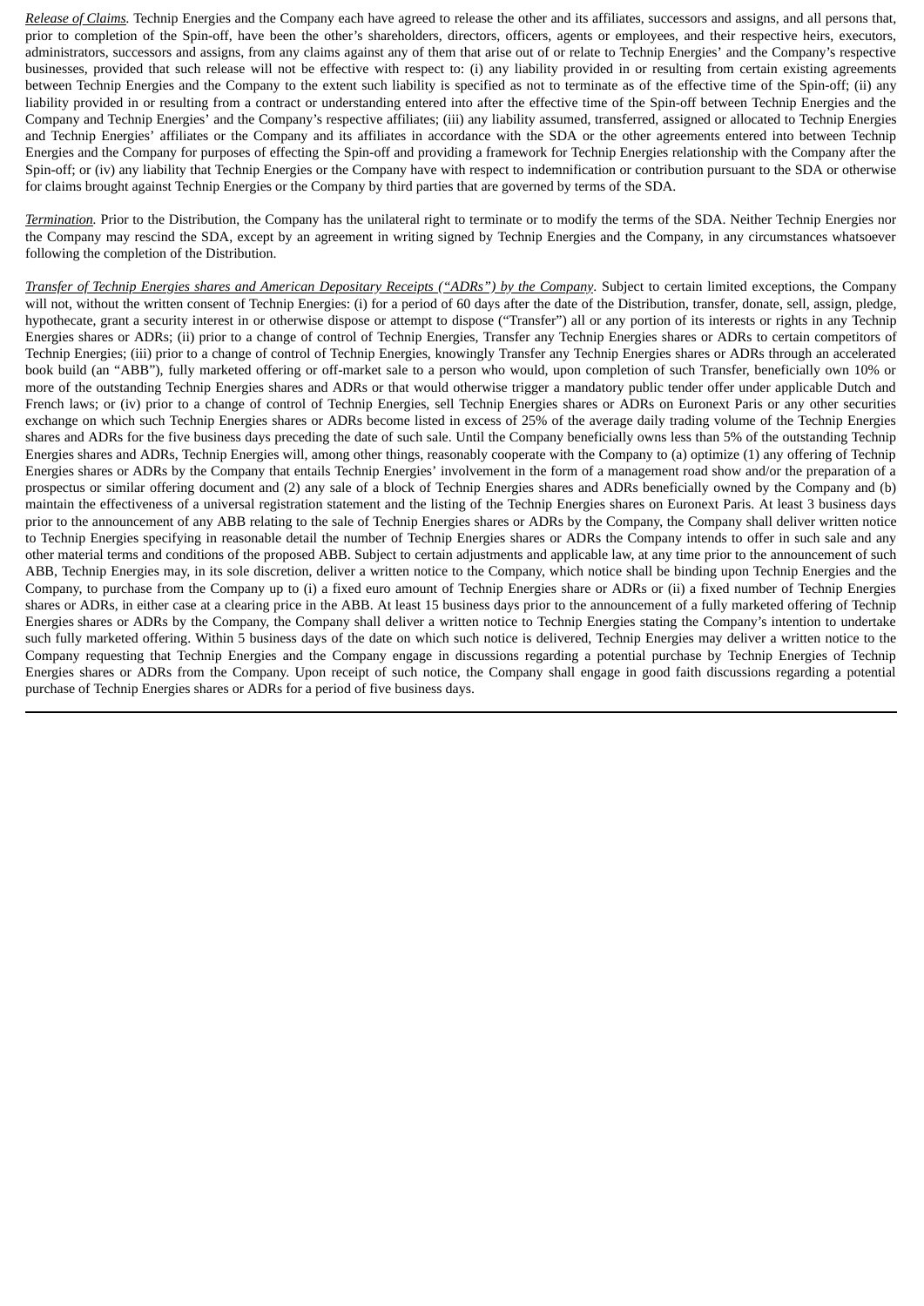*Release of Claims.* Technip Energies and the Company each have agreed to release the other and its affiliates, successors and assigns, and all persons that, prior to completion of the Spin-off, have been the other's shareholders, directors, officers, agents or employees, and their respective heirs, executors, administrators, successors and assigns, from any claims against any of them that arise out of or relate to Technip Energies' and the Company's respective businesses, provided that such release will not be effective with respect to: (i) any liability provided in or resulting from certain existing agreements between Technip Energies and the Company to the extent such liability is specified as not to terminate as of the effective time of the Spin-off; (ii) any liability provided in or resulting from a contract or understanding entered into after the effective time of the Spin-off between Technip Energies and the Company and Technip Energies' and the Company's respective affiliates; (iii) any liability assumed, transferred, assigned or allocated to Technip Energies and Technip Energies' affiliates or the Company and its affiliates in accordance with the SDA or the other agreements entered into between Technip Energies and the Company for purposes of effecting the Spin-off and providing a framework for Technip Energies relationship with the Company after the Spin-off; or (iv) any liability that Technip Energies or the Company have with respect to indemnification or contribution pursuant to the SDA or otherwise for claims brought against Technip Energies or the Company by third parties that are governed by terms of the SDA.

*Termination.* Prior to the Distribution, the Company has the unilateral right to terminate or to modify the terms of the SDA. Neither Technip Energies nor the Company may rescind the SDA, except by an agreement in writing signed by Technip Energies and the Company, in any circumstances whatsoever following the completion of the Distribution.

*Transfer of Technip Energies shares and American Depositary Receipts ("ADRs") by the Company.* Subject to certain limited exceptions, the Company will not, without the written consent of Technip Energies: (i) for a period of 60 days after the date of the Distribution, transfer, donate, sell, assign, pledge, hypothecate, grant a security interest in or otherwise dispose or attempt to dispose ("Transfer") all or any portion of its interests or rights in any Technip Energies shares or ADRs; (ii) prior to a change of control of Technip Energies, Transfer any Technip Energies shares or ADRs to certain competitors of Technip Energies; (iii) prior to a change of control of Technip Energies, knowingly Transfer any Technip Energies shares or ADRs through an accelerated book build (an "ABB"), fully marketed offering or off-market sale to a person who would, upon completion of such Transfer, beneficially own 10% or more of the outstanding Technip Energies shares and ADRs or that would otherwise trigger a mandatory public tender offer under applicable Dutch and French laws; or (iv) prior to a change of control of Technip Energies, sell Technip Energies shares or ADRs on Euronext Paris or any other securities exchange on which such Technip Energies shares or ADRs become listed in excess of 25% of the average daily trading volume of the Technip Energies shares and ADRs for the five business days preceding the date of such sale. Until the Company beneficially owns less than 5% of the outstanding Technip Energies shares and ADRs, Technip Energies will, among other things, reasonably cooperate with the Company to (a) optimize (1) any offering of Technip Energies shares or ADRs by the Company that entails Technip Energies' involvement in the form of a management road show and/or the preparation of a prospectus or similar offering document and (2) any sale of a block of Technip Energies shares and ADRs beneficially owned by the Company and (b) maintain the effectiveness of a universal registration statement and the listing of the Technip Energies shares on Euronext Paris. At least 3 business days prior to the announcement of any ABB relating to the sale of Technip Energies shares or ADRs by the Company, the Company shall deliver written notice to Technip Energies specifying in reasonable detail the number of Technip Energies shares or ADRs the Company intends to offer in such sale and any other material terms and conditions of the proposed ABB. Subject to certain adjustments and applicable law, at any time prior to the announcement of such ABB, Technip Energies may, in its sole discretion, deliver a written notice to the Company, which notice shall be binding upon Technip Energies and the Company, to purchase from the Company up to (i) a fixed euro amount of Technip Energies share or ADRs or (ii) a fixed number of Technip Energies shares or ADRs, in either case at a clearing price in the ABB. At least 15 business days prior to the announcement of a fully marketed offering of Technip Energies shares or ADRs by the Company, the Company shall deliver a written notice to Technip Energies stating the Company's intention to undertake such fully marketed offering. Within 5 business days of the date on which such notice is delivered, Technip Energies may deliver a written notice to the Company requesting that Technip Energies and the Company engage in discussions regarding a potential purchase by Technip Energies of Technip Energies shares or ADRs from the Company. Upon receipt of such notice, the Company shall engage in good faith discussions regarding a potential purchase of Technip Energies shares or ADRs for a period of five business days.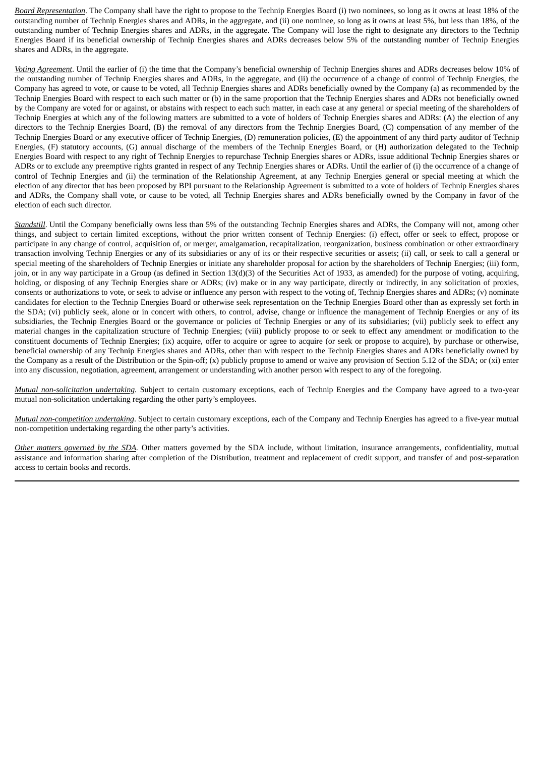*Board Representation*. The Company shall have the right to propose to the Technip Energies Board (i) two nominees, so long as it owns at least 18% of the outstanding number of Technip Energies shares and ADRs, in the aggregate, and (ii) one nominee, so long as it owns at least 5%, but less than 18%, of the outstanding number of Technip Energies shares and ADRs, in the aggregate. The Company will lose the right to designate any directors to the Technip Energies Board if its beneficial ownership of Technip Energies shares and ADRs decreases below 5% of the outstanding number of Technip Energies shares and ADRs, in the aggregate.

*Voting Agreement*. Until the earlier of (i) the time that the Company's beneficial ownership of Technip Energies shares and ADRs decreases below 10% of the outstanding number of Technip Energies shares and ADRs, in the aggregate, and (ii) the occurrence of a change of control of Technip Energies, the Company has agreed to vote, or cause to be voted, all Technip Energies shares and ADRs beneficially owned by the Company (a) as recommended by the Technip Energies Board with respect to each such matter or (b) in the same proportion that the Technip Energies shares and ADRs not beneficially owned by the Company are voted for or against, or abstains with respect to each such matter, in each case at any general or special meeting of the shareholders of Technip Energies at which any of the following matters are submitted to a vote of holders of Technip Energies shares and ADRs: (A) the election of any directors to the Technip Energies Board, (B) the removal of any directors from the Technip Energies Board, (C) compensation of any member of the Technip Energies Board or any executive officer of Technip Energies, (D) remuneration policies, (E) the appointment of any third party auditor of Technip Energies, (F) statutory accounts, (G) annual discharge of the members of the Technip Energies Board, or (H) authorization delegated to the Technip Energies Board with respect to any right of Technip Energies to repurchase Technip Energies shares or ADRs, issue additional Technip Energies shares or ADRs or to exclude any preemptive rights granted in respect of any Technip Energies shares or ADRs. Until the earlier of (i) the occurrence of a change of control of Technip Energies and (ii) the termination of the Relationship Agreement, at any Technip Energies general or special meeting at which the election of any director that has been proposed by BPI pursuant to the Relationship Agreement is submitted to a vote of holders of Technip Energies shares and ADRs, the Company shall vote, or cause to be voted, all Technip Energies shares and ADRs beneficially owned by the Company in favor of the election of each such director.

*Standstill*. Until the Company beneficially owns less than 5% of the outstanding Technip Energies shares and ADRs, the Company will not, among other things, and subject to certain limited exceptions, without the prior written consent of Technip Energies: (i) effect, offer or seek to effect, propose or participate in any change of control, acquisition of, or merger, amalgamation, recapitalization, reorganization, business combination or other extraordinary transaction involving Technip Energies or any of its subsidiaries or any of its or their respective securities or assets; (ii) call, or seek to call a general or special meeting of the shareholders of Technip Energies or initiate any shareholder proposal for action by the shareholders of Technip Energies; (iii) form, join, or in any way participate in a Group (as defined in Section 13(d)(3) of the Securities Act of 1933, as amended) for the purpose of voting, acquiring, holding, or disposing of any Technip Energies share or ADRs; (iv) make or in any way participate, directly or indirectly, in any solicitation of proxies, consents or authorizations to vote, or seek to advise or influence any person with respect to the voting of, Technip Energies shares and ADRs; (v) nominate candidates for election to the Technip Energies Board or otherwise seek representation on the Technip Energies Board other than as expressly set forth in the SDA; (vi) publicly seek, alone or in concert with others, to control, advise, change or influence the management of Technip Energies or any of its subsidiaries, the Technip Energies Board or the governance or policies of Technip Energies or any of its subsidiaries; (vii) publicly seek to effect any material changes in the capitalization structure of Technip Energies; (viii) publicly propose to or seek to effect any amendment or modification to the constituent documents of Technip Energies; (ix) acquire, offer to acquire or agree to acquire (or seek or propose to acquire), by purchase or otherwise, beneficial ownership of any Technip Energies shares and ADRs, other than with respect to the Technip Energies shares and ADRs beneficially owned by the Company as a result of the Distribution or the Spin-off; (x) publicly propose to amend or waive any provision of Section 5.12 of the SDA; or (xi) enter into any discussion, negotiation, agreement, arrangement or understanding with another person with respect to any of the foregoing.

*Mutual non-solicitation undertaking*. Subject to certain customary exceptions, each of Technip Energies and the Company have agreed to a two-year mutual non-solicitation undertaking regarding the other party's employees.

*Mutual non-competition undertaking*. Subject to certain customary exceptions, each of the Company and Technip Energies has agreed to a five-year mutual non-competition undertaking regarding the other party's activities.

*Other matters governed by the SDA*. Other matters governed by the SDA include, without limitation, insurance arrangements, confidentiality, mutual assistance and information sharing after completion of the Distribution, treatment and replacement of credit support, and transfer of and post-separation access to certain books and records.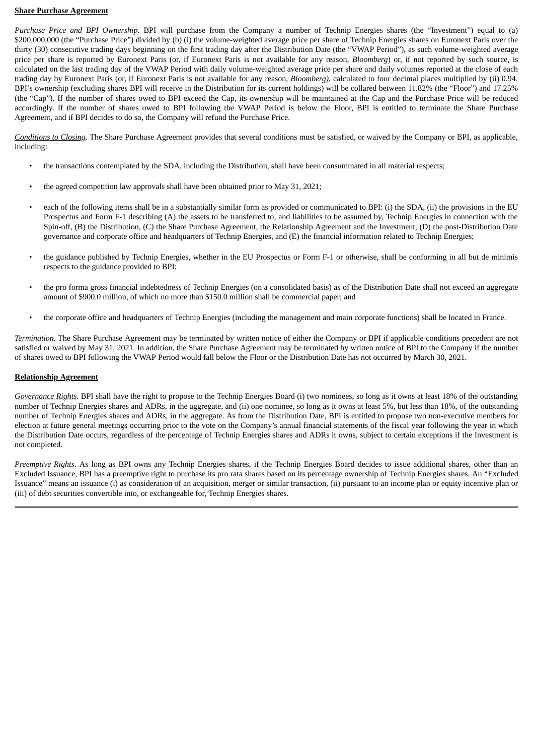**Share Purchase Agreement**

*Purchase Price and BPI Ownership*. BPI will purchase from the Company a number of Technip Energies shares (the "Investment") equal to (a) $200,000,000 (the "Purchase Price") divided by (b) (i) the volume-weighted average price per share of Technip Energies shares on Euronext Paris over the thirty (30) consecutive trading days beginning on the first trading day after the Distribution Date (the "VWAP Period"), as such volume-weighted average price per share is reported by Euronext Paris (or, if Euronext Paris is not available for any reason, *Bloomberg*) or, if not reported by such source, is calculated on the last trading day of the VWAP Period with daily volume-weighted average price per share and daily volumes reported at the close of each trading day by Euronext Paris (or, if Euronext Paris is not available for any reason, *Bloomberg)*, calculated to four decimal places multiplied by (ii) 0.94. BPI's ownership (excluding shares BPI will receive in the Distribution for its current holdings) will be collared between 11.82% (the "Floor") and 17.25% (the "Cap"). If the number of shares owed to BPI exceed the Cap, its ownership will be maintained at the Cap and the Purchase Price will be reduced accordingly. If the number of shares owed to BPI following the VWAP Period is below the Floor, BPI is entitled to terminate the Share Purchase Agreement, and if BPI decides to do so, the Company will refund the Purchase Price.

*Conditions to Closing*. The Share Purchase Agreement provides that several conditions must be satisfied, or waived by the Company or BPI, as applicable, including:

- the transactions contemplated by the SDA, including the Distribution, shall have been consummated in all material respects;
- the agreed competition law approvals shall have been obtained prior to May 31, 2021;
- each of the following items shall be in a substantially similar form as provided or communicated to BPI: (i) the SDA, (ii) the provisions in the EU Prospectus and Form F-1 describing (A) the assets to be transferred to, and liabilities to be assumed by, Technip Energies in connection with the Spin-off, (B) the Distribution, (C) the Share Purchase Agreement, the Relationship Agreement and the Investment, (D) the post-Distribution Date governance and corporate office and headquarters of Technip Energies, and (E) the financial information related to Technip Energies;
- the guidance published by Technip Energies, whether in the EU Prospectus or Form F-1 or otherwise, shall be conforming in all but de minimis respects to the guidance provided to BPI;
- the pro forma gross financial indebtedness of Technip Energies (on a consolidated basis) as of the Distribution Date shall not exceed an aggregate amount of $900.0 million, of which no more than $150.0 million shall be commercial paper; and
- the corporate office and headquarters of Technip Energies (including the management and main corporate functions) shall be located in France.

*Termination*. The Share Purchase Agreement may be terminated by written notice of either the Company or BPI if applicable conditions precedent are not satisfied or waived by May 31, 2021. In addition, the Share Purchase Agreement may be terminated by written notice of BPI to the Company if the number of shares owed to BPI following the VWAP Period would fall below the Floor or the Distribution Date has not occurred by March 30, 2021.

**Relationship Agreement**

*Governance Rights*. BPI shall have the right to propose to the Technip Energies Board (i) two nominees, so long as it owns at least 18% of the outstanding number of Technip Energies shares and ADRs, in the aggregate, and (ii) one nominee, so long as it owns at least 5%, but less than 18%, of the outstanding number of Technip Energies shares and ADRs, in the aggregate. As from the Distribution Date, BPI is entitled to propose two non-executive members for election at future general meetings occurring prior to the vote on the Company's annual financial statements of the fiscal year following the year in which the Distribution Date occurs, regardless of the percentage of Technip Energies shares and ADRs it owns, subject to certain exceptions if the Investment is not completed.

*Preemptive Rights*. As long as BPI owns any Technip Energies shares, if the Technip Energies Board decides to issue additional shares, other than an Excluded Issuance, BPI has a preemptive right to purchase its pro rata shares based on its percentage ownership of Technip Energies shares. An "Excluded Issuance" means an issuance (i) as consideration of an acquisition, merger or similar transaction, (ii) pursuant to an income plan or equity incentive plan or (iii) of debt securities convertible into, or exchangeable for, Technip Energies shares.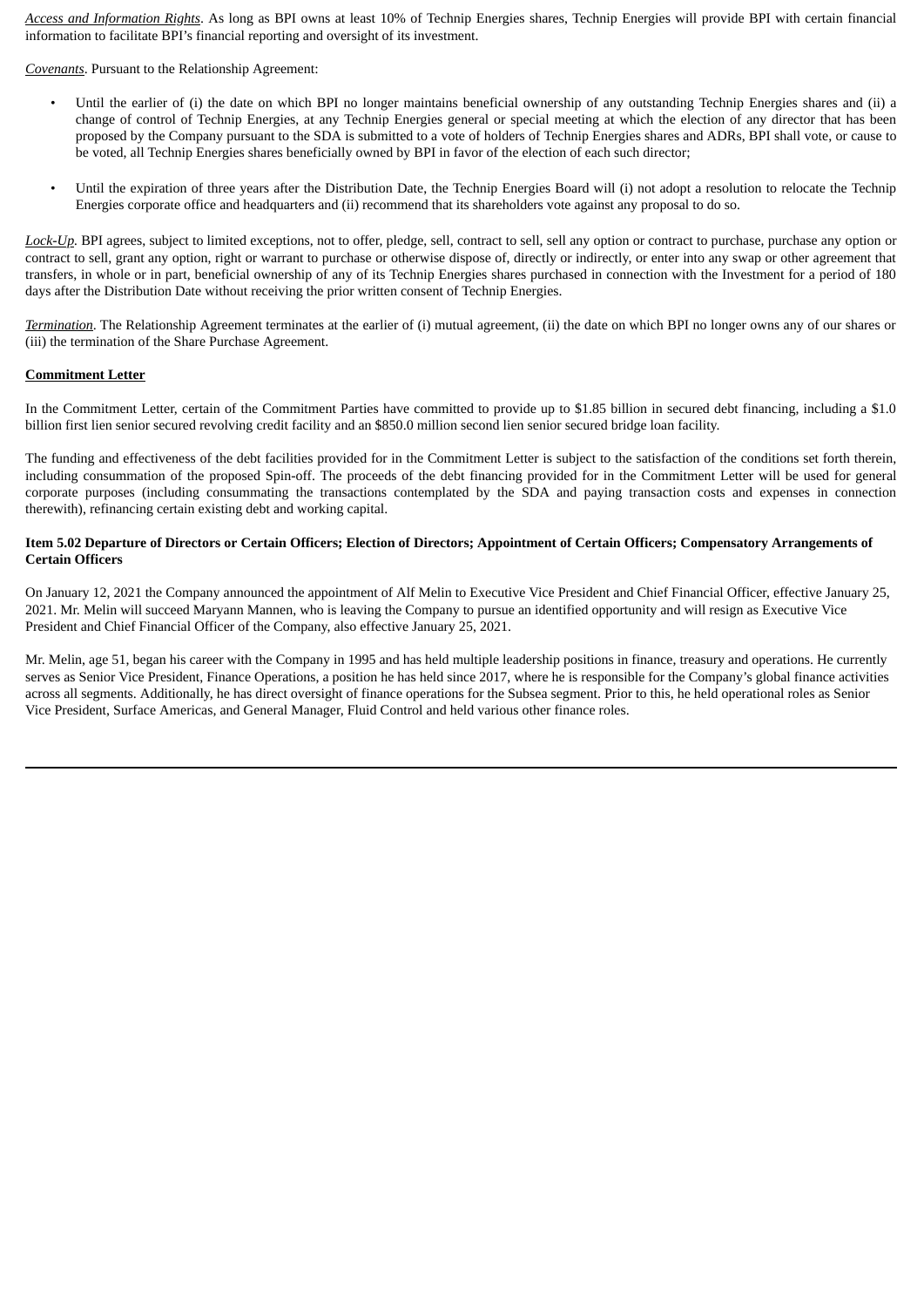*Access and Information Rights*. As long as BPI owns at least 10% of Technip Energies shares, Technip Energies will provide BPI with certain financial information to facilitate BPI's financial reporting and oversight of its investment.

*Covenants*. Pursuant to the Relationship Agreement:

- Until the earlier of (i) the date on which BPI no longer maintains beneficial ownership of any outstanding Technip Energies shares and (ii) a change of control of Technip Energies, at any Technip Energies general or special meeting at which the election of any director that has been proposed by the Company pursuant to the SDA is submitted to a vote of holders of Technip Energies shares and ADRs, BPI shall vote, or cause to be voted, all Technip Energies shares beneficially owned by BPI in favor of the election of each such director;

- Until the expiration of three years after the Distribution Date, the Technip Energies Board will (i) not adopt a resolution to relocate the Technip Energies corporate office and headquarters and (ii) recommend that its shareholders vote against any proposal to do so.

*Lock-Up*. BPI agrees, subject to limited exceptions, not to offer, pledge, sell, contract to sell, sell any option or contract to purchase, purchase any option or contract to sell, grant any option, right or warrant to purchase or otherwise dispose of, directly or indirectly, or enter into any swap or other agreement that transfers, in whole or in part, beneficial ownership of any of its Technip Energies shares purchased in connection with the Investment for a period of 180 days after the Distribution Date without receiving the prior written consent of Technip Energies.

*Termination*. The Relationship Agreement terminates at the earlier of (i) mutual agreement, (ii) the date on which BPI no longer owns any of our shares or (iii) the termination of the Share Purchase Agreement.

**Commitment Letter**

In the Commitment Letter, certain of the Commitment Parties have committed to provide up to $1.85 billion in secured debt financing, including a $1.0 billion first lien senior secured revolving credit facility and an $850.0 million second lien senior secured bridge loan facility.

The funding and effectiveness of the debt facilities provided for in the Commitment Letter is subject to the satisfaction of the conditions set forth therein, including consummation of the proposed Spin-off. The proceeds of the debt financing provided for in the Commitment Letter will be used for general corporate purposes (including consummating the transactions contemplated by the SDA and paying transaction costs and expenses in connection therewith), refinancing certain existing debt and working capital.

**Item 5.02 Departure of Directors or Certain Officers; Election of Directors; Appointment of Certain Officers; Compensatory Arrangements of Certain Officers**

On January 12, 2021 the Company announced the appointment of Alf Melin to Executive Vice President and Chief Financial Officer, effective January 25, 2021. Mr. Melin will succeed Maryann Mannen, who is leaving the Company to pursue an identified opportunity and will resign as Executive Vice President and Chief Financial Officer of the Company, also effective January 25, 2021.

Mr. Melin, age 51, began his career with the Company in 1995 and has held multiple leadership positions in finance, treasury and operations. He currently serves as Senior Vice President, Finance Operations, a position he has held since 2017, where he is responsible for the Company's global finance activities across all segments. Additionally, he has direct oversight of finance operations for the Subsea segment. Prior to this, he held operational roles as Senior Vice President, Surface Americas, and General Manager, Fluid Control and held various other finance roles.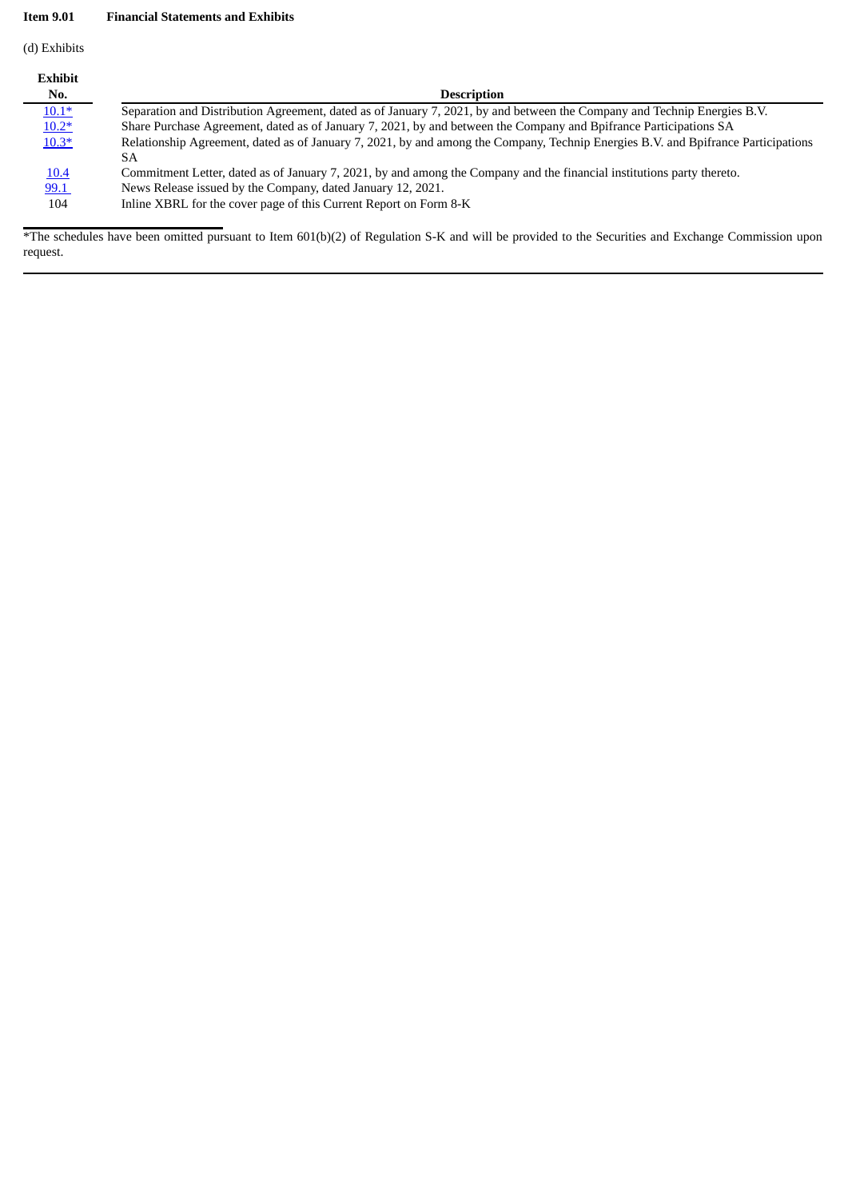**Item 9.01 Financial Statements and Exhibits**

(d) Exhibits

| Exhibit No. | Description |
|---|---|
| 10.1* | Separation and Distribution Agreement, dated as of January 7, 2021, by and between the Company and Technip Energies B.V. |
| 10.2* | Share Purchase Agreement, dated as of January 7, 2021, by and between the Company and Bpifrance Participations SA |
| 10.3* | Relationship Agreement, dated as of January 7, 2021, by and among the Company, Technip Energies B.V. and Bpifrance Participations SA |
| 10.4 | Commitment Letter, dated as of January 7, 2021, by and among the Company and the financial institutions party thereto. |
| 99.1 | News Release issued by the Company, dated January 12, 2021. |
| 104 | Inline XBRL for the cover page of this Current Report on Form 8-K |

*The schedules have been omitted pursuant to Item 601(b)(2) of Regulation S-K and will be provided to the Securities and Exchange Commission upon request.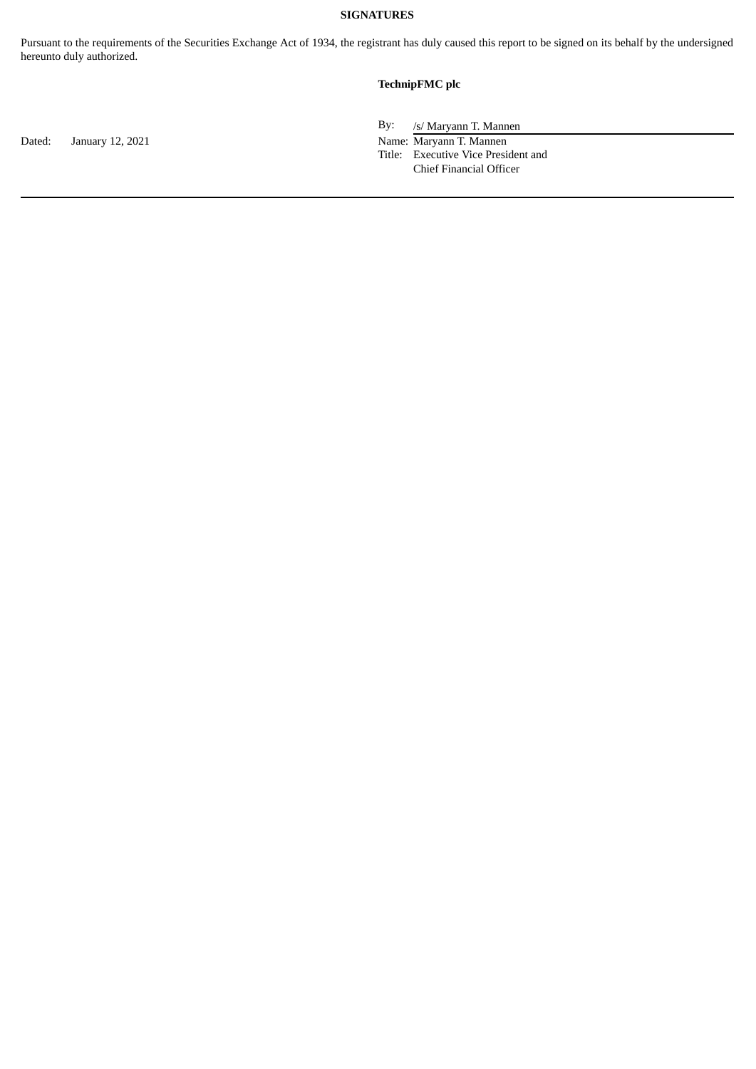**SIGNATURES**

Pursuant to the requirements of the Securities Exchange Act of 1934, the registrant has duly caused this report to be signed on its behalf by the undersigned hereunto duly authorized.

**TechnipFMC plc**

| | |
|---|---|
| | By: /s/ Maryann T. Mannen |
| Dated: January 12, 2021 | Name: Maryann T. Mannen |
| | Title: Executive Vice President and Chief Financial Officer |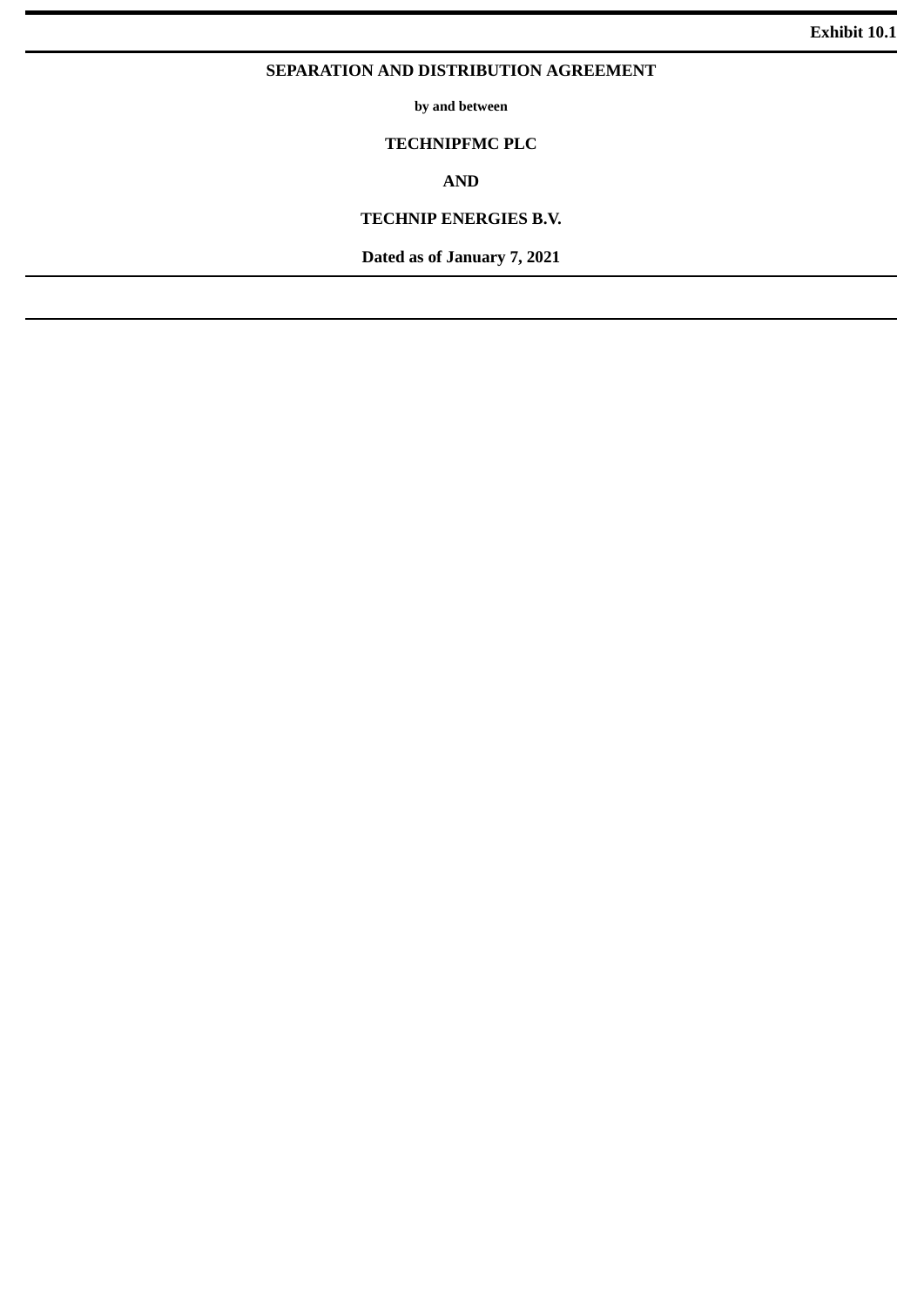**Exhibit 10.1**

# SEPARATION AND DISTRIBUTION AGREEMENT

**by and between**

**TECHNIPFMC PLC**

**AND**

**TECHNIP ENERGIES B.V.**

**Dated as of January 7, 2021**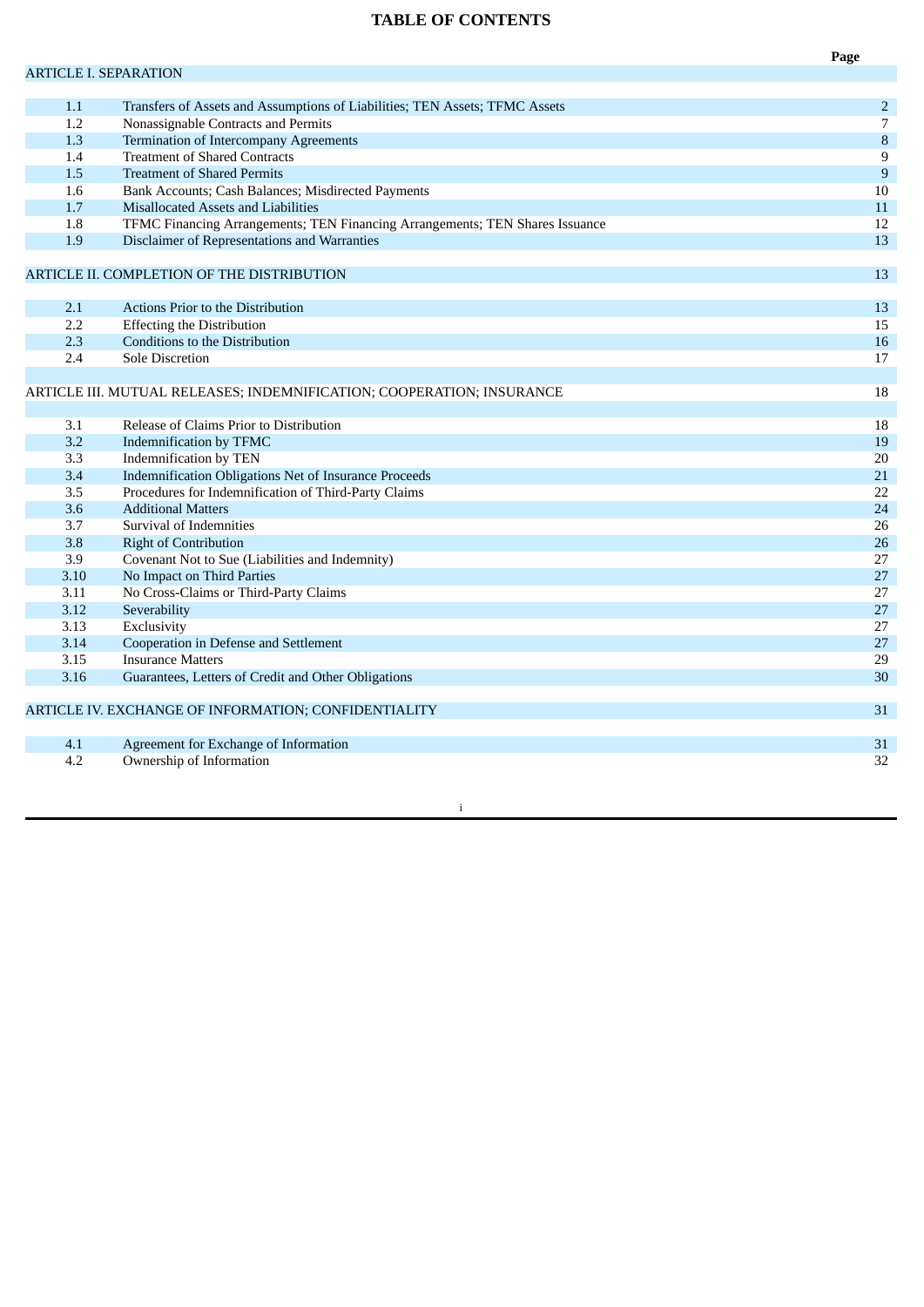# TABLE OF CONTENTS

| | | Page |
|---|---|---|
| ARTICLE I. SEPARATION | | |
| 1.1 | Transfers of Assets and Assumptions of Liabilities; TEN Assets; TFMC Assets | 2 |
| 1.2 | Nonassignable Contracts and Permits | 7 |
| 1.3 | Termination of Intercompany Agreements | 8 |
| 1.4 | Treatment of Shared Contracts | 9 |
| 1.5 | Treatment of Shared Permits | 9 |
| 1.6 | Bank Accounts; Cash Balances; Misdirected Payments | 10 |
| 1.7 | Misallocated Assets and Liabilities | 11 |
| 1.8 | TFMC Financing Arrangements; TEN Financing Arrangements; TEN Shares Issuance | 12 |
| 1.9 | Disclaimer of Representations and Warranties | 13 |
| ARTICLE II. COMPLETION OF THE DISTRIBUTION | | 13 |
| 2.1 | Actions Prior to the Distribution | 13 |
| 2.2 | Effecting the Distribution | 15 |
| 2.3 | Conditions to the Distribution | 16 |
| 2.4 | Sole Discretion | 17 |
| ARTICLE III. MUTUAL RELEASES; INDEMNIFICATION; COOPERATION; INSURANCE | | 18 |
| 3.1 | Release of Claims Prior to Distribution | 18 |
| 3.2 | Indemnification by TFMC | 19 |
| 3.3 | Indemnification by TEN | 20 |
| 3.4 | Indemnification Obligations Net of Insurance Proceeds | 21 |
| 3.5 | Procedures for Indemnification of Third-Party Claims | 22 |
| 3.6 | Additional Matters | 24 |
| 3.7 | Survival of Indemnities | 26 |
| 3.8 | Right of Contribution | 26 |
| 3.9 | Covenant Not to Sue (Liabilities and Indemnity) | 27 |
| 3.10 | No Impact on Third Parties | 27 |
| 3.11 | No Cross-Claims or Third-Party Claims | 27 |
| 3.12 | Severability | 27 |
| 3.13 | Exclusivity | 27 |
| 3.14 | Cooperation in Defense and Settlement | 27 |
| 3.15 | Insurance Matters | 29 |
| 3.16 | Guarantees, Letters of Credit and Other Obligations | 30 |
| ARTICLE IV. EXCHANGE OF INFORMATION; CONFIDENTIALITY | | 31 |
| 4.1 | Agreement for Exchange of Information | 31 |
| 4.2 | Ownership of Information | 32 |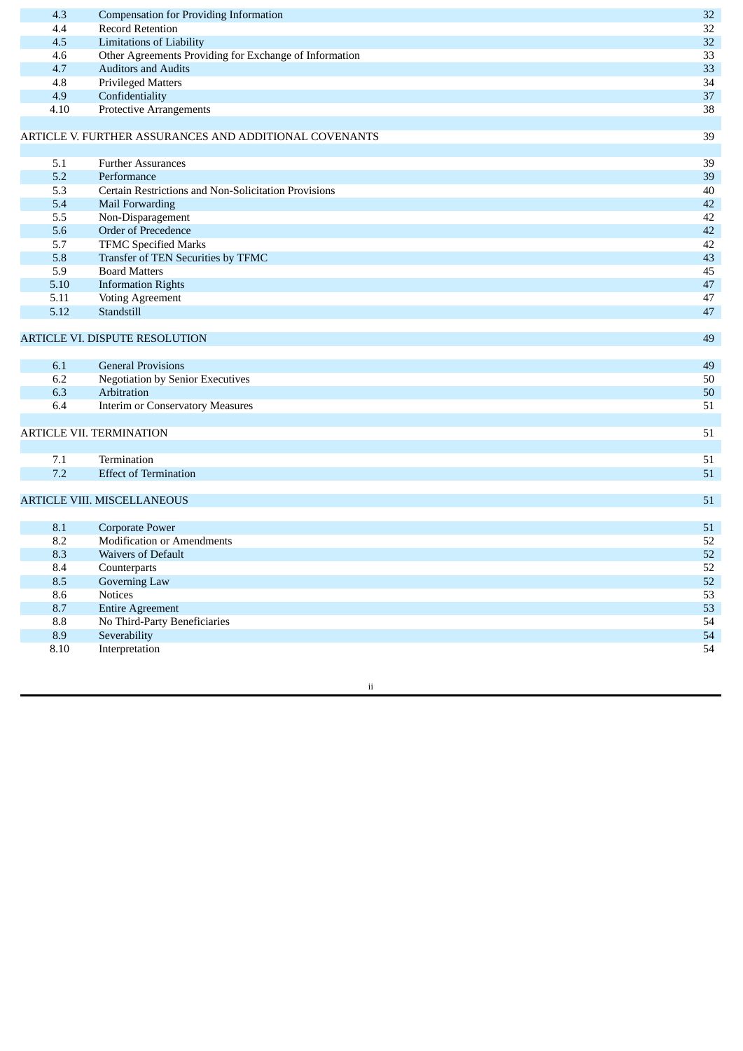| | | |
|---|---|---|
| 4.3 | Compensation for Providing Information | 32 |
| 4.4 | Record Retention | 32 |
| 4.5 | Limitations of Liability | 32 |
| 4.6 | Other Agreements Providing for Exchange of Information | 33 |
| 4.7 | Auditors and Audits | 33 |
| 4.8 | Privileged Matters | 34 |
| 4.9 | Confidentiality | 37 |
| 4.10 | Protective Arrangements | 38 |
| ARTICLE V. FURTHER ASSURANCES AND ADDITIONAL COVENANTS | | 39 |
| 5.1 | Further Assurances | 39 |
| 5.2 | Performance | 39 |
| 5.3 | Certain Restrictions and Non-Solicitation Provisions | 40 |
| 5.4 | Mail Forwarding | 42 |
| 5.5 | Non-Disparagement | 42 |
| 5.6 | Order of Precedence | 42 |
| 5.7 | TFMC Specified Marks | 42 |
| 5.8 | Transfer of TEN Securities by TFMC | 43 |
| 5.9 | Board Matters | 45 |
| 5.10 | Information Rights | 47 |
| 5.11 | Voting Agreement | 47 |
| 5.12 | Standstill | 47 |
| ARTICLE VI. DISPUTE RESOLUTION | | 49 |
| 6.1 | General Provisions | 49 |
| 6.2 | Negotiation by Senior Executives | 50 |
| 6.3 | Arbitration | 50 |
| 6.4 | Interim or Conservatory Measures | 51 |
| ARTICLE VII. TERMINATION | | 51 |
| 7.1 | Termination | 51 |
| 7.2 | Effect of Termination | 51 |
| ARTICLE VIII. MISCELLANEOUS | | 51 |
| 8.1 | Corporate Power | 51 |
| 8.2 | Modification or Amendments | 52 |
| 8.3 | Waivers of Default | 52 |
| 8.4 | Counterparts | 52 |
| 8.5 | Governing Law | 52 |
| 8.6 | Notices | 53 |
| 8.7 | Entire Agreement | 53 |
| 8.8 | No Third-Party Beneficiaries | 54 |
| 8.9 | Severability | 54 |
| 8.10 | Interpretation | 54 |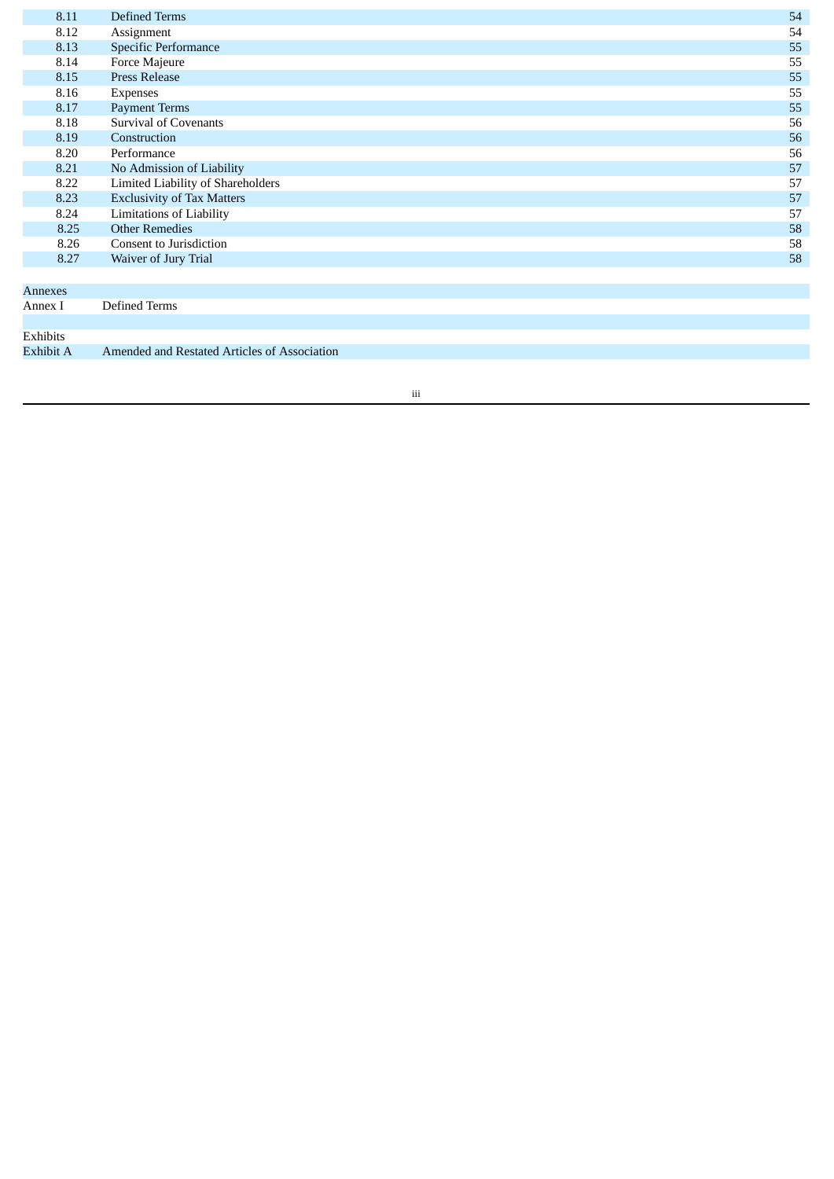| | | |
|---|---|---|
| 8.11 | Defined Terms | 54 |
| 8.12 | Assignment | 54 |
| 8.13 | Specific Performance | 55 |
| 8.14 | Force Majeure | 55 |
| 8.15 | Press Release | 55 |
| 8.16 | Expenses | 55 |
| 8.17 | Payment Terms | 55 |
| 8.18 | Survival of Covenants | 56 |
| 8.19 | Construction | 56 |
| 8.20 | Performance | 56 |
| 8.21 | No Admission of Liability | 57 |
| 8.22 | Limited Liability of Shareholders | 57 |
| 8.23 | Exclusivity of Tax Matters | 57 |
| 8.24 | Limitations of Liability | 57 |
| 8.25 | Other Remedies | 58 |
| 8.26 | Consent to Jurisdiction | 58 |
| 8.27 | Waiver of Jury Trial | 58 |

| | |
|---|---|
| Annexes | |
| Annex I | Defined Terms |
| | |
| Exhibits | |
| Exhibit A | Amended and Restated Articles of Association |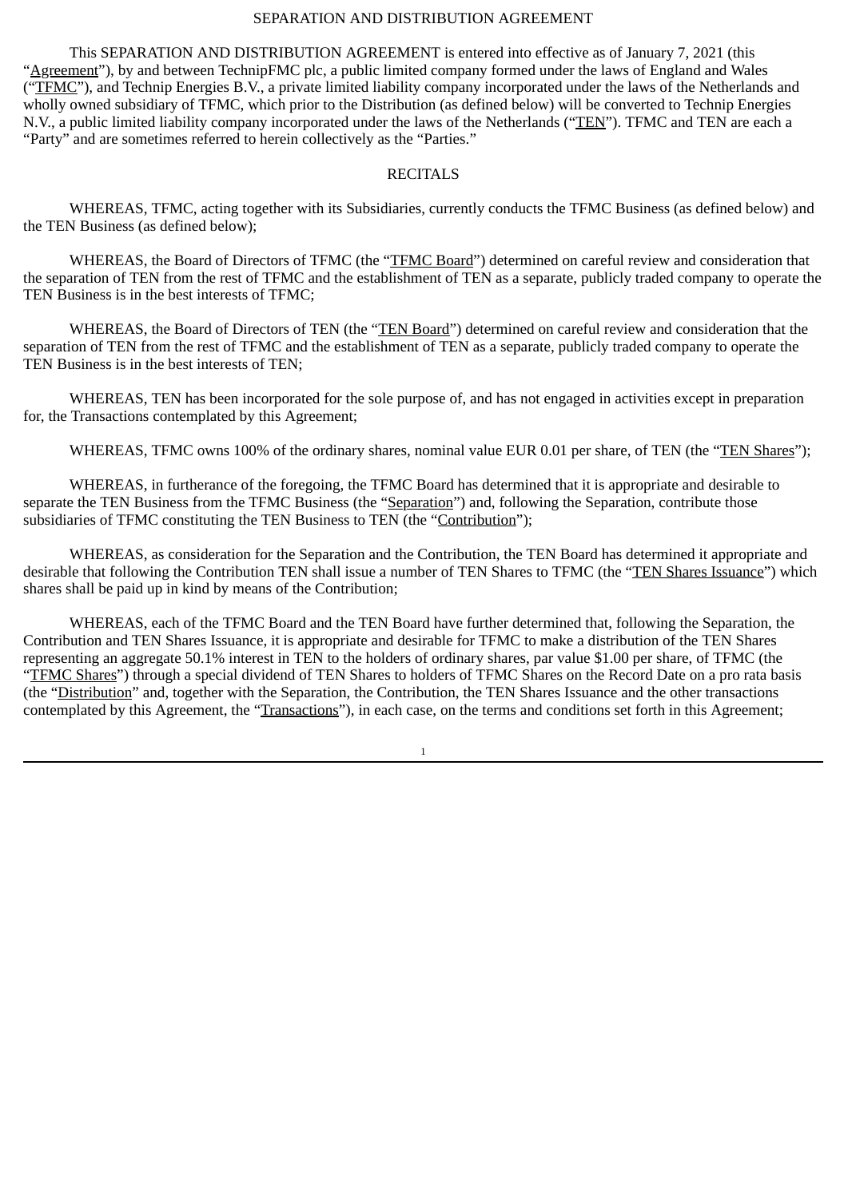# SEPARATION AND DISTRIBUTION AGREEMENT

This SEPARATION AND DISTRIBUTION AGREEMENT is entered into effective as of January 7, 2021 (this "Agreement"), by and between TechnipFMC plc, a public limited company formed under the laws of England and Wales ("TFMC"), and Technip Energies B.V., a private limited liability company incorporated under the laws of the Netherlands and wholly owned subsidiary of TFMC, which prior to the Distribution (as defined below) will be converted to Technip Energies N.V., a public limited liability company incorporated under the laws of the Netherlands ("TEN"). TFMC and TEN are each a "Party" and are sometimes referred to herein collectively as the "Parties."

## RECITALS

WHEREAS, TFMC, acting together with its Subsidiaries, currently conducts the TFMC Business (as defined below) and the TEN Business (as defined below);

WHEREAS, the Board of Directors of TFMC (the "TFMC Board") determined on careful review and consideration that the separation of TEN from the rest of TFMC and the establishment of TEN as a separate, publicly traded company to operate the TEN Business is in the best interests of TFMC;

WHEREAS, the Board of Directors of TEN (the "TEN Board") determined on careful review and consideration that the separation of TEN from the rest of TFMC and the establishment of TEN as a separate, publicly traded company to operate the TEN Business is in the best interests of TEN;

WHEREAS, TEN has been incorporated for the sole purpose of, and has not engaged in activities except in preparation for, the Transactions contemplated by this Agreement;

WHEREAS, TFMC owns 100% of the ordinary shares, nominal value EUR 0.01 per share, of TEN (the "TEN Shares");

WHEREAS, in furtherance of the foregoing, the TFMC Board has determined that it is appropriate and desirable to separate the TEN Business from the TFMC Business (the "Separation") and, following the Separation, contribute those subsidiaries of TFMC constituting the TEN Business to TEN (the "Contribution");

WHEREAS, as consideration for the Separation and the Contribution, the TEN Board has determined it appropriate and desirable that following the Contribution TEN shall issue a number of TEN Shares to TFMC (the "TEN Shares Issuance") which shares shall be paid up in kind by means of the Contribution;

WHEREAS, each of the TFMC Board and the TEN Board have further determined that, following the Separation, the Contribution and TEN Shares Issuance, it is appropriate and desirable for TFMC to make a distribution of the TEN Shares representing an aggregate 50.1% interest in TEN to the holders of ordinary shares, par value $1.00 per share, of TFMC (the "TFMC Shares") through a special dividend of TEN Shares to holders of TFMC Shares on the Record Date on a pro rata basis (the "Distribution" and, together with the Separation, the Contribution, the TEN Shares Issuance and the other transactions contemplated by this Agreement, the "Transactions"), in each case, on the terms and conditions set forth in this Agreement;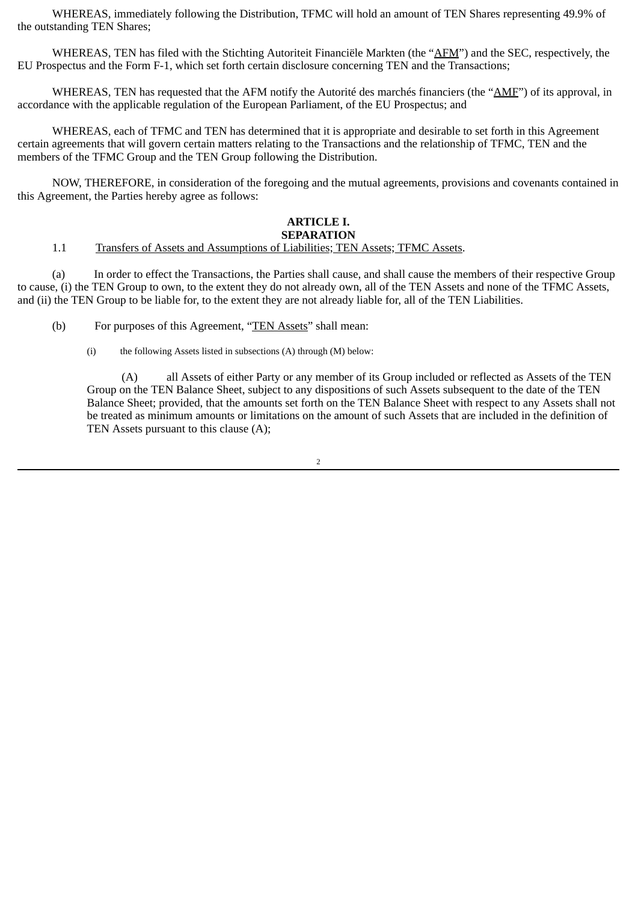WHEREAS, immediately following the Distribution, TFMC will hold an amount of TEN Shares representing 49.9% of the outstanding TEN Shares;

WHEREAS, TEN has filed with the Stichting Autoriteit Financiële Markten (the "AFM") and the SEC, respectively, the EU Prospectus and the Form F-1, which set forth certain disclosure concerning TEN and the Transactions;

WHEREAS, TEN has requested that the AFM notify the Autorité des marchés financiers (the "AMF") of its approval, in accordance with the applicable regulation of the European Parliament, of the EU Prospectus; and

WHEREAS, each of TFMC and TEN has determined that it is appropriate and desirable to set forth in this Agreement certain agreements that will govern certain matters relating to the Transactions and the relationship of TFMC, TEN and the members of the TFMC Group and the TEN Group following the Distribution.

NOW, THEREFORE, in consideration of the foregoing and the mutual agreements, provisions and covenants contained in this Agreement, the Parties hereby agree as follows:

## ARTICLE I.
## SEPARATION

1.1 Transfers of Assets and Assumptions of Liabilities; TEN Assets; TFMC Assets.

(a) In order to effect the Transactions, the Parties shall cause, and shall cause the members of their respective Group to cause, (i) the TEN Group to own, to the extent they do not already own, all of the TEN Assets and none of the TFMC Assets, and (ii) the TEN Group to be liable for, to the extent they are not already liable for, all of the TEN Liabilities.

(b) For purposes of this Agreement, "TEN Assets" shall mean:

(i) the following Assets listed in subsections (A) through (M) below:

(A) all Assets of either Party or any member of its Group included or reflected as Assets of the TEN Group on the TEN Balance Sheet, subject to any dispositions of such Assets subsequent to the date of the TEN Balance Sheet; provided, that the amounts set forth on the TEN Balance Sheet with respect to any Assets shall not be treated as minimum amounts or limitations on the amount of such Assets that are included in the definition of TEN Assets pursuant to this clause (A);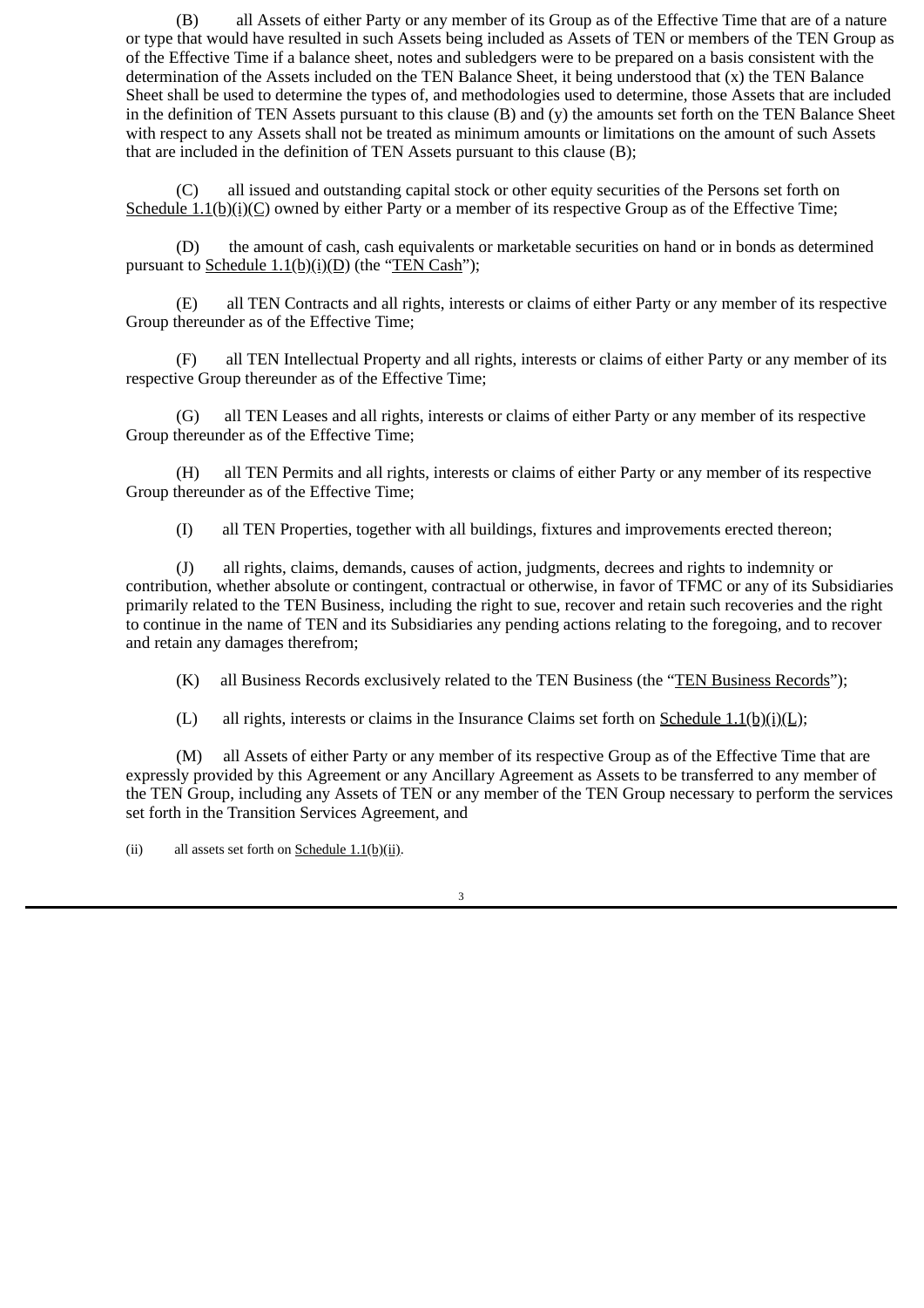(B) all Assets of either Party or any member of its Group as of the Effective Time that are of a nature or type that would have resulted in such Assets being included as Assets of TEN or members of the TEN Group as of the Effective Time if a balance sheet, notes and subledgers were to be prepared on a basis consistent with the determination of the Assets included on the TEN Balance Sheet, it being understood that (x) the TEN Balance Sheet shall be used to determine the types of, and methodologies used to determine, those Assets that are included in the definition of TEN Assets pursuant to this clause (B) and (y) the amounts set forth on the TEN Balance Sheet with respect to any Assets shall not be treated as minimum amounts or limitations on the amount of such Assets that are included in the definition of TEN Assets pursuant to this clause (B);

(C) all issued and outstanding capital stock or other equity securities of the Persons set forth on Schedule 1.1(b)(i)(C) owned by either Party or a member of its respective Group as of the Effective Time;

(D) the amount of cash, cash equivalents or marketable securities on hand or in bonds as determined pursuant to Schedule 1.1(b)(i)(D) (the "TEN Cash");

(E) all TEN Contracts and all rights, interests or claims of either Party or any member of its respective Group thereunder as of the Effective Time;

(F) all TEN Intellectual Property and all rights, interests or claims of either Party or any member of its respective Group thereunder as of the Effective Time;

(G) all TEN Leases and all rights, interests or claims of either Party or any member of its respective Group thereunder as of the Effective Time;

(H) all TEN Permits and all rights, interests or claims of either Party or any member of its respective Group thereunder as of the Effective Time;

(I) all TEN Properties, together with all buildings, fixtures and improvements erected thereon;

(J) all rights, claims, demands, causes of action, judgments, decrees and rights to indemnity or contribution, whether absolute or contingent, contractual or otherwise, in favor of TFMC or any of its Subsidiaries primarily related to the TEN Business, including the right to sue, recover and retain such recoveries and the right to continue in the name of TEN and its Subsidiaries any pending actions relating to the foregoing, and to recover and retain any damages therefrom;

(K) all Business Records exclusively related to the TEN Business (the "TEN Business Records");

(L) all rights, interests or claims in the Insurance Claims set forth on Schedule 1.1(b)(i)(L);

(M) all Assets of either Party or any member of its respective Group as of the Effective Time that are expressly provided by this Agreement or any Ancillary Agreement as Assets to be transferred to any member of the TEN Group, including any Assets of TEN or any member of the TEN Group necessary to perform the services set forth in the Transition Services Agreement, and

(ii) all assets set forth on Schedule 1.1(b)(ii).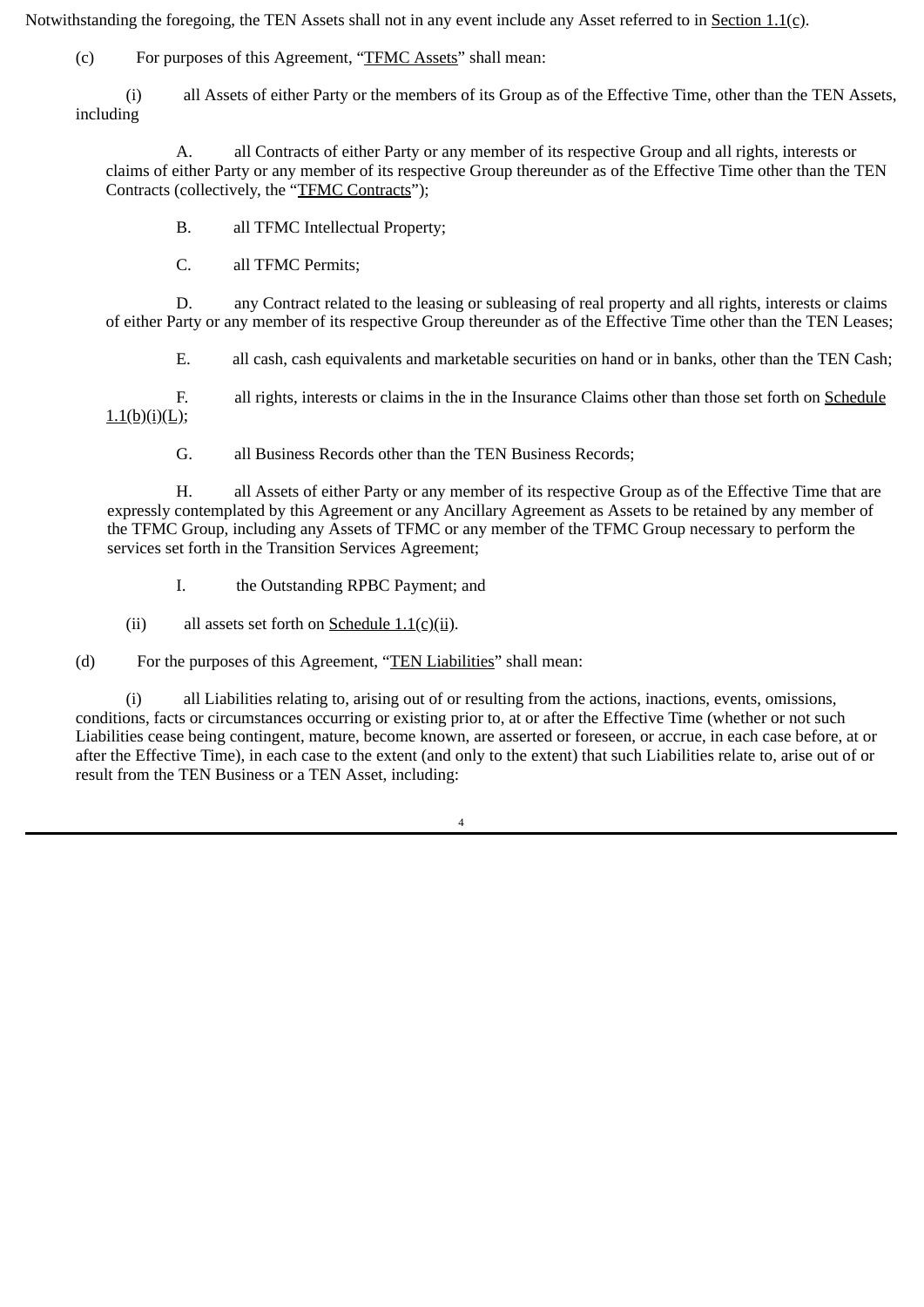Notwithstanding the foregoing, the TEN Assets shall not in any event include any Asset referred to in Section 1.1(c).

(c) For purposes of this Agreement, "TFMC Assets" shall mean:

(i) all Assets of either Party or the members of its Group as of the Effective Time, other than the TEN Assets, including

A. all Contracts of either Party or any member of its respective Group and all rights, interests or claims of either Party or any member of its respective Group thereunder as of the Effective Time other than the TEN Contracts (collectively, the "TFMC Contracts");

B. all TFMC Intellectual Property;

C. all TFMC Permits;

D. any Contract related to the leasing or subleasing of real property and all rights, interests or claims of either Party or any member of its respective Group thereunder as of the Effective Time other than the TEN Leases;

E. all cash, cash equivalents and marketable securities on hand or in banks, other than the TEN Cash;

F. all rights, interests or claims in the in the Insurance Claims other than those set forth on Schedule 1.1(b)(i)(L);

G. all Business Records other than the TEN Business Records;

H. all Assets of either Party or any member of its respective Group as of the Effective Time that are expressly contemplated by this Agreement or any Ancillary Agreement as Assets to be retained by any member of the TFMC Group, including any Assets of TFMC or any member of the TFMC Group necessary to perform the services set forth in the Transition Services Agreement;

I. the Outstanding RPBC Payment; and

(ii) all assets set forth on Schedule 1.1(c)(ii).

(d) For the purposes of this Agreement, "TEN Liabilities" shall mean:

(i) all Liabilities relating to, arising out of or resulting from the actions, inactions, events, omissions, conditions, facts or circumstances occurring or existing prior to, at or after the Effective Time (whether or not such Liabilities cease being contingent, mature, become known, are asserted or foreseen, or accrue, in each case before, at or after the Effective Time), in each case to the extent (and only to the extent) that such Liabilities relate to, arise out of or result from the TEN Business or a TEN Asset, including: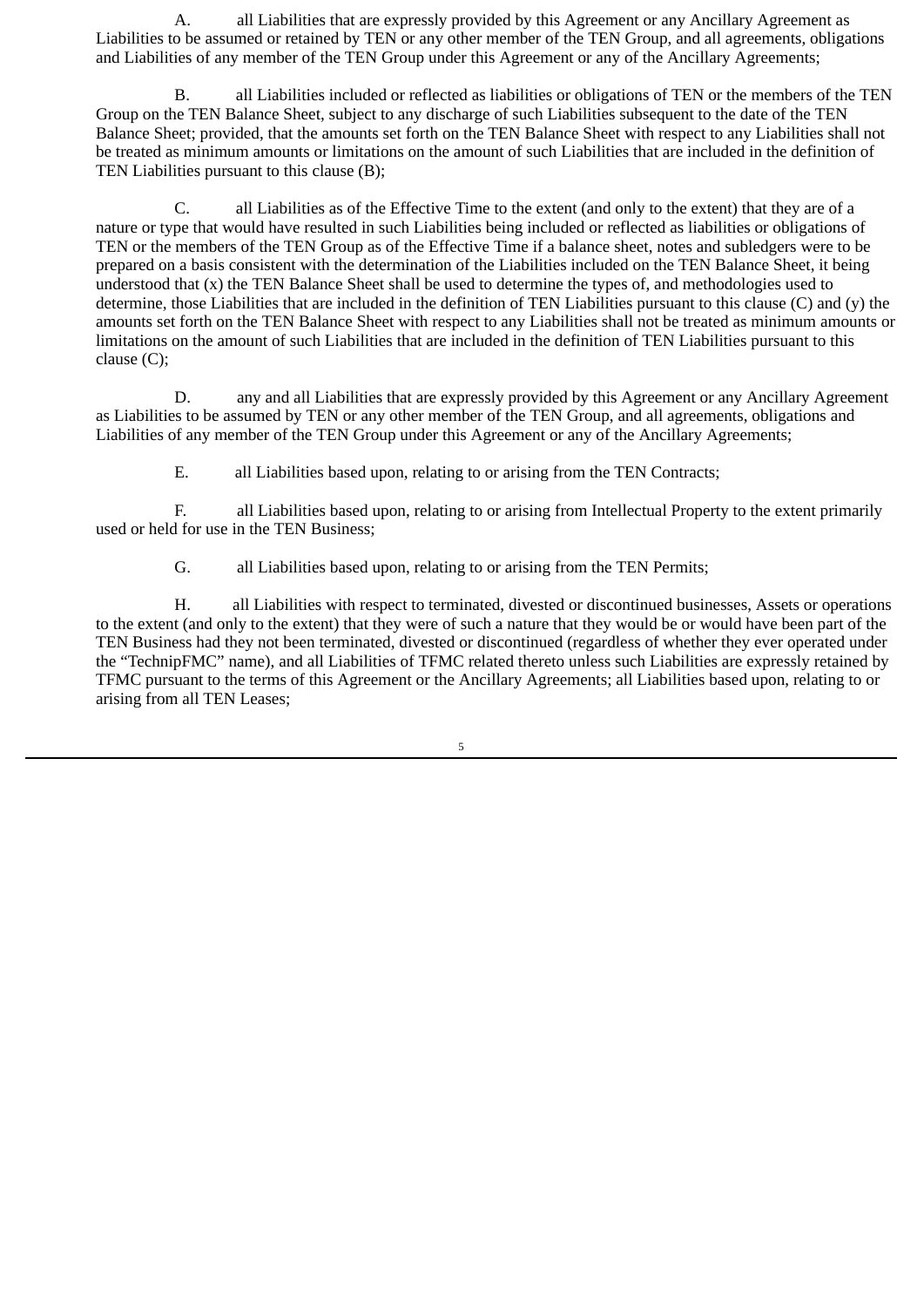A. all Liabilities that are expressly provided by this Agreement or any Ancillary Agreement as Liabilities to be assumed or retained by TEN or any other member of the TEN Group, and all agreements, obligations and Liabilities of any member of the TEN Group under this Agreement or any of the Ancillary Agreements;

B. all Liabilities included or reflected as liabilities or obligations of TEN or the members of the TEN Group on the TEN Balance Sheet, subject to any discharge of such Liabilities subsequent to the date of the TEN Balance Sheet; provided, that the amounts set forth on the TEN Balance Sheet with respect to any Liabilities shall not be treated as minimum amounts or limitations on the amount of such Liabilities that are included in the definition of TEN Liabilities pursuant to this clause (B);

C. all Liabilities as of the Effective Time to the extent (and only to the extent) that they are of a nature or type that would have resulted in such Liabilities being included or reflected as liabilities or obligations of TEN or the members of the TEN Group as of the Effective Time if a balance sheet, notes and subledgers were to be prepared on a basis consistent with the determination of the Liabilities included on the TEN Balance Sheet, it being understood that (x) the TEN Balance Sheet shall be used to determine the types of, and methodologies used to determine, those Liabilities that are included in the definition of TEN Liabilities pursuant to this clause (C) and (y) the amounts set forth on the TEN Balance Sheet with respect to any Liabilities shall not be treated as minimum amounts or limitations on the amount of such Liabilities that are included in the definition of TEN Liabilities pursuant to this clause (C);

D. any and all Liabilities that are expressly provided by this Agreement or any Ancillary Agreement as Liabilities to be assumed by TEN or any other member of the TEN Group, and all agreements, obligations and Liabilities of any member of the TEN Group under this Agreement or any of the Ancillary Agreements;

E. all Liabilities based upon, relating to or arising from the TEN Contracts;

F. all Liabilities based upon, relating to or arising from Intellectual Property to the extent primarily used or held for use in the TEN Business;

G. all Liabilities based upon, relating to or arising from the TEN Permits;

H. all Liabilities with respect to terminated, divested or discontinued businesses, Assets or operations to the extent (and only to the extent) that they were of such a nature that they would be or would have been part of the TEN Business had they not been terminated, divested or discontinued (regardless of whether they ever operated under the "TechnipFMC" name), and all Liabilities of TFMC related thereto unless such Liabilities are expressly retained by TFMC pursuant to the terms of this Agreement or the Ancillary Agreements; all Liabilities based upon, relating to or arising from all TEN Leases;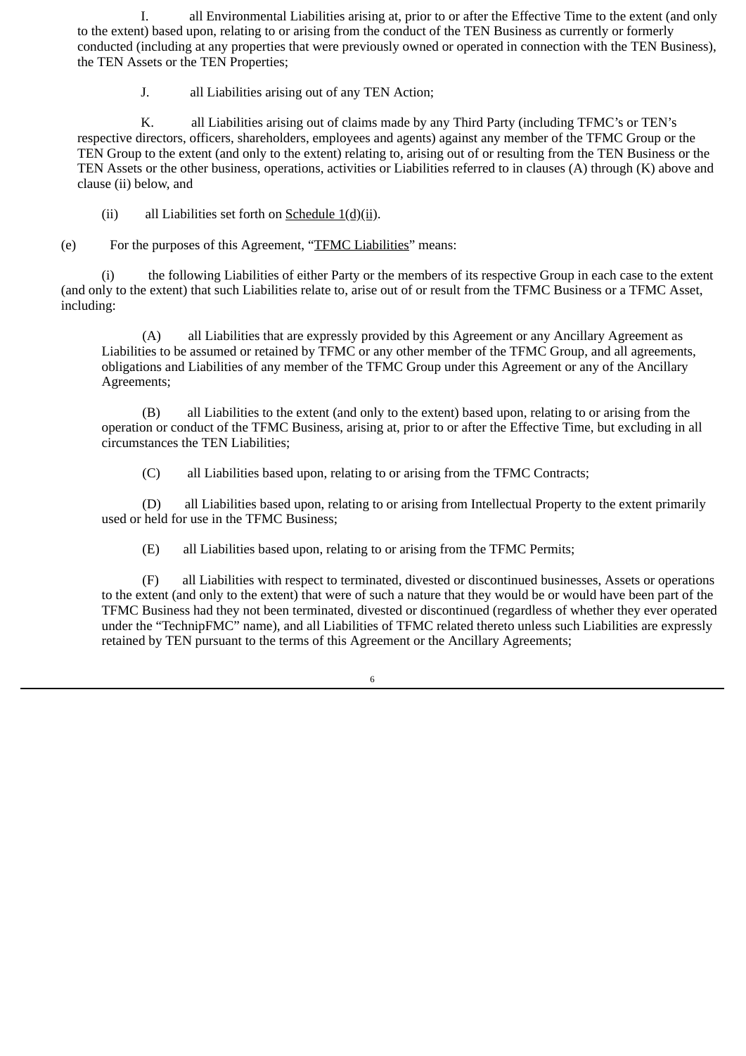I. all Environmental Liabilities arising at, prior to or after the Effective Time to the extent (and only to the extent) based upon, relating to or arising from the conduct of the TEN Business as currently or formerly conducted (including at any properties that were previously owned or operated in connection with the TEN Business), the TEN Assets or the TEN Properties;

J. all Liabilities arising out of any TEN Action;

K. all Liabilities arising out of claims made by any Third Party (including TFMC's or TEN's respective directors, officers, shareholders, employees and agents) against any member of the TFMC Group or the TEN Group to the extent (and only to the extent) relating to, arising out of or resulting from the TEN Business or the TEN Assets or the other business, operations, activities or Liabilities referred to in clauses (A) through (K) above and clause (ii) below, and

(ii) all Liabilities set forth on <u>Schedule 1(d)(ii)</u>.

(e) For the purposes of this Agreement, "<u>TFMC Liabilities</u>" means:

(i) the following Liabilities of either Party or the members of its respective Group in each case to the extent (and only to the extent) that such Liabilities relate to, arise out of or result from the TFMC Business or a TFMC Asset, including:

(A) all Liabilities that are expressly provided by this Agreement or any Ancillary Agreement as Liabilities to be assumed or retained by TFMC or any other member of the TFMC Group, and all agreements, obligations and Liabilities of any member of the TFMC Group under this Agreement or any of the Ancillary Agreements;

(B) all Liabilities to the extent (and only to the extent) based upon, relating to or arising from the operation or conduct of the TFMC Business, arising at, prior to or after the Effective Time, but excluding in all circumstances the TEN Liabilities;

(C) all Liabilities based upon, relating to or arising from the TFMC Contracts;

(D) all Liabilities based upon, relating to or arising from Intellectual Property to the extent primarily used or held for use in the TFMC Business;

(E) all Liabilities based upon, relating to or arising from the TFMC Permits;

(F) all Liabilities with respect to terminated, divested or discontinued businesses, Assets or operations to the extent (and only to the extent) that were of such a nature that they would be or would have been part of the TFMC Business had they not been terminated, divested or discontinued (regardless of whether they ever operated under the "TechnipFMC" name), and all Liabilities of TFMC related thereto unless such Liabilities are expressly retained by TEN pursuant to the terms of this Agreement or the Ancillary Agreements;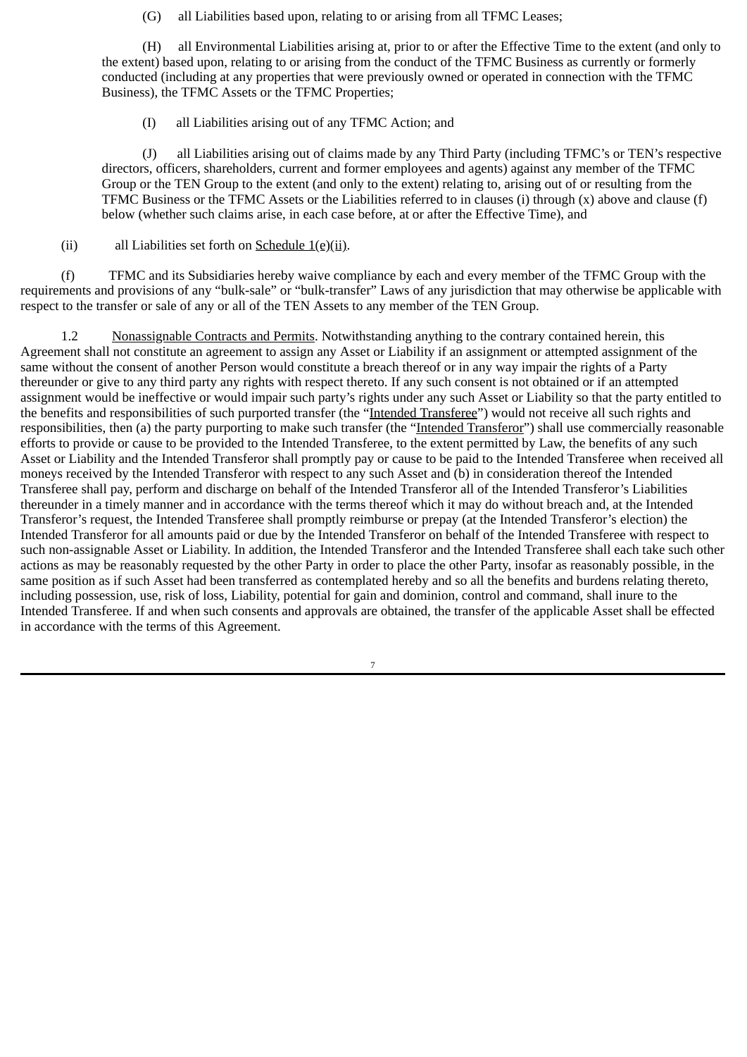(G) all Liabilities based upon, relating to or arising from all TFMC Leases;

(H) all Environmental Liabilities arising at, prior to or after the Effective Time to the extent (and only to the extent) based upon, relating to or arising from the conduct of the TFMC Business as currently or formerly conducted (including at any properties that were previously owned or operated in connection with the TFMC Business), the TFMC Assets or the TFMC Properties;

(I) all Liabilities arising out of any TFMC Action; and

(J) all Liabilities arising out of claims made by any Third Party (including TFMC's or TEN's respective directors, officers, shareholders, current and former employees and agents) against any member of the TFMC Group or the TEN Group to the extent (and only to the extent) relating to, arising out of or resulting from the TFMC Business or the TFMC Assets or the Liabilities referred to in clauses (i) through (x) above and clause (f) below (whether such claims arise, in each case before, at or after the Effective Time), and

(ii) all Liabilities set forth on Schedule 1(e)(ii).

(f) TFMC and its Subsidiaries hereby waive compliance by each and every member of the TFMC Group with the requirements and provisions of any "bulk-sale" or "bulk-transfer" Laws of any jurisdiction that may otherwise be applicable with respect to the transfer or sale of any or all of the TEN Assets to any member of the TEN Group.

1.2 Nonassignable Contracts and Permits. Notwithstanding anything to the contrary contained herein, this Agreement shall not constitute an agreement to assign any Asset or Liability if an assignment or attempted assignment of the same without the consent of another Person would constitute a breach thereof or in any way impair the rights of a Party thereunder or give to any third party any rights with respect thereto. If any such consent is not obtained or if an attempted assignment would be ineffective or would impair such party's rights under any such Asset or Liability so that the party entitled to the benefits and responsibilities of such purported transfer (the "Intended Transferee") would not receive all such rights and responsibilities, then (a) the party purporting to make such transfer (the "Intended Transferor") shall use commercially reasonable efforts to provide or cause to be provided to the Intended Transferee, to the extent permitted by Law, the benefits of any such Asset or Liability and the Intended Transferor shall promptly pay or cause to be paid to the Intended Transferee when received all moneys received by the Intended Transferor with respect to any such Asset and (b) in consideration thereof the Intended Transferee shall pay, perform and discharge on behalf of the Intended Transferor all of the Intended Transferor's Liabilities thereunder in a timely manner and in accordance with the terms thereof which it may do without breach and, at the Intended Transferor's request, the Intended Transferee shall promptly reimburse or prepay (at the Intended Transferor's election) the Intended Transferor for all amounts paid or due by the Intended Transferor on behalf of the Intended Transferee with respect to such non-assignable Asset or Liability. In addition, the Intended Transferor and the Intended Transferee shall each take such other actions as may be reasonably requested by the other Party in order to place the other Party, insofar as reasonably possible, in the same position as if such Asset had been transferred as contemplated hereby and so all the benefits and burdens relating thereto, including possession, use, risk of loss, Liability, potential for gain and dominion, control and command, shall inure to the Intended Transferee. If and when such consents and approvals are obtained, the transfer of the applicable Asset shall be effected in accordance with the terms of this Agreement.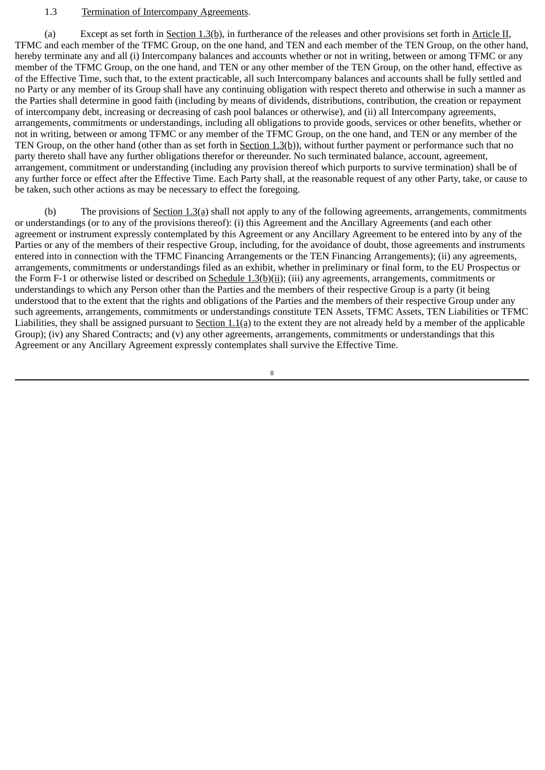1.3 Termination of Intercompany Agreements.

(a) Except as set forth in Section 1.3(b), in furtherance of the releases and other provisions set forth in Article II, TFMC and each member of the TFMC Group, on the one hand, and TEN and each member of the TEN Group, on the other hand, hereby terminate any and all (i) Intercompany balances and accounts whether or not in writing, between or among TFMC or any member of the TFMC Group, on the one hand, and TEN or any other member of the TEN Group, on the other hand, effective as of the Effective Time, such that, to the extent practicable, all such Intercompany balances and accounts shall be fully settled and no Party or any member of its Group shall have any continuing obligation with respect thereto and otherwise in such a manner as the Parties shall determine in good faith (including by means of dividends, distributions, contribution, the creation or repayment of intercompany debt, increasing or decreasing of cash pool balances or otherwise), and (ii) all Intercompany agreements, arrangements, commitments or understandings, including all obligations to provide goods, services or other benefits, whether or not in writing, between or among TFMC or any member of the TFMC Group, on the one hand, and TEN or any member of the TEN Group, on the other hand (other than as set forth in Section 1.3(b)), without further payment or performance such that no party thereto shall have any further obligations therefor or thereunder. No such terminated balance, account, agreement, arrangement, commitment or understanding (including any provision thereof which purports to survive termination) shall be of any further force or effect after the Effective Time. Each Party shall, at the reasonable request of any other Party, take, or cause to be taken, such other actions as may be necessary to effect the foregoing.

(b) The provisions of Section 1.3(a) shall not apply to any of the following agreements, arrangements, commitments or understandings (or to any of the provisions thereof): (i) this Agreement and the Ancillary Agreements (and each other agreement or instrument expressly contemplated by this Agreement or any Ancillary Agreement to be entered into by any of the Parties or any of the members of their respective Group, including, for the avoidance of doubt, those agreements and instruments entered into in connection with the TFMC Financing Arrangements or the TEN Financing Arrangements); (ii) any agreements, arrangements, commitments or understandings filed as an exhibit, whether in preliminary or final form, to the EU Prospectus or the Form F-1 or otherwise listed or described on Schedule 1.3(b)(ii); (iii) any agreements, arrangements, commitments or understandings to which any Person other than the Parties and the members of their respective Group is a party (it being understood that to the extent that the rights and obligations of the Parties and the members of their respective Group under any such agreements, arrangements, commitments or understandings constitute TEN Assets, TFMC Assets, TEN Liabilities or TFMC Liabilities, they shall be assigned pursuant to Section 1.1(a) to the extent they are not already held by a member of the applicable Group); (iv) any Shared Contracts; and (v) any other agreements, arrangements, commitments or understandings that this Agreement or any Ancillary Agreement expressly contemplates shall survive the Effective Time.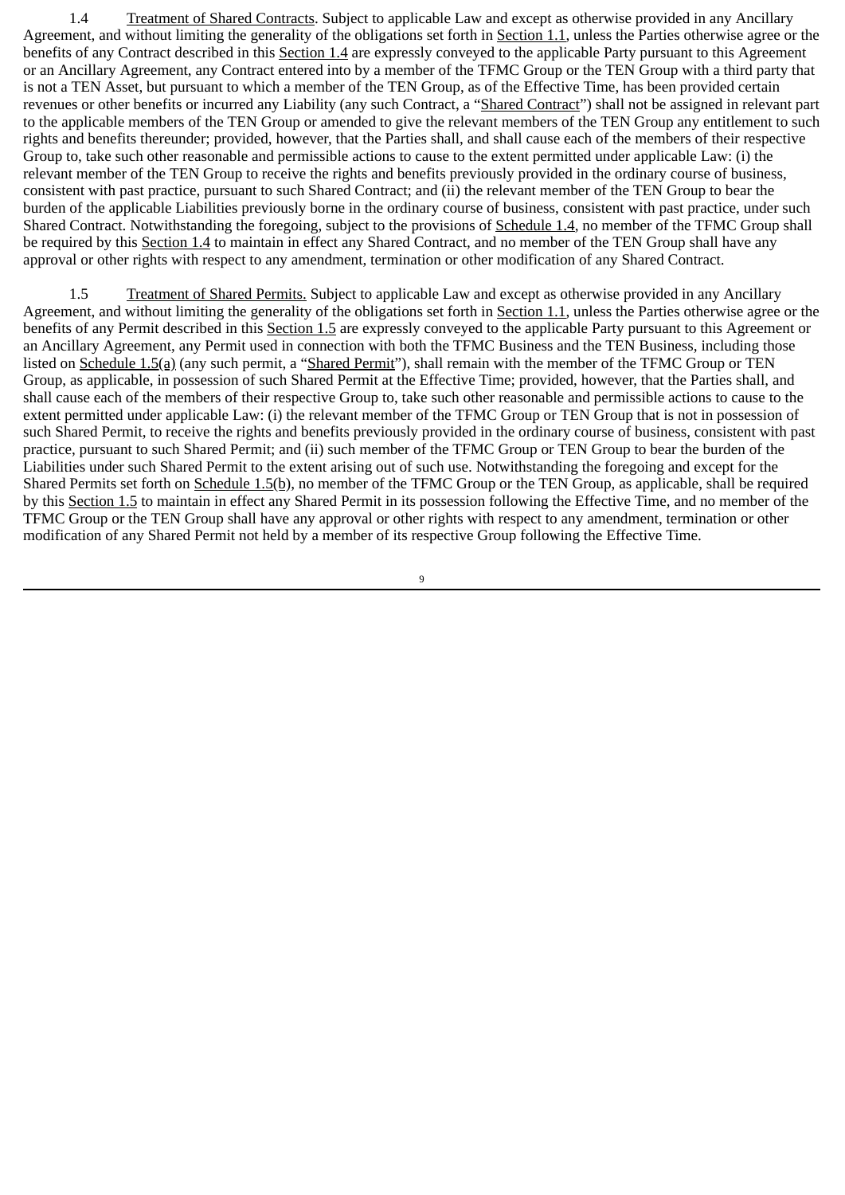1.4 Treatment of Shared Contracts. Subject to applicable Law and except as otherwise provided in any Ancillary Agreement, and without limiting the generality of the obligations set forth in Section 1.1, unless the Parties otherwise agree or the benefits of any Contract described in this Section 1.4 are expressly conveyed to the applicable Party pursuant to this Agreement or an Ancillary Agreement, any Contract entered into by a member of the TFMC Group or the TEN Group with a third party that is not a TEN Asset, but pursuant to which a member of the TEN Group, as of the Effective Time, has been provided certain revenues or other benefits or incurred any Liability (any such Contract, a "Shared Contract") shall not be assigned in relevant part to the applicable members of the TEN Group or amended to give the relevant members of the TEN Group any entitlement to such rights and benefits thereunder; provided, however, that the Parties shall, and shall cause each of the members of their respective Group to, take such other reasonable and permissible actions to cause to the extent permitted under applicable Law: (i) the relevant member of the TEN Group to receive the rights and benefits previously provided in the ordinary course of business, consistent with past practice, pursuant to such Shared Contract; and (ii) the relevant member of the TEN Group to bear the burden of the applicable Liabilities previously borne in the ordinary course of business, consistent with past practice, under such Shared Contract. Notwithstanding the foregoing, subject to the provisions of Schedule 1.4, no member of the TFMC Group shall be required by this Section 1.4 to maintain in effect any Shared Contract, and no member of the TEN Group shall have any approval or other rights with respect to any amendment, termination or other modification of any Shared Contract.

1.5 Treatment of Shared Permits. Subject to applicable Law and except as otherwise provided in any Ancillary Agreement, and without limiting the generality of the obligations set forth in Section 1.1, unless the Parties otherwise agree or the benefits of any Permit described in this Section 1.5 are expressly conveyed to the applicable Party pursuant to this Agreement or an Ancillary Agreement, any Permit used in connection with both the TFMC Business and the TEN Business, including those listed on Schedule 1.5(a) (any such permit, a "Shared Permit"), shall remain with the member of the TFMC Group or TEN Group, as applicable, in possession of such Shared Permit at the Effective Time; provided, however, that the Parties shall, and shall cause each of the members of their respective Group to, take such other reasonable and permissible actions to cause to the extent permitted under applicable Law: (i) the relevant member of the TFMC Group or TEN Group that is not in possession of such Shared Permit, to receive the rights and benefits previously provided in the ordinary course of business, consistent with past practice, pursuant to such Shared Permit; and (ii) such member of the TFMC Group or TEN Group to bear the burden of the Liabilities under such Shared Permit to the extent arising out of such use. Notwithstanding the foregoing and except for the Shared Permits set forth on Schedule 1.5(b), no member of the TFMC Group or the TEN Group, as applicable, shall be required by this Section 1.5 to maintain in effect any Shared Permit in its possession following the Effective Time, and no member of the TFMC Group or the TEN Group shall have any approval or other rights with respect to any amendment, termination or other modification of any Shared Permit not held by a member of its respective Group following the Effective Time.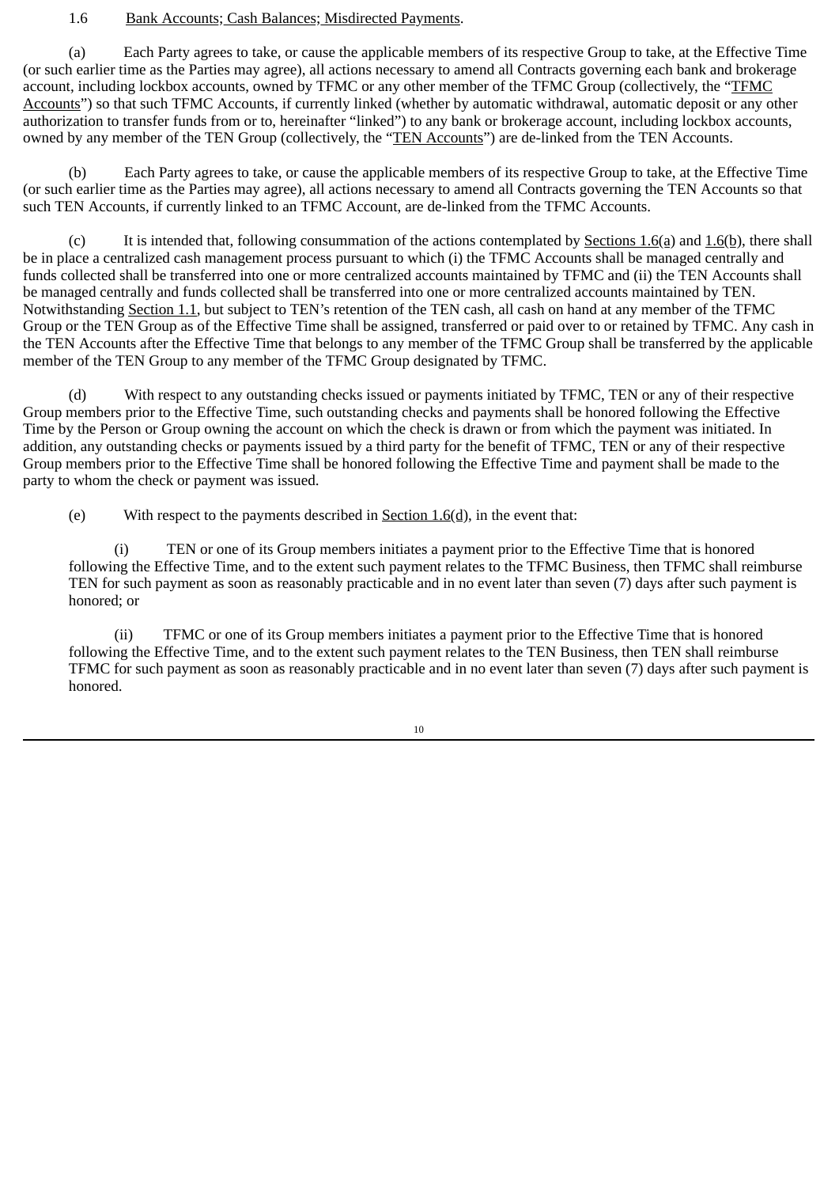1.6 Bank Accounts; Cash Balances; Misdirected Payments.

(a) Each Party agrees to take, or cause the applicable members of its respective Group to take, at the Effective Time (or such earlier time as the Parties may agree), all actions necessary to amend all Contracts governing each bank and brokerage account, including lockbox accounts, owned by TFMC or any other member of the TFMC Group (collectively, the "TFMC Accounts") so that such TFMC Accounts, if currently linked (whether by automatic withdrawal, automatic deposit or any other authorization to transfer funds from or to, hereinafter "linked") to any bank or brokerage account, including lockbox accounts, owned by any member of the TEN Group (collectively, the "TEN Accounts") are de-linked from the TEN Accounts.

(b) Each Party agrees to take, or cause the applicable members of its respective Group to take, at the Effective Time (or such earlier time as the Parties may agree), all actions necessary to amend all Contracts governing the TEN Accounts so that such TEN Accounts, if currently linked to an TFMC Account, are de-linked from the TFMC Accounts.

(c) It is intended that, following consummation of the actions contemplated by Sections 1.6(a) and 1.6(b), there shall be in place a centralized cash management process pursuant to which (i) the TFMC Accounts shall be managed centrally and funds collected shall be transferred into one or more centralized accounts maintained by TFMC and (ii) the TEN Accounts shall be managed centrally and funds collected shall be transferred into one or more centralized accounts maintained by TEN. Notwithstanding Section 1.1, but subject to TEN's retention of the TEN cash, all cash on hand at any member of the TFMC Group or the TEN Group as of the Effective Time shall be assigned, transferred or paid over to or retained by TFMC. Any cash in the TEN Accounts after the Effective Time that belongs to any member of the TFMC Group shall be transferred by the applicable member of the TEN Group to any member of the TFMC Group designated by TFMC.

(d) With respect to any outstanding checks issued or payments initiated by TFMC, TEN or any of their respective Group members prior to the Effective Time, such outstanding checks and payments shall be honored following the Effective Time by the Person or Group owning the account on which the check is drawn or from which the payment was initiated. In addition, any outstanding checks or payments issued by a third party for the benefit of TFMC, TEN or any of their respective Group members prior to the Effective Time shall be honored following the Effective Time and payment shall be made to the party to whom the check or payment was issued.

(e) With respect to the payments described in Section 1.6(d), in the event that:

(i) TEN or one of its Group members initiates a payment prior to the Effective Time that is honored following the Effective Time, and to the extent such payment relates to the TFMC Business, then TFMC shall reimburse TEN for such payment as soon as reasonably practicable and in no event later than seven (7) days after such payment is honored; or

(ii) TFMC or one of its Group members initiates a payment prior to the Effective Time that is honored following the Effective Time, and to the extent such payment relates to the TEN Business, then TEN shall reimburse TFMC for such payment as soon as reasonably practicable and in no event later than seven (7) days after such payment is honored.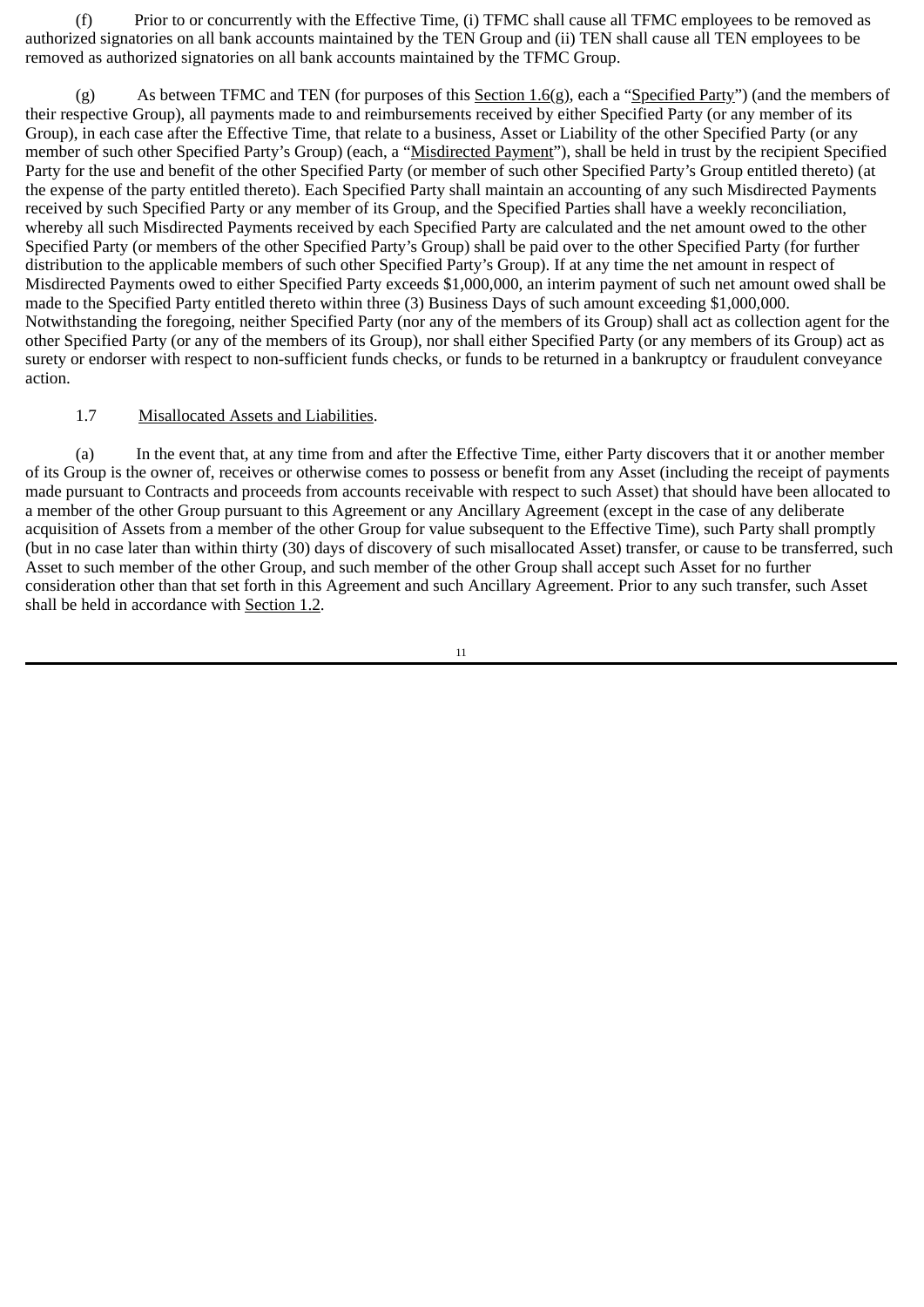(f) Prior to or concurrently with the Effective Time, (i) TFMC shall cause all TFMC employees to be removed as authorized signatories on all bank accounts maintained by the TEN Group and (ii) TEN shall cause all TEN employees to be removed as authorized signatories on all bank accounts maintained by the TFMC Group.

(g) As between TFMC and TEN (for purposes of this Section 1.6(g), each a "Specified Party") (and the members of their respective Group), all payments made to and reimbursements received by either Specified Party (or any member of its Group), in each case after the Effective Time, that relate to a business, Asset or Liability of the other Specified Party (or any member of such other Specified Party's Group) (each, a "Misdirected Payment"), shall be held in trust by the recipient Specified Party for the use and benefit of the other Specified Party (or member of such other Specified Party's Group entitled thereto) (at the expense of the party entitled thereto). Each Specified Party shall maintain an accounting of any such Misdirected Payments received by such Specified Party or any member of its Group, and the Specified Parties shall have a weekly reconciliation, whereby all such Misdirected Payments received by each Specified Party are calculated and the net amount owed to the other Specified Party (or members of the other Specified Party's Group) shall be paid over to the other Specified Party (for further distribution to the applicable members of such other Specified Party's Group). If at any time the net amount in respect of Misdirected Payments owed to either Specified Party exceeds $1,000,000, an interim payment of such net amount owed shall be made to the Specified Party entitled thereto within three (3) Business Days of such amount exceeding $1,000,000. Notwithstanding the foregoing, neither Specified Party (nor any of the members of its Group) shall act as collection agent for the other Specified Party (or any of the members of its Group), nor shall either Specified Party (or any members of its Group) act as surety or endorser with respect to non-sufficient funds checks, or funds to be returned in a bankruptcy or fraudulent conveyance action.

1.7 Misallocated Assets and Liabilities.

(a) In the event that, at any time from and after the Effective Time, either Party discovers that it or another member of its Group is the owner of, receives or otherwise comes to possess or benefit from any Asset (including the receipt of payments made pursuant to Contracts and proceeds from accounts receivable with respect to such Asset) that should have been allocated to a member of the other Group pursuant to this Agreement or any Ancillary Agreement (except in the case of any deliberate acquisition of Assets from a member of the other Group for value subsequent to the Effective Time), such Party shall promptly (but in no case later than within thirty (30) days of discovery of such misallocated Asset) transfer, or cause to be transferred, such Asset to such member of the other Group, and such member of the other Group shall accept such Asset for no further consideration other than that set forth in this Agreement and such Ancillary Agreement. Prior to any such transfer, such Asset shall be held in accordance with Section 1.2.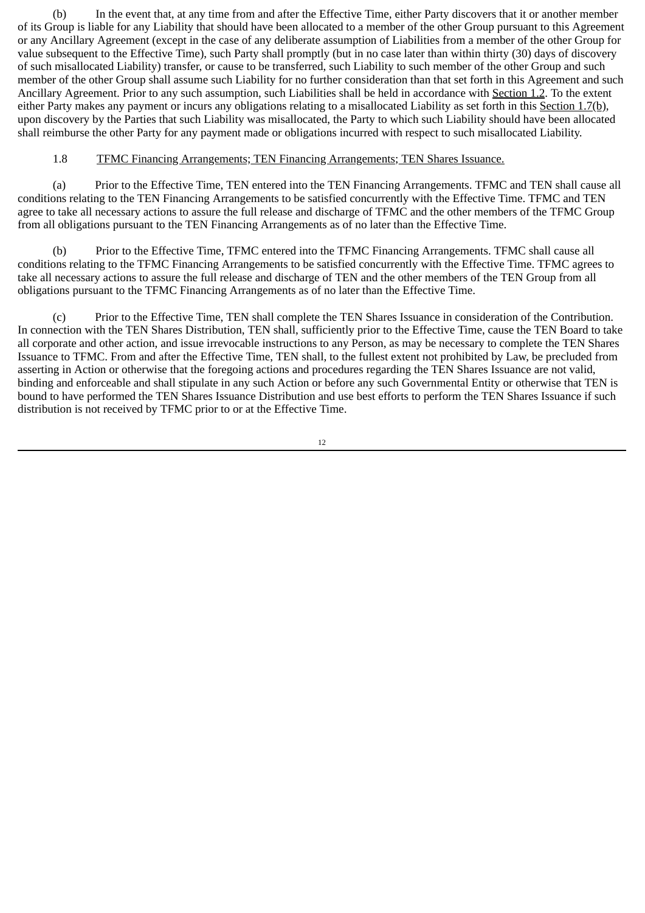(b) In the event that, at any time from and after the Effective Time, either Party discovers that it or another member of its Group is liable for any Liability that should have been allocated to a member of the other Group pursuant to this Agreement or any Ancillary Agreement (except in the case of any deliberate assumption of Liabilities from a member of the other Group for value subsequent to the Effective Time), such Party shall promptly (but in no case later than within thirty (30) days of discovery of such misallocated Liability) transfer, or cause to be transferred, such Liability to such member of the other Group and such member of the other Group shall assume such Liability for no further consideration than that set forth in this Agreement and such Ancillary Agreement. Prior to any such assumption, such Liabilities shall be held in accordance with Section 1.2. To the extent either Party makes any payment or incurs any obligations relating to a misallocated Liability as set forth in this Section 1.7(b), upon discovery by the Parties that such Liability was misallocated, the Party to which such Liability should have been allocated shall reimburse the other Party for any payment made or obligations incurred with respect to such misallocated Liability.

1.8 TFMC Financing Arrangements; TEN Financing Arrangements; TEN Shares Issuance.

(a) Prior to the Effective Time, TEN entered into the TEN Financing Arrangements. TFMC and TEN shall cause all conditions relating to the TEN Financing Arrangements to be satisfied concurrently with the Effective Time. TFMC and TEN agree to take all necessary actions to assure the full release and discharge of TFMC and the other members of the TFMC Group from all obligations pursuant to the TEN Financing Arrangements as of no later than the Effective Time.

(b) Prior to the Effective Time, TFMC entered into the TFMC Financing Arrangements. TFMC shall cause all conditions relating to the TFMC Financing Arrangements to be satisfied concurrently with the Effective Time. TFMC agrees to take all necessary actions to assure the full release and discharge of TEN and the other members of the TEN Group from all obligations pursuant to the TFMC Financing Arrangements as of no later than the Effective Time.

(c) Prior to the Effective Time, TEN shall complete the TEN Shares Issuance in consideration of the Contribution. In connection with the TEN Shares Distribution, TEN shall, sufficiently prior to the Effective Time, cause the TEN Board to take all corporate and other action, and issue irrevocable instructions to any Person, as may be necessary to complete the TEN Shares Issuance to TFMC. From and after the Effective Time, TEN shall, to the fullest extent not prohibited by Law, be precluded from asserting in Action or otherwise that the foregoing actions and procedures regarding the TEN Shares Issuance are not valid, binding and enforceable and shall stipulate in any such Action or before any such Governmental Entity or otherwise that TEN is bound to have performed the TEN Shares Issuance Distribution and use best efforts to perform the TEN Shares Issuance if such distribution is not received by TFMC prior to or at the Effective Time.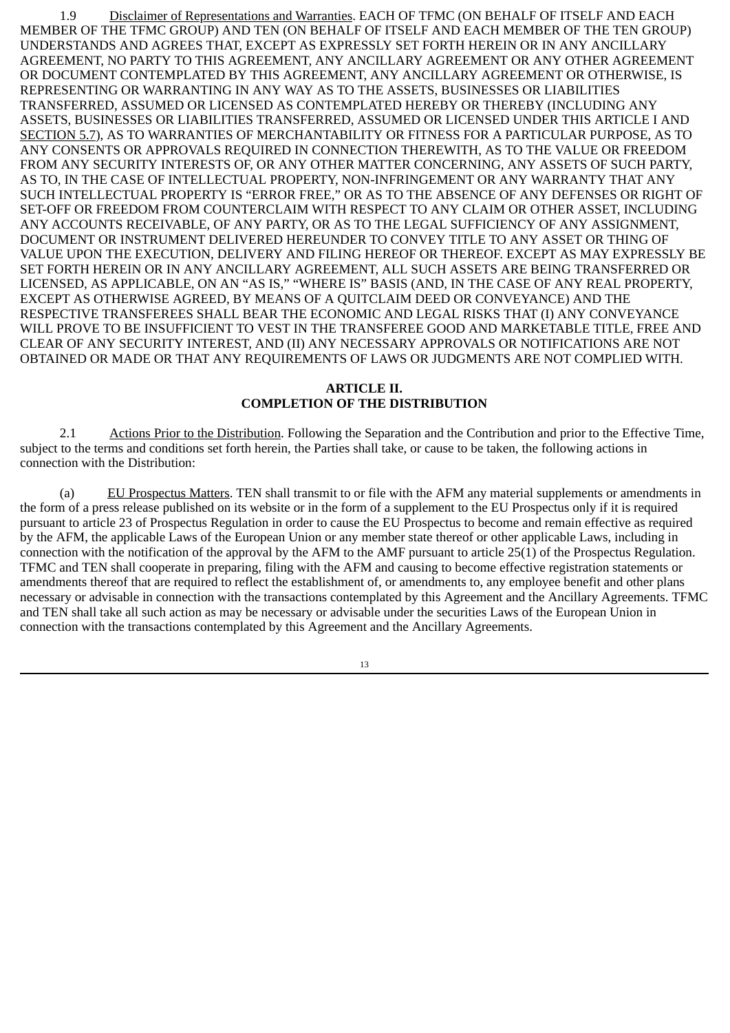1.9 Disclaimer of Representations and Warranties. EACH OF TFMC (ON BEHALF OF ITSELF AND EACH MEMBER OF THE TFMC GROUP) AND TEN (ON BEHALF OF ITSELF AND EACH MEMBER OF THE TEN GROUP) UNDERSTANDS AND AGREES THAT, EXCEPT AS EXPRESSLY SET FORTH HEREIN OR IN ANY ANCILLARY AGREEMENT, NO PARTY TO THIS AGREEMENT, ANY ANCILLARY AGREEMENT OR ANY OTHER AGREEMENT OR DOCUMENT CONTEMPLATED BY THIS AGREEMENT, ANY ANCILLARY AGREEMENT OR OTHERWISE, IS REPRESENTING OR WARRANTING IN ANY WAY AS TO THE ASSETS, BUSINESSES OR LIABILITIES TRANSFERRED, ASSUMED OR LICENSED AS CONTEMPLATED HEREBY OR THEREBY (INCLUDING ANY ASSETS, BUSINESSES OR LIABILITIES TRANSFERRED, ASSUMED OR LICENSED UNDER THIS ARTICLE I AND SECTION 5.7), AS TO WARRANTIES OF MERCHANTABILITY OR FITNESS FOR A PARTICULAR PURPOSE, AS TO ANY CONSENTS OR APPROVALS REQUIRED IN CONNECTION THEREWITH, AS TO THE VALUE OR FREEDOM FROM ANY SECURITY INTERESTS OF, OR ANY OTHER MATTER CONCERNING, ANY ASSETS OF SUCH PARTY, AS TO, IN THE CASE OF INTELLECTUAL PROPERTY, NON-INFRINGEMENT OR ANY WARRANTY THAT ANY SUCH INTELLECTUAL PROPERTY IS "ERROR FREE," OR AS TO THE ABSENCE OF ANY DEFENSES OR RIGHT OF SET-OFF OR FREEDOM FROM COUNTERCLAIM WITH RESPECT TO ANY CLAIM OR OTHER ASSET, INCLUDING ANY ACCOUNTS RECEIVABLE, OF ANY PARTY, OR AS TO THE LEGAL SUFFICIENCY OF ANY ASSIGNMENT, DOCUMENT OR INSTRUMENT DELIVERED HEREUNDER TO CONVEY TITLE TO ANY ASSET OR THING OF VALUE UPON THE EXECUTION, DELIVERY AND FILING HEREOF OR THEREOF. EXCEPT AS MAY EXPRESSLY BE SET FORTH HEREIN OR IN ANY ANCILLARY AGREEMENT, ALL SUCH ASSETS ARE BEING TRANSFERRED OR LICENSED, AS APPLICABLE, ON AN "AS IS," "WHERE IS" BASIS (AND, IN THE CASE OF ANY REAL PROPERTY, EXCEPT AS OTHERWISE AGREED, BY MEANS OF A QUITCLAIM DEED OR CONVEYANCE) AND THE RESPECTIVE TRANSFEREES SHALL BEAR THE ECONOMIC AND LEGAL RISKS THAT (I) ANY CONVEYANCE WILL PROVE TO BE INSUFFICIENT TO VEST IN THE TRANSFEREE GOOD AND MARKETABLE TITLE, FREE AND CLEAR OF ANY SECURITY INTEREST, AND (II) ANY NECESSARY APPROVALS OR NOTIFICATIONS ARE NOT OBTAINED OR MADE OR THAT ANY REQUIREMENTS OF LAWS OR JUDGMENTS ARE NOT COMPLIED WITH.

## ARTICLE II.
## COMPLETION OF THE DISTRIBUTION

2.1 Actions Prior to the Distribution. Following the Separation and the Contribution and prior to the Effective Time, subject to the terms and conditions set forth herein, the Parties shall take, or cause to be taken, the following actions in connection with the Distribution:

(a) EU Prospectus Matters. TEN shall transmit to or file with the AFM any material supplements or amendments in the form of a press release published on its website or in the form of a supplement to the EU Prospectus only if it is required pursuant to article 23 of Prospectus Regulation in order to cause the EU Prospectus to become and remain effective as required by the AFM, the applicable Laws of the European Union or any member state thereof or other applicable Laws, including in connection with the notification of the approval by the AFM to the AMF pursuant to article 25(1) of the Prospectus Regulation. TFMC and TEN shall cooperate in preparing, filing with the AFM and causing to become effective registration statements or amendments thereof that are required to reflect the establishment of, or amendments to, any employee benefit and other plans necessary or advisable in connection with the transactions contemplated by this Agreement and the Ancillary Agreements. TFMC and TEN shall take all such action as may be necessary or advisable under the securities Laws of the European Union in connection with the transactions contemplated by this Agreement and the Ancillary Agreements.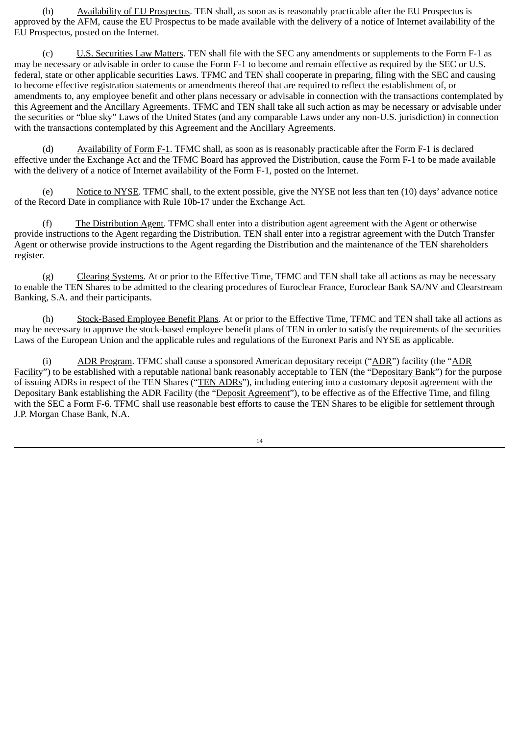(b) Availability of EU Prospectus. TEN shall, as soon as is reasonably practicable after the EU Prospectus is approved by the AFM, cause the EU Prospectus to be made available with the delivery of a notice of Internet availability of the EU Prospectus, posted on the Internet.

(c) U.S. Securities Law Matters. TEN shall file with the SEC any amendments or supplements to the Form F-1 as may be necessary or advisable in order to cause the Form F-1 to become and remain effective as required by the SEC or U.S. federal, state or other applicable securities Laws. TFMC and TEN shall cooperate in preparing, filing with the SEC and causing to become effective registration statements or amendments thereof that are required to reflect the establishment of, or amendments to, any employee benefit and other plans necessary or advisable in connection with the transactions contemplated by this Agreement and the Ancillary Agreements. TFMC and TEN shall take all such action as may be necessary or advisable under the securities or "blue sky" Laws of the United States (and any comparable Laws under any non-U.S. jurisdiction) in connection with the transactions contemplated by this Agreement and the Ancillary Agreements.

(d) Availability of Form F-1. TFMC shall, as soon as is reasonably practicable after the Form F-1 is declared effective under the Exchange Act and the TFMC Board has approved the Distribution, cause the Form F-1 to be made available with the delivery of a notice of Internet availability of the Form F-1, posted on the Internet.

(e) Notice to NYSE. TFMC shall, to the extent possible, give the NYSE not less than ten (10) days' advance notice of the Record Date in compliance with Rule 10b-17 under the Exchange Act.

(f) The Distribution Agent. TFMC shall enter into a distribution agent agreement with the Agent or otherwise provide instructions to the Agent regarding the Distribution. TEN shall enter into a registrar agreement with the Dutch Transfer Agent or otherwise provide instructions to the Agent regarding the Distribution and the maintenance of the TEN shareholders register.

(g) Clearing Systems. At or prior to the Effective Time, TFMC and TEN shall take all actions as may be necessary to enable the TEN Shares to be admitted to the clearing procedures of Euroclear France, Euroclear Bank SA/NV and Clearstream Banking, S.A. and their participants.

(h) Stock-Based Employee Benefit Plans. At or prior to the Effective Time, TFMC and TEN shall take all actions as may be necessary to approve the stock-based employee benefit plans of TEN in order to satisfy the requirements of the securities Laws of the European Union and the applicable rules and regulations of the Euronext Paris and NYSE as applicable.

(i) ADR Program. TFMC shall cause a sponsored American depositary receipt ("ADR") facility (the "ADR Facility") to be established with a reputable national bank reasonably acceptable to TEN (the "Depositary Bank") for the purpose of issuing ADRs in respect of the TEN Shares ("TEN ADRs"), including entering into a customary deposit agreement with the Depositary Bank establishing the ADR Facility (the "Deposit Agreement"), to be effective as of the Effective Time, and filing with the SEC a Form F-6. TFMC shall use reasonable best efforts to cause the TEN Shares to be eligible for settlement through J.P. Morgan Chase Bank, N.A.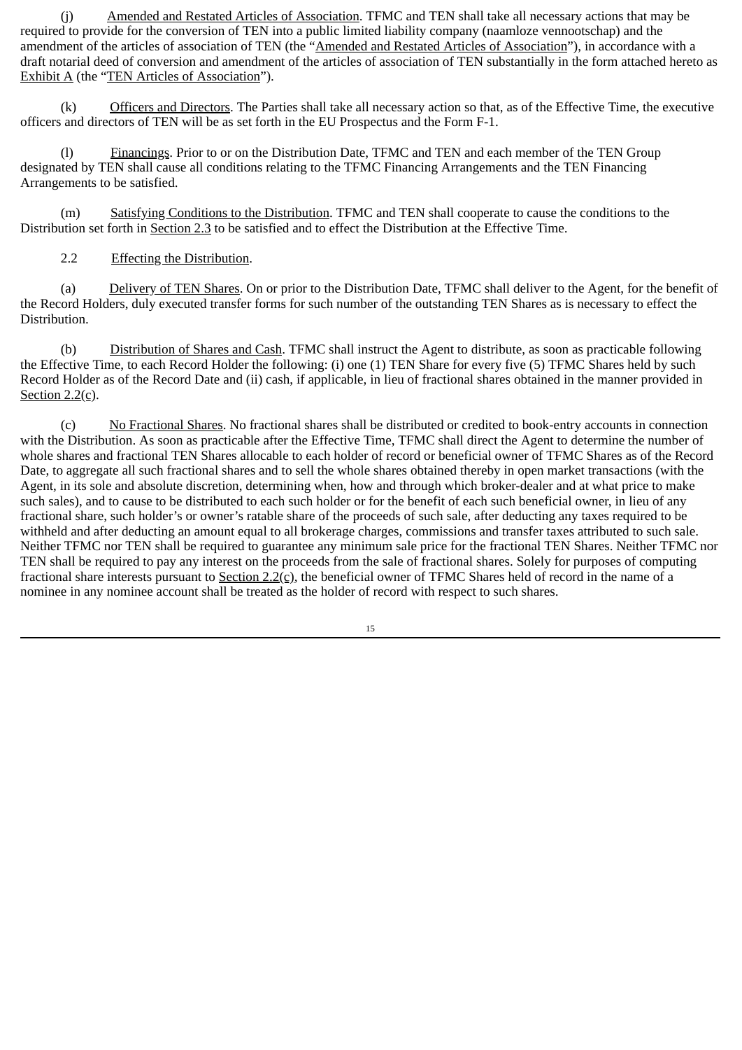(j) Amended and Restated Articles of Association. TFMC and TEN shall take all necessary actions that may be required to provide for the conversion of TEN into a public limited liability company (naamloze vennootschap) and the amendment of the articles of association of TEN (the "Amended and Restated Articles of Association"), in accordance with a draft notarial deed of conversion and amendment of the articles of association of TEN substantially in the form attached hereto as Exhibit A (the "TEN Articles of Association").

(k) Officers and Directors. The Parties shall take all necessary action so that, as of the Effective Time, the executive officers and directors of TEN will be as set forth in the EU Prospectus and the Form F-1.

(l) Financings. Prior to or on the Distribution Date, TFMC and TEN and each member of the TEN Group designated by TEN shall cause all conditions relating to the TFMC Financing Arrangements and the TEN Financing Arrangements to be satisfied.

(m) Satisfying Conditions to the Distribution. TFMC and TEN shall cooperate to cause the conditions to the Distribution set forth in Section 2.3 to be satisfied and to effect the Distribution at the Effective Time.

2.2 Effecting the Distribution.

(a) Delivery of TEN Shares. On or prior to the Distribution Date, TFMC shall deliver to the Agent, for the benefit of the Record Holders, duly executed transfer forms for such number of the outstanding TEN Shares as is necessary to effect the Distribution.

(b) Distribution of Shares and Cash. TFMC shall instruct the Agent to distribute, as soon as practicable following the Effective Time, to each Record Holder the following: (i) one (1) TEN Share for every five (5) TFMC Shares held by such Record Holder as of the Record Date and (ii) cash, if applicable, in lieu of fractional shares obtained in the manner provided in Section 2.2(c).

(c) No Fractional Shares. No fractional shares shall be distributed or credited to book-entry accounts in connection with the Distribution. As soon as practicable after the Effective Time, TFMC shall direct the Agent to determine the number of whole shares and fractional TEN Shares allocable to each holder of record or beneficial owner of TFMC Shares as of the Record Date, to aggregate all such fractional shares and to sell the whole shares obtained thereby in open market transactions (with the Agent, in its sole and absolute discretion, determining when, how and through which broker-dealer and at what price to make such sales), and to cause to be distributed to each such holder or for the benefit of each such beneficial owner, in lieu of any fractional share, such holder's or owner's ratable share of the proceeds of such sale, after deducting any taxes required to be withheld and after deducting an amount equal to all brokerage charges, commissions and transfer taxes attributed to such sale. Neither TFMC nor TEN shall be required to guarantee any minimum sale price for the fractional TEN Shares. Neither TFMC nor TEN shall be required to pay any interest on the proceeds from the sale of fractional shares. Solely for purposes of computing fractional share interests pursuant to Section 2.2(c), the beneficial owner of TFMC Shares held of record in the name of a nominee in any nominee account shall be treated as the holder of record with respect to such shares.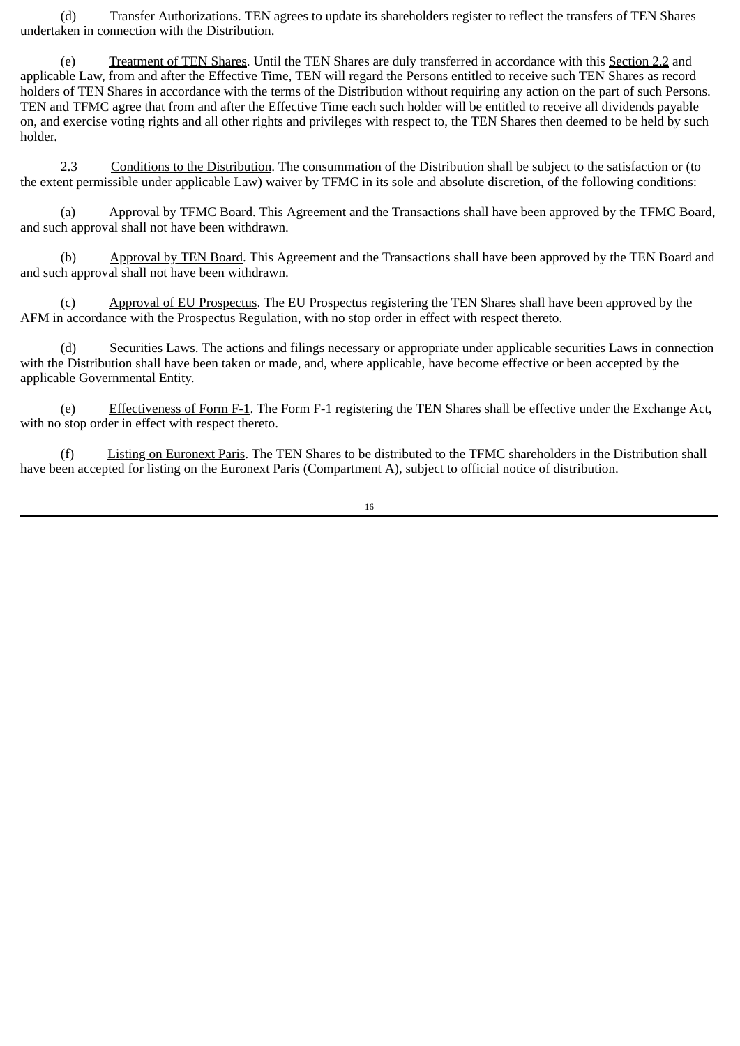(d) Transfer Authorizations. TEN agrees to update its shareholders register to reflect the transfers of TEN Shares undertaken in connection with the Distribution.

(e) Treatment of TEN Shares. Until the TEN Shares are duly transferred in accordance with this Section 2.2 and applicable Law, from and after the Effective Time, TEN will regard the Persons entitled to receive such TEN Shares as record holders of TEN Shares in accordance with the terms of the Distribution without requiring any action on the part of such Persons. TEN and TFMC agree that from and after the Effective Time each such holder will be entitled to receive all dividends payable on, and exercise voting rights and all other rights and privileges with respect to, the TEN Shares then deemed to be held by such holder.

2.3 Conditions to the Distribution. The consummation of the Distribution shall be subject to the satisfaction or (to the extent permissible under applicable Law) waiver by TFMC in its sole and absolute discretion, of the following conditions:

(a) Approval by TFMC Board. This Agreement and the Transactions shall have been approved by the TFMC Board, and such approval shall not have been withdrawn.

(b) Approval by TEN Board. This Agreement and the Transactions shall have been approved by the TEN Board and and such approval shall not have been withdrawn.

(c) Approval of EU Prospectus. The EU Prospectus registering the TEN Shares shall have been approved by the AFM in accordance with the Prospectus Regulation, with no stop order in effect with respect thereto.

(d) Securities Laws. The actions and filings necessary or appropriate under applicable securities Laws in connection with the Distribution shall have been taken or made, and, where applicable, have become effective or been accepted by the applicable Governmental Entity.

(e) Effectiveness of Form F-1. The Form F-1 registering the TEN Shares shall be effective under the Exchange Act, with no stop order in effect with respect thereto.

(f) Listing on Euronext Paris. The TEN Shares to be distributed to the TFMC shareholders in the Distribution shall have been accepted for listing on the Euronext Paris (Compartment A), subject to official notice of distribution.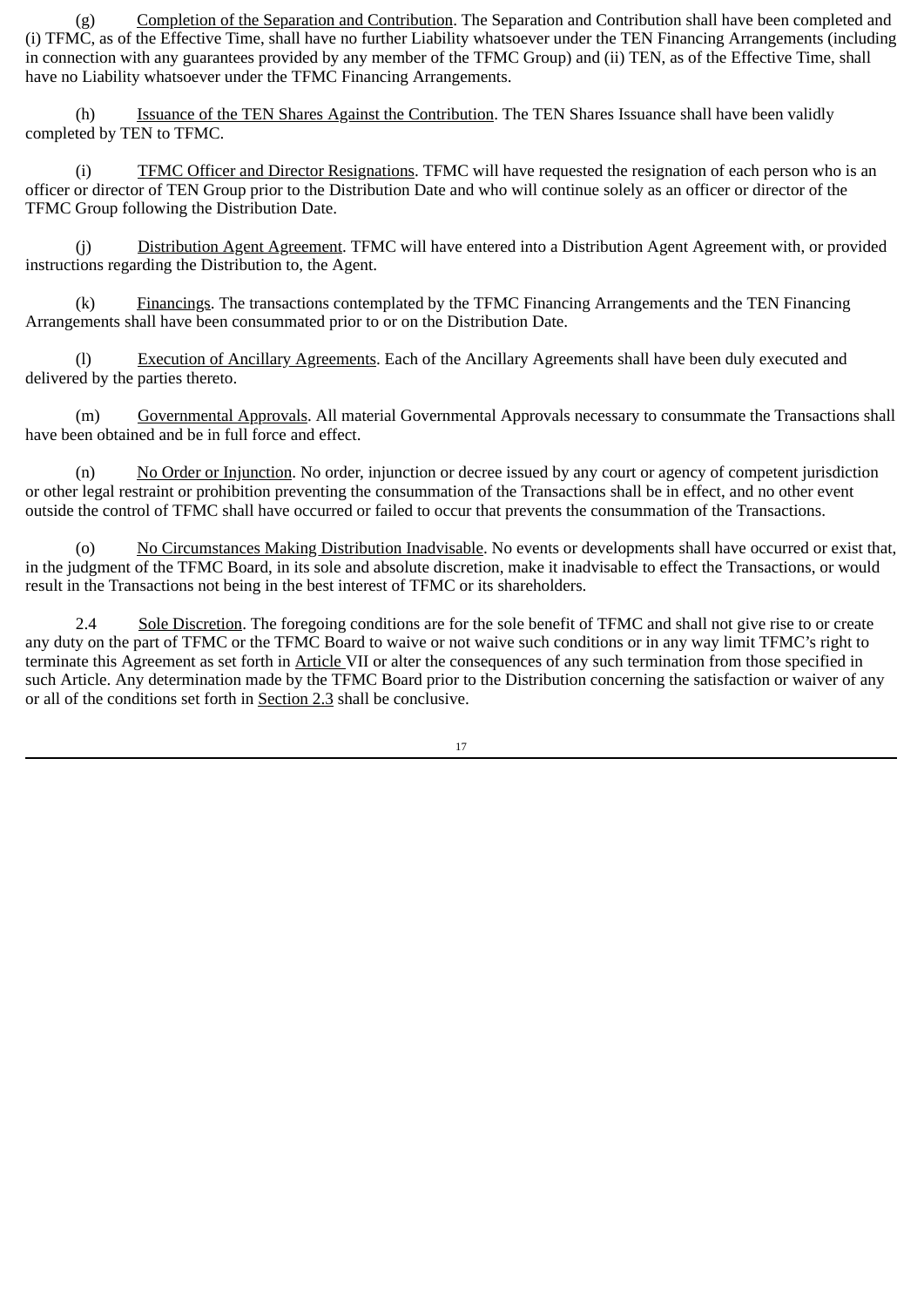(g) Completion of the Separation and Contribution. The Separation and Contribution shall have been completed and (i) TFMC, as of the Effective Time, shall have no further Liability whatsoever under the TEN Financing Arrangements (including in connection with any guarantees provided by any member of the TFMC Group) and (ii) TEN, as of the Effective Time, shall have no Liability whatsoever under the TFMC Financing Arrangements.

(h) Issuance of the TEN Shares Against the Contribution. The TEN Shares Issuance shall have been validly completed by TEN to TFMC.

(i) TFMC Officer and Director Resignations. TFMC will have requested the resignation of each person who is an officer or director of TEN Group prior to the Distribution Date and who will continue solely as an officer or director of the TFMC Group following the Distribution Date.

(j) Distribution Agent Agreement. TFMC will have entered into a Distribution Agent Agreement with, or provided instructions regarding the Distribution to, the Agent.

(k) Financings. The transactions contemplated by the TFMC Financing Arrangements and the TEN Financing Arrangements shall have been consummated prior to or on the Distribution Date.

(l) Execution of Ancillary Agreements. Each of the Ancillary Agreements shall have been duly executed and delivered by the parties thereto.

(m) Governmental Approvals. All material Governmental Approvals necessary to consummate the Transactions shall have been obtained and be in full force and effect.

(n) No Order or Injunction. No order, injunction or decree issued by any court or agency of competent jurisdiction or other legal restraint or prohibition preventing the consummation of the Transactions shall be in effect, and no other event outside the control of TFMC shall have occurred or failed to occur that prevents the consummation of the Transactions.

(o) No Circumstances Making Distribution Inadvisable. No events or developments shall have occurred or exist that, in the judgment of the TFMC Board, in its sole and absolute discretion, make it inadvisable to effect the Transactions, or would result in the Transactions not being in the best interest of TFMC or its shareholders.

2.4 Sole Discretion. The foregoing conditions are for the sole benefit of TFMC and shall not give rise to or create any duty on the part of TFMC or the TFMC Board to waive or not waive such conditions or in any way limit TFMC's right to terminate this Agreement as set forth in Article VII or alter the consequences of any such termination from those specified in such Article. Any determination made by the TFMC Board prior to the Distribution concerning the satisfaction or waiver of any or all of the conditions set forth in Section 2.3 shall be conclusive.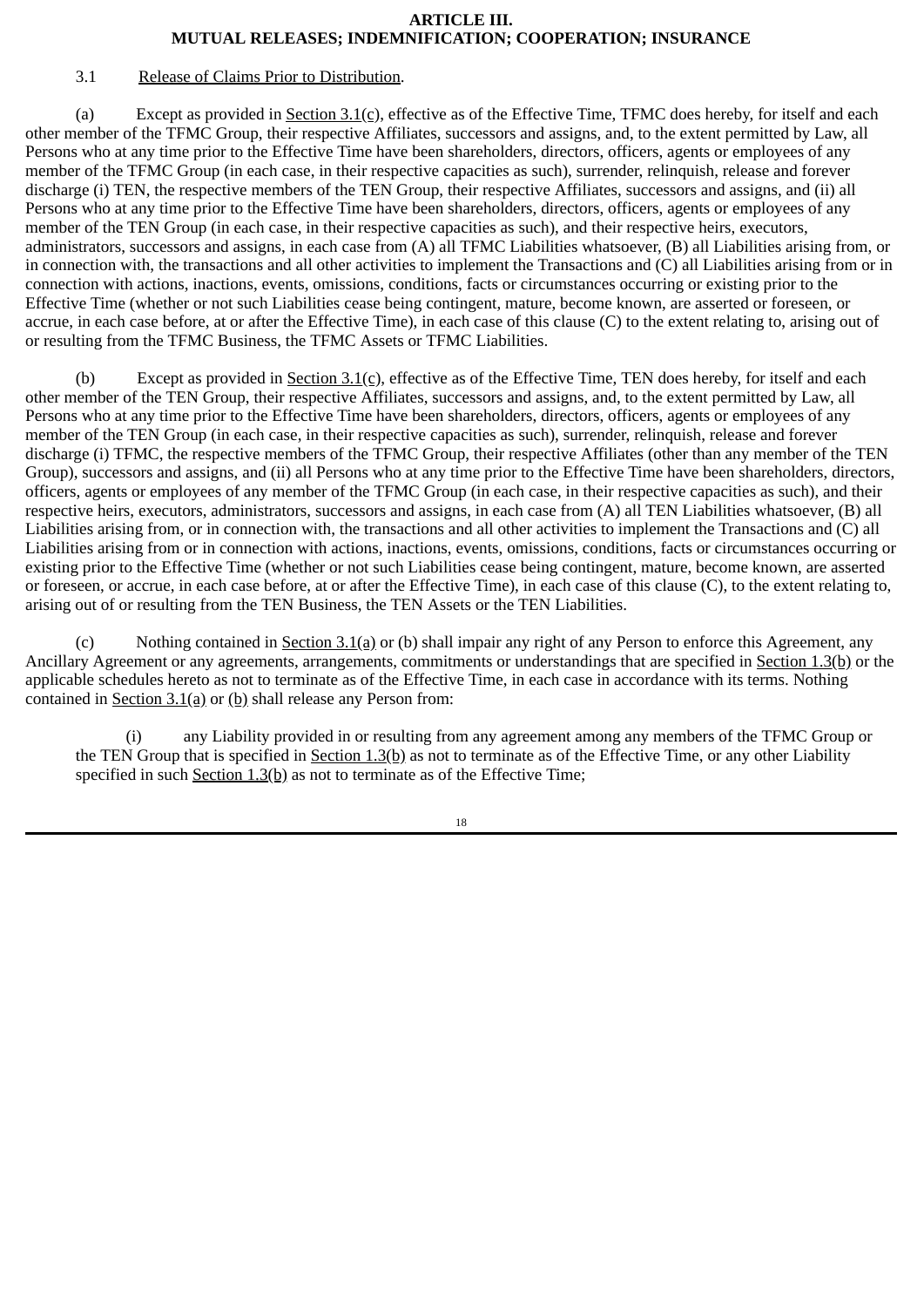## ARTICLE III.
## MUTUAL RELEASES; INDEMNIFICATION; COOPERATION; INSURANCE

3.1 Release of Claims Prior to Distribution.

(a) Except as provided in Section 3.1(c), effective as of the Effective Time, TFMC does hereby, for itself and each other member of the TFMC Group, their respective Affiliates, successors and assigns, and, to the extent permitted by Law, all Persons who at any time prior to the Effective Time have been shareholders, directors, officers, agents or employees of any member of the TFMC Group (in each case, in their respective capacities as such), surrender, relinquish, release and forever discharge (i) TEN, the respective members of the TEN Group, their respective Affiliates, successors and assigns, and (ii) all Persons who at any time prior to the Effective Time have been shareholders, directors, officers, agents or employees of any member of the TEN Group (in each case, in their respective capacities as such), and their respective heirs, executors, administrators, successors and assigns, in each case from (A) all TFMC Liabilities whatsoever, (B) all Liabilities arising from, or in connection with, the transactions and all other activities to implement the Transactions and (C) all Liabilities arising from or in connection with actions, inactions, events, omissions, conditions, facts or circumstances occurring or existing prior to the Effective Time (whether or not such Liabilities cease being contingent, mature, become known, are asserted or foreseen, or accrue, in each case before, at or after the Effective Time), in each case of this clause (C) to the extent relating to, arising out of or resulting from the TFMC Business, the TFMC Assets or TFMC Liabilities.

(b) Except as provided in Section 3.1(c), effective as of the Effective Time, TEN does hereby, for itself and each other member of the TEN Group, their respective Affiliates, successors and assigns, and, to the extent permitted by Law, all Persons who at any time prior to the Effective Time have been shareholders, directors, officers, agents or employees of any member of the TEN Group (in each case, in their respective capacities as such), surrender, relinquish, release and forever discharge (i) TFMC, the respective members of the TFMC Group, their respective Affiliates (other than any member of the TEN Group), successors and assigns, and (ii) all Persons who at any time prior to the Effective Time have been shareholders, directors, officers, agents or employees of any member of the TFMC Group (in each case, in their respective capacities as such), and their respective heirs, executors, administrators, successors and assigns, in each case from (A) all TEN Liabilities whatsoever, (B) all Liabilities arising from, or in connection with, the transactions and all other activities to implement the Transactions and (C) all Liabilities arising from or in connection with actions, inactions, events, omissions, conditions, facts or circumstances occurring or existing prior to the Effective Time (whether or not such Liabilities cease being contingent, mature, become known, are asserted or foreseen, or accrue, in each case before, at or after the Effective Time), in each case of this clause (C), to the extent relating to, arising out of or resulting from the TEN Business, the TEN Assets or the TEN Liabilities.

(c) Nothing contained in Section 3.1(a) or (b) shall impair any right of any Person to enforce this Agreement, any Ancillary Agreement or any agreements, arrangements, commitments or understandings that are specified in Section 1.3(b) or the applicable schedules hereto as not to terminate as of the Effective Time, in each case in accordance with its terms. Nothing contained in Section 3.1(a) or (b) shall release any Person from:

(i) any Liability provided in or resulting from any agreement among any members of the TFMC Group or the TEN Group that is specified in Section 1.3(b) as not to terminate as of the Effective Time, or any other Liability specified in such Section 1.3(b) as not to terminate as of the Effective Time;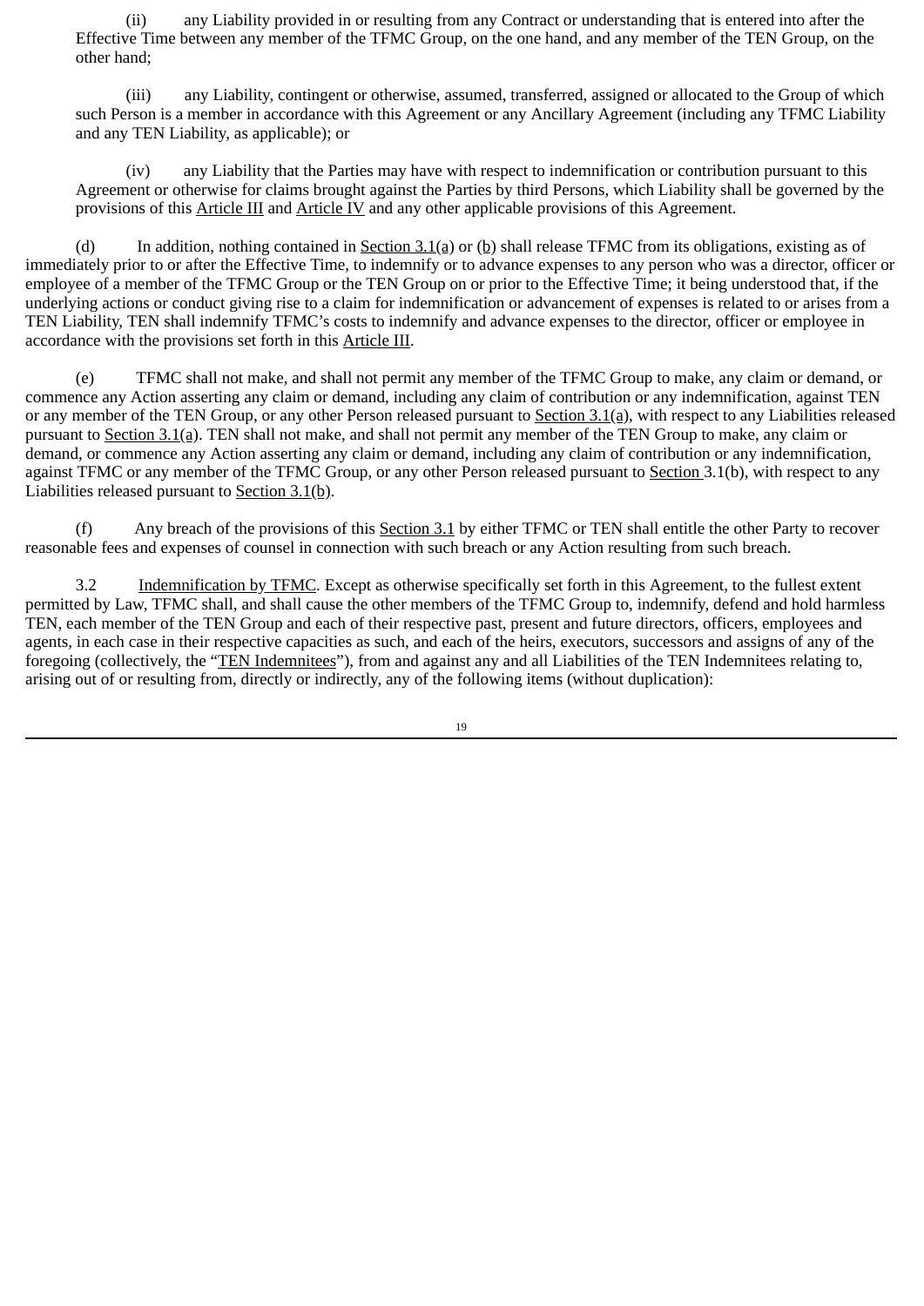(ii) any Liability provided in or resulting from any Contract or understanding that is entered into after the Effective Time between any member of the TFMC Group, on the one hand, and any member of the TEN Group, on the other hand;

(iii) any Liability, contingent or otherwise, assumed, transferred, assigned or allocated to the Group of which such Person is a member in accordance with this Agreement or any Ancillary Agreement (including any TFMC Liability and any TEN Liability, as applicable); or

(iv) any Liability that the Parties may have with respect to indemnification or contribution pursuant to this Agreement or otherwise for claims brought against the Parties by third Persons, which Liability shall be governed by the provisions of this Article III and Article IV and any other applicable provisions of this Agreement.

(d) In addition, nothing contained in Section 3.1(a) or (b) shall release TFMC from its obligations, existing as of immediately prior to or after the Effective Time, to indemnify or to advance expenses to any person who was a director, officer or employee of a member of the TFMC Group or the TEN Group on or prior to the Effective Time; it being understood that, if the underlying actions or conduct giving rise to a claim for indemnification or advancement of expenses is related to or arises from a TEN Liability, TEN shall indemnify TFMC's costs to indemnify and advance expenses to the director, officer or employee in accordance with the provisions set forth in this Article III.

(e) TFMC shall not make, and shall not permit any member of the TFMC Group to make, any claim or demand, or commence any Action asserting any claim or demand, including any claim of contribution or any indemnification, against TEN or any member of the TEN Group, or any other Person released pursuant to Section 3.1(a), with respect to any Liabilities released pursuant to Section 3.1(a). TEN shall not make, and shall not permit any member of the TEN Group to make, any claim or demand, or commence any Action asserting any claim or demand, including any claim of contribution or any indemnification, against TFMC or any member of the TFMC Group, or any other Person released pursuant to Section 3.1(b), with respect to any Liabilities released pursuant to Section 3.1(b).

(f) Any breach of the provisions of this Section 3.1 by either TFMC or TEN shall entitle the other Party to recover reasonable fees and expenses of counsel in connection with such breach or any Action resulting from such breach.

3.2 Indemnification by TFMC. Except as otherwise specifically set forth in this Agreement, to the fullest extent permitted by Law, TFMC shall, and shall cause the other members of the TFMC Group to, indemnify, defend and hold harmless TEN, each member of the TEN Group and each of their respective past, present and future directors, officers, employees and agents, in each case in their respective capacities as such, and each of the heirs, executors, successors and assigns of any of the foregoing (collectively, the "TEN Indemnitees"), from and against any and all Liabilities of the TEN Indemnitees relating to, arising out of or resulting from, directly or indirectly, any of the following items (without duplication):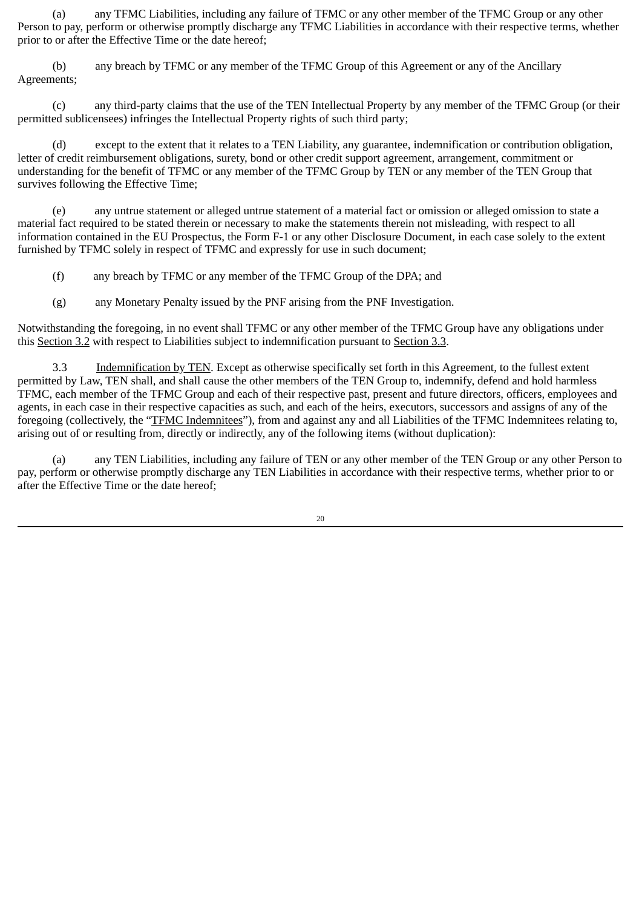(a) any TFMC Liabilities, including any failure of TFMC or any other member of the TFMC Group or any other Person to pay, perform or otherwise promptly discharge any TFMC Liabilities in accordance with their respective terms, whether prior to or after the Effective Time or the date hereof;

(b) any breach by TFMC or any member of the TFMC Group of this Agreement or any of the Ancillary Agreements;

(c) any third-party claims that the use of the TEN Intellectual Property by any member of the TFMC Group (or their permitted sublicensees) infringes the Intellectual Property rights of such third party;

(d) except to the extent that it relates to a TEN Liability, any guarantee, indemnification or contribution obligation, letter of credit reimbursement obligations, surety, bond or other credit support agreement, arrangement, commitment or understanding for the benefit of TFMC or any member of the TFMC Group by TEN or any member of the TEN Group that survives following the Effective Time;

(e) any untrue statement or alleged untrue statement of a material fact or omission or alleged omission to state a material fact required to be stated therein or necessary to make the statements therein not misleading, with respect to all information contained in the EU Prospectus, the Form F-1 or any other Disclosure Document, in each case solely to the extent furnished by TFMC solely in respect of TFMC and expressly for use in such document;

(f) any breach by TFMC or any member of the TFMC Group of the DPA; and

(g) any Monetary Penalty issued by the PNF arising from the PNF Investigation.

Notwithstanding the foregoing, in no event shall TFMC or any other member of the TFMC Group have any obligations under this Section 3.2 with respect to Liabilities subject to indemnification pursuant to Section 3.3.

3.3 Indemnification by TEN. Except as otherwise specifically set forth in this Agreement, to the fullest extent permitted by Law, TEN shall, and shall cause the other members of the TEN Group to, indemnify, defend and hold harmless TFMC, each member of the TFMC Group and each of their respective past, present and future directors, officers, employees and agents, in each case in their respective capacities as such, and each of the heirs, executors, successors and assigns of any of the foregoing (collectively, the "TFMC Indemnitees"), from and against any and all Liabilities of the TFMC Indemnitees relating to, arising out of or resulting from, directly or indirectly, any of the following items (without duplication):

(a) any TEN Liabilities, including any failure of TEN or any other member of the TEN Group or any other Person to pay, perform or otherwise promptly discharge any TEN Liabilities in accordance with their respective terms, whether prior to or after the Effective Time or the date hereof;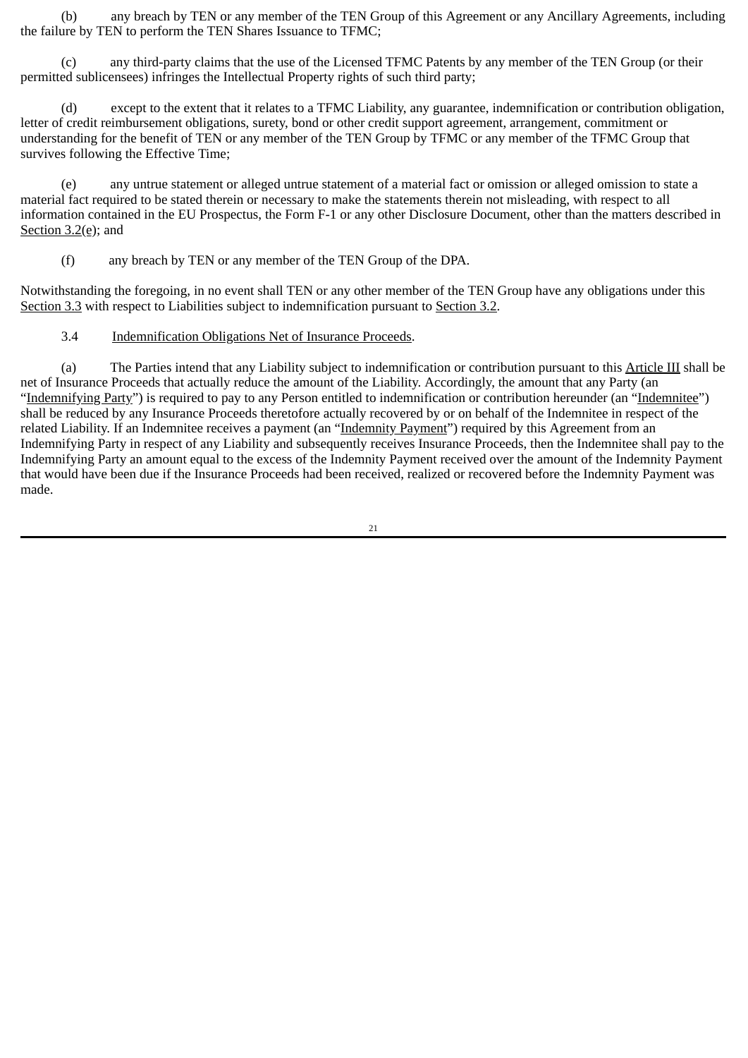(b) any breach by TEN or any member of the TEN Group of this Agreement or any Ancillary Agreements, including the failure by TEN to perform the TEN Shares Issuance to TFMC;

(c) any third-party claims that the use of the Licensed TFMC Patents by any member of the TEN Group (or their permitted sublicensees) infringes the Intellectual Property rights of such third party;

(d) except to the extent that it relates to a TFMC Liability, any guarantee, indemnification or contribution obligation, letter of credit reimbursement obligations, surety, bond or other credit support agreement, arrangement, commitment or understanding for the benefit of TEN or any member of the TEN Group by TFMC or any member of the TFMC Group that survives following the Effective Time;

(e) any untrue statement or alleged untrue statement of a material fact or omission or alleged omission to state a material fact required to be stated therein or necessary to make the statements therein not misleading, with respect to all information contained in the EU Prospectus, the Form F-1 or any other Disclosure Document, other than the matters described in Section 3.2(e); and

(f) any breach by TEN or any member of the TEN Group of the DPA.

Notwithstanding the foregoing, in no event shall TEN or any other member of the TEN Group have any obligations under this Section 3.3 with respect to Liabilities subject to indemnification pursuant to Section 3.2.

3.4 Indemnification Obligations Net of Insurance Proceeds.

(a) The Parties intend that any Liability subject to indemnification or contribution pursuant to this Article III shall be net of Insurance Proceeds that actually reduce the amount of the Liability. Accordingly, the amount that any Party (an "Indemnifying Party") is required to pay to any Person entitled to indemnification or contribution hereunder (an "Indemnitee") shall be reduced by any Insurance Proceeds theretofore actually recovered by or on behalf of the Indemnitee in respect of the related Liability. If an Indemnitee receives a payment (an "Indemnity Payment") required by this Agreement from an Indemnifying Party in respect of any Liability and subsequently receives Insurance Proceeds, then the Indemnitee shall pay to the Indemnifying Party an amount equal to the excess of the Indemnity Payment received over the amount of the Indemnity Payment that would have been due if the Insurance Proceeds had been received, realized or recovered before the Indemnity Payment was made.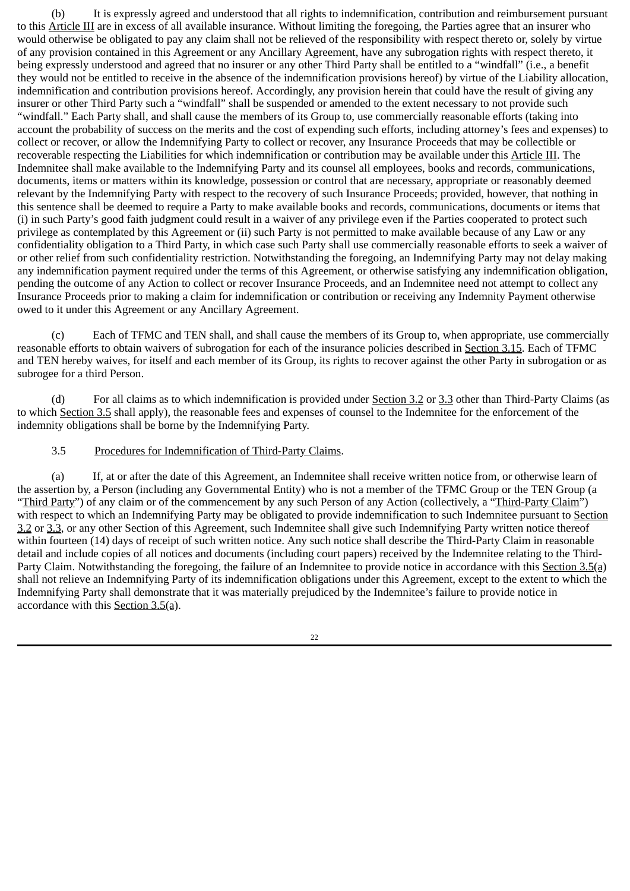(b) It is expressly agreed and understood that all rights to indemnification, contribution and reimbursement pursuant to this Article III are in excess of all available insurance. Without limiting the foregoing, the Parties agree that an insurer who would otherwise be obligated to pay any claim shall not be relieved of the responsibility with respect thereto or, solely by virtue of any provision contained in this Agreement or any Ancillary Agreement, have any subrogation rights with respect thereto, it being expressly understood and agreed that no insurer or any other Third Party shall be entitled to a "windfall" (i.e., a benefit they would not be entitled to receive in the absence of the indemnification provisions hereof) by virtue of the Liability allocation, indemnification and contribution provisions hereof. Accordingly, any provision herein that could have the result of giving any insurer or other Third Party such a "windfall" shall be suspended or amended to the extent necessary to not provide such "windfall." Each Party shall, and shall cause the members of its Group to, use commercially reasonable efforts (taking into account the probability of success on the merits and the cost of expending such efforts, including attorney's fees and expenses) to collect or recover, or allow the Indemnifying Party to collect or recover, any Insurance Proceeds that may be collectible or recoverable respecting the Liabilities for which indemnification or contribution may be available under this Article III. The Indemnitee shall make available to the Indemnifying Party and its counsel all employees, books and records, communications, documents, items or matters within its knowledge, possession or control that are necessary, appropriate or reasonably deemed relevant by the Indemnifying Party with respect to the recovery of such Insurance Proceeds; provided, however, that nothing in this sentence shall be deemed to require a Party to make available books and records, communications, documents or items that (i) in such Party's good faith judgment could result in a waiver of any privilege even if the Parties cooperated to protect such privilege as contemplated by this Agreement or (ii) such Party is not permitted to make available because of any Law or any confidentiality obligation to a Third Party, in which case such Party shall use commercially reasonable efforts to seek a waiver of or other relief from such confidentiality restriction. Notwithstanding the foregoing, an Indemnifying Party may not delay making any indemnification payment required under the terms of this Agreement, or otherwise satisfying any indemnification obligation, pending the outcome of any Action to collect or recover Insurance Proceeds, and an Indemnitee need not attempt to collect any Insurance Proceeds prior to making a claim for indemnification or contribution or receiving any Indemnity Payment otherwise owed to it under this Agreement or any Ancillary Agreement.

(c) Each of TFMC and TEN shall, and shall cause the members of its Group to, when appropriate, use commercially reasonable efforts to obtain waivers of subrogation for each of the insurance policies described in Section 3.15. Each of TFMC and TEN hereby waives, for itself and each member of its Group, its rights to recover against the other Party in subrogation or as subrogee for a third Person.

(d) For all claims as to which indemnification is provided under Section 3.2 or 3.3 other than Third-Party Claims (as to which Section 3.5 shall apply), the reasonable fees and expenses of counsel to the Indemnitee for the enforcement of the indemnity obligations shall be borne by the Indemnifying Party.

3.5 Procedures for Indemnification of Third-Party Claims.

(a) If, at or after the date of this Agreement, an Indemnitee shall receive written notice from, or otherwise learn of the assertion by, a Person (including any Governmental Entity) who is not a member of the TFMC Group or the TEN Group (a "Third Party") of any claim or of the commencement by any such Person of any Action (collectively, a "Third-Party Claim") with respect to which an Indemnifying Party may be obligated to provide indemnification to such Indemnitee pursuant to Section 3.2 or 3.3, or any other Section of this Agreement, such Indemnitee shall give such Indemnifying Party written notice thereof within fourteen (14) days of receipt of such written notice. Any such notice shall describe the Third-Party Claim in reasonable detail and include copies of all notices and documents (including court papers) received by the Indemnitee relating to the Third-Party Claim. Notwithstanding the foregoing, the failure of an Indemnitee to provide notice in accordance with this Section 3.5(a) shall not relieve an Indemnifying Party of its indemnification obligations under this Agreement, except to the extent to which the Indemnifying Party shall demonstrate that it was materially prejudiced by the Indemnitee's failure to provide notice in accordance with this Section 3.5(a).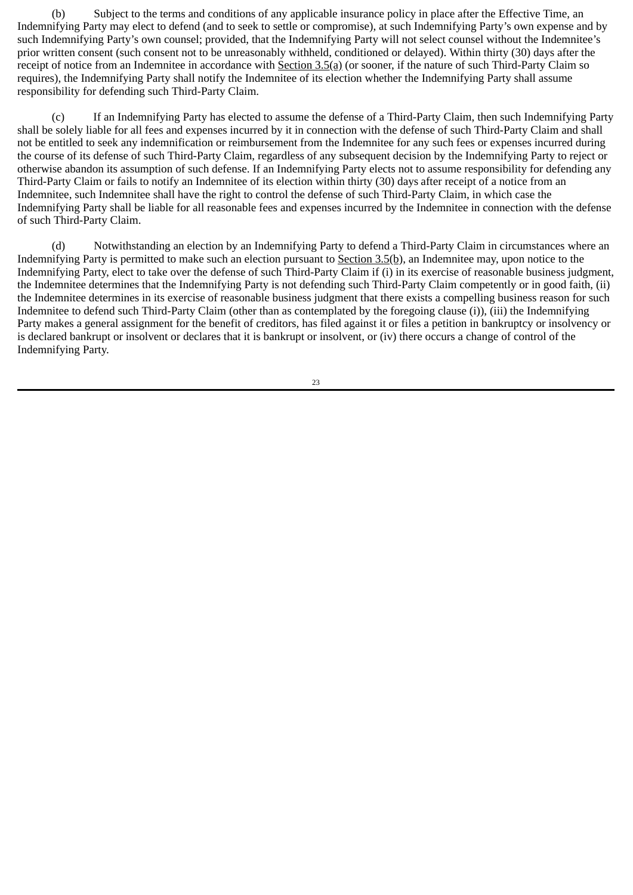(b) Subject to the terms and conditions of any applicable insurance policy in place after the Effective Time, an Indemnifying Party may elect to defend (and to seek to settle or compromise), at such Indemnifying Party's own expense and by such Indemnifying Party's own counsel; provided, that the Indemnifying Party will not select counsel without the Indemnitee's prior written consent (such consent not to be unreasonably withheld, conditioned or delayed). Within thirty (30) days after the receipt of notice from an Indemnitee in accordance with Section 3.5(a) (or sooner, if the nature of such Third-Party Claim so requires), the Indemnifying Party shall notify the Indemnitee of its election whether the Indemnifying Party shall assume responsibility for defending such Third-Party Claim.

(c) If an Indemnifying Party has elected to assume the defense of a Third-Party Claim, then such Indemnifying Party shall be solely liable for all fees and expenses incurred by it in connection with the defense of such Third-Party Claim and shall not be entitled to seek any indemnification or reimbursement from the Indemnitee for any such fees or expenses incurred during the course of its defense of such Third-Party Claim, regardless of any subsequent decision by the Indemnifying Party to reject or otherwise abandon its assumption of such defense. If an Indemnifying Party elects not to assume responsibility for defending any Third-Party Claim or fails to notify an Indemnitee of its election within thirty (30) days after receipt of a notice from an Indemnitee, such Indemnitee shall have the right to control the defense of such Third-Party Claim, in which case the Indemnifying Party shall be liable for all reasonable fees and expenses incurred by the Indemnitee in connection with the defense of such Third-Party Claim.

(d) Notwithstanding an election by an Indemnifying Party to defend a Third-Party Claim in circumstances where an Indemnifying Party is permitted to make such an election pursuant to Section 3.5(b), an Indemnitee may, upon notice to the Indemnifying Party, elect to take over the defense of such Third-Party Claim if (i) in its exercise of reasonable business judgment, the Indemnitee determines that the Indemnifying Party is not defending such Third-Party Claim competently or in good faith, (ii) the Indemnitee determines in its exercise of reasonable business judgment that there exists a compelling business reason for such Indemnitee to defend such Third-Party Claim (other than as contemplated by the foregoing clause (i)), (iii) the Indemnifying Party makes a general assignment for the benefit of creditors, has filed against it or files a petition in bankruptcy or insolvency or is declared bankrupt or insolvent or declares that it is bankrupt or insolvent, or (iv) there occurs a change of control of the Indemnifying Party.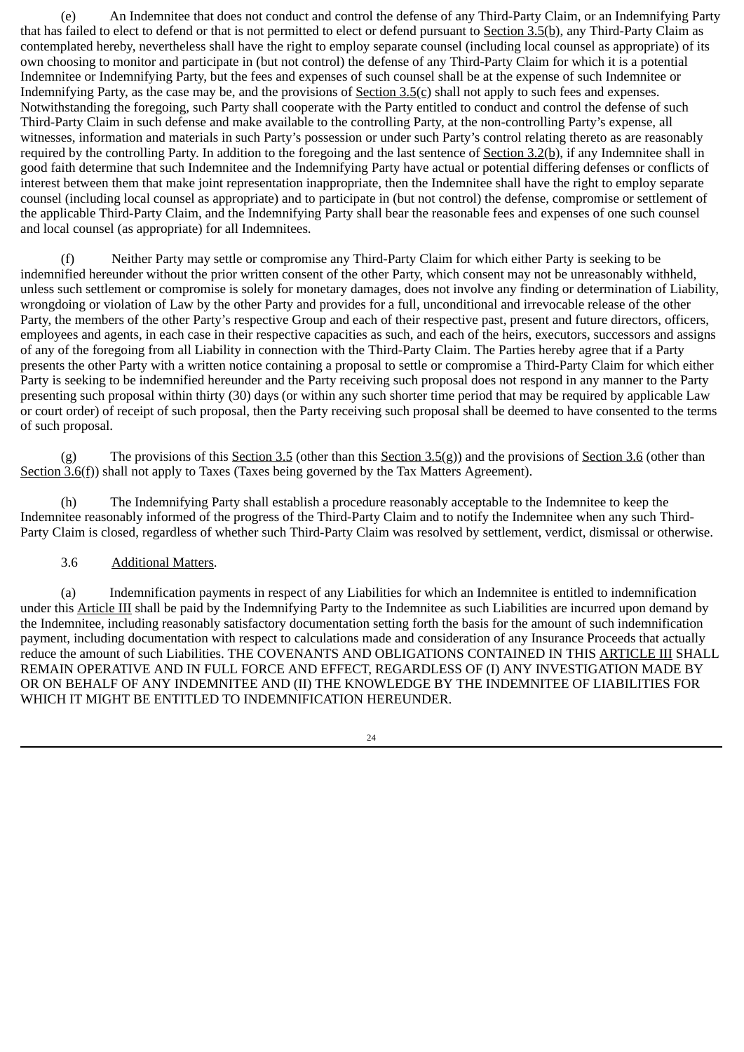(e) An Indemnitee that does not conduct and control the defense of any Third-Party Claim, or an Indemnifying Party that has failed to elect to defend or that is not permitted to elect or defend pursuant to Section 3.5(b), any Third-Party Claim as contemplated hereby, nevertheless shall have the right to employ separate counsel (including local counsel as appropriate) of its own choosing to monitor and participate in (but not control) the defense of any Third-Party Claim for which it is a potential Indemnitee or Indemnifying Party, but the fees and expenses of such counsel shall be at the expense of such Indemnitee or Indemnifying Party, as the case may be, and the provisions of Section 3.5(c) shall not apply to such fees and expenses. Notwithstanding the foregoing, such Party shall cooperate with the Party entitled to conduct and control the defense of such Third-Party Claim in such defense and make available to the controlling Party, at the non-controlling Party's expense, all witnesses, information and materials in such Party's possession or under such Party's control relating thereto as are reasonably required by the controlling Party. In addition to the foregoing and the last sentence of Section 3.2(b), if any Indemnitee shall in good faith determine that such Indemnitee and the Indemnifying Party have actual or potential differing defenses or conflicts of interest between them that make joint representation inappropriate, then the Indemnitee shall have the right to employ separate counsel (including local counsel as appropriate) and to participate in (but not control) the defense, compromise or settlement of the applicable Third-Party Claim, and the Indemnifying Party shall bear the reasonable fees and expenses of one such counsel and local counsel (as appropriate) for all Indemnitees.

(f) Neither Party may settle or compromise any Third-Party Claim for which either Party is seeking to be indemnified hereunder without the prior written consent of the other Party, which consent may not be unreasonably withheld, unless such settlement or compromise is solely for monetary damages, does not involve any finding or determination of Liability, wrongdoing or violation of Law by the other Party and provides for a full, unconditional and irrevocable release of the other Party, the members of the other Party's respective Group and each of their respective past, present and future directors, officers, employees and agents, in each case in their respective capacities as such, and each of the heirs, executors, successors and assigns of any of the foregoing from all Liability in connection with the Third-Party Claim. The Parties hereby agree that if a Party presents the other Party with a written notice containing a proposal to settle or compromise a Third-Party Claim for which either Party is seeking to be indemnified hereunder and the Party receiving such proposal does not respond in any manner to the Party presenting such proposal within thirty (30) days (or within any such shorter time period that may be required by applicable Law or court order) of receipt of such proposal, then the Party receiving such proposal shall be deemed to have consented to the terms of such proposal.

(g) The provisions of this Section 3.5 (other than this Section 3.5(g)) and the provisions of Section 3.6 (other than Section 3.6(f)) shall not apply to Taxes (Taxes being governed by the Tax Matters Agreement).

(h) The Indemnifying Party shall establish a procedure reasonably acceptable to the Indemnitee to keep the Indemnitee reasonably informed of the progress of the Third-Party Claim and to notify the Indemnitee when any such Third-Party Claim is closed, regardless of whether such Third-Party Claim was resolved by settlement, verdict, dismissal or otherwise.

3.6 Additional Matters.

(a) Indemnification payments in respect of any Liabilities for which an Indemnitee is entitled to indemnification under this Article III shall be paid by the Indemnifying Party to the Indemnitee as such Liabilities are incurred upon demand by the Indemnitee, including reasonably satisfactory documentation setting forth the basis for the amount of such indemnification payment, including documentation with respect to calculations made and consideration of any Insurance Proceeds that actually reduce the amount of such Liabilities. THE COVENANTS AND OBLIGATIONS CONTAINED IN THIS ARTICLE III SHALL REMAIN OPERATIVE AND IN FULL FORCE AND EFFECT, REGARDLESS OF (I) ANY INVESTIGATION MADE BY OR ON BEHALF OF ANY INDEMNITEE AND (II) THE KNOWLEDGE BY THE INDEMNITEE OF LIABILITIES FOR WHICH IT MIGHT BE ENTITLED TO INDEMNIFICATION HEREUNDER.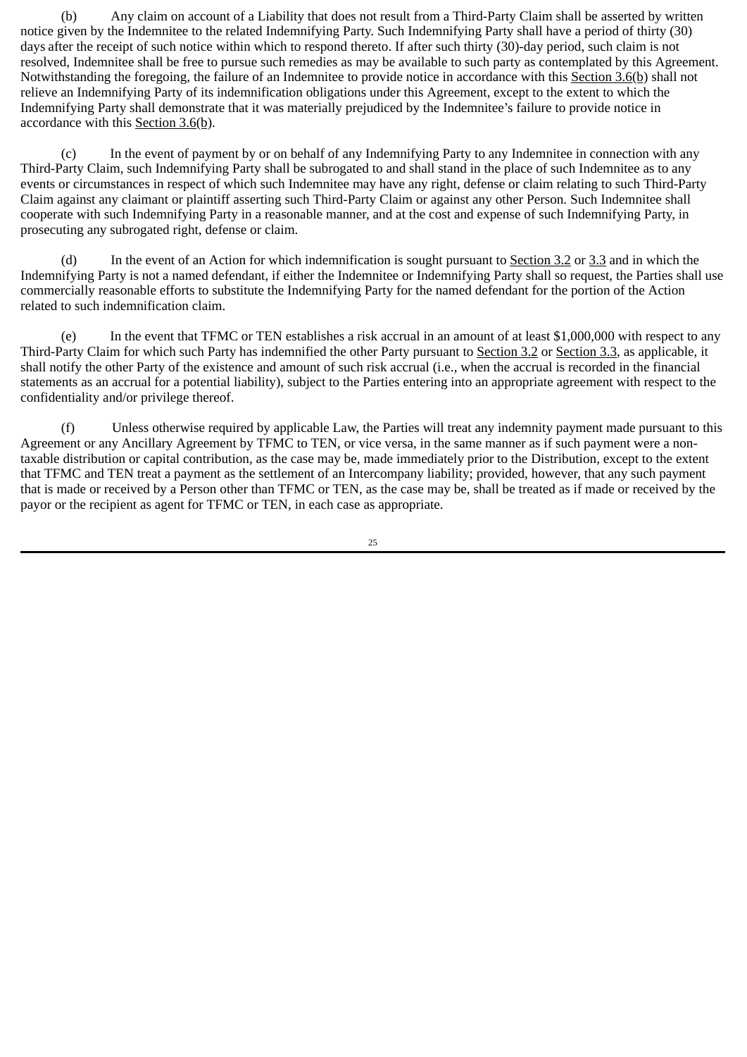(b) Any claim on account of a Liability that does not result from a Third-Party Claim shall be asserted by written notice given by the Indemnitee to the related Indemnifying Party. Such Indemnifying Party shall have a period of thirty (30) days after the receipt of such notice within which to respond thereto. If after such thirty (30)-day period, such claim is not resolved, Indemnitee shall be free to pursue such remedies as may be available to such party as contemplated by this Agreement. Notwithstanding the foregoing, the failure of an Indemnitee to provide notice in accordance with this Section 3.6(b) shall not relieve an Indemnifying Party of its indemnification obligations under this Agreement, except to the extent to which the Indemnifying Party shall demonstrate that it was materially prejudiced by the Indemnitee's failure to provide notice in accordance with this Section 3.6(b).

(c) In the event of payment by or on behalf of any Indemnifying Party to any Indemnitee in connection with any Third-Party Claim, such Indemnifying Party shall be subrogated to and shall stand in the place of such Indemnitee as to any events or circumstances in respect of which such Indemnitee may have any right, defense or claim relating to such Third-Party Claim against any claimant or plaintiff asserting such Third-Party Claim or against any other Person. Such Indemnitee shall cooperate with such Indemnifying Party in a reasonable manner, and at the cost and expense of such Indemnifying Party, in prosecuting any subrogated right, defense or claim.

(d) In the event of an Action for which indemnification is sought pursuant to Section 3.2 or 3.3 and in which the Indemnifying Party is not a named defendant, if either the Indemnitee or Indemnifying Party shall so request, the Parties shall use commercially reasonable efforts to substitute the Indemnifying Party for the named defendant for the portion of the Action related to such indemnification claim.

(e) In the event that TFMC or TEN establishes a risk accrual in an amount of at least $1,000,000 with respect to any Third-Party Claim for which such Party has indemnified the other Party pursuant to Section 3.2 or Section 3.3, as applicable, it shall notify the other Party of the existence and amount of such risk accrual (i.e., when the accrual is recorded in the financial statements as an accrual for a potential liability), subject to the Parties entering into an appropriate agreement with respect to the confidentiality and/or privilege thereof.

(f) Unless otherwise required by applicable Law, the Parties will treat any indemnity payment made pursuant to this Agreement or any Ancillary Agreement by TFMC to TEN, or vice versa, in the same manner as if such payment were a non-taxable distribution or capital contribution, as the case may be, made immediately prior to the Distribution, except to the extent that TFMC and TEN treat a payment as the settlement of an Intercompany liability; provided, however, that any such payment that is made or received by a Person other than TFMC or TEN, as the case may be, shall be treated as if made or received by the payor or the recipient as agent for TFMC or TEN, in each case as appropriate.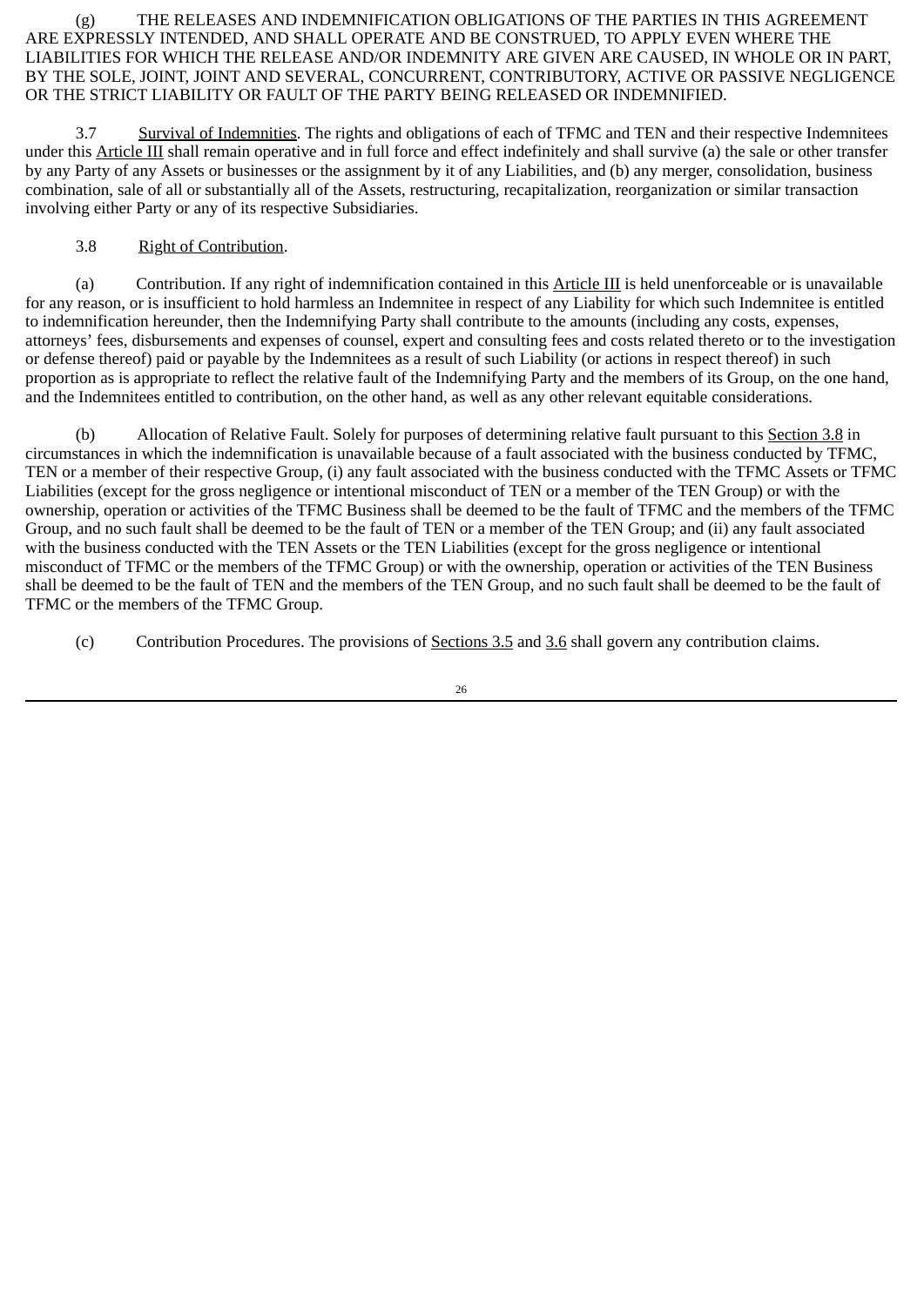(g) THE RELEASES AND INDEMNIFICATION OBLIGATIONS OF THE PARTIES IN THIS AGREEMENT ARE EXPRESSLY INTENDED, AND SHALL OPERATE AND BE CONSTRUED, TO APPLY EVEN WHERE THE LIABILITIES FOR WHICH THE RELEASE AND/OR INDEMNITY ARE GIVEN ARE CAUSED, IN WHOLE OR IN PART, BY THE SOLE, JOINT, JOINT AND SEVERAL, CONCURRENT, CONTRIBUTORY, ACTIVE OR PASSIVE NEGLIGENCE OR THE STRICT LIABILITY OR FAULT OF THE PARTY BEING RELEASED OR INDEMNIFIED.

3.7 Survival of Indemnities. The rights and obligations of each of TFMC and TEN and their respective Indemnitees under this Article III shall remain operative and in full force and effect indefinitely and shall survive (a) the sale or other transfer by any Party of any Assets or businesses or the assignment by it of any Liabilities, and (b) any merger, consolidation, business combination, sale of all or substantially all of the Assets, restructuring, recapitalization, reorganization or similar transaction involving either Party or any of its respective Subsidiaries.

3.8 Right of Contribution.

(a) Contribution. If any right of indemnification contained in this Article III is held unenforceable or is unavailable for any reason, or is insufficient to hold harmless an Indemnitee in respect of any Liability for which such Indemnitee is entitled to indemnification hereunder, then the Indemnifying Party shall contribute to the amounts (including any costs, expenses, attorneys' fees, disbursements and expenses of counsel, expert and consulting fees and costs related thereto or to the investigation or defense thereof) paid or payable by the Indemnitees as a result of such Liability (or actions in respect thereof) in such proportion as is appropriate to reflect the relative fault of the Indemnifying Party and the members of its Group, on the one hand, and the Indemnitees entitled to contribution, on the other hand, as well as any other relevant equitable considerations.

(b) Allocation of Relative Fault. Solely for purposes of determining relative fault pursuant to this Section 3.8 in circumstances in which the indemnification is unavailable because of a fault associated with the business conducted by TFMC, TEN or a member of their respective Group, (i) any fault associated with the business conducted with the TFMC Assets or TFMC Liabilities (except for the gross negligence or intentional misconduct of TEN or a member of the TEN Group) or with the ownership, operation or activities of the TFMC Business shall be deemed to be the fault of TFMC and the members of the TFMC Group, and no such fault shall be deemed to be the fault of TEN or a member of the TEN Group; and (ii) any fault associated with the business conducted with the TEN Assets or the TEN Liabilities (except for the gross negligence or intentional misconduct of TFMC or the members of the TFMC Group) or with the ownership, operation or activities of the TEN Business shall be deemed to be the fault of TEN and the members of the TEN Group, and no such fault shall be deemed to be the fault of TFMC or the members of the TFMC Group.

(c) Contribution Procedures. The provisions of Sections 3.5 and 3.6 shall govern any contribution claims.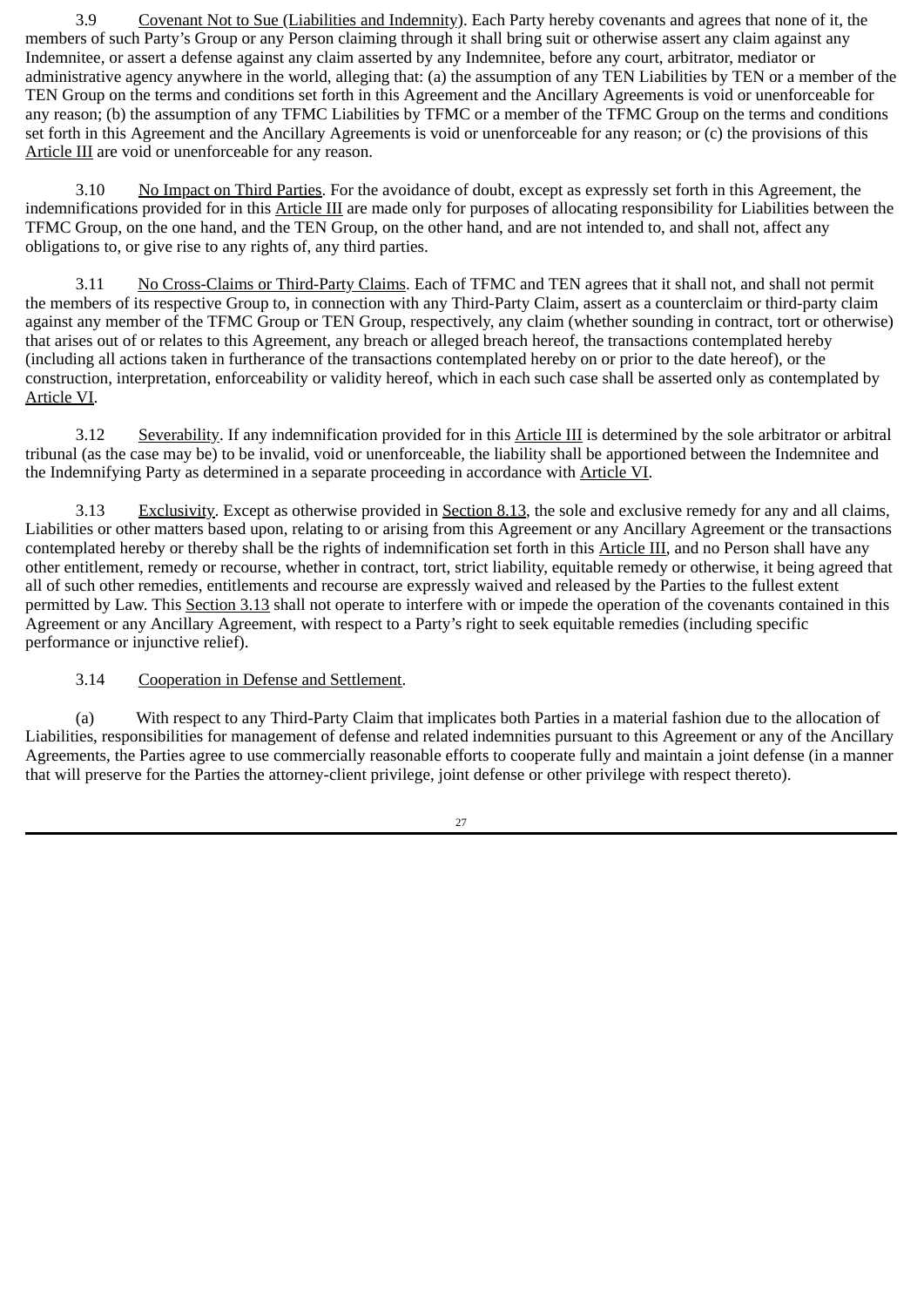3.9 Covenant Not to Sue (Liabilities and Indemnity). Each Party hereby covenants and agrees that none of it, the members of such Party's Group or any Person claiming through it shall bring suit or otherwise assert any claim against any Indemnitee, or assert a defense against any claim asserted by any Indemnitee, before any court, arbitrator, mediator or administrative agency anywhere in the world, alleging that: (a) the assumption of any TEN Liabilities by TEN or a member of the TEN Group on the terms and conditions set forth in this Agreement and the Ancillary Agreements is void or unenforceable for any reason; (b) the assumption of any TFMC Liabilities by TFMC or a member of the TFMC Group on the terms and conditions set forth in this Agreement and the Ancillary Agreements is void or unenforceable for any reason; or (c) the provisions of this Article III are void or unenforceable for any reason.

3.10 No Impact on Third Parties. For the avoidance of doubt, except as expressly set forth in this Agreement, the indemnifications provided for in this Article III are made only for purposes of allocating responsibility for Liabilities between the TFMC Group, on the one hand, and the TEN Group, on the other hand, and are not intended to, and shall not, affect any obligations to, or give rise to any rights of, any third parties.

3.11 No Cross-Claims or Third-Party Claims. Each of TFMC and TEN agrees that it shall not, and shall not permit the members of its respective Group to, in connection with any Third-Party Claim, assert as a counterclaim or third-party claim against any member of the TFMC Group or TEN Group, respectively, any claim (whether sounding in contract, tort or otherwise) that arises out of or relates to this Agreement, any breach or alleged breach hereof, the transactions contemplated hereby (including all actions taken in furtherance of the transactions contemplated hereby on or prior to the date hereof), or the construction, interpretation, enforceability or validity hereof, which in each such case shall be asserted only as contemplated by Article VI.

3.12 Severability. If any indemnification provided for in this Article III is determined by the sole arbitrator or arbitral tribunal (as the case may be) to be invalid, void or unenforceable, the liability shall be apportioned between the Indemnitee and the Indemnifying Party as determined in a separate proceeding in accordance with Article VI.

3.13 Exclusivity. Except as otherwise provided in Section 8.13, the sole and exclusive remedy for any and all claims, Liabilities or other matters based upon, relating to or arising from this Agreement or any Ancillary Agreement or the transactions contemplated hereby or thereby shall be the rights of indemnification set forth in this Article III, and no Person shall have any other entitlement, remedy or recourse, whether in contract, tort, strict liability, equitable remedy or otherwise, it being agreed that all of such other remedies, entitlements and recourse are expressly waived and released by the Parties to the fullest extent permitted by Law. This Section 3.13 shall not operate to interfere with or impede the operation of the covenants contained in this Agreement or any Ancillary Agreement, with respect to a Party's right to seek equitable remedies (including specific performance or injunctive relief).

3.14 Cooperation in Defense and Settlement.

(a) With respect to any Third-Party Claim that implicates both Parties in a material fashion due to the allocation of Liabilities, responsibilities for management of defense and related indemnities pursuant to this Agreement or any of the Ancillary Agreements, the Parties agree to use commercially reasonable efforts to cooperate fully and maintain a joint defense (in a manner that will preserve for the Parties the attorney-client privilege, joint defense or other privilege with respect thereto).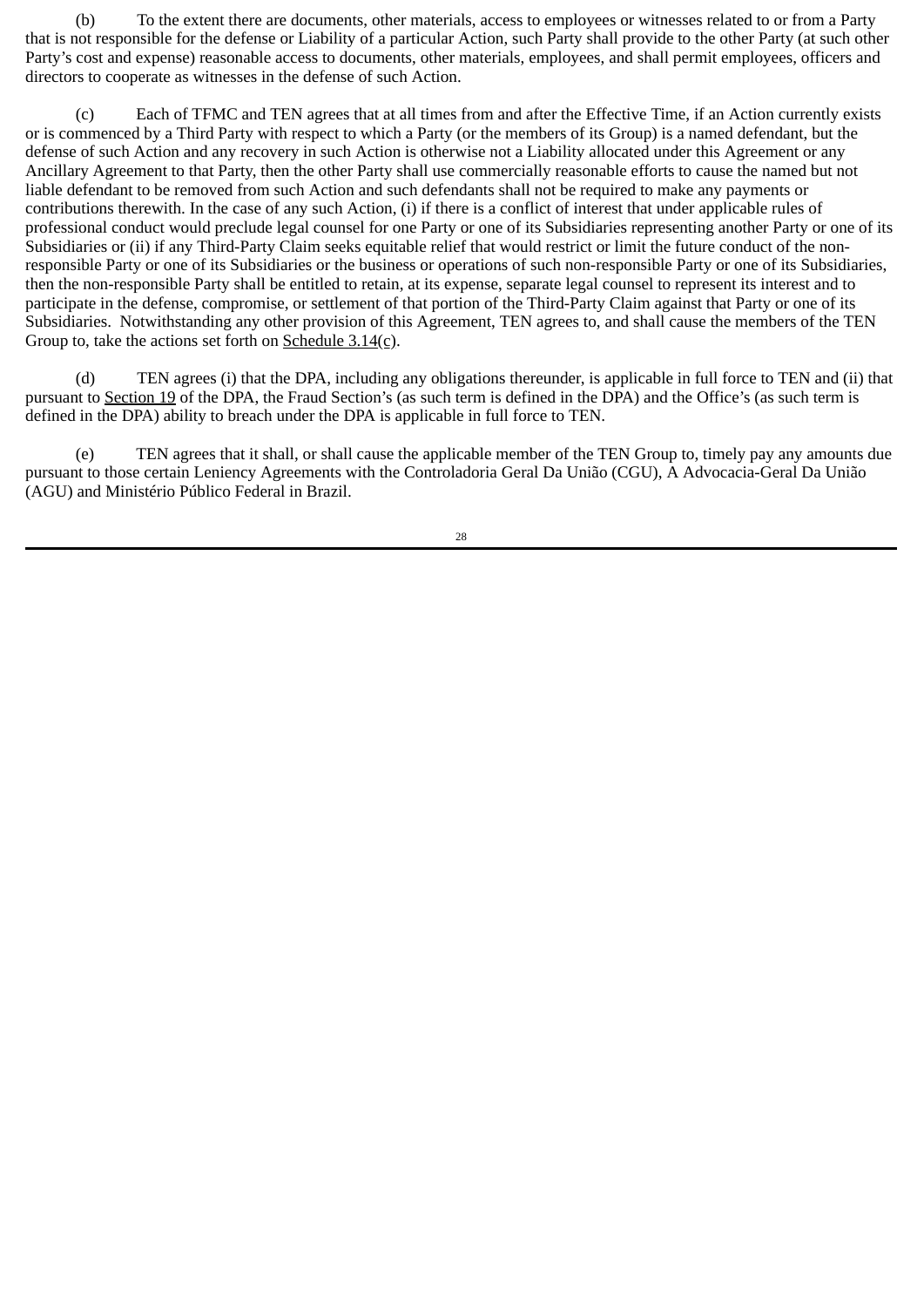(b) To the extent there are documents, other materials, access to employees or witnesses related to or from a Party that is not responsible for the defense or Liability of a particular Action, such Party shall provide to the other Party (at such other Party's cost and expense) reasonable access to documents, other materials, employees, and shall permit employees, officers and directors to cooperate as witnesses in the defense of such Action.

(c) Each of TFMC and TEN agrees that at all times from and after the Effective Time, if an Action currently exists or is commenced by a Third Party with respect to which a Party (or the members of its Group) is a named defendant, but the defense of such Action and any recovery in such Action is otherwise not a Liability allocated under this Agreement or any Ancillary Agreement to that Party, then the other Party shall use commercially reasonable efforts to cause the named but not liable defendant to be removed from such Action and such defendants shall not be required to make any payments or contributions therewith. In the case of any such Action, (i) if there is a conflict of interest that under applicable rules of professional conduct would preclude legal counsel for one Party or one of its Subsidiaries representing another Party or one of its Subsidiaries or (ii) if any Third-Party Claim seeks equitable relief that would restrict or limit the future conduct of the non-responsible Party or one of its Subsidiaries or the business or operations of such non-responsible Party or one of its Subsidiaries, then the non-responsible Party shall be entitled to retain, at its expense, separate legal counsel to represent its interest and to participate in the defense, compromise, or settlement of that portion of the Third-Party Claim against that Party or one of its Subsidiaries. Notwithstanding any other provision of this Agreement, TEN agrees to, and shall cause the members of the TEN Group to, take the actions set forth on Schedule 3.14(c).

(d) TEN agrees (i) that the DPA, including any obligations thereunder, is applicable in full force to TEN and (ii) that pursuant to Section 19 of the DPA, the Fraud Section's (as such term is defined in the DPA) and the Office's (as such term is defined in the DPA) ability to breach under the DPA is applicable in full force to TEN.

(e) TEN agrees that it shall, or shall cause the applicable member of the TEN Group to, timely pay any amounts due pursuant to those certain Leniency Agreements with the Controladoria Geral Da União (CGU), A Advocacia-Geral Da União (AGU) and Ministério Público Federal in Brazil.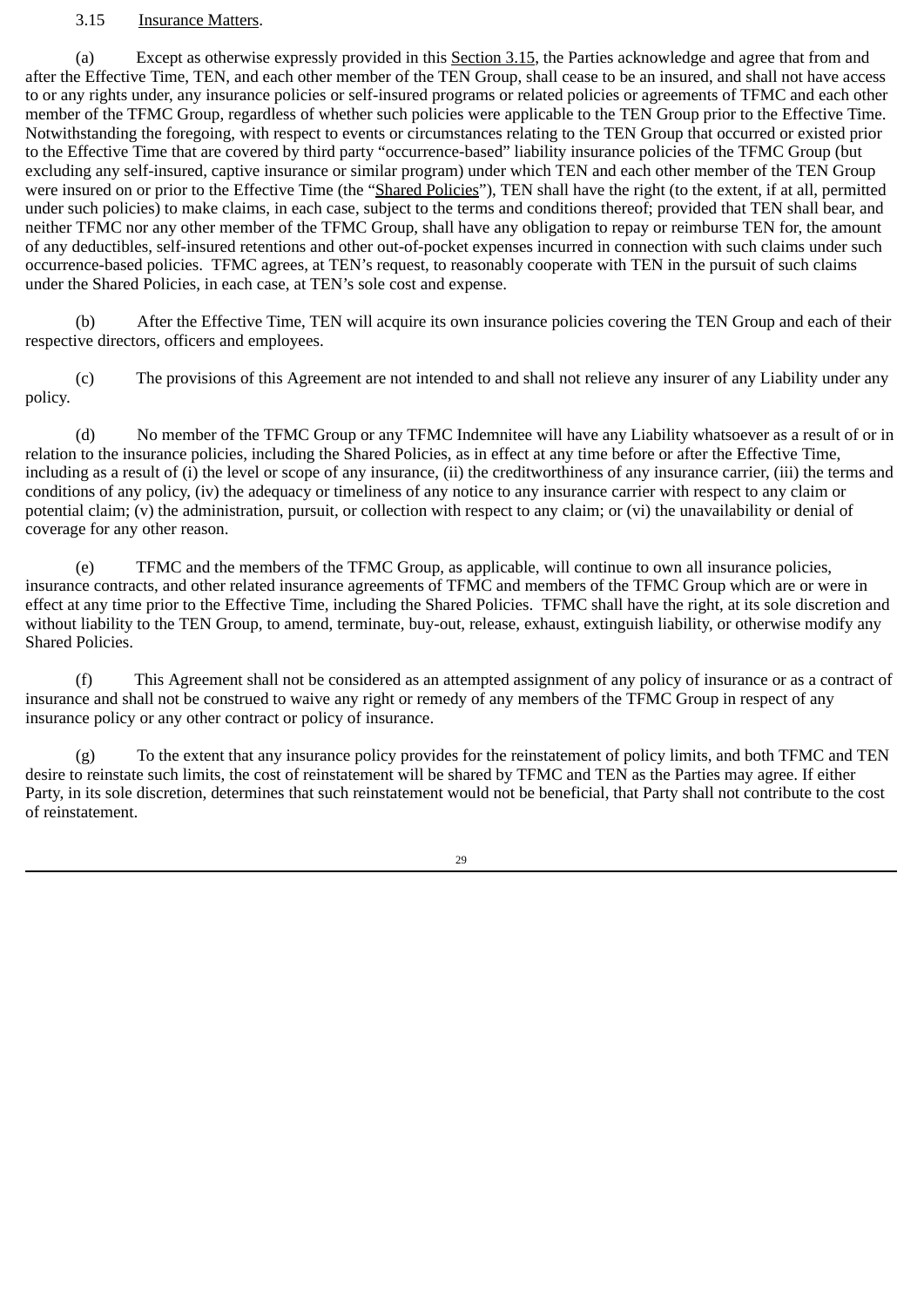3.15 Insurance Matters.

(a) Except as otherwise expressly provided in this Section 3.15, the Parties acknowledge and agree that from and after the Effective Time, TEN, and each other member of the TEN Group, shall cease to be an insured, and shall not have access to or any rights under, any insurance policies or self-insured programs or related policies or agreements of TFMC and each other member of the TFMC Group, regardless of whether such policies were applicable to the TEN Group prior to the Effective Time. Notwithstanding the foregoing, with respect to events or circumstances relating to the TEN Group that occurred or existed prior to the Effective Time that are covered by third party "occurrence-based" liability insurance policies of the TFMC Group (but excluding any self-insured, captive insurance or similar program) under which TEN and each other member of the TEN Group were insured on or prior to the Effective Time (the "Shared Policies"), TEN shall have the right (to the extent, if at all, permitted under such policies) to make claims, in each case, subject to the terms and conditions thereof; provided that TEN shall bear, and neither TFMC nor any other member of the TFMC Group, shall have any obligation to repay or reimburse TEN for, the amount of any deductibles, self-insured retentions and other out-of-pocket expenses incurred in connection with such claims under such occurrence-based policies. TFMC agrees, at TEN's request, to reasonably cooperate with TEN in the pursuit of such claims under the Shared Policies, in each case, at TEN's sole cost and expense.

(b) After the Effective Time, TEN will acquire its own insurance policies covering the TEN Group and each of their respective directors, officers and employees.

(c) The provisions of this Agreement are not intended to and shall not relieve any insurer of any Liability under any policy.

(d) No member of the TFMC Group or any TFMC Indemnitee will have any Liability whatsoever as a result of or in relation to the insurance policies, including the Shared Policies, as in effect at any time before or after the Effective Time, including as a result of (i) the level or scope of any insurance, (ii) the creditworthiness of any insurance carrier, (iii) the terms and conditions of any policy, (iv) the adequacy or timeliness of any notice to any insurance carrier with respect to any claim or potential claim; (v) the administration, pursuit, or collection with respect to any claim; or (vi) the unavailability or denial of coverage for any other reason.

(e) TFMC and the members of the TFMC Group, as applicable, will continue to own all insurance policies, insurance contracts, and other related insurance agreements of TFMC and members of the TFMC Group which are or were in effect at any time prior to the Effective Time, including the Shared Policies. TFMC shall have the right, at its sole discretion and without liability to the TEN Group, to amend, terminate, buy-out, release, exhaust, extinguish liability, or otherwise modify any Shared Policies.

(f) This Agreement shall not be considered as an attempted assignment of any policy of insurance or as a contract of insurance and shall not be construed to waive any right or remedy of any members of the TFMC Group in respect of any insurance policy or any other contract or policy of insurance.

(g) To the extent that any insurance policy provides for the reinstatement of policy limits, and both TFMC and TEN desire to reinstate such limits, the cost of reinstatement will be shared by TFMC and TEN as the Parties may agree. If either Party, in its sole discretion, determines that such reinstatement would not be beneficial, that Party shall not contribute to the cost of reinstatement.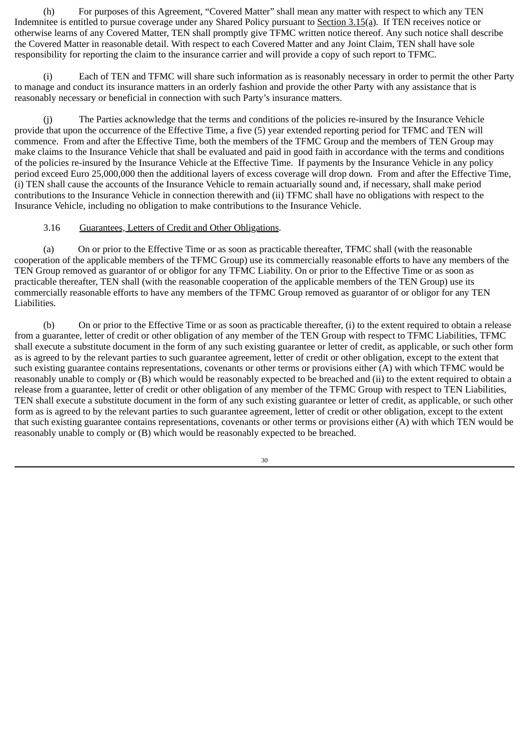(h) For purposes of this Agreement, "Covered Matter" shall mean any matter with respect to which any TEN Indemnitee is entitled to pursue coverage under any Shared Policy pursuant to Section 3.15(a). If TEN receives notice or otherwise learns of any Covered Matter, TEN shall promptly give TFMC written notice thereof. Any such notice shall describe the Covered Matter in reasonable detail. With respect to each Covered Matter and any Joint Claim, TEN shall have sole responsibility for reporting the claim to the insurance carrier and will provide a copy of such report to TFMC.

(i) Each of TEN and TFMC will share such information as is reasonably necessary in order to permit the other Party to manage and conduct its insurance matters in an orderly fashion and provide the other Party with any assistance that is reasonably necessary or beneficial in connection with such Party's insurance matters.

(j) The Parties acknowledge that the terms and conditions of the policies re-insured by the Insurance Vehicle provide that upon the occurrence of the Effective Time, a five (5) year extended reporting period for TFMC and TEN will commence. From and after the Effective Time, both the members of the TFMC Group and the members of TEN Group may make claims to the Insurance Vehicle that shall be evaluated and paid in good faith in accordance with the terms and conditions of the policies re-insured by the Insurance Vehicle at the Effective Time. If payments by the Insurance Vehicle in any policy period exceed Euro 25,000,000 then the additional layers of excess coverage will drop down. From and after the Effective Time, (i) TEN shall cause the accounts of the Insurance Vehicle to remain actuarially sound and, if necessary, shall make period contributions to the Insurance Vehicle in connection therewith and (ii) TFMC shall have no obligations with respect to the Insurance Vehicle, including no obligation to make contributions to the Insurance Vehicle.

3.16 Guarantees, Letters of Credit and Other Obligations.

(a) On or prior to the Effective Time or as soon as practicable thereafter, TFMC shall (with the reasonable cooperation of the applicable members of the TFMC Group) use its commercially reasonable efforts to have any members of the TEN Group removed as guarantor of or obligor for any TFMC Liability. On or prior to the Effective Time or as soon as practicable thereafter, TEN shall (with the reasonable cooperation of the applicable members of the TEN Group) use its commercially reasonable efforts to have any members of the TFMC Group removed as guarantor of or obligor for any TEN Liabilities.

(b) On or prior to the Effective Time or as soon as practicable thereafter, (i) to the extent required to obtain a release from a guarantee, letter of credit or other obligation of any member of the TEN Group with respect to TFMC Liabilities, TFMC shall execute a substitute document in the form of any such existing guarantee or letter of credit, as applicable, or such other form as is agreed to by the relevant parties to such guarantee agreement, letter of credit or other obligation, except to the extent that such existing guarantee contains representations, covenants or other terms or provisions either (A) with which TFMC would be reasonably unable to comply or (B) which would be reasonably expected to be breached and (ii) to the extent required to obtain a release from a guarantee, letter of credit or other obligation of any member of the TFMC Group with respect to TEN Liabilities, TEN shall execute a substitute document in the form of any such existing guarantee or letter of credit, as applicable, or such other form as is agreed to by the relevant parties to such guarantee agreement, letter of credit or other obligation, except to the extent that such existing guarantee contains representations, covenants or other terms or provisions either (A) with which TEN would be reasonably unable to comply or (B) which would be reasonably expected to be breached.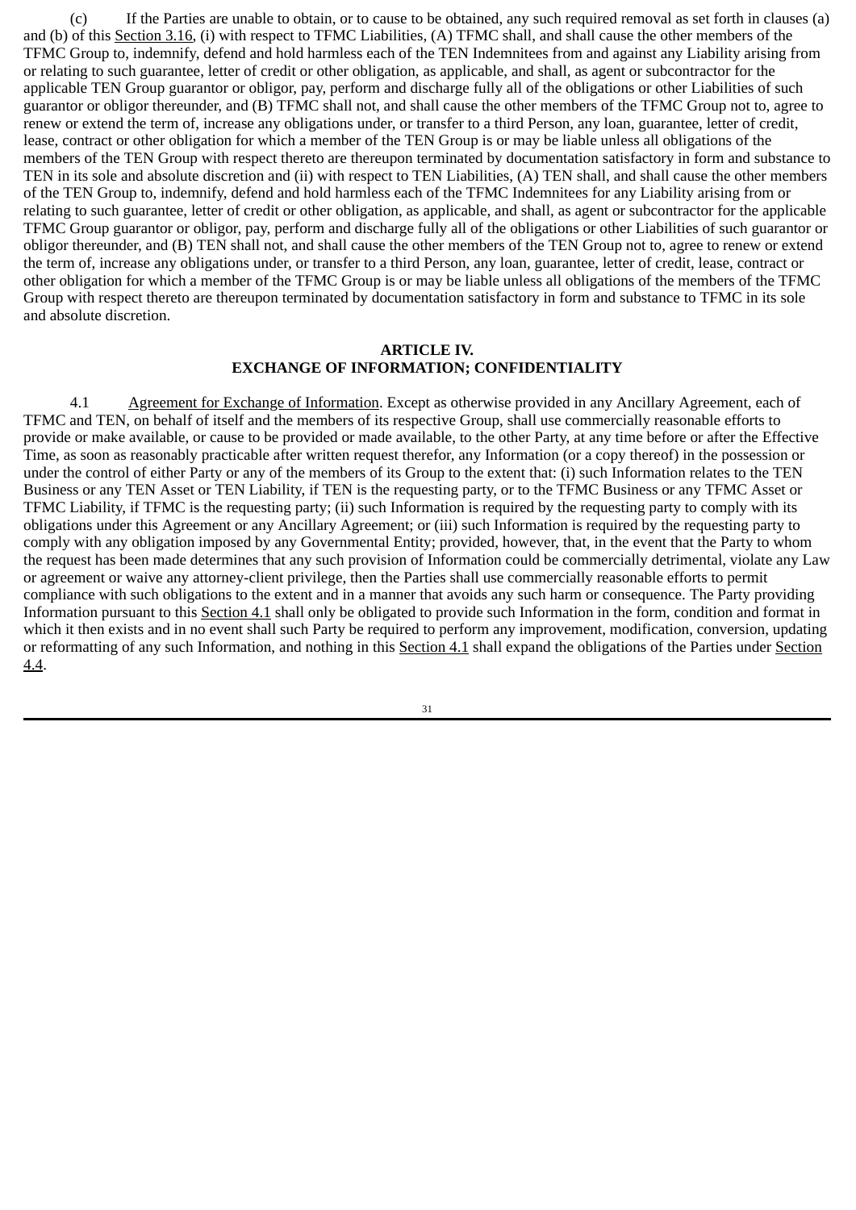(c) If the Parties are unable to obtain, or to cause to be obtained, any such required removal as set forth in clauses (a) and (b) of this Section 3.16, (i) with respect to TFMC Liabilities, (A) TFMC shall, and shall cause the other members of the TFMC Group to, indemnify, defend and hold harmless each of the TEN Indemnitees from and against any Liability arising from or relating to such guarantee, letter of credit or other obligation, as applicable, and shall, as agent or subcontractor for the applicable TEN Group guarantor or obligor, pay, perform and discharge fully all of the obligations or other Liabilities of such guarantor or obligor thereunder, and (B) TFMC shall not, and shall cause the other members of the TFMC Group not to, agree to renew or extend the term of, increase any obligations under, or transfer to a third Person, any loan, guarantee, letter of credit, lease, contract or other obligation for which a member of the TEN Group is or may be liable unless all obligations of the members of the TEN Group with respect thereto are thereupon terminated by documentation satisfactory in form and substance to TEN in its sole and absolute discretion and (ii) with respect to TEN Liabilities, (A) TEN shall, and shall cause the other members of the TEN Group to, indemnify, defend and hold harmless each of the TFMC Indemnitees for any Liability arising from or relating to such guarantee, letter of credit or other obligation, as applicable, and shall, as agent or subcontractor for the applicable TFMC Group guarantor or obligor, pay, perform and discharge fully all of the obligations or other Liabilities of such guarantor or obligor thereunder, and (B) TEN shall not, and shall cause the other members of the TEN Group not to, agree to renew or extend the term of, increase any obligations under, or transfer to a third Person, any loan, guarantee, letter of credit, lease, contract or other obligation for which a member of the TFMC Group is or may be liable unless all obligations of the members of the TFMC Group with respect thereto are thereupon terminated by documentation satisfactory in form and substance to TFMC in its sole and absolute discretion.

## ARTICLE IV. EXCHANGE OF INFORMATION; CONFIDENTIALITY

4.1 Agreement for Exchange of Information. Except as otherwise provided in any Ancillary Agreement, each of TFMC and TEN, on behalf of itself and the members of its respective Group, shall use commercially reasonable efforts to provide or make available, or cause to be provided or made available, to the other Party, at any time before or after the Effective Time, as soon as reasonably practicable after written request therefor, any Information (or a copy thereof) in the possession or under the control of either Party or any of the members of its Group to the extent that: (i) such Information relates to the TEN Business or any TEN Asset or TEN Liability, if TEN is the requesting party, or to the TFMC Business or any TFMC Asset or TFMC Liability, if TFMC is the requesting party; (ii) such Information is required by the requesting party to comply with its obligations under this Agreement or any Ancillary Agreement; or (iii) such Information is required by the requesting party to comply with any obligation imposed by any Governmental Entity; provided, however, that, in the event that the Party to whom the request has been made determines that any such provision of Information could be commercially detrimental, violate any Law or agreement or waive any attorney-client privilege, then the Parties shall use commercially reasonable efforts to permit compliance with such obligations to the extent and in a manner that avoids any such harm or consequence. The Party providing Information pursuant to this Section 4.1 shall only be obligated to provide such Information in the form, condition and format in which it then exists and in no event shall such Party be required to perform any improvement, modification, conversion, updating or reformatting of any such Information, and nothing in this Section 4.1 shall expand the obligations of the Parties under Section 4.4.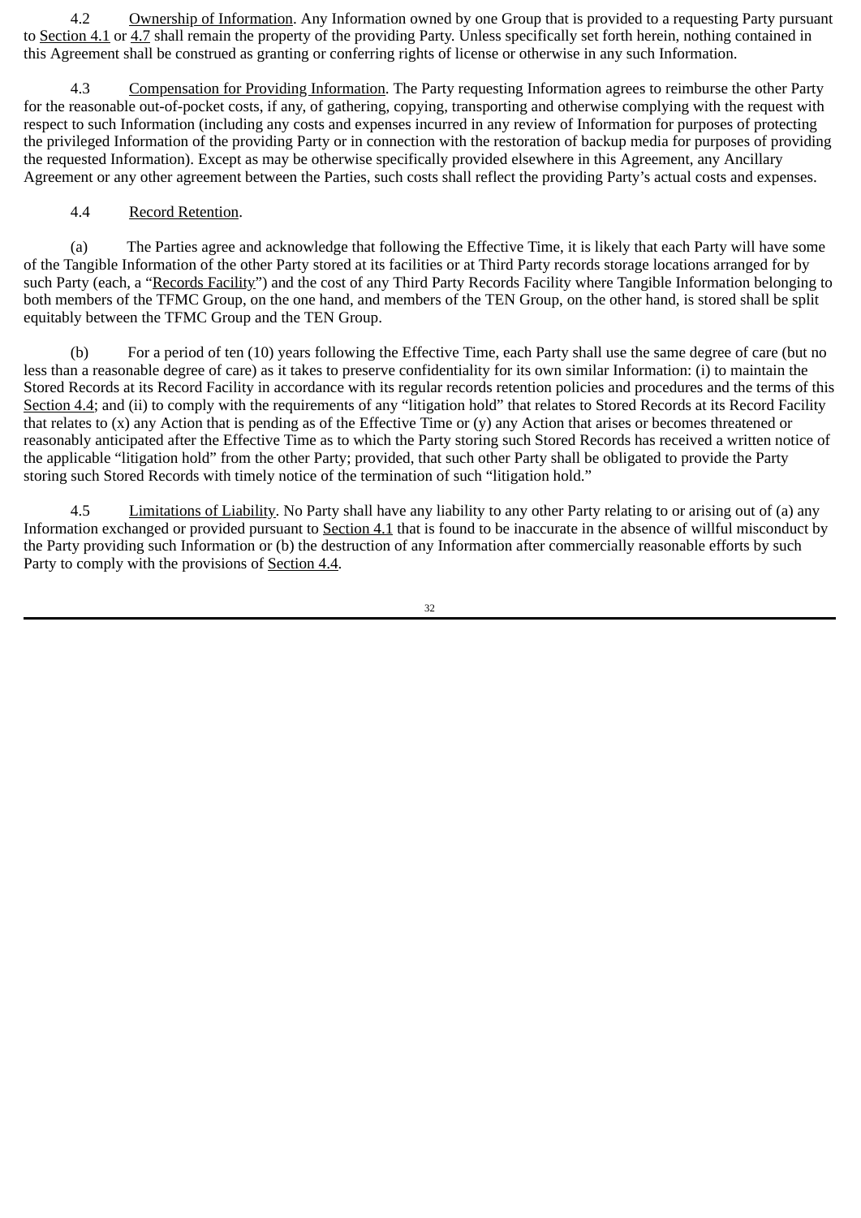4.2 Ownership of Information. Any Information owned by one Group that is provided to a requesting Party pursuant to Section 4.1 or 4.7 shall remain the property of the providing Party. Unless specifically set forth herein, nothing contained in this Agreement shall be construed as granting or conferring rights of license or otherwise in any such Information.

4.3 Compensation for Providing Information. The Party requesting Information agrees to reimburse the other Party for the reasonable out-of-pocket costs, if any, of gathering, copying, transporting and otherwise complying with the request with respect to such Information (including any costs and expenses incurred in any review of Information for purposes of protecting the privileged Information of the providing Party or in connection with the restoration of backup media for purposes of providing the requested Information). Except as may be otherwise specifically provided elsewhere in this Agreement, any Ancillary Agreement or any other agreement between the Parties, such costs shall reflect the providing Party's actual costs and expenses.

4.4 Record Retention.

(a) The Parties agree and acknowledge that following the Effective Time, it is likely that each Party will have some of the Tangible Information of the other Party stored at its facilities or at Third Party records storage locations arranged for by such Party (each, a "Records Facility") and the cost of any Third Party Records Facility where Tangible Information belonging to both members of the TFMC Group, on the one hand, and members of the TEN Group, on the other hand, is stored shall be split equitably between the TFMC Group and the TEN Group.

(b) For a period of ten (10) years following the Effective Time, each Party shall use the same degree of care (but no less than a reasonable degree of care) as it takes to preserve confidentiality for its own similar Information: (i) to maintain the Stored Records at its Record Facility in accordance with its regular records retention policies and procedures and the terms of this Section 4.4; and (ii) to comply with the requirements of any "litigation hold" that relates to Stored Records at its Record Facility that relates to (x) any Action that is pending as of the Effective Time or (y) any Action that arises or becomes threatened or reasonably anticipated after the Effective Time as to which the Party storing such Stored Records has received a written notice of the applicable "litigation hold" from the other Party; provided, that such other Party shall be obligated to provide the Party storing such Stored Records with timely notice of the termination of such "litigation hold."

4.5 Limitations of Liability. No Party shall have any liability to any other Party relating to or arising out of (a) any Information exchanged or provided pursuant to Section 4.1 that is found to be inaccurate in the absence of willful misconduct by the Party providing such Information or (b) the destruction of any Information after commercially reasonable efforts by such Party to comply with the provisions of Section 4.4.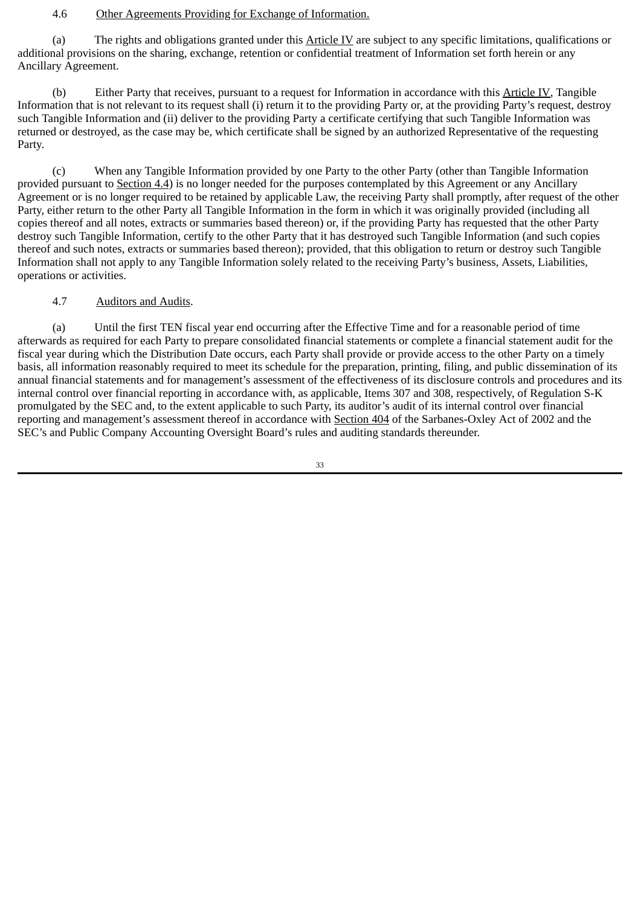4.6 Other Agreements Providing for Exchange of Information.

(a) The rights and obligations granted under this Article IV are subject to any specific limitations, qualifications or additional provisions on the sharing, exchange, retention or confidential treatment of Information set forth herein or any Ancillary Agreement.

(b) Either Party that receives, pursuant to a request for Information in accordance with this Article IV, Tangible Information that is not relevant to its request shall (i) return it to the providing Party or, at the providing Party's request, destroy such Tangible Information and (ii) deliver to the providing Party a certificate certifying that such Tangible Information was returned or destroyed, as the case may be, which certificate shall be signed by an authorized Representative of the requesting Party.

(c) When any Tangible Information provided by one Party to the other Party (other than Tangible Information provided pursuant to Section 4.4) is no longer needed for the purposes contemplated by this Agreement or any Ancillary Agreement or is no longer required to be retained by applicable Law, the receiving Party shall promptly, after request of the other Party, either return to the other Party all Tangible Information in the form in which it was originally provided (including all copies thereof and all notes, extracts or summaries based thereon) or, if the providing Party has requested that the other Party destroy such Tangible Information, certify to the other Party that it has destroyed such Tangible Information (and such copies thereof and such notes, extracts or summaries based thereon); provided, that this obligation to return or destroy such Tangible Information shall not apply to any Tangible Information solely related to the receiving Party's business, Assets, Liabilities, operations or activities.

4.7 Auditors and Audits.

(a) Until the first TEN fiscal year end occurring after the Effective Time and for a reasonable period of time afterwards as required for each Party to prepare consolidated financial statements or complete a financial statement audit for the fiscal year during which the Distribution Date occurs, each Party shall provide or provide access to the other Party on a timely basis, all information reasonably required to meet its schedule for the preparation, printing, filing, and public dissemination of its annual financial statements and for management's assessment of the effectiveness of its disclosure controls and procedures and its internal control over financial reporting in accordance with, as applicable, Items 307 and 308, respectively, of Regulation S-K promulgated by the SEC and, to the extent applicable to such Party, its auditor's audit of its internal control over financial reporting and management's assessment thereof in accordance with Section 404 of the Sarbanes-Oxley Act of 2002 and the SEC's and Public Company Accounting Oversight Board's rules and auditing standards thereunder.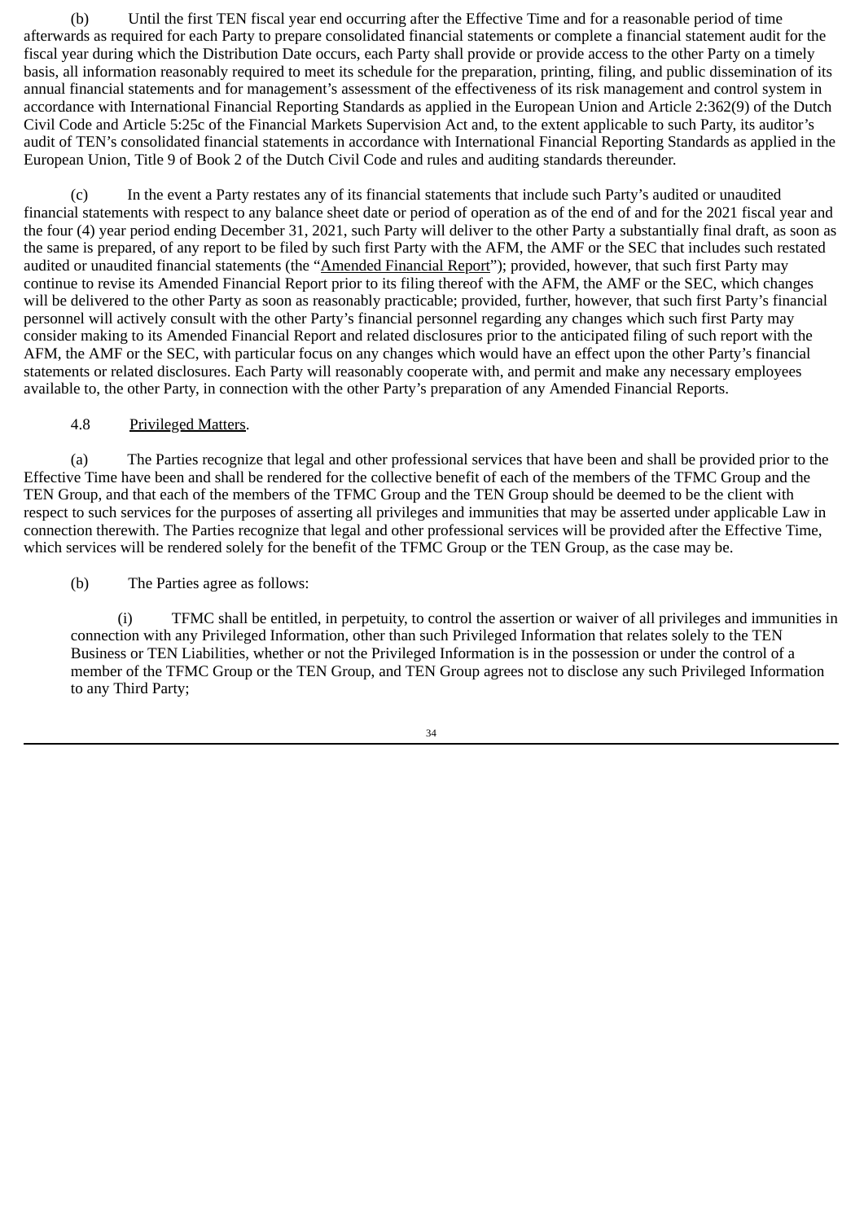(b) Until the first TEN fiscal year end occurring after the Effective Time and for a reasonable period of time afterwards as required for each Party to prepare consolidated financial statements or complete a financial statement audit for the fiscal year during which the Distribution Date occurs, each Party shall provide or provide access to the other Party on a timely basis, all information reasonably required to meet its schedule for the preparation, printing, filing, and public dissemination of its annual financial statements and for management's assessment of the effectiveness of its risk management and control system in accordance with International Financial Reporting Standards as applied in the European Union and Article 2:362(9) of the Dutch Civil Code and Article 5:25c of the Financial Markets Supervision Act and, to the extent applicable to such Party, its auditor's audit of TEN's consolidated financial statements in accordance with International Financial Reporting Standards as applied in the European Union, Title 9 of Book 2 of the Dutch Civil Code and rules and auditing standards thereunder.

(c) In the event a Party restates any of its financial statements that include such Party's audited or unaudited financial statements with respect to any balance sheet date or period of operation as of the end of and for the 2021 fiscal year and the four (4) year period ending December 31, 2021, such Party will deliver to the other Party a substantially final draft, as soon as the same is prepared, of any report to be filed by such first Party with the AFM, the AMF or the SEC that includes such restated audited or unaudited financial statements (the "Amended Financial Report"); provided, however, that such first Party may continue to revise its Amended Financial Report prior to its filing thereof with the AFM, the AMF or the SEC, which changes will be delivered to the other Party as soon as reasonably practicable; provided, further, however, that such first Party's financial personnel will actively consult with the other Party's financial personnel regarding any changes which such first Party may consider making to its Amended Financial Report and related disclosures prior to the anticipated filing of such report with the AFM, the AMF or the SEC, with particular focus on any changes which would have an effect upon the other Party's financial statements or related disclosures. Each Party will reasonably cooperate with, and permit and make any necessary employees available to, the other Party, in connection with the other Party's preparation of any Amended Financial Reports.

4.8 Privileged Matters.

(a) The Parties recognize that legal and other professional services that have been and shall be provided prior to the Effective Time have been and shall be rendered for the collective benefit of each of the members of the TFMC Group and the TEN Group, and that each of the members of the TFMC Group and the TEN Group should be deemed to be the client with respect to such services for the purposes of asserting all privileges and immunities that may be asserted under applicable Law in connection therewith. The Parties recognize that legal and other professional services will be provided after the Effective Time, which services will be rendered solely for the benefit of the TFMC Group or the TEN Group, as the case may be.

(b) The Parties agree as follows:

(i) TFMC shall be entitled, in perpetuity, to control the assertion or waiver of all privileges and immunities in connection with any Privileged Information, other than such Privileged Information that relates solely to the TEN Business or TEN Liabilities, whether or not the Privileged Information is in the possession or under the control of a member of the TFMC Group or the TEN Group, and TEN Group agrees not to disclose any such Privileged Information to any Third Party;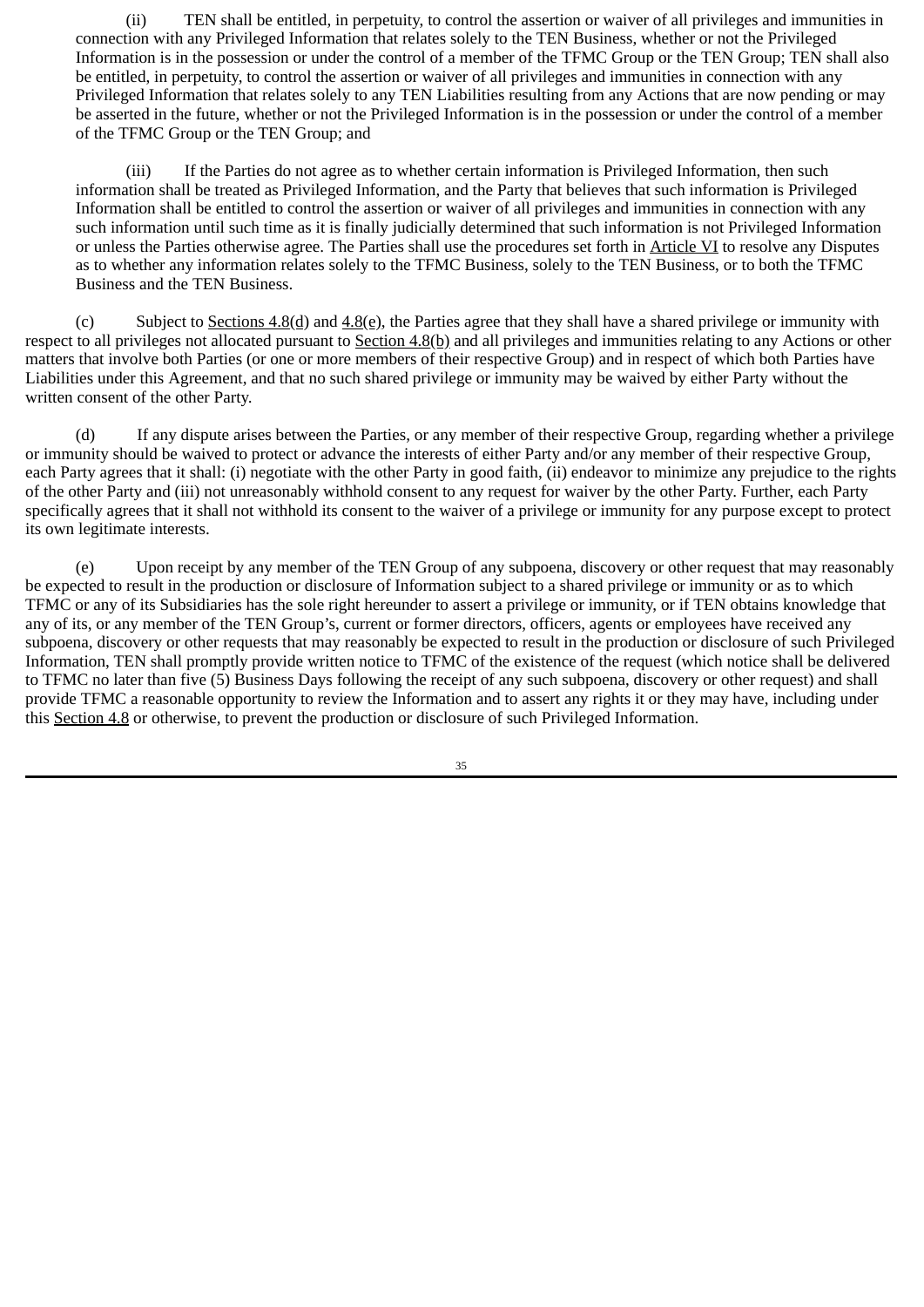(ii) TEN shall be entitled, in perpetuity, to control the assertion or waiver of all privileges and immunities in connection with any Privileged Information that relates solely to the TEN Business, whether or not the Privileged Information is in the possession or under the control of a member of the TFMC Group or the TEN Group; TEN shall also be entitled, in perpetuity, to control the assertion or waiver of all privileges and immunities in connection with any Privileged Information that relates solely to any TEN Liabilities resulting from any Actions that are now pending or may be asserted in the future, whether or not the Privileged Information is in the possession or under the control of a member of the TFMC Group or the TEN Group; and

(iii) If the Parties do not agree as to whether certain information is Privileged Information, then such information shall be treated as Privileged Information, and the Party that believes that such information is Privileged Information shall be entitled to control the assertion or waiver of all privileges and immunities in connection with any such information until such time as it is finally judicially determined that such information is not Privileged Information or unless the Parties otherwise agree. The Parties shall use the procedures set forth in Article VI to resolve any Disputes as to whether any information relates solely to the TFMC Business, solely to the TEN Business, or to both the TFMC Business and the TEN Business.

(c) Subject to Sections 4.8(d) and 4.8(e), the Parties agree that they shall have a shared privilege or immunity with respect to all privileges not allocated pursuant to Section 4.8(b) and all privileges and immunities relating to any Actions or other matters that involve both Parties (or one or more members of their respective Group) and in respect of which both Parties have Liabilities under this Agreement, and that no such shared privilege or immunity may be waived by either Party without the written consent of the other Party.

(d) If any dispute arises between the Parties, or any member of their respective Group, regarding whether a privilege or immunity should be waived to protect or advance the interests of either Party and/or any member of their respective Group, each Party agrees that it shall: (i) negotiate with the other Party in good faith, (ii) endeavor to minimize any prejudice to the rights of the other Party and (iii) not unreasonably withhold consent to any request for waiver by the other Party. Further, each Party specifically agrees that it shall not withhold its consent to the waiver of a privilege or immunity for any purpose except to protect its own legitimate interests.

(e) Upon receipt by any member of the TEN Group of any subpoena, discovery or other request that may reasonably be expected to result in the production or disclosure of Information subject to a shared privilege or immunity or as to which TFMC or any of its Subsidiaries has the sole right hereunder to assert a privilege or immunity, or if TEN obtains knowledge that any of its, or any member of the TEN Group's, current or former directors, officers, agents or employees have received any subpoena, discovery or other requests that may reasonably be expected to result in the production or disclosure of such Privileged Information, TEN shall promptly provide written notice to TFMC of the existence of the request (which notice shall be delivered to TFMC no later than five (5) Business Days following the receipt of any such subpoena, discovery or other request) and shall provide TFMC a reasonable opportunity to review the Information and to assert any rights it or they may have, including under this Section 4.8 or otherwise, to prevent the production or disclosure of such Privileged Information.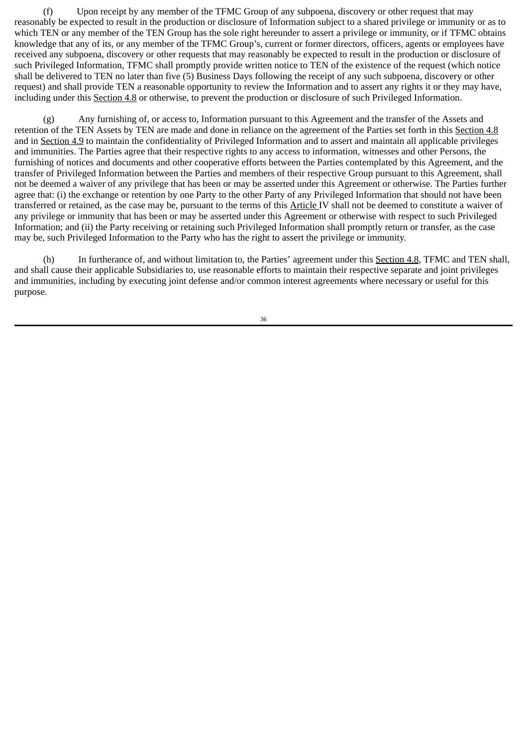(f) Upon receipt by any member of the TFMC Group of any subpoena, discovery or other request that may reasonably be expected to result in the production or disclosure of Information subject to a shared privilege or immunity or as to which TEN or any member of the TEN Group has the sole right hereunder to assert a privilege or immunity, or if TFMC obtains knowledge that any of its, or any member of the TFMC Group's, current or former directors, officers, agents or employees have received any subpoena, discovery or other requests that may reasonably be expected to result in the production or disclosure of such Privileged Information, TFMC shall promptly provide written notice to TEN of the existence of the request (which notice shall be delivered to TEN no later than five (5) Business Days following the receipt of any such subpoena, discovery or other request) and shall provide TEN a reasonable opportunity to review the Information and to assert any rights it or they may have, including under this Section 4.8 or otherwise, to prevent the production or disclosure of such Privileged Information.

(g) Any furnishing of, or access to, Information pursuant to this Agreement and the transfer of the Assets and retention of the TEN Assets by TEN are made and done in reliance on the agreement of the Parties set forth in this Section 4.8 and in Section 4.9 to maintain the confidentiality of Privileged Information and to assert and maintain all applicable privileges and immunities. The Parties agree that their respective rights to any access to information, witnesses and other Persons, the furnishing of notices and documents and other cooperative efforts between the Parties contemplated by this Agreement, and the transfer of Privileged Information between the Parties and members of their respective Group pursuant to this Agreement, shall not be deemed a waiver of any privilege that has been or may be asserted under this Agreement or otherwise. The Parties further agree that: (i) the exchange or retention by one Party to the other Party of any Privileged Information that should not have been transferred or retained, as the case may be, pursuant to the terms of this Article IV shall not be deemed to constitute a waiver of any privilege or immunity that has been or may be asserted under this Agreement or otherwise with respect to such Privileged Information; and (ii) the Party receiving or retaining such Privileged Information shall promptly return or transfer, as the case may be, such Privileged Information to the Party who has the right to assert the privilege or immunity.

(h) In furtherance of, and without limitation to, the Parties' agreement under this Section 4.8, TFMC and TEN shall, and shall cause their applicable Subsidiaries to, use reasonable efforts to maintain their respective separate and joint privileges and immunities, including by executing joint defense and/or common interest agreements where necessary or useful for this purpose.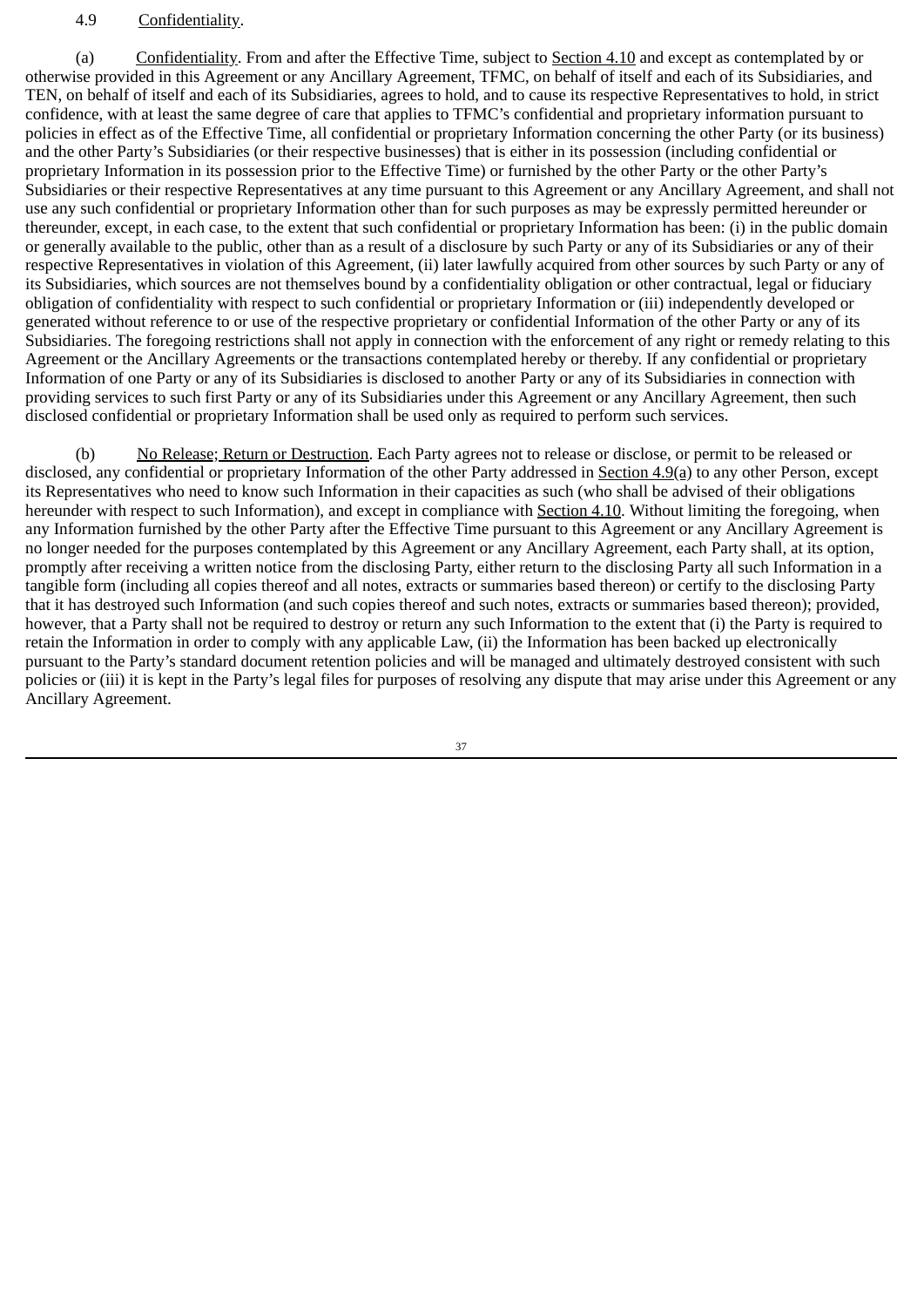4.9 Confidentiality.

(a) Confidentiality. From and after the Effective Time, subject to Section 4.10 and except as contemplated by or otherwise provided in this Agreement or any Ancillary Agreement, TFMC, on behalf of itself and each of its Subsidiaries, and TEN, on behalf of itself and each of its Subsidiaries, agrees to hold, and to cause its respective Representatives to hold, in strict confidence, with at least the same degree of care that applies to TFMC's confidential and proprietary information pursuant to policies in effect as of the Effective Time, all confidential or proprietary Information concerning the other Party (or its business) and the other Party's Subsidiaries (or their respective businesses) that is either in its possession (including confidential or proprietary Information in its possession prior to the Effective Time) or furnished by the other Party or the other Party's Subsidiaries or their respective Representatives at any time pursuant to this Agreement or any Ancillary Agreement, and shall not use any such confidential or proprietary Information other than for such purposes as may be expressly permitted hereunder or thereunder, except, in each case, to the extent that such confidential or proprietary Information has been: (i) in the public domain or generally available to the public, other than as a result of a disclosure by such Party or any of its Subsidiaries or any of their respective Representatives in violation of this Agreement, (ii) later lawfully acquired from other sources by such Party or any of its Subsidiaries, which sources are not themselves bound by a confidentiality obligation or other contractual, legal or fiduciary obligation of confidentiality with respect to such confidential or proprietary Information or (iii) independently developed or generated without reference to or use of the respective proprietary or confidential Information of the other Party or any of its Subsidiaries. The foregoing restrictions shall not apply in connection with the enforcement of any right or remedy relating to this Agreement or the Ancillary Agreements or the transactions contemplated hereby or thereby. If any confidential or proprietary Information of one Party or any of its Subsidiaries is disclosed to another Party or any of its Subsidiaries in connection with providing services to such first Party or any of its Subsidiaries under this Agreement or any Ancillary Agreement, then such disclosed confidential or proprietary Information shall be used only as required to perform such services.

(b) No Release; Return or Destruction. Each Party agrees not to release or disclose, or permit to be released or disclosed, any confidential or proprietary Information of the other Party addressed in Section 4.9(a) to any other Person, except its Representatives who need to know such Information in their capacities as such (who shall be advised of their obligations hereunder with respect to such Information), and except in compliance with Section 4.10. Without limiting the foregoing, when any Information furnished by the other Party after the Effective Time pursuant to this Agreement or any Ancillary Agreement is no longer needed for the purposes contemplated by this Agreement or any Ancillary Agreement, each Party shall, at its option, promptly after receiving a written notice from the disclosing Party, either return to the disclosing Party all such Information in a tangible form (including all copies thereof and all notes, extracts or summaries based thereon) or certify to the disclosing Party that it has destroyed such Information (and such copies thereof and such notes, extracts or summaries based thereon); provided, however, that a Party shall not be required to destroy or return any such Information to the extent that (i) the Party is required to retain the Information in order to comply with any applicable Law, (ii) the Information has been backed up electronically pursuant to the Party's standard document retention policies and will be managed and ultimately destroyed consistent with such policies or (iii) it is kept in the Party's legal files for purposes of resolving any dispute that may arise under this Agreement or any Ancillary Agreement.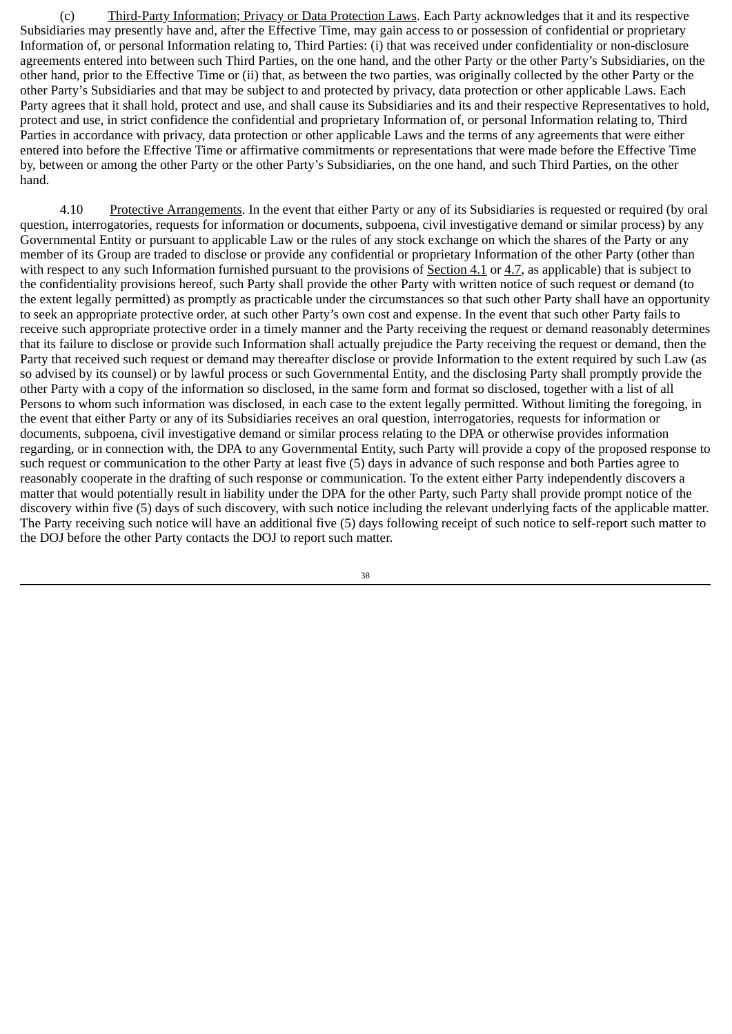(c) Third-Party Information; Privacy or Data Protection Laws. Each Party acknowledges that it and its respective Subsidiaries may presently have and, after the Effective Time, may gain access to or possession of confidential or proprietary Information of, or personal Information relating to, Third Parties: (i) that was received under confidentiality or non-disclosure agreements entered into between such Third Parties, on the one hand, and the other Party or the other Party's Subsidiaries, on the other hand, prior to the Effective Time or (ii) that, as between the two parties, was originally collected by the other Party or the other Party's Subsidiaries and that may be subject to and protected by privacy, data protection or other applicable Laws. Each Party agrees that it shall hold, protect and use, and shall cause its Subsidiaries and its and their respective Representatives to hold, protect and use, in strict confidence the confidential and proprietary Information of, or personal Information relating to, Third Parties in accordance with privacy, data protection or other applicable Laws and the terms of any agreements that were either entered into before the Effective Time or affirmative commitments or representations that were made before the Effective Time by, between or among the other Party or the other Party's Subsidiaries, on the one hand, and such Third Parties, on the other hand.

4.10 Protective Arrangements. In the event that either Party or any of its Subsidiaries is requested or required (by oral question, interrogatories, requests for information or documents, subpoena, civil investigative demand or similar process) by any Governmental Entity or pursuant to applicable Law or the rules of any stock exchange on which the shares of the Party or any member of its Group are traded to disclose or provide any confidential or proprietary Information of the other Party (other than with respect to any such Information furnished pursuant to the provisions of Section 4.1 or 4.7, as applicable) that is subject to the confidentiality provisions hereof, such Party shall provide the other Party with written notice of such request or demand (to the extent legally permitted) as promptly as practicable under the circumstances so that such other Party shall have an opportunity to seek an appropriate protective order, at such other Party's own cost and expense. In the event that such other Party fails to receive such appropriate protective order in a timely manner and the Party receiving the request or demand reasonably determines that its failure to disclose or provide such Information shall actually prejudice the Party receiving the request or demand, then the Party that received such request or demand may thereafter disclose or provide Information to the extent required by such Law (as so advised by its counsel) or by lawful process or such Governmental Entity, and the disclosing Party shall promptly provide the other Party with a copy of the information so disclosed, in the same form and format so disclosed, together with a list of all Persons to whom such information was disclosed, in each case to the extent legally permitted. Without limiting the foregoing, in the event that either Party or any of its Subsidiaries receives an oral question, interrogatories, requests for information or documents, subpoena, civil investigative demand or similar process relating to the DPA or otherwise provides information regarding, or in connection with, the DPA to any Governmental Entity, such Party will provide a copy of the proposed response to such request or communication to the other Party at least five (5) days in advance of such response and both Parties agree to reasonably cooperate in the drafting of such response or communication. To the extent either Party independently discovers a matter that would potentially result in liability under the DPA for the other Party, such Party shall provide prompt notice of the discovery within five (5) days of such discovery, with such notice including the relevant underlying facts of the applicable matter. The Party receiving such notice will have an additional five (5) days following receipt of such notice to self-report such matter to the DOJ before the other Party contacts the DOJ to report such matter.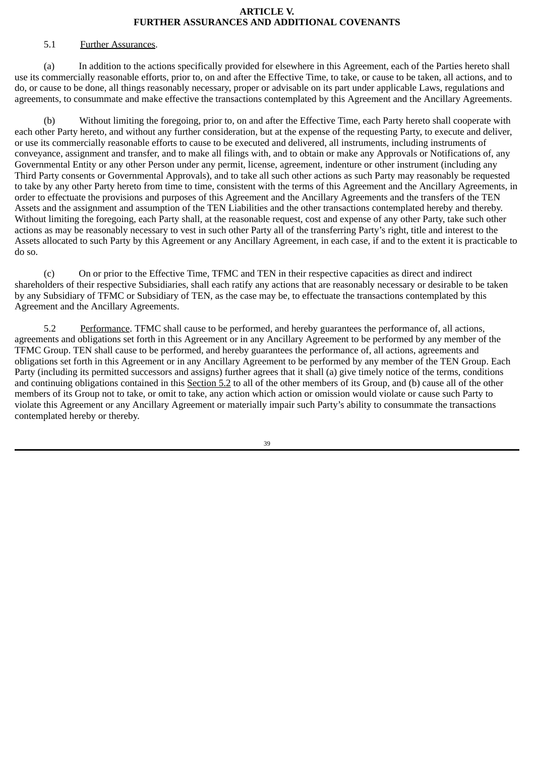## ARTICLE V.
## FURTHER ASSURANCES AND ADDITIONAL COVENANTS

5.1 Further Assurances.

(a) In addition to the actions specifically provided for elsewhere in this Agreement, each of the Parties hereto shall use its commercially reasonable efforts, prior to, on and after the Effective Time, to take, or cause to be taken, all actions, and to do, or cause to be done, all things reasonably necessary, proper or advisable on its part under applicable Laws, regulations and agreements, to consummate and make effective the transactions contemplated by this Agreement and the Ancillary Agreements.

(b) Without limiting the foregoing, prior to, on and after the Effective Time, each Party hereto shall cooperate with each other Party hereto, and without any further consideration, but at the expense of the requesting Party, to execute and deliver, or use its commercially reasonable efforts to cause to be executed and delivered, all instruments, including instruments of conveyance, assignment and transfer, and to make all filings with, and to obtain or make any Approvals or Notifications of, any Governmental Entity or any other Person under any permit, license, agreement, indenture or other instrument (including any Third Party consents or Governmental Approvals), and to take all such other actions as such Party may reasonably be requested to take by any other Party hereto from time to time, consistent with the terms of this Agreement and the Ancillary Agreements, in order to effectuate the provisions and purposes of this Agreement and the Ancillary Agreements and the transfers of the TEN Assets and the assignment and assumption of the TEN Liabilities and the other transactions contemplated hereby and thereby. Without limiting the foregoing, each Party shall, at the reasonable request, cost and expense of any other Party, take such other actions as may be reasonably necessary to vest in such other Party all of the transferring Party's right, title and interest to the Assets allocated to such Party by this Agreement or any Ancillary Agreement, in each case, if and to the extent it is practicable to do so.

(c) On or prior to the Effective Time, TFMC and TEN in their respective capacities as direct and indirect shareholders of their respective Subsidiaries, shall each ratify any actions that are reasonably necessary or desirable to be taken by any Subsidiary of TFMC or Subsidiary of TEN, as the case may be, to effectuate the transactions contemplated by this Agreement and the Ancillary Agreements.

5.2 Performance. TFMC shall cause to be performed, and hereby guarantees the performance of, all actions, agreements and obligations set forth in this Agreement or in any Ancillary Agreement to be performed by any member of the TFMC Group. TEN shall cause to be performed, and hereby guarantees the performance of, all actions, agreements and obligations set forth in this Agreement or in any Ancillary Agreement to be performed by any member of the TEN Group. Each Party (including its permitted successors and assigns) further agrees that it shall (a) give timely notice of the terms, conditions and continuing obligations contained in this Section 5.2 to all of the other members of its Group, and (b) cause all of the other members of its Group not to take, or omit to take, any action which action or omission would violate or cause such Party to violate this Agreement or any Ancillary Agreement or materially impair such Party's ability to consummate the transactions contemplated hereby or thereby.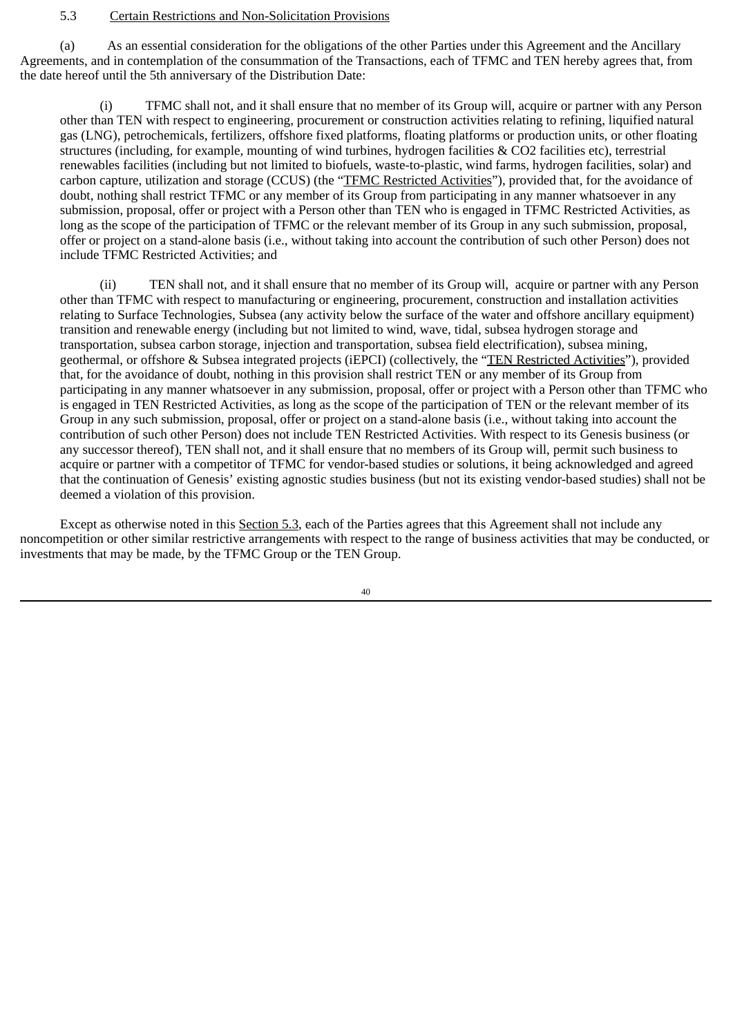5.3 Certain Restrictions and Non-Solicitation Provisions

(a) As an essential consideration for the obligations of the other Parties under this Agreement and the Ancillary Agreements, and in contemplation of the consummation of the Transactions, each of TFMC and TEN hereby agrees that, from the date hereof until the 5th anniversary of the Distribution Date:

(i) TFMC shall not, and it shall ensure that no member of its Group will, acquire or partner with any Person other than TEN with respect to engineering, procurement or construction activities relating to refining, liquified natural gas (LNG), petrochemicals, fertilizers, offshore fixed platforms, floating platforms or production units, or other floating structures (including, for example, mounting of wind turbines, hydrogen facilities & CO2 facilities etc), terrestrial renewables facilities (including but not limited to biofuels, waste-to-plastic, wind farms, hydrogen facilities, solar) and carbon capture, utilization and storage (CCUS) (the "TFMC Restricted Activities"), provided that, for the avoidance of doubt, nothing shall restrict TFMC or any member of its Group from participating in any manner whatsoever in any submission, proposal, offer or project with a Person other than TEN who is engaged in TFMC Restricted Activities, as long as the scope of the participation of TFMC or the relevant member of its Group in any such submission, proposal, offer or project on a stand-alone basis (i.e., without taking into account the contribution of such other Person) does not include TFMC Restricted Activities; and

(ii) TEN shall not, and it shall ensure that no member of its Group will, acquire or partner with any Person other than TFMC with respect to manufacturing or engineering, procurement, construction and installation activities relating to Surface Technologies, Subsea (any activity below the surface of the water and offshore ancillary equipment) transition and renewable energy (including but not limited to wind, wave, tidal, subsea hydrogen storage and transportation, subsea carbon storage, injection and transportation, subsea field electrification), subsea mining, geothermal, or offshore & Subsea integrated projects (iEPCI) (collectively, the "TEN Restricted Activities"), provided that, for the avoidance of doubt, nothing in this provision shall restrict TEN or any member of its Group from participating in any manner whatsoever in any submission, proposal, offer or project with a Person other than TFMC who is engaged in TEN Restricted Activities, as long as the scope of the participation of TEN or the relevant member of its Group in any such submission, proposal, offer or project on a stand-alone basis (i.e., without taking into account the contribution of such other Person) does not include TEN Restricted Activities. With respect to its Genesis business (or any successor thereof), TEN shall not, and it shall ensure that no members of its Group will, permit such business to acquire or partner with a competitor of TFMC for vendor-based studies or solutions, it being acknowledged and agreed that the continuation of Genesis' existing agnostic studies business (but not its existing vendor-based studies) shall not be deemed a violation of this provision.

Except as otherwise noted in this Section 5.3, each of the Parties agrees that this Agreement shall not include any noncompetition or other similar restrictive arrangements with respect to the range of business activities that may be conducted, or investments that may be made, by the TFMC Group or the TEN Group.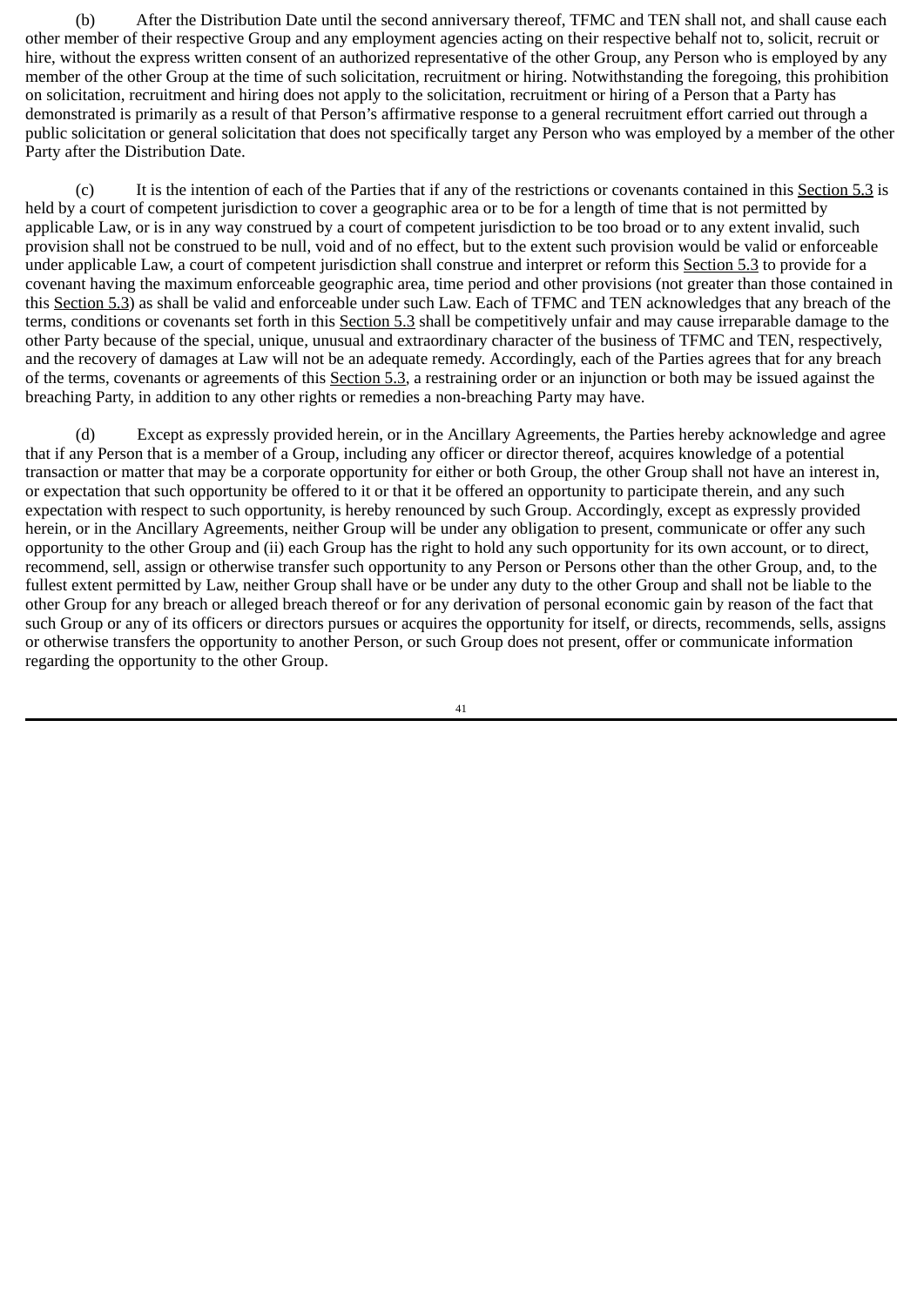(b) After the Distribution Date until the second anniversary thereof, TFMC and TEN shall not, and shall cause each other member of their respective Group and any employment agencies acting on their respective behalf not to, solicit, recruit or hire, without the express written consent of an authorized representative of the other Group, any Person who is employed by any member of the other Group at the time of such solicitation, recruitment or hiring. Notwithstanding the foregoing, this prohibition on solicitation, recruitment and hiring does not apply to the solicitation, recruitment or hiring of a Person that a Party has demonstrated is primarily as a result of that Person's affirmative response to a general recruitment effort carried out through a public solicitation or general solicitation that does not specifically target any Person who was employed by a member of the other Party after the Distribution Date.

(c) It is the intention of each of the Parties that if any of the restrictions or covenants contained in this Section 5.3 is held by a court of competent jurisdiction to cover a geographic area or to be for a length of time that is not permitted by applicable Law, or is in any way construed by a court of competent jurisdiction to be too broad or to any extent invalid, such provision shall not be construed to be null, void and of no effect, but to the extent such provision would be valid or enforceable under applicable Law, a court of competent jurisdiction shall construe and interpret or reform this Section 5.3 to provide for a covenant having the maximum enforceable geographic area, time period and other provisions (not greater than those contained in this Section 5.3) as shall be valid and enforceable under such Law. Each of TFMC and TEN acknowledges that any breach of the terms, conditions or covenants set forth in this Section 5.3 shall be competitively unfair and may cause irreparable damage to the other Party because of the special, unique, unusual and extraordinary character of the business of TFMC and TEN, respectively, and the recovery of damages at Law will not be an adequate remedy. Accordingly, each of the Parties agrees that for any breach of the terms, covenants or agreements of this Section 5.3, a restraining order or an injunction or both may be issued against the breaching Party, in addition to any other rights or remedies a non-breaching Party may have.

(d) Except as expressly provided herein, or in the Ancillary Agreements, the Parties hereby acknowledge and agree that if any Person that is a member of a Group, including any officer or director thereof, acquires knowledge of a potential transaction or matter that may be a corporate opportunity for either or both Group, the other Group shall not have an interest in, or expectation that such opportunity be offered to it or that it be offered an opportunity to participate therein, and any such expectation with respect to such opportunity, is hereby renounced by such Group. Accordingly, except as expressly provided herein, or in the Ancillary Agreements, neither Group will be under any obligation to present, communicate or offer any such opportunity to the other Group and (ii) each Group has the right to hold any such opportunity for its own account, or to direct, recommend, sell, assign or otherwise transfer such opportunity to any Person or Persons other than the other Group, and, to the fullest extent permitted by Law, neither Group shall have or be under any duty to the other Group and shall not be liable to the other Group for any breach or alleged breach thereof or for any derivation of personal economic gain by reason of the fact that such Group or any of its officers or directors pursues or acquires the opportunity for itself, or directs, recommends, sells, assigns or otherwise transfers the opportunity to another Person, or such Group does not present, offer or communicate information regarding the opportunity to the other Group.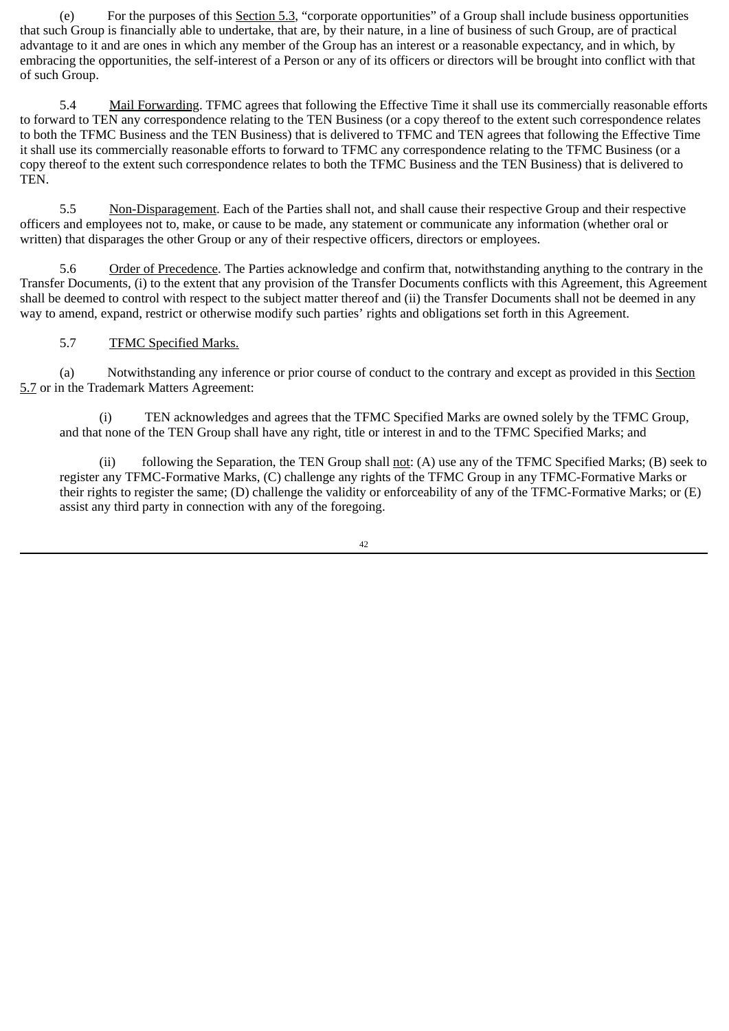(e) For the purposes of this Section 5.3, "corporate opportunities" of a Group shall include business opportunities that such Group is financially able to undertake, that are, by their nature, in a line of business of such Group, are of practical advantage to it and are ones in which any member of the Group has an interest or a reasonable expectancy, and in which, by embracing the opportunities, the self-interest of a Person or any of its officers or directors will be brought into conflict with that of such Group.

5.4 Mail Forwarding. TFMC agrees that following the Effective Time it shall use its commercially reasonable efforts to forward to TEN any correspondence relating to the TEN Business (or a copy thereof to the extent such correspondence relates to both the TFMC Business and the TEN Business) that is delivered to TFMC and TEN agrees that following the Effective Time it shall use its commercially reasonable efforts to forward to TFMC any correspondence relating to the TFMC Business (or a copy thereof to the extent such correspondence relates to both the TFMC Business and the TEN Business) that is delivered to TEN.

5.5 Non-Disparagement. Each of the Parties shall not, and shall cause their respective Group and their respective officers and employees not to, make, or cause to be made, any statement or communicate any information (whether oral or written) that disparages the other Group or any of their respective officers, directors or employees.

5.6 Order of Precedence. The Parties acknowledge and confirm that, notwithstanding anything to the contrary in the Transfer Documents, (i) to the extent that any provision of the Transfer Documents conflicts with this Agreement, this Agreement shall be deemed to control with respect to the subject matter thereof and (ii) the Transfer Documents shall not be deemed in any way to amend, expand, restrict or otherwise modify such parties' rights and obligations set forth in this Agreement.

5.7 TFMC Specified Marks.

(a) Notwithstanding any inference or prior course of conduct to the contrary and except as provided in this Section 5.7 or in the Trademark Matters Agreement:

(i) TEN acknowledges and agrees that the TFMC Specified Marks are owned solely by the TFMC Group, and that none of the TEN Group shall have any right, title or interest in and to the TFMC Specified Marks; and

(ii) following the Separation, the TEN Group shall not: (A) use any of the TFMC Specified Marks; (B) seek to register any TFMC-Formative Marks, (C) challenge any rights of the TFMC Group in any TFMC-Formative Marks or their rights to register the same; (D) challenge the validity or enforceability of any of the TFMC-Formative Marks; or (E) assist any third party in connection with any of the foregoing.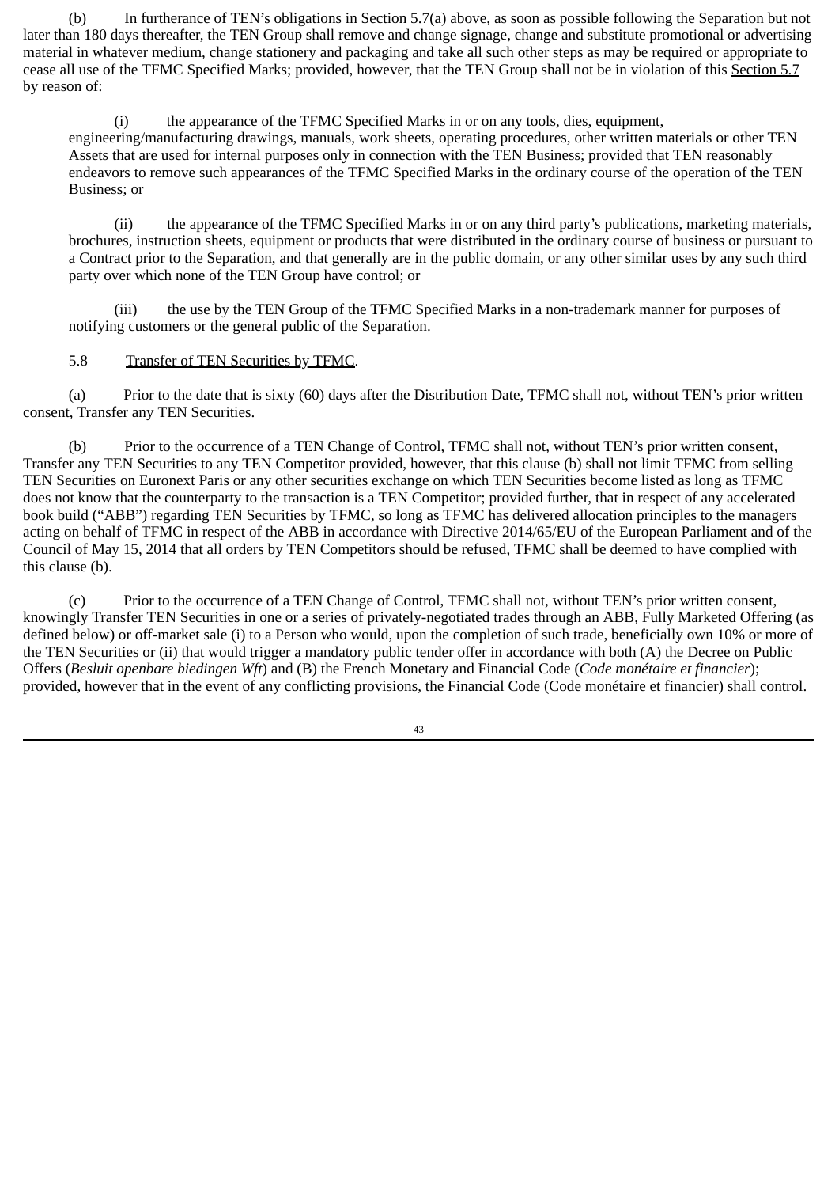(b) In furtherance of TEN's obligations in Section 5.7(a) above, as soon as possible following the Separation but not later than 180 days thereafter, the TEN Group shall remove and change signage, change and substitute promotional or advertising material in whatever medium, change stationery and packaging and take all such other steps as may be required or appropriate to cease all use of the TFMC Specified Marks; provided, however, that the TEN Group shall not be in violation of this Section 5.7 by reason of:

(i) the appearance of the TFMC Specified Marks in or on any tools, dies, equipment, engineering/manufacturing drawings, manuals, work sheets, operating procedures, other written materials or other TEN Assets that are used for internal purposes only in connection with the TEN Business; provided that TEN reasonably endeavors to remove such appearances of the TFMC Specified Marks in the ordinary course of the operation of the TEN Business; or

(ii) the appearance of the TFMC Specified Marks in or on any third party's publications, marketing materials, brochures, instruction sheets, equipment or products that were distributed in the ordinary course of business or pursuant to a Contract prior to the Separation, and that generally are in the public domain, or any other similar uses by any such third party over which none of the TEN Group have control; or

(iii) the use by the TEN Group of the TFMC Specified Marks in a non-trademark manner for purposes of notifying customers or the general public of the Separation.

5.8 Transfer of TEN Securities by TFMC.

(a) Prior to the date that is sixty (60) days after the Distribution Date, TFMC shall not, without TEN's prior written consent, Transfer any TEN Securities.

(b) Prior to the occurrence of a TEN Change of Control, TFMC shall not, without TEN's prior written consent, Transfer any TEN Securities to any TEN Competitor provided, however, that this clause (b) shall not limit TFMC from selling TEN Securities on Euronext Paris or any other securities exchange on which TEN Securities become listed as long as TFMC does not know that the counterparty to the transaction is a TEN Competitor; provided further, that in respect of any accelerated book build ("ABB") regarding TEN Securities by TFMC, so long as TFMC has delivered allocation principles to the managers acting on behalf of TFMC in respect of the ABB in accordance with Directive 2014/65/EU of the European Parliament and of the Council of May 15, 2014 that all orders by TEN Competitors should be refused, TFMC shall be deemed to have complied with this clause (b).

(c) Prior to the occurrence of a TEN Change of Control, TFMC shall not, without TEN's prior written consent, knowingly Transfer TEN Securities in one or a series of privately-negotiated trades through an ABB, Fully Marketed Offering (as defined below) or off-market sale (i) to a Person who would, upon the completion of such trade, beneficially own 10% or more of the TEN Securities or (ii) that would trigger a mandatory public tender offer in accordance with both (A) the Decree on Public Offers (*Besluit openbare biedingen Wft*) and (B) the French Monetary and Financial Code (*Code monétaire et financier*); provided, however that in the event of any conflicting provisions, the Financial Code (Code monétaire et financier) shall control.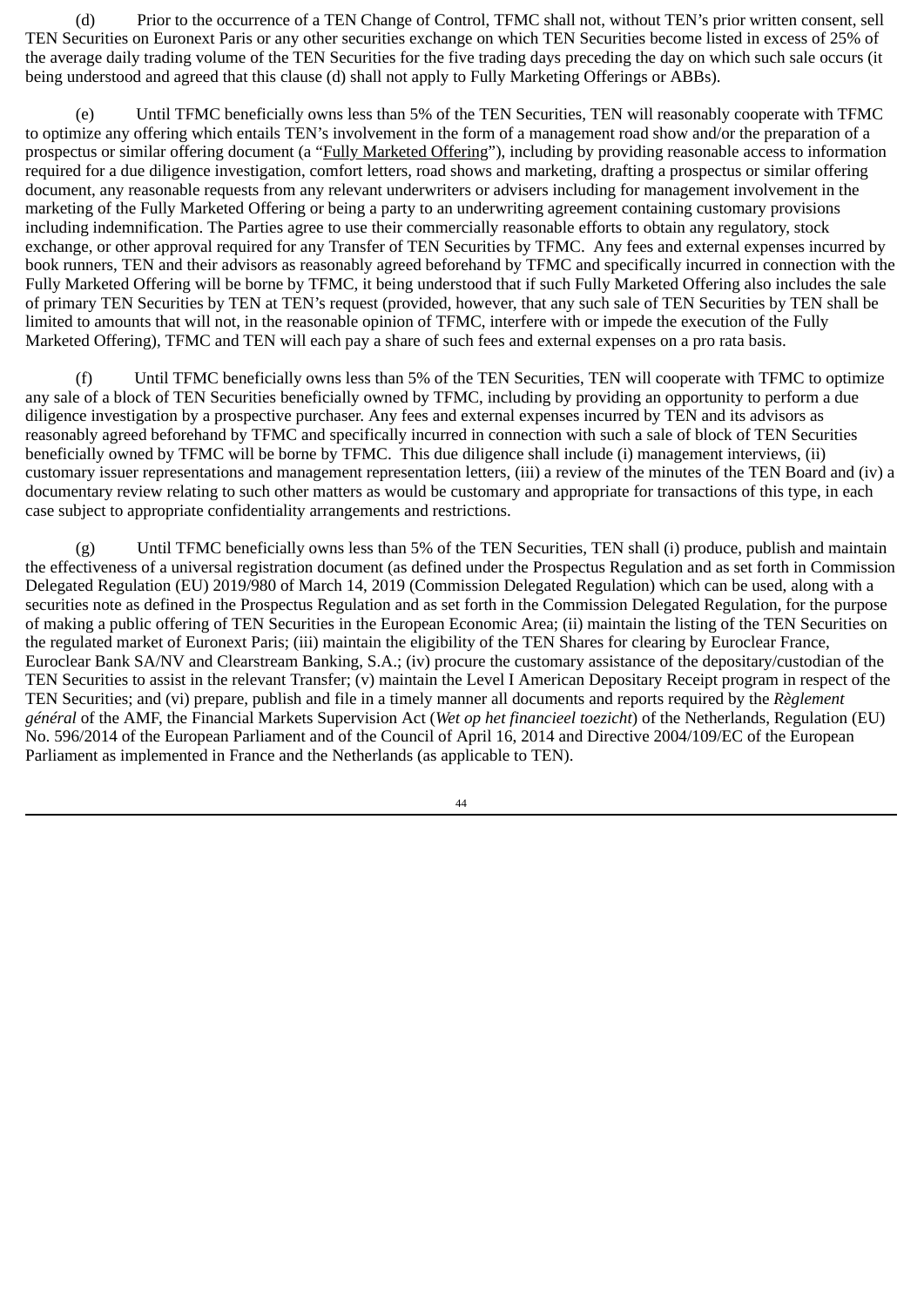(d) Prior to the occurrence of a TEN Change of Control, TFMC shall not, without TEN's prior written consent, sell TEN Securities on Euronext Paris or any other securities exchange on which TEN Securities become listed in excess of 25% of the average daily trading volume of the TEN Securities for the five trading days preceding the day on which such sale occurs (it being understood and agreed that this clause (d) shall not apply to Fully Marketing Offerings or ABBs).

(e) Until TFMC beneficially owns less than 5% of the TEN Securities, TEN will reasonably cooperate with TFMC to optimize any offering which entails TEN's involvement in the form of a management road show and/or the preparation of a prospectus or similar offering document (a "Fully Marketed Offering"), including by providing reasonable access to information required for a due diligence investigation, comfort letters, road shows and marketing, drafting a prospectus or similar offering document, any reasonable requests from any relevant underwriters or advisers including for management involvement in the marketing of the Fully Marketed Offering or being a party to an underwriting agreement containing customary provisions including indemnification. The Parties agree to use their commercially reasonable efforts to obtain any regulatory, stock exchange, or other approval required for any Transfer of TEN Securities by TFMC. Any fees and external expenses incurred by book runners, TEN and their advisors as reasonably agreed beforehand by TFMC and specifically incurred in connection with the Fully Marketed Offering will be borne by TFMC, it being understood that if such Fully Marketed Offering also includes the sale of primary TEN Securities by TEN at TEN's request (provided, however, that any such sale of TEN Securities by TEN shall be limited to amounts that will not, in the reasonable opinion of TFMC, interfere with or impede the execution of the Fully Marketed Offering), TFMC and TEN will each pay a share of such fees and external expenses on a pro rata basis.

(f) Until TFMC beneficially owns less than 5% of the TEN Securities, TEN will cooperate with TFMC to optimize any sale of a block of TEN Securities beneficially owned by TFMC, including by providing an opportunity to perform a due diligence investigation by a prospective purchaser. Any fees and external expenses incurred by TEN and its advisors as reasonably agreed beforehand by TFMC and specifically incurred in connection with such a sale of block of TEN Securities beneficially owned by TFMC will be borne by TFMC. This due diligence shall include (i) management interviews, (ii) customary issuer representations and management representation letters, (iii) a review of the minutes of the TEN Board and (iv) a documentary review relating to such other matters as would be customary and appropriate for transactions of this type, in each case subject to appropriate confidentiality arrangements and restrictions.

(g) Until TFMC beneficially owns less than 5% of the TEN Securities, TEN shall (i) produce, publish and maintain the effectiveness of a universal registration document (as defined under the Prospectus Regulation and as set forth in Commission Delegated Regulation (EU) 2019/980 of March 14, 2019 (Commission Delegated Regulation) which can be used, along with a securities note as defined in the Prospectus Regulation and as set forth in the Commission Delegated Regulation, for the purpose of making a public offering of TEN Securities in the European Economic Area; (ii) maintain the listing of the TEN Securities on the regulated market of Euronext Paris; (iii) maintain the eligibility of the TEN Shares for clearing by Euroclear France, Euroclear Bank SA/NV and Clearstream Banking, S.A.; (iv) procure the customary assistance of the depositary/custodian of the TEN Securities to assist in the relevant Transfer; (v) maintain the Level I American Depositary Receipt program in respect of the TEN Securities; and (vi) prepare, publish and file in a timely manner all documents and reports required by the *Règlement général* of the AMF, the Financial Markets Supervision Act (*Wet op het financieel toezicht*) of the Netherlands, Regulation (EU) No. 596/2014 of the European Parliament and of the Council of April 16, 2014 and Directive 2004/109/EC of the European Parliament as implemented in France and the Netherlands (as applicable to TEN).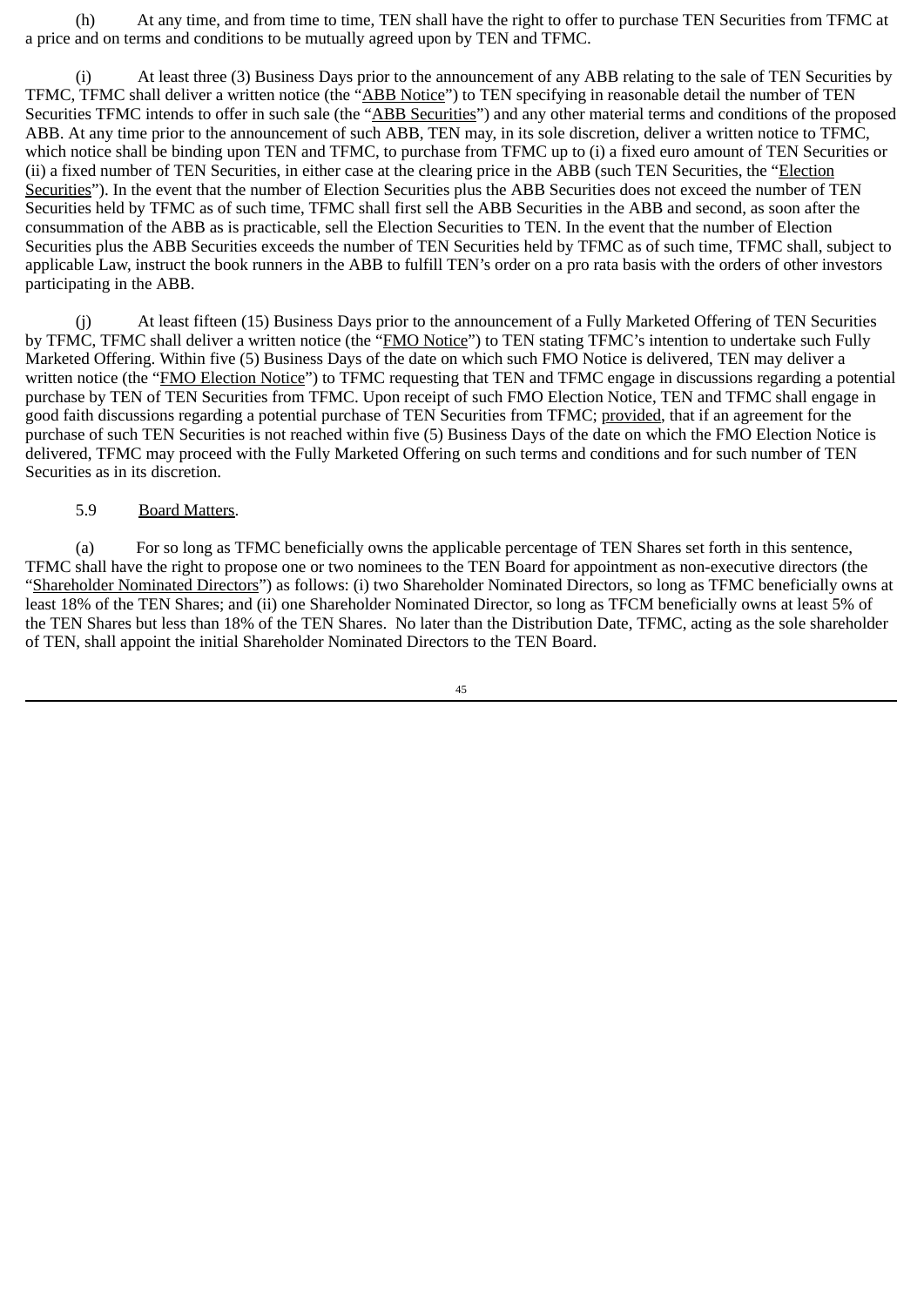(h) At any time, and from time to time, TEN shall have the right to offer to purchase TEN Securities from TFMC at a price and on terms and conditions to be mutually agreed upon by TEN and TFMC.

(i) At least three (3) Business Days prior to the announcement of any ABB relating to the sale of TEN Securities by TFMC, TFMC shall deliver a written notice (the "ABB Notice") to TEN specifying in reasonable detail the number of TEN Securities TFMC intends to offer in such sale (the "ABB Securities") and any other material terms and conditions of the proposed ABB. At any time prior to the announcement of such ABB, TEN may, in its sole discretion, deliver a written notice to TFMC, which notice shall be binding upon TEN and TFMC, to purchase from TFMC up to (i) a fixed euro amount of TEN Securities or (ii) a fixed number of TEN Securities, in either case at the clearing price in the ABB (such TEN Securities, the "Election Securities"). In the event that the number of Election Securities plus the ABB Securities does not exceed the number of TEN Securities held by TFMC as of such time, TFMC shall first sell the ABB Securities in the ABB and second, as soon after the consummation of the ABB as is practicable, sell the Election Securities to TEN. In the event that the number of Election Securities plus the ABB Securities exceeds the number of TEN Securities held by TFMC as of such time, TFMC shall, subject to applicable Law, instruct the book runners in the ABB to fulfill TEN's order on a pro rata basis with the orders of other investors participating in the ABB.

(j) At least fifteen (15) Business Days prior to the announcement of a Fully Marketed Offering of TEN Securities by TFMC, TFMC shall deliver a written notice (the "FMO Notice") to TEN stating TFMC's intention to undertake such Fully Marketed Offering. Within five (5) Business Days of the date on which such FMO Notice is delivered, TEN may deliver a written notice (the "FMO Election Notice") to TFMC requesting that TEN and TFMC engage in discussions regarding a potential purchase by TEN of TEN Securities from TFMC. Upon receipt of such FMO Election Notice, TEN and TFMC shall engage in good faith discussions regarding a potential purchase of TEN Securities from TFMC; provided, that if an agreement for the purchase of such TEN Securities is not reached within five (5) Business Days of the date on which the FMO Election Notice is delivered, TFMC may proceed with the Fully Marketed Offering on such terms and conditions and for such number of TEN Securities as in its discretion.

5.9 Board Matters.

(a) For so long as TFMC beneficially owns the applicable percentage of TEN Shares set forth in this sentence, TFMC shall have the right to propose one or two nominees to the TEN Board for appointment as non-executive directors (the "Shareholder Nominated Directors") as follows: (i) two Shareholder Nominated Directors, so long as TFMC beneficially owns at least 18% of the TEN Shares; and (ii) one Shareholder Nominated Director, so long as TFCM beneficially owns at least 5% of the TEN Shares but less than 18% of the TEN Shares. No later than the Distribution Date, TFMC, acting as the sole shareholder of TEN, shall appoint the initial Shareholder Nominated Directors to the TEN Board.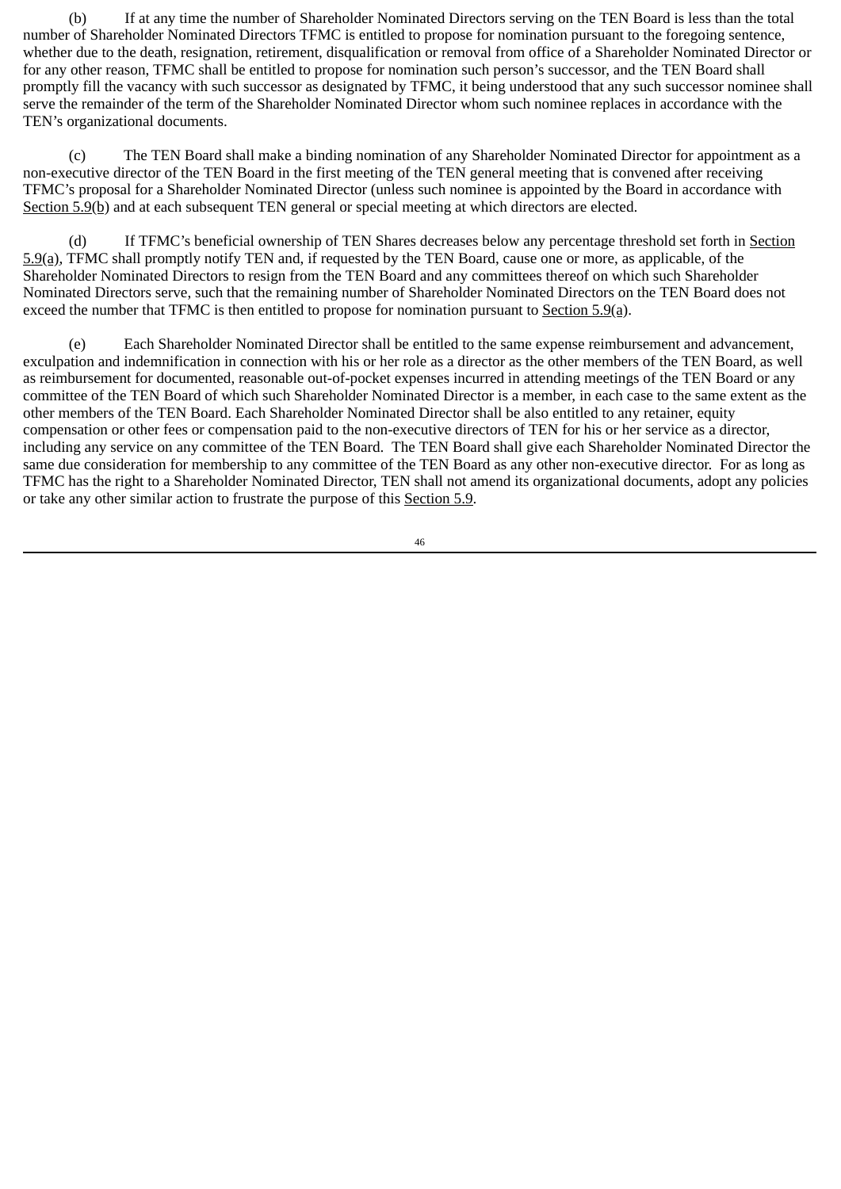(b) If at any time the number of Shareholder Nominated Directors serving on the TEN Board is less than the total number of Shareholder Nominated Directors TFMC is entitled to propose for nomination pursuant to the foregoing sentence, whether due to the death, resignation, retirement, disqualification or removal from office of a Shareholder Nominated Director or for any other reason, TFMC shall be entitled to propose for nomination such person's successor, and the TEN Board shall promptly fill the vacancy with such successor as designated by TFMC, it being understood that any such successor nominee shall serve the remainder of the term of the Shareholder Nominated Director whom such nominee replaces in accordance with the TEN's organizational documents.

(c) The TEN Board shall make a binding nomination of any Shareholder Nominated Director for appointment as a non-executive director of the TEN Board in the first meeting of the TEN general meeting that is convened after receiving TFMC's proposal for a Shareholder Nominated Director (unless such nominee is appointed by the Board in accordance with Section 5.9(b) and at each subsequent TEN general or special meeting at which directors are elected.

(d) If TFMC's beneficial ownership of TEN Shares decreases below any percentage threshold set forth in Section 5.9(a), TFMC shall promptly notify TEN and, if requested by the TEN Board, cause one or more, as applicable, of the Shareholder Nominated Directors to resign from the TEN Board and any committees thereof on which such Shareholder Nominated Directors serve, such that the remaining number of Shareholder Nominated Directors on the TEN Board does not exceed the number that TFMC is then entitled to propose for nomination pursuant to Section 5.9(a).

(e) Each Shareholder Nominated Director shall be entitled to the same expense reimbursement and advancement, exculpation and indemnification in connection with his or her role as a director as the other members of the TEN Board, as well as reimbursement for documented, reasonable out-of-pocket expenses incurred in attending meetings of the TEN Board or any committee of the TEN Board of which such Shareholder Nominated Director is a member, in each case to the same extent as the other members of the TEN Board. Each Shareholder Nominated Director shall be also entitled to any retainer, equity compensation or other fees or compensation paid to the non-executive directors of TEN for his or her service as a director, including any service on any committee of the TEN Board. The TEN Board shall give each Shareholder Nominated Director the same due consideration for membership to any committee of the TEN Board as any other non-executive director. For as long as TFMC has the right to a Shareholder Nominated Director, TEN shall not amend its organizational documents, adopt any policies or take any other similar action to frustrate the purpose of this Section 5.9.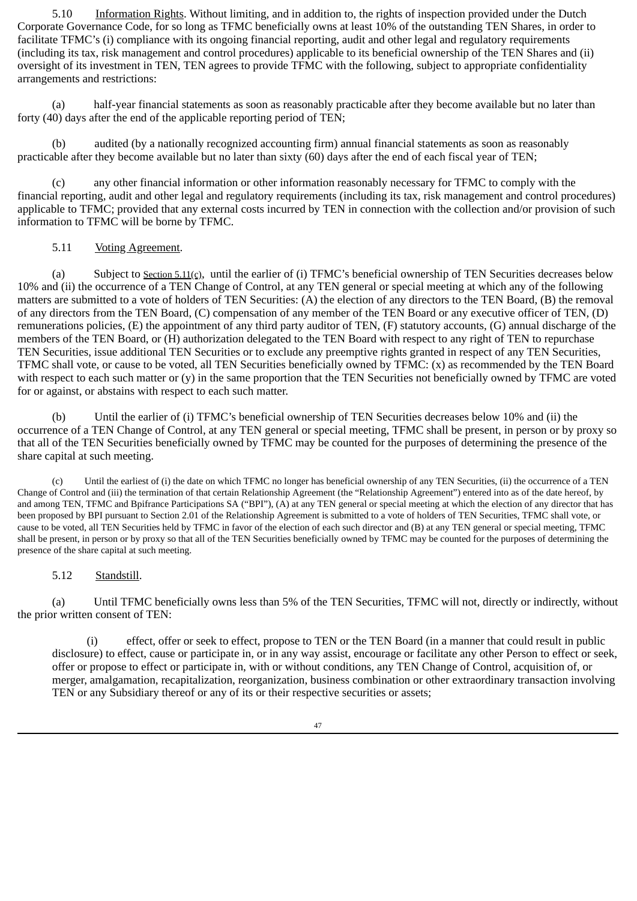5.10 Information Rights. Without limiting, and in addition to, the rights of inspection provided under the Dutch Corporate Governance Code, for so long as TFMC beneficially owns at least 10% of the outstanding TEN Shares, in order to facilitate TFMC's (i) compliance with its ongoing financial reporting, audit and other legal and regulatory requirements (including its tax, risk management and control procedures) applicable to its beneficial ownership of the TEN Shares and (ii) oversight of its investment in TEN, TEN agrees to provide TFMC with the following, subject to appropriate confidentiality arrangements and restrictions:

(a) half-year financial statements as soon as reasonably practicable after they become available but no later than forty (40) days after the end of the applicable reporting period of TEN;

(b) audited (by a nationally recognized accounting firm) annual financial statements as soon as reasonably practicable after they become available but no later than sixty (60) days after the end of each fiscal year of TEN;

(c) any other financial information or other information reasonably necessary for TFMC to comply with the financial reporting, audit and other legal and regulatory requirements (including its tax, risk management and control procedures) applicable to TFMC; provided that any external costs incurred by TEN in connection with the collection and/or provision of such information to TFMC will be borne by TFMC.

5.11 Voting Agreement.

(a) Subject to Section 5.11(c), until the earlier of (i) TFMC's beneficial ownership of TEN Securities decreases below 10% and (ii) the occurrence of a TEN Change of Control, at any TEN general or special meeting at which any of the following matters are submitted to a vote of holders of TEN Securities: (A) the election of any directors to the TEN Board, (B) the removal of any directors from the TEN Board, (C) compensation of any member of the TEN Board or any executive officer of TEN, (D) remunerations policies, (E) the appointment of any third party auditor of TEN, (F) statutory accounts, (G) annual discharge of the members of the TEN Board, or (H) authorization delegated to the TEN Board with respect to any right of TEN to repurchase TEN Securities, issue additional TEN Securities or to exclude any preemptive rights granted in respect of any TEN Securities, TFMC shall vote, or cause to be voted, all TEN Securities beneficially owned by TFMC: (x) as recommended by the TEN Board with respect to each such matter or (y) in the same proportion that the TEN Securities not beneficially owned by TFMC are voted for or against, or abstains with respect to each such matter.

(b) Until the earlier of (i) TFMC's beneficial ownership of TEN Securities decreases below 10% and (ii) the occurrence of a TEN Change of Control, at any TEN general or special meeting, TFMC shall be present, in person or by proxy so that all of the TEN Securities beneficially owned by TFMC may be counted for the purposes of determining the presence of the share capital at such meeting.

(c) Until the earliest of (i) the date on which TFMC no longer has beneficial ownership of any TEN Securities, (ii) the occurrence of a TEN Change of Control and (iii) the termination of that certain Relationship Agreement (the "Relationship Agreement") entered into as of the date hereof, by and among TEN, TFMC and Bpifrance Participations SA ("BPI"), (A) at any TEN general or special meeting at which the election of any director that has been proposed by BPI pursuant to Section 2.01 of the Relationship Agreement is submitted to a vote of holders of TEN Securities, TFMC shall vote, or cause to be voted, all TEN Securities held by TFMC in favor of the election of each such director and (B) at any TEN general or special meeting, TFMC shall be present, in person or by proxy so that all of the TEN Securities beneficially owned by TFMC may be counted for the purposes of determining the presence of the share capital at such meeting.

5.12 Standstill.

(a) Until TFMC beneficially owns less than 5% of the TEN Securities, TFMC will not, directly or indirectly, without the prior written consent of TEN:

(i) effect, offer or seek to effect, propose to TEN or the TEN Board (in a manner that could result in public disclosure) to effect, cause or participate in, or in any way assist, encourage or facilitate any other Person to effect or seek, offer or propose to effect or participate in, with or without conditions, any TEN Change of Control, acquisition of, or merger, amalgamation, recapitalization, reorganization, business combination or other extraordinary transaction involving TEN or any Subsidiary thereof or any of its or their respective securities or assets;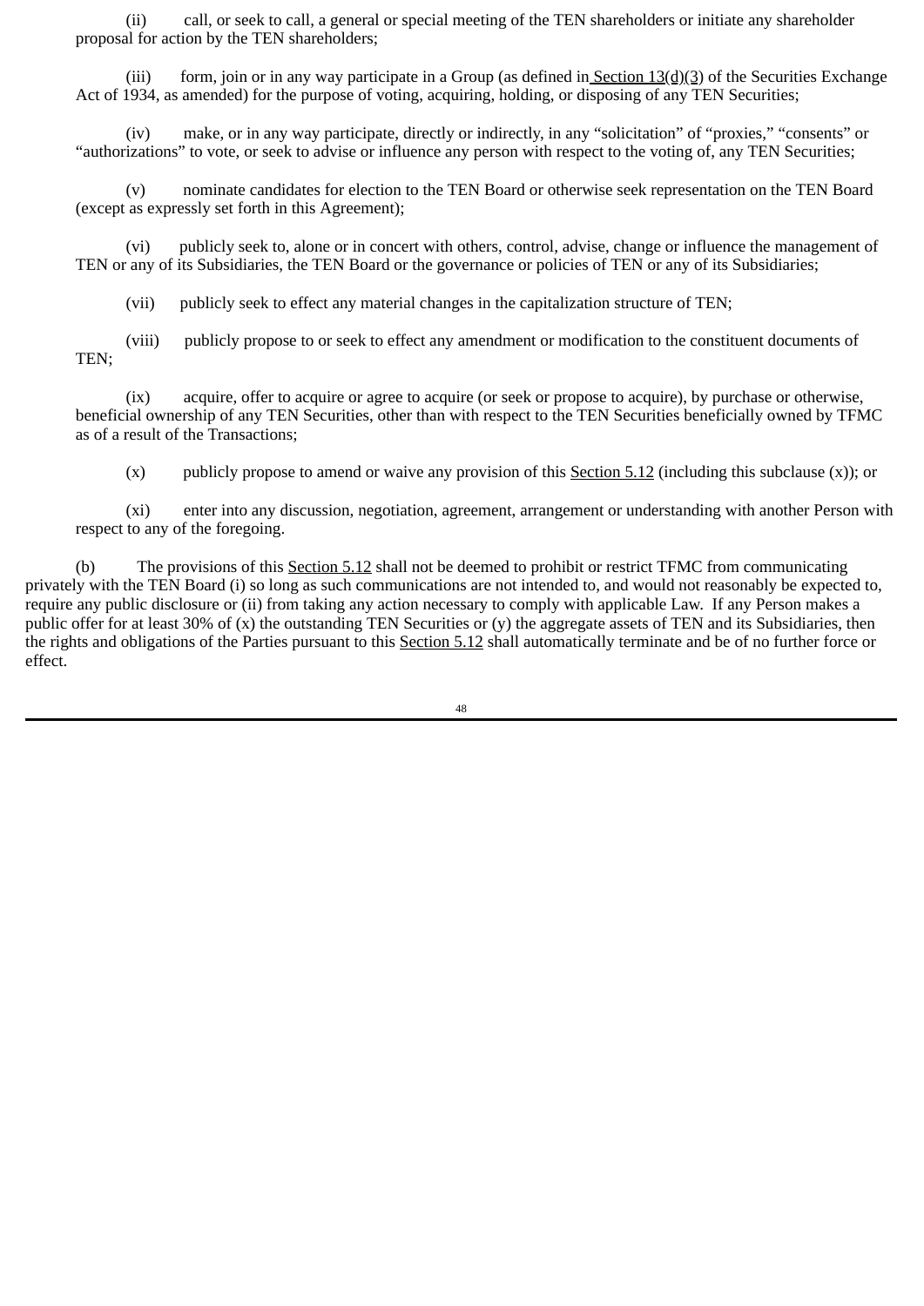(ii) call, or seek to call, a general or special meeting of the TEN shareholders or initiate any shareholder proposal for action by the TEN shareholders;

(iii) form, join or in any way participate in a Group (as defined in Section 13(d)(3) of the Securities Exchange Act of 1934, as amended) for the purpose of voting, acquiring, holding, or disposing of any TEN Securities;

(iv) make, or in any way participate, directly or indirectly, in any "solicitation" of "proxies," "consents" or "authorizations" to vote, or seek to advise or influence any person with respect to the voting of, any TEN Securities;

(v) nominate candidates for election to the TEN Board or otherwise seek representation on the TEN Board (except as expressly set forth in this Agreement);

(vi) publicly seek to, alone or in concert with others, control, advise, change or influence the management of TEN or any of its Subsidiaries, the TEN Board or the governance or policies of TEN or any of its Subsidiaries;

(vii) publicly seek to effect any material changes in the capitalization structure of TEN;

(viii) publicly propose to or seek to effect any amendment or modification to the constituent documents of TEN;

(ix) acquire, offer to acquire or agree to acquire (or seek or propose to acquire), by purchase or otherwise, beneficial ownership of any TEN Securities, other than with respect to the TEN Securities beneficially owned by TFMC as of a result of the Transactions;

(x) publicly propose to amend or waive any provision of this Section 5.12 (including this subclause (x)); or

(xi) enter into any discussion, negotiation, agreement, arrangement or understanding with another Person with respect to any of the foregoing.

(b) The provisions of this Section 5.12 shall not be deemed to prohibit or restrict TFMC from communicating privately with the TEN Board (i) so long as such communications are not intended to, and would not reasonably be expected to, require any public disclosure or (ii) from taking any action necessary to comply with applicable Law. If any Person makes a public offer for at least 30% of (x) the outstanding TEN Securities or (y) the aggregate assets of TEN and its Subsidiaries, then the rights and obligations of the Parties pursuant to this Section 5.12 shall automatically terminate and be of no further force or effect.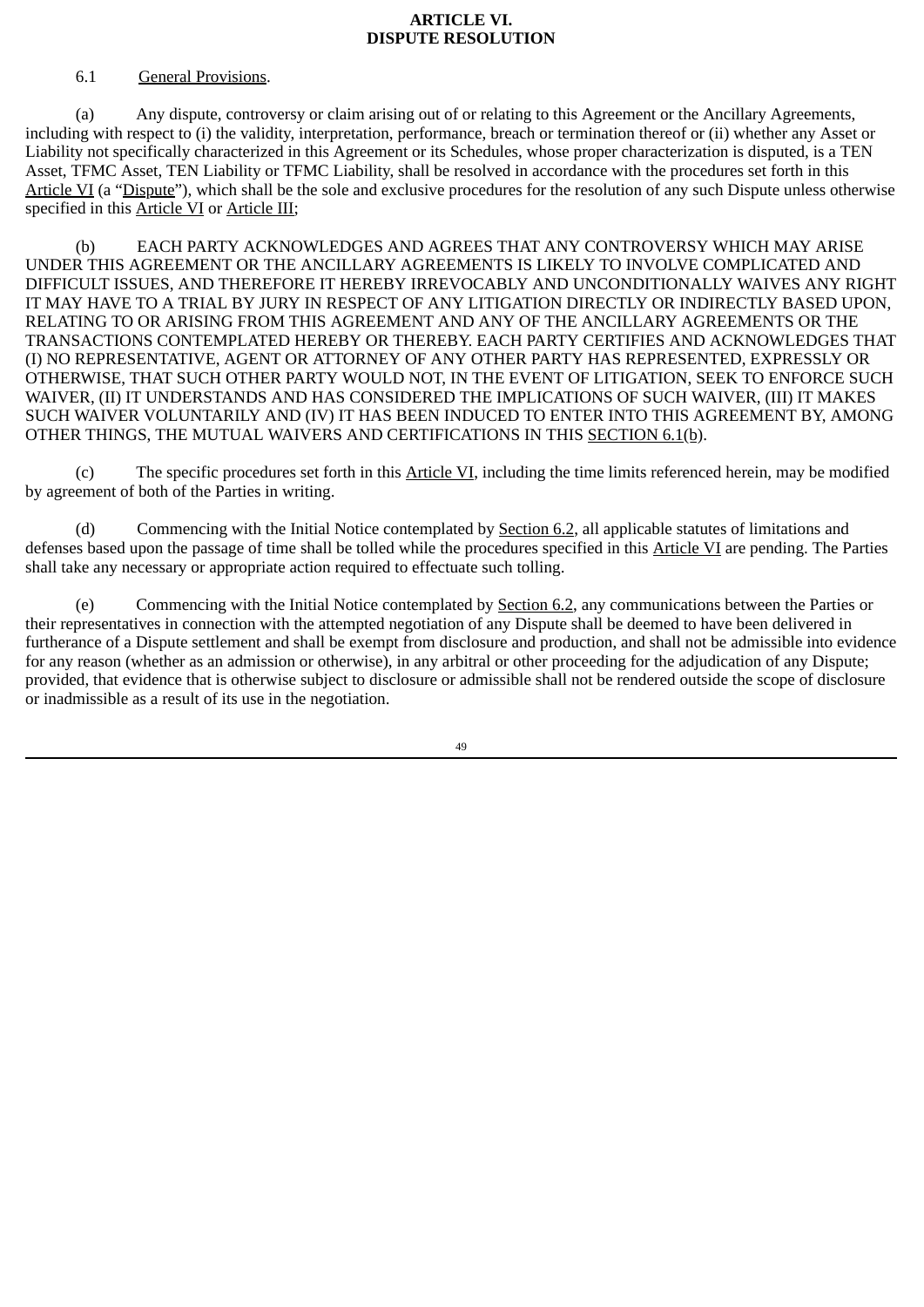# ARTICLE VI.
# DISPUTE RESOLUTION

6.1 General Provisions.

(a) Any dispute, controversy or claim arising out of or relating to this Agreement or the Ancillary Agreements, including with respect to (i) the validity, interpretation, performance, breach or termination thereof or (ii) whether any Asset or Liability not specifically characterized in this Agreement or its Schedules, whose proper characterization is disputed, is a TEN Asset, TFMC Asset, TEN Liability or TFMC Liability, shall be resolved in accordance with the procedures set forth in this Article VI (a "Dispute"), which shall be the sole and exclusive procedures for the resolution of any such Dispute unless otherwise specified in this Article VI or Article III;

(b) EACH PARTY ACKNOWLEDGES AND AGREES THAT ANY CONTROVERSY WHICH MAY ARISE UNDER THIS AGREEMENT OR THE ANCILLARY AGREEMENTS IS LIKELY TO INVOLVE COMPLICATED AND DIFFICULT ISSUES, AND THEREFORE IT HEREBY IRREVOCABLY AND UNCONDITIONALLY WAIVES ANY RIGHT IT MAY HAVE TO A TRIAL BY JURY IN RESPECT OF ANY LITIGATION DIRECTLY OR INDIRECTLY BASED UPON, RELATING TO OR ARISING FROM THIS AGREEMENT AND ANY OF THE ANCILLARY AGREEMENTS OR THE TRANSACTIONS CONTEMPLATED HEREBY OR THEREBY. EACH PARTY CERTIFIES AND ACKNOWLEDGES THAT (I) NO REPRESENTATIVE, AGENT OR ATTORNEY OF ANY OTHER PARTY HAS REPRESENTED, EXPRESSLY OR OTHERWISE, THAT SUCH OTHER PARTY WOULD NOT, IN THE EVENT OF LITIGATION, SEEK TO ENFORCE SUCH WAIVER, (II) IT UNDERSTANDS AND HAS CONSIDERED THE IMPLICATIONS OF SUCH WAIVER, (III) IT MAKES SUCH WAIVER VOLUNTARILY AND (IV) IT HAS BEEN INDUCED TO ENTER INTO THIS AGREEMENT BY, AMONG OTHER THINGS, THE MUTUAL WAIVERS AND CERTIFICATIONS IN THIS SECTION 6.1(b).

(c) The specific procedures set forth in this Article VI, including the time limits referenced herein, may be modified by agreement of both of the Parties in writing.

(d) Commencing with the Initial Notice contemplated by Section 6.2, all applicable statutes of limitations and defenses based upon the passage of time shall be tolled while the procedures specified in this Article VI are pending. The Parties shall take any necessary or appropriate action required to effectuate such tolling.

(e) Commencing with the Initial Notice contemplated by Section 6.2, any communications between the Parties or their representatives in connection with the attempted negotiation of any Dispute shall be deemed to have been delivered in furtherance of a Dispute settlement and shall be exempt from disclosure and production, and shall not be admissible into evidence for any reason (whether as an admission or otherwise), in any arbitral or other proceeding for the adjudication of any Dispute; provided, that evidence that is otherwise subject to disclosure or admissible shall not be rendered outside the scope of disclosure or inadmissible as a result of its use in the negotiation.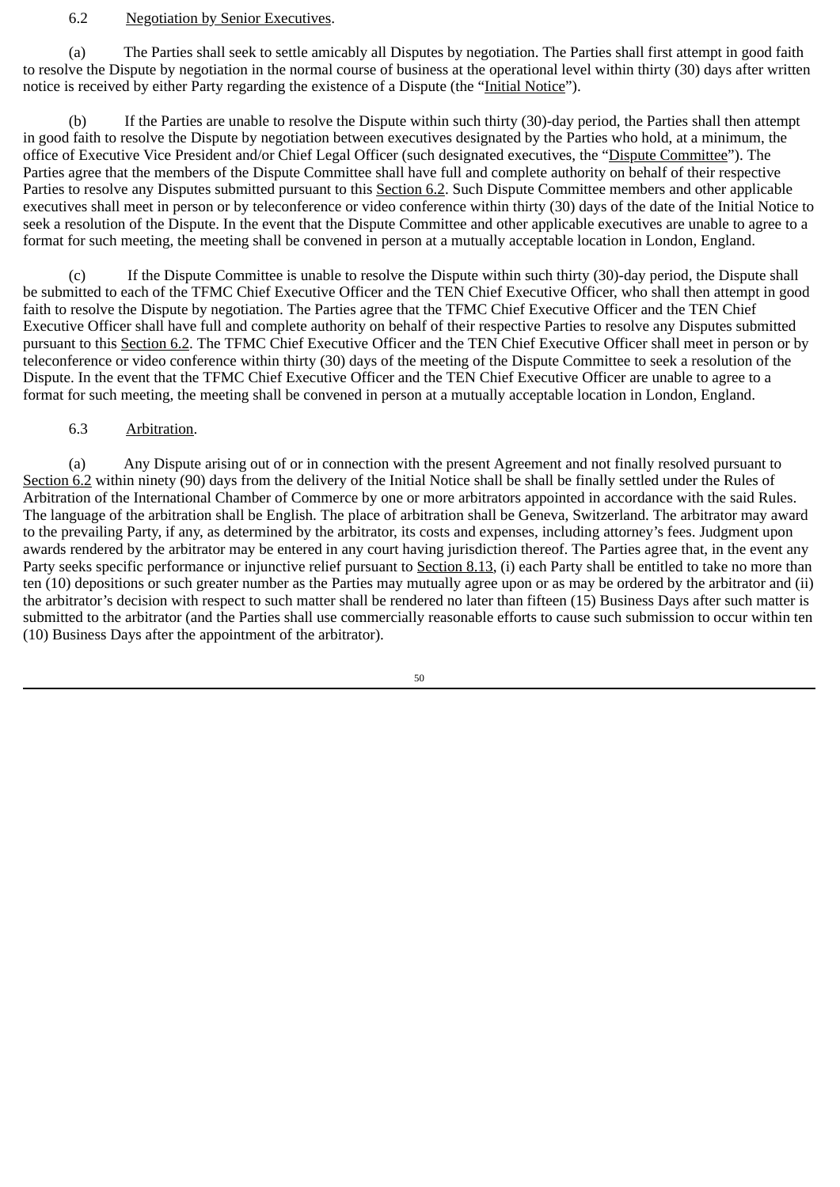6.2 Negotiation by Senior Executives.

(a) The Parties shall seek to settle amicably all Disputes by negotiation. The Parties shall first attempt in good faith to resolve the Dispute by negotiation in the normal course of business at the operational level within thirty (30) days after written notice is received by either Party regarding the existence of a Dispute (the "Initial Notice").

(b) If the Parties are unable to resolve the Dispute within such thirty (30)-day period, the Parties shall then attempt in good faith to resolve the Dispute by negotiation between executives designated by the Parties who hold, at a minimum, the office of Executive Vice President and/or Chief Legal Officer (such designated executives, the "Dispute Committee"). The Parties agree that the members of the Dispute Committee shall have full and complete authority on behalf of their respective Parties to resolve any Disputes submitted pursuant to this Section 6.2. Such Dispute Committee members and other applicable executives shall meet in person or by teleconference or video conference within thirty (30) days of the date of the Initial Notice to seek a resolution of the Dispute. In the event that the Dispute Committee and other applicable executives are unable to agree to a format for such meeting, the meeting shall be convened in person at a mutually acceptable location in London, England.

(c) If the Dispute Committee is unable to resolve the Dispute within such thirty (30)-day period, the Dispute shall be submitted to each of the TFMC Chief Executive Officer and the TEN Chief Executive Officer, who shall then attempt in good faith to resolve the Dispute by negotiation. The Parties agree that the TFMC Chief Executive Officer and the TEN Chief Executive Officer shall have full and complete authority on behalf of their respective Parties to resolve any Disputes submitted pursuant to this Section 6.2. The TFMC Chief Executive Officer and the TEN Chief Executive Officer shall meet in person or by teleconference or video conference within thirty (30) days of the meeting of the Dispute Committee to seek a resolution of the Dispute. In the event that the TFMC Chief Executive Officer and the TEN Chief Executive Officer are unable to agree to a format for such meeting, the meeting shall be convened in person at a mutually acceptable location in London, England.

6.3 Arbitration.

(a) Any Dispute arising out of or in connection with the present Agreement and not finally resolved pursuant to Section 6.2 within ninety (90) days from the delivery of the Initial Notice shall be shall be finally settled under the Rules of Arbitration of the International Chamber of Commerce by one or more arbitrators appointed in accordance with the said Rules. The language of the arbitration shall be English. The place of arbitration shall be Geneva, Switzerland. The arbitrator may award to the prevailing Party, if any, as determined by the arbitrator, its costs and expenses, including attorney's fees. Judgment upon awards rendered by the arbitrator may be entered in any court having jurisdiction thereof. The Parties agree that, in the event any Party seeks specific performance or injunctive relief pursuant to Section 8.13, (i) each Party shall be entitled to take no more than ten (10) depositions or such greater number as the Parties may mutually agree upon or as may be ordered by the arbitrator and (ii) the arbitrator's decision with respect to such matter shall be rendered no later than fifteen (15) Business Days after such matter is submitted to the arbitrator (and the Parties shall use commercially reasonable efforts to cause such submission to occur within ten (10) Business Days after the appointment of the arbitrator).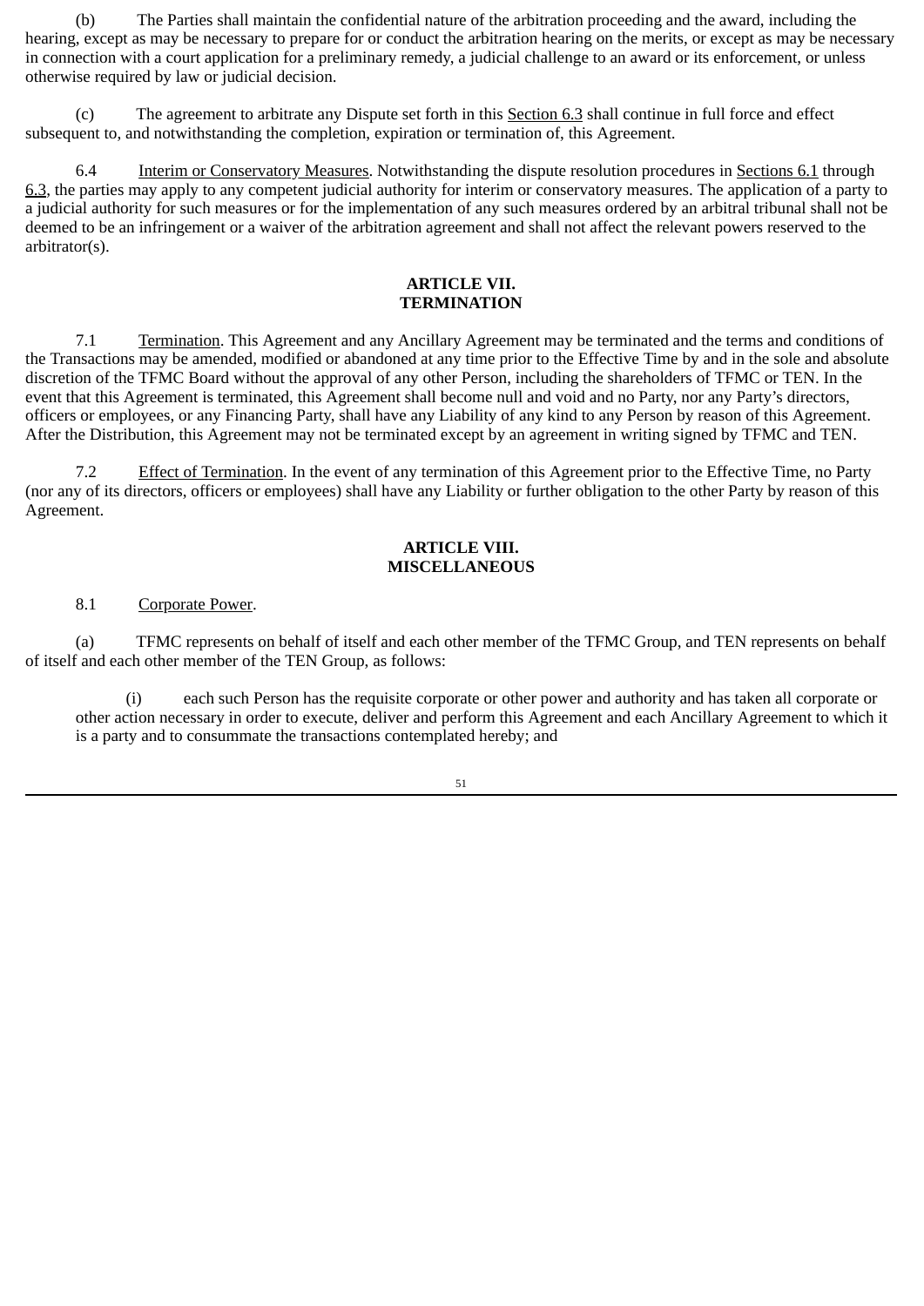(b) The Parties shall maintain the confidential nature of the arbitration proceeding and the award, including the hearing, except as may be necessary to prepare for or conduct the arbitration hearing on the merits, or except as may be necessary in connection with a court application for a preliminary remedy, a judicial challenge to an award or its enforcement, or unless otherwise required by law or judicial decision.

(c) The agreement to arbitrate any Dispute set forth in this Section 6.3 shall continue in full force and effect subsequent to, and notwithstanding the completion, expiration or termination of, this Agreement.

6.4 Interim or Conservatory Measures. Notwithstanding the dispute resolution procedures in Sections 6.1 through 6.3, the parties may apply to any competent judicial authority for interim or conservatory measures. The application of a party to a judicial authority for such measures or for the implementation of any such measures ordered by an arbitral tribunal shall not be deemed to be an infringement or a waiver of the arbitration agreement and shall not affect the relevant powers reserved to the arbitrator(s).

## ARTICLE VII.
## TERMINATION

7.1 Termination. This Agreement and any Ancillary Agreement may be terminated and the terms and conditions of the Transactions may be amended, modified or abandoned at any time prior to the Effective Time by and in the sole and absolute discretion of the TFMC Board without the approval of any other Person, including the shareholders of TFMC or TEN. In the event that this Agreement is terminated, this Agreement shall become null and void and no Party, nor any Party's directors, officers or employees, or any Financing Party, shall have any Liability of any kind to any Person by reason of this Agreement. After the Distribution, this Agreement may not be terminated except by an agreement in writing signed by TFMC and TEN.

7.2 Effect of Termination. In the event of any termination of this Agreement prior to the Effective Time, no Party (nor any of its directors, officers or employees) shall have any Liability or further obligation to the other Party by reason of this Agreement.

## ARTICLE VIII.
## MISCELLANEOUS

8.1 Corporate Power.

(a) TFMC represents on behalf of itself and each other member of the TFMC Group, and TEN represents on behalf of itself and each other member of the TEN Group, as follows:

(i) each such Person has the requisite corporate or other power and authority and has taken all corporate or other action necessary in order to execute, deliver and perform this Agreement and each Ancillary Agreement to which it is a party and to consummate the transactions contemplated hereby; and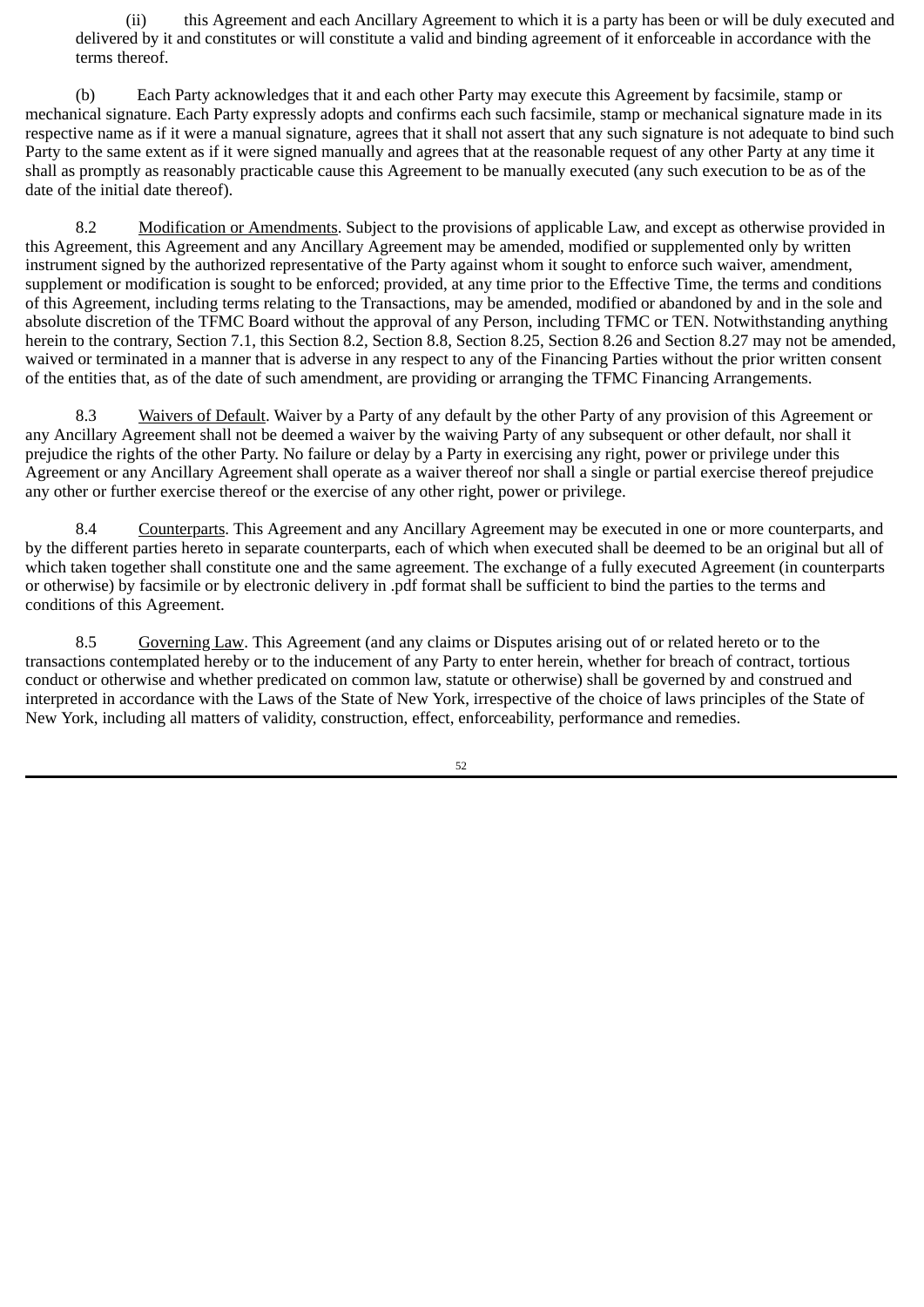(ii) this Agreement and each Ancillary Agreement to which it is a party has been or will be duly executed and delivered by it and constitutes or will constitute a valid and binding agreement of it enforceable in accordance with the terms thereof.

(b) Each Party acknowledges that it and each other Party may execute this Agreement by facsimile, stamp or mechanical signature. Each Party expressly adopts and confirms each such facsimile, stamp or mechanical signature made in its respective name as if it were a manual signature, agrees that it shall not assert that any such signature is not adequate to bind such Party to the same extent as if it were signed manually and agrees that at the reasonable request of any other Party at any time it shall as promptly as reasonably practicable cause this Agreement to be manually executed (any such execution to be as of the date of the initial date thereof).

8.2 Modification or Amendments. Subject to the provisions of applicable Law, and except as otherwise provided in this Agreement, this Agreement and any Ancillary Agreement may be amended, modified or supplemented only by written instrument signed by the authorized representative of the Party against whom it sought to enforce such waiver, amendment, supplement or modification is sought to be enforced; provided, at any time prior to the Effective Time, the terms and conditions of this Agreement, including terms relating to the Transactions, may be amended, modified or abandoned by and in the sole and absolute discretion of the TFMC Board without the approval of any Person, including TFMC or TEN. Notwithstanding anything herein to the contrary, Section 7.1, this Section 8.2, Section 8.8, Section 8.25, Section 8.26 and Section 8.27 may not be amended, waived or terminated in a manner that is adverse in any respect to any of the Financing Parties without the prior written consent of the entities that, as of the date of such amendment, are providing or arranging the TFMC Financing Arrangements.

8.3 Waivers of Default. Waiver by a Party of any default by the other Party of any provision of this Agreement or any Ancillary Agreement shall not be deemed a waiver by the waiving Party of any subsequent or other default, nor shall it prejudice the rights of the other Party. No failure or delay by a Party in exercising any right, power or privilege under this Agreement or any Ancillary Agreement shall operate as a waiver thereof nor shall a single or partial exercise thereof prejudice any other or further exercise thereof or the exercise of any other right, power or privilege.

8.4 Counterparts. This Agreement and any Ancillary Agreement may be executed in one or more counterparts, and by the different parties hereto in separate counterparts, each of which when executed shall be deemed to be an original but all of which taken together shall constitute one and the same agreement. The exchange of a fully executed Agreement (in counterparts or otherwise) by facsimile or by electronic delivery in .pdf format shall be sufficient to bind the parties to the terms and conditions of this Agreement.

8.5 Governing Law. This Agreement (and any claims or Disputes arising out of or related hereto or to the transactions contemplated hereby or to the inducement of any Party to enter herein, whether for breach of contract, tortious conduct or otherwise and whether predicated on common law, statute or otherwise) shall be governed by and construed and interpreted in accordance with the Laws of the State of New York, irrespective of the choice of laws principles of the State of New York, including all matters of validity, construction, effect, enforceability, performance and remedies.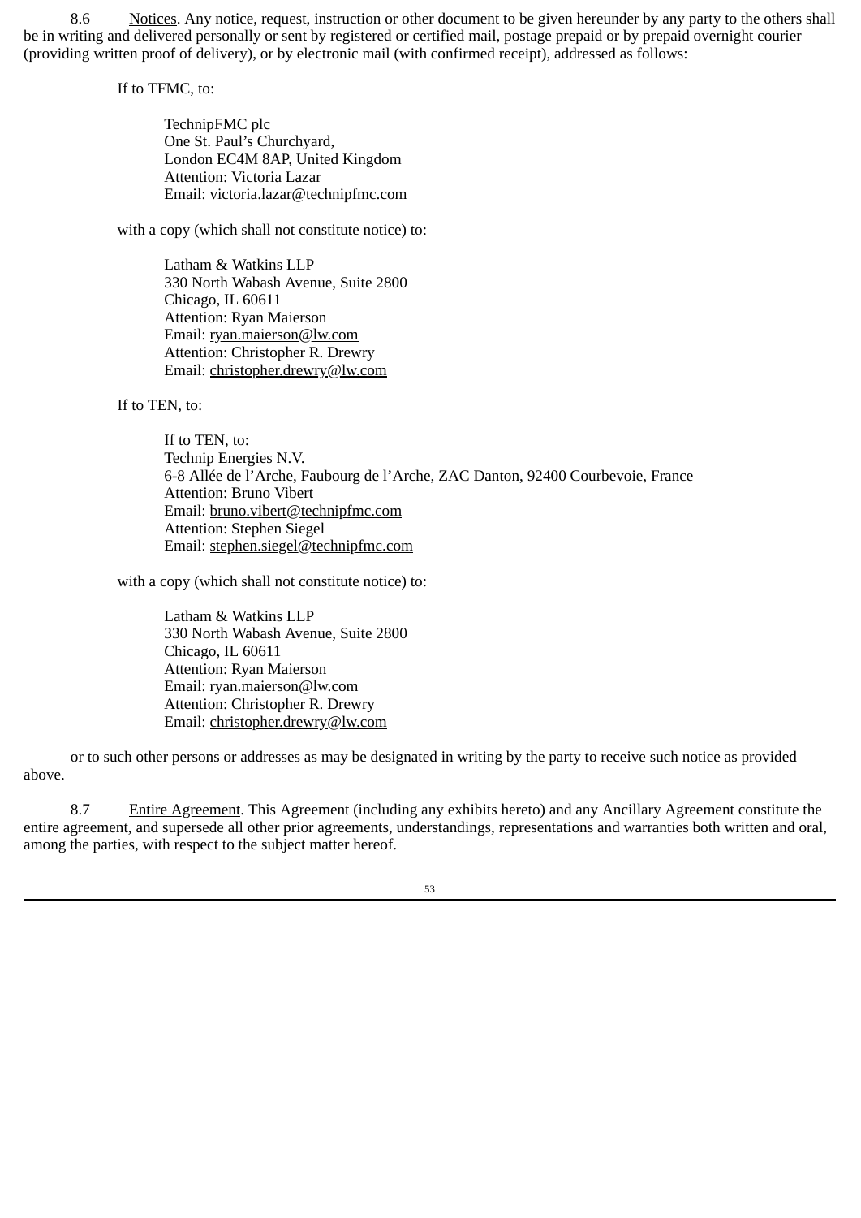8.6 Notices. Any notice, request, instruction or other document to be given hereunder by any party to the others shall be in writing and delivered personally or sent by registered or certified mail, postage prepaid or by prepaid overnight courier (providing written proof of delivery), or by electronic mail (with confirmed receipt), addressed as follows:

If to TFMC, to:

TechnipFMC plc
One St. Paul's Churchyard,
London EC4M 8AP, United Kingdom
Attention: Victoria Lazar
Email: victoria.lazar@technipfmc.com

with a copy (which shall not constitute notice) to:

Latham & Watkins LLP
330 North Wabash Avenue, Suite 2800
Chicago, IL 60611
Attention: Ryan Maierson
Email: ryan.maierson@lw.com
Attention: Christopher R. Drewry
Email: christopher.drewry@lw.com

If to TEN, to:

If to TEN, to:
Technip Energies N.V.
6-8 Allée de l'Arche, Faubourg de l'Arche, ZAC Danton, 92400 Courbevoie, France
Attention: Bruno Vibert
Email: bruno.vibert@technipfmc.com
Attention: Stephen Siegel
Email: stephen.siegel@technipfmc.com

with a copy (which shall not constitute notice) to:

Latham & Watkins LLP
330 North Wabash Avenue, Suite 2800
Chicago, IL 60611
Attention: Ryan Maierson
Email: ryan.maierson@lw.com
Attention: Christopher R. Drewry
Email: christopher.drewry@lw.com

or to such other persons or addresses as may be designated in writing by the party to receive such notice as provided above.

8.7 Entire Agreement. This Agreement (including any exhibits hereto) and any Ancillary Agreement constitute the entire agreement, and supersede all other prior agreements, understandings, representations and warranties both written and oral, among the parties, with respect to the subject matter hereof.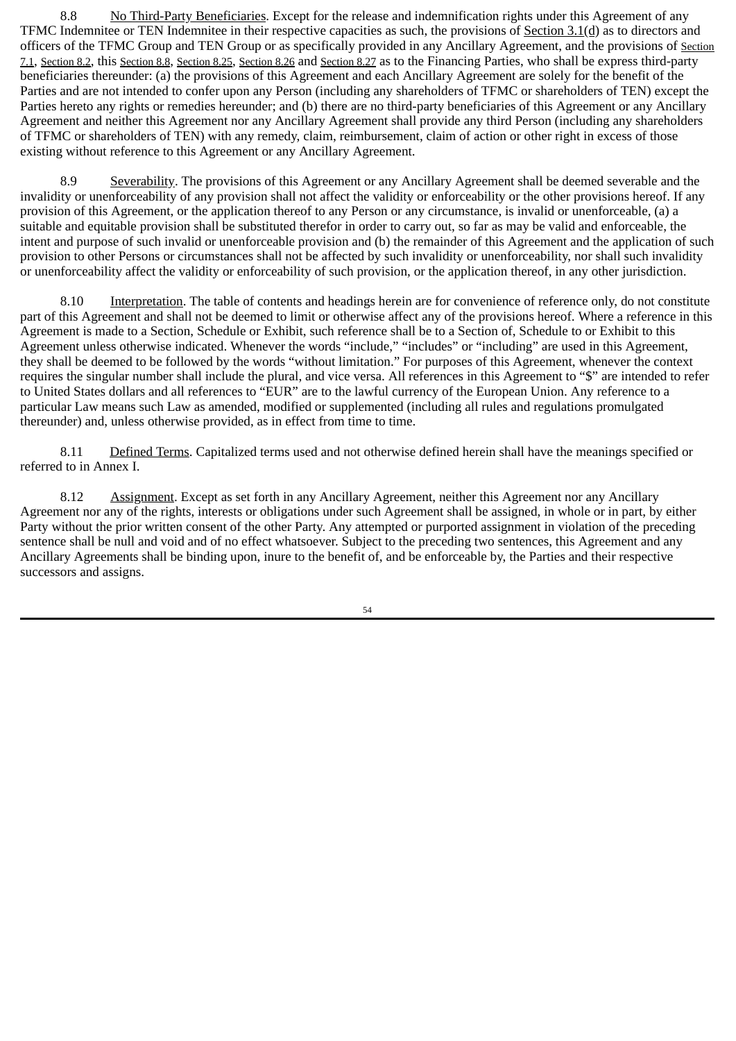8.8 No Third-Party Beneficiaries. Except for the release and indemnification rights under this Agreement of any TFMC Indemnitee or TEN Indemnitee in their respective capacities as such, the provisions of Section 3.1(d) as to directors and officers of the TFMC Group and TEN Group or as specifically provided in any Ancillary Agreement, and the provisions of Section 7.1, Section 8.2, this Section 8.8, Section 8.25, Section 8.26 and Section 8.27 as to the Financing Parties, who shall be express third-party beneficiaries thereunder: (a) the provisions of this Agreement and each Ancillary Agreement are solely for the benefit of the Parties and are not intended to confer upon any Person (including any shareholders of TFMC or shareholders of TEN) except the Parties hereto any rights or remedies hereunder; and (b) there are no third-party beneficiaries of this Agreement or any Ancillary Agreement and neither this Agreement nor any Ancillary Agreement shall provide any third Person (including any shareholders of TFMC or shareholders of TEN) with any remedy, claim, reimbursement, claim of action or other right in excess of those existing without reference to this Agreement or any Ancillary Agreement.

8.9 Severability. The provisions of this Agreement or any Ancillary Agreement shall be deemed severable and the invalidity or unenforceability of any provision shall not affect the validity or enforceability or the other provisions hereof. If any provision of this Agreement, or the application thereof to any Person or any circumstance, is invalid or unenforceable, (a) a suitable and equitable provision shall be substituted therefor in order to carry out, so far as may be valid and enforceable, the intent and purpose of such invalid or unenforceable provision and (b) the remainder of this Agreement and the application of such provision to other Persons or circumstances shall not be affected by such invalidity or unenforceability, nor shall such invalidity or unenforceability affect the validity or enforceability of such provision, or the application thereof, in any other jurisdiction.

8.10 Interpretation. The table of contents and headings herein are for convenience of reference only, do not constitute part of this Agreement and shall not be deemed to limit or otherwise affect any of the provisions hereof. Where a reference in this Agreement is made to a Section, Schedule or Exhibit, such reference shall be to a Section of, Schedule to or Exhibit to this Agreement unless otherwise indicated. Whenever the words "include," "includes" or "including" are used in this Agreement, they shall be deemed to be followed by the words "without limitation." For purposes of this Agreement, whenever the context requires the singular number shall include the plural, and vice versa. All references in this Agreement to "$" are intended to refer to United States dollars and all references to "EUR" are to the lawful currency of the European Union. Any reference to a particular Law means such Law as amended, modified or supplemented (including all rules and regulations promulgated thereunder) and, unless otherwise provided, as in effect from time to time.

8.11 Defined Terms. Capitalized terms used and not otherwise defined herein shall have the meanings specified or referred to in Annex I.

8.12 Assignment. Except as set forth in any Ancillary Agreement, neither this Agreement nor any Ancillary Agreement nor any of the rights, interests or obligations under such Agreement shall be assigned, in whole or in part, by either Party without the prior written consent of the other Party. Any attempted or purported assignment in violation of the preceding sentence shall be null and void and of no effect whatsoever. Subject to the preceding two sentences, this Agreement and any Ancillary Agreements shall be binding upon, inure to the benefit of, and be enforceable by, the Parties and their respective successors and assigns.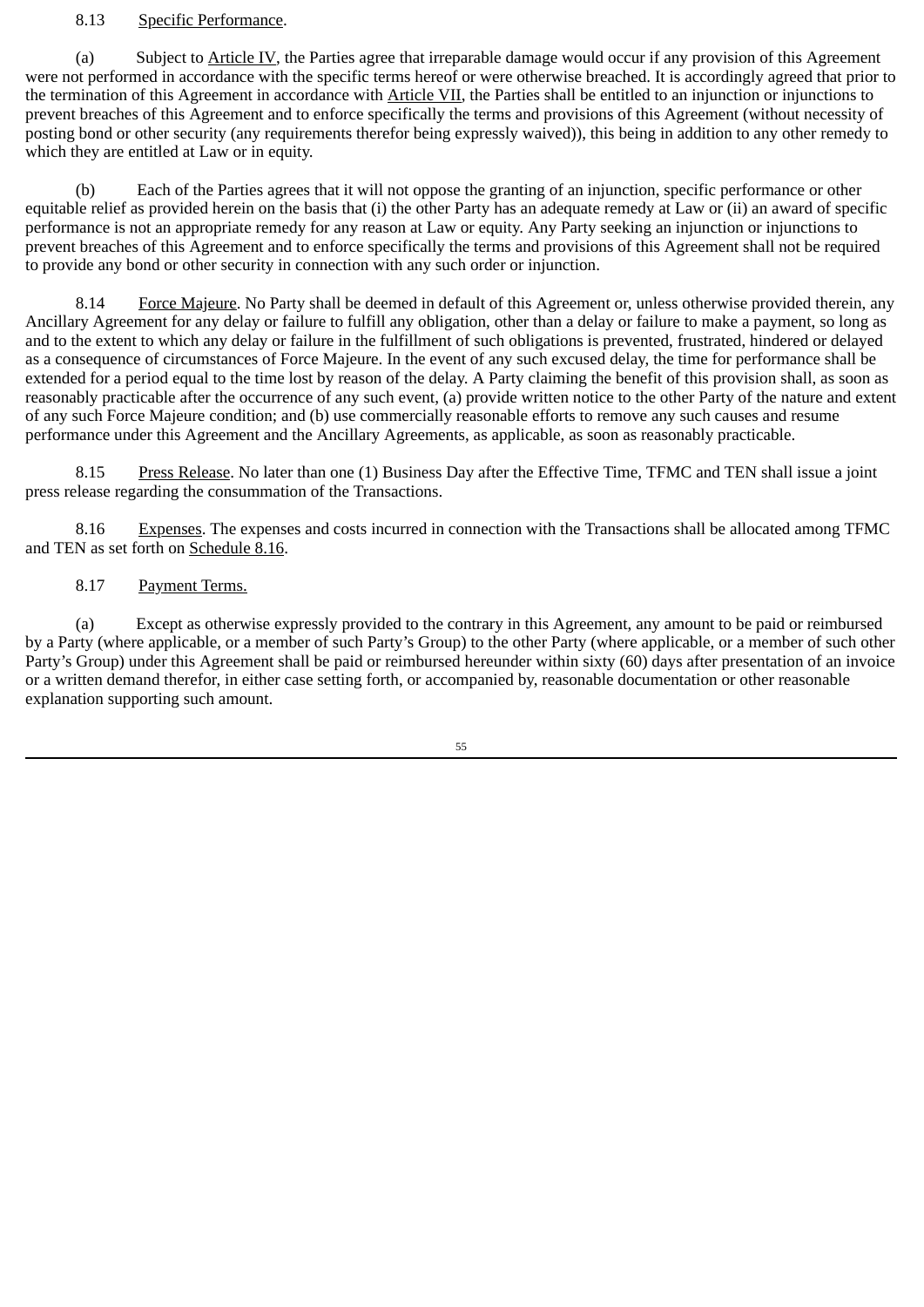8.13 Specific Performance.

(a) Subject to Article IV, the Parties agree that irreparable damage would occur if any provision of this Agreement were not performed in accordance with the specific terms hereof or were otherwise breached. It is accordingly agreed that prior to the termination of this Agreement in accordance with Article VII, the Parties shall be entitled to an injunction or injunctions to prevent breaches of this Agreement and to enforce specifically the terms and provisions of this Agreement (without necessity of posting bond or other security (any requirements therefor being expressly waived)), this being in addition to any other remedy to which they are entitled at Law or in equity.

(b) Each of the Parties agrees that it will not oppose the granting of an injunction, specific performance or other equitable relief as provided herein on the basis that (i) the other Party has an adequate remedy at Law or (ii) an award of specific performance is not an appropriate remedy for any reason at Law or equity. Any Party seeking an injunction or injunctions to prevent breaches of this Agreement and to enforce specifically the terms and provisions of this Agreement shall not be required to provide any bond or other security in connection with any such order or injunction.

8.14 Force Majeure. No Party shall be deemed in default of this Agreement or, unless otherwise provided therein, any Ancillary Agreement for any delay or failure to fulfill any obligation, other than a delay or failure to make a payment, so long as and to the extent to which any delay or failure in the fulfillment of such obligations is prevented, frustrated, hindered or delayed as a consequence of circumstances of Force Majeure. In the event of any such excused delay, the time for performance shall be extended for a period equal to the time lost by reason of the delay. A Party claiming the benefit of this provision shall, as soon as reasonably practicable after the occurrence of any such event, (a) provide written notice to the other Party of the nature and extent of any such Force Majeure condition; and (b) use commercially reasonable efforts to remove any such causes and resume performance under this Agreement and the Ancillary Agreements, as applicable, as soon as reasonably practicable.

8.15 Press Release. No later than one (1) Business Day after the Effective Time, TFMC and TEN shall issue a joint press release regarding the consummation of the Transactions.

8.16 Expenses. The expenses and costs incurred in connection with the Transactions shall be allocated among TFMC and TEN as set forth on Schedule 8.16.

8.17 Payment Terms.

(a) Except as otherwise expressly provided to the contrary in this Agreement, any amount to be paid or reimbursed by a Party (where applicable, or a member of such Party's Group) to the other Party (where applicable, or a member of such other Party's Group) under this Agreement shall be paid or reimbursed hereunder within sixty (60) days after presentation of an invoice or a written demand therefor, in either case setting forth, or accompanied by, reasonable documentation or other reasonable explanation supporting such amount.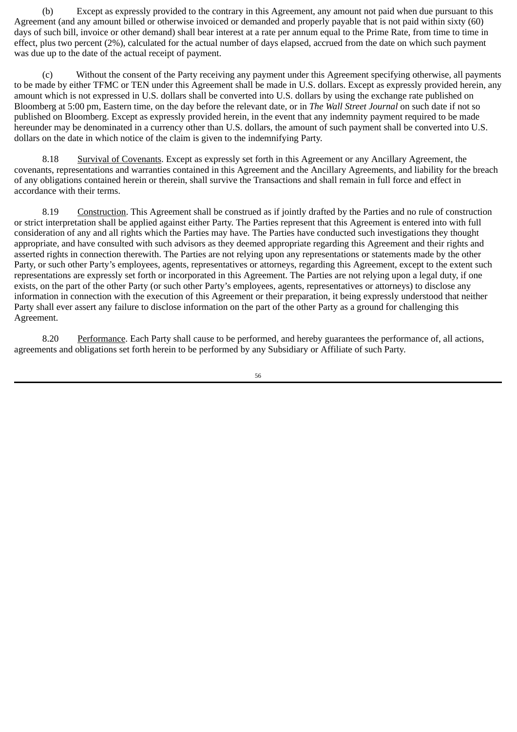(b) Except as expressly provided to the contrary in this Agreement, any amount not paid when due pursuant to this Agreement (and any amount billed or otherwise invoiced or demanded and properly payable that is not paid within sixty (60) days of such bill, invoice or other demand) shall bear interest at a rate per annum equal to the Prime Rate, from time to time in effect, plus two percent (2%), calculated for the actual number of days elapsed, accrued from the date on which such payment was due up to the date of the actual receipt of payment.

(c) Without the consent of the Party receiving any payment under this Agreement specifying otherwise, all payments to be made by either TFMC or TEN under this Agreement shall be made in U.S. dollars. Except as expressly provided herein, any amount which is not expressed in U.S. dollars shall be converted into U.S. dollars by using the exchange rate published on Bloomberg at 5:00 pm, Eastern time, on the day before the relevant date, or in *The Wall Street Journal* on such date if not so published on Bloomberg. Except as expressly provided herein, in the event that any indemnity payment required to be made hereunder may be denominated in a currency other than U.S. dollars, the amount of such payment shall be converted into U.S. dollars on the date in which notice of the claim is given to the indemnifying Party.

8.18 Survival of Covenants. Except as expressly set forth in this Agreement or any Ancillary Agreement, the covenants, representations and warranties contained in this Agreement and the Ancillary Agreements, and liability for the breach of any obligations contained herein or therein, shall survive the Transactions and shall remain in full force and effect in accordance with their terms.

8.19 Construction. This Agreement shall be construed as if jointly drafted by the Parties and no rule of construction or strict interpretation shall be applied against either Party. The Parties represent that this Agreement is entered into with full consideration of any and all rights which the Parties may have. The Parties have conducted such investigations they thought appropriate, and have consulted with such advisors as they deemed appropriate regarding this Agreement and their rights and asserted rights in connection therewith. The Parties are not relying upon any representations or statements made by the other Party, or such other Party's employees, agents, representatives or attorneys, regarding this Agreement, except to the extent such representations are expressly set forth or incorporated in this Agreement. The Parties are not relying upon a legal duty, if one exists, on the part of the other Party (or such other Party's employees, agents, representatives or attorneys) to disclose any information in connection with the execution of this Agreement or their preparation, it being expressly understood that neither Party shall ever assert any failure to disclose information on the part of the other Party as a ground for challenging this Agreement.

8.20 Performance. Each Party shall cause to be performed, and hereby guarantees the performance of, all actions, agreements and obligations set forth herein to be performed by any Subsidiary or Affiliate of such Party.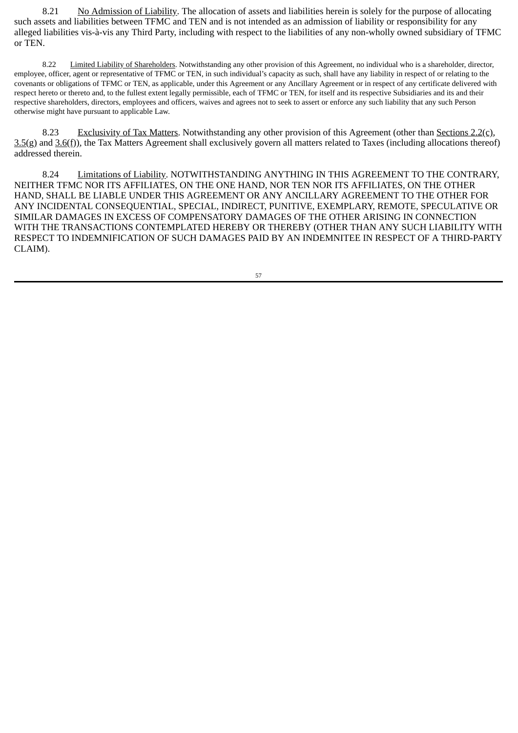8.21 No Admission of Liability. The allocation of assets and liabilities herein is solely for the purpose of allocating such assets and liabilities between TFMC and TEN and is not intended as an admission of liability or responsibility for any alleged liabilities vis-à-vis any Third Party, including with respect to the liabilities of any non-wholly owned subsidiary of TFMC or TEN.

8.22 Limited Liability of Shareholders. Notwithstanding any other provision of this Agreement, no individual who is a shareholder, director, employee, officer, agent or representative of TFMC or TEN, in such individual's capacity as such, shall have any liability in respect of or relating to the covenants or obligations of TFMC or TEN, as applicable, under this Agreement or any Ancillary Agreement or in respect of any certificate delivered with respect hereto or thereto and, to the fullest extent legally permissible, each of TFMC or TEN, for itself and its respective Subsidiaries and its and their respective shareholders, directors, employees and officers, waives and agrees not to seek to assert or enforce any such liability that any such Person otherwise might have pursuant to applicable Law.

8.23 Exclusivity of Tax Matters. Notwithstanding any other provision of this Agreement (other than Sections 2.2(c), 3.5(g) and 3.6(f)), the Tax Matters Agreement shall exclusively govern all matters related to Taxes (including allocations thereof) addressed therein.

8.24 Limitations of Liability. NOTWITHSTANDING ANYTHING IN THIS AGREEMENT TO THE CONTRARY, NEITHER TFMC NOR ITS AFFILIATES, ON THE ONE HAND, NOR TEN NOR ITS AFFILIATES, ON THE OTHER HAND, SHALL BE LIABLE UNDER THIS AGREEMENT OR ANY ANCILLARY AGREEMENT TO THE OTHER FOR ANY INCIDENTAL CONSEQUENTIAL, SPECIAL, INDIRECT, PUNITIVE, EXEMPLARY, REMOTE, SPECULATIVE OR SIMILAR DAMAGES IN EXCESS OF COMPENSATORY DAMAGES OF THE OTHER ARISING IN CONNECTION WITH THE TRANSACTIONS CONTEMPLATED HEREBY OR THEREBY (OTHER THAN ANY SUCH LIABILITY WITH RESPECT TO INDEMNIFICATION OF SUCH DAMAGES PAID BY AN INDEMNITEE IN RESPECT OF A THIRD-PARTY CLAIM).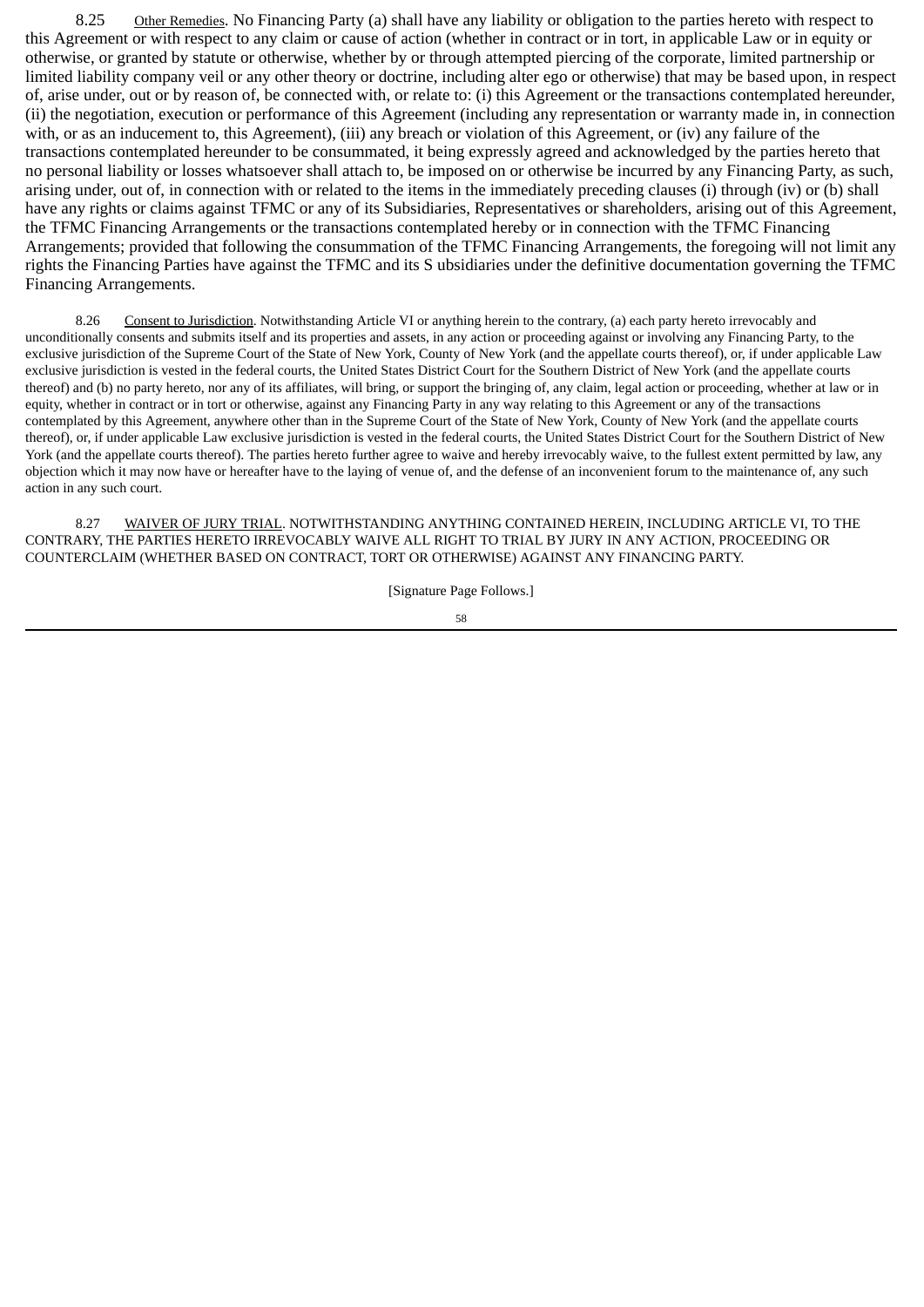8.25 Other Remedies. No Financing Party (a) shall have any liability or obligation to the parties hereto with respect to this Agreement or with respect to any claim or cause of action (whether in contract or in tort, in applicable Law or in equity or otherwise, or granted by statute or otherwise, whether by or through attempted piercing of the corporate, limited partnership or limited liability company veil or any other theory or doctrine, including alter ego or otherwise) that may be based upon, in respect of, arise under, out or by reason of, be connected with, or relate to: (i) this Agreement or the transactions contemplated hereunder, (ii) the negotiation, execution or performance of this Agreement (including any representation or warranty made in, in connection with, or as an inducement to, this Agreement), (iii) any breach or violation of this Agreement, or (iv) any failure of the transactions contemplated hereunder to be consummated, it being expressly agreed and acknowledged by the parties hereto that no personal liability or losses whatsoever shall attach to, be imposed on or otherwise be incurred by any Financing Party, as such, arising under, out of, in connection with or related to the items in the immediately preceding clauses (i) through (iv) or (b) shall have any rights or claims against TFMC or any of its Subsidiaries, Representatives or shareholders, arising out of this Agreement, the TFMC Financing Arrangements or the transactions contemplated hereby or in connection with the TFMC Financing Arrangements; provided that following the consummation of the TFMC Financing Arrangements, the foregoing will not limit any rights the Financing Parties have against the TFMC and its S ubsidiaries under the definitive documentation governing the TFMC Financing Arrangements.

8.26 Consent to Jurisdiction. Notwithstanding Article VI or anything herein to the contrary, (a) each party hereto irrevocably and unconditionally consents and submits itself and its properties and assets, in any action or proceeding against or involving any Financing Party, to the exclusive jurisdiction of the Supreme Court of the State of New York, County of New York (and the appellate courts thereof), or, if under applicable Law exclusive jurisdiction is vested in the federal courts, the United States District Court for the Southern District of New York (and the appellate courts thereof) and (b) no party hereto, nor any of its affiliates, will bring, or support the bringing of, any claim, legal action or proceeding, whether at law or in equity, whether in contract or in tort or otherwise, against any Financing Party in any way relating to this Agreement or any of the transactions contemplated by this Agreement, anywhere other than in the Supreme Court of the State of New York, County of New York (and the appellate courts thereof), or, if under applicable Law exclusive jurisdiction is vested in the federal courts, the United States District Court for the Southern District of New York (and the appellate courts thereof). The parties hereto further agree to waive and hereby irrevocably waive, to the fullest extent permitted by law, any objection which it may now have or hereafter have to the laying of venue of, and the defense of an inconvenient forum to the maintenance of, any such action in any such court.

8.27 WAIVER OF JURY TRIAL. NOTWITHSTANDING ANYTHING CONTAINED HEREIN, INCLUDING ARTICLE VI, TO THE CONTRARY, THE PARTIES HERETO IRREVOCABLY WAIVE ALL RIGHT TO TRIAL BY JURY IN ANY ACTION, PROCEEDING OR COUNTERCLAIM (WHETHER BASED ON CONTRACT, TORT OR OTHERWISE) AGAINST ANY FINANCING PARTY.

[Signature Page Follows.]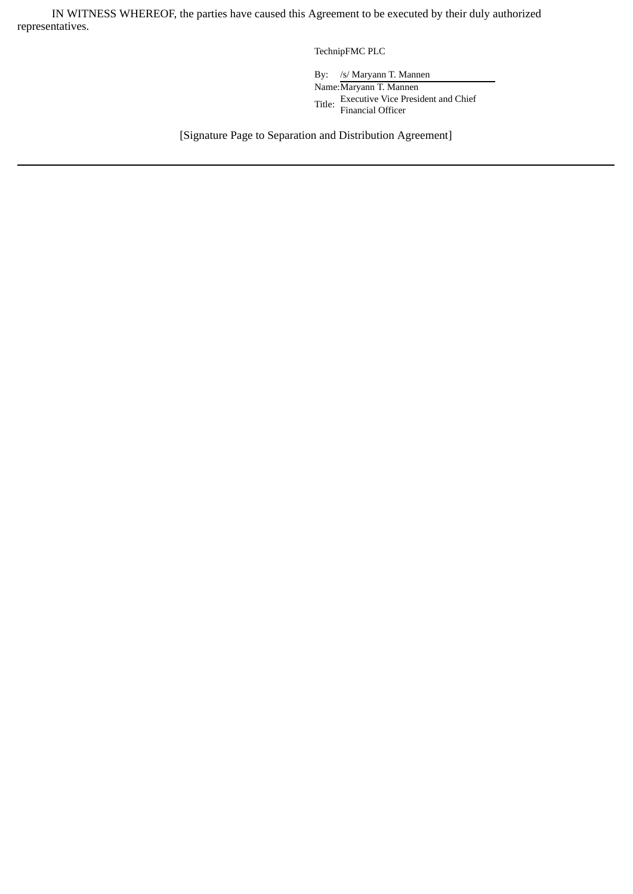IN WITNESS WHEREOF, the parties have caused this Agreement to be executed by their duly authorized representatives.

TechnipFMC PLC

By: /s/ Maryann T. Mannen
Name: Maryann T. Mannen
Title: Executive Vice President and Chief Financial Officer

[Signature Page to Separation and Distribution Agreement]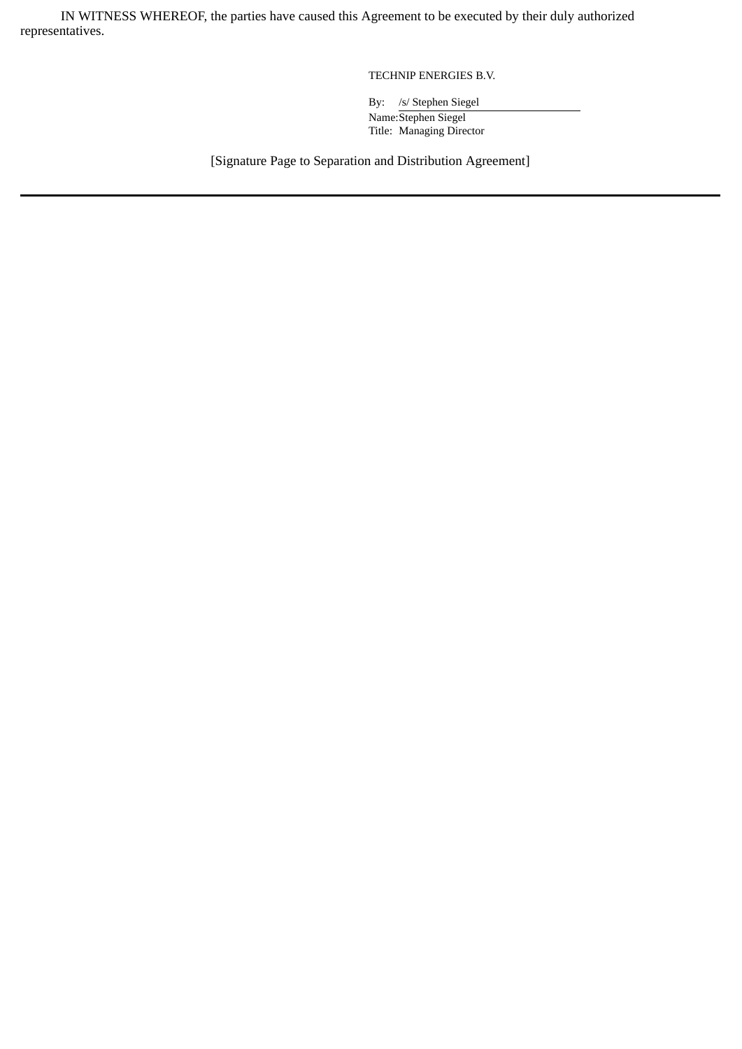IN WITNESS WHEREOF, the parties have caused this Agreement to be executed by their duly authorized representatives.

TECHNIP ENERGIES B.V.

By: /s/ Stephen Siegel

Name: Stephen Siegel

Title: Managing Director

[Signature Page to Separation and Distribution Agreement]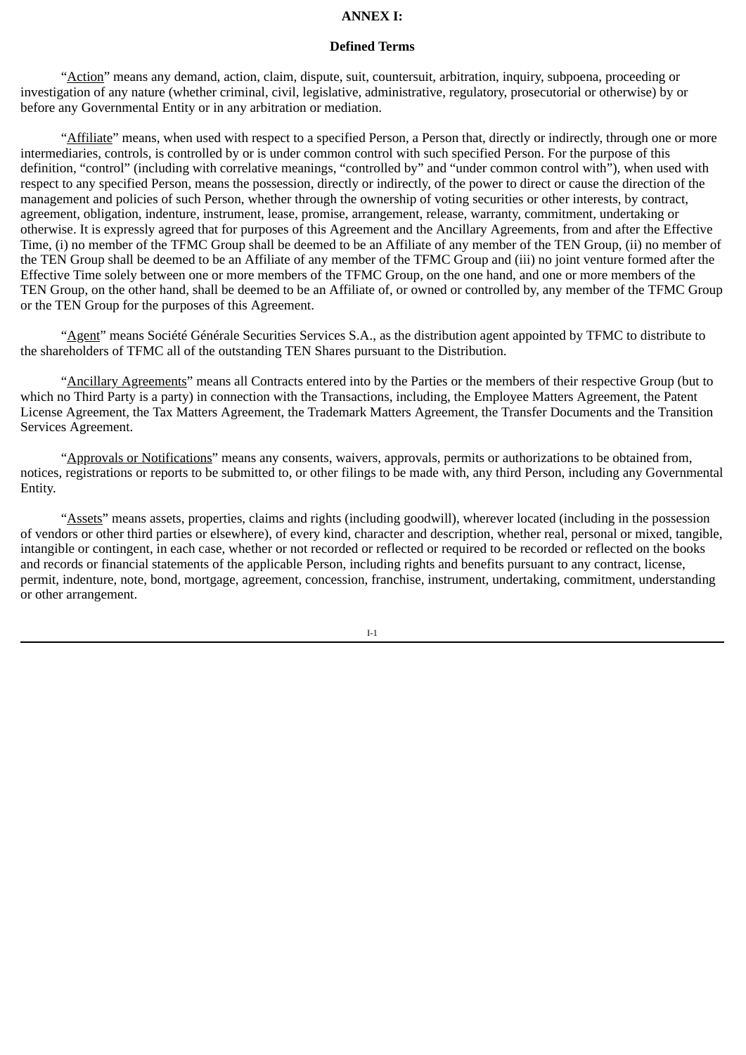**ANNEX I:**

**Defined Terms**

"Action" means any demand, action, claim, dispute, suit, countersuit, arbitration, inquiry, subpoena, proceeding or investigation of any nature (whether criminal, civil, legislative, administrative, regulatory, prosecutorial or otherwise) by or before any Governmental Entity or in any arbitration or mediation.

"Affiliate" means, when used with respect to a specified Person, a Person that, directly or indirectly, through one or more intermediaries, controls, is controlled by or is under common control with such specified Person. For the purpose of this definition, "control" (including with correlative meanings, "controlled by" and "under common control with"), when used with respect to any specified Person, means the possession, directly or indirectly, of the power to direct or cause the direction of the management and policies of such Person, whether through the ownership of voting securities or other interests, by contract, agreement, obligation, indenture, instrument, lease, promise, arrangement, release, warranty, commitment, undertaking or otherwise. It is expressly agreed that for purposes of this Agreement and the Ancillary Agreements, from and after the Effective Time, (i) no member of the TFMC Group shall be deemed to be an Affiliate of any member of the TEN Group, (ii) no member of the TEN Group shall be deemed to be an Affiliate of any member of the TFMC Group and (iii) no joint venture formed after the Effective Time solely between one or more members of the TFMC Group, on the one hand, and one or more members of the TEN Group, on the other hand, shall be deemed to be an Affiliate of, or owned or controlled by, any member of the TFMC Group or the TEN Group for the purposes of this Agreement.

"Agent" means Société Générale Securities Services S.A., as the distribution agent appointed by TFMC to distribute to the shareholders of TFMC all of the outstanding TEN Shares pursuant to the Distribution.

"Ancillary Agreements" means all Contracts entered into by the Parties or the members of their respective Group (but to which no Third Party is a party) in connection with the Transactions, including, the Employee Matters Agreement, the Patent License Agreement, the Tax Matters Agreement, the Trademark Matters Agreement, the Transfer Documents and the Transition Services Agreement.

"Approvals or Notifications" means any consents, waivers, approvals, permits or authorizations to be obtained from, notices, registrations or reports to be submitted to, or other filings to be made with, any third Person, including any Governmental Entity.

"Assets" means assets, properties, claims and rights (including goodwill), wherever located (including in the possession of vendors or other third parties or elsewhere), of every kind, character and description, whether real, personal or mixed, tangible, intangible or contingent, in each case, whether or not recorded or reflected or required to be recorded or reflected on the books and records or financial statements of the applicable Person, including rights and benefits pursuant to any contract, license, permit, indenture, note, bond, mortgage, agreement, concession, franchise, instrument, undertaking, commitment, understanding or other arrangement.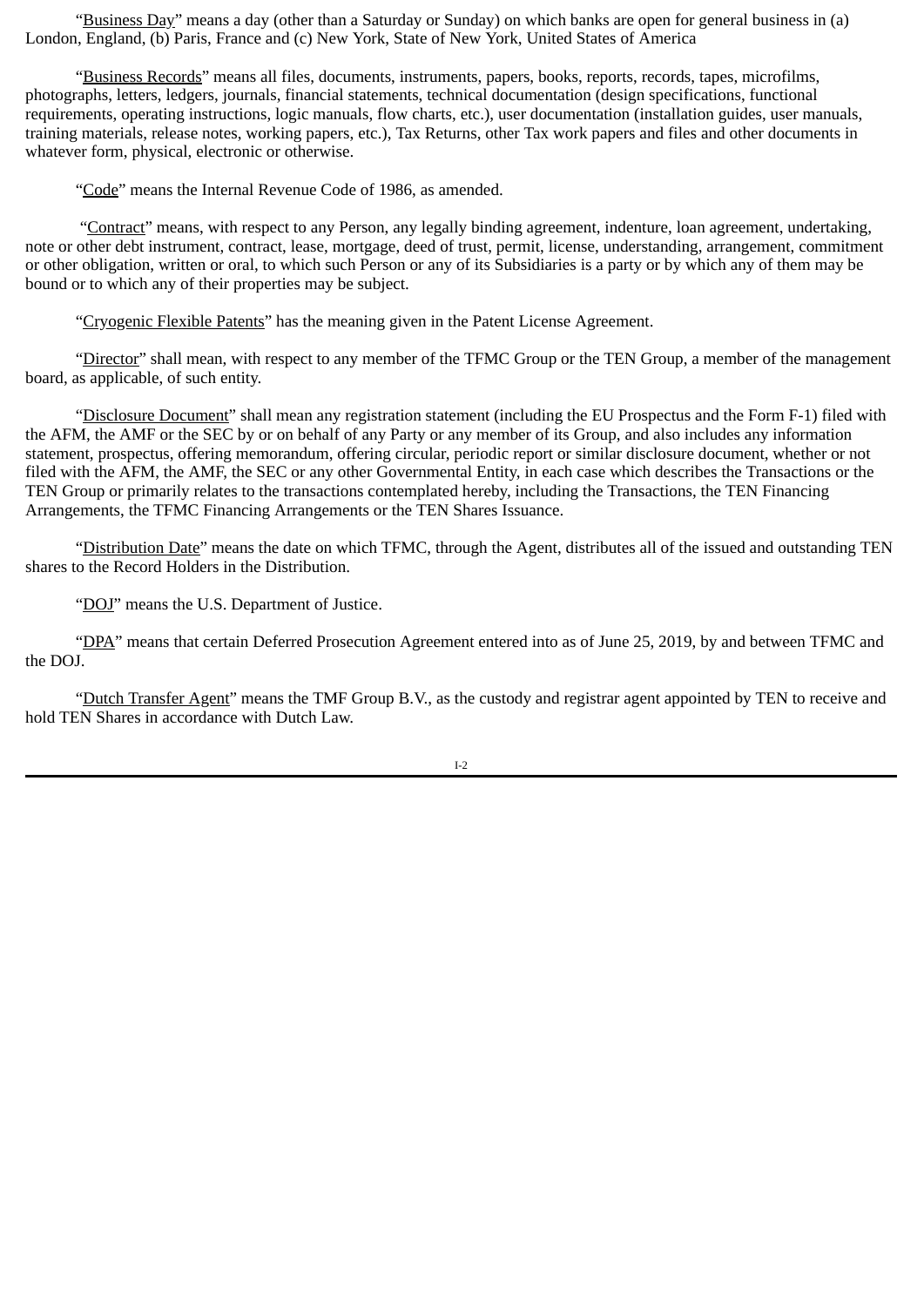"Business Day" means a day (other than a Saturday or Sunday) on which banks are open for general business in (a) London, England, (b) Paris, France and (c) New York, State of New York, United States of America

"Business Records" means all files, documents, instruments, papers, books, reports, records, tapes, microfilms, photographs, letters, ledgers, journals, financial statements, technical documentation (design specifications, functional requirements, operating instructions, logic manuals, flow charts, etc.), user documentation (installation guides, user manuals, training materials, release notes, working papers, etc.), Tax Returns, other Tax work papers and files and other documents in whatever form, physical, electronic or otherwise.

"Code" means the Internal Revenue Code of 1986, as amended.

"Contract" means, with respect to any Person, any legally binding agreement, indenture, loan agreement, undertaking, note or other debt instrument, contract, lease, mortgage, deed of trust, permit, license, understanding, arrangement, commitment or other obligation, written or oral, to which such Person or any of its Subsidiaries is a party or by which any of them may be bound or to which any of their properties may be subject.

"Cryogenic Flexible Patents" has the meaning given in the Patent License Agreement.

"Director" shall mean, with respect to any member of the TFMC Group or the TEN Group, a member of the management board, as applicable, of such entity.

"Disclosure Document" shall mean any registration statement (including the EU Prospectus and the Form F-1) filed with the AFM, the AMF or the SEC by or on behalf of any Party or any member of its Group, and also includes any information statement, prospectus, offering memorandum, offering circular, periodic report or similar disclosure document, whether or not filed with the AFM, the AMF, the SEC or any other Governmental Entity, in each case which describes the Transactions or the TEN Group or primarily relates to the transactions contemplated hereby, including the Transactions, the TEN Financing Arrangements, the TFMC Financing Arrangements or the TEN Shares Issuance.

"Distribution Date" means the date on which TFMC, through the Agent, distributes all of the issued and outstanding TEN shares to the Record Holders in the Distribution.

"DOJ" means the U.S. Department of Justice.

"DPA" means that certain Deferred Prosecution Agreement entered into as of June 25, 2019, by and between TFMC and the DOJ.

"Dutch Transfer Agent" means the TMF Group B.V., as the custody and registrar agent appointed by TEN to receive and hold TEN Shares in accordance with Dutch Law.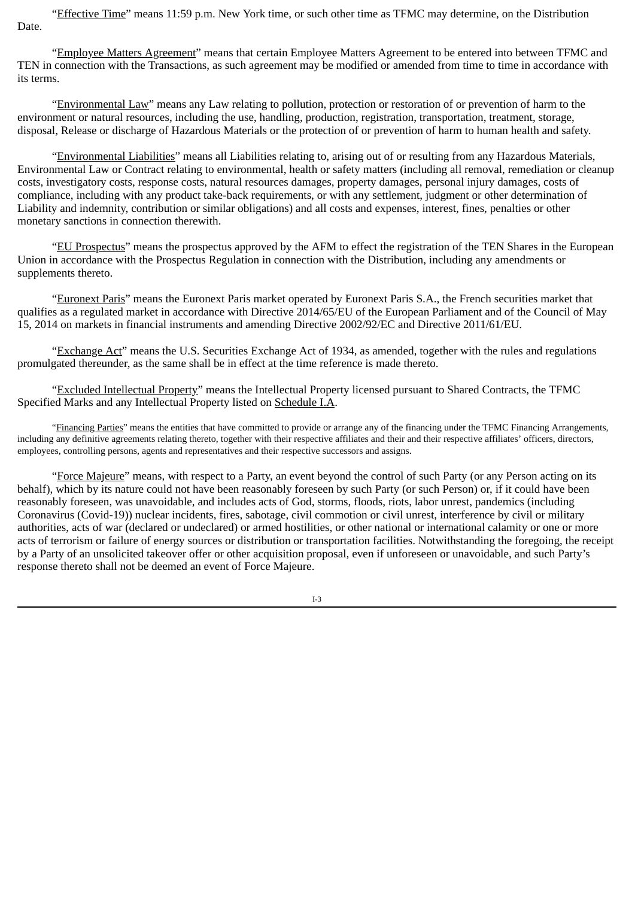"Effective Time" means 11:59 p.m. New York time, or such other time as TFMC may determine, on the Distribution Date.

"Employee Matters Agreement" means that certain Employee Matters Agreement to be entered into between TFMC and TEN in connection with the Transactions, as such agreement may be modified or amended from time to time in accordance with its terms.

"Environmental Law" means any Law relating to pollution, protection or restoration of or prevention of harm to the environment or natural resources, including the use, handling, production, registration, transportation, treatment, storage, disposal, Release or discharge of Hazardous Materials or the protection of or prevention of harm to human health and safety.

"Environmental Liabilities" means all Liabilities relating to, arising out of or resulting from any Hazardous Materials, Environmental Law or Contract relating to environmental, health or safety matters (including all removal, remediation or cleanup costs, investigatory costs, response costs, natural resources damages, property damages, personal injury damages, costs of compliance, including with any product take-back requirements, or with any settlement, judgment or other determination of Liability and indemnity, contribution or similar obligations) and all costs and expenses, interest, fines, penalties or other monetary sanctions in connection therewith.

"EU Prospectus" means the prospectus approved by the AFM to effect the registration of the TEN Shares in the European Union in accordance with the Prospectus Regulation in connection with the Distribution, including any amendments or supplements thereto.

"Euronext Paris" means the Euronext Paris market operated by Euronext Paris S.A., the French securities market that qualifies as a regulated market in accordance with Directive 2014/65/EU of the European Parliament and of the Council of May 15, 2014 on markets in financial instruments and amending Directive 2002/92/EC and Directive 2011/61/EU.

"Exchange Act" means the U.S. Securities Exchange Act of 1934, as amended, together with the rules and regulations promulgated thereunder, as the same shall be in effect at the time reference is made thereto.

"Excluded Intellectual Property" means the Intellectual Property licensed pursuant to Shared Contracts, the TFMC Specified Marks and any Intellectual Property listed on Schedule I.A.

"Financing Parties" means the entities that have committed to provide or arrange any of the financing under the TFMC Financing Arrangements, including any definitive agreements relating thereto, together with their respective affiliates and their and their respective affiliates' officers, directors, employees, controlling persons, agents and representatives and their respective successors and assigns.

"Force Majeure" means, with respect to a Party, an event beyond the control of such Party (or any Person acting on its behalf), which by its nature could not have been reasonably foreseen by such Party (or such Person) or, if it could have been reasonably foreseen, was unavoidable, and includes acts of God, storms, floods, riots, labor unrest, pandemics (including Coronavirus (Covid-19)) nuclear incidents, fires, sabotage, civil commotion or civil unrest, interference by civil or military authorities, acts of war (declared or undeclared) or armed hostilities, or other national or international calamity or one or more acts of terrorism or failure of energy sources or distribution or transportation facilities. Notwithstanding the foregoing, the receipt by a Party of an unsolicited takeover offer or other acquisition proposal, even if unforeseen or unavoidable, and such Party's response thereto shall not be deemed an event of Force Majeure.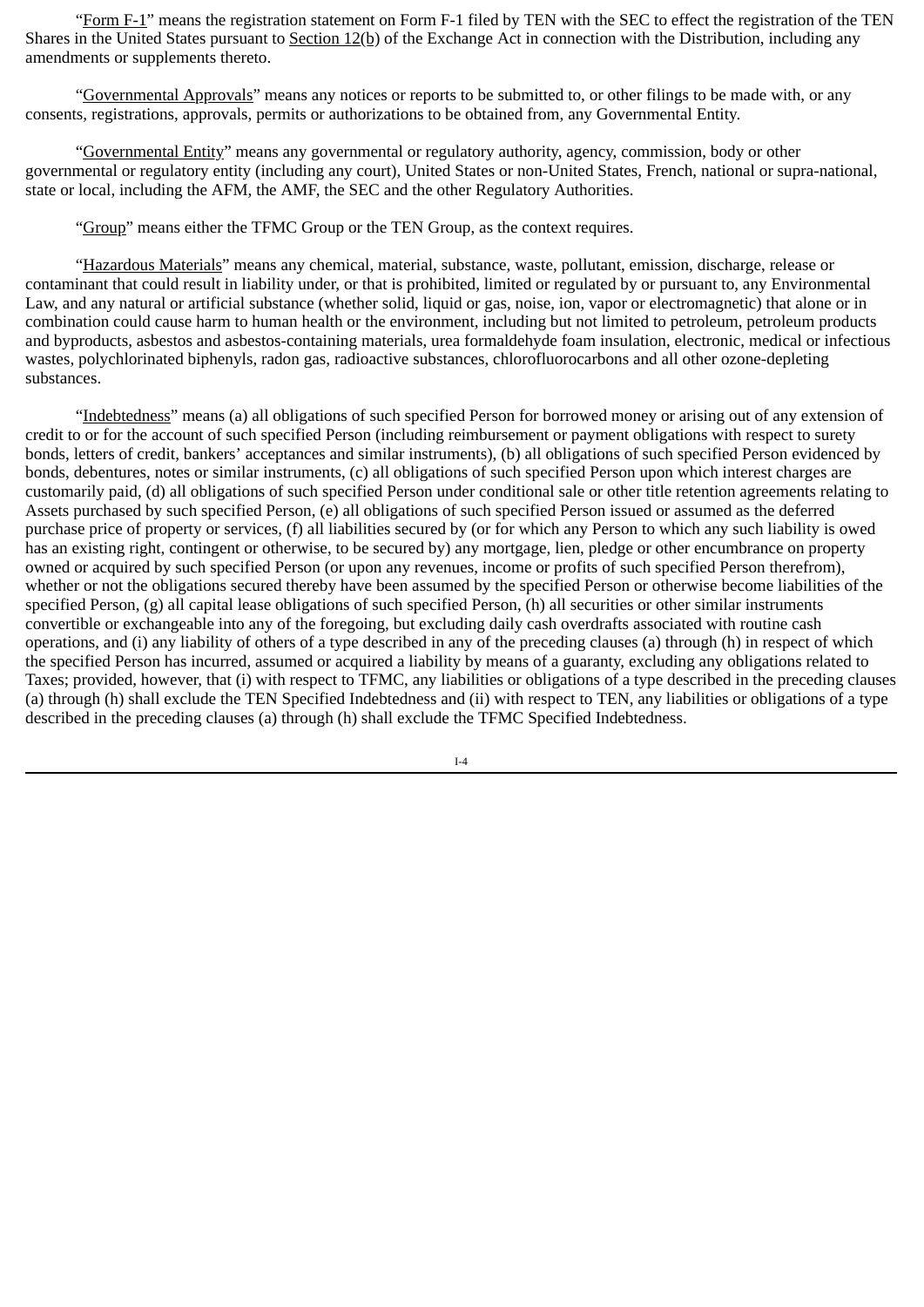"Form F-1" means the registration statement on Form F-1 filed by TEN with the SEC to effect the registration of the TEN Shares in the United States pursuant to Section 12(b) of the Exchange Act in connection with the Distribution, including any amendments or supplements thereto.

"Governmental Approvals" means any notices or reports to be submitted to, or other filings to be made with, or any consents, registrations, approvals, permits or authorizations to be obtained from, any Governmental Entity.

"Governmental Entity" means any governmental or regulatory authority, agency, commission, body or other governmental or regulatory entity (including any court), United States or non-United States, French, national or supra-national, state or local, including the AFM, the AMF, the SEC and the other Regulatory Authorities.

"Group" means either the TFMC Group or the TEN Group, as the context requires.

"Hazardous Materials" means any chemical, material, substance, waste, pollutant, emission, discharge, release or contaminant that could result in liability under, or that is prohibited, limited or regulated by or pursuant to, any Environmental Law, and any natural or artificial substance (whether solid, liquid or gas, noise, ion, vapor or electromagnetic) that alone or in combination could cause harm to human health or the environment, including but not limited to petroleum, petroleum products and byproducts, asbestos and asbestos-containing materials, urea formaldehyde foam insulation, electronic, medical or infectious wastes, polychlorinated biphenyls, radon gas, radioactive substances, chlorofluorocarbons and all other ozone-depleting substances.

"Indebtedness" means (a) all obligations of such specified Person for borrowed money or arising out of any extension of credit to or for the account of such specified Person (including reimbursement or payment obligations with respect to surety bonds, letters of credit, bankers' acceptances and similar instruments), (b) all obligations of such specified Person evidenced by bonds, debentures, notes or similar instruments, (c) all obligations of such specified Person upon which interest charges are customarily paid, (d) all obligations of such specified Person under conditional sale or other title retention agreements relating to Assets purchased by such specified Person, (e) all obligations of such specified Person issued or assumed as the deferred purchase price of property or services, (f) all liabilities secured by (or for which any Person to which any such liability is owed has an existing right, contingent or otherwise, to be secured by) any mortgage, lien, pledge or other encumbrance on property owned or acquired by such specified Person (or upon any revenues, income or profits of such specified Person therefrom), whether or not the obligations secured thereby have been assumed by the specified Person or otherwise become liabilities of the specified Person, (g) all capital lease obligations of such specified Person, (h) all securities or other similar instruments convertible or exchangeable into any of the foregoing, but excluding daily cash overdrafts associated with routine cash operations, and (i) any liability of others of a type described in any of the preceding clauses (a) through (h) in respect of which the specified Person has incurred, assumed or acquired a liability by means of a guaranty, excluding any obligations related to Taxes; provided, however, that (i) with respect to TFMC, any liabilities or obligations of a type described in the preceding clauses (a) through (h) shall exclude the TEN Specified Indebtedness and (ii) with respect to TEN, any liabilities or obligations of a type described in the preceding clauses (a) through (h) shall exclude the TFMC Specified Indebtedness.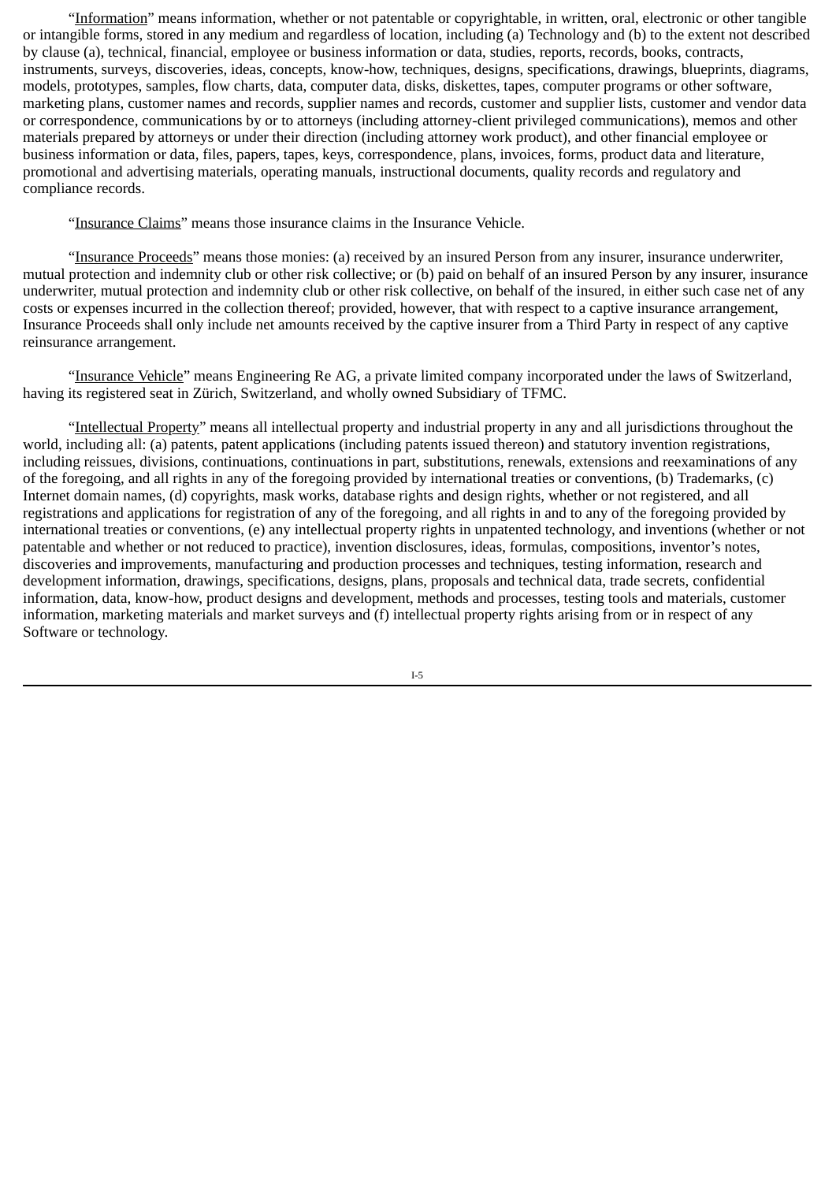"Information" means information, whether or not patentable or copyrightable, in written, oral, electronic or other tangible or intangible forms, stored in any medium and regardless of location, including (a) Technology and (b) to the extent not described by clause (a), technical, financial, employee or business information or data, studies, reports, records, books, contracts, instruments, surveys, discoveries, ideas, concepts, know-how, techniques, designs, specifications, drawings, blueprints, diagrams, models, prototypes, samples, flow charts, data, computer data, disks, diskettes, tapes, computer programs or other software, marketing plans, customer names and records, supplier names and records, customer and supplier lists, customer and vendor data or correspondence, communications by or to attorneys (including attorney-client privileged communications), memos and other materials prepared by attorneys or under their direction (including attorney work product), and other financial employee or business information or data, files, papers, tapes, keys, correspondence, plans, invoices, forms, product data and literature, promotional and advertising materials, operating manuals, instructional documents, quality records and regulatory and compliance records.

"Insurance Claims" means those insurance claims in the Insurance Vehicle.

"Insurance Proceeds" means those monies: (a) received by an insured Person from any insurer, insurance underwriter, mutual protection and indemnity club or other risk collective; or (b) paid on behalf of an insured Person by any insurer, insurance underwriter, mutual protection and indemnity club or other risk collective, on behalf of the insured, in either such case net of any costs or expenses incurred in the collection thereof; provided, however, that with respect to a captive insurance arrangement, Insurance Proceeds shall only include net amounts received by the captive insurer from a Third Party in respect of any captive reinsurance arrangement.

"Insurance Vehicle" means Engineering Re AG, a private limited company incorporated under the laws of Switzerland, having its registered seat in Zürich, Switzerland, and wholly owned Subsidiary of TFMC.

"Intellectual Property" means all intellectual property and industrial property in any and all jurisdictions throughout the world, including all: (a) patents, patent applications (including patents issued thereon) and statutory invention registrations, including reissues, divisions, continuations, continuations in part, substitutions, renewals, extensions and reexaminations of any of the foregoing, and all rights in any of the foregoing provided by international treaties or conventions, (b) Trademarks, (c) Internet domain names, (d) copyrights, mask works, database rights and design rights, whether or not registered, and all registrations and applications for registration of any of the foregoing, and all rights in and to any of the foregoing provided by international treaties or conventions, (e) any intellectual property rights in unpatented technology, and inventions (whether or not patentable and whether or not reduced to practice), invention disclosures, ideas, formulas, compositions, inventor's notes, discoveries and improvements, manufacturing and production processes and techniques, testing information, research and development information, drawings, specifications, designs, plans, proposals and technical data, trade secrets, confidential information, data, know-how, product designs and development, methods and processes, testing tools and materials, customer information, marketing materials and market surveys and (f) intellectual property rights arising from or in respect of any Software or technology.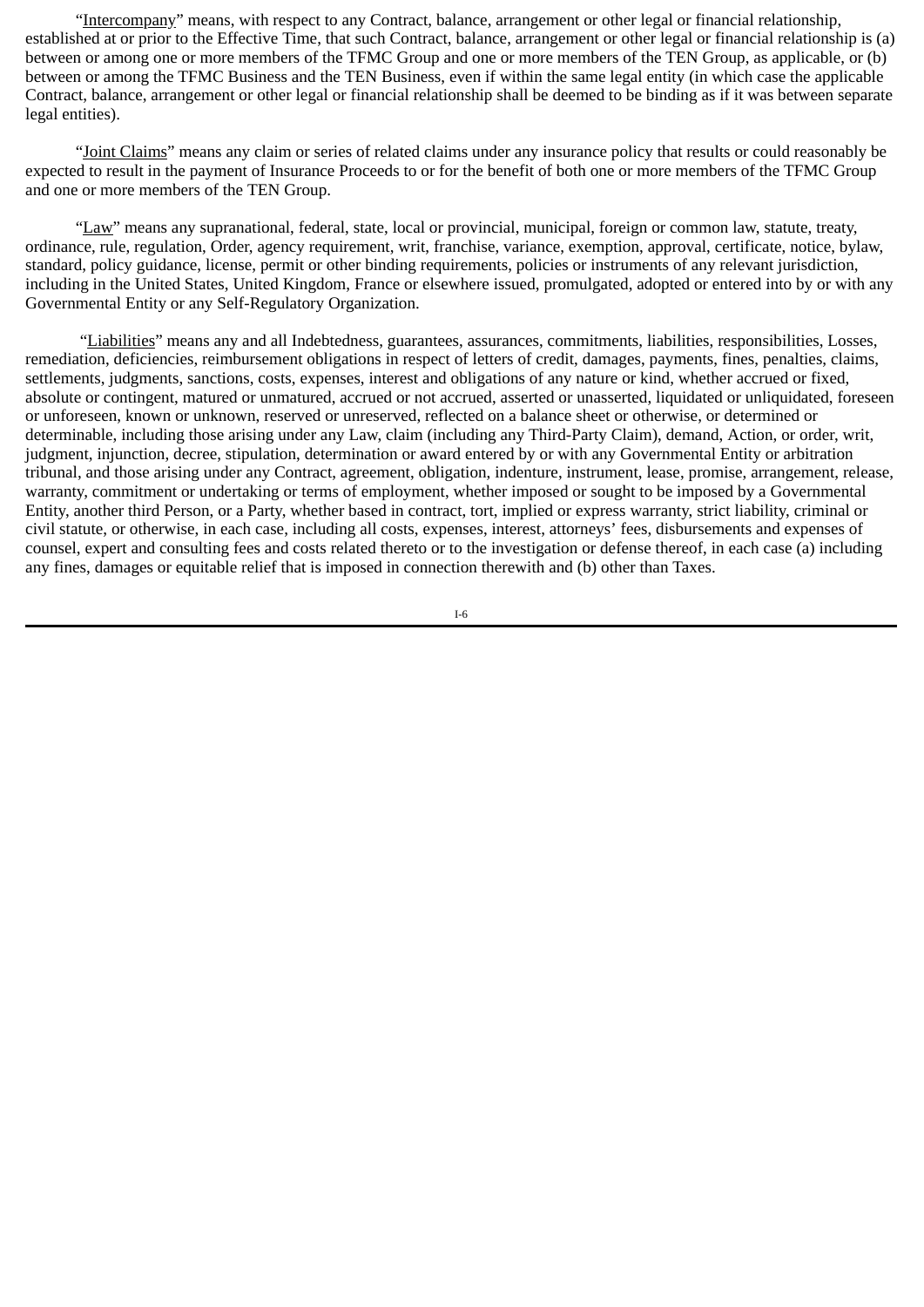"<u>Intercompany</u>" means, with respect to any Contract, balance, arrangement or other legal or financial relationship, established at or prior to the Effective Time, that such Contract, balance, arrangement or other legal or financial relationship is (a) between or among one or more members of the TFMC Group and one or more members of the TEN Group, as applicable, or (b) between or among the TFMC Business and the TEN Business, even if within the same legal entity (in which case the applicable Contract, balance, arrangement or other legal or financial relationship shall be deemed to be binding as if it was between separate legal entities).

"<u>Joint Claims</u>" means any claim or series of related claims under any insurance policy that results or could reasonably be expected to result in the payment of Insurance Proceeds to or for the benefit of both one or more members of the TFMC Group and one or more members of the TEN Group.

"<u>Law</u>" means any supranational, federal, state, local or provincial, municipal, foreign or common law, statute, treaty, ordinance, rule, regulation, Order, agency requirement, writ, franchise, variance, exemption, approval, certificate, notice, bylaw, standard, policy guidance, license, permit or other binding requirements, policies or instruments of any relevant jurisdiction, including in the United States, United Kingdom, France or elsewhere issued, promulgated, adopted or entered into by or with any Governmental Entity or any Self-Regulatory Organization.

"<u>Liabilities</u>" means any and all Indebtedness, guarantees, assurances, commitments, liabilities, responsibilities, Losses, remediation, deficiencies, reimbursement obligations in respect of letters of credit, damages, payments, fines, penalties, claims, settlements, judgments, sanctions, costs, expenses, interest and obligations of any nature or kind, whether accrued or fixed, absolute or contingent, matured or unmatured, accrued or not accrued, asserted or unasserted, liquidated or unliquidated, foreseen or unforeseen, known or unknown, reserved or unreserved, reflected on a balance sheet or otherwise, or determined or determinable, including those arising under any Law, claim (including any Third-Party Claim), demand, Action, or order, writ, judgment, injunction, decree, stipulation, determination or award entered by or with any Governmental Entity or arbitration tribunal, and those arising under any Contract, agreement, obligation, indenture, instrument, lease, promise, arrangement, release, warranty, commitment or undertaking or terms of employment, whether imposed or sought to be imposed by a Governmental Entity, another third Person, or a Party, whether based in contract, tort, implied or express warranty, strict liability, criminal or civil statute, or otherwise, in each case, including all costs, expenses, interest, attorneys' fees, disbursements and expenses of counsel, expert and consulting fees and costs related thereto or to the investigation or defense thereof, in each case (a) including any fines, damages or equitable relief that is imposed in connection therewith and (b) other than Taxes.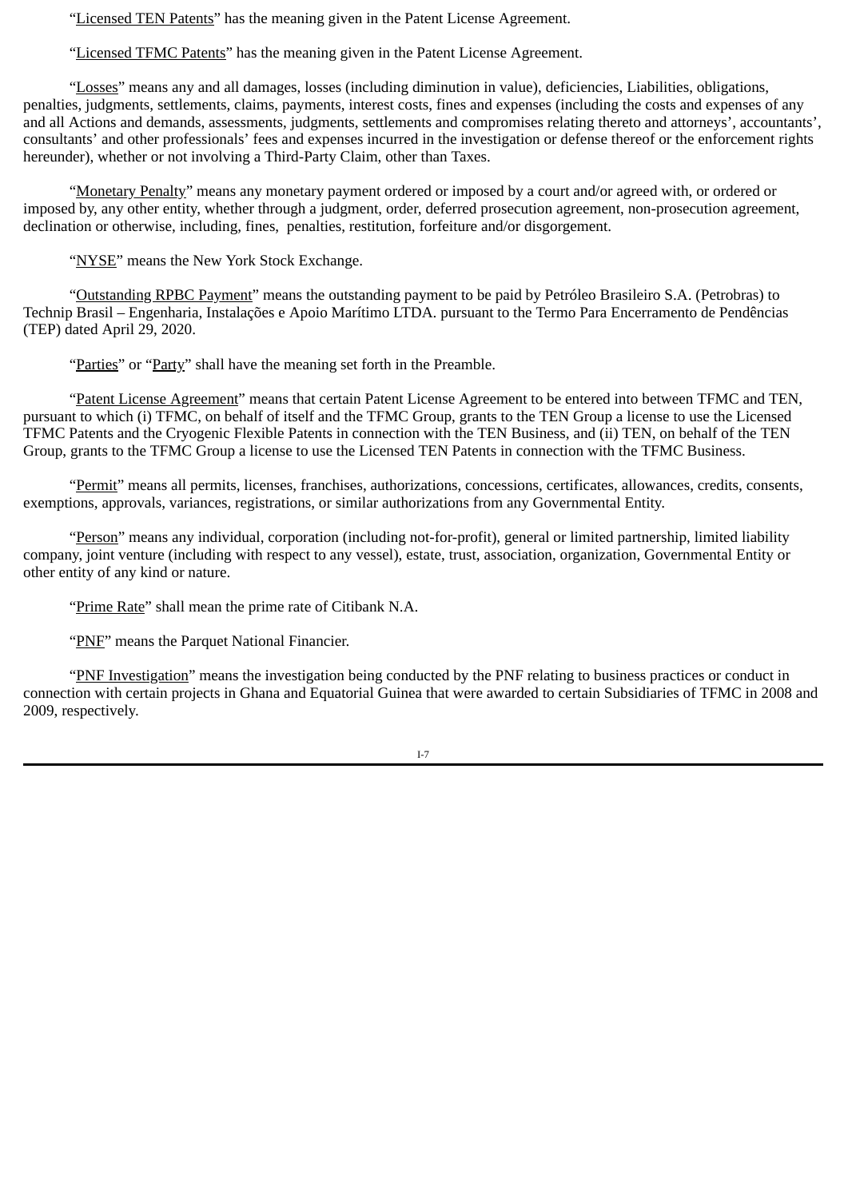"Licensed TEN Patents" has the meaning given in the Patent License Agreement.

"Licensed TFMC Patents" has the meaning given in the Patent License Agreement.

"Losses" means any and all damages, losses (including diminution in value), deficiencies, Liabilities, obligations, penalties, judgments, settlements, claims, payments, interest costs, fines and expenses (including the costs and expenses of any and all Actions and demands, assessments, judgments, settlements and compromises relating thereto and attorneys', accountants', consultants' and other professionals' fees and expenses incurred in the investigation or defense thereof or the enforcement rights hereunder), whether or not involving a Third-Party Claim, other than Taxes.

"Monetary Penalty" means any monetary payment ordered or imposed by a court and/or agreed with, or ordered or imposed by, any other entity, whether through a judgment, order, deferred prosecution agreement, non-prosecution agreement, declination or otherwise, including, fines, penalties, restitution, forfeiture and/or disgorgement.

"NYSE" means the New York Stock Exchange.

"Outstanding RPBC Payment" means the outstanding payment to be paid by Petróleo Brasileiro S.A. (Petrobras) to Technip Brasil – Engenharia, Instalações e Apoio Marítimo LTDA. pursuant to the Termo Para Encerramento de Pendências (TEP) dated April 29, 2020.

"Parties" or "Party" shall have the meaning set forth in the Preamble.

"Patent License Agreement" means that certain Patent License Agreement to be entered into between TFMC and TEN, pursuant to which (i) TFMC, on behalf of itself and the TFMC Group, grants to the TEN Group a license to use the Licensed TFMC Patents and the Cryogenic Flexible Patents in connection with the TEN Business, and (ii) TEN, on behalf of the TEN Group, grants to the TFMC Group a license to use the Licensed TEN Patents in connection with the TFMC Business.

"Permit" means all permits, licenses, franchises, authorizations, concessions, certificates, allowances, credits, consents, exemptions, approvals, variances, registrations, or similar authorizations from any Governmental Entity.

"Person" means any individual, corporation (including not-for-profit), general or limited partnership, limited liability company, joint venture (including with respect to any vessel), estate, trust, association, organization, Governmental Entity or other entity of any kind or nature.

"Prime Rate" shall mean the prime rate of Citibank N.A.

"PNF" means the Parquet National Financier.

"PNF Investigation" means the investigation being conducted by the PNF relating to business practices or conduct in connection with certain projects in Ghana and Equatorial Guinea that were awarded to certain Subsidiaries of TFMC in 2008 and 2009, respectively.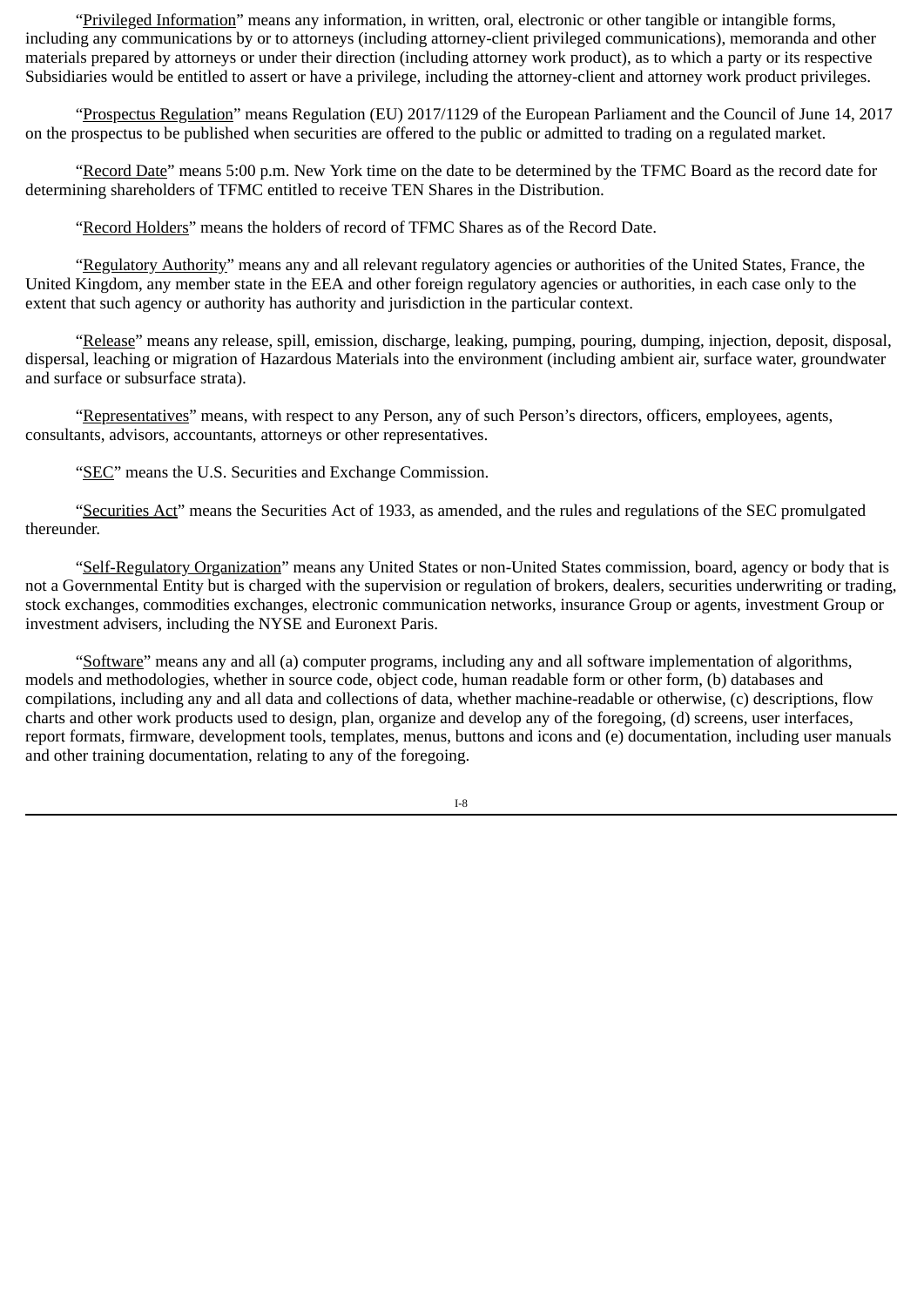"Privileged Information" means any information, in written, oral, electronic or other tangible or intangible forms, including any communications by or to attorneys (including attorney-client privileged communications), memoranda and other materials prepared by attorneys or under their direction (including attorney work product), as to which a party or its respective Subsidiaries would be entitled to assert or have a privilege, including the attorney-client and attorney work product privileges.

"Prospectus Regulation" means Regulation (EU) 2017/1129 of the European Parliament and the Council of June 14, 2017 on the prospectus to be published when securities are offered to the public or admitted to trading on a regulated market.

"Record Date" means 5:00 p.m. New York time on the date to be determined by the TFMC Board as the record date for determining shareholders of TFMC entitled to receive TEN Shares in the Distribution.

"Record Holders" means the holders of record of TFMC Shares as of the Record Date.

"Regulatory Authority" means any and all relevant regulatory agencies or authorities of the United States, France, the United Kingdom, any member state in the EEA and other foreign regulatory agencies or authorities, in each case only to the extent that such agency or authority has authority and jurisdiction in the particular context.

"Release" means any release, spill, emission, discharge, leaking, pumping, pouring, dumping, injection, deposit, disposal, dispersal, leaching or migration of Hazardous Materials into the environment (including ambient air, surface water, groundwater and surface or subsurface strata).

"Representatives" means, with respect to any Person, any of such Person's directors, officers, employees, agents, consultants, advisors, accountants, attorneys or other representatives.

"SEC" means the U.S. Securities and Exchange Commission.

"Securities Act" means the Securities Act of 1933, as amended, and the rules and regulations of the SEC promulgated thereunder.

"Self-Regulatory Organization" means any United States or non-United States commission, board, agency or body that is not a Governmental Entity but is charged with the supervision or regulation of brokers, dealers, securities underwriting or trading, stock exchanges, commodities exchanges, electronic communication networks, insurance Group or agents, investment Group or investment advisers, including the NYSE and Euronext Paris.

"Software" means any and all (a) computer programs, including any and all software implementation of algorithms, models and methodologies, whether in source code, object code, human readable form or other form, (b) databases and compilations, including any and all data and collections of data, whether machine-readable or otherwise, (c) descriptions, flow charts and other work products used to design, plan, organize and develop any of the foregoing, (d) screens, user interfaces, report formats, firmware, development tools, templates, menus, buttons and icons and (e) documentation, including user manuals and other training documentation, relating to any of the foregoing.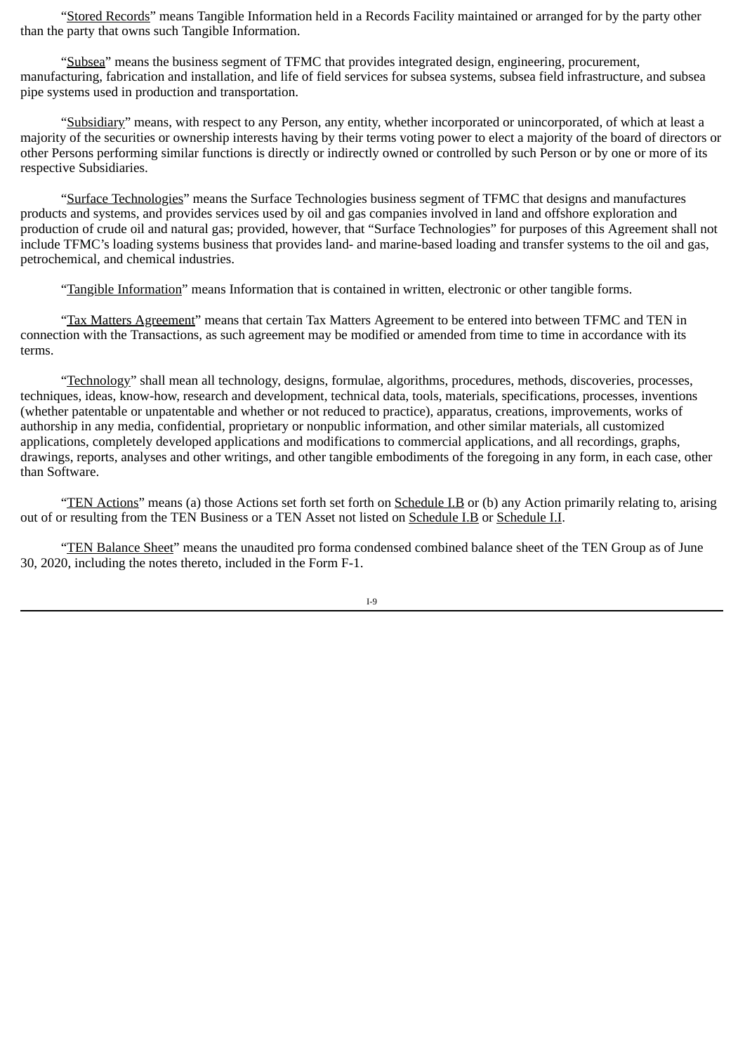"Stored Records" means Tangible Information held in a Records Facility maintained or arranged for by the party other than the party that owns such Tangible Information.

"Subsea" means the business segment of TFMC that provides integrated design, engineering, procurement, manufacturing, fabrication and installation, and life of field services for subsea systems, subsea field infrastructure, and subsea pipe systems used in production and transportation.

"Subsidiary" means, with respect to any Person, any entity, whether incorporated or unincorporated, of which at least a majority of the securities or ownership interests having by their terms voting power to elect a majority of the board of directors or other Persons performing similar functions is directly or indirectly owned or controlled by such Person or by one or more of its respective Subsidiaries.

"Surface Technologies" means the Surface Technologies business segment of TFMC that designs and manufactures products and systems, and provides services used by oil and gas companies involved in land and offshore exploration and production of crude oil and natural gas; provided, however, that "Surface Technologies" for purposes of this Agreement shall not include TFMC's loading systems business that provides land- and marine-based loading and transfer systems to the oil and gas, petrochemical, and chemical industries.

"Tangible Information" means Information that is contained in written, electronic or other tangible forms.

"Tax Matters Agreement" means that certain Tax Matters Agreement to be entered into between TFMC and TEN in connection with the Transactions, as such agreement may be modified or amended from time to time in accordance with its terms.

"Technology" shall mean all technology, designs, formulae, algorithms, procedures, methods, discoveries, processes, techniques, ideas, know-how, research and development, technical data, tools, materials, specifications, processes, inventions (whether patentable or unpatentable and whether or not reduced to practice), apparatus, creations, improvements, works of authorship in any media, confidential, proprietary or nonpublic information, and other similar materials, all customized applications, completely developed applications and modifications to commercial applications, and all recordings, graphs, drawings, reports, analyses and other writings, and other tangible embodiments of the foregoing in any form, in each case, other than Software.

"TEN Actions" means (a) those Actions set forth set forth on Schedule I.B or (b) any Action primarily relating to, arising out of or resulting from the TEN Business or a TEN Asset not listed on Schedule I.B or Schedule I.I.

"TEN Balance Sheet" means the unaudited pro forma condensed combined balance sheet of the TEN Group as of June 30, 2020, including the notes thereto, included in the Form F-1.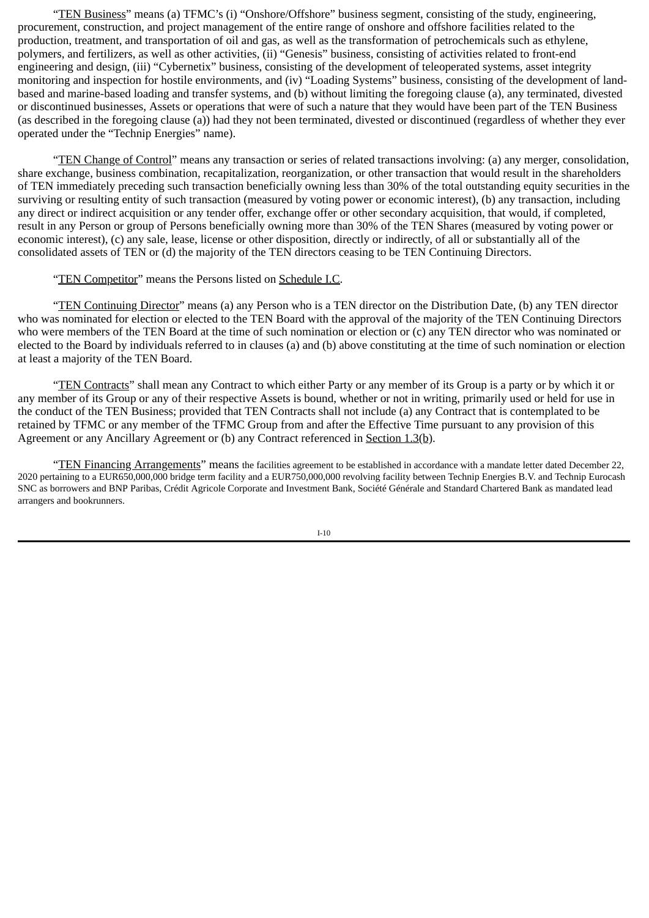"TEN Business" means (a) TFMC's (i) "Onshore/Offshore" business segment, consisting of the study, engineering, procurement, construction, and project management of the entire range of onshore and offshore facilities related to the production, treatment, and transportation of oil and gas, as well as the transformation of petrochemicals such as ethylene, polymers, and fertilizers, as well as other activities, (ii) "Genesis" business, consisting of activities related to front-end engineering and design, (iii) "Cybernetix" business, consisting of the development of teleoperated systems, asset integrity monitoring and inspection for hostile environments, and (iv) "Loading Systems" business, consisting of the development of land-based and marine-based loading and transfer systems, and (b) without limiting the foregoing clause (a), any terminated, divested or discontinued businesses, Assets or operations that were of such a nature that they would have been part of the TEN Business (as described in the foregoing clause (a)) had they not been terminated, divested or discontinued (regardless of whether they ever operated under the "Technip Energies" name).

"TEN Change of Control" means any transaction or series of related transactions involving: (a) any merger, consolidation, share exchange, business combination, recapitalization, reorganization, or other transaction that would result in the shareholders of TEN immediately preceding such transaction beneficially owning less than 30% of the total outstanding equity securities in the surviving or resulting entity of such transaction (measured by voting power or economic interest), (b) any transaction, including any direct or indirect acquisition or any tender offer, exchange offer or other secondary acquisition, that would, if completed, result in any Person or group of Persons beneficially owning more than 30% of the TEN Shares (measured by voting power or economic interest), (c) any sale, lease, license or other disposition, directly or indirectly, of all or substantially all of the consolidated assets of TEN or (d) the majority of the TEN directors ceasing to be TEN Continuing Directors.

"TEN Competitor" means the Persons listed on Schedule I.C.

"TEN Continuing Director" means (a) any Person who is a TEN director on the Distribution Date, (b) any TEN director who was nominated for election or elected to the TEN Board with the approval of the majority of the TEN Continuing Directors who were members of the TEN Board at the time of such nomination or election or (c) any TEN director who was nominated or elected to the Board by individuals referred to in clauses (a) and (b) above constituting at the time of such nomination or election at least a majority of the TEN Board.

"TEN Contracts" shall mean any Contract to which either Party or any member of its Group is a party or by which it or any member of its Group or any of their respective Assets is bound, whether or not in writing, primarily used or held for use in the conduct of the TEN Business; provided that TEN Contracts shall not include (a) any Contract that is contemplated to be retained by TFMC or any member of the TFMC Group from and after the Effective Time pursuant to any provision of this Agreement or any Ancillary Agreement or (b) any Contract referenced in Section 1.3(b).

"TEN Financing Arrangements" means the facilities agreement to be established in accordance with a mandate letter dated December 22, 2020 pertaining to a EUR650,000,000 bridge term facility and a EUR750,000,000 revolving facility between Technip Energies B.V. and Technip Eurocash SNC as borrowers and BNP Paribas, Crédit Agricole Corporate and Investment Bank, Société Générale and Standard Chartered Bank as mandated lead arrangers and bookrunners.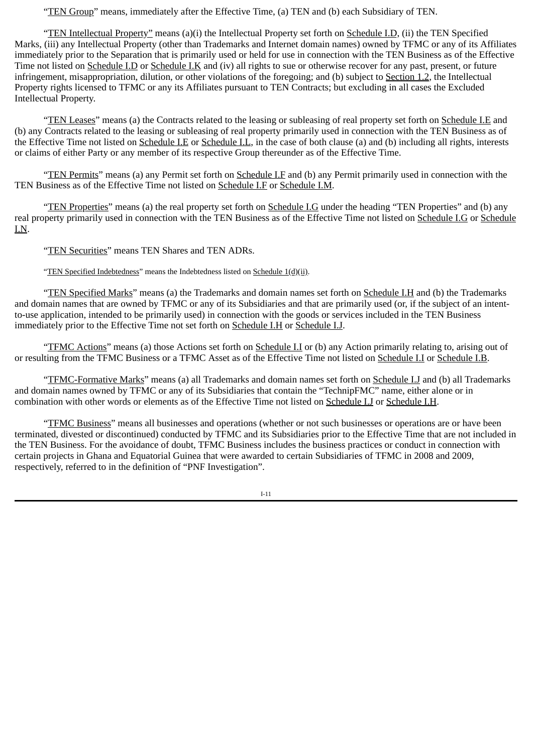"TEN Group" means, immediately after the Effective Time, (a) TEN and (b) each Subsidiary of TEN.

"TEN Intellectual Property" means (a)(i) the Intellectual Property set forth on Schedule I.D, (ii) the TEN Specified Marks, (iii) any Intellectual Property (other than Trademarks and Internet domain names) owned by TFMC or any of its Affiliates immediately prior to the Separation that is primarily used or held for use in connection with the TEN Business as of the Effective Time not listed on Schedule I.D or Schedule I.K and (iv) all rights to sue or otherwise recover for any past, present, or future infringement, misappropriation, dilution, or other violations of the foregoing; and (b) subject to Section 1.2, the Intellectual Property rights licensed to TFMC or any its Affiliates pursuant to TEN Contracts; but excluding in all cases the Excluded Intellectual Property.

"TEN Leases" means (a) the Contracts related to the leasing or subleasing of real property set forth on Schedule I.E and (b) any Contracts related to the leasing or subleasing of real property primarily used in connection with the TEN Business as of the Effective Time not listed on Schedule I.E or Schedule I.L, in the case of both clause (a) and (b) including all rights, interests or claims of either Party or any member of its respective Group thereunder as of the Effective Time.

"TEN Permits" means (a) any Permit set forth on Schedule I.F and (b) any Permit primarily used in connection with the TEN Business as of the Effective Time not listed on Schedule I.F or Schedule I.M.

"TEN Properties" means (a) the real property set forth on Schedule I.G under the heading "TEN Properties" and (b) any real property primarily used in connection with the TEN Business as of the Effective Time not listed on Schedule I.G or Schedule I.N.

"TEN Securities" means TEN Shares and TEN ADRs.

"TEN Specified Indebtedness" means the Indebtedness listed on Schedule 1(d)(ii).

"TEN Specified Marks" means (a) the Trademarks and domain names set forth on Schedule I.H and (b) the Trademarks and domain names that are owned by TFMC or any of its Subsidiaries and that are primarily used (or, if the subject of an intent-to-use application, intended to be primarily used) in connection with the goods or services included in the TEN Business immediately prior to the Effective Time not set forth on Schedule I.H or Schedule I.J.

"TFMC Actions" means (a) those Actions set forth on Schedule I.I or (b) any Action primarily relating to, arising out of or resulting from the TFMC Business or a TFMC Asset as of the Effective Time not listed on Schedule I.I or Schedule I.B.

"TFMC-Formative Marks" means (a) all Trademarks and domain names set forth on Schedule I.J and (b) all Trademarks and domain names owned by TFMC or any of its Subsidiaries that contain the "TechnipFMC" name, either alone or in combination with other words or elements as of the Effective Time not listed on Schedule I.J or Schedule I.H.

"TFMC Business" means all businesses and operations (whether or not such businesses or operations are or have been terminated, divested or discontinued) conducted by TFMC and its Subsidiaries prior to the Effective Time that are not included in the TEN Business. For the avoidance of doubt, TFMC Business includes the business practices or conduct in connection with certain projects in Ghana and Equatorial Guinea that were awarded to certain Subsidiaries of TFMC in 2008 and 2009, respectively, referred to in the definition of "PNF Investigation".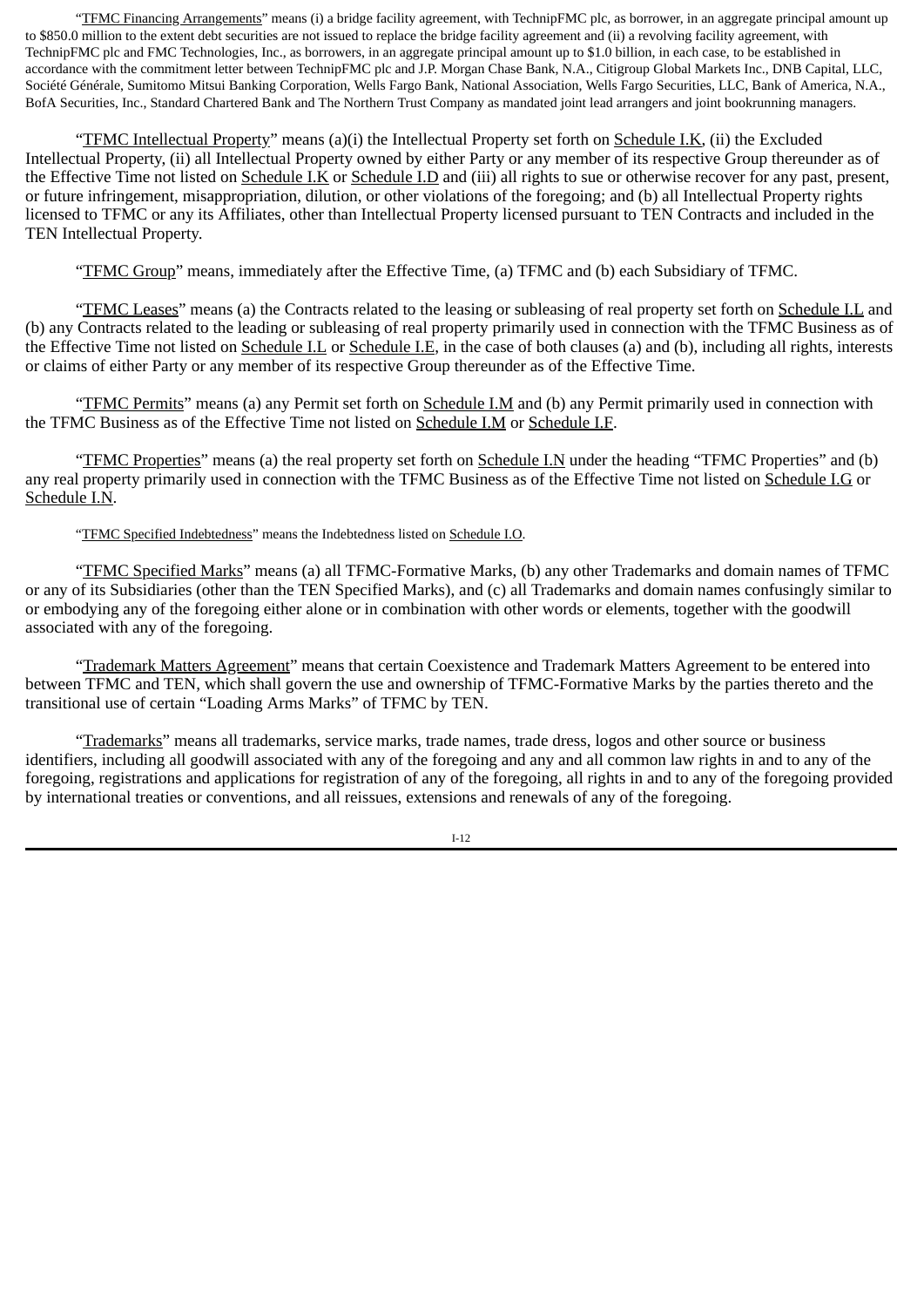"TFMC Financing Arrangements" means (i) a bridge facility agreement, with TechnipFMC plc, as borrower, in an aggregate principal amount up to $850.0 million to the extent debt securities are not issued to replace the bridge facility agreement and (ii) a revolving facility agreement, with TechnipFMC plc and FMC Technologies, Inc., as borrowers, in an aggregate principal amount up to $1.0 billion, in each case, to be established in accordance with the commitment letter between TechnipFMC plc and J.P. Morgan Chase Bank, N.A., Citigroup Global Markets Inc., DNB Capital, LLC, Société Générale, Sumitomo Mitsui Banking Corporation, Wells Fargo Bank, National Association, Wells Fargo Securities, LLC, Bank of America, N.A., BofA Securities, Inc., Standard Chartered Bank and The Northern Trust Company as mandated joint lead arrangers and joint bookrunning managers.

"TFMC Intellectual Property" means (a)(i) the Intellectual Property set forth on Schedule I.K, (ii) the Excluded Intellectual Property, (ii) all Intellectual Property owned by either Party or any member of its respective Group thereunder as of the Effective Time not listed on Schedule I.K or Schedule I.D and (iii) all rights to sue or otherwise recover for any past, present, or future infringement, misappropriation, dilution, or other violations of the foregoing; and (b) all Intellectual Property rights licensed to TFMC or any its Affiliates, other than Intellectual Property licensed pursuant to TEN Contracts and included in the TEN Intellectual Property.

"TFMC Group" means, immediately after the Effective Time, (a) TFMC and (b) each Subsidiary of TFMC.

"TFMC Leases" means (a) the Contracts related to the leasing or subleasing of real property set forth on Schedule I.L and (b) any Contracts related to the leading or subleasing of real property primarily used in connection with the TFMC Business as of the Effective Time not listed on Schedule I.L or Schedule I.E, in the case of both clauses (a) and (b), including all rights, interests or claims of either Party or any member of its respective Group thereunder as of the Effective Time.

"TFMC Permits" means (a) any Permit set forth on Schedule I.M and (b) any Permit primarily used in connection with the TFMC Business as of the Effective Time not listed on Schedule I.M or Schedule I.F.

"TFMC Properties" means (a) the real property set forth on Schedule I.N under the heading "TFMC Properties" and (b) any real property primarily used in connection with the TFMC Business as of the Effective Time not listed on Schedule I.G or Schedule I.N.

"TFMC Specified Indebtedness" means the Indebtedness listed on Schedule I.O.

"TFMC Specified Marks" means (a) all TFMC-Formative Marks, (b) any other Trademarks and domain names of TFMC or any of its Subsidiaries (other than the TEN Specified Marks), and (c) all Trademarks and domain names confusingly similar to or embodying any of the foregoing either alone or in combination with other words or elements, together with the goodwill associated with any of the foregoing.

"Trademark Matters Agreement" means that certain Coexistence and Trademark Matters Agreement to be entered into between TFMC and TEN, which shall govern the use and ownership of TFMC-Formative Marks by the parties thereto and the transitional use of certain "Loading Arms Marks" of TFMC by TEN.

"Trademarks" means all trademarks, service marks, trade names, trade dress, logos and other source or business identifiers, including all goodwill associated with any of the foregoing and any and all common law rights in and to any of the foregoing, registrations and applications for registration of any of the foregoing, all rights in and to any of the foregoing provided by international treaties or conventions, and all reissues, extensions and renewals of any of the foregoing.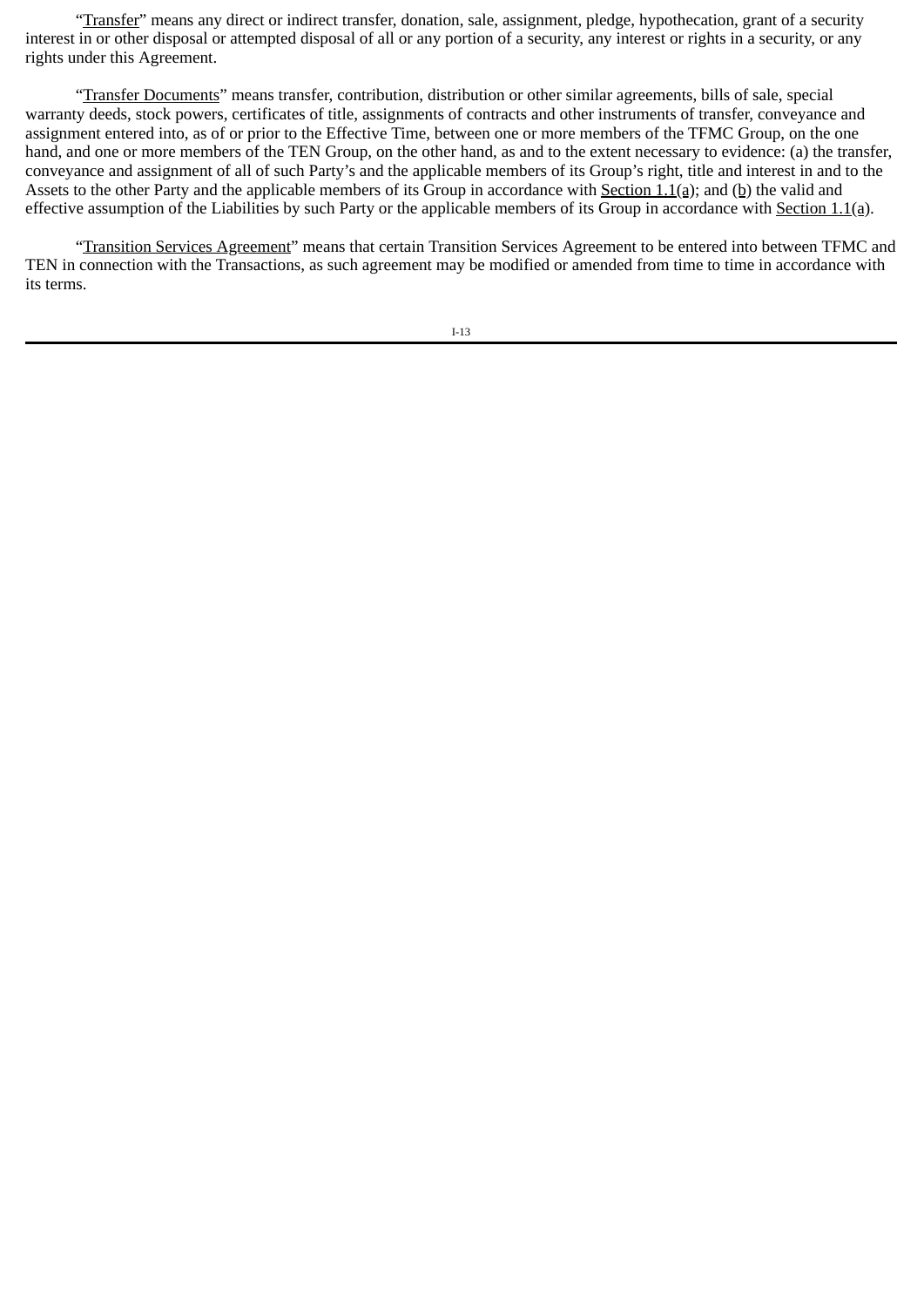"Transfer" means any direct or indirect transfer, donation, sale, assignment, pledge, hypothecation, grant of a security interest in or other disposal or attempted disposal of all or any portion of a security, any interest or rights in a security, or any rights under this Agreement.

"Transfer Documents" means transfer, contribution, distribution or other similar agreements, bills of sale, special warranty deeds, stock powers, certificates of title, assignments of contracts and other instruments of transfer, conveyance and assignment entered into, as of or prior to the Effective Time, between one or more members of the TFMC Group, on the one hand, and one or more members of the TEN Group, on the other hand, as and to the extent necessary to evidence: (a) the transfer, conveyance and assignment of all of such Party's and the applicable members of its Group's right, title and interest in and to the Assets to the other Party and the applicable members of its Group in accordance with Section 1.1(a); and (b) the valid and effective assumption of the Liabilities by such Party or the applicable members of its Group in accordance with Section 1.1(a).

"Transition Services Agreement" means that certain Transition Services Agreement to be entered into between TFMC and TEN in connection with the Transactions, as such agreement may be modified or amended from time to time in accordance with its terms.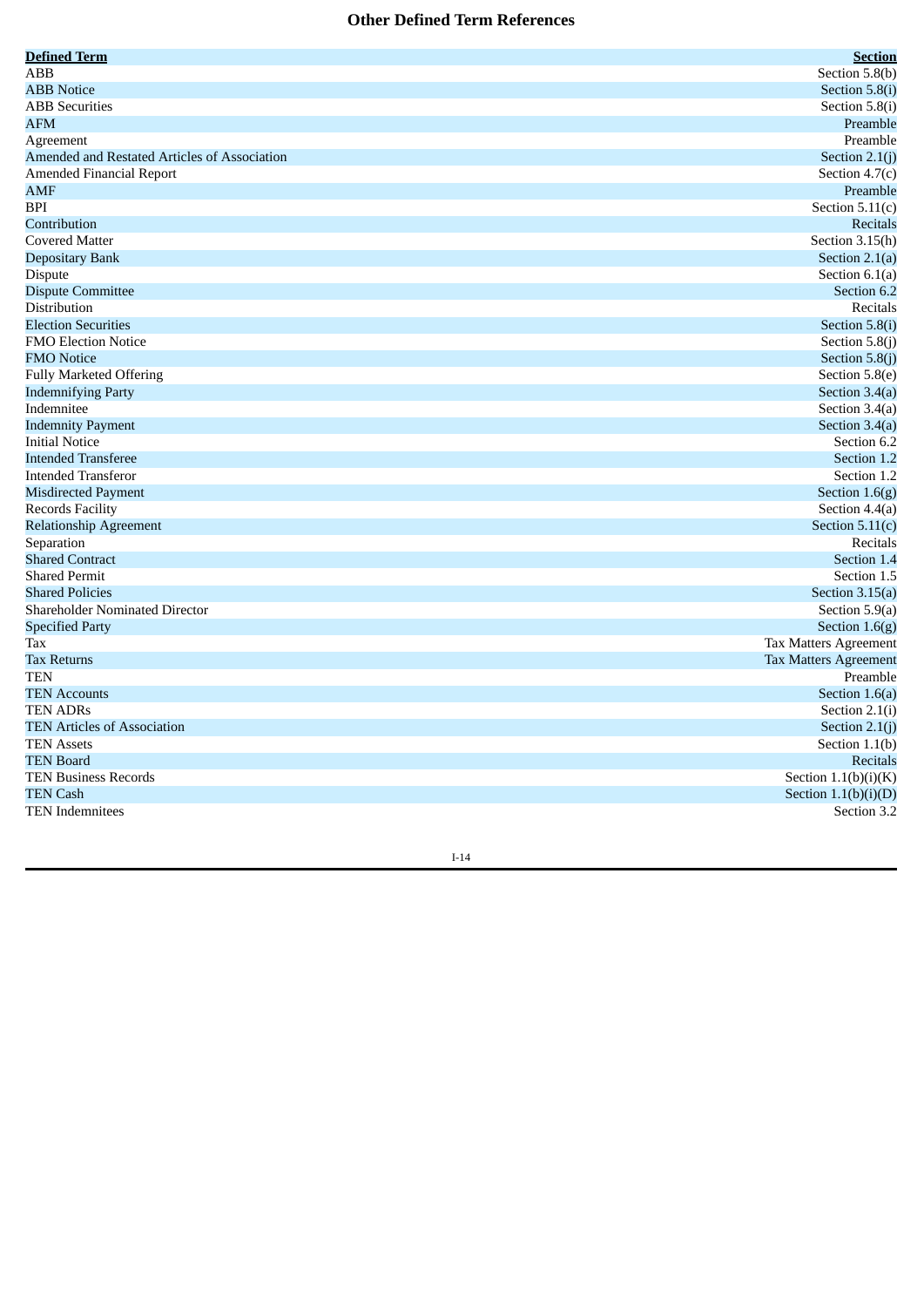# Other Defined Term References

| Defined Term | Section |
|---|---|
| ABB | Section 5.8(b) |
| ABB Notice | Section 5.8(i) |
| ABB Securities | Section 5.8(i) |
| AFM | Preamble |
| Agreement | Preamble |
| Amended and Restated Articles of Association | Section 2.1(j) |
| Amended Financial Report | Section 4.7(c) |
| AMF | Preamble |
| BPI | Section 5.11(c) |
| Contribution | Recitals |
| Covered Matter | Section 3.15(h) |
| Depositary Bank | Section 2.1(a) |
| Dispute | Section 6.1(a) |
| Dispute Committee | Section 6.2 |
| Distribution | Recitals |
| Election Securities | Section 5.8(i) |
| FMO Election Notice | Section 5.8(j) |
| FMO Notice | Section 5.8(j) |
| Fully Marketed Offering | Section 5.8(e) |
| Indemnifying Party | Section 3.4(a) |
| Indemnitee | Section 3.4(a) |
| Indemnity Payment | Section 3.4(a) |
| Initial Notice | Section 6.2 |
| Intended Transferee | Section 1.2 |
| Intended Transferor | Section 1.2 |
| Misdirected Payment | Section 1.6(g) |
| Records Facility | Section 4.4(a) |
| Relationship Agreement | Section 5.11(c) |
| Separation | Recitals |
| Shared Contract | Section 1.4 |
| Shared Permit | Section 1.5 |
| Shared Policies | Section 3.15(a) |
| Shareholder Nominated Director | Section 5.9(a) |
| Specified Party | Section 1.6(g) |
| Tax | Tax Matters Agreement |
| Tax Returns | Tax Matters Agreement |
| TEN | Preamble |
| TEN Accounts | Section 1.6(a) |
| TEN ADRs | Section 2.1(i) |
| TEN Articles of Association | Section 2.1(j) |
| TEN Assets | Section 1.1(b) |
| TEN Board | Recitals |
| TEN Business Records | Section 1.1(b)(i)(K) |
| TEN Cash | Section 1.1(b)(i)(D) |
| TEN Indemnitees | Section 3.2 |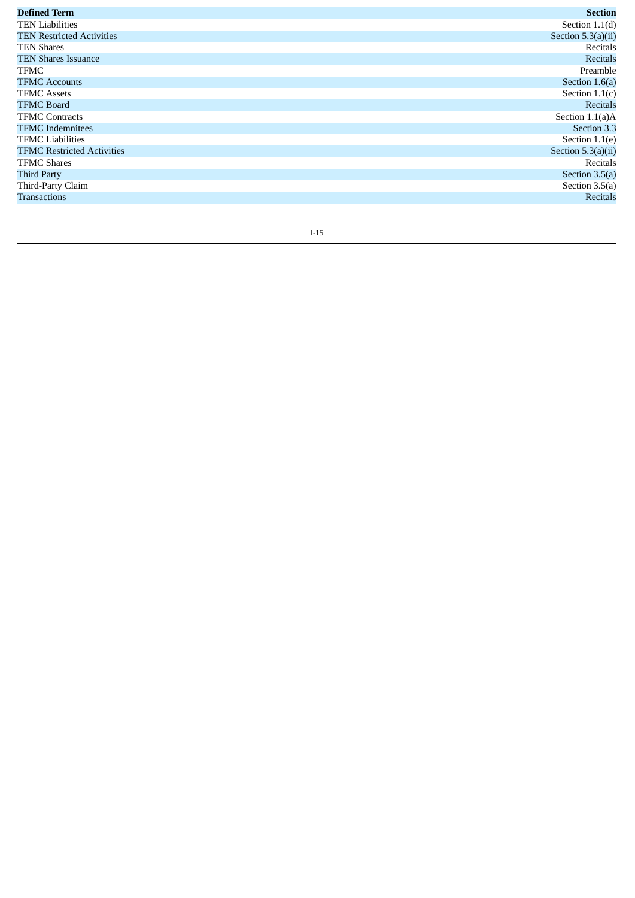| **Defined Term** | **Section** |
| --- | --- |
| TEN Liabilities | Section 1.1(d) |
| TEN Restricted Activities | Section 5.3(a)(ii) |
| TEN Shares | Recitals |
| TEN Shares Issuance | Recitals |
| TFMC | Preamble |
| TFMC Accounts | Section 1.6(a) |
| TFMC Assets | Section 1.1(c) |
| TFMC Board | Recitals |
| TFMC Contracts | Section 1.1(a)A |
| TFMC Indemnitees | Section 3.3 |
| TFMC Liabilities | Section 1.1(e) |
| TFMC Restricted Activities | Section 5.3(a)(ii) |
| TFMC Shares | Recitals |
| Third Party | Section 3.5(a) |
| Third-Party Claim | Section 3.5(a) |
| Transactions | Recitals |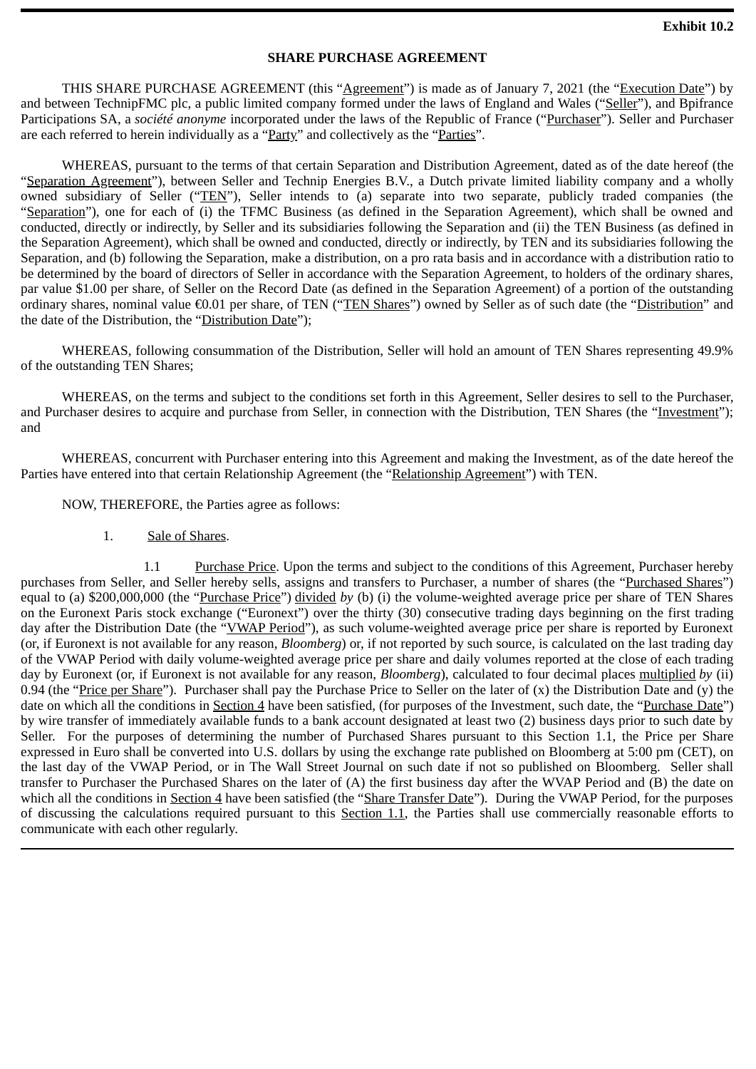**Exhibit 10.2**

**SHARE PURCHASE AGREEMENT**

THIS SHARE PURCHASE AGREEMENT (this "Agreement") is made as of January 7, 2021 (the "Execution Date") by and between TechnipFMC plc, a public limited company formed under the laws of England and Wales ("Seller"), and Bpifrance Participations SA, a *société anonyme* incorporated under the laws of the Republic of France ("Purchaser"). Seller and Purchaser are each referred to herein individually as a "Party" and collectively as the "Parties".

WHEREAS, pursuant to the terms of that certain Separation and Distribution Agreement, dated as of the date hereof (the "Separation Agreement"), between Seller and Technip Energies B.V., a Dutch private limited liability company and a wholly owned subsidiary of Seller ("TEN"), Seller intends to (a) separate into two separate, publicly traded companies (the "Separation"), one for each of (i) the TFMC Business (as defined in the Separation Agreement), which shall be owned and conducted, directly or indirectly, by Seller and its subsidiaries following the Separation and (ii) the TEN Business (as defined in the Separation Agreement), which shall be owned and conducted, directly or indirectly, by TEN and its subsidiaries following the Separation, and (b) following the Separation, make a distribution, on a pro rata basis and in accordance with a distribution ratio to be determined by the board of directors of Seller in accordance with the Separation Agreement, to holders of the ordinary shares, par value $1.00 per share, of Seller on the Record Date (as defined in the Separation Agreement) of a portion of the outstanding ordinary shares, nominal value €0.01 per share, of TEN ("TEN Shares") owned by Seller as of such date (the "Distribution" and the date of the Distribution, the "Distribution Date");

WHEREAS, following consummation of the Distribution, Seller will hold an amount of TEN Shares representing 49.9% of the outstanding TEN Shares;

WHEREAS, on the terms and subject to the conditions set forth in this Agreement, Seller desires to sell to the Purchaser, and Purchaser desires to acquire and purchase from Seller, in connection with the Distribution, TEN Shares (the "Investment"); and

WHEREAS, concurrent with Purchaser entering into this Agreement and making the Investment, as of the date hereof the Parties have entered into that certain Relationship Agreement (the "Relationship Agreement") with TEN.

NOW, THEREFORE, the Parties agree as follows:

1. Sale of Shares.

1.1 Purchase Price. Upon the terms and subject to the conditions of this Agreement, Purchaser hereby purchases from Seller, and Seller hereby sells, assigns and transfers to Purchaser, a number of shares (the "Purchased Shares") equal to (a) $200,000,000 (the "Purchase Price") divided *by* (b) (i) the volume-weighted average price per share of TEN Shares on the Euronext Paris stock exchange ("Euronext") over the thirty (30) consecutive trading days beginning on the first trading day after the Distribution Date (the "VWAP Period"), as such volume-weighted average price per share is reported by Euronext (or, if Euronext is not available for any reason, *Bloomberg*) or, if not reported by such source, is calculated on the last trading day of the VWAP Period with daily volume-weighted average price per share and daily volumes reported at the close of each trading day by Euronext (or, if Euronext is not available for any reason, *Bloomberg*), calculated to four decimal places multiplied *by* (ii) 0.94 (the "Price per Share"). Purchaser shall pay the Purchase Price to Seller on the later of (x) the Distribution Date and (y) the date on which all the conditions in Section 4 have been satisfied, (for purposes of the Investment, such date, the "Purchase Date") by wire transfer of immediately available funds to a bank account designated at least two (2) business days prior to such date by Seller. For the purposes of determining the number of Purchased Shares pursuant to this Section 1.1, the Price per Share expressed in Euro shall be converted into U.S. dollars by using the exchange rate published on Bloomberg at 5:00 pm (CET), on the last day of the VWAP Period, or in The Wall Street Journal on such date if not so published on Bloomberg. Seller shall transfer to Purchaser the Purchased Shares on the later of (A) the first business day after the WVAP Period and (B) the date on which all the conditions in Section 4 have been satisfied (the "Share Transfer Date"). During the VWAP Period, for the purposes of discussing the calculations required pursuant to this Section 1.1, the Parties shall use commercially reasonable efforts to communicate with each other regularly.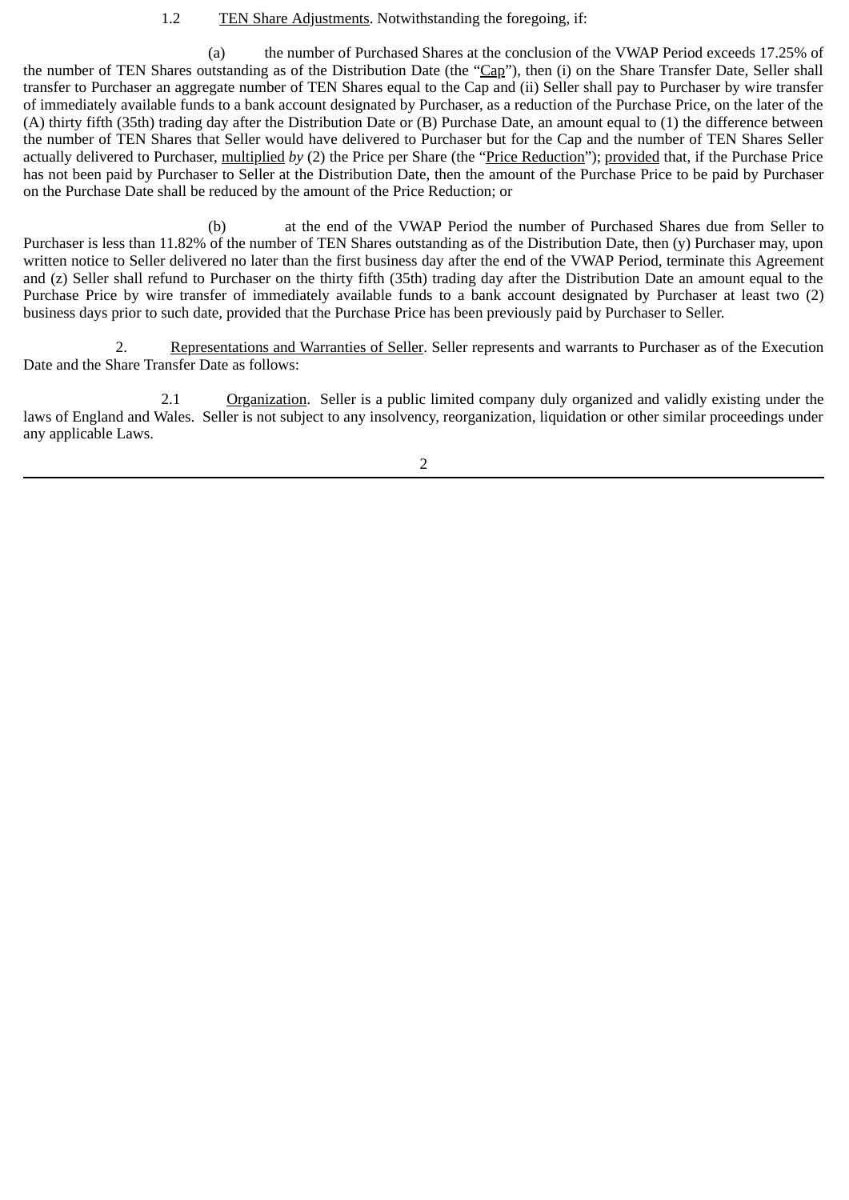1.2 TEN Share Adjustments. Notwithstanding the foregoing, if:

(a) the number of Purchased Shares at the conclusion of the VWAP Period exceeds 17.25% of the number of TEN Shares outstanding as of the Distribution Date (the "Cap"), then (i) on the Share Transfer Date, Seller shall transfer to Purchaser an aggregate number of TEN Shares equal to the Cap and (ii) Seller shall pay to Purchaser by wire transfer of immediately available funds to a bank account designated by Purchaser, as a reduction of the Purchase Price, on the later of the (A) thirty fifth (35th) trading day after the Distribution Date or (B) Purchase Date, an amount equal to (1) the difference between the number of TEN Shares that Seller would have delivered to Purchaser but for the Cap and the number of TEN Shares Seller actually delivered to Purchaser, multiplied *by* (2) the Price per Share (the "Price Reduction"); provided that, if the Purchase Price has not been paid by Purchaser to Seller at the Distribution Date, then the amount of the Purchase Price to be paid by Purchaser on the Purchase Date shall be reduced by the amount of the Price Reduction; or

(b) at the end of the VWAP Period the number of Purchased Shares due from Seller to Purchaser is less than 11.82% of the number of TEN Shares outstanding as of the Distribution Date, then (y) Purchaser may, upon written notice to Seller delivered no later than the first business day after the end of the VWAP Period, terminate this Agreement and (z) Seller shall refund to Purchaser on the thirty fifth (35th) trading day after the Distribution Date an amount equal to the Purchase Price by wire transfer of immediately available funds to a bank account designated by Purchaser at least two (2) business days prior to such date, provided that the Purchase Price has been previously paid by Purchaser to Seller.

2. Representations and Warranties of Seller. Seller represents and warrants to Purchaser as of the Execution Date and the Share Transfer Date as follows:

2.1 Organization. Seller is a public limited company duly organized and validly existing under the laws of England and Wales. Seller is not subject to any insolvency, reorganization, liquidation or other similar proceedings under any applicable Laws.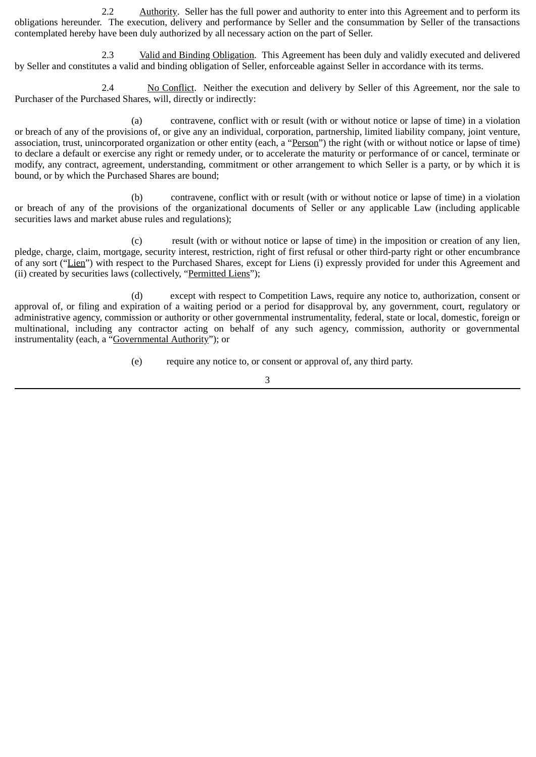2.2 Authority. Seller has the full power and authority to enter into this Agreement and to perform its obligations hereunder. The execution, delivery and performance by Seller and the consummation by Seller of the transactions contemplated hereby have been duly authorized by all necessary action on the part of Seller.

2.3 Valid and Binding Obligation. This Agreement has been duly and validly executed and delivered by Seller and constitutes a valid and binding obligation of Seller, enforceable against Seller in accordance with its terms.

2.4 No Conflict. Neither the execution and delivery by Seller of this Agreement, nor the sale to Purchaser of the Purchased Shares, will, directly or indirectly:

(a) contravene, conflict with or result (with or without notice or lapse of time) in a violation or breach of any of the provisions of, or give any an individual, corporation, partnership, limited liability company, joint venture, association, trust, unincorporated organization or other entity (each, a "Person") the right (with or without notice or lapse of time) to declare a default or exercise any right or remedy under, or to accelerate the maturity or performance of or cancel, terminate or modify, any contract, agreement, understanding, commitment or other arrangement to which Seller is a party, or by which it is bound, or by which the Purchased Shares are bound;

(b) contravene, conflict with or result (with or without notice or lapse of time) in a violation or breach of any of the provisions of the organizational documents of Seller or any applicable Law (including applicable securities laws and market abuse rules and regulations);

(c) result (with or without notice or lapse of time) in the imposition or creation of any lien, pledge, charge, claim, mortgage, security interest, restriction, right of first refusal or other third-party right or other encumbrance of any sort ("Lien") with respect to the Purchased Shares, except for Liens (i) expressly provided for under this Agreement and (ii) created by securities laws (collectively, "Permitted Liens");

(d) except with respect to Competition Laws, require any notice to, authorization, consent or approval of, or filing and expiration of a waiting period or a period for disapproval by, any government, court, regulatory or administrative agency, commission or authority or other governmental instrumentality, federal, state or local, domestic, foreign or multinational, including any contractor acting on behalf of any such agency, commission, authority or governmental instrumentality (each, a "Governmental Authority"); or

(e) require any notice to, or consent or approval of, any third party.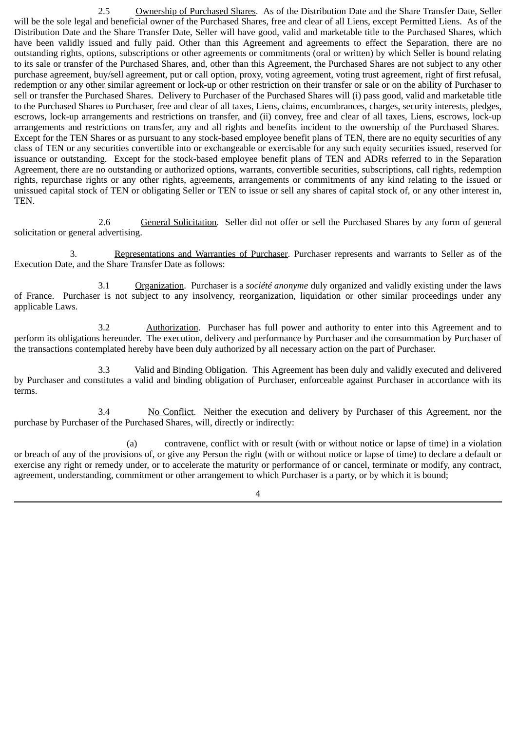2.5 Ownership of Purchased Shares. As of the Distribution Date and the Share Transfer Date, Seller will be the sole legal and beneficial owner of the Purchased Shares, free and clear of all Liens, except Permitted Liens. As of the Distribution Date and the Share Transfer Date, Seller will have good, valid and marketable title to the Purchased Shares, which have been validly issued and fully paid. Other than this Agreement and agreements to effect the Separation, there are no outstanding rights, options, subscriptions or other agreements or commitments (oral or written) by which Seller is bound relating to its sale or transfer of the Purchased Shares, and, other than this Agreement, the Purchased Shares are not subject to any other purchase agreement, buy/sell agreement, put or call option, proxy, voting agreement, voting trust agreement, right of first refusal, redemption or any other similar agreement or lock-up or other restriction on their transfer or sale or on the ability of Purchaser to sell or transfer the Purchased Shares. Delivery to Purchaser of the Purchased Shares will (i) pass good, valid and marketable title to the Purchased Shares to Purchaser, free and clear of all taxes, Liens, claims, encumbrances, charges, security interests, pledges, escrows, lock-up arrangements and restrictions on transfer, and (ii) convey, free and clear of all taxes, Liens, escrows, lock-up arrangements and restrictions on transfer, any and all rights and benefits incident to the ownership of the Purchased Shares. Except for the TEN Shares or as pursuant to any stock-based employee benefit plans of TEN, there are no equity securities of any class of TEN or any securities convertible into or exchangeable or exercisable for any such equity securities issued, reserved for issuance or outstanding. Except for the stock-based employee benefit plans of TEN and ADRs referred to in the Separation Agreement, there are no outstanding or authorized options, warrants, convertible securities, subscriptions, call rights, redemption rights, repurchase rights or any other rights, agreements, arrangements or commitments of any kind relating to the issued or unissued capital stock of TEN or obligating Seller or TEN to issue or sell any shares of capital stock of, or any other interest in, TEN.

2.6 General Solicitation. Seller did not offer or sell the Purchased Shares by any form of general solicitation or general advertising.

3. Representations and Warranties of Purchaser. Purchaser represents and warrants to Seller as of the Execution Date, and the Share Transfer Date as follows:

3.1 Organization. Purchaser is a *société anonyme* duly organized and validly existing under the laws of France. Purchaser is not subject to any insolvency, reorganization, liquidation or other similar proceedings under any applicable Laws.

3.2 Authorization. Purchaser has full power and authority to enter into this Agreement and to perform its obligations hereunder. The execution, delivery and performance by Purchaser and the consummation by Purchaser of the transactions contemplated hereby have been duly authorized by all necessary action on the part of Purchaser.

3.3 Valid and Binding Obligation. This Agreement has been duly and validly executed and delivered by Purchaser and constitutes a valid and binding obligation of Purchaser, enforceable against Purchaser in accordance with its terms.

3.4 No Conflict. Neither the execution and delivery by Purchaser of this Agreement, nor the purchase by Purchaser of the Purchased Shares, will, directly or indirectly:

(a) contravene, conflict with or result (with or without notice or lapse of time) in a violation or breach of any of the provisions of, or give any Person the right (with or without notice or lapse of time) to declare a default or exercise any right or remedy under, or to accelerate the maturity or performance of or cancel, terminate or modify, any contract, agreement, understanding, commitment or other arrangement to which Purchaser is a party, or by which it is bound;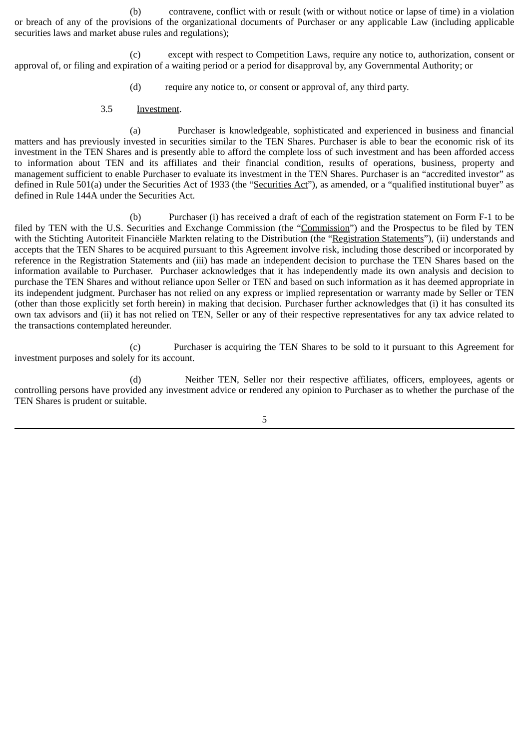(b) contravene, conflict with or result (with or without notice or lapse of time) in a violation or breach of any of the provisions of the organizational documents of Purchaser or any applicable Law (including applicable securities laws and market abuse rules and regulations);

(c) except with respect to Competition Laws, require any notice to, authorization, consent or approval of, or filing and expiration of a waiting period or a period for disapproval by, any Governmental Authority; or

(d) require any notice to, or consent or approval of, any third party.

3.5 Investment.

(a) Purchaser is knowledgeable, sophisticated and experienced in business and financial matters and has previously invested in securities similar to the TEN Shares. Purchaser is able to bear the economic risk of its investment in the TEN Shares and is presently able to afford the complete loss of such investment and has been afforded access to information about TEN and its affiliates and their financial condition, results of operations, business, property and management sufficient to enable Purchaser to evaluate its investment in the TEN Shares. Purchaser is an "accredited investor" as defined in Rule 501(a) under the Securities Act of 1933 (the "Securities Act"), as amended, or a "qualified institutional buyer" as defined in Rule 144A under the Securities Act.

(b) Purchaser (i) has received a draft of each of the registration statement on Form F-1 to be filed by TEN with the U.S. Securities and Exchange Commission (the "Commission") and the Prospectus to be filed by TEN with the Stichting Autoriteit Financiële Markten relating to the Distribution (the "Registration Statements"), (ii) understands and accepts that the TEN Shares to be acquired pursuant to this Agreement involve risk, including those described or incorporated by reference in the Registration Statements and (iii) has made an independent decision to purchase the TEN Shares based on the information available to Purchaser. Purchaser acknowledges that it has independently made its own analysis and decision to purchase the TEN Shares and without reliance upon Seller or TEN and based on such information as it has deemed appropriate in its independent judgment. Purchaser has not relied on any express or implied representation or warranty made by Seller or TEN (other than those explicitly set forth herein) in making that decision. Purchaser further acknowledges that (i) it has consulted its own tax advisors and (ii) it has not relied on TEN, Seller or any of their respective representatives for any tax advice related to the transactions contemplated hereunder.

(c) Purchaser is acquiring the TEN Shares to be sold to it pursuant to this Agreement for investment purposes and solely for its account.

(d) Neither TEN, Seller nor their respective affiliates, officers, employees, agents or controlling persons have provided any investment advice or rendered any opinion to Purchaser as to whether the purchase of the TEN Shares is prudent or suitable.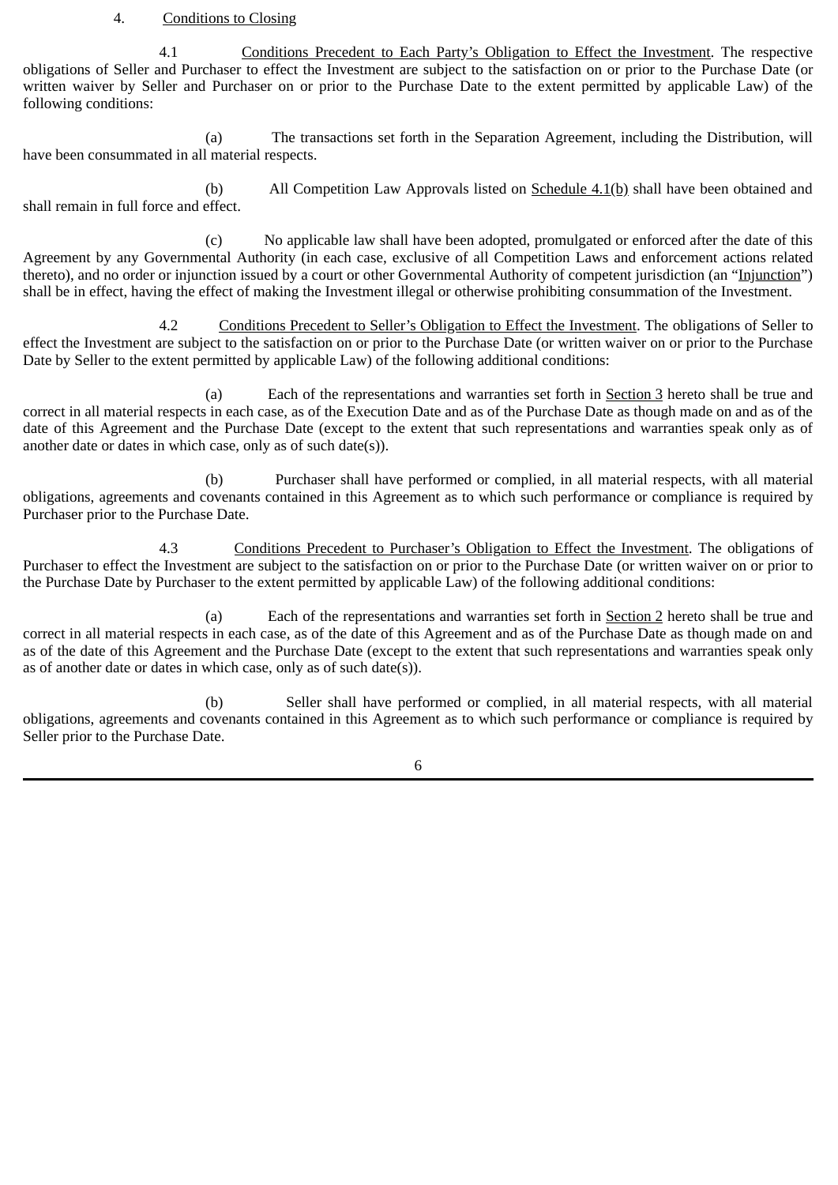4. Conditions to Closing

4.1 Conditions Precedent to Each Party's Obligation to Effect the Investment. The respective obligations of Seller and Purchaser to effect the Investment are subject to the satisfaction on or prior to the Purchase Date (or written waiver by Seller and Purchaser on or prior to the Purchase Date to the extent permitted by applicable Law) of the following conditions:

(a) The transactions set forth in the Separation Agreement, including the Distribution, will have been consummated in all material respects.

(b) All Competition Law Approvals listed on Schedule 4.1(b) shall have been obtained and shall remain in full force and effect.

(c) No applicable law shall have been adopted, promulgated or enforced after the date of this Agreement by any Governmental Authority (in each case, exclusive of all Competition Laws and enforcement actions related thereto), and no order or injunction issued by a court or other Governmental Authority of competent jurisdiction (an "Injunction") shall be in effect, having the effect of making the Investment illegal or otherwise prohibiting consummation of the Investment.

4.2 Conditions Precedent to Seller's Obligation to Effect the Investment. The obligations of Seller to effect the Investment are subject to the satisfaction on or prior to the Purchase Date (or written waiver on or prior to the Purchase Date by Seller to the extent permitted by applicable Law) of the following additional conditions:

(a) Each of the representations and warranties set forth in Section 3 hereto shall be true and correct in all material respects in each case, as of the Execution Date and as of the Purchase Date as though made on and as of the date of this Agreement and the Purchase Date (except to the extent that such representations and warranties speak only as of another date or dates in which case, only as of such date(s)).

(b) Purchaser shall have performed or complied, in all material respects, with all material obligations, agreements and covenants contained in this Agreement as to which such performance or compliance is required by Purchaser prior to the Purchase Date.

4.3 Conditions Precedent to Purchaser's Obligation to Effect the Investment. The obligations of Purchaser to effect the Investment are subject to the satisfaction on or prior to the Purchase Date (or written waiver on or prior to the Purchase Date by Purchaser to the extent permitted by applicable Law) of the following additional conditions:

(a) Each of the representations and warranties set forth in Section 2 hereto shall be true and correct in all material respects in each case, as of the date of this Agreement and as of the Purchase Date as though made on and as of the date of this Agreement and the Purchase Date (except to the extent that such representations and warranties speak only as of another date or dates in which case, only as of such date(s)).

(b) Seller shall have performed or complied, in all material respects, with all material obligations, agreements and covenants contained in this Agreement as to which such performance or compliance is required by Seller prior to the Purchase Date.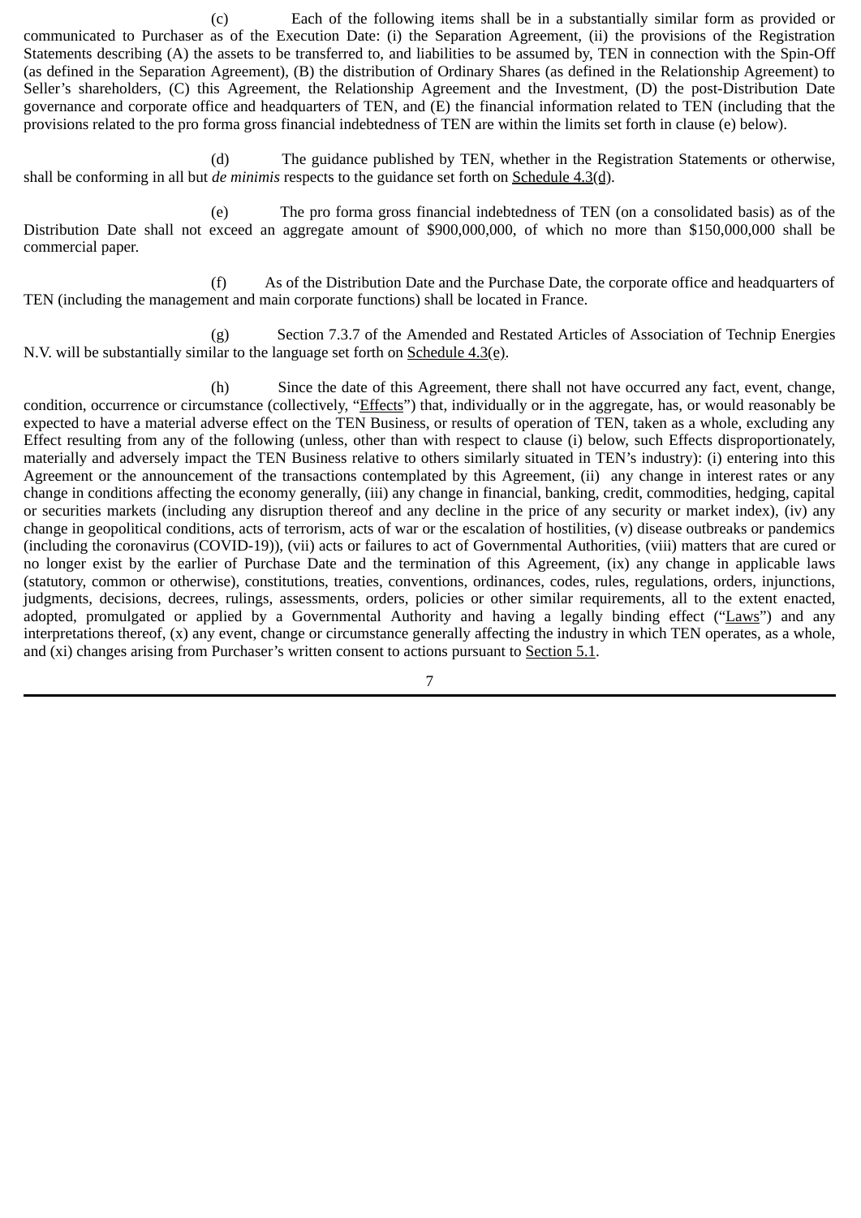(c) Each of the following items shall be in a substantially similar form as provided or communicated to Purchaser as of the Execution Date: (i) the Separation Agreement, (ii) the provisions of the Registration Statements describing (A) the assets to be transferred to, and liabilities to be assumed by, TEN in connection with the Spin-Off (as defined in the Separation Agreement), (B) the distribution of Ordinary Shares (as defined in the Relationship Agreement) to Seller's shareholders, (C) this Agreement, the Relationship Agreement and the Investment, (D) the post-Distribution Date governance and corporate office and headquarters of TEN, and (E) the financial information related to TEN (including that the provisions related to the pro forma gross financial indebtedness of TEN are within the limits set forth in clause (e) below).

(d) The guidance published by TEN, whether in the Registration Statements or otherwise, shall be conforming in all but *de minimis* respects to the guidance set forth on Schedule 4.3(d).

(e) The pro forma gross financial indebtedness of TEN (on a consolidated basis) as of the Distribution Date shall not exceed an aggregate amount of $900,000,000, of which no more than $150,000,000 shall be commercial paper.

(f) As of the Distribution Date and the Purchase Date, the corporate office and headquarters of TEN (including the management and main corporate functions) shall be located in France.

(g) Section 7.3.7 of the Amended and Restated Articles of Association of Technip Energies N.V. will be substantially similar to the language set forth on Schedule 4.3(e).

(h) Since the date of this Agreement, there shall not have occurred any fact, event, change, condition, occurrence or circumstance (collectively, "Effects") that, individually or in the aggregate, has, or would reasonably be expected to have a material adverse effect on the TEN Business, or results of operation of TEN, taken as a whole, excluding any Effect resulting from any of the following (unless, other than with respect to clause (i) below, such Effects disproportionately, materially and adversely impact the TEN Business relative to others similarly situated in TEN's industry): (i) entering into this Agreement or the announcement of the transactions contemplated by this Agreement, (ii) any change in interest rates or any change in conditions affecting the economy generally, (iii) any change in financial, banking, credit, commodities, hedging, capital or securities markets (including any disruption thereof and any decline in the price of any security or market index), (iv) any change in geopolitical conditions, acts of terrorism, acts of war or the escalation of hostilities, (v) disease outbreaks or pandemics (including the coronavirus (COVID-19)), (vii) acts or failures to act of Governmental Authorities, (viii) matters that are cured or no longer exist by the earlier of Purchase Date and the termination of this Agreement, (ix) any change in applicable laws (statutory, common or otherwise), constitutions, treaties, conventions, ordinances, codes, rules, regulations, orders, injunctions, judgments, decisions, decrees, rulings, assessments, orders, policies or other similar requirements, all to the extent enacted, adopted, promulgated or applied by a Governmental Authority and having a legally binding effect ("Laws") and any interpretations thereof, (x) any event, change or circumstance generally affecting the industry in which TEN operates, as a whole, and (xi) changes arising from Purchaser's written consent to actions pursuant to Section 5.1.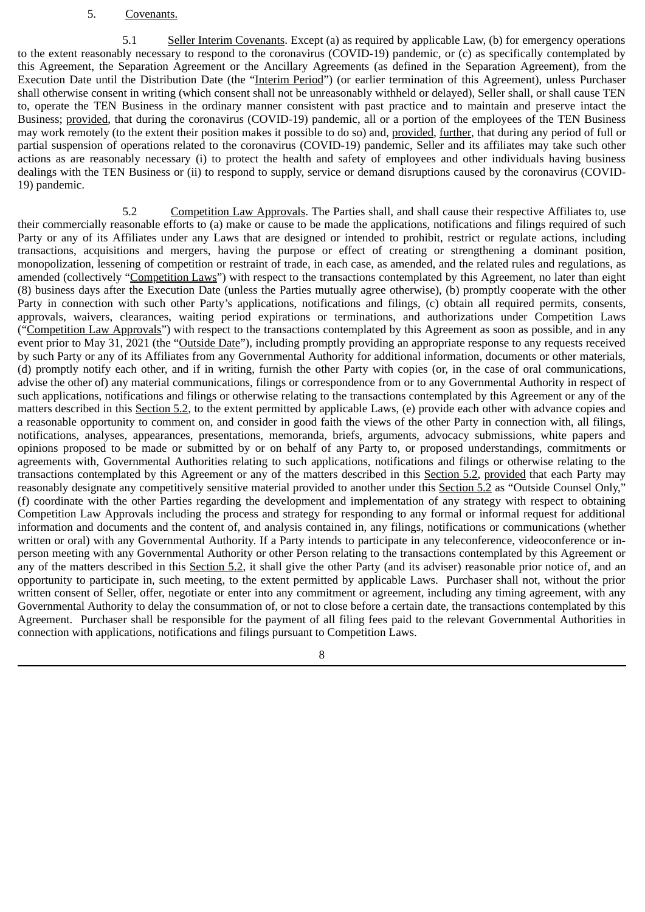5. Covenants.

5.1 Seller Interim Covenants. Except (a) as required by applicable Law, (b) for emergency operations to the extent reasonably necessary to respond to the coronavirus (COVID-19) pandemic, or (c) as specifically contemplated by this Agreement, the Separation Agreement or the Ancillary Agreements (as defined in the Separation Agreement), from the Execution Date until the Distribution Date (the "Interim Period") (or earlier termination of this Agreement), unless Purchaser shall otherwise consent in writing (which consent shall not be unreasonably withheld or delayed), Seller shall, or shall cause TEN to, operate the TEN Business in the ordinary manner consistent with past practice and to maintain and preserve intact the Business; provided, that during the coronavirus (COVID-19) pandemic, all or a portion of the employees of the TEN Business may work remotely (to the extent their position makes it possible to do so) and, provided, further, that during any period of full or partial suspension of operations related to the coronavirus (COVID-19) pandemic, Seller and its affiliates may take such other actions as are reasonably necessary (i) to protect the health and safety of employees and other individuals having business dealings with the TEN Business or (ii) to respond to supply, service or demand disruptions caused by the coronavirus (COVID-19) pandemic.

5.2 Competition Law Approvals. The Parties shall, and shall cause their respective Affiliates to, use their commercially reasonable efforts to (a) make or cause to be made the applications, notifications and filings required of such Party or any of its Affiliates under any Laws that are designed or intended to prohibit, restrict or regulate actions, including transactions, acquisitions and mergers, having the purpose or effect of creating or strengthening a dominant position, monopolization, lessening of competition or restraint of trade, in each case, as amended, and the related rules and regulations, as amended (collectively "Competition Laws") with respect to the transactions contemplated by this Agreement, no later than eight (8) business days after the Execution Date (unless the Parties mutually agree otherwise), (b) promptly cooperate with the other Party in connection with such other Party's applications, notifications and filings, (c) obtain all required permits, consents, approvals, waivers, clearances, waiting period expirations or terminations, and authorizations under Competition Laws ("Competition Law Approvals") with respect to the transactions contemplated by this Agreement as soon as possible, and in any event prior to May 31, 2021 (the "Outside Date"), including promptly providing an appropriate response to any requests received by such Party or any of its Affiliates from any Governmental Authority for additional information, documents or other materials, (d) promptly notify each other, and if in writing, furnish the other Party with copies (or, in the case of oral communications, advise the other of) any material communications, filings or correspondence from or to any Governmental Authority in respect of such applications, notifications and filings or otherwise relating to the transactions contemplated by this Agreement or any of the matters described in this Section 5.2, to the extent permitted by applicable Laws, (e) provide each other with advance copies and a reasonable opportunity to comment on, and consider in good faith the views of the other Party in connection with, all filings, notifications, analyses, appearances, presentations, memoranda, briefs, arguments, advocacy submissions, white papers and opinions proposed to be made or submitted by or on behalf of any Party to, or proposed understandings, commitments or agreements with, Governmental Authorities relating to such applications, notifications and filings or otherwise relating to the transactions contemplated by this Agreement or any of the matters described in this Section 5.2, provided that each Party may reasonably designate any competitively sensitive material provided to another under this Section 5.2 as "Outside Counsel Only," (f) coordinate with the other Parties regarding the development and implementation of any strategy with respect to obtaining Competition Law Approvals including the process and strategy for responding to any formal or informal request for additional information and documents and the content of, and analysis contained in, any filings, notifications or communications (whether written or oral) with any Governmental Authority. If a Party intends to participate in any teleconference, videoconference or in-person meeting with any Governmental Authority or other Person relating to the transactions contemplated by this Agreement or any of the matters described in this Section 5.2, it shall give the other Party (and its adviser) reasonable prior notice of, and an opportunity to participate in, such meeting, to the extent permitted by applicable Laws. Purchaser shall not, without the prior written consent of Seller, offer, negotiate or enter into any commitment or agreement, including any timing agreement, with any Governmental Authority to delay the consummation of, or not to close before a certain date, the transactions contemplated by this Agreement. Purchaser shall be responsible for the payment of all filing fees paid to the relevant Governmental Authorities in connection with applications, notifications and filings pursuant to Competition Laws.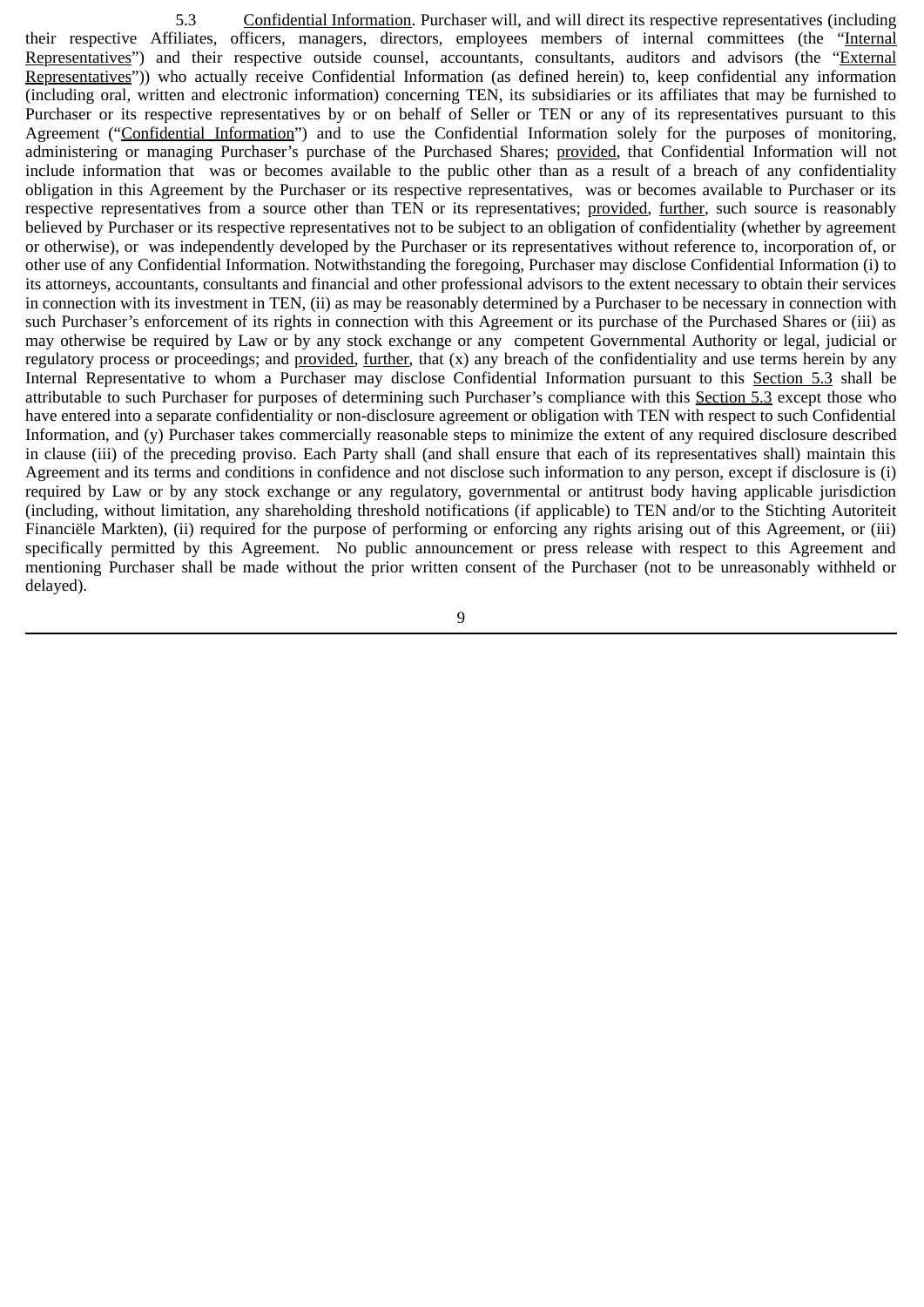5.3 Confidential Information. Purchaser will, and will direct its respective representatives (including their respective Affiliates, officers, managers, directors, employees members of internal committees (the "Internal Representatives") and their respective outside counsel, accountants, consultants, auditors and advisors (the "External Representatives")) who actually receive Confidential Information (as defined herein) to, keep confidential any information (including oral, written and electronic information) concerning TEN, its subsidiaries or its affiliates that may be furnished to Purchaser or its respective representatives by or on behalf of Seller or TEN or any of its representatives pursuant to this Agreement ("Confidential Information") and to use the Confidential Information solely for the purposes of monitoring, administering or managing Purchaser's purchase of the Purchased Shares; provided, that Confidential Information will not include information that was or becomes available to the public other than as a result of a breach of any confidentiality obligation in this Agreement by the Purchaser or its respective representatives, was or becomes available to Purchaser or its respective representatives from a source other than TEN or its representatives; provided, further, such source is reasonably believed by Purchaser or its respective representatives not to be subject to an obligation of confidentiality (whether by agreement or otherwise), or was independently developed by the Purchaser or its representatives without reference to, incorporation of, or other use of any Confidential Information. Notwithstanding the foregoing, Purchaser may disclose Confidential Information (i) to its attorneys, accountants, consultants and financial and other professional advisors to the extent necessary to obtain their services in connection with its investment in TEN, (ii) as may be reasonably determined by a Purchaser to be necessary in connection with such Purchaser's enforcement of its rights in connection with this Agreement or its purchase of the Purchased Shares or (iii) as may otherwise be required by Law or by any stock exchange or any competent Governmental Authority or legal, judicial or regulatory process or proceedings; and provided, further, that (x) any breach of the confidentiality and use terms herein by any Internal Representative to whom a Purchaser may disclose Confidential Information pursuant to this Section 5.3 shall be attributable to such Purchaser for purposes of determining such Purchaser's compliance with this Section 5.3 except those who have entered into a separate confidentiality or non-disclosure agreement or obligation with TEN with respect to such Confidential Information, and (y) Purchaser takes commercially reasonable steps to minimize the extent of any required disclosure described in clause (iii) of the preceding proviso. Each Party shall (and shall ensure that each of its representatives shall) maintain this Agreement and its terms and conditions in confidence and not disclose such information to any person, except if disclosure is (i) required by Law or by any stock exchange or any regulatory, governmental or antitrust body having applicable jurisdiction (including, without limitation, any shareholding threshold notifications (if applicable) to TEN and/or to the Stichting Autoriteit Financiële Markten), (ii) required for the purpose of performing or enforcing any rights arising out of this Agreement, or (iii) specifically permitted by this Agreement. No public announcement or press release with respect to this Agreement and mentioning Purchaser shall be made without the prior written consent of the Purchaser (not to be unreasonably withheld or delayed).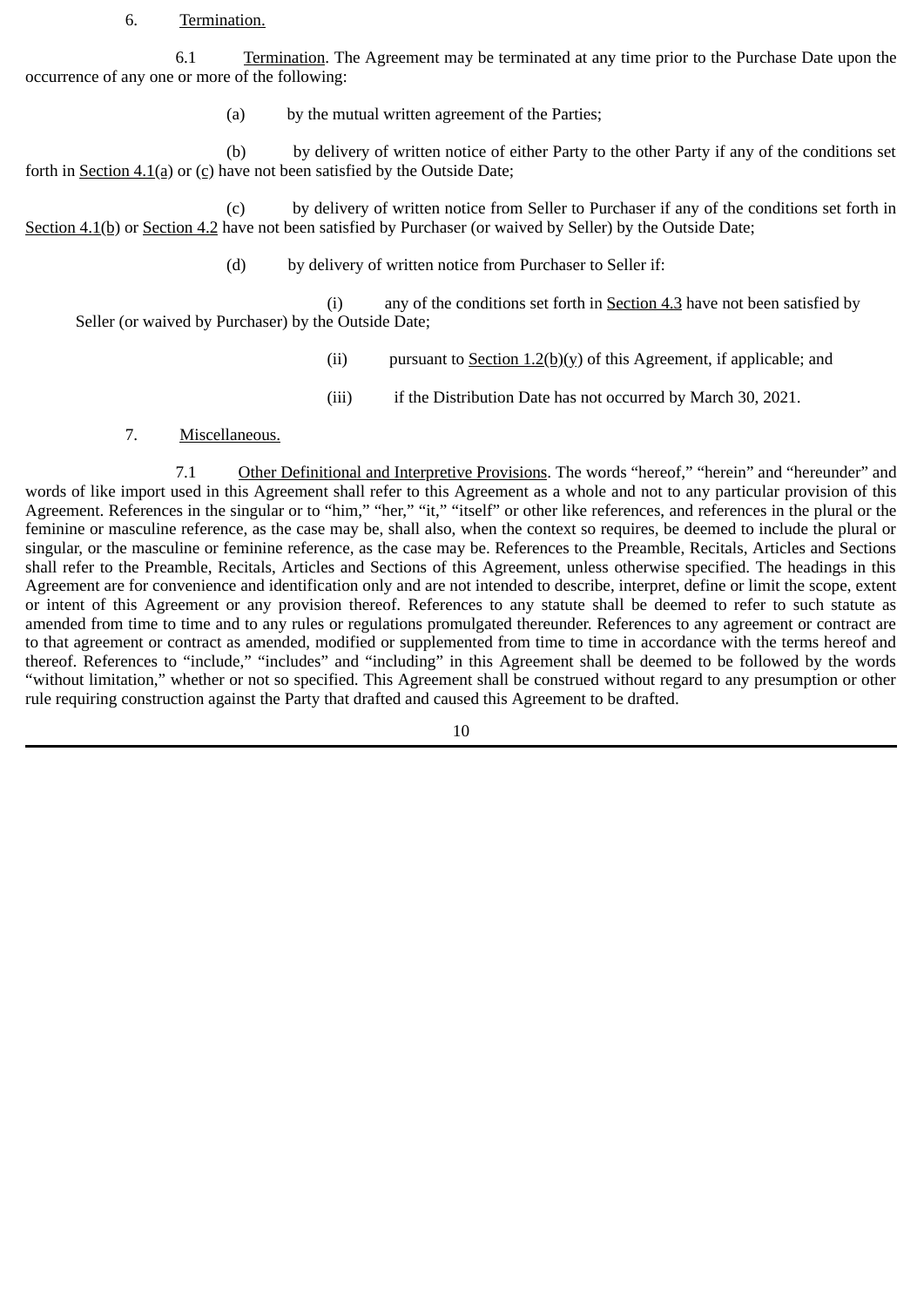6. Termination.

6.1 Termination. The Agreement may be terminated at any time prior to the Purchase Date upon the occurrence of any one or more of the following:

(a) by the mutual written agreement of the Parties;

(b) by delivery of written notice of either Party to the other Party if any of the conditions set forth in Section 4.1(a) or (c) have not been satisfied by the Outside Date;

(c) by delivery of written notice from Seller to Purchaser if any of the conditions set forth in Section 4.1(b) or Section 4.2 have not been satisfied by Purchaser (or waived by Seller) by the Outside Date;

(d) by delivery of written notice from Purchaser to Seller if:

(i) any of the conditions set forth in Section 4.3 have not been satisfied by Seller (or waived by Purchaser) by the Outside Date;

(ii) pursuant to Section 1.2(b)(y) of this Agreement, if applicable; and

(iii) if the Distribution Date has not occurred by March 30, 2021.

7. Miscellaneous.

7.1 Other Definitional and Interpretive Provisions. The words “hereof,” “herein” and “hereunder” and words of like import used in this Agreement shall refer to this Agreement as a whole and not to any particular provision of this Agreement. References in the singular or to “him,” “her,” “it,” “itself” or other like references, and references in the plural or the feminine or masculine reference, as the case may be, shall also, when the context so requires, be deemed to include the plural or singular, or the masculine or feminine reference, as the case may be. References to the Preamble, Recitals, Articles and Sections shall refer to the Preamble, Recitals, Articles and Sections of this Agreement, unless otherwise specified. The headings in this Agreement are for convenience and identification only and are not intended to describe, interpret, define or limit the scope, extent or intent of this Agreement or any provision thereof. References to any statute shall be deemed to refer to such statute as amended from time to time and to any rules or regulations promulgated thereunder. References to any agreement or contract are to that agreement or contract as amended, modified or supplemented from time to time in accordance with the terms hereof and thereof. References to “include,” “includes” and “including” in this Agreement shall be deemed to be followed by the words “without limitation,” whether or not so specified. This Agreement shall be construed without regard to any presumption or other rule requiring construction against the Party that drafted and caused this Agreement to be drafted.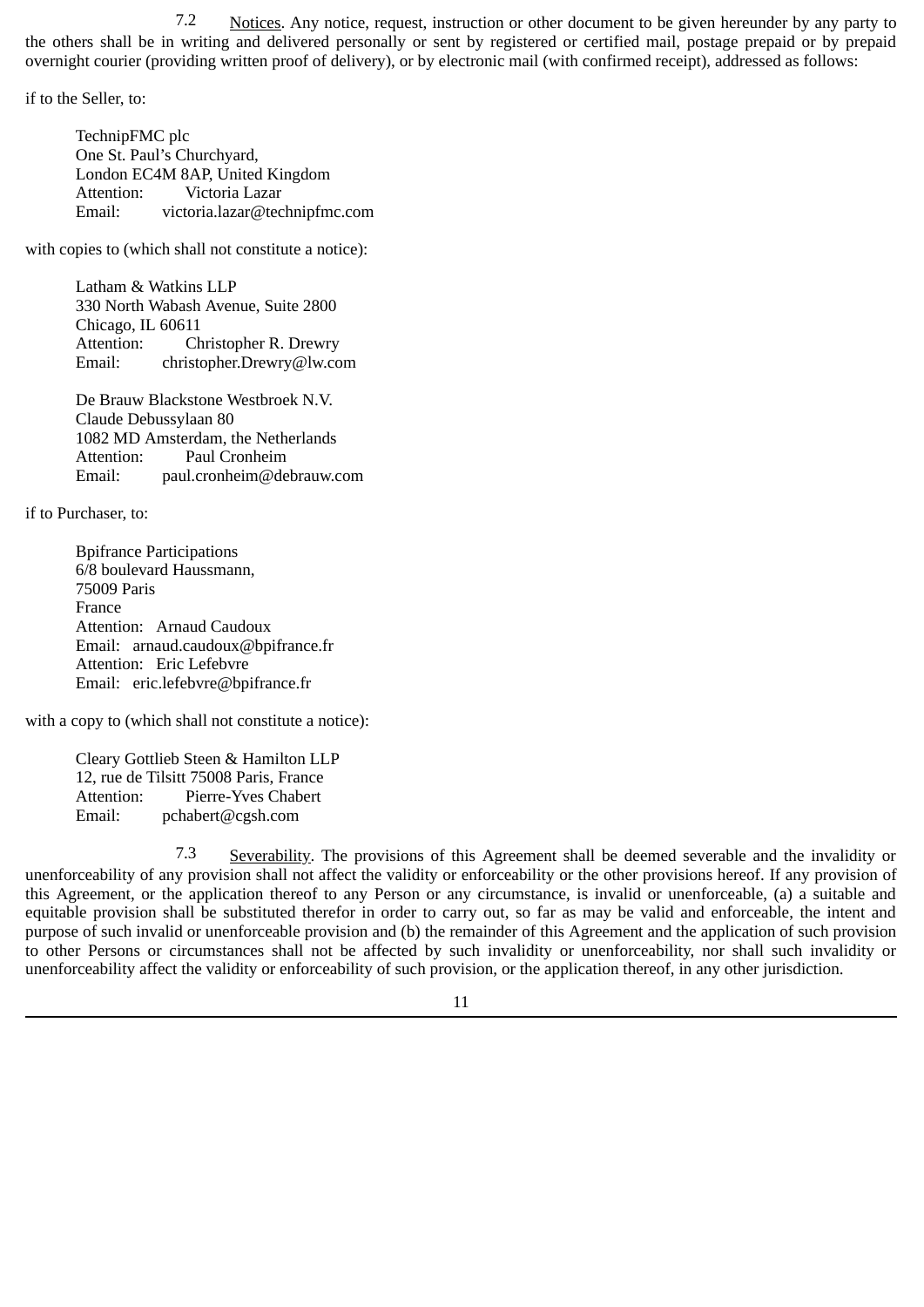7.2 Notices. Any notice, request, instruction or other document to be given hereunder by any party to the others shall be in writing and delivered personally or sent by registered or certified mail, postage prepaid or by prepaid overnight courier (providing written proof of delivery), or by electronic mail (with confirmed receipt), addressed as follows:

if to the Seller, to:

TechnipFMC plc
One St. Paul's Churchyard,
London EC4M 8AP, United Kingdom
Attention: Victoria Lazar
Email: victoria.lazar@technipfmc.com

with copies to (which shall not constitute a notice):

Latham & Watkins LLP
330 North Wabash Avenue, Suite 2800
Chicago, IL 60611
Attention: Christopher R. Drewry
Email: christopher.Drewry@lw.com

De Brauw Blackstone Westbroek N.V.
Claude Debussylaan 80
1082 MD Amsterdam, the Netherlands
Attention: Paul Cronheim
Email: paul.cronheim@debrauw.com

if to Purchaser, to:

Bpifrance Participations
6/8 boulevard Haussmann,
75009 Paris
France
Attention: Arnaud Caudoux
Email: arnaud.caudoux@bpifrance.fr
Attention: Eric Lefebvre
Email: eric.lefebvre@bpifrance.fr

with a copy to (which shall not constitute a notice):

Cleary Gottlieb Steen & Hamilton LLP
12, rue de Tilsitt 75008 Paris, France
Attention: Pierre-Yves Chabert
Email: pchabert@cgsh.com

7.3 Severability. The provisions of this Agreement shall be deemed severable and the invalidity or unenforceability of any provision shall not affect the validity or enforceability or the other provisions hereof. If any provision of this Agreement, or the application thereof to any Person or any circumstance, is invalid or unenforceable, (a) a suitable and equitable provision shall be substituted therefor in order to carry out, so far as may be valid and enforceable, the intent and purpose of such invalid or unenforceable provision and (b) the remainder of this Agreement and the application of such provision to other Persons or circumstances shall not be affected by such invalidity or unenforceability, nor shall such invalidity or unenforceability affect the validity or enforceability of such provision, or the application thereof, in any other jurisdiction.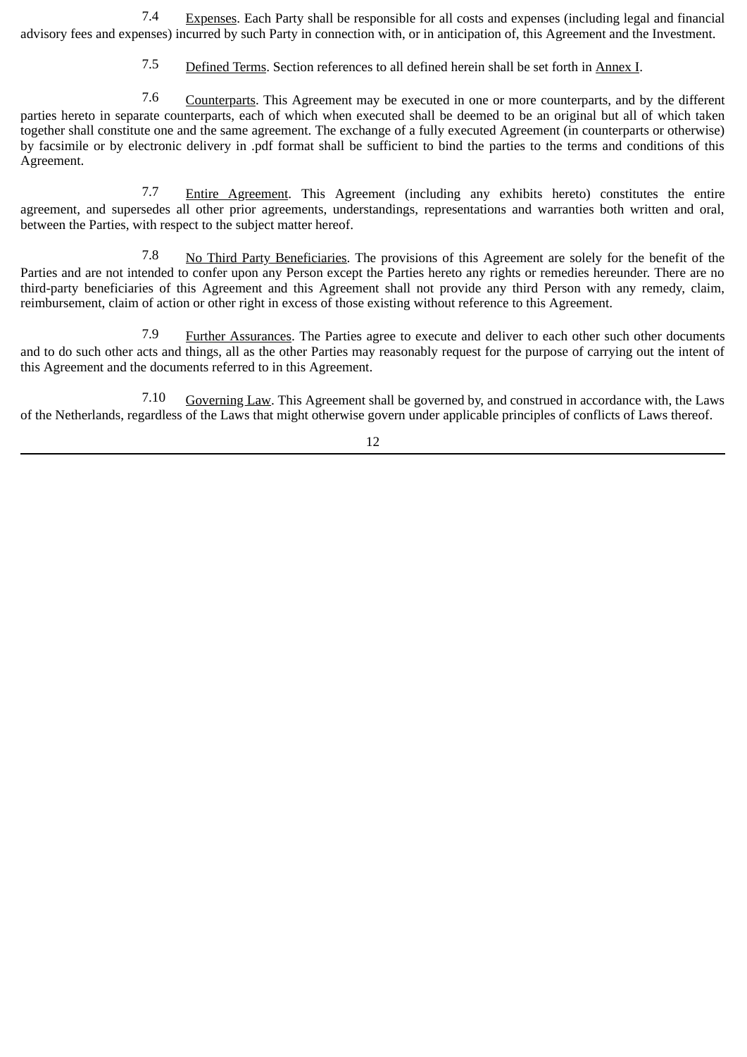7.4 Expenses. Each Party shall be responsible for all costs and expenses (including legal and financial advisory fees and expenses) incurred by such Party in connection with, or in anticipation of, this Agreement and the Investment.

7.5 Defined Terms. Section references to all defined herein shall be set forth in Annex I.

7.6 Counterparts. This Agreement may be executed in one or more counterparts, and by the different parties hereto in separate counterparts, each of which when executed shall be deemed to be an original but all of which taken together shall constitute one and the same agreement. The exchange of a fully executed Agreement (in counterparts or otherwise) by facsimile or by electronic delivery in .pdf format shall be sufficient to bind the parties to the terms and conditions of this Agreement.

7.7 Entire Agreement. This Agreement (including any exhibits hereto) constitutes the entire agreement, and supersedes all other prior agreements, understandings, representations and warranties both written and oral, between the Parties, with respect to the subject matter hereof.

7.8 No Third Party Beneficiaries. The provisions of this Agreement are solely for the benefit of the Parties and are not intended to confer upon any Person except the Parties hereto any rights or remedies hereunder. There are no third-party beneficiaries of this Agreement and this Agreement shall not provide any third Person with any remedy, claim, reimbursement, claim of action or other right in excess of those existing without reference to this Agreement.

7.9 Further Assurances. The Parties agree to execute and deliver to each other such other documents and to do such other acts and things, all as the other Parties may reasonably request for the purpose of carrying out the intent of this Agreement and the documents referred to in this Agreement.

7.10 Governing Law. This Agreement shall be governed by, and construed in accordance with, the Laws of the Netherlands, regardless of the Laws that might otherwise govern under applicable principles of conflicts of Laws thereof.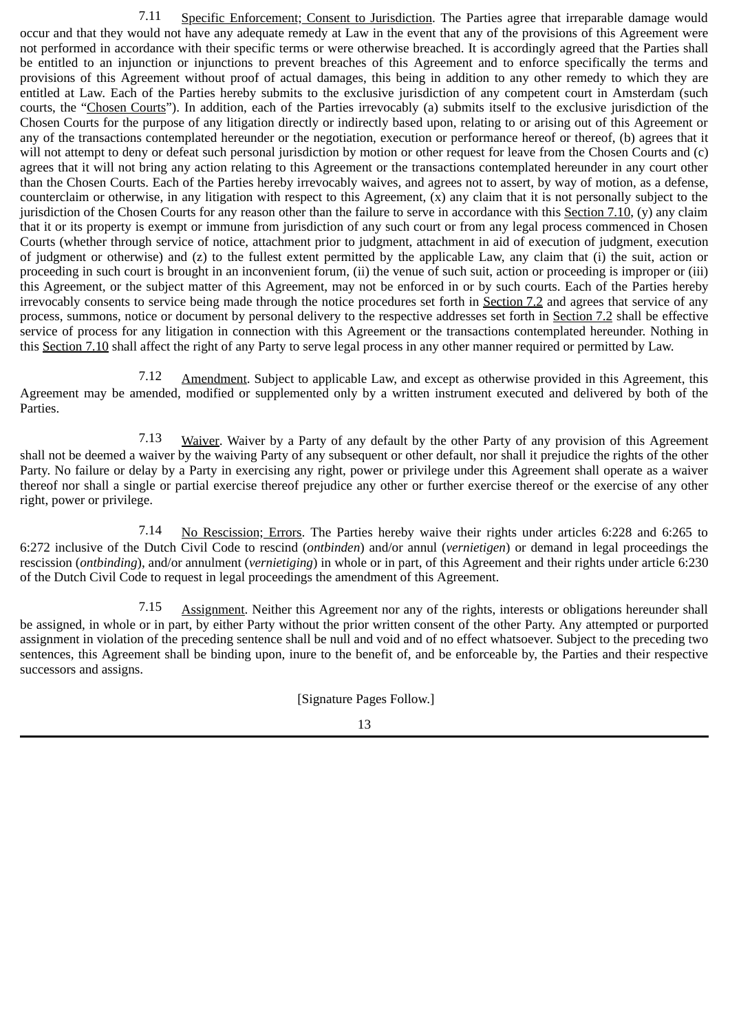7.11 Specific Enforcement; Consent to Jurisdiction. The Parties agree that irreparable damage would occur and that they would not have any adequate remedy at Law in the event that any of the provisions of this Agreement were not performed in accordance with their specific terms or were otherwise breached. It is accordingly agreed that the Parties shall be entitled to an injunction or injunctions to prevent breaches of this Agreement and to enforce specifically the terms and provisions of this Agreement without proof of actual damages, this being in addition to any other remedy to which they are entitled at Law. Each of the Parties hereby submits to the exclusive jurisdiction of any competent court in Amsterdam (such courts, the "Chosen Courts"). In addition, each of the Parties irrevocably (a) submits itself to the exclusive jurisdiction of the Chosen Courts for the purpose of any litigation directly or indirectly based upon, relating to or arising out of this Agreement or any of the transactions contemplated hereunder or the negotiation, execution or performance hereof or thereof, (b) agrees that it will not attempt to deny or defeat such personal jurisdiction by motion or other request for leave from the Chosen Courts and (c) agrees that it will not bring any action relating to this Agreement or the transactions contemplated hereunder in any court other than the Chosen Courts. Each of the Parties hereby irrevocably waives, and agrees not to assert, by way of motion, as a defense, counterclaim or otherwise, in any litigation with respect to this Agreement, (x) any claim that it is not personally subject to the jurisdiction of the Chosen Courts for any reason other than the failure to serve in accordance with this Section 7.10, (y) any claim that it or its property is exempt or immune from jurisdiction of any such court or from any legal process commenced in Chosen Courts (whether through service of notice, attachment prior to judgment, attachment in aid of execution of judgment, execution of judgment or otherwise) and (z) to the fullest extent permitted by the applicable Law, any claim that (i) the suit, action or proceeding in such court is brought in an inconvenient forum, (ii) the venue of such suit, action or proceeding is improper or (iii) this Agreement, or the subject matter of this Agreement, may not be enforced in or by such courts. Each of the Parties hereby irrevocably consents to service being made through the notice procedures set forth in Section 7.2 and agrees that service of any process, summons, notice or document by personal delivery to the respective addresses set forth in Section 7.2 shall be effective service of process for any litigation in connection with this Agreement or the transactions contemplated hereunder. Nothing in this Section 7.10 shall affect the right of any Party to serve legal process in any other manner required or permitted by Law.

7.12 Amendment. Subject to applicable Law, and except as otherwise provided in this Agreement, this Agreement may be amended, modified or supplemented only by a written instrument executed and delivered by both of the Parties.

7.13 Waiver. Waiver by a Party of any default by the other Party of any provision of this Agreement shall not be deemed a waiver by the waiving Party of any subsequent or other default, nor shall it prejudice the rights of the other Party. No failure or delay by a Party in exercising any right, power or privilege under this Agreement shall operate as a waiver thereof nor shall a single or partial exercise thereof prejudice any other or further exercise thereof or the exercise of any other right, power or privilege.

7.14 No Rescission; Errors. The Parties hereby waive their rights under articles 6:228 and 6:265 to 6:272 inclusive of the Dutch Civil Code to rescind (*ontbinden*) and/or annul (*vernietigen*) or demand in legal proceedings the rescission (*ontbinding*), and/or annulment (*vernietiging*) in whole or in part, of this Agreement and their rights under article 6:230 of the Dutch Civil Code to request in legal proceedings the amendment of this Agreement.

7.15 Assignment. Neither this Agreement nor any of the rights, interests or obligations hereunder shall be assigned, in whole or in part, by either Party without the prior written consent of the other Party. Any attempted or purported assignment in violation of the preceding sentence shall be null and void and of no effect whatsoever. Subject to the preceding two sentences, this Agreement shall be binding upon, inure to the benefit of, and be enforceable by, the Parties and their respective successors and assigns.

[Signature Pages Follow.]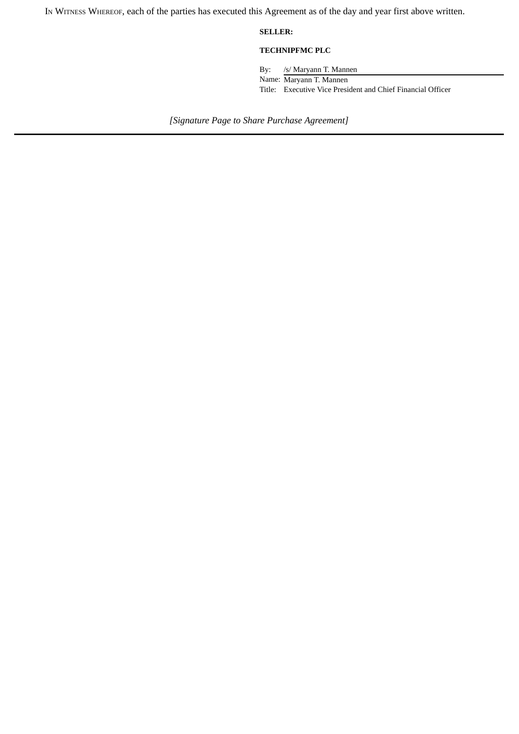IN WITNESS WHEREOF, each of the parties has executed this Agreement as of the day and year first above written.

**SELLER:**

**TECHNIPFMC PLC**

By: /s/ Maryann T. Mannen
Name: Maryann T. Mannen
Title: Executive Vice President and Chief Financial Officer

*[Signature Page to Share Purchase Agreement]*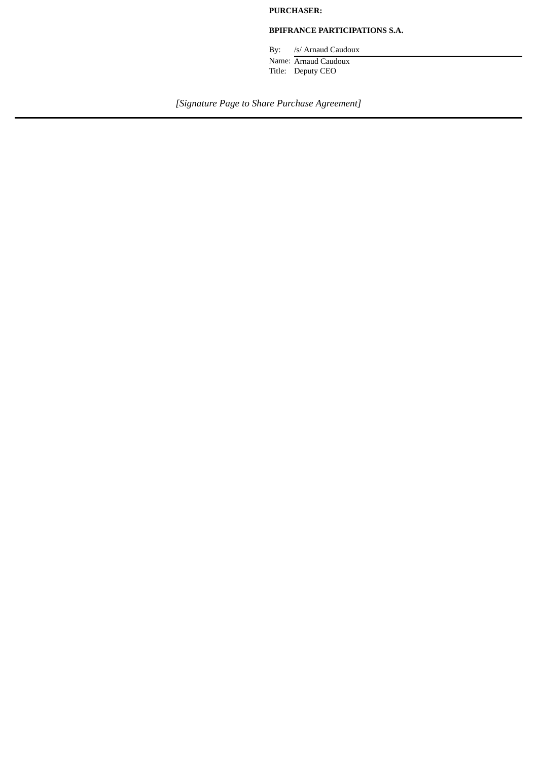**PURCHASER:**

**BPIFRANCE PARTICIPATIONS S.A.**

By: /s/ Arnaud Caudoux

Name: Arnaud Caudoux

Title: Deputy CEO

*[Signature Page to Share Purchase Agreement]*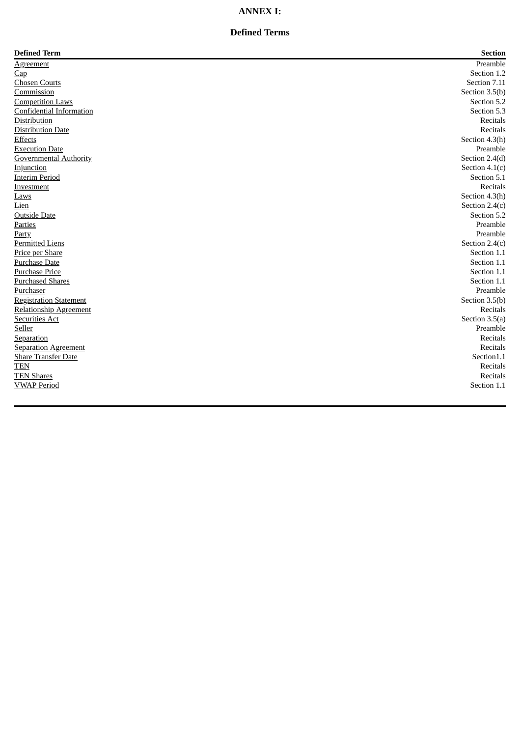# ANNEX I:

## Defined Terms

| Defined Term | Section |
|---|---|
| Agreement | Preamble |
| Cap | Section 1.2 |
| Chosen Courts | Section 7.11 |
| Commission | Section 3.5(b) |
| Competition Laws | Section 5.2 |
| Confidential Information | Section 5.3 |
| Distribution | Recitals |
| Distribution Date | Recitals |
| Effects | Section 4.3(h) |
| Execution Date | Preamble |
| Governmental Authority | Section 2.4(d) |
| Injunction | Section 4.1(c) |
| Interim Period | Section 5.1 |
| Investment | Recitals |
| Laws | Section 4.3(h) |
| Lien | Section 2.4(c) |
| Outside Date | Section 5.2 |
| Parties | Preamble |
| Party | Preamble |
| Permitted Liens | Section 2.4(c) |
| Price per Share | Section 1.1 |
| Purchase Date | Section 1.1 |
| Purchase Price | Section 1.1 |
| Purchased Shares | Section 1.1 |
| Purchaser | Preamble |
| Registration Statement | Section 3.5(b) |
| Relationship Agreement | Recitals |
| Securities Act | Section 3.5(a) |
| Seller | Preamble |
| Separation | Recitals |
| Separation Agreement | Recitals |
| Share Transfer Date | Section1.1 |
| TEN | Recitals |
| TEN Shares | Recitals |
| VWAP Period | Section 1.1 |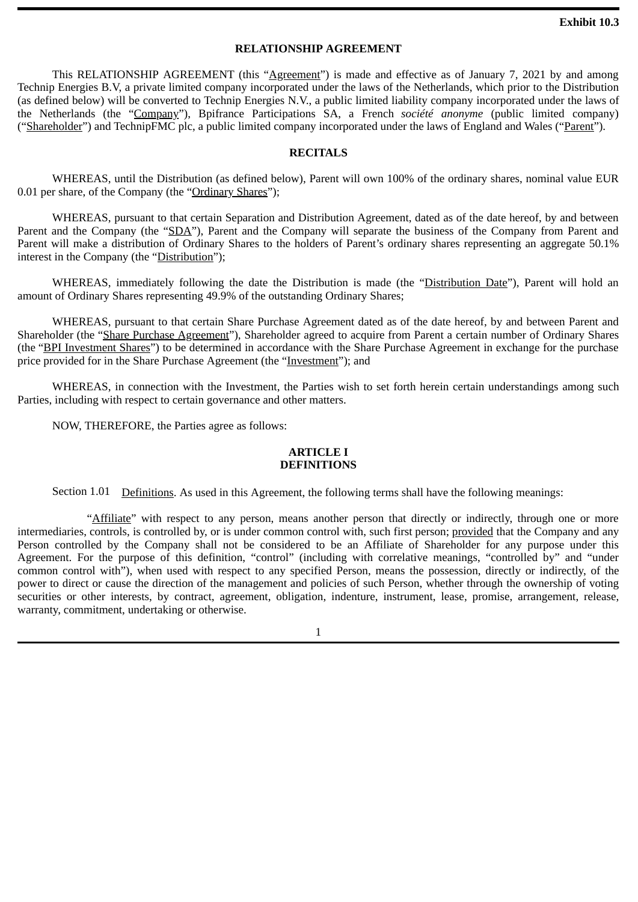**Exhibit 10.3**

# RELATIONSHIP AGREEMENT

This RELATIONSHIP AGREEMENT (this "Agreement") is made and effective as of January 7, 2021 by and among Technip Energies B.V, a private limited company incorporated under the laws of the Netherlands, which prior to the Distribution (as defined below) will be converted to Technip Energies N.V., a public limited liability company incorporated under the laws of the Netherlands (the "Company"), Bpifrance Participations SA, a French *société anonyme* (public limited company) ("Shareholder") and TechnipFMC plc, a public limited company incorporated under the laws of England and Wales ("Parent").

## RECITALS

WHEREAS, until the Distribution (as defined below), Parent will own 100% of the ordinary shares, nominal value EUR 0.01 per share, of the Company (the "Ordinary Shares");

WHEREAS, pursuant to that certain Separation and Distribution Agreement, dated as of the date hereof, by and between Parent and the Company (the "SDA"), Parent and the Company will separate the business of the Company from Parent and Parent will make a distribution of Ordinary Shares to the holders of Parent's ordinary shares representing an aggregate 50.1% interest in the Company (the "Distribution");

WHEREAS, immediately following the date the Distribution is made (the "Distribution Date"), Parent will hold an amount of Ordinary Shares representing 49.9% of the outstanding Ordinary Shares;

WHEREAS, pursuant to that certain Share Purchase Agreement dated as of the date hereof, by and between Parent and Shareholder (the "Share Purchase Agreement"), Shareholder agreed to acquire from Parent a certain number of Ordinary Shares (the "BPI Investment Shares") to be determined in accordance with the Share Purchase Agreement in exchange for the purchase price provided for in the Share Purchase Agreement (the "Investment"); and

WHEREAS, in connection with the Investment, the Parties wish to set forth herein certain understandings among such Parties, including with respect to certain governance and other matters.

NOW, THEREFORE, the Parties agree as follows:

## ARTICLE I
## DEFINITIONS

Section 1.01 Definitions. As used in this Agreement, the following terms shall have the following meanings:

"Affiliate" with respect to any person, means another person that directly or indirectly, through one or more intermediaries, controls, is controlled by, or is under common control with, such first person; provided that the Company and any Person controlled by the Company shall not be considered to be an Affiliate of Shareholder for any purpose under this Agreement. For the purpose of this definition, "control" (including with correlative meanings, "controlled by" and "under common control with"), when used with respect to any specified Person, means the possession, directly or indirectly, of the power to direct or cause the direction of the management and policies of such Person, whether through the ownership of voting securities or other interests, by contract, agreement, obligation, indenture, instrument, lease, promise, arrangement, release, warranty, commitment, undertaking or otherwise.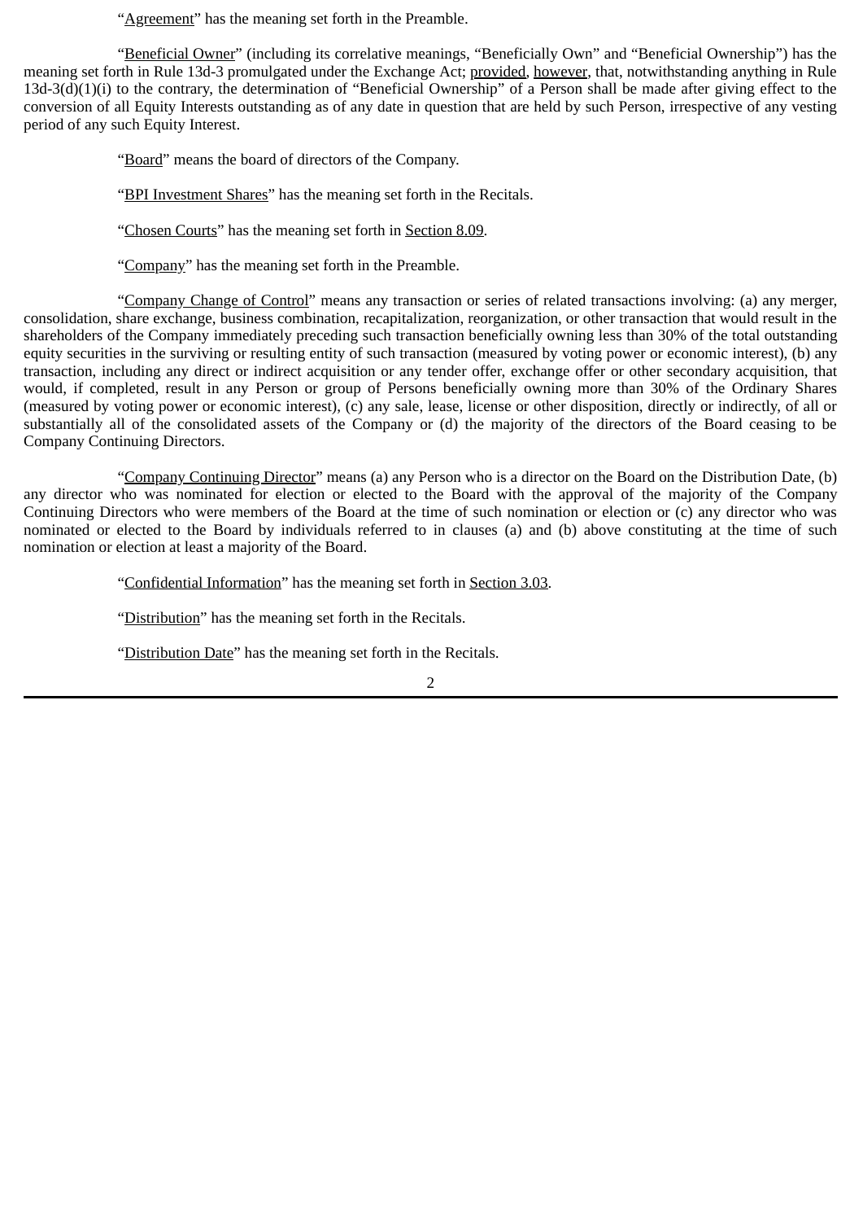"Agreement" has the meaning set forth in the Preamble.

"Beneficial Owner" (including its correlative meanings, "Beneficially Own" and "Beneficial Ownership") has the meaning set forth in Rule 13d-3 promulgated under the Exchange Act; provided, however, that, notwithstanding anything in Rule 13d-3(d)(1)(i) to the contrary, the determination of "Beneficial Ownership" of a Person shall be made after giving effect to the conversion of all Equity Interests outstanding as of any date in question that are held by such Person, irrespective of any vesting period of any such Equity Interest.

"Board" means the board of directors of the Company.

"BPI Investment Shares" has the meaning set forth in the Recitals.

"Chosen Courts" has the meaning set forth in Section 8.09.

"Company" has the meaning set forth in the Preamble.

"Company Change of Control" means any transaction or series of related transactions involving: (a) any merger, consolidation, share exchange, business combination, recapitalization, reorganization, or other transaction that would result in the shareholders of the Company immediately preceding such transaction beneficially owning less than 30% of the total outstanding equity securities in the surviving or resulting entity of such transaction (measured by voting power or economic interest), (b) any transaction, including any direct or indirect acquisition or any tender offer, exchange offer or other secondary acquisition, that would, if completed, result in any Person or group of Persons beneficially owning more than 30% of the Ordinary Shares (measured by voting power or economic interest), (c) any sale, lease, license or other disposition, directly or indirectly, of all or substantially all of the consolidated assets of the Company or (d) the majority of the directors of the Board ceasing to be Company Continuing Directors.

"Company Continuing Director" means (a) any Person who is a director on the Board on the Distribution Date, (b) any director who was nominated for election or elected to the Board with the approval of the majority of the Company Continuing Directors who were members of the Board at the time of such nomination or election or (c) any director who was nominated or elected to the Board by individuals referred to in clauses (a) and (b) above constituting at the time of such nomination or election at least a majority of the Board.

"Confidential Information" has the meaning set forth in Section 3.03.

"Distribution" has the meaning set forth in the Recitals.

"Distribution Date" has the meaning set forth in the Recitals.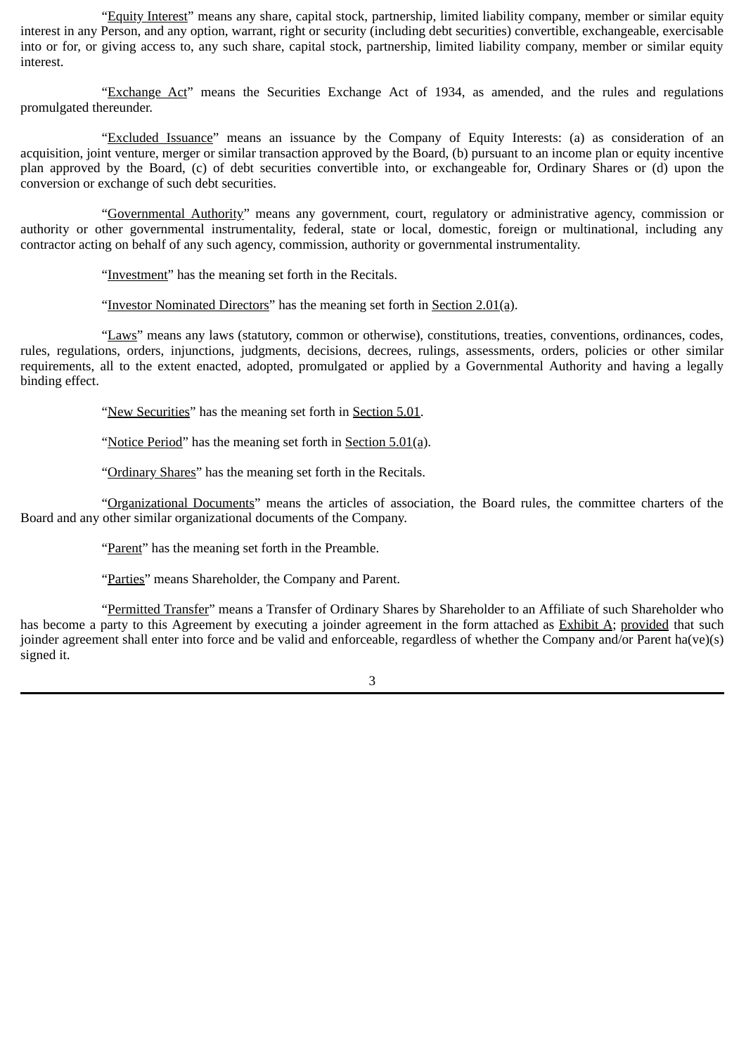"Equity Interest" means any share, capital stock, partnership, limited liability company, member or similar equity interest in any Person, and any option, warrant, right or security (including debt securities) convertible, exchangeable, exercisable into or for, or giving access to, any such share, capital stock, partnership, limited liability company, member or similar equity interest.

"Exchange Act" means the Securities Exchange Act of 1934, as amended, and the rules and regulations promulgated thereunder.

"Excluded Issuance" means an issuance by the Company of Equity Interests: (a) as consideration of an acquisition, joint venture, merger or similar transaction approved by the Board, (b) pursuant to an income plan or equity incentive plan approved by the Board, (c) of debt securities convertible into, or exchangeable for, Ordinary Shares or (d) upon the conversion or exchange of such debt securities.

"Governmental Authority" means any government, court, regulatory or administrative agency, commission or authority or other governmental instrumentality, federal, state or local, domestic, foreign or multinational, including any contractor acting on behalf of any such agency, commission, authority or governmental instrumentality.

"Investment" has the meaning set forth in the Recitals.

"Investor Nominated Directors" has the meaning set forth in Section 2.01(a).

"Laws" means any laws (statutory, common or otherwise), constitutions, treaties, conventions, ordinances, codes, rules, regulations, orders, injunctions, judgments, decisions, decrees, rulings, assessments, orders, policies or other similar requirements, all to the extent enacted, adopted, promulgated or applied by a Governmental Authority and having a legally binding effect.

"New Securities" has the meaning set forth in Section 5.01.

"Notice Period" has the meaning set forth in Section 5.01(a).

"Ordinary Shares" has the meaning set forth in the Recitals.

"Organizational Documents" means the articles of association, the Board rules, the committee charters of the Board and any other similar organizational documents of the Company.

"Parent" has the meaning set forth in the Preamble.

"Parties" means Shareholder, the Company and Parent.

"Permitted Transfer" means a Transfer of Ordinary Shares by Shareholder to an Affiliate of such Shareholder who has become a party to this Agreement by executing a joinder agreement in the form attached as Exhibit A; provided that such joinder agreement shall enter into force and be valid and enforceable, regardless of whether the Company and/or Parent ha(ve)(s) signed it.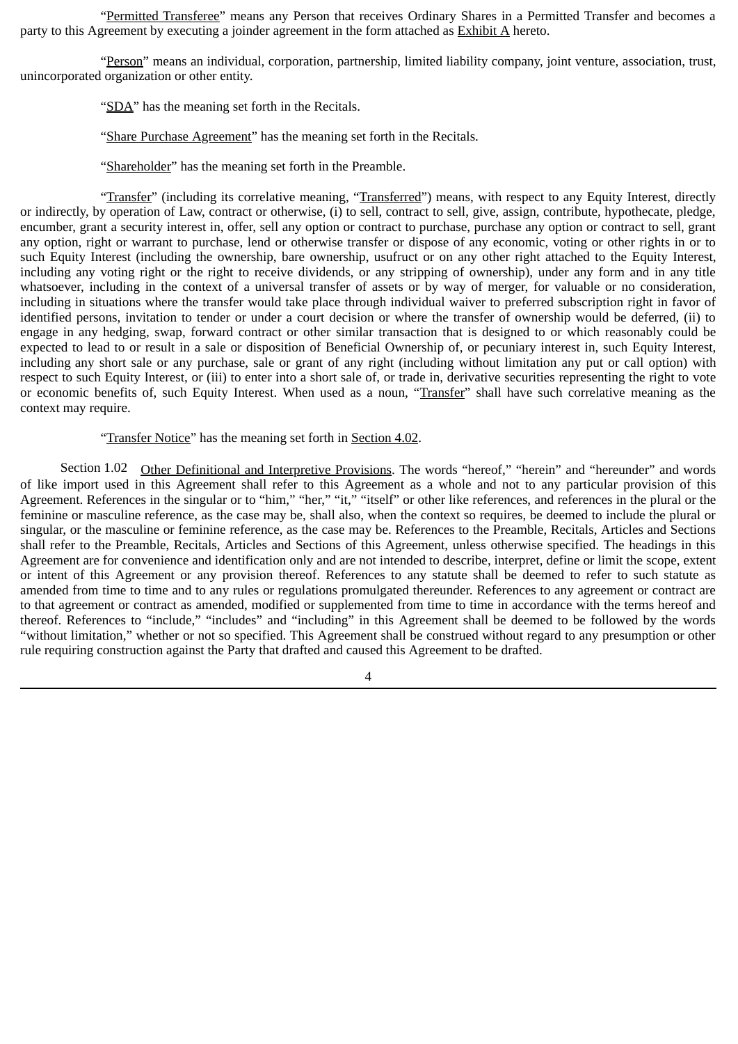"Permitted Transferee" means any Person that receives Ordinary Shares in a Permitted Transfer and becomes a party to this Agreement by executing a joinder agreement in the form attached as Exhibit A hereto.

"Person" means an individual, corporation, partnership, limited liability company, joint venture, association, trust, unincorporated organization or other entity.

"SDA" has the meaning set forth in the Recitals.

"Share Purchase Agreement" has the meaning set forth in the Recitals.

"Shareholder" has the meaning set forth in the Preamble.

"Transfer" (including its correlative meaning, "Transferred") means, with respect to any Equity Interest, directly or indirectly, by operation of Law, contract or otherwise, (i) to sell, contract to sell, give, assign, contribute, hypothecate, pledge, encumber, grant a security interest in, offer, sell any option or contract to purchase, purchase any option or contract to sell, grant any option, right or warrant to purchase, lend or otherwise transfer or dispose of any economic, voting or other rights in or to such Equity Interest (including the ownership, bare ownership, usufruct or on any other right attached to the Equity Interest, including any voting right or the right to receive dividends, or any stripping of ownership), under any form and in any title whatsoever, including in the context of a universal transfer of assets or by way of merger, for valuable or no consideration, including in situations where the transfer would take place through individual waiver to preferred subscription right in favor of identified persons, invitation to tender or under a court decision or where the transfer of ownership would be deferred, (ii) to engage in any hedging, swap, forward contract or other similar transaction that is designed to or which reasonably could be expected to lead to or result in a sale or disposition of Beneficial Ownership of, or pecuniary interest in, such Equity Interest, including any short sale or any purchase, sale or grant of any right (including without limitation any put or call option) with respect to such Equity Interest, or (iii) to enter into a short sale of, or trade in, derivative securities representing the right to vote or economic benefits of, such Equity Interest. When used as a noun, "Transfer" shall have such correlative meaning as the context may require.

"Transfer Notice" has the meaning set forth in Section 4.02.

Section 1.02 Other Definitional and Interpretive Provisions. The words "hereof," "herein" and "hereunder" and words of like import used in this Agreement shall refer to this Agreement as a whole and not to any particular provision of this Agreement. References in the singular or to "him," "her," "it," "itself" or other like references, and references in the plural or the feminine or masculine reference, as the case may be, shall also, when the context so requires, be deemed to include the plural or singular, or the masculine or feminine reference, as the case may be. References to the Preamble, Recitals, Articles and Sections shall refer to the Preamble, Recitals, Articles and Sections of this Agreement, unless otherwise specified. The headings in this Agreement are for convenience and identification only and are not intended to describe, interpret, define or limit the scope, extent or intent of this Agreement or any provision thereof. References to any statute shall be deemed to refer to such statute as amended from time to time and to any rules or regulations promulgated thereunder. References to any agreement or contract are to that agreement or contract as amended, modified or supplemented from time to time in accordance with the terms hereof and thereof. References to "include," "includes" and "including" in this Agreement shall be deemed to be followed by the words "without limitation," whether or not so specified. This Agreement shall be construed without regard to any presumption or other rule requiring construction against the Party that drafted and caused this Agreement to be drafted.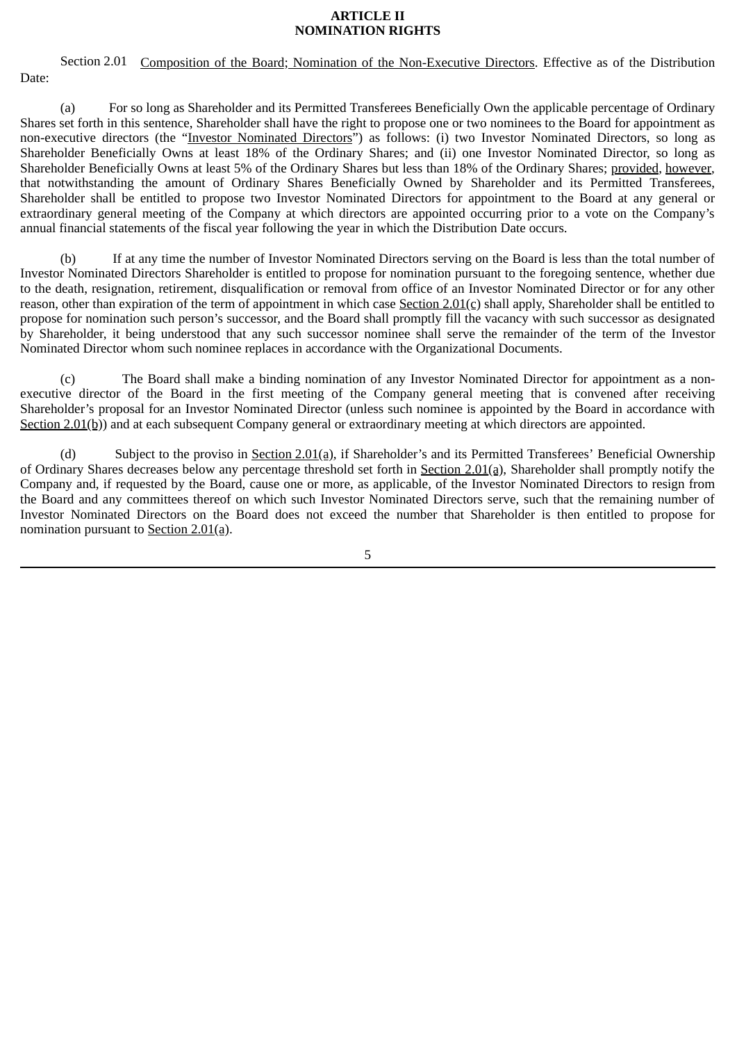**ARTICLE II**
**NOMINATION RIGHTS**

Section 2.01 Composition of the Board; Nomination of the Non-Executive Directors. Effective as of the Distribution Date:

(a) For so long as Shareholder and its Permitted Transferees Beneficially Own the applicable percentage of Ordinary Shares set forth in this sentence, Shareholder shall have the right to propose one or two nominees to the Board for appointment as non-executive directors (the "Investor Nominated Directors") as follows: (i) two Investor Nominated Directors, so long as Shareholder Beneficially Owns at least 18% of the Ordinary Shares; and (ii) one Investor Nominated Director, so long as Shareholder Beneficially Owns at least 5% of the Ordinary Shares but less than 18% of the Ordinary Shares; provided, however, that notwithstanding the amount of Ordinary Shares Beneficially Owned by Shareholder and its Permitted Transferees, Shareholder shall be entitled to propose two Investor Nominated Directors for appointment to the Board at any general or extraordinary general meeting of the Company at which directors are appointed occurring prior to a vote on the Company's annual financial statements of the fiscal year following the year in which the Distribution Date occurs.

(b) If at any time the number of Investor Nominated Directors serving on the Board is less than the total number of Investor Nominated Directors Shareholder is entitled to propose for nomination pursuant to the foregoing sentence, whether due to the death, resignation, retirement, disqualification or removal from office of an Investor Nominated Director or for any other reason, other than expiration of the term of appointment in which case Section 2.01(c) shall apply, Shareholder shall be entitled to propose for nomination such person's successor, and the Board shall promptly fill the vacancy with such successor as designated by Shareholder, it being understood that any such successor nominee shall serve the remainder of the term of the Investor Nominated Director whom such nominee replaces in accordance with the Organizational Documents.

(c) The Board shall make a binding nomination of any Investor Nominated Director for appointment as a non-executive director of the Board in the first meeting of the Company general meeting that is convened after receiving Shareholder's proposal for an Investor Nominated Director (unless such nominee is appointed by the Board in accordance with Section 2.01(b)) and at each subsequent Company general or extraordinary meeting at which directors are appointed.

(d) Subject to the proviso in Section 2.01(a), if Shareholder's and its Permitted Transferees' Beneficial Ownership of Ordinary Shares decreases below any percentage threshold set forth in Section 2.01(a), Shareholder shall promptly notify the Company and, if requested by the Board, cause one or more, as applicable, of the Investor Nominated Directors to resign from the Board and any committees thereof on which such Investor Nominated Directors serve, such that the remaining number of Investor Nominated Directors on the Board does not exceed the number that Shareholder is then entitled to propose for nomination pursuant to Section 2.01(a).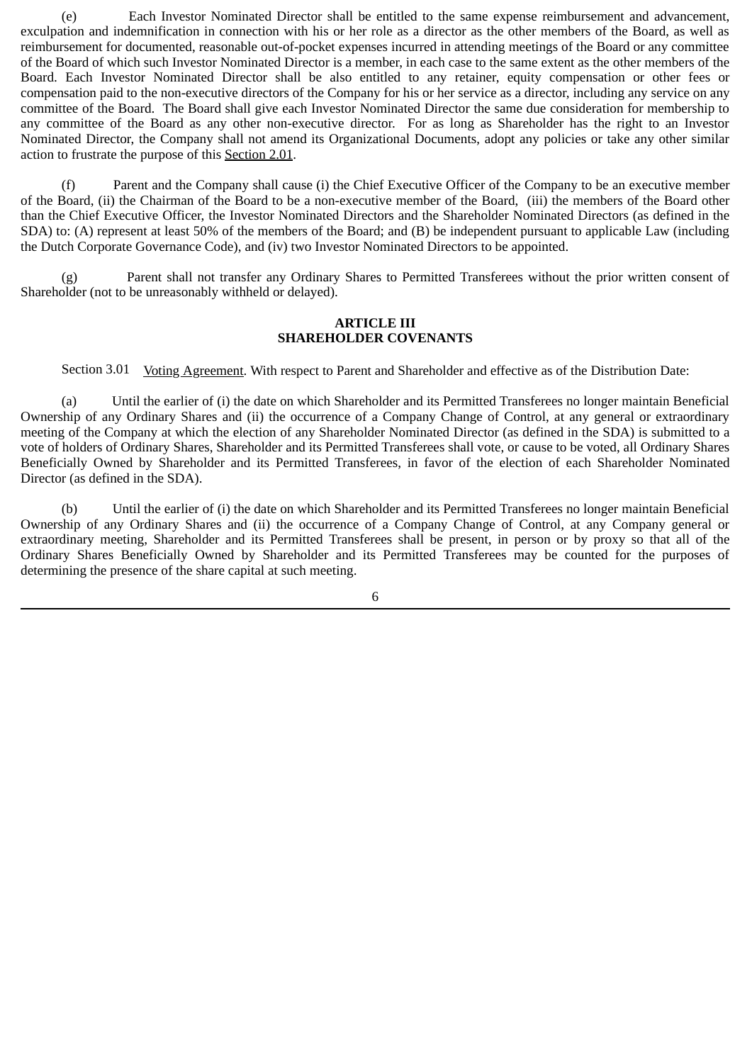(e) Each Investor Nominated Director shall be entitled to the same expense reimbursement and advancement, exculpation and indemnification in connection with his or her role as a director as the other members of the Board, as well as reimbursement for documented, reasonable out-of-pocket expenses incurred in attending meetings of the Board or any committee of the Board of which such Investor Nominated Director is a member, in each case to the same extent as the other members of the Board. Each Investor Nominated Director shall be also entitled to any retainer, equity compensation or other fees or compensation paid to the non-executive directors of the Company for his or her service as a director, including any service on any committee of the Board. The Board shall give each Investor Nominated Director the same due consideration for membership to any committee of the Board as any other non-executive director. For as long as Shareholder has the right to an Investor Nominated Director, the Company shall not amend its Organizational Documents, adopt any policies or take any other similar action to frustrate the purpose of this Section 2.01.

(f) Parent and the Company shall cause (i) the Chief Executive Officer of the Company to be an executive member of the Board, (ii) the Chairman of the Board to be a non-executive member of the Board, (iii) the members of the Board other than the Chief Executive Officer, the Investor Nominated Directors and the Shareholder Nominated Directors (as defined in the SDA) to: (A) represent at least 50% of the members of the Board; and (B) be independent pursuant to applicable Law (including the Dutch Corporate Governance Code), and (iv) two Investor Nominated Directors to be appointed.

(g) Parent shall not transfer any Ordinary Shares to Permitted Transferees without the prior written consent of Shareholder (not to be unreasonably withheld or delayed).

## ARTICLE III
## SHAREHOLDER COVENANTS

Section 3.01 Voting Agreement. With respect to Parent and Shareholder and effective as of the Distribution Date:

(a) Until the earlier of (i) the date on which Shareholder and its Permitted Transferees no longer maintain Beneficial Ownership of any Ordinary Shares and (ii) the occurrence of a Company Change of Control, at any general or extraordinary meeting of the Company at which the election of any Shareholder Nominated Director (as defined in the SDA) is submitted to a vote of holders of Ordinary Shares, Shareholder and its Permitted Transferees shall vote, or cause to be voted, all Ordinary Shares Beneficially Owned by Shareholder and its Permitted Transferees, in favor of the election of each Shareholder Nominated Director (as defined in the SDA).

(b) Until the earlier of (i) the date on which Shareholder and its Permitted Transferees no longer maintain Beneficial Ownership of any Ordinary Shares and (ii) the occurrence of a Company Change of Control, at any Company general or extraordinary meeting, Shareholder and its Permitted Transferees shall be present, in person or by proxy so that all of the Ordinary Shares Beneficially Owned by Shareholder and its Permitted Transferees may be counted for the purposes of determining the presence of the share capital at such meeting.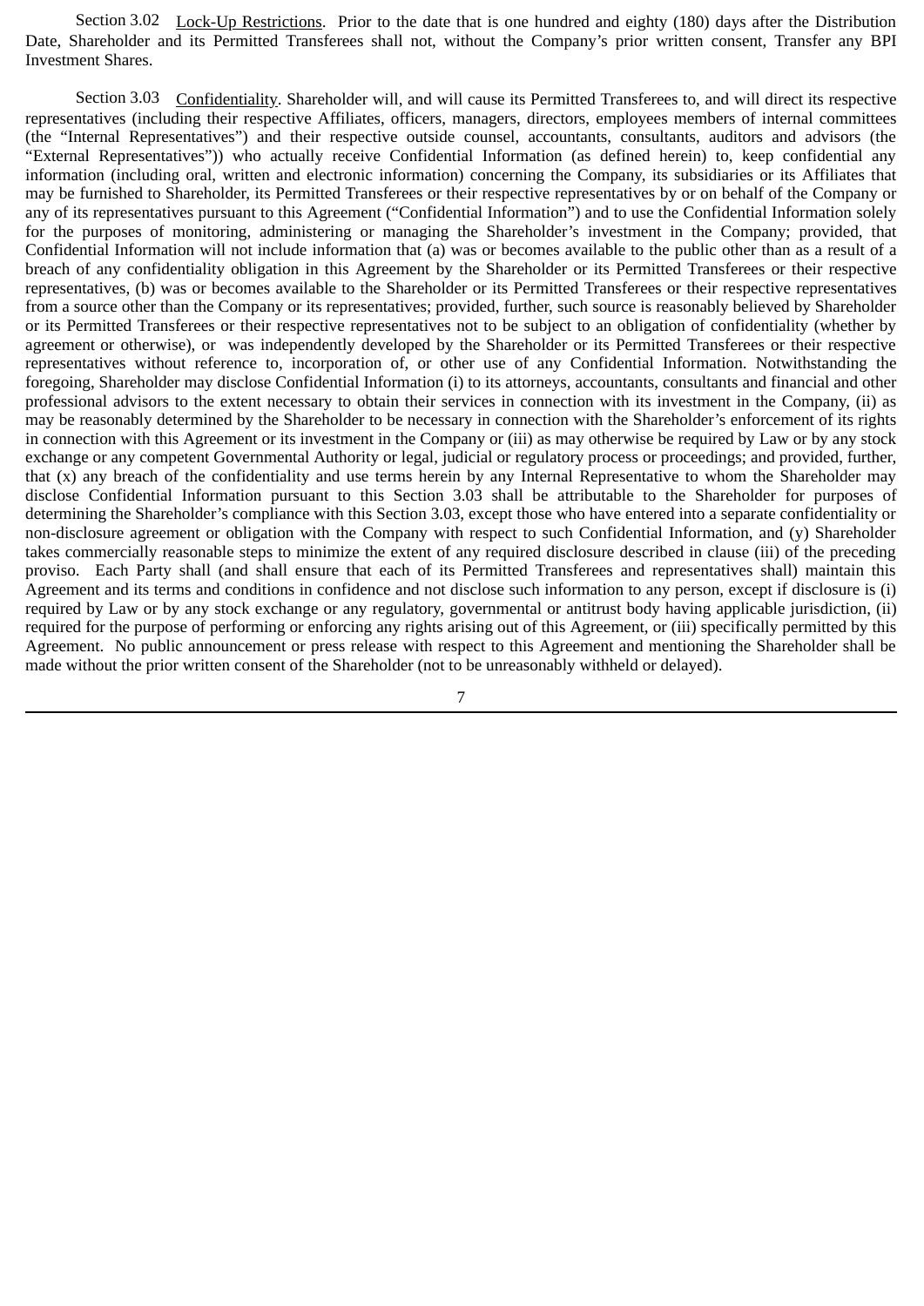Section 3.02 Lock-Up Restrictions. Prior to the date that is one hundred and eighty (180) days after the Distribution Date, Shareholder and its Permitted Transferees shall not, without the Company's prior written consent, Transfer any BPI Investment Shares.

Section 3.03 Confidentiality. Shareholder will, and will cause its Permitted Transferees to, and will direct its respective representatives (including their respective Affiliates, officers, managers, directors, employees members of internal committees (the "Internal Representatives") and their respective outside counsel, accountants, consultants, auditors and advisors (the "External Representatives")) who actually receive Confidential Information (as defined herein) to, keep confidential any information (including oral, written and electronic information) concerning the Company, its subsidiaries or its Affiliates that may be furnished to Shareholder, its Permitted Transferees or their respective representatives by or on behalf of the Company or any of its representatives pursuant to this Agreement ("Confidential Information") and to use the Confidential Information solely for the purposes of monitoring, administering or managing the Shareholder's investment in the Company; provided, that Confidential Information will not include information that (a) was or becomes available to the public other than as a result of a breach of any confidentiality obligation in this Agreement by the Shareholder or its Permitted Transferees or their respective representatives, (b) was or becomes available to the Shareholder or its Permitted Transferees or their respective representatives from a source other than the Company or its representatives; provided, further, such source is reasonably believed by Shareholder or its Permitted Transferees or their respective representatives not to be subject to an obligation of confidentiality (whether by agreement or otherwise), or was independently developed by the Shareholder or its Permitted Transferees or their respective representatives without reference to, incorporation of, or other use of any Confidential Information. Notwithstanding the foregoing, Shareholder may disclose Confidential Information (i) to its attorneys, accountants, consultants and financial and other professional advisors to the extent necessary to obtain their services in connection with its investment in the Company, (ii) as may be reasonably determined by the Shareholder to be necessary in connection with the Shareholder's enforcement of its rights in connection with this Agreement or its investment in the Company or (iii) as may otherwise be required by Law or by any stock exchange or any competent Governmental Authority or legal, judicial or regulatory process or proceedings; and provided, further, that (x) any breach of the confidentiality and use terms herein by any Internal Representative to whom the Shareholder may disclose Confidential Information pursuant to this Section 3.03 shall be attributable to the Shareholder for purposes of determining the Shareholder's compliance with this Section 3.03, except those who have entered into a separate confidentiality or non-disclosure agreement or obligation with the Company with respect to such Confidential Information, and (y) Shareholder takes commercially reasonable steps to minimize the extent of any required disclosure described in clause (iii) of the preceding proviso. Each Party shall (and shall ensure that each of its Permitted Transferees and representatives shall) maintain this Agreement and its terms and conditions in confidence and not disclose such information to any person, except if disclosure is (i) required by Law or by any stock exchange or any regulatory, governmental or antitrust body having applicable jurisdiction, (ii) required for the purpose of performing or enforcing any rights arising out of this Agreement, or (iii) specifically permitted by this Agreement. No public announcement or press release with respect to this Agreement and mentioning the Shareholder shall be made without the prior written consent of the Shareholder (not to be unreasonably withheld or delayed).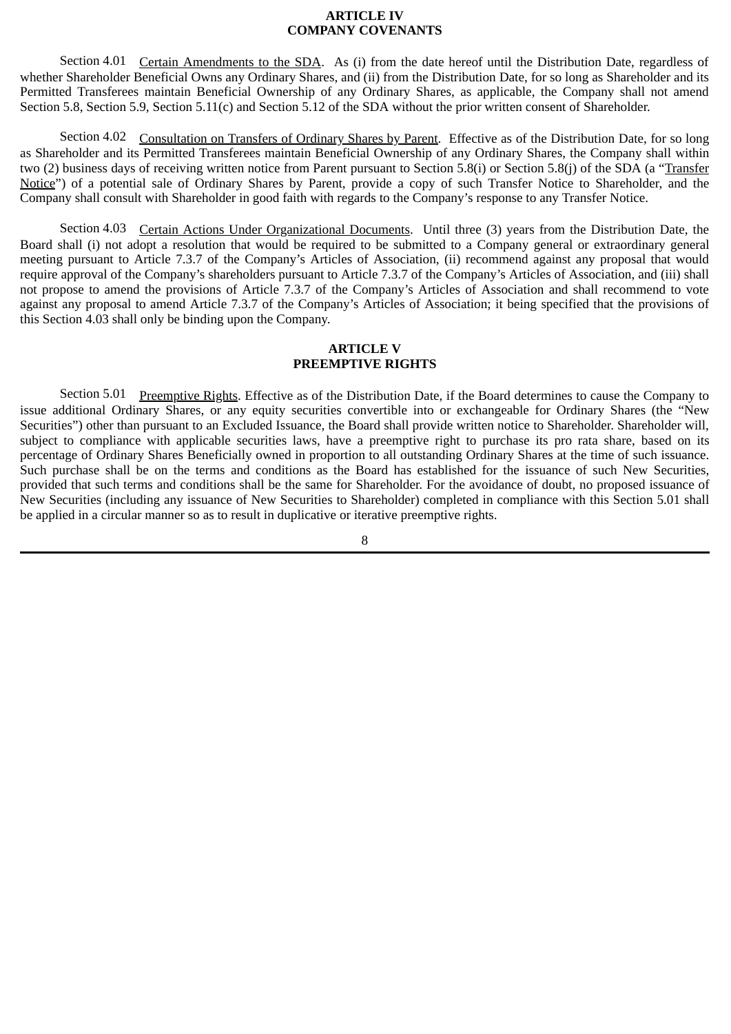## ARTICLE IV
## COMPANY COVENANTS

Section 4.01 Certain Amendments to the SDA. As (i) from the date hereof until the Distribution Date, regardless of whether Shareholder Beneficial Owns any Ordinary Shares, and (ii) from the Distribution Date, for so long as Shareholder and its Permitted Transferees maintain Beneficial Ownership of any Ordinary Shares, as applicable, the Company shall not amend Section 5.8, Section 5.9, Section 5.11(c) and Section 5.12 of the SDA without the prior written consent of Shareholder.

Section 4.02 Consultation on Transfers of Ordinary Shares by Parent. Effective as of the Distribution Date, for so long as Shareholder and its Permitted Transferees maintain Beneficial Ownership of any Ordinary Shares, the Company shall within two (2) business days of receiving written notice from Parent pursuant to Section 5.8(i) or Section 5.8(j) of the SDA (a "Transfer Notice") of a potential sale of Ordinary Shares by Parent, provide a copy of such Transfer Notice to Shareholder, and the Company shall consult with Shareholder in good faith with regards to the Company's response to any Transfer Notice.

Section 4.03 Certain Actions Under Organizational Documents. Until three (3) years from the Distribution Date, the Board shall (i) not adopt a resolution that would be required to be submitted to a Company general or extraordinary general meeting pursuant to Article 7.3.7 of the Company's Articles of Association, (ii) recommend against any proposal that would require approval of the Company's shareholders pursuant to Article 7.3.7 of the Company's Articles of Association, and (iii) shall not propose to amend the provisions of Article 7.3.7 of the Company's Articles of Association and shall recommend to vote against any proposal to amend Article 7.3.7 of the Company's Articles of Association; it being specified that the provisions of this Section 4.03 shall only be binding upon the Company.

## ARTICLE V
## PREEMPTIVE RIGHTS

Section 5.01 Preemptive Rights. Effective as of the Distribution Date, if the Board determines to cause the Company to issue additional Ordinary Shares, or any equity securities convertible into or exchangeable for Ordinary Shares (the "New Securities") other than pursuant to an Excluded Issuance, the Board shall provide written notice to Shareholder. Shareholder will, subject to compliance with applicable securities laws, have a preemptive right to purchase its pro rata share, based on its percentage of Ordinary Shares Beneficially owned in proportion to all outstanding Ordinary Shares at the time of such issuance. Such purchase shall be on the terms and conditions as the Board has established for the issuance of such New Securities, provided that such terms and conditions shall be the same for Shareholder. For the avoidance of doubt, no proposed issuance of New Securities (including any issuance of New Securities to Shareholder) completed in compliance with this Section 5.01 shall be applied in a circular manner so as to result in duplicative or iterative preemptive rights.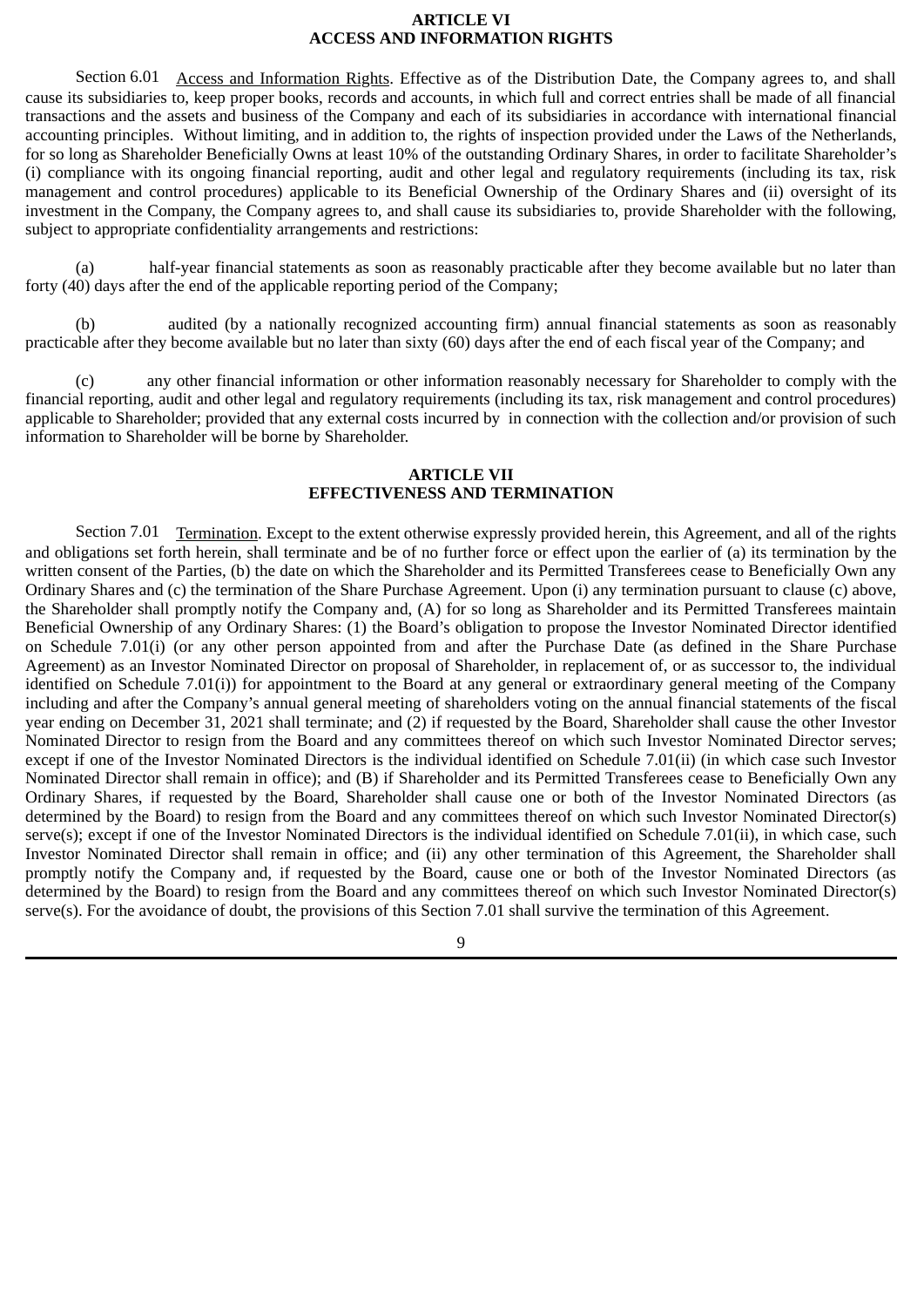## ARTICLE VI
## ACCESS AND INFORMATION RIGHTS

Section 6.01 Access and Information Rights. Effective as of the Distribution Date, the Company agrees to, and shall cause its subsidiaries to, keep proper books, records and accounts, in which full and correct entries shall be made of all financial transactions and the assets and business of the Company and each of its subsidiaries in accordance with international financial accounting principles. Without limiting, and in addition to, the rights of inspection provided under the Laws of the Netherlands, for so long as Shareholder Beneficially Owns at least 10% of the outstanding Ordinary Shares, in order to facilitate Shareholder's (i) compliance with its ongoing financial reporting, audit and other legal and regulatory requirements (including its tax, risk management and control procedures) applicable to its Beneficial Ownership of the Ordinary Shares and (ii) oversight of its investment in the Company, the Company agrees to, and shall cause its subsidiaries to, provide Shareholder with the following, subject to appropriate confidentiality arrangements and restrictions:

(a) half-year financial statements as soon as reasonably practicable after they become available but no later than forty (40) days after the end of the applicable reporting period of the Company;

(b) audited (by a nationally recognized accounting firm) annual financial statements as soon as reasonably practicable after they become available but no later than sixty (60) days after the end of each fiscal year of the Company; and

(c) any other financial information or other information reasonably necessary for Shareholder to comply with the financial reporting, audit and other legal and regulatory requirements (including its tax, risk management and control procedures) applicable to Shareholder; provided that any external costs incurred by in connection with the collection and/or provision of such information to Shareholder will be borne by Shareholder.

## ARTICLE VII
## EFFECTIVENESS AND TERMINATION

Section 7.01 Termination. Except to the extent otherwise expressly provided herein, this Agreement, and all of the rights and obligations set forth herein, shall terminate and be of no further force or effect upon the earlier of (a) its termination by the written consent of the Parties, (b) the date on which the Shareholder and its Permitted Transferees cease to Beneficially Own any Ordinary Shares and (c) the termination of the Share Purchase Agreement. Upon (i) any termination pursuant to clause (c) above, the Shareholder shall promptly notify the Company and, (A) for so long as Shareholder and its Permitted Transferees maintain Beneficial Ownership of any Ordinary Shares: (1) the Board's obligation to propose the Investor Nominated Director identified on Schedule 7.01(i) (or any other person appointed from and after the Purchase Date (as defined in the Share Purchase Agreement) as an Investor Nominated Director on proposal of Shareholder, in replacement of, or as successor to, the individual identified on Schedule 7.01(i)) for appointment to the Board at any general or extraordinary general meeting of the Company including and after the Company's annual general meeting of shareholders voting on the annual financial statements of the fiscal year ending on December 31, 2021 shall terminate; and (2) if requested by the Board, Shareholder shall cause the other Investor Nominated Director to resign from the Board and any committees thereof on which such Investor Nominated Director serves; except if one of the Investor Nominated Directors is the individual identified on Schedule 7.01(ii) (in which case such Investor Nominated Director shall remain in office); and (B) if Shareholder and its Permitted Transferees cease to Beneficially Own any Ordinary Shares, if requested by the Board, Shareholder shall cause one or both of the Investor Nominated Directors (as determined by the Board) to resign from the Board and any committees thereof on which such Investor Nominated Director(s) serve(s); except if one of the Investor Nominated Directors is the individual identified on Schedule 7.01(ii), in which case, such Investor Nominated Director shall remain in office; and (ii) any other termination of this Agreement, the Shareholder shall promptly notify the Company and, if requested by the Board, cause one or both of the Investor Nominated Directors (as determined by the Board) to resign from the Board and any committees thereof on which such Investor Nominated Director(s) serve(s). For the avoidance of doubt, the provisions of this Section 7.01 shall survive the termination of this Agreement.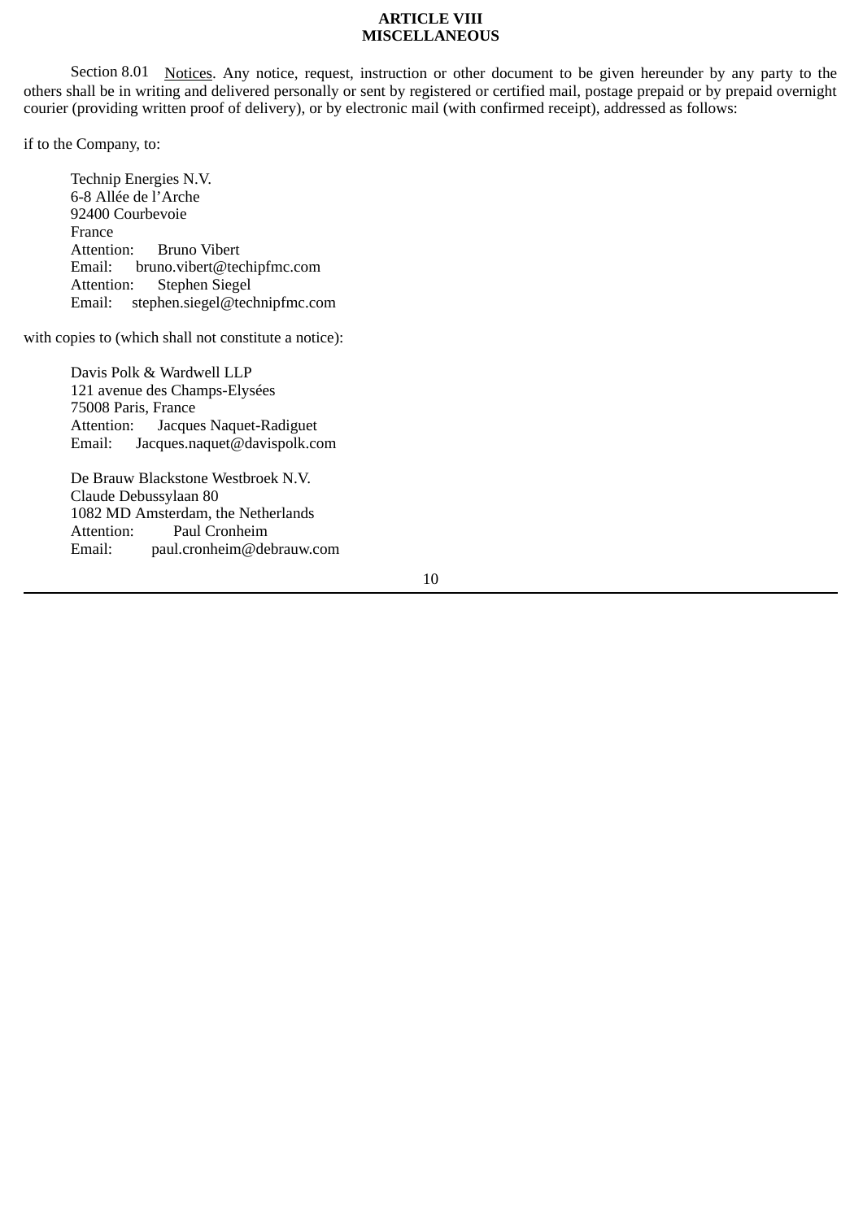# ARTICLE VIII
# MISCELLANEOUS

Section 8.01 Notices. Any notice, request, instruction or other document to be given hereunder by any party to the others shall be in writing and delivered personally or sent by registered or certified mail, postage prepaid or by prepaid overnight courier (providing written proof of delivery), or by electronic mail (with confirmed receipt), addressed as follows:

if to the Company, to:

Technip Energies N.V.
6-8 Allée de l'Arche
92400 Courbevoie
France
Attention: Bruno Vibert
Email: bruno.vibert@techipfmc.com
Attention: Stephen Siegel
Email: stephen.siegel@technipfmc.com

with copies to (which shall not constitute a notice):

Davis Polk & Wardwell LLP
121 avenue des Champs-Elysées
75008 Paris, France
Attention: Jacques Naquet-Radiguet
Email: Jacques.naquet@davispolk.com

De Brauw Blackstone Westbroek N.V.
Claude Debussylaan 80
1082 MD Amsterdam, the Netherlands
Attention: Paul Cronheim
Email: paul.cronheim@debrauw.com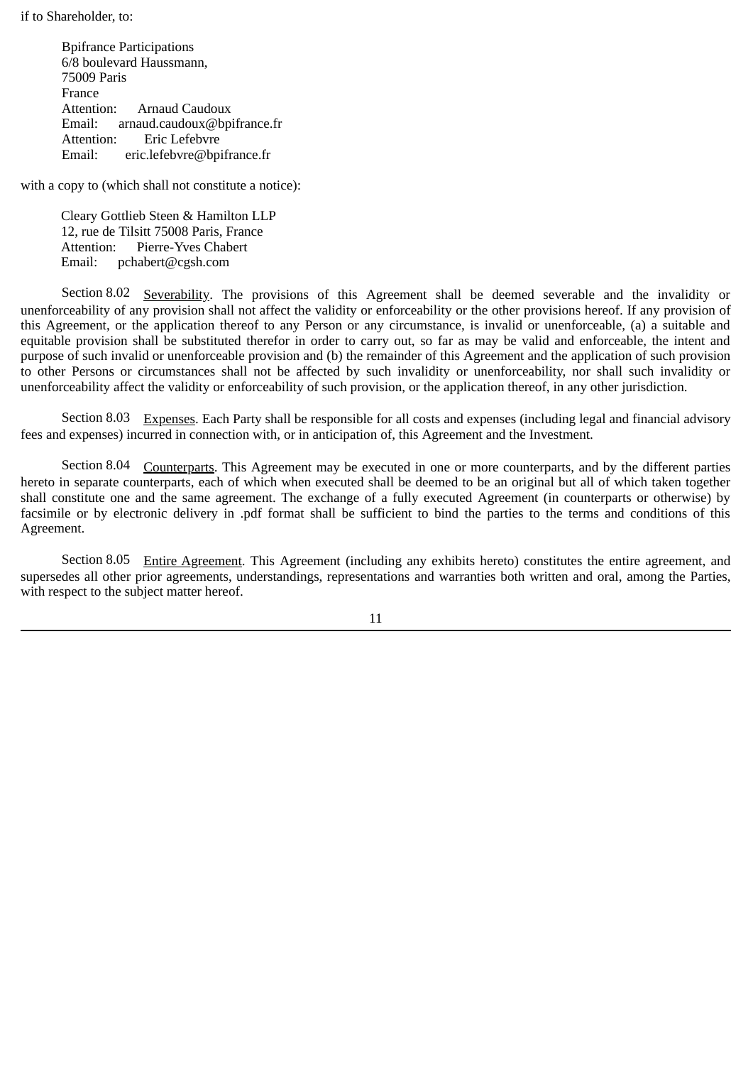if to Shareholder, to:

Bpifrance Participations
6/8 boulevard Haussmann,
75009 Paris
France
Attention: Arnaud Caudoux
Email: arnaud.caudoux@bpifrance.fr
Attention: Eric Lefebvre
Email: eric.lefebvre@bpifrance.fr

with a copy to (which shall not constitute a notice):

Cleary Gottlieb Steen & Hamilton LLP
12, rue de Tilsitt 75008 Paris, France
Attention: Pierre-Yves Chabert
Email: pchabert@cgsh.com

Section 8.02 Severability. The provisions of this Agreement shall be deemed severable and the invalidity or unenforceability of any provision shall not affect the validity or enforceability or the other provisions hereof. If any provision of this Agreement, or the application thereof to any Person or any circumstance, is invalid or unenforceable, (a) a suitable and equitable provision shall be substituted therefor in order to carry out, so far as may be valid and enforceable, the intent and purpose of such invalid or unenforceable provision and (b) the remainder of this Agreement and the application of such provision to other Persons or circumstances shall not be affected by such invalidity or unenforceability, nor shall such invalidity or unenforceability affect the validity or enforceability of such provision, or the application thereof, in any other jurisdiction.

Section 8.03 Expenses. Each Party shall be responsible for all costs and expenses (including legal and financial advisory fees and expenses) incurred in connection with, or in anticipation of, this Agreement and the Investment.

Section 8.04 Counterparts. This Agreement may be executed in one or more counterparts, and by the different parties hereto in separate counterparts, each of which when executed shall be deemed to be an original but all of which taken together shall constitute one and the same agreement. The exchange of a fully executed Agreement (in counterparts or otherwise) by facsimile or by electronic delivery in .pdf format shall be sufficient to bind the parties to the terms and conditions of this Agreement.

Section 8.05 Entire Agreement. This Agreement (including any exhibits hereto) constitutes the entire agreement, and supersedes all other prior agreements, understandings, representations and warranties both written and oral, among the Parties, with respect to the subject matter hereof.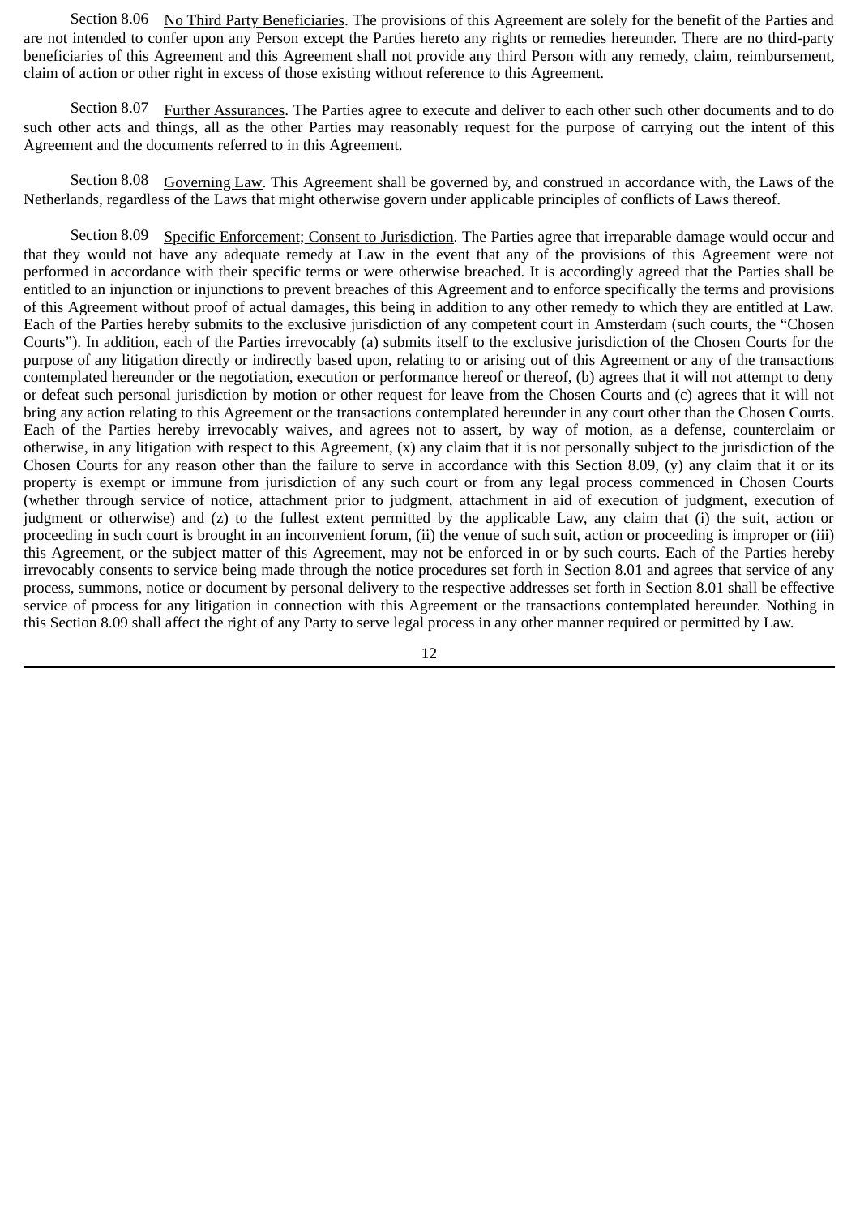Section 8.06 No Third Party Beneficiaries. The provisions of this Agreement are solely for the benefit of the Parties and are not intended to confer upon any Person except the Parties hereto any rights or remedies hereunder. There are no third-party beneficiaries of this Agreement and this Agreement shall not provide any third Person with any remedy, claim, reimbursement, claim of action or other right in excess of those existing without reference to this Agreement.

Section 8.07 Further Assurances. The Parties agree to execute and deliver to each other such other documents and to do such other acts and things, all as the other Parties may reasonably request for the purpose of carrying out the intent of this Agreement and the documents referred to in this Agreement.

Section 8.08 Governing Law. This Agreement shall be governed by, and construed in accordance with, the Laws of the Netherlands, regardless of the Laws that might otherwise govern under applicable principles of conflicts of Laws thereof.

Section 8.09 Specific Enforcement; Consent to Jurisdiction. The Parties agree that irreparable damage would occur and that they would not have any adequate remedy at Law in the event that any of the provisions of this Agreement were not performed in accordance with their specific terms or were otherwise breached. It is accordingly agreed that the Parties shall be entitled to an injunction or injunctions to prevent breaches of this Agreement and to enforce specifically the terms and provisions of this Agreement without proof of actual damages, this being in addition to any other remedy to which they are entitled at Law. Each of the Parties hereby submits to the exclusive jurisdiction of any competent court in Amsterdam (such courts, the "Chosen Courts"). In addition, each of the Parties irrevocably (a) submits itself to the exclusive jurisdiction of the Chosen Courts for the purpose of any litigation directly or indirectly based upon, relating to or arising out of this Agreement or any of the transactions contemplated hereunder or the negotiation, execution or performance hereof or thereof, (b) agrees that it will not attempt to deny or defeat such personal jurisdiction by motion or other request for leave from the Chosen Courts and (c) agrees that it will not bring any action relating to this Agreement or the transactions contemplated hereunder in any court other than the Chosen Courts. Each of the Parties hereby irrevocably waives, and agrees not to assert, by way of motion, as a defense, counterclaim or otherwise, in any litigation with respect to this Agreement, (x) any claim that it is not personally subject to the jurisdiction of the Chosen Courts for any reason other than the failure to serve in accordance with this Section 8.09, (y) any claim that it or its property is exempt or immune from jurisdiction of any such court or from any legal process commenced in Chosen Courts (whether through service of notice, attachment prior to judgment, attachment in aid of execution of judgment, execution of judgment or otherwise) and (z) to the fullest extent permitted by the applicable Law, any claim that (i) the suit, action or proceeding in such court is brought in an inconvenient forum, (ii) the venue of such suit, action or proceeding is improper or (iii) this Agreement, or the subject matter of this Agreement, may not be enforced in or by such courts. Each of the Parties hereby irrevocably consents to service being made through the notice procedures set forth in Section 8.01 and agrees that service of any process, summons, notice or document by personal delivery to the respective addresses set forth in Section 8.01 shall be effective service of process for any litigation in connection with this Agreement or the transactions contemplated hereunder. Nothing in this Section 8.09 shall affect the right of any Party to serve legal process in any other manner required or permitted by Law.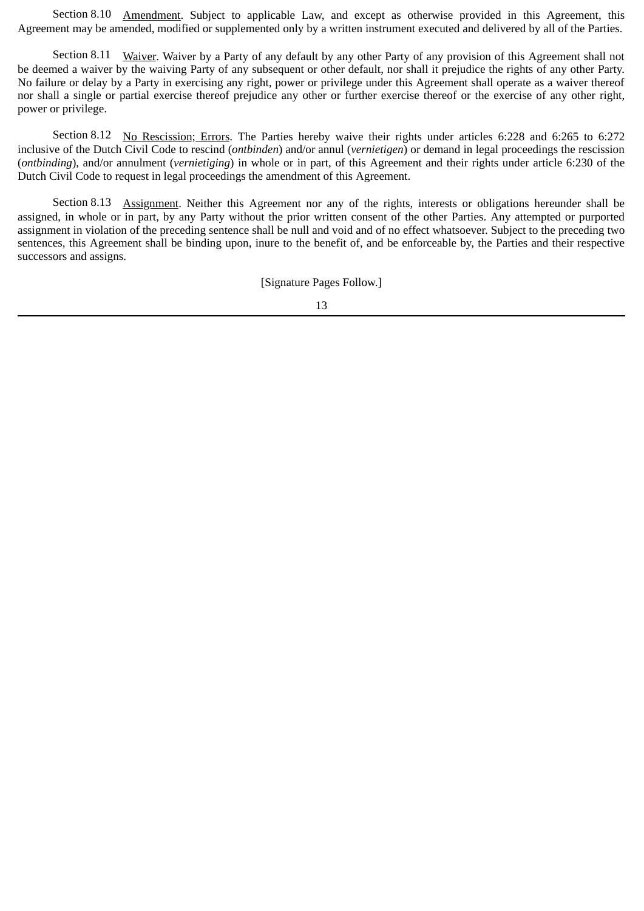Section 8.10 Amendment. Subject to applicable Law, and except as otherwise provided in this Agreement, this Agreement may be amended, modified or supplemented only by a written instrument executed and delivered by all of the Parties.

Section 8.11 Waiver. Waiver by a Party of any default by any other Party of any provision of this Agreement shall not be deemed a waiver by the waiving Party of any subsequent or other default, nor shall it prejudice the rights of any other Party. No failure or delay by a Party in exercising any right, power or privilege under this Agreement shall operate as a waiver thereof nor shall a single or partial exercise thereof prejudice any other or further exercise thereof or the exercise of any other right, power or privilege.

Section 8.12 No Rescission; Errors. The Parties hereby waive their rights under articles 6:228 and 6:265 to 6:272 inclusive of the Dutch Civil Code to rescind (*ontbinden*) and/or annul (*vernietigen*) or demand in legal proceedings the rescission (*ontbinding*), and/or annulment (*vernietiging*) in whole or in part, of this Agreement and their rights under article 6:230 of the Dutch Civil Code to request in legal proceedings the amendment of this Agreement.

Section 8.13 Assignment. Neither this Agreement nor any of the rights, interests or obligations hereunder shall be assigned, in whole or in part, by any Party without the prior written consent of the other Parties. Any attempted or purported assignment in violation of the preceding sentence shall be null and void and of no effect whatsoever. Subject to the preceding two sentences, this Agreement shall be binding upon, inure to the benefit of, and be enforceable by, the Parties and their respective successors and assigns.

[Signature Pages Follow.]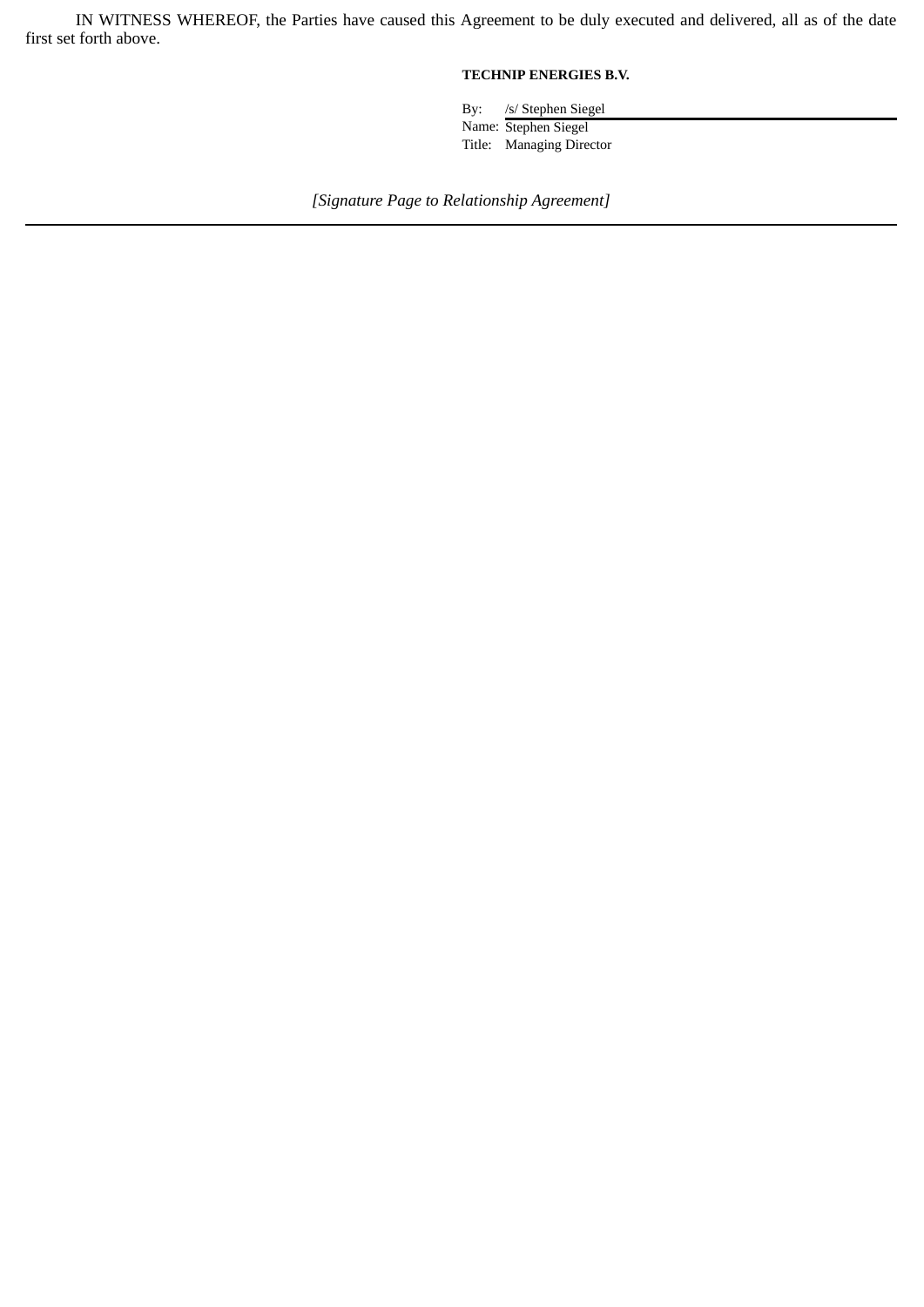IN WITNESS WHEREOF, the Parties have caused this Agreement to be duly executed and delivered, all as of the date first set forth above.

**TECHNIP ENERGIES B.V.**

By: /s/ Stephen Siegel
Name: Stephen Siegel
Title: Managing Director

*[Signature Page to Relationship Agreement]*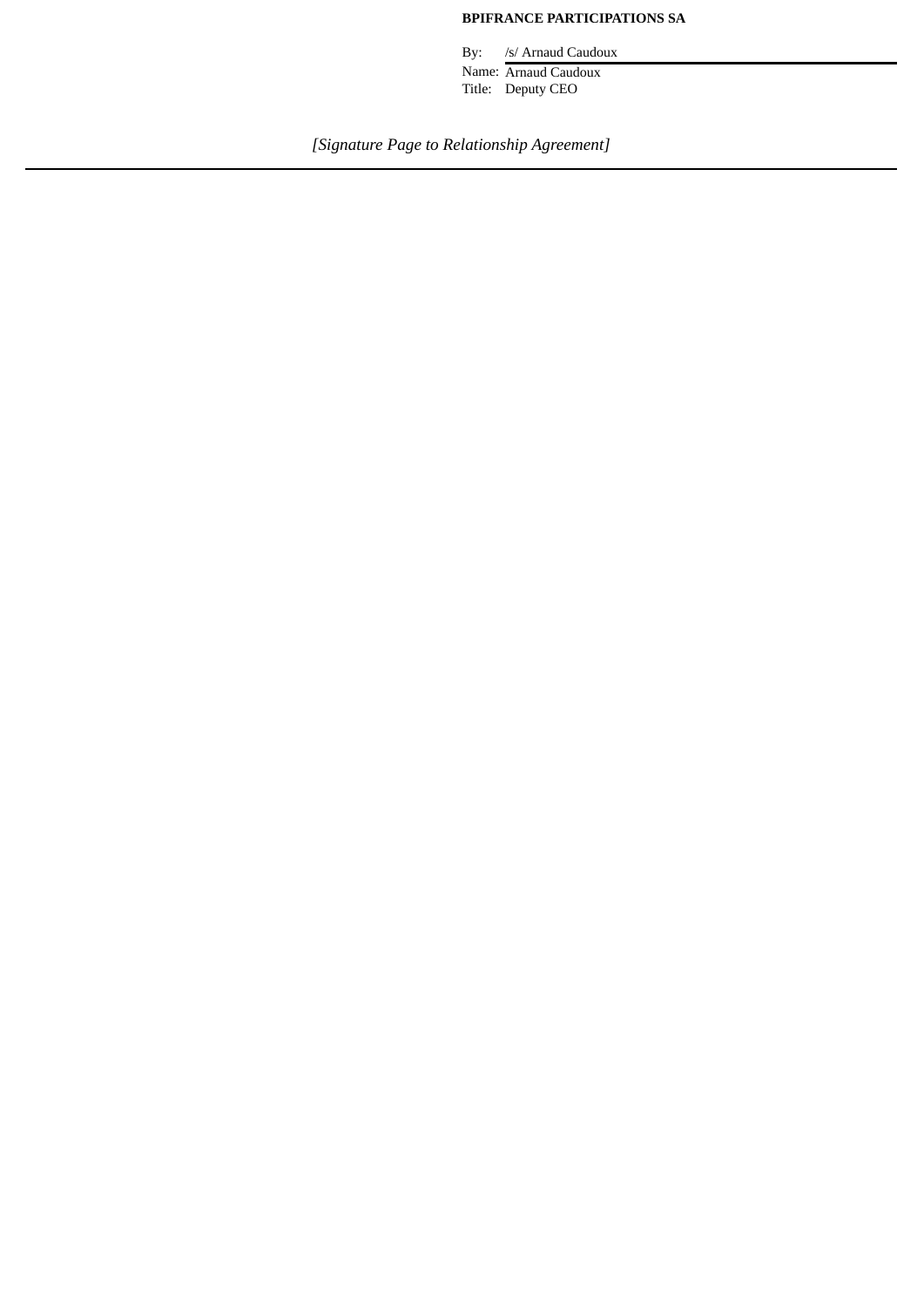**BPIFRANCE PARTICIPATIONS SA**

By: /s/ Arnaud Caudoux

Name: Arnaud Caudoux

Title: Deputy CEO

*[Signature Page to Relationship Agreement]*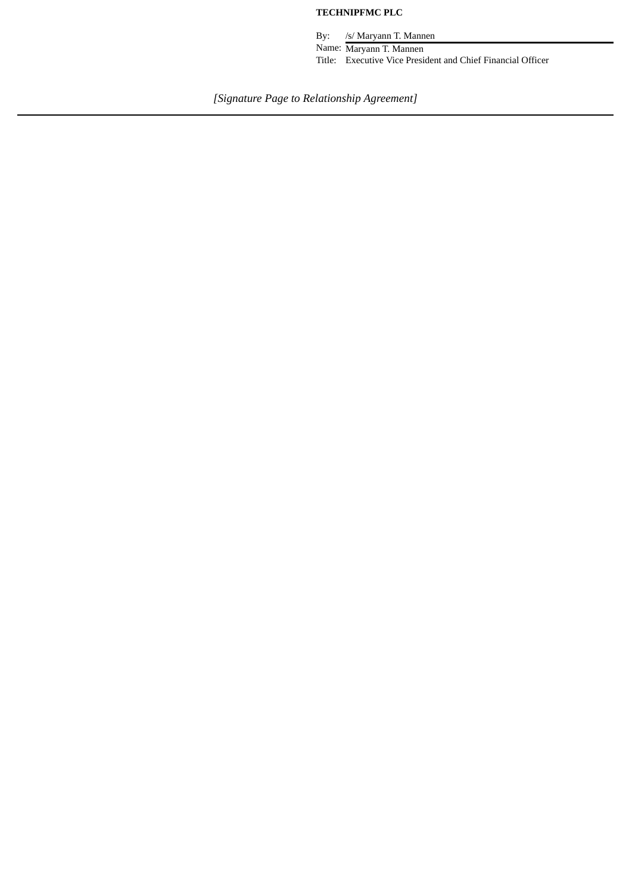**TECHNIPFMC PLC**

By: /s/ Maryann T. Mannen

Name: Maryann T. Mannen

Title: Executive Vice President and Chief Financial Officer

*[Signature Page to Relationship Agreement]*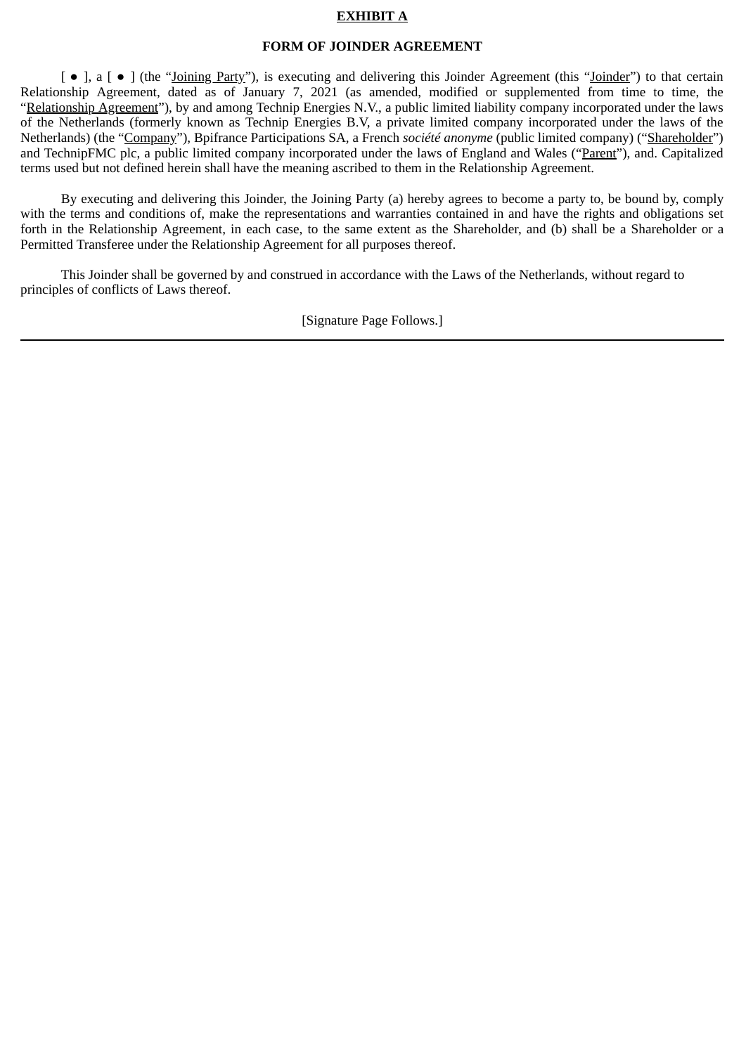**EXHIBIT A**

**FORM OF JOINDER AGREEMENT**

[ ● ], a [ ● ] (the "Joining Party"), is executing and delivering this Joinder Agreement (this "Joinder") to that certain Relationship Agreement, dated as of January 7, 2021 (as amended, modified or supplemented from time to time, the "Relationship Agreement"), by and among Technip Energies N.V., a public limited liability company incorporated under the laws of the Netherlands (formerly known as Technip Energies B.V, a private limited company incorporated under the laws of the Netherlands) (the "Company"), Bpifrance Participations SA, a French *société anonyme* (public limited company) ("Shareholder") and TechnipFMC plc, a public limited company incorporated under the laws of England and Wales ("Parent"), and. Capitalized terms used but not defined herein shall have the meaning ascribed to them in the Relationship Agreement.

By executing and delivering this Joinder, the Joining Party (a) hereby agrees to become a party to, be bound by, comply with the terms and conditions of, make the representations and warranties contained in and have the rights and obligations set forth in the Relationship Agreement, in each case, to the same extent as the Shareholder, and (b) shall be a Shareholder or a Permitted Transferee under the Relationship Agreement for all purposes thereof.

This Joinder shall be governed by and construed in accordance with the Laws of the Netherlands, without regard to principles of conflicts of Laws thereof.

[Signature Page Follows.]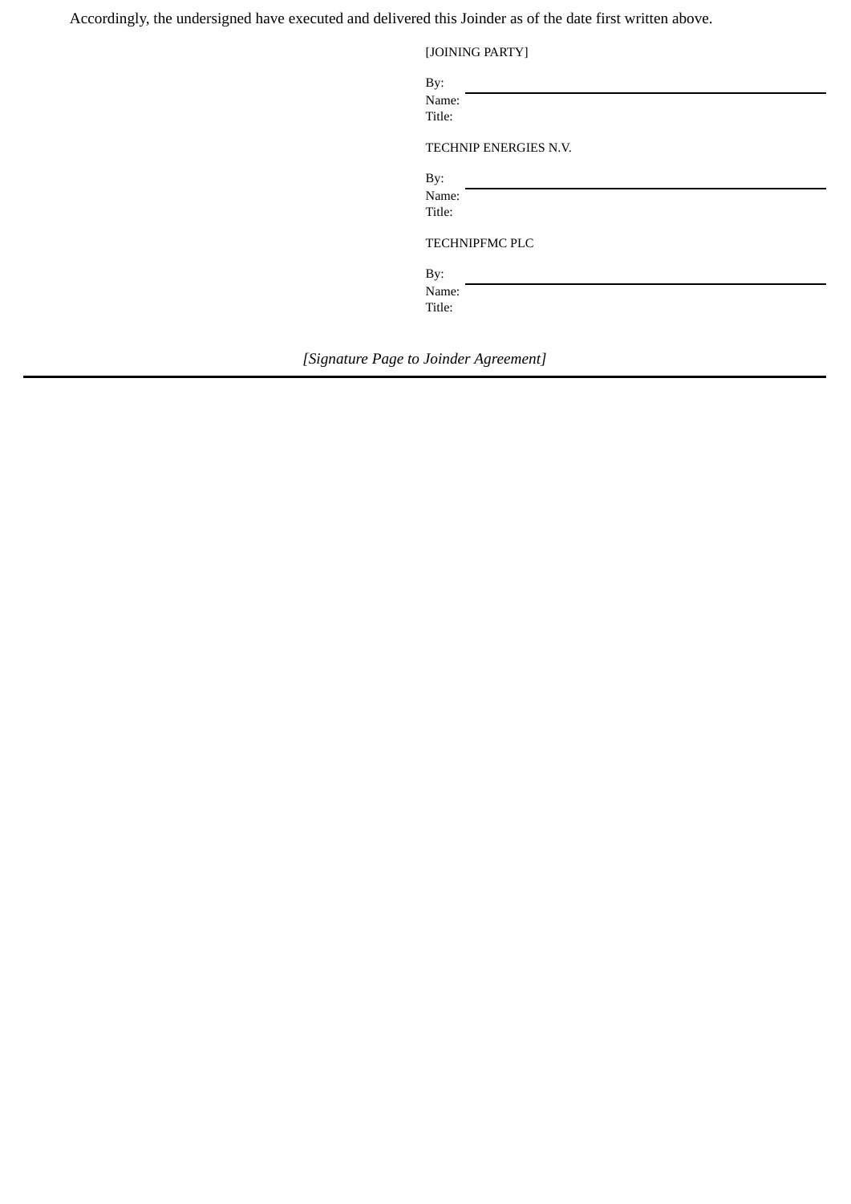Accordingly, the undersigned have executed and delivered this Joinder as of the date first written above.

[JOINING PARTY]

By: \_\_\_\_\_\_\_\_\_\_\_\_\_\_\_\_\_\_\_\_\_\_\_\_\_\_\_\_\_\_
Name:
Title:

TECHNIP ENERGIES N.V.

By: \_\_\_\_\_\_\_\_\_\_\_\_\_\_\_\_\_\_\_\_\_\_\_\_\_\_\_\_\_\_
Name:
Title:

TECHNIPFMC PLC

By: \_\_\_\_\_\_\_\_\_\_\_\_\_\_\_\_\_\_\_\_\_\_\_\_\_\_\_\_\_\_
Name:
Title:

*[Signature Page to Joinder Agreement]*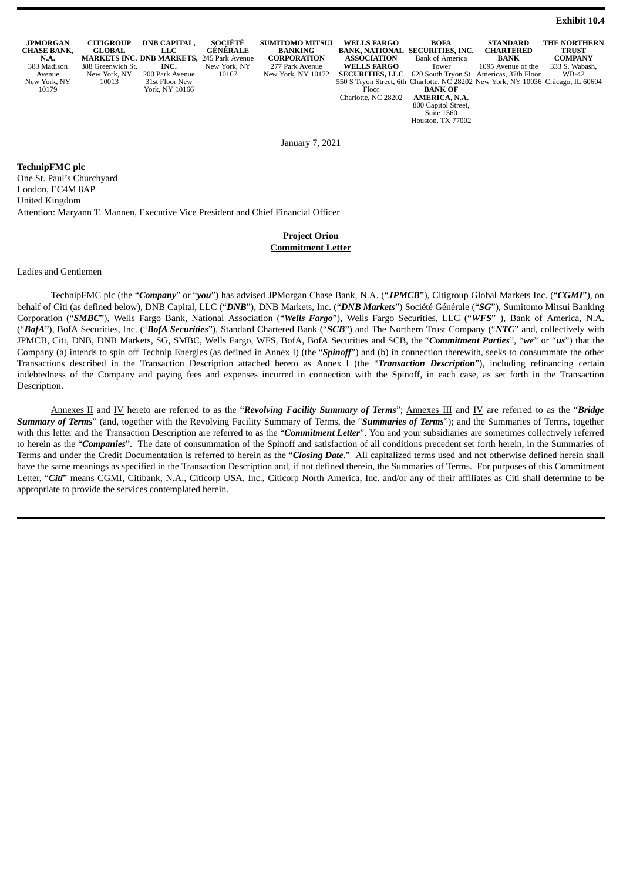**Exhibit 10.4**

| JPMORGAN CHASE BANK, N.A. | CITIGROUP GLOBAL MARKETS INC. | DNB CAPITAL, LLC DNB MARKETS, INC. | SOCIÉTÉ GÉNÉRALE | SUMITOMO MITSUI BANKING CORPORATION | WELLS FARGO BANK, NATIONAL ASSOCIATION WELLS FARGO SECURITIES, LLC | BOFA SECURITIES, INC. | STANDARD CHARTERED BANK | THE NORTHERN TRUST COMPANY |
|---|---|---|---|---|---|---|---|---|
| 383 Madison Avenue New York, NY 10179 | 388 Greenwich St. New York, NY 10013 | 200 Park Avenue 31st Floor New York, NY 10166 | 245 Park Avenue New York, NY 10167 | 277 Park Avenue New York, NY 10172 | 550 S Tryon Street, 6th Floor Charlotte, NC 28202 | Bank of America Tower 620 South Tryon St Charlotte, NC 28202 **BANK OF AMERICA, N.A.** 800 Capitol Street, Suite 1560 Houston, TX 77002 | 1095 Avenue of the Americas, 37th Floor New York, NY 10036 | 333 S. Wabash, WB-42 Chicago, IL 60604 |

January 7, 2021

**TechnipFMC plc**
One St. Paul's Churchyard
London, EC4M 8AP
United Kingdom
Attention: Maryann T. Mannen, Executive Vice President and Chief Financial Officer

**Project Orion**
**Commitment Letter**

Ladies and Gentlemen

TechnipFMC plc (the "***Company***" or "***you***") has advised JPMorgan Chase Bank, N.A. ("***JPMCB***"), Citigroup Global Markets Inc. ("***CGMI***"), on behalf of Citi (as defined below), DNB Capital, LLC ("***DNB***"), DNB Markets, Inc. ("***DNB Markets***") Société Générale ("***SG***"), Sumitomo Mitsui Banking Corporation ("***SMBC***"), Wells Fargo Bank, National Association ("***Wells Fargo***"), Wells Fargo Securities, LLC ("***WFS***" ), Bank of America, N.A. ("***BofA***"), BofA Securities, Inc. ("***BofA Securities***"), Standard Chartered Bank ("***SCB***") and The Northern Trust Company ("***NTC***" and, collectively with JPMCB, Citi, DNB, DNB Markets, SG, SMBC, Wells Fargo, WFS, BofA, BofA Securities and SCB, the "***Commitment Parties***", "***we***" or "***us***") that the Company (a) intends to spin off Technip Energies (as defined in Annex I) (the "***Spinoff***") and (b) in connection therewith, seeks to consummate the other Transactions described in the Transaction Description attached hereto as Annex I (the "***Transaction Description***"), including refinancing certain indebtedness of the Company and paying fees and expenses incurred in connection with the Spinoff, in each case, as set forth in the Transaction Description.

Annexes II and IV hereto are referred to as the "***Revolving Facility Summary of Terms***"; Annexes III and IV are referred to as the "***Bridge Summary of Terms***" (and, together with the Revolving Facility Summary of Terms, the "***Summaries of Terms***"); and the Summaries of Terms, together with this letter and the Transaction Description are referred to as the "***Commitment Letter***". You and your subsidiaries are sometimes collectively referred to herein as the "***Companies***". The date of consummation of the Spinoff and satisfaction of all conditions precedent set forth herein, in the Summaries of Terms and under the Credit Documentation is referred to herein as the "***Closing Date***." All capitalized terms used and not otherwise defined herein shall have the same meanings as specified in the Transaction Description and, if not defined therein, the Summaries of Terms. For purposes of this Commitment Letter, "***Citi***" means CGMI, Citibank, N.A., Citicorp USA, Inc., Citicorp North America, Inc. and/or any of their affiliates as Citi shall determine to be appropriate to provide the services contemplated herein.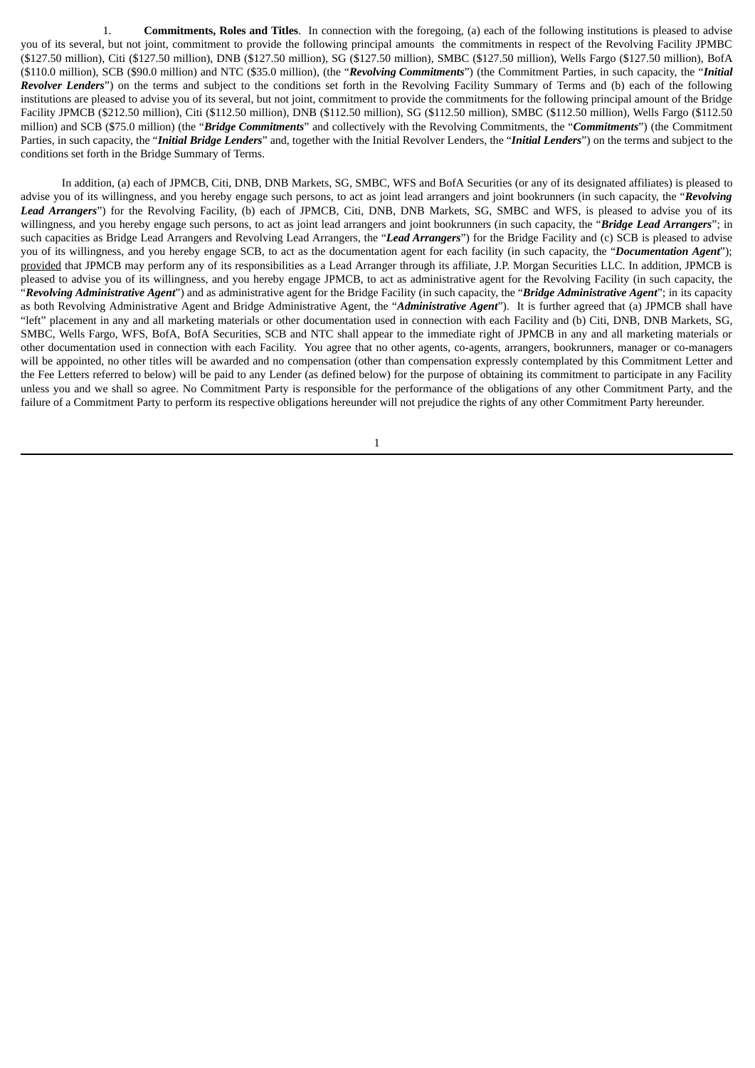1. **Commitments, Roles and Titles**. In connection with the foregoing, (a) each of the following institutions is pleased to advise you of its several, but not joint, commitment to provide the following principal amounts the commitments in respect of the Revolving Facility JPMBC ($127.50 million), Citi ($127.50 million), DNB ($127.50 million), SG ($127.50 million), SMBC ($127.50 million), Wells Fargo ($127.50 million), BofA ($110.0 million), SCB ($90.0 million) and NTC ($35.0 million), (the "***Revolving Commitments***") (the Commitment Parties, in such capacity, the "***Initial Revolver Lenders***") on the terms and subject to the conditions set forth in the Revolving Facility Summary of Terms and (b) each of the following institutions are pleased to advise you of its several, but not joint, commitment to provide the commitments for the following principal amount of the Bridge Facility JPMCB ($212.50 million), Citi ($112.50 million), DNB ($112.50 million), SG ($112.50 million), SMBC ($112.50 million), Wells Fargo ($112.50 million) and SCB ($75.0 million) (the "***Bridge Commitments***" and collectively with the Revolving Commitments, the "***Commitments***") (the Commitment Parties, in such capacity, the "***Initial Bridge Lenders***" and, together with the Initial Revolver Lenders, the "***Initial Lenders***") on the terms and subject to the conditions set forth in the Bridge Summary of Terms.

In addition, (a) each of JPMCB, Citi, DNB, DNB Markets, SG, SMBC, WFS and BofA Securities (or any of its designated affiliates) is pleased to advise you of its willingness, and you hereby engage such persons, to act as joint lead arrangers and joint bookrunners (in such capacity, the "***Revolving Lead Arrangers***") for the Revolving Facility, (b) each of JPMCB, Citi, DNB, DNB Markets, SG, SMBC and WFS, is pleased to advise you of its willingness, and you hereby engage such persons, to act as joint lead arrangers and joint bookrunners (in such capacity, the "***Bridge Lead Arrangers***"; in such capacities as Bridge Lead Arrangers and Revolving Lead Arrangers, the "***Lead Arrangers***") for the Bridge Facility and (c) SCB is pleased to advise you of its willingness, and you hereby engage SCB, to act as the documentation agent for each facility (in such capacity, the "***Documentation Agent***"); provided that JPMCB may perform any of its responsibilities as a Lead Arranger through its affiliate, J.P. Morgan Securities LLC. In addition, JPMCB is pleased to advise you of its willingness, and you hereby engage JPMCB, to act as administrative agent for the Revolving Facility (in such capacity, the "***Revolving Administrative Agent***") and as administrative agent for the Bridge Facility (in such capacity, the "***Bridge Administrative Agent***"; in its capacity as both Revolving Administrative Agent and Bridge Administrative Agent, the "***Administrative Agent***"). It is further agreed that (a) JPMCB shall have "left" placement in any and all marketing materials or other documentation used in connection with each Facility and (b) Citi, DNB, DNB Markets, SG, SMBC, Wells Fargo, WFS, BofA, BofA Securities, SCB and NTC shall appear to the immediate right of JPMCB in any and all marketing materials or other documentation used in connection with each Facility. You agree that no other agents, co-agents, arrangers, bookrunners, manager or co-managers will be appointed, no other titles will be awarded and no compensation (other than compensation expressly contemplated by this Commitment Letter and the Fee Letters referred to below) will be paid to any Lender (as defined below) for the purpose of obtaining its commitment to participate in any Facility unless you and we shall so agree. No Commitment Party is responsible for the performance of the obligations of any other Commitment Party, and the failure of a Commitment Party to perform its respective obligations hereunder will not prejudice the rights of any other Commitment Party hereunder.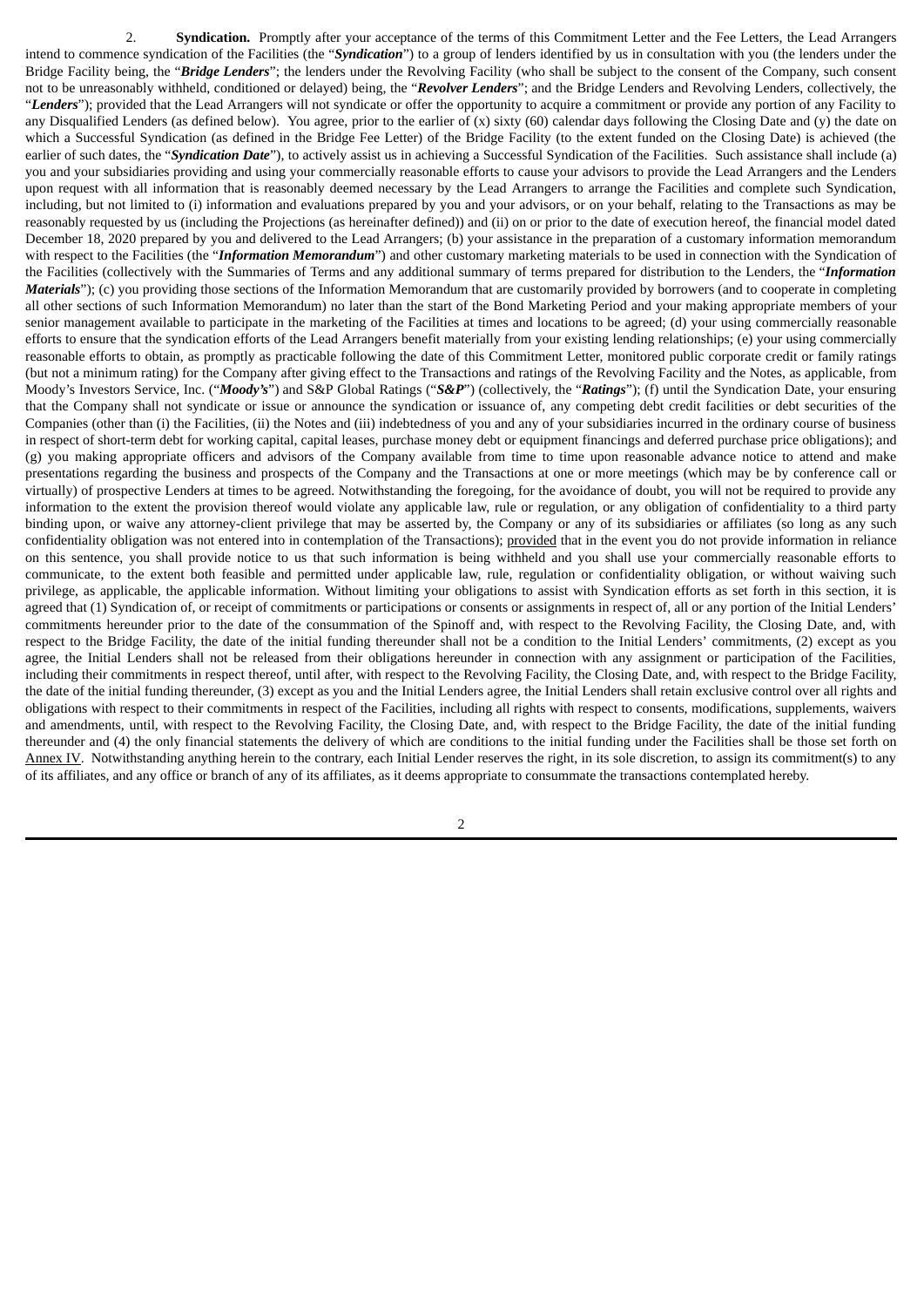2. **Syndication.** Promptly after your acceptance of the terms of this Commitment Letter and the Fee Letters, the Lead Arrangers intend to commence syndication of the Facilities (the "***Syndication***") to a group of lenders identified by us in consultation with you (the lenders under the Bridge Facility being, the "***Bridge Lenders***"; the lenders under the Revolving Facility (who shall be subject to the consent of the Company, such consent not to be unreasonably withheld, conditioned or delayed) being, the "***Revolver Lenders***"; and the Bridge Lenders and Revolving Lenders, collectively, the "***Lenders***"); provided that the Lead Arrangers will not syndicate or offer the opportunity to acquire a commitment or provide any portion of any Facility to any Disqualified Lenders (as defined below). You agree, prior to the earlier of (x) sixty (60) calendar days following the Closing Date and (y) the date on which a Successful Syndication (as defined in the Bridge Fee Letter) of the Bridge Facility (to the extent funded on the Closing Date) is achieved (the earlier of such dates, the "***Syndication Date***"), to actively assist us in achieving a Successful Syndication of the Facilities. Such assistance shall include (a) you and your subsidiaries providing and using your commercially reasonable efforts to cause your advisors to provide the Lead Arrangers and the Lenders upon request with all information that is reasonably deemed necessary by the Lead Arrangers to arrange the Facilities and complete such Syndication, including, but not limited to (i) information and evaluations prepared by you and your advisors, or on your behalf, relating to the Transactions as may be reasonably requested by us (including the Projections (as hereinafter defined)) and (ii) on or prior to the date of execution hereof, the financial model dated December 18, 2020 prepared by you and delivered to the Lead Arrangers; (b) your assistance in the preparation of a customary information memorandum with respect to the Facilities (the "***Information Memorandum***") and other customary marketing materials to be used in connection with the Syndication of the Facilities (collectively with the Summaries of Terms and any additional summary of terms prepared for distribution to the Lenders, the "***Information Materials***"); (c) you providing those sections of the Information Memorandum that are customarily provided by borrowers (and to cooperate in completing all other sections of such Information Memorandum) no later than the start of the Bond Marketing Period and your making appropriate members of your senior management available to participate in the marketing of the Facilities at times and locations to be agreed; (d) your using commercially reasonable efforts to ensure that the syndication efforts of the Lead Arrangers benefit materially from your existing lending relationships; (e) your using commercially reasonable efforts to obtain, as promptly as practicable following the date of this Commitment Letter, monitored public corporate credit or family ratings (but not a minimum rating) for the Company after giving effect to the Transactions and ratings of the Revolving Facility and the Notes, as applicable, from Moody's Investors Service, Inc. ("***Moody's***") and S&P Global Ratings ("***S&P***") (collectively, the "***Ratings***"); (f) until the Syndication Date, your ensuring that the Company shall not syndicate or issue or announce the syndication or issuance of, any competing debt credit facilities or debt securities of the Companies (other than (i) the Facilities, (ii) the Notes and (iii) indebtedness of you and any of your subsidiaries incurred in the ordinary course of business in respect of short-term debt for working capital, capital leases, purchase money debt or equipment financings and deferred purchase price obligations); and (g) you making appropriate officers and advisors of the Company available from time to time upon reasonable advance notice to attend and make presentations regarding the business and prospects of the Company and the Transactions at one or more meetings (which may be by conference call or virtually) of prospective Lenders at times to be agreed. Notwithstanding the foregoing, for the avoidance of doubt, you will not be required to provide any information to the extent the provision thereof would violate any applicable law, rule or regulation, or any obligation of confidentiality to a third party binding upon, or waive any attorney-client privilege that may be asserted by, the Company or any of its subsidiaries or affiliates (so long as any such confidentiality obligation was not entered into in contemplation of the Transactions); provided that in the event you do not provide information in reliance on this sentence, you shall provide notice to us that such information is being withheld and you shall use your commercially reasonable efforts to communicate, to the extent both feasible and permitted under applicable law, rule, regulation or confidentiality obligation, or without waiving such privilege, as applicable, the applicable information. Without limiting your obligations to assist with Syndication efforts as set forth in this section, it is agreed that (1) Syndication of, or receipt of commitments or participations or consents or assignments in respect of, all or any portion of the Initial Lenders' commitments hereunder prior to the date of the consummation of the Spinoff and, with respect to the Revolving Facility, the Closing Date, and, with respect to the Bridge Facility, the date of the initial funding thereunder shall not be a condition to the Initial Lenders' commitments, (2) except as you agree, the Initial Lenders shall not be released from their obligations hereunder in connection with any assignment or participation of the Facilities, including their commitments in respect thereof, until after, with respect to the Revolving Facility, the Closing Date, and, with respect to the Bridge Facility, the date of the initial funding thereunder, (3) except as you and the Initial Lenders agree, the Initial Lenders shall retain exclusive control over all rights and obligations with respect to their commitments in respect of the Facilities, including all rights with respect to consents, modifications, supplements, waivers and amendments, until, with respect to the Revolving Facility, the Closing Date, and, with respect to the Bridge Facility, the date of the initial funding thereunder and (4) the only financial statements the delivery of which are conditions to the initial funding under the Facilities shall be those set forth on Annex IV. Notwithstanding anything herein to the contrary, each Initial Lender reserves the right, in its sole discretion, to assign its commitment(s) to any of its affiliates, and any office or branch of any of its affiliates, as it deems appropriate to consummate the transactions contemplated hereby.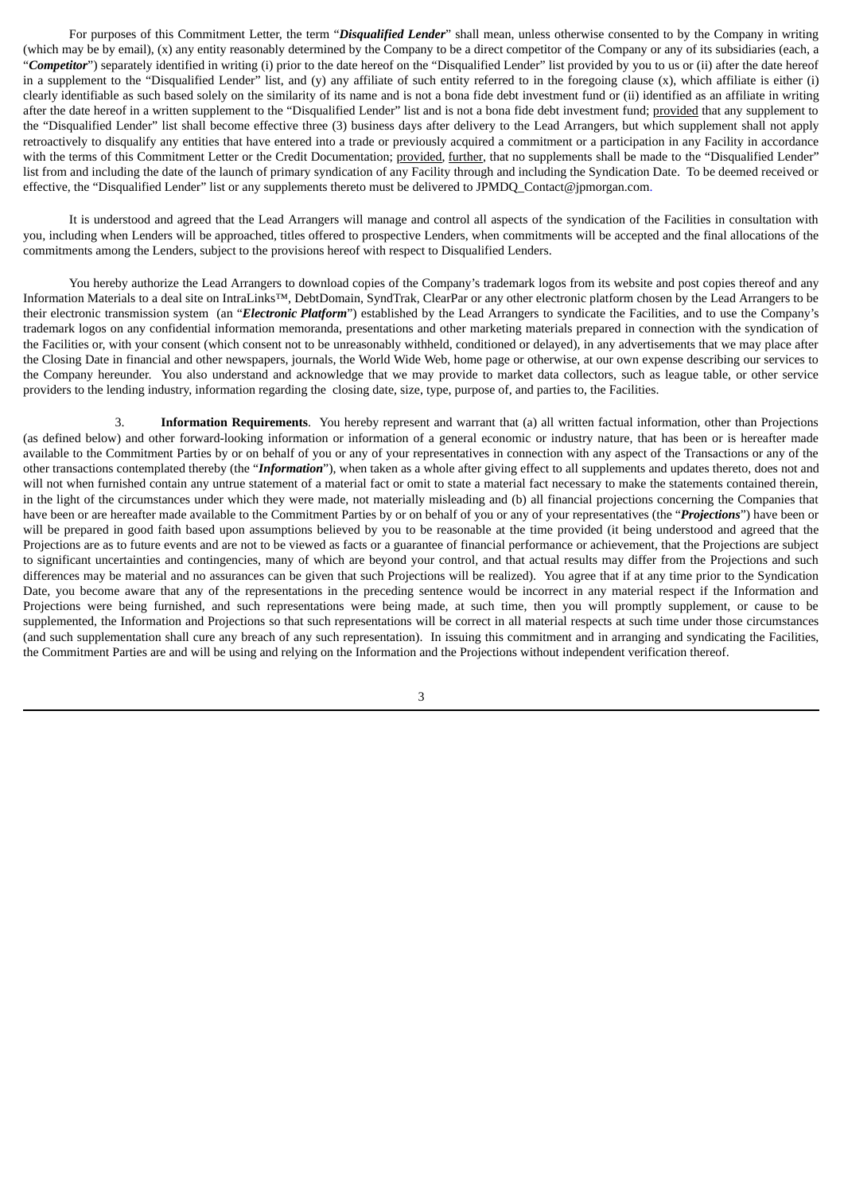For purposes of this Commitment Letter, the term "***Disqualified Lender***" shall mean, unless otherwise consented to by the Company in writing (which may be by email), (x) any entity reasonably determined by the Company to be a direct competitor of the Company or any of its subsidiaries (each, a "***Competitor***") separately identified in writing (i) prior to the date hereof on the "Disqualified Lender" list provided by you to us or (ii) after the date hereof in a supplement to the "Disqualified Lender" list, and (y) any affiliate of such entity referred to in the foregoing clause (x), which affiliate is either (i) clearly identifiable as such based solely on the similarity of its name and is not a bona fide debt investment fund or (ii) identified as an affiliate in writing after the date hereof in a written supplement to the "Disqualified Lender" list and is not a bona fide debt investment fund; provided that any supplement to the "Disqualified Lender" list shall become effective three (3) business days after delivery to the Lead Arrangers, but which supplement shall not apply retroactively to disqualify any entities that have entered into a trade or previously acquired a commitment or a participation in any Facility in accordance with the terms of this Commitment Letter or the Credit Documentation; provided, further, that no supplements shall be made to the "Disqualified Lender" list from and including the date of the launch of primary syndication of any Facility through and including the Syndication Date. To be deemed received or effective, the "Disqualified Lender" list or any supplements thereto must be delivered to JPMDQ_Contact@jpmorgan.com.

It is understood and agreed that the Lead Arrangers will manage and control all aspects of the syndication of the Facilities in consultation with you, including when Lenders will be approached, titles offered to prospective Lenders, when commitments will be accepted and the final allocations of the commitments among the Lenders, subject to the provisions hereof with respect to Disqualified Lenders.

You hereby authorize the Lead Arrangers to download copies of the Company's trademark logos from its website and post copies thereof and any Information Materials to a deal site on IntraLinks™, DebtDomain, SyndTrak, ClearPar or any other electronic platform chosen by the Lead Arrangers to be their electronic transmission system (an "***Electronic Platform***") established by the Lead Arrangers to syndicate the Facilities, and to use the Company's trademark logos on any confidential information memoranda, presentations and other marketing materials prepared in connection with the syndication of the Facilities or, with your consent (which consent not to be unreasonably withheld, conditioned or delayed), in any advertisements that we may place after the Closing Date in financial and other newspapers, journals, the World Wide Web, home page or otherwise, at our own expense describing our services to the Company hereunder. You also understand and acknowledge that we may provide to market data collectors, such as league table, or other service providers to the lending industry, information regarding the closing date, size, type, purpose of, and parties to, the Facilities.

3. **Information Requirements**. You hereby represent and warrant that (a) all written factual information, other than Projections (as defined below) and other forward-looking information or information of a general economic or industry nature, that has been or is hereafter made available to the Commitment Parties by or on behalf of you or any of your representatives in connection with any aspect of the Transactions or any of the other transactions contemplated thereby (the "***Information***"), when taken as a whole after giving effect to all supplements and updates thereto, does not and will not when furnished contain any untrue statement of a material fact or omit to state a material fact necessary to make the statements contained therein, in the light of the circumstances under which they were made, not materially misleading and (b) all financial projections concerning the Companies that have been or are hereafter made available to the Commitment Parties by or on behalf of you or any of your representatives (the "***Projections***") have been or will be prepared in good faith based upon assumptions believed by you to be reasonable at the time provided (it being understood and agreed that the Projections are as to future events and are not to be viewed as facts or a guarantee of financial performance or achievement, that the Projections are subject to significant uncertainties and contingencies, many of which are beyond your control, and that actual results may differ from the Projections and such differences may be material and no assurances can be given that such Projections will be realized). You agree that if at any time prior to the Syndication Date, you become aware that any of the representations in the preceding sentence would be incorrect in any material respect if the Information and Projections were being furnished, and such representations were being made, at such time, then you will promptly supplement, or cause to be supplemented, the Information and Projections so that such representations will be correct in all material respects at such time under those circumstances (and such supplementation shall cure any breach of any such representation). In issuing this commitment and in arranging and syndicating the Facilities, the Commitment Parties are and will be using and relying on the Information and the Projections without independent verification thereof.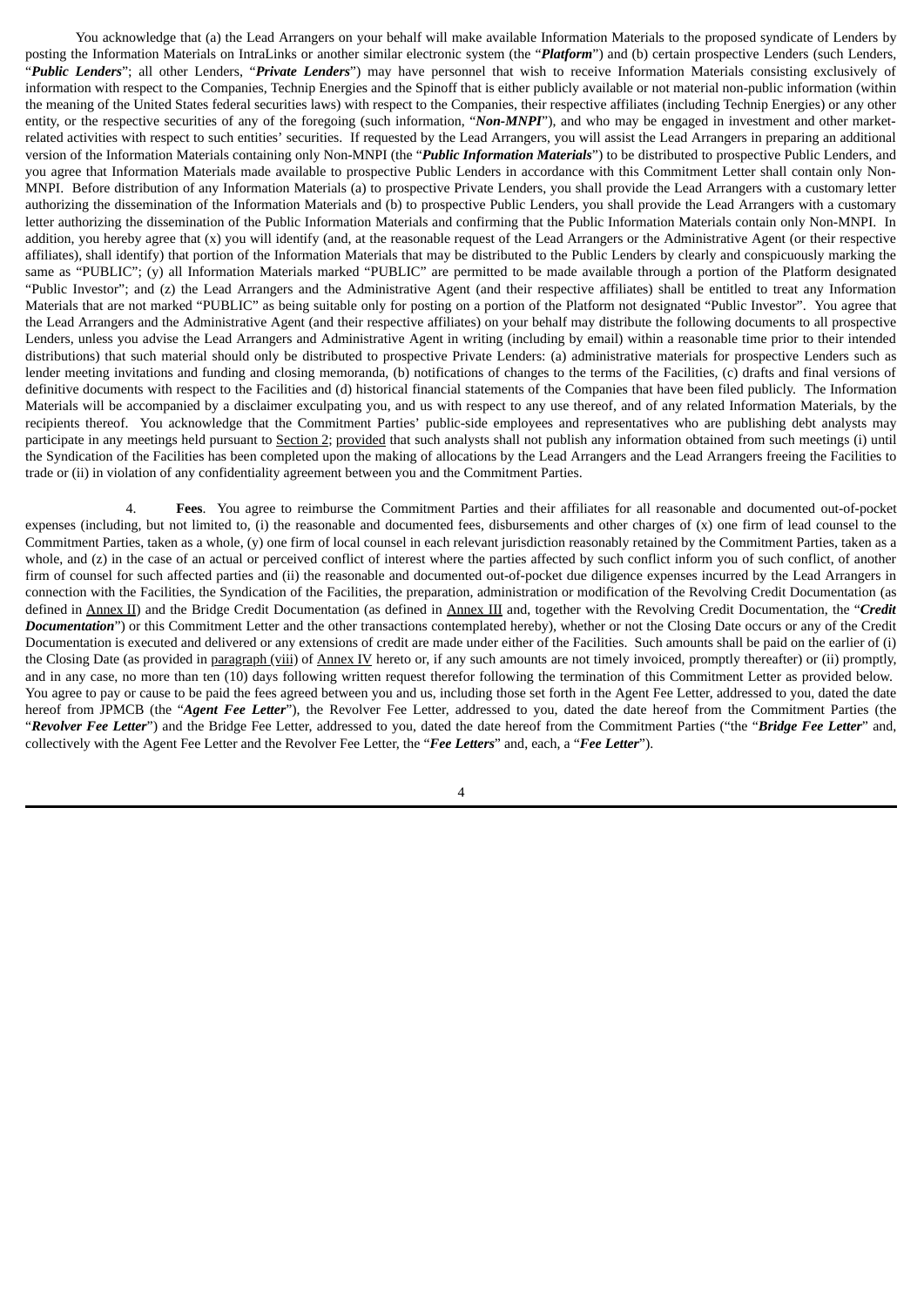You acknowledge that (a) the Lead Arrangers on your behalf will make available Information Materials to the proposed syndicate of Lenders by posting the Information Materials on IntraLinks or another similar electronic system (the "***Platform***") and (b) certain prospective Lenders (such Lenders, "***Public Lenders***"; all other Lenders, "***Private Lenders***") may have personnel that wish to receive Information Materials consisting exclusively of information with respect to the Companies, Technip Energies and the Spinoff that is either publicly available or not material non-public information (within the meaning of the United States federal securities laws) with respect to the Companies, their respective affiliates (including Technip Energies) or any other entity, or the respective securities of any of the foregoing (such information, "***Non-MNPI***"), and who may be engaged in investment and other market-related activities with respect to such entities' securities. If requested by the Lead Arrangers, you will assist the Lead Arrangers in preparing an additional version of the Information Materials containing only Non-MNPI (the "***Public Information Materials***") to be distributed to prospective Public Lenders, and you agree that Information Materials made available to prospective Public Lenders in accordance with this Commitment Letter shall contain only Non-MNPI. Before distribution of any Information Materials (a) to prospective Private Lenders, you shall provide the Lead Arrangers with a customary letter authorizing the dissemination of the Information Materials and (b) to prospective Public Lenders, you shall provide the Lead Arrangers with a customary letter authorizing the dissemination of the Public Information Materials and confirming that the Public Information Materials contain only Non-MNPI. In addition, you hereby agree that (x) you will identify (and, at the reasonable request of the Lead Arrangers or the Administrative Agent (or their respective affiliates), shall identify) that portion of the Information Materials that may be distributed to the Public Lenders by clearly and conspicuously marking the same as "PUBLIC"; (y) all Information Materials marked "PUBLIC" are permitted to be made available through a portion of the Platform designated "Public Investor"; and (z) the Lead Arrangers and the Administrative Agent (and their respective affiliates) shall be entitled to treat any Information Materials that are not marked "PUBLIC" as being suitable only for posting on a portion of the Platform not designated "Public Investor". You agree that the Lead Arrangers and the Administrative Agent (and their respective affiliates) on your behalf may distribute the following documents to all prospective Lenders, unless you advise the Lead Arrangers and Administrative Agent in writing (including by email) within a reasonable time prior to their intended distributions) that such material should only be distributed to prospective Private Lenders: (a) administrative materials for prospective Lenders such as lender meeting invitations and funding and closing memoranda, (b) notifications of changes to the terms of the Facilities, (c) drafts and final versions of definitive documents with respect to the Facilities and (d) historical financial statements of the Companies that have been filed publicly. The Information Materials will be accompanied by a disclaimer exculpating you, and us with respect to any use thereof, and of any related Information Materials, by the recipients thereof. You acknowledge that the Commitment Parties' public-side employees and representatives who are publishing debt analysts may participate in any meetings held pursuant to Section 2; provided that such analysts shall not publish any information obtained from such meetings (i) until the Syndication of the Facilities has been completed upon the making of allocations by the Lead Arrangers and the Lead Arrangers freeing the Facilities to trade or (ii) in violation of any confidentiality agreement between you and the Commitment Parties.

4. **Fees**. You agree to reimburse the Commitment Parties and their affiliates for all reasonable and documented out-of-pocket expenses (including, but not limited to, (i) the reasonable and documented fees, disbursements and other charges of (x) one firm of lead counsel to the Commitment Parties, taken as a whole, (y) one firm of local counsel in each relevant jurisdiction reasonably retained by the Commitment Parties, taken as a whole, and (z) in the case of an actual or perceived conflict of interest where the parties affected by such conflict inform you of such conflict, of another firm of counsel for such affected parties and (ii) the reasonable and documented out-of-pocket due diligence expenses incurred by the Lead Arrangers in connection with the Facilities, the Syndication of the Facilities, the preparation, administration or modification of the Revolving Credit Documentation (as defined in Annex II) and the Bridge Credit Documentation (as defined in Annex III and, together with the Revolving Credit Documentation, the "***Credit Documentation***") or this Commitment Letter and the other transactions contemplated hereby), whether or not the Closing Date occurs or any of the Credit Documentation is executed and delivered or any extensions of credit are made under either of the Facilities. Such amounts shall be paid on the earlier of (i) the Closing Date (as provided in paragraph (viii) of Annex IV hereto or, if any such amounts are not timely invoiced, promptly thereafter) or (ii) promptly, and in any case, no more than ten (10) days following written request therefor following the termination of this Commitment Letter as provided below. You agree to pay or cause to be paid the fees agreed between you and us, including those set forth in the Agent Fee Letter, addressed to you, dated the date hereof from JPMCB (the "***Agent Fee Letter***"), the Revolver Fee Letter, addressed to you, dated the date hereof from the Commitment Parties (the "***Revolver Fee Letter***") and the Bridge Fee Letter, addressed to you, dated the date hereof from the Commitment Parties ("the "***Bridge Fee Letter***" and, collectively with the Agent Fee Letter and the Revolver Fee Letter, the "***Fee Letters***" and, each, a "***Fee Letter***").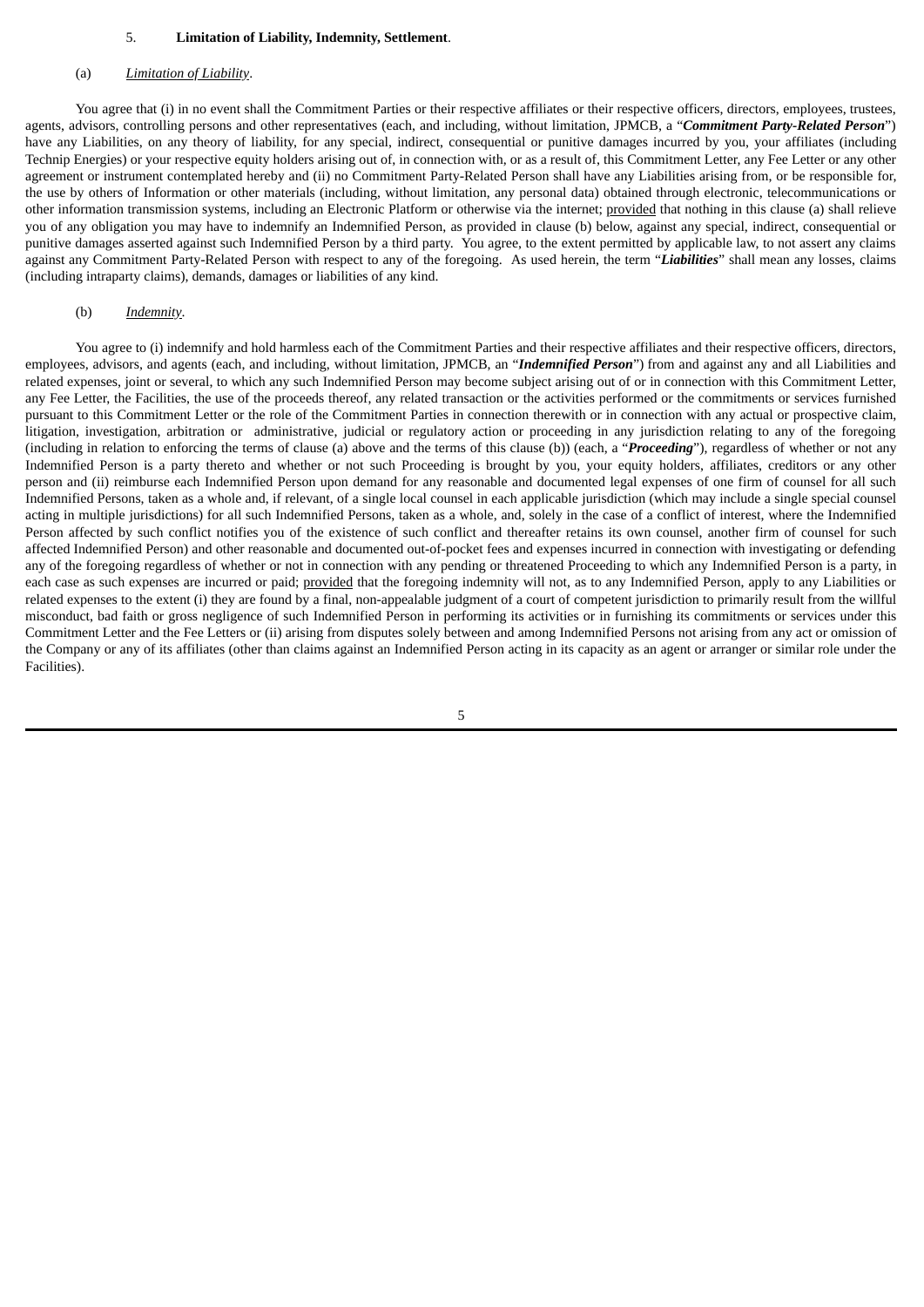5. **Limitation of Liability, Indemnity, Settlement**.

(a) *Limitation of Liability*.

You agree that (i) in no event shall the Commitment Parties or their respective affiliates or their respective officers, directors, employees, trustees, agents, advisors, controlling persons and other representatives (each, and including, without limitation, JPMCB, a "***Commitment Party-Related Person***") have any Liabilities, on any theory of liability, for any special, indirect, consequential or punitive damages incurred by you, your affiliates (including Technip Energies) or your respective equity holders arising out of, in connection with, or as a result of, this Commitment Letter, any Fee Letter or any other agreement or instrument contemplated hereby and (ii) no Commitment Party-Related Person shall have any Liabilities arising from, or be responsible for, the use by others of Information or other materials (including, without limitation, any personal data) obtained through electronic, telecommunications or other information transmission systems, including an Electronic Platform or otherwise via the internet; provided that nothing in this clause (a) shall relieve you of any obligation you may have to indemnify an Indemnified Person, as provided in clause (b) below, against any special, indirect, consequential or punitive damages asserted against such Indemnified Person by a third party. You agree, to the extent permitted by applicable law, to not assert any claims against any Commitment Party-Related Person with respect to any of the foregoing. As used herein, the term "***Liabilities***" shall mean any losses, claims (including intraparty claims), demands, damages or liabilities of any kind.

(b) *Indemnity*.

You agree to (i) indemnify and hold harmless each of the Commitment Parties and their respective affiliates and their respective officers, directors, employees, advisors, and agents (each, and including, without limitation, JPMCB, an "***Indemnified Person***") from and against any and all Liabilities and related expenses, joint or several, to which any such Indemnified Person may become subject arising out of or in connection with this Commitment Letter, any Fee Letter, the Facilities, the use of the proceeds thereof, any related transaction or the activities performed or the commitments or services furnished pursuant to this Commitment Letter or the role of the Commitment Parties in connection therewith or in connection with any actual or prospective claim, litigation, investigation, arbitration or administrative, judicial or regulatory action or proceeding in any jurisdiction relating to any of the foregoing (including in relation to enforcing the terms of clause (a) above and the terms of this clause (b)) (each, a "***Proceeding***"), regardless of whether or not any Indemnified Person is a party thereto and whether or not such Proceeding is brought by you, your equity holders, affiliates, creditors or any other person and (ii) reimburse each Indemnified Person upon demand for any reasonable and documented legal expenses of one firm of counsel for all such Indemnified Persons, taken as a whole and, if relevant, of a single local counsel in each applicable jurisdiction (which may include a single special counsel acting in multiple jurisdictions) for all such Indemnified Persons, taken as a whole, and, solely in the case of a conflict of interest, where the Indemnified Person affected by such conflict notifies you of the existence of such conflict and thereafter retains its own counsel, another firm of counsel for such affected Indemnified Person) and other reasonable and documented out-of-pocket fees and expenses incurred in connection with investigating or defending any of the foregoing regardless of whether or not in connection with any pending or threatened Proceeding to which any Indemnified Person is a party, in each case as such expenses are incurred or paid; provided that the foregoing indemnity will not, as to any Indemnified Person, apply to any Liabilities or related expenses to the extent (i) they are found by a final, non-appealable judgment of a court of competent jurisdiction to primarily result from the willful misconduct, bad faith or gross negligence of such Indemnified Person in performing its activities or in furnishing its commitments or services under this Commitment Letter and the Fee Letters or (ii) arising from disputes solely between and among Indemnified Persons not arising from any act or omission of the Company or any of its affiliates (other than claims against an Indemnified Person acting in its capacity as an agent or arranger or similar role under the Facilities).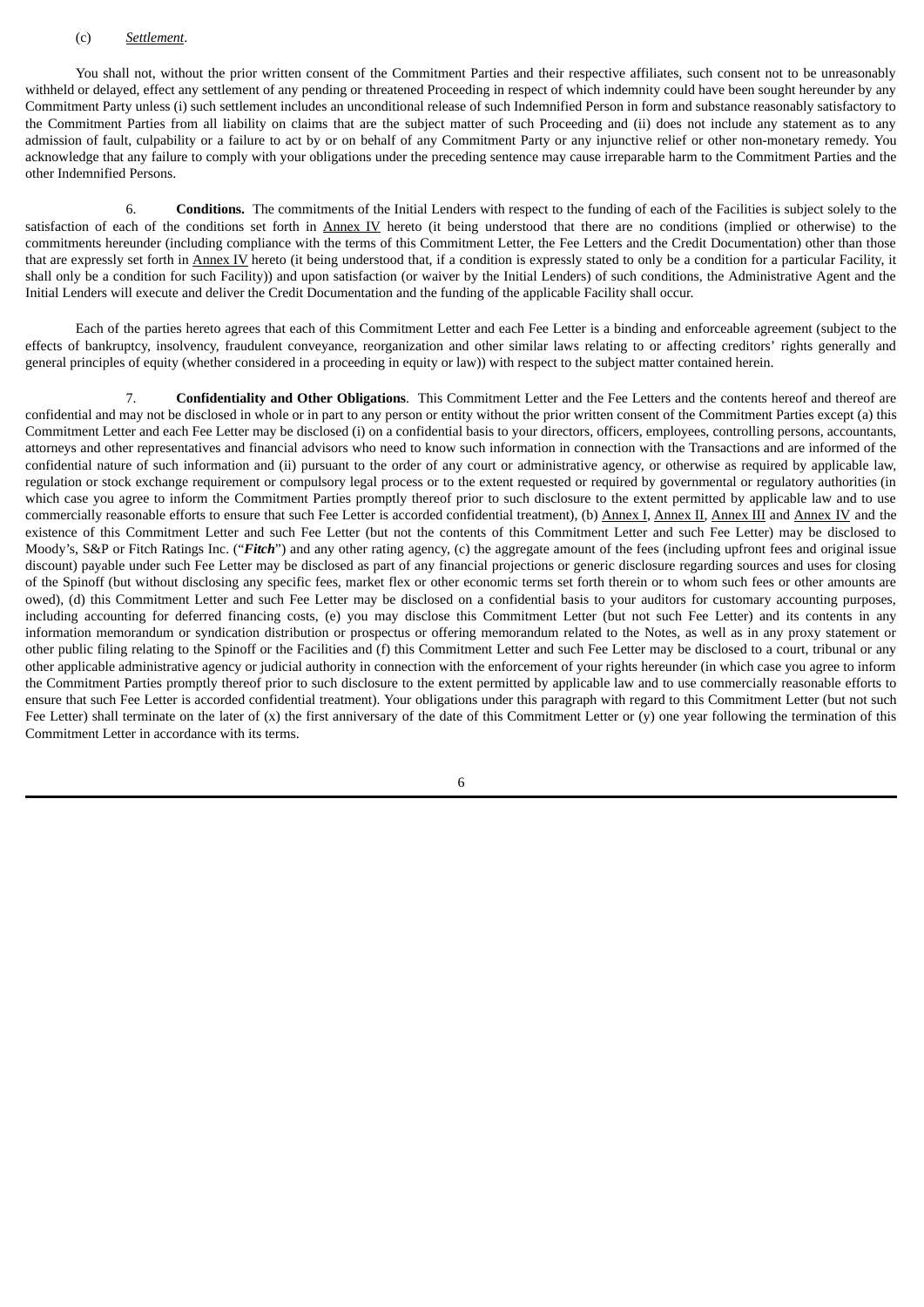(c) *Settlement*.

You shall not, without the prior written consent of the Commitment Parties and their respective affiliates, such consent not to be unreasonably withheld or delayed, effect any settlement of any pending or threatened Proceeding in respect of which indemnity could have been sought hereunder by any Commitment Party unless (i) such settlement includes an unconditional release of such Indemnified Person in form and substance reasonably satisfactory to the Commitment Parties from all liability on claims that are the subject matter of such Proceeding and (ii) does not include any statement as to any admission of fault, culpability or a failure to act by or on behalf of any Commitment Party or any injunctive relief or other non-monetary remedy. You acknowledge that any failure to comply with your obligations under the preceding sentence may cause irreparable harm to the Commitment Parties and the other Indemnified Persons.

6. **Conditions.** The commitments of the Initial Lenders with respect to the funding of each of the Facilities is subject solely to the satisfaction of each of the conditions set forth in Annex IV hereto (it being understood that there are no conditions (implied or otherwise) to the commitments hereunder (including compliance with the terms of this Commitment Letter, the Fee Letters and the Credit Documentation) other than those that are expressly set forth in Annex IV hereto (it being understood that, if a condition is expressly stated to only be a condition for a particular Facility, it shall only be a condition for such Facility)) and upon satisfaction (or waiver by the Initial Lenders) of such conditions, the Administrative Agent and the Initial Lenders will execute and deliver the Credit Documentation and the funding of the applicable Facility shall occur.

Each of the parties hereto agrees that each of this Commitment Letter and each Fee Letter is a binding and enforceable agreement (subject to the effects of bankruptcy, insolvency, fraudulent conveyance, reorganization and other similar laws relating to or affecting creditors' rights generally and general principles of equity (whether considered in a proceeding in equity or law)) with respect to the subject matter contained herein.

7. **Confidentiality and Other Obligations**. This Commitment Letter and the Fee Letters and the contents hereof and thereof are confidential and may not be disclosed in whole or in part to any person or entity without the prior written consent of the Commitment Parties except (a) this Commitment Letter and each Fee Letter may be disclosed (i) on a confidential basis to your directors, officers, employees, controlling persons, accountants, attorneys and other representatives and financial advisors who need to know such information in connection with the Transactions and are informed of the confidential nature of such information and (ii) pursuant to the order of any court or administrative agency, or otherwise as required by applicable law, regulation or stock exchange requirement or compulsory legal process or to the extent requested or required by governmental or regulatory authorities (in which case you agree to inform the Commitment Parties promptly thereof prior to such disclosure to the extent permitted by applicable law and to use commercially reasonable efforts to ensure that such Fee Letter is accorded confidential treatment), (b) Annex I, Annex II, Annex III and Annex IV and the existence of this Commitment Letter and such Fee Letter (but not the contents of this Commitment Letter and such Fee Letter) may be disclosed to Moody's, S&P or Fitch Ratings Inc. ("***Fitch***") and any other rating agency, (c) the aggregate amount of the fees (including upfront fees and original issue discount) payable under such Fee Letter may be disclosed as part of any financial projections or generic disclosure regarding sources and uses for closing of the Spinoff (but without disclosing any specific fees, market flex or other economic terms set forth therein or to whom such fees or other amounts are owed), (d) this Commitment Letter and such Fee Letter may be disclosed on a confidential basis to your auditors for customary accounting purposes, including accounting for deferred financing costs, (e) you may disclose this Commitment Letter (but not such Fee Letter) and its contents in any information memorandum or syndication distribution or prospectus or offering memorandum related to the Notes, as well as in any proxy statement or other public filing relating to the Spinoff or the Facilities and (f) this Commitment Letter and such Fee Letter may be disclosed to a court, tribunal or any other applicable administrative agency or judicial authority in connection with the enforcement of your rights hereunder (in which case you agree to inform the Commitment Parties promptly thereof prior to such disclosure to the extent permitted by applicable law and to use commercially reasonable efforts to ensure that such Fee Letter is accorded confidential treatment). Your obligations under this paragraph with regard to this Commitment Letter (but not such Fee Letter) shall terminate on the later of (x) the first anniversary of the date of this Commitment Letter or (y) one year following the termination of this Commitment Letter in accordance with its terms.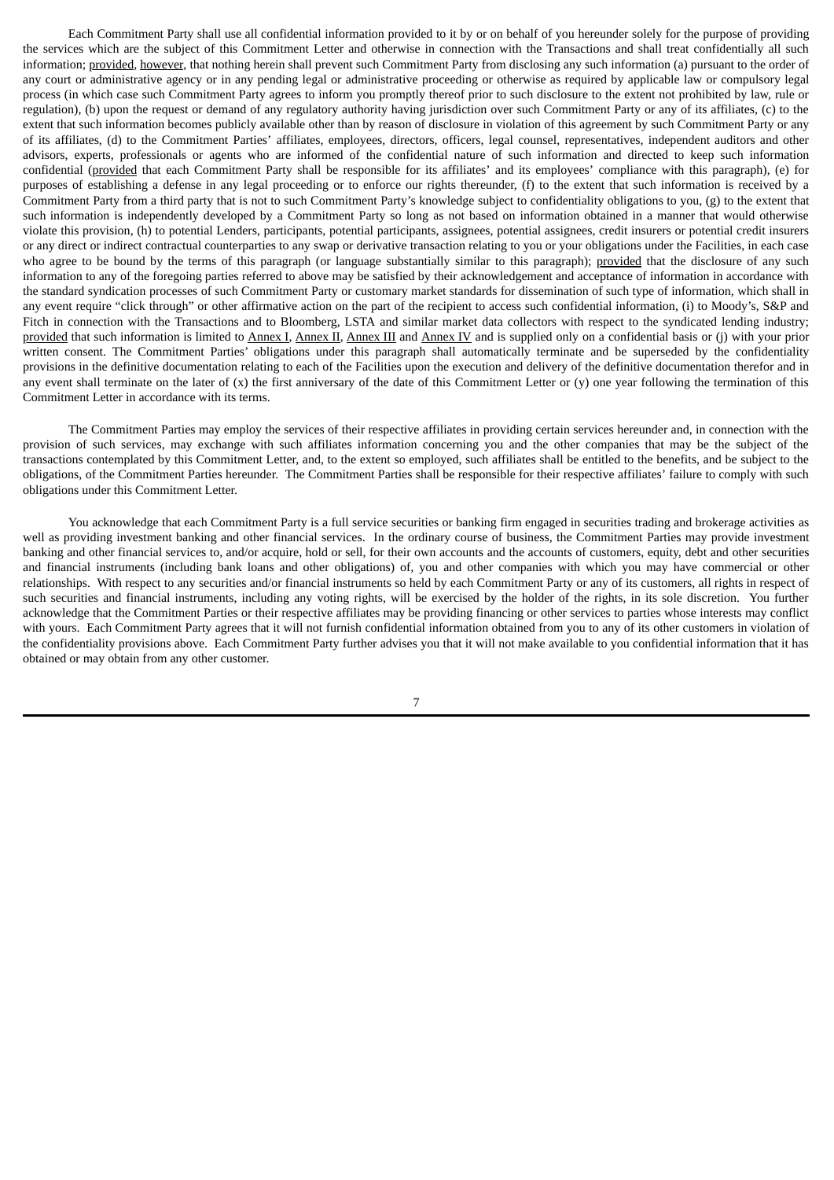Each Commitment Party shall use all confidential information provided to it by or on behalf of you hereunder solely for the purpose of providing the services which are the subject of this Commitment Letter and otherwise in connection with the Transactions and shall treat confidentially all such information; provided, however, that nothing herein shall prevent such Commitment Party from disclosing any such information (a) pursuant to the order of any court or administrative agency or in any pending legal or administrative proceeding or otherwise as required by applicable law or compulsory legal process (in which case such Commitment Party agrees to inform you promptly thereof prior to such disclosure to the extent not prohibited by law, rule or regulation), (b) upon the request or demand of any regulatory authority having jurisdiction over such Commitment Party or any of its affiliates, (c) to the extent that such information becomes publicly available other than by reason of disclosure in violation of this agreement by such Commitment Party or any of its affiliates, (d) to the Commitment Parties' affiliates, employees, directors, officers, legal counsel, representatives, independent auditors and other advisors, experts, professionals or agents who are informed of the confidential nature of such information and directed to keep such information confidential (provided that each Commitment Party shall be responsible for its affiliates' and its employees' compliance with this paragraph), (e) for purposes of establishing a defense in any legal proceeding or to enforce our rights thereunder, (f) to the extent that such information is received by a Commitment Party from a third party that is not to such Commitment Party's knowledge subject to confidentiality obligations to you, (g) to the extent that such information is independently developed by a Commitment Party so long as not based on information obtained in a manner that would otherwise violate this provision, (h) to potential Lenders, participants, potential participants, assignees, potential assignees, credit insurers or potential credit insurers or any direct or indirect contractual counterparties to any swap or derivative transaction relating to you or your obligations under the Facilities, in each case who agree to be bound by the terms of this paragraph (or language substantially similar to this paragraph); provided that the disclosure of any such information to any of the foregoing parties referred to above may be satisfied by their acknowledgement and acceptance of information in accordance with the standard syndication processes of such Commitment Party or customary market standards for dissemination of such type of information, which shall in any event require "click through" or other affirmative action on the part of the recipient to access such confidential information, (i) to Moody's, S&P and Fitch in connection with the Transactions and to Bloomberg, LSTA and similar market data collectors with respect to the syndicated lending industry; provided that such information is limited to Annex I, Annex II, Annex III and Annex IV and is supplied only on a confidential basis or (j) with your prior written consent. The Commitment Parties' obligations under this paragraph shall automatically terminate and be superseded by the confidentiality provisions in the definitive documentation relating to each of the Facilities upon the execution and delivery of the definitive documentation therefor and in any event shall terminate on the later of (x) the first anniversary of the date of this Commitment Letter or (y) one year following the termination of this Commitment Letter in accordance with its terms.

The Commitment Parties may employ the services of their respective affiliates in providing certain services hereunder and, in connection with the provision of such services, may exchange with such affiliates information concerning you and the other companies that may be the subject of the transactions contemplated by this Commitment Letter, and, to the extent so employed, such affiliates shall be entitled to the benefits, and be subject to the obligations, of the Commitment Parties hereunder. The Commitment Parties shall be responsible for their respective affiliates' failure to comply with such obligations under this Commitment Letter.

You acknowledge that each Commitment Party is a full service securities or banking firm engaged in securities trading and brokerage activities as well as providing investment banking and other financial services. In the ordinary course of business, the Commitment Parties may provide investment banking and other financial services to, and/or acquire, hold or sell, for their own accounts and the accounts of customers, equity, debt and other securities and financial instruments (including bank loans and other obligations) of, you and other companies with which you may have commercial or other relationships. With respect to any securities and/or financial instruments so held by each Commitment Party or any of its customers, all rights in respect of such securities and financial instruments, including any voting rights, will be exercised by the holder of the rights, in its sole discretion. You further acknowledge that the Commitment Parties or their respective affiliates may be providing financing or other services to parties whose interests may conflict with yours. Each Commitment Party agrees that it will not furnish confidential information obtained from you to any of its other customers in violation of the confidentiality provisions above. Each Commitment Party further advises you that it will not make available to you confidential information that it has obtained or may obtain from any other customer.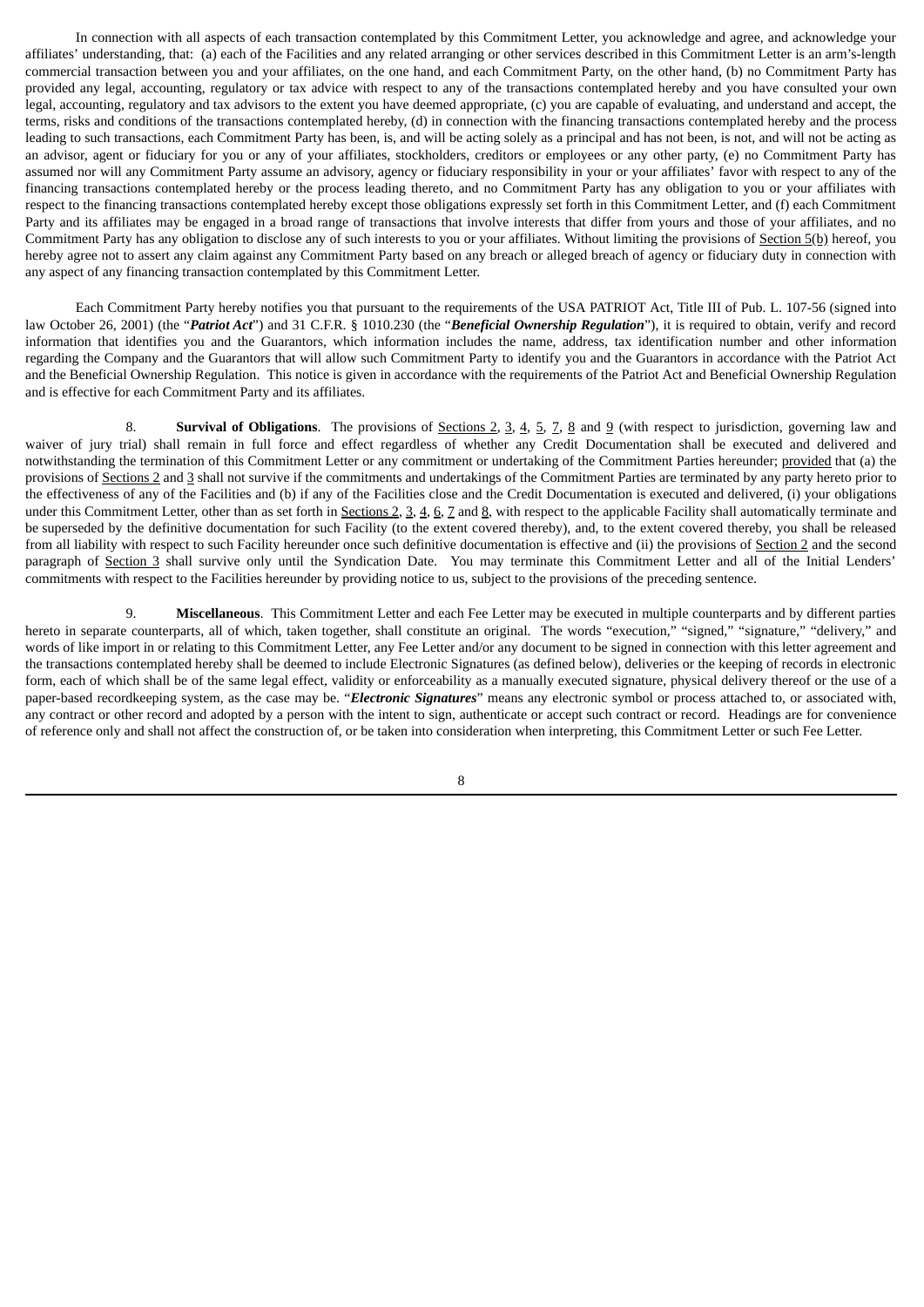In connection with all aspects of each transaction contemplated by this Commitment Letter, you acknowledge and agree, and acknowledge your affiliates' understanding, that: (a) each of the Facilities and any related arranging or other services described in this Commitment Letter is an arm's-length commercial transaction between you and your affiliates, on the one hand, and each Commitment Party, on the other hand, (b) no Commitment Party has provided any legal, accounting, regulatory or tax advice with respect to any of the transactions contemplated hereby and you have consulted your own legal, accounting, regulatory and tax advisors to the extent you have deemed appropriate, (c) you are capable of evaluating, and understand and accept, the terms, risks and conditions of the transactions contemplated hereby, (d) in connection with the financing transactions contemplated hereby and the process leading to such transactions, each Commitment Party has been, is, and will be acting solely as a principal and has not been, is not, and will not be acting as an advisor, agent or fiduciary for you or any of your affiliates, stockholders, creditors or employees or any other party, (e) no Commitment Party has assumed nor will any Commitment Party assume an advisory, agency or fiduciary responsibility in your or your affiliates' favor with respect to any of the financing transactions contemplated hereby or the process leading thereto, and no Commitment Party has any obligation to you or your affiliates with respect to the financing transactions contemplated hereby except those obligations expressly set forth in this Commitment Letter, and (f) each Commitment Party and its affiliates may be engaged in a broad range of transactions that involve interests that differ from yours and those of your affiliates, and no Commitment Party has any obligation to disclose any of such interests to you or your affiliates. Without limiting the provisions of Section 5(b) hereof, you hereby agree not to assert any claim against any Commitment Party based on any breach or alleged breach of agency or fiduciary duty in connection with any aspect of any financing transaction contemplated by this Commitment Letter.

Each Commitment Party hereby notifies you that pursuant to the requirements of the USA PATRIOT Act, Title III of Pub. L. 107-56 (signed into law October 26, 2001) (the "***Patriot Act***") and 31 C.F.R. § 1010.230 (the "***Beneficial Ownership Regulation***"), it is required to obtain, verify and record information that identifies you and the Guarantors, which information includes the name, address, tax identification number and other information regarding the Company and the Guarantors that will allow such Commitment Party to identify you and the Guarantors in accordance with the Patriot Act and the Beneficial Ownership Regulation. This notice is given in accordance with the requirements of the Patriot Act and Beneficial Ownership Regulation and is effective for each Commitment Party and its affiliates.

8. **Survival of Obligations**. The provisions of Sections 2, 3, 4, 5, 7, 8 and 9 (with respect to jurisdiction, governing law and waiver of jury trial) shall remain in full force and effect regardless of whether any Credit Documentation shall be executed and delivered and notwithstanding the termination of this Commitment Letter or any commitment or undertaking of the Commitment Parties hereunder; provided that (a) the provisions of Sections 2 and 3 shall not survive if the commitments and undertakings of the Commitment Parties are terminated by any party hereto prior to the effectiveness of any of the Facilities and (b) if any of the Facilities close and the Credit Documentation is executed and delivered, (i) your obligations under this Commitment Letter, other than as set forth in Sections 2, 3, 4, 6, 7 and 8, with respect to the applicable Facility shall automatically terminate and be superseded by the definitive documentation for such Facility (to the extent covered thereby), and, to the extent covered thereby, you shall be released from all liability with respect to such Facility hereunder once such definitive documentation is effective and (ii) the provisions of Section 2 and the second paragraph of Section 3 shall survive only until the Syndication Date. You may terminate this Commitment Letter and all of the Initial Lenders' commitments with respect to the Facilities hereunder by providing notice to us, subject to the provisions of the preceding sentence.

9. **Miscellaneous**. This Commitment Letter and each Fee Letter may be executed in multiple counterparts and by different parties hereto in separate counterparts, all of which, taken together, shall constitute an original. The words "execution," "signed," "signature," "delivery," and words of like import in or relating to this Commitment Letter, any Fee Letter and/or any document to be signed in connection with this letter agreement and the transactions contemplated hereby shall be deemed to include Electronic Signatures (as defined below), deliveries or the keeping of records in electronic form, each of which shall be of the same legal effect, validity or enforceability as a manually executed signature, physical delivery thereof or the use of a paper-based recordkeeping system, as the case may be. "***Electronic Signatures***" means any electronic symbol or process attached to, or associated with, any contract or other record and adopted by a person with the intent to sign, authenticate or accept such contract or record. Headings are for convenience of reference only and shall not affect the construction of, or be taken into consideration when interpreting, this Commitment Letter or such Fee Letter.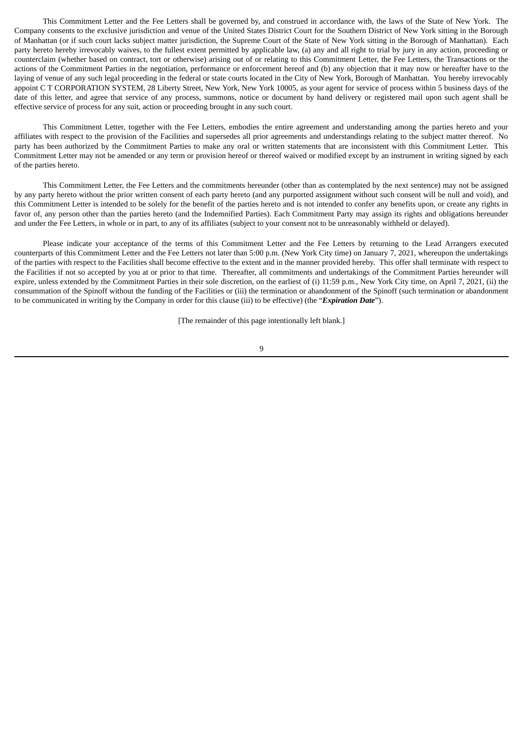This Commitment Letter and the Fee Letters shall be governed by, and construed in accordance with, the laws of the State of New York. The Company consents to the exclusive jurisdiction and venue of the United States District Court for the Southern District of New York sitting in the Borough of Manhattan (or if such court lacks subject matter jurisdiction, the Supreme Court of the State of New York sitting in the Borough of Manhattan). Each party hereto hereby irrevocably waives, to the fullest extent permitted by applicable law, (a) any and all right to trial by jury in any action, proceeding or counterclaim (whether based on contract, tort or otherwise) arising out of or relating to this Commitment Letter, the Fee Letters, the Transactions or the actions of the Commitment Parties in the negotiation, performance or enforcement hereof and (b) any objection that it may now or hereafter have to the laying of venue of any such legal proceeding in the federal or state courts located in the City of New York, Borough of Manhattan. You hereby irrevocably appoint C T CORPORATION SYSTEM, 28 Liberty Street, New York, New York 10005, as your agent for service of process within 5 business days of the date of this letter, and agree that service of any process, summons, notice or document by hand delivery or registered mail upon such agent shall be effective service of process for any suit, action or proceeding brought in any such court.

This Commitment Letter, together with the Fee Letters, embodies the entire agreement and understanding among the parties hereto and your affiliates with respect to the provision of the Facilities and supersedes all prior agreements and understandings relating to the subject matter thereof. No party has been authorized by the Commitment Parties to make any oral or written statements that are inconsistent with this Commitment Letter. This Commitment Letter may not be amended or any term or provision hereof or thereof waived or modified except by an instrument in writing signed by each of the parties hereto.

This Commitment Letter, the Fee Letters and the commitments hereunder (other than as contemplated by the next sentence) may not be assigned by any party hereto without the prior written consent of each party hereto (and any purported assignment without such consent will be null and void), and this Commitment Letter is intended to be solely for the benefit of the parties hereto and is not intended to confer any benefits upon, or create any rights in favor of, any person other than the parties hereto (and the Indemnified Parties). Each Commitment Party may assign its rights and obligations hereunder and under the Fee Letters, in whole or in part, to any of its affiliates (subject to your consent not to be unreasonably withheld or delayed).

Please indicate your acceptance of the terms of this Commitment Letter and the Fee Letters by returning to the Lead Arrangers executed counterparts of this Commitment Letter and the Fee Letters not later than 5:00 p.m. (New York City time) on January 7, 2021, whereupon the undertakings of the parties with respect to the Facilities shall become effective to the extent and in the manner provided hereby. This offer shall terminate with respect to the Facilities if not so accepted by you at or prior to that time. Thereafter, all commitments and undertakings of the Commitment Parties hereunder will expire, unless extended by the Commitment Parties in their sole discretion, on the earliest of (i) 11:59 p.m., New York City time, on April 7, 2021, (ii) the consummation of the Spinoff without the funding of the Facilities or (iii) the termination or abandonment of the Spinoff (such termination or abandonment to be communicated in writing by the Company in order for this clause (iii) to be effective) (the "***Expiration Date***").

[The remainder of this page intentionally left blank.]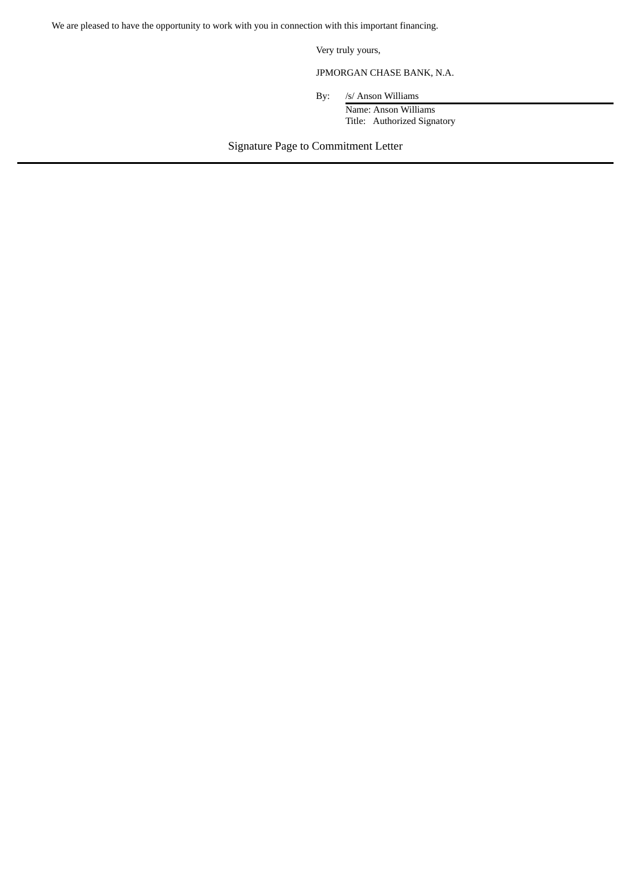We are pleased to have the opportunity to work with you in connection with this important financing.

Very truly yours,

JPMORGAN CHASE BANK, N.A.

By: /s/ Anson Williams
Name: Anson Williams
Title: Authorized Signatory

Signature Page to Commitment Letter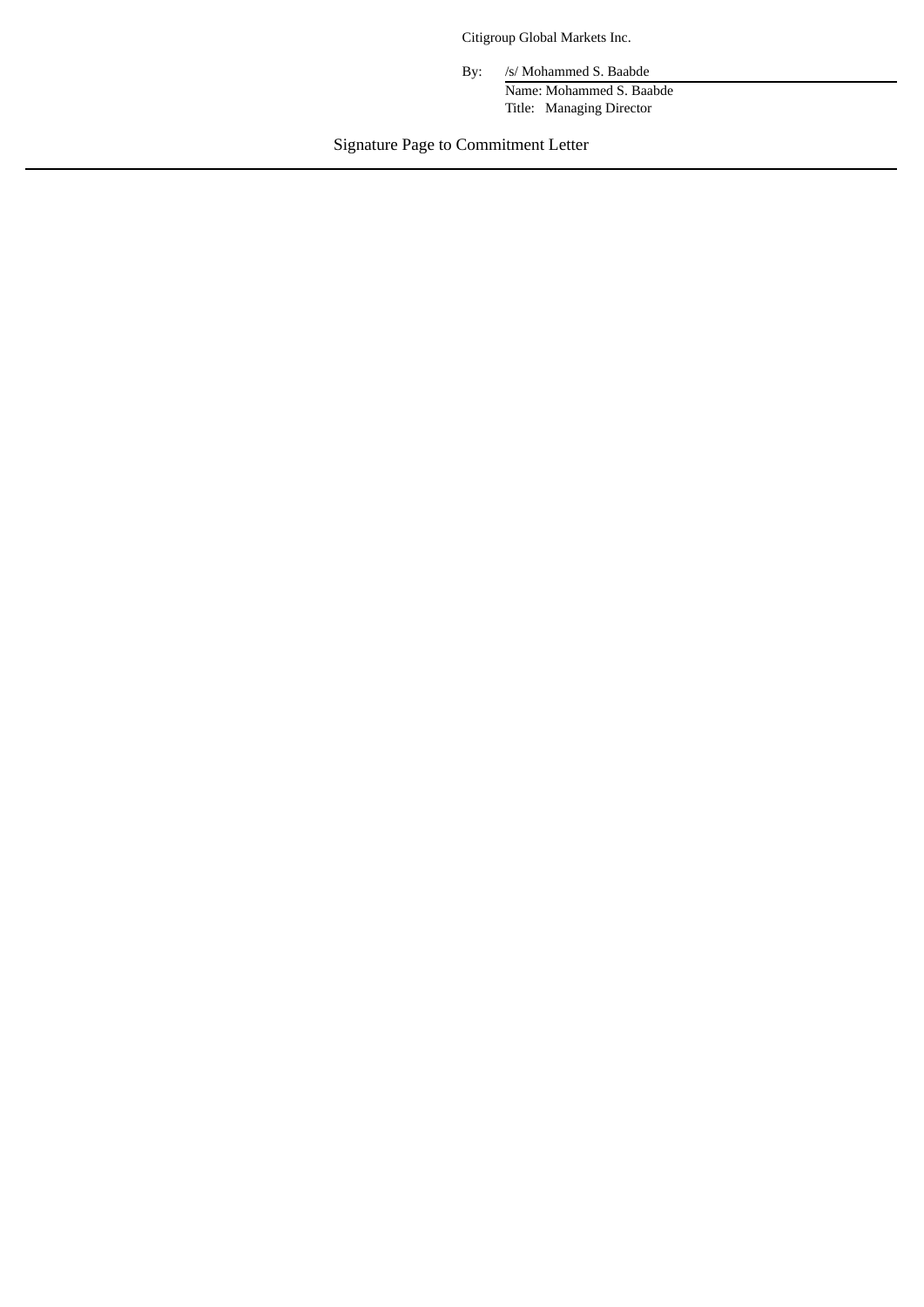Citigroup Global Markets Inc.

By: /s/ Mohammed S. Baabde

Name: Mohammed S. Baabde

Title: Managing Director

Signature Page to Commitment Letter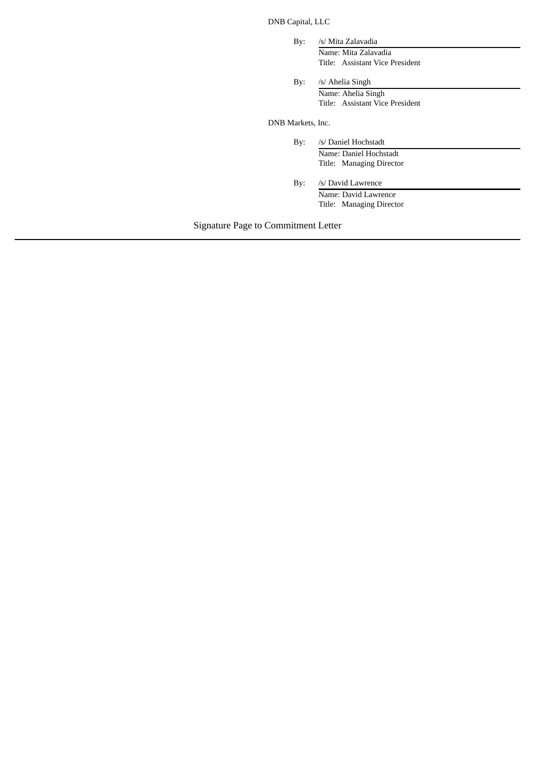DNB Capital, LLC

By: /s/ Mita Zalavadia
Name: Mita Zalavadia
Title: Assistant Vice President

By: /s/ Ahelia Singh
Name: Ahelia Singh
Title: Assistant Vice President

DNB Markets, Inc.

By: /s/ Daniel Hochstadt
Name: Daniel Hochstadt
Title: Managing Director

By: /s/ David Lawrence
Name: David Lawrence
Title: Managing Director

Signature Page to Commitment Letter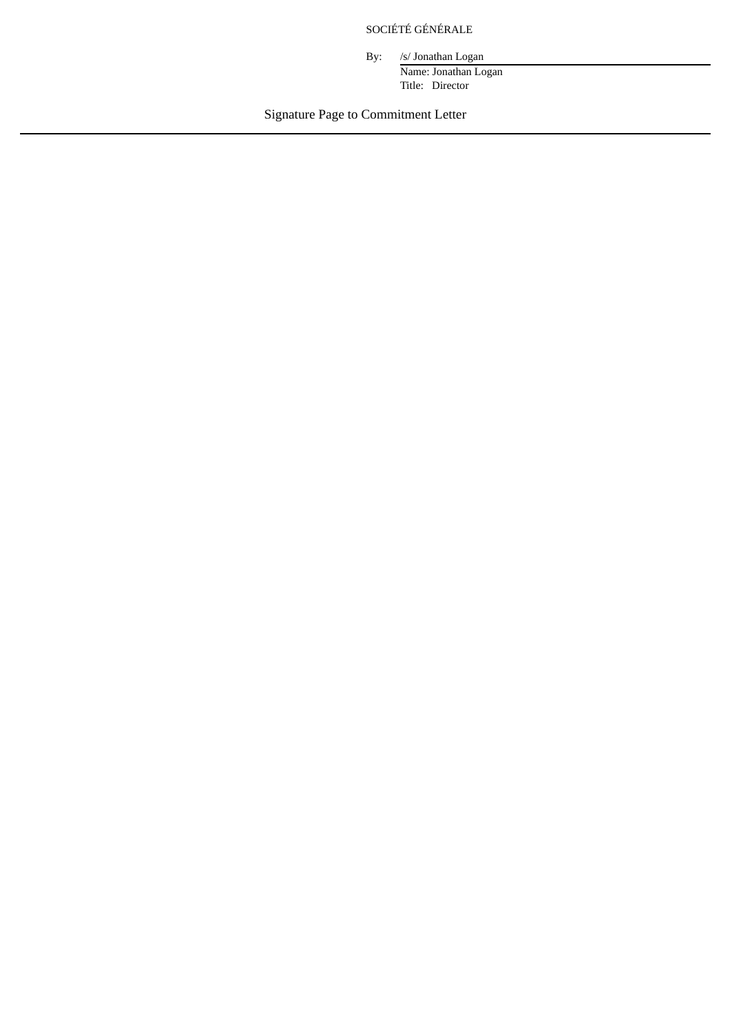SOCIÉTÉ GÉNÉRALE

By: /s/ Jonathan Logan

Name: Jonathan Logan

Title: Director

Signature Page to Commitment Letter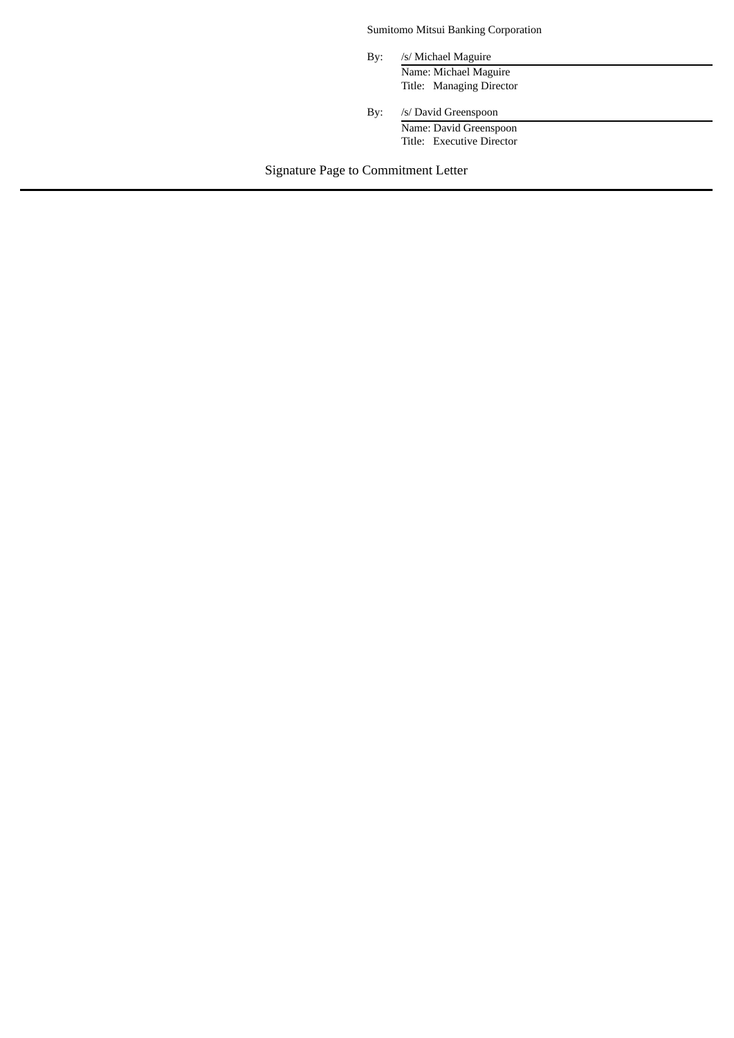Sumitomo Mitsui Banking Corporation

By: /s/ Michael Maguire
Name: Michael Maguire
Title: Managing Director

By: /s/ David Greenspoon
Name: David Greenspoon
Title: Executive Director

Signature Page to Commitment Letter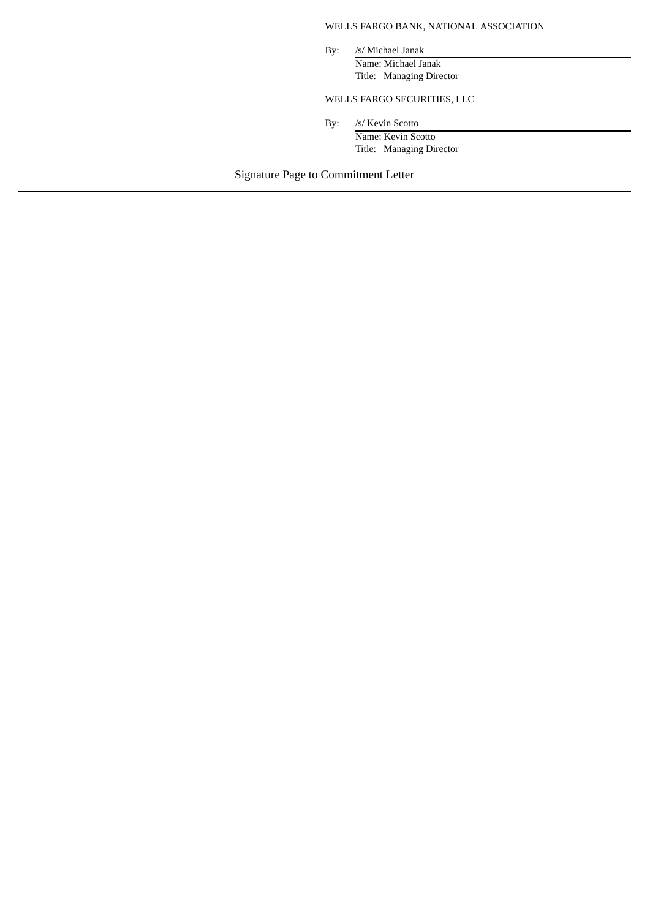WELLS FARGO BANK, NATIONAL ASSOCIATION

By: /s/ Michael Janak

Name: Michael Janak

Title: Managing Director

WELLS FARGO SECURITIES, LLC

By: /s/ Kevin Scotto

Name: Kevin Scotto

Title: Managing Director

Signature Page to Commitment Letter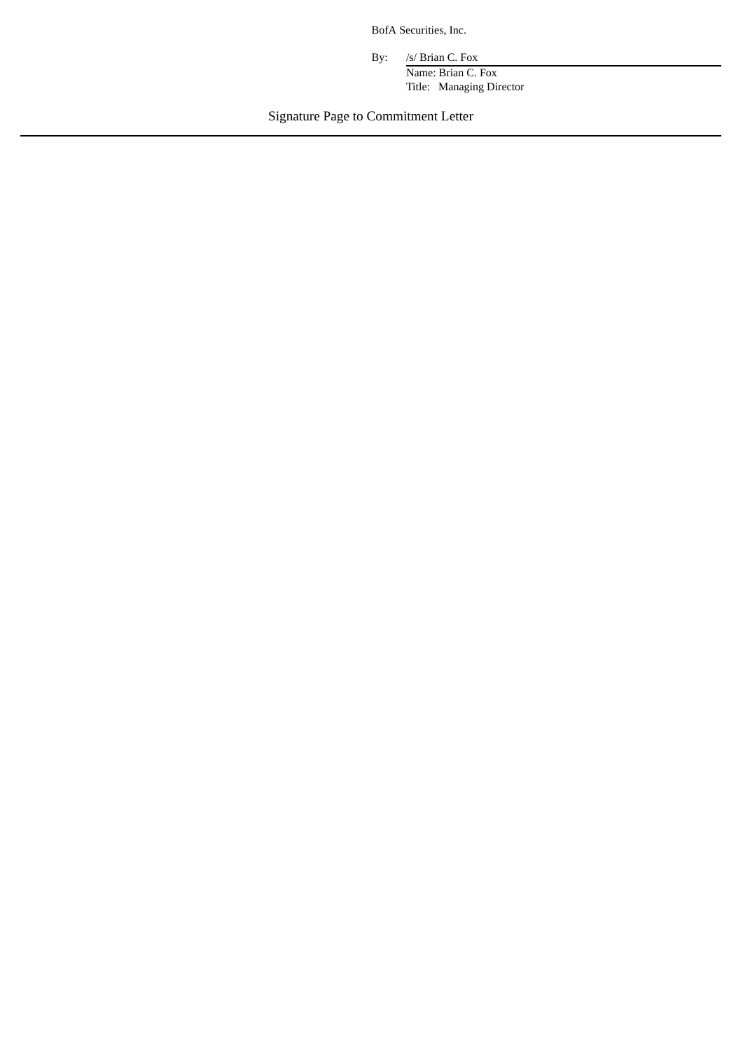BofA Securities, Inc.

By: /s/ Brian C. Fox

Name: Brian C. Fox

Title: Managing Director

Signature Page to Commitment Letter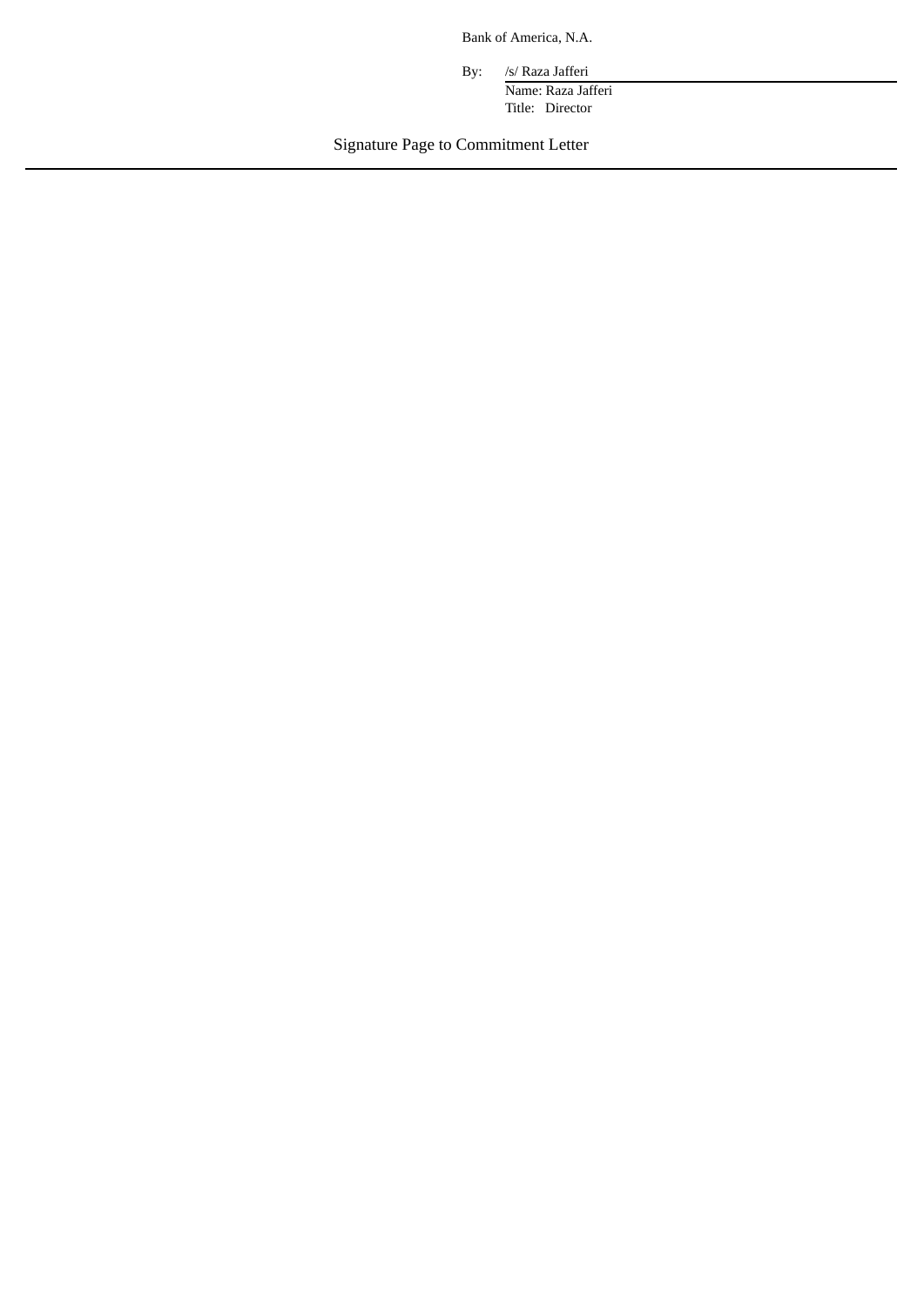Bank of America, N.A.

By: /s/ Raza Jafferi
Name: Raza Jafferi
Title: Director

Signature Page to Commitment Letter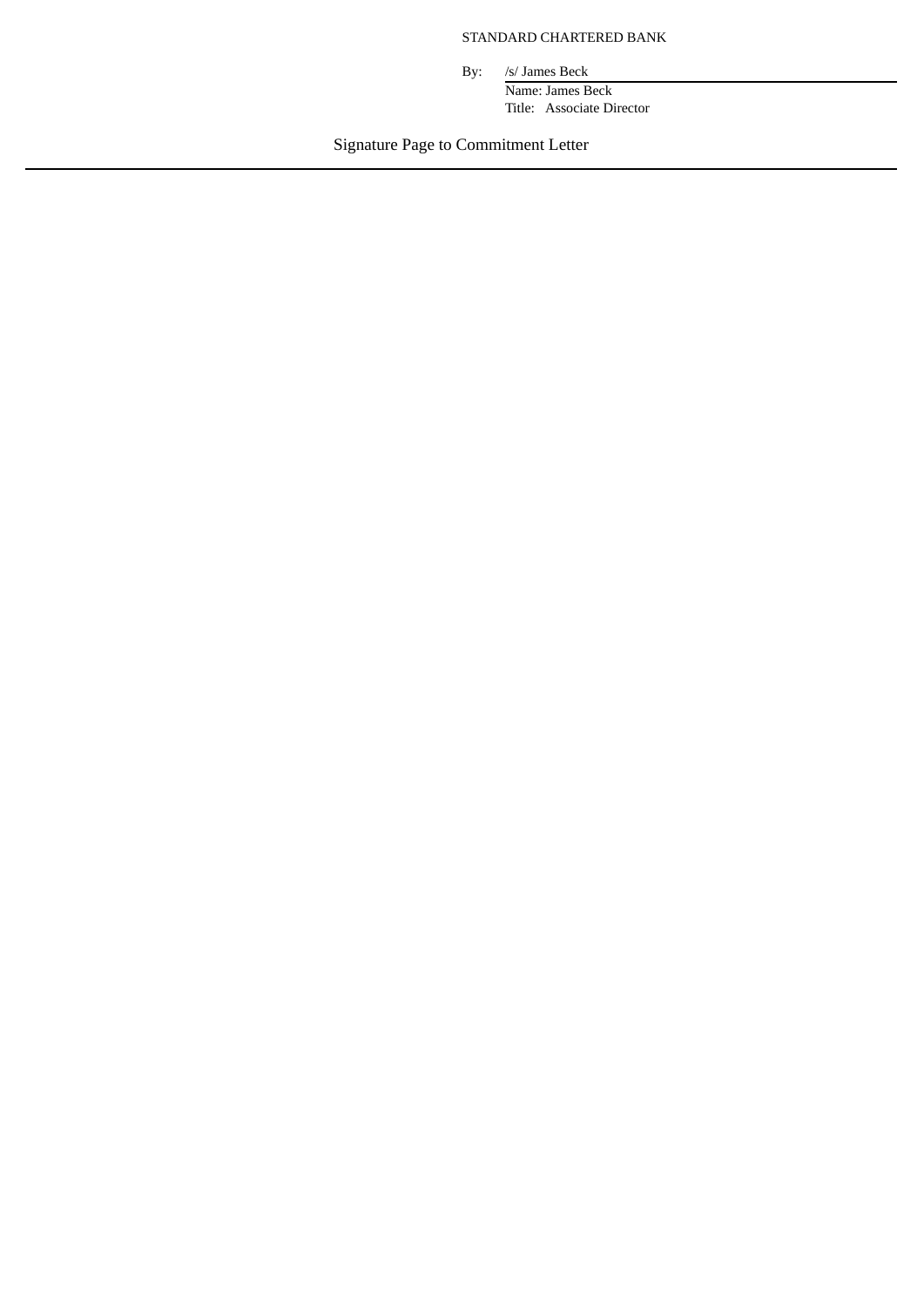STANDARD CHARTERED BANK

By: /s/ James Beck
Name: James Beck
Title: Associate Director

Signature Page to Commitment Letter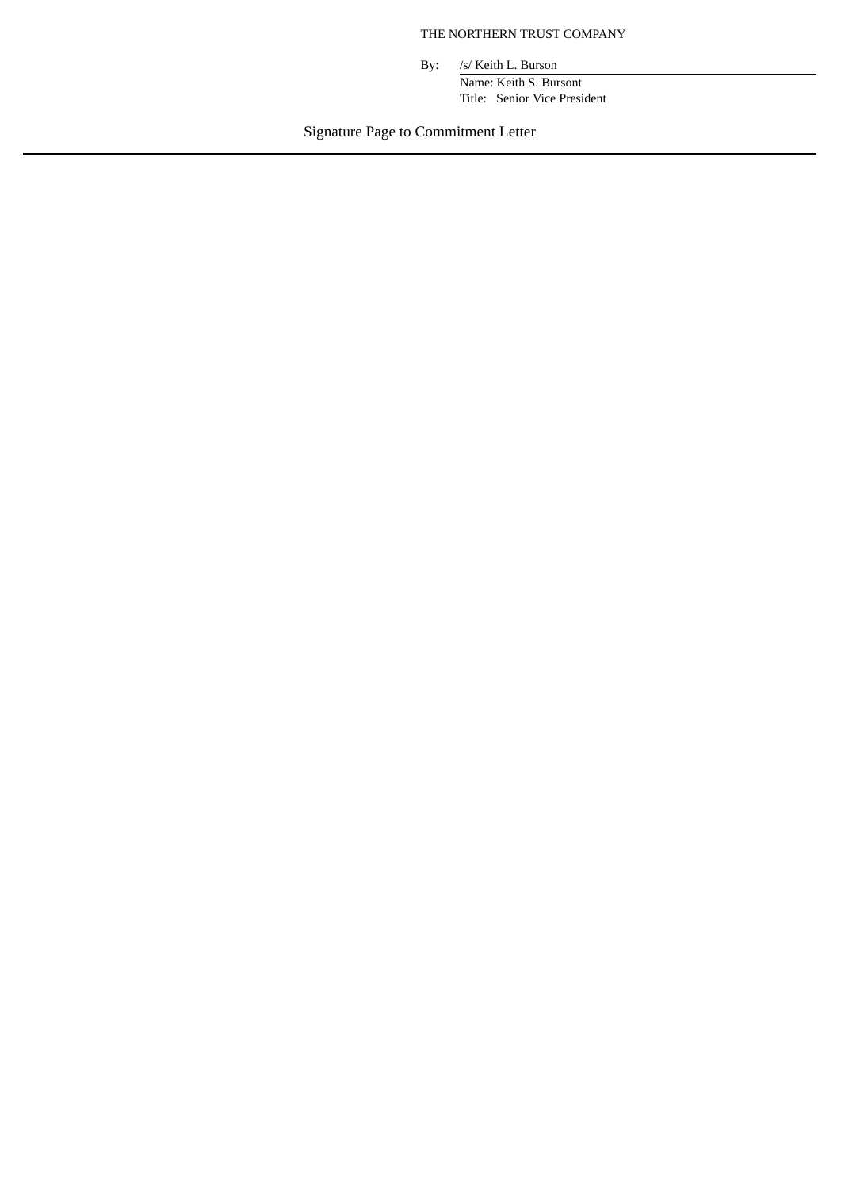THE NORTHERN TRUST COMPANY

By: /s/ Keith L. Burson

Name: Keith S. Bursont

Title: Senior Vice President

Signature Page to Commitment Letter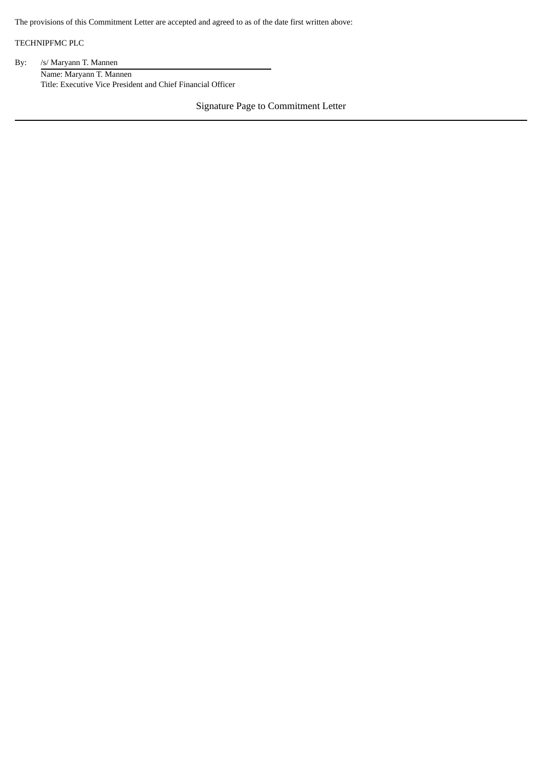The provisions of this Commitment Letter are accepted and agreed to as of the date first written above:

TECHNIPFMC PLC

By: /s/ Maryann T. Mannen
Name: Maryann T. Mannen
Title: Executive Vice President and Chief Financial Officer

Signature Page to Commitment Letter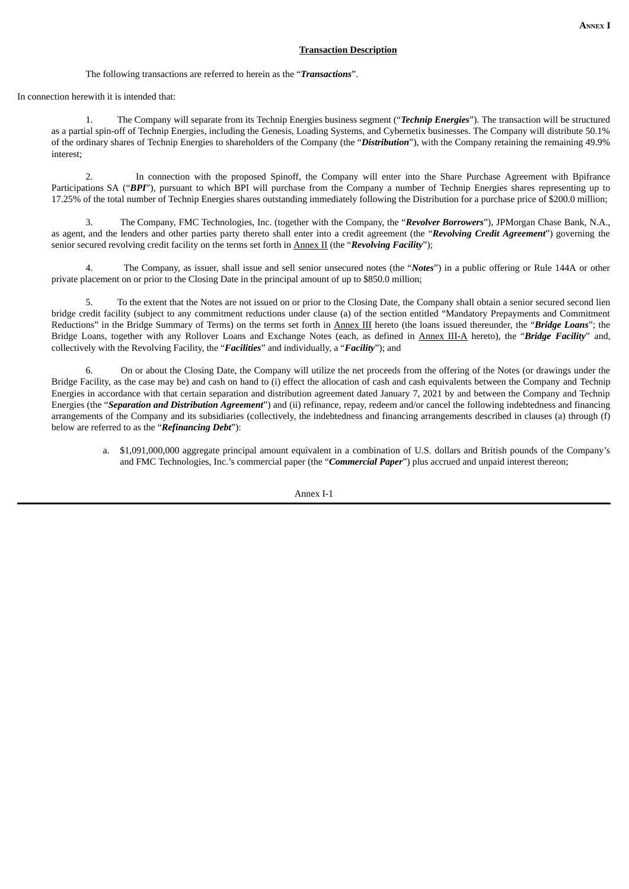**Annex I**

**Transaction Description**

The following transactions are referred to herein as the "***Transactions***".

In connection herewith it is intended that:

1. The Company will separate from its Technip Energies business segment ("***Technip Energies***"). The transaction will be structured as a partial spin-off of Technip Energies, including the Genesis, Loading Systems, and Cybernetix businesses. The Company will distribute 50.1% of the ordinary shares of Technip Energies to shareholders of the Company (the "***Distribution***"), with the Company retaining the remaining 49.9% interest;

2. In connection with the proposed Spinoff, the Company will enter into the Share Purchase Agreement with Bpifrance Participations SA ("***BPI***"), pursuant to which BPI will purchase from the Company a number of Technip Energies shares representing up to 17.25% of the total number of Technip Energies shares outstanding immediately following the Distribution for a purchase price of $200.0 million;

3. The Company, FMC Technologies, Inc. (together with the Company, the "***Revolver Borrowers***"), JPMorgan Chase Bank, N.A., as agent, and the lenders and other parties party thereto shall enter into a credit agreement (the "***Revolving Credit Agreement***") governing the senior secured revolving credit facility on the terms set forth in Annex II (the "***Revolving Facility***");

4. The Company, as issuer, shall issue and sell senior unsecured notes (the "***Notes***") in a public offering or Rule 144A or other private placement on or prior to the Closing Date in the principal amount of up to $850.0 million;

5. To the extent that the Notes are not issued on or prior to the Closing Date, the Company shall obtain a senior secured second lien bridge credit facility (subject to any commitment reductions under clause (a) of the section entitled "Mandatory Prepayments and Commitment Reductions" in the Bridge Summary of Terms) on the terms set forth in Annex III hereto (the loans issued thereunder, the "***Bridge Loans***"; the Bridge Loans, together with any Rollover Loans and Exchange Notes (each, as defined in Annex III-A hereto), the "***Bridge Facility***" and, collectively with the Revolving Facility, the "***Facilities***" and individually, a "***Facility***"); and

6. On or about the Closing Date, the Company will utilize the net proceeds from the offering of the Notes (or drawings under the Bridge Facility, as the case may be) and cash on hand to (i) effect the allocation of cash and cash equivalents between the Company and Technip Energies in accordance with that certain separation and distribution agreement dated January 7, 2021 by and between the Company and Technip Energies (the "***Separation and Distribution Agreement***") and (ii) refinance, repay, redeem and/or cancel the following indebtedness and financing arrangements of the Company and its subsidiaries (collectively, the indebtedness and financing arrangements described in clauses (a) through (f) below are referred to as the "***Refinancing Debt***"):

   a. $1,091,000,000 aggregate principal amount equivalent in a combination of U.S. dollars and British pounds of the Company's and FMC Technologies, Inc.'s commercial paper (the "***Commercial Paper***") plus accrued and unpaid interest thereon;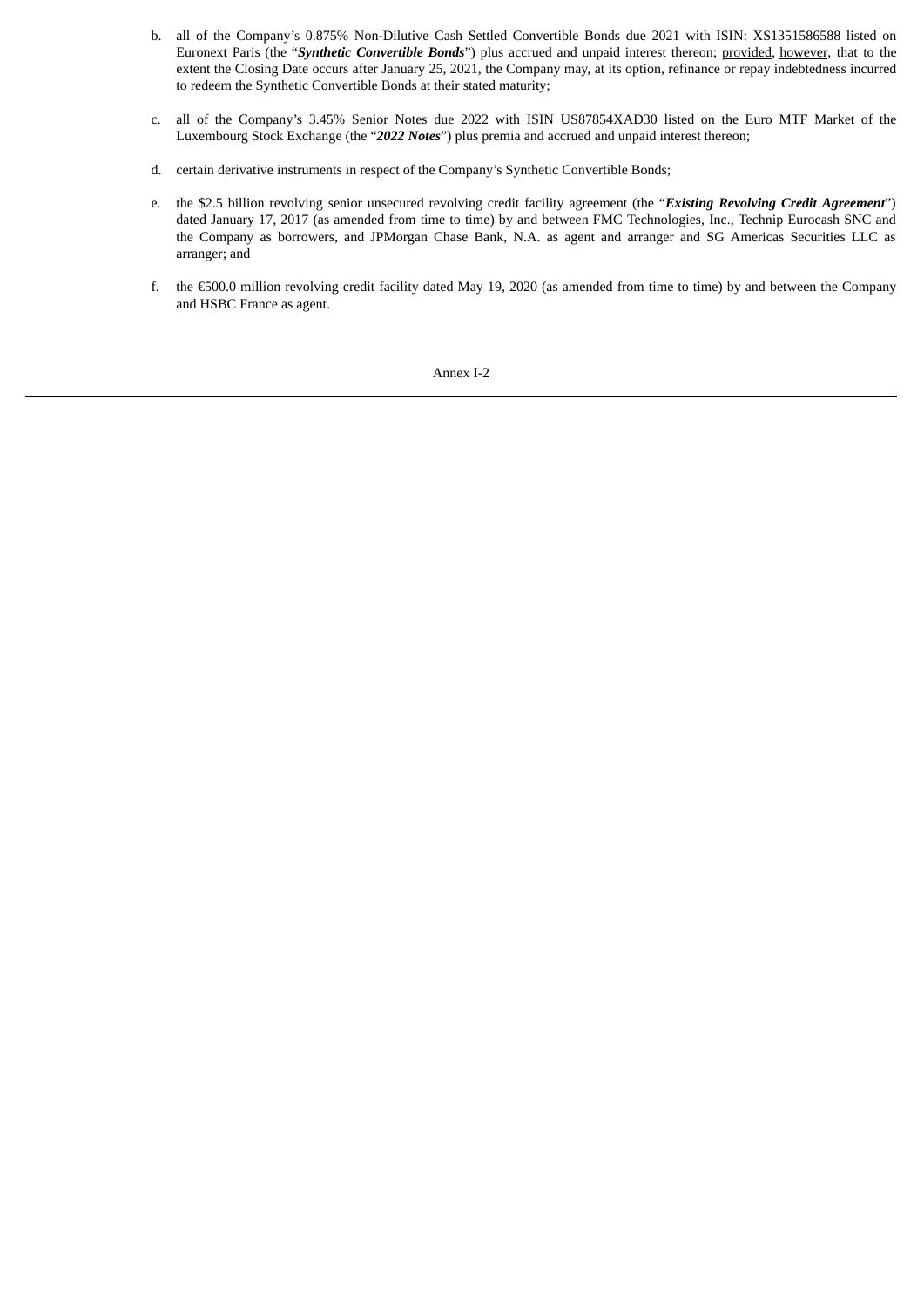b. all of the Company's 0.875% Non-Dilutive Cash Settled Convertible Bonds due 2021 with ISIN: XS1351586588 listed on Euronext Paris (the "***Synthetic Convertible Bonds***") plus accrued and unpaid interest thereon; provided, however, that to the extent the Closing Date occurs after January 25, 2021, the Company may, at its option, refinance or repay indebtedness incurred to redeem the Synthetic Convertible Bonds at their stated maturity;

c. all of the Company's 3.45% Senior Notes due 2022 with ISIN US87854XAD30 listed on the Euro MTF Market of the Luxembourg Stock Exchange (the "***2022 Notes***") plus premia and accrued and unpaid interest thereon;

d. certain derivative instruments in respect of the Company's Synthetic Convertible Bonds;

e. the $2.5 billion revolving senior unsecured revolving credit facility agreement (the "***Existing Revolving Credit Agreement***") dated January 17, 2017 (as amended from time to time) by and between FMC Technologies, Inc., Technip Eurocash SNC and the Company as borrowers, and JPMorgan Chase Bank, N.A. as agent and arranger and SG Americas Securities LLC as arranger; and

f. the €500.0 million revolving credit facility dated May 19, 2020 (as amended from time to time) by and between the Company and HSBC France as agent.

Annex I-2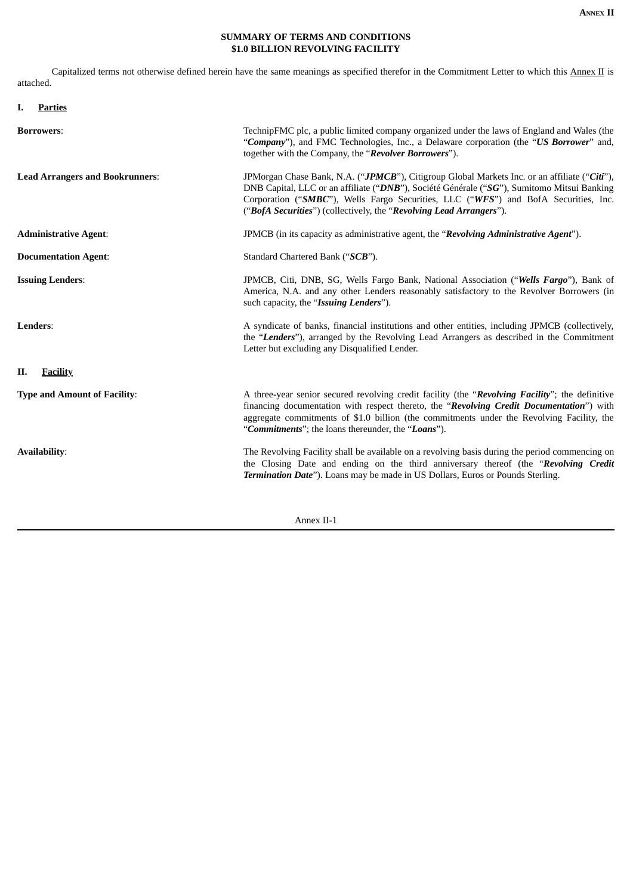Annex II

**SUMMARY OF TERMS AND CONDITIONS**
**$1.0 BILLION REVOLVING FACILITY**

Capitalized terms not otherwise defined herein have the same meanings as specified therefor in the Commitment Letter to which this Annex II is attached.

## I. Parties

**Borrowers**: TechnipFMC plc, a public limited company organized under the laws of England and Wales (the "***Company***"), and FMC Technologies, Inc., a Delaware corporation (the "***US Borrower***" and, together with the Company, the "***Revolver Borrowers***").

**Lead Arrangers and Bookrunners**: JPMorgan Chase Bank, N.A. ("***JPMCB***"), Citigroup Global Markets Inc. or an affiliate ("***Citi***"), DNB Capital, LLC or an affiliate ("***DNB***"), Société Générale ("***SG***"), Sumitomo Mitsui Banking Corporation ("***SMBC***"), Wells Fargo Securities, LLC ("***WFS***") and BofA Securities, Inc. ("***BofA Securities***") (collectively, the "***Revolving Lead Arrangers***").

**Administrative Agent**: JPMCB (in its capacity as administrative agent, the "***Revolving Administrative Agent***").

**Documentation Agent**: Standard Chartered Bank ("***SCB***").

**Issuing Lenders**: JPMCB, Citi, DNB, SG, Wells Fargo Bank, National Association ("***Wells Fargo***"), Bank of America, N.A. and any other Lenders reasonably satisfactory to the Revolver Borrowers (in such capacity, the "***Issuing Lenders***").

**Lenders**: A syndicate of banks, financial institutions and other entities, including JPMCB (collectively, the "***Lenders***"), arranged by the Revolving Lead Arrangers as described in the Commitment Letter but excluding any Disqualified Lender.

## II. Facility

**Type and Amount of Facility**: A three-year senior secured revolving credit facility (the "***Revolving Facility***"; the definitive financing documentation with respect thereto, the "***Revolving Credit Documentation***") with aggregate commitments of $1.0 billion (the commitments under the Revolving Facility, the "***Commitments***"; the loans thereunder, the "***Loans***").

**Availability**: The Revolving Facility shall be available on a revolving basis during the period commencing on the Closing Date and ending on the third anniversary thereof (the "***Revolving Credit Termination Date***"). Loans may be made in US Dollars, Euros or Pounds Sterling.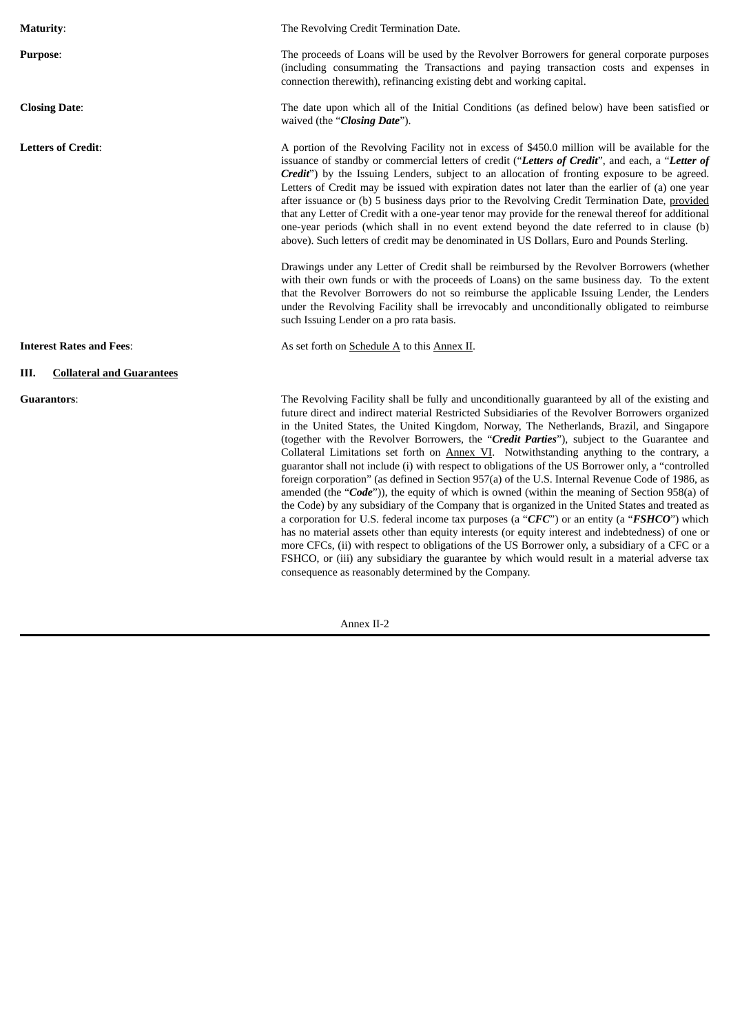**Maturity**: The Revolving Credit Termination Date.

**Purpose**: The proceeds of Loans will be used by the Revolver Borrowers for general corporate purposes (including consummating the Transactions and paying transaction costs and expenses in connection therewith), refinancing existing debt and working capital.

**Closing Date**: The date upon which all of the Initial Conditions (as defined below) have been satisfied or waived (the "***Closing Date***").

**Letters of Credit**: A portion of the Revolving Facility not in excess of $450.0 million will be available for the issuance of standby or commercial letters of credit ("***Letters of Credit***", and each, a "***Letter of Credit***") by the Issuing Lenders, subject to an allocation of fronting exposure to be agreed. Letters of Credit may be issued with expiration dates not later than the earlier of (a) one year after issuance or (b) 5 business days prior to the Revolving Credit Termination Date, provided that any Letter of Credit with a one-year tenor may provide for the renewal thereof for additional one-year periods (which shall in no event extend beyond the date referred to in clause (b) above). Such letters of credit may be denominated in US Dollars, Euro and Pounds Sterling.

Drawings under any Letter of Credit shall be reimbursed by the Revolver Borrowers (whether with their own funds or with the proceeds of Loans) on the same business day. To the extent that the Revolver Borrowers do not so reimburse the applicable Issuing Lender, the Lenders under the Revolving Facility shall be irrevocably and unconditionally obligated to reimburse such Issuing Lender on a pro rata basis.

**Interest Rates and Fees**: As set forth on Schedule A to this Annex II.

## III. Collateral and Guarantees

**Guarantors**: The Revolving Facility shall be fully and unconditionally guaranteed by all of the existing and future direct and indirect material Restricted Subsidiaries of the Revolver Borrowers organized in the United States, the United Kingdom, Norway, The Netherlands, Brazil, and Singapore (together with the Revolver Borrowers, the "***Credit Parties***"), subject to the Guarantee and Collateral Limitations set forth on Annex VI. Notwithstanding anything to the contrary, a guarantor shall not include (i) with respect to obligations of the US Borrower only, a "controlled foreign corporation" (as defined in Section 957(a) of the U.S. Internal Revenue Code of 1986, as amended (the "***Code***")), the equity of which is owned (within the meaning of Section 958(a) of the Code) by any subsidiary of the Company that is organized in the United States and treated as a corporation for U.S. federal income tax purposes (a "***CFC***") or an entity (a "***FSHCO***") which has no material assets other than equity interests (or equity interest and indebtedness) of one or more CFCs, (ii) with respect to obligations of the US Borrower only, a subsidiary of a CFC or a FSHCO, or (iii) any subsidiary the guarantee by which would result in a material adverse tax consequence as reasonably determined by the Company.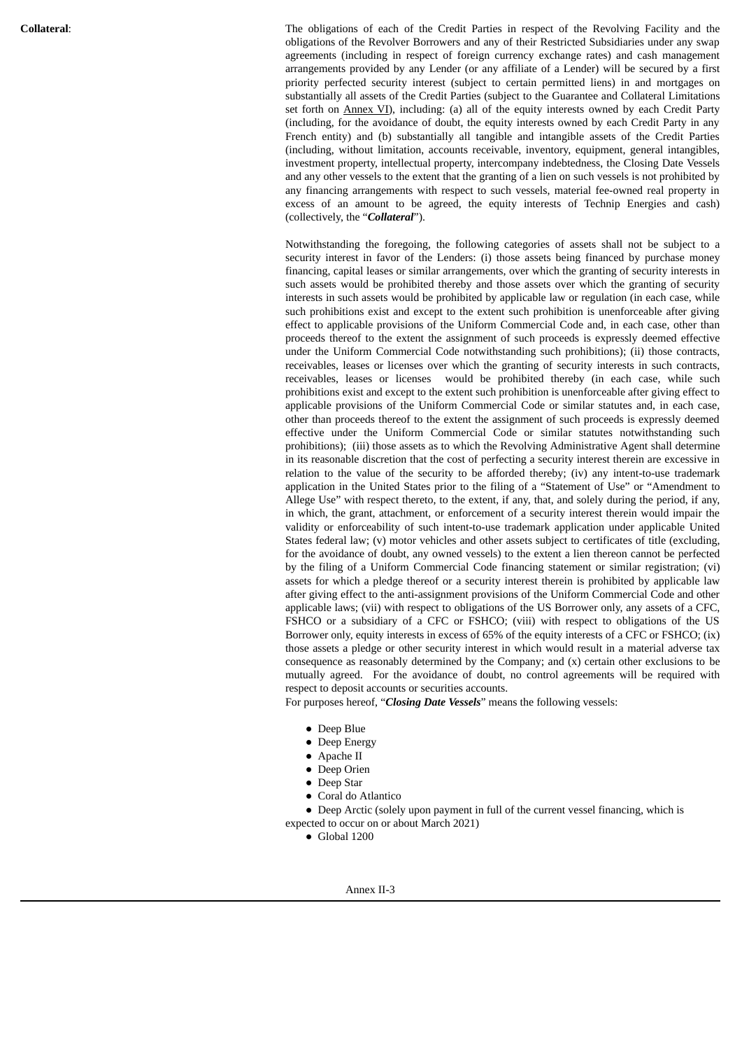**Collateral**: The obligations of each of the Credit Parties in respect of the Revolving Facility and the obligations of the Revolver Borrowers and any of their Restricted Subsidiaries under any swap agreements (including in respect of foreign currency exchange rates) and cash management arrangements provided by any Lender (or any affiliate of a Lender) will be secured by a first priority perfected security interest (subject to certain permitted liens) in and mortgages on substantially all assets of the Credit Parties (subject to the Guarantee and Collateral Limitations set forth on Annex VI), including: (a) all of the equity interests owned by each Credit Party (including, for the avoidance of doubt, the equity interests owned by each Credit Party in any French entity) and (b) substantially all tangible and intangible assets of the Credit Parties (including, without limitation, accounts receivable, inventory, equipment, general intangibles, investment property, intellectual property, intercompany indebtedness, the Closing Date Vessels and any other vessels to the extent that the granting of a lien on such vessels is not prohibited by any financing arrangements with respect to such vessels, material fee-owned real property in excess of an amount to be agreed, the equity interests of Technip Energies and cash) (collectively, the "***Collateral***").

Notwithstanding the foregoing, the following categories of assets shall not be subject to a security interest in favor of the Lenders: (i) those assets being financed by purchase money financing, capital leases or similar arrangements, over which the granting of security interests in such assets would be prohibited thereby and those assets over which the granting of security interests in such assets would be prohibited by applicable law or regulation (in each case, while such prohibitions exist and except to the extent such prohibition is unenforceable after giving effect to applicable provisions of the Uniform Commercial Code and, in each case, other than proceeds thereof to the extent the assignment of such proceeds is expressly deemed effective under the Uniform Commercial Code notwithstanding such prohibitions); (ii) those contracts, receivables, leases or licenses over which the granting of security interests in such contracts, receivables, leases or licenses would be prohibited thereby (in each case, while such prohibitions exist and except to the extent such prohibition is unenforceable after giving effect to applicable provisions of the Uniform Commercial Code or similar statutes and, in each case, other than proceeds thereof to the extent the assignment of such proceeds is expressly deemed effective under the Uniform Commercial Code or similar statutes notwithstanding such prohibitions); (iii) those assets as to which the Revolving Administrative Agent shall determine in its reasonable discretion that the cost of perfecting a security interest therein are excessive in relation to the value of the security to be afforded thereby; (iv) any intent-to-use trademark application in the United States prior to the filing of a "Statement of Use" or "Amendment to Allege Use" with respect thereto, to the extent, if any, that, and solely during the period, if any, in which, the grant, attachment, or enforcement of a security interest therein would impair the validity or enforceability of such intent-to-use trademark application under applicable United States federal law; (v) motor vehicles and other assets subject to certificates of title (excluding, for the avoidance of doubt, any owned vessels) to the extent a lien thereon cannot be perfected by the filing of a Uniform Commercial Code financing statement or similar registration; (vi) assets for which a pledge thereof or a security interest therein is prohibited by applicable law after giving effect to the anti-assignment provisions of the Uniform Commercial Code and other applicable laws; (vii) with respect to obligations of the US Borrower only, any assets of a CFC, FSHCO or a subsidiary of a CFC or FSHCO; (viii) with respect to obligations of the US Borrower only, equity interests in excess of 65% of the equity interests of a CFC or FSHCO; (ix) those assets a pledge or other security interest in which would result in a material adverse tax consequence as reasonably determined by the Company; and (x) certain other exclusions to be mutually agreed. For the avoidance of doubt, no control agreements will be required with respect to deposit accounts or securities accounts.

For purposes hereof, "***Closing Date Vessels***" means the following vessels:

- Deep Blue
- Deep Energy
- Apache II
- Deep Orien
- Deep Star
- Coral do Atlantico
- Deep Arctic (solely upon payment in full of the current vessel financing, which is expected to occur on or about March 2021)
- Global 1200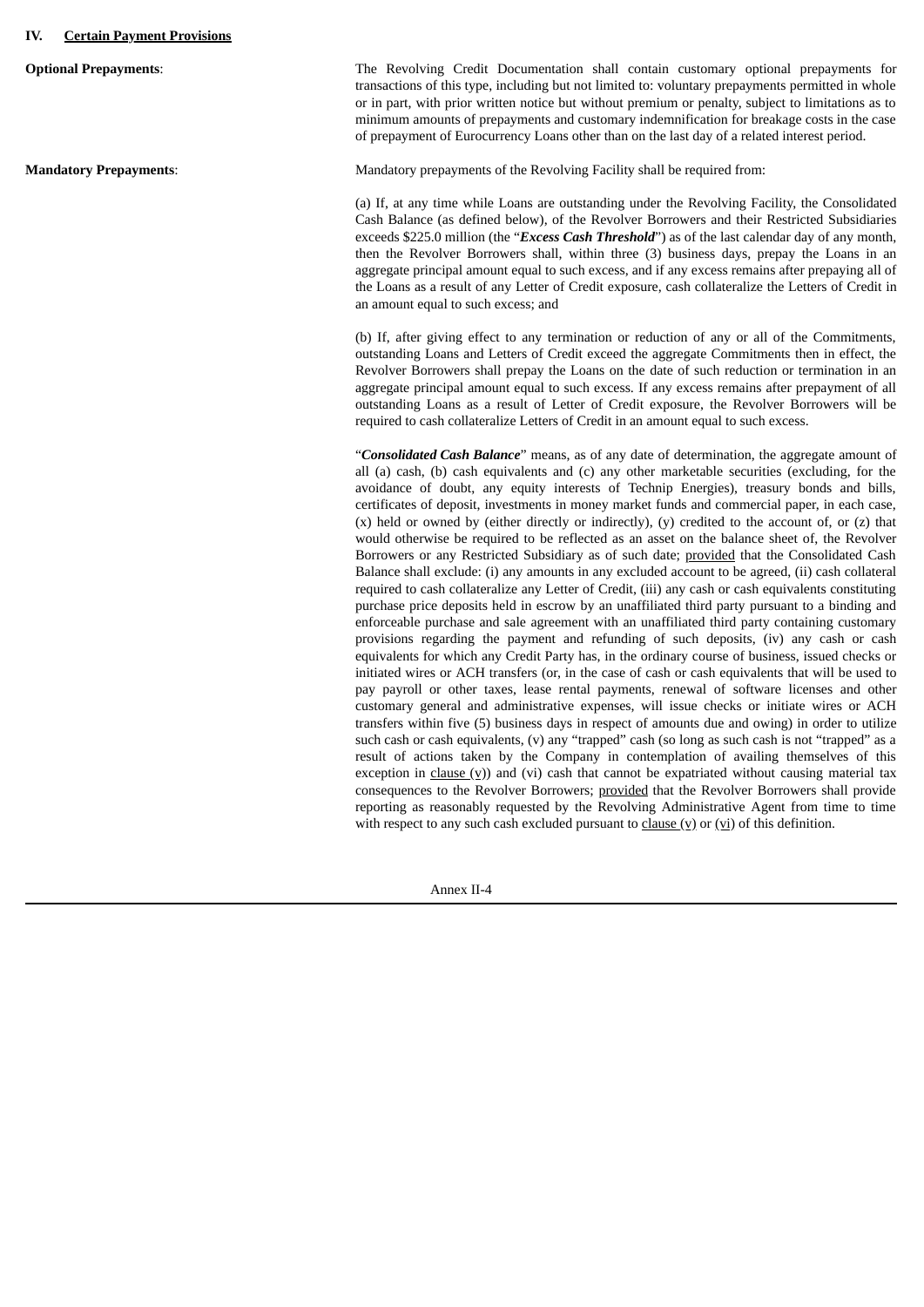## IV. Certain Payment Provisions

**Optional Prepayments**: The Revolving Credit Documentation shall contain customary optional prepayments for transactions of this type, including but not limited to: voluntary prepayments permitted in whole or in part, with prior written notice but without premium or penalty, subject to limitations as to minimum amounts of prepayments and customary indemnification for breakage costs in the case of prepayment of Eurocurrency Loans other than on the last day of a related interest period.

**Mandatory Prepayments**: Mandatory prepayments of the Revolving Facility shall be required from:

(a) If, at any time while Loans are outstanding under the Revolving Facility, the Consolidated Cash Balance (as defined below), of the Revolver Borrowers and their Restricted Subsidiaries exceeds $225.0 million (the "***Excess Cash Threshold***") as of the last calendar day of any month, then the Revolver Borrowers shall, within three (3) business days, prepay the Loans in an aggregate principal amount equal to such excess, and if any excess remains after prepaying all of the Loans as a result of any Letter of Credit exposure, cash collateralize the Letters of Credit in an amount equal to such excess; and

(b) If, after giving effect to any termination or reduction of any or all of the Commitments, outstanding Loans and Letters of Credit exceed the aggregate Commitments then in effect, the Revolver Borrowers shall prepay the Loans on the date of such reduction or termination in an aggregate principal amount equal to such excess. If any excess remains after prepayment of all outstanding Loans as a result of Letter of Credit exposure, the Revolver Borrowers will be required to cash collateralize Letters of Credit in an amount equal to such excess.

"***Consolidated Cash Balance***" means, as of any date of determination, the aggregate amount of all (a) cash, (b) cash equivalents and (c) any other marketable securities (excluding, for the avoidance of doubt, any equity interests of Technip Energies), treasury bonds and bills, certificates of deposit, investments in money market funds and commercial paper, in each case, (x) held or owned by (either directly or indirectly), (y) credited to the account of, or (z) that would otherwise be required to be reflected as an asset on the balance sheet of, the Revolver Borrowers or any Restricted Subsidiary as of such date; provided that the Consolidated Cash Balance shall exclude: (i) any amounts in any excluded account to be agreed, (ii) cash collateral required to cash collateralize any Letter of Credit, (iii) any cash or cash equivalents constituting purchase price deposits held in escrow by an unaffiliated third party pursuant to a binding and enforceable purchase and sale agreement with an unaffiliated third party containing customary provisions regarding the payment and refunding of such deposits, (iv) any cash or cash equivalents for which any Credit Party has, in the ordinary course of business, issued checks or initiated wires or ACH transfers (or, in the case of cash or cash equivalents that will be used to pay payroll or other taxes, lease rental payments, renewal of software licenses and other customary general and administrative expenses, will issue checks or initiate wires or ACH transfers within five (5) business days in respect of amounts due and owing) in order to utilize such cash or cash equivalents, (v) any "trapped" cash (so long as such cash is not "trapped" as a result of actions taken by the Company in contemplation of availing themselves of this exception in clause (v)) and (vi) cash that cannot be expatriated without causing material tax consequences to the Revolver Borrowers; provided that the Revolver Borrowers shall provide reporting as reasonably requested by the Revolving Administrative Agent from time to time with respect to any such cash excluded pursuant to clause (v) or (vi) of this definition.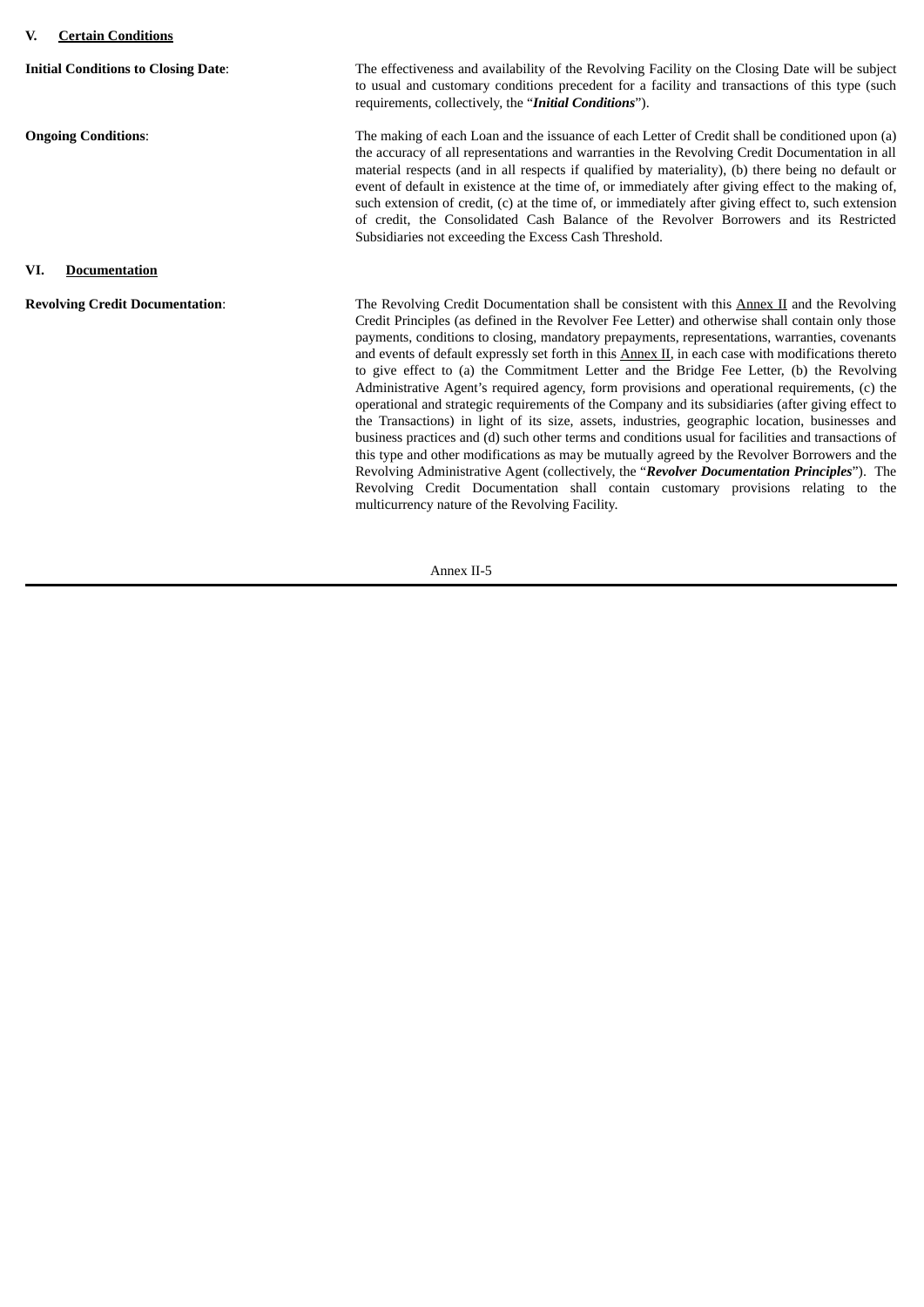## V. Certain Conditions

**Initial Conditions to Closing Date**: The effectiveness and availability of the Revolving Facility on the Closing Date will be subject to usual and customary conditions precedent for a facility and transactions of this type (such requirements, collectively, the "***Initial Conditions***").

**Ongoing Conditions**: The making of each Loan and the issuance of each Letter of Credit shall be conditioned upon (a) the accuracy of all representations and warranties in the Revolving Credit Documentation in all material respects (and in all respects if qualified by materiality), (b) there being no default or event of default in existence at the time of, or immediately after giving effect to the making of, such extension of credit, (c) at the time of, or immediately after giving effect to, such extension of credit, the Consolidated Cash Balance of the Revolver Borrowers and its Restricted Subsidiaries not exceeding the Excess Cash Threshold.

## VI. Documentation

**Revolving Credit Documentation**: The Revolving Credit Documentation shall be consistent with this Annex II and the Revolving Credit Principles (as defined in the Revolver Fee Letter) and otherwise shall contain only those payments, conditions to closing, mandatory prepayments, representations, warranties, covenants and events of default expressly set forth in this Annex II, in each case with modifications thereto to give effect to (a) the Commitment Letter and the Bridge Fee Letter, (b) the Revolving Administrative Agent's required agency, form provisions and operational requirements, (c) the operational and strategic requirements of the Company and its subsidiaries (after giving effect to the Transactions) in light of its size, assets, industries, geographic location, businesses and business practices and (d) such other terms and conditions usual for facilities and transactions of this type and other modifications as may be mutually agreed by the Revolver Borrowers and the Revolving Administrative Agent (collectively, the "***Revolver Documentation Principles***"). The Revolving Credit Documentation shall contain customary provisions relating to the multicurrency nature of the Revolving Facility.

Annex II-5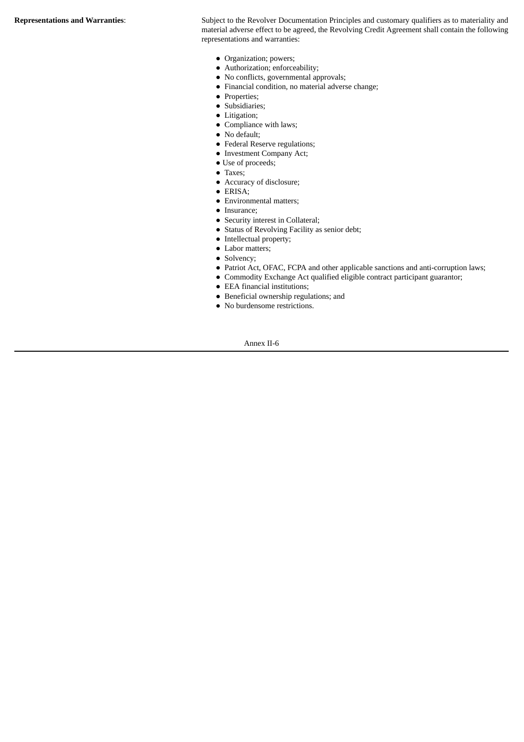**Representations and Warranties**: Subject to the Revolver Documentation Principles and customary qualifiers as to materiality and material adverse effect to be agreed, the Revolving Credit Agreement shall contain the following representations and warranties:

- Organization; powers;
- Authorization; enforceability;
- No conflicts, governmental approvals;
- Financial condition, no material adverse change;
- Properties;
- Subsidiaries;
- Litigation;
- Compliance with laws;
- No default;
- Federal Reserve regulations;
- Investment Company Act;
- Use of proceeds;
- Taxes;
- Accuracy of disclosure;
- ERISA;
- Environmental matters;
- Insurance;
- Security interest in Collateral;
- Status of Revolving Facility as senior debt;
- Intellectual property;
- Labor matters;
- Solvency;
- Patriot Act, OFAC, FCPA and other applicable sanctions and anti-corruption laws;
- Commodity Exchange Act qualified eligible contract participant guarantor;
- EEA financial institutions;
- Beneficial ownership regulations; and
- No burdensome restrictions.

Annex II-6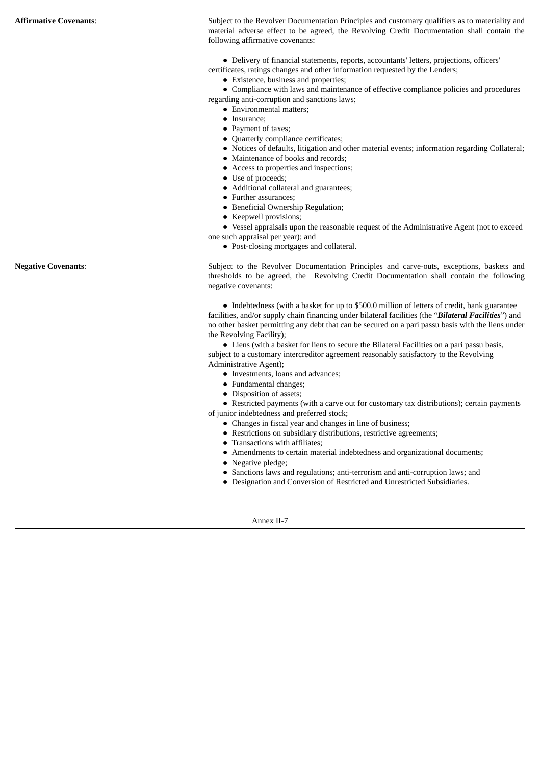**Affirmative Covenants**: Subject to the Revolver Documentation Principles and customary qualifiers as to materiality and material adverse effect to be agreed, the Revolving Credit Documentation shall contain the following affirmative covenants:

- Delivery of financial statements, reports, accountants' letters, projections, officers' certificates, ratings changes and other information requested by the Lenders;
- Existence, business and properties;
- Compliance with laws and maintenance of effective compliance policies and procedures regarding anti-corruption and sanctions laws;
- Environmental matters;
- Insurance;
- Payment of taxes;
- Quarterly compliance certificates;
- Notices of defaults, litigation and other material events; information regarding Collateral;
- Maintenance of books and records;
- Access to properties and inspections;
- Use of proceeds;
- Additional collateral and guarantees;
- Further assurances;
- Beneficial Ownership Regulation;
- Keepwell provisions;
- Vessel appraisals upon the reasonable request of the Administrative Agent (not to exceed one such appraisal per year); and
- Post-closing mortgages and collateral.

**Negative Covenants**: Subject to the Revolver Documentation Principles and carve-outs, exceptions, baskets and thresholds to be agreed, the Revolving Credit Documentation shall contain the following negative covenants:

- Indebtedness (with a basket for up to $500.0 million of letters of credit, bank guarantee facilities, and/or supply chain financing under bilateral facilities (the "***Bilateral Facilities***") and no other basket permitting any debt that can be secured on a pari passu basis with the liens under the Revolving Facility);
- Liens (with a basket for liens to secure the Bilateral Facilities on a pari passu basis, subject to a customary intercreditor agreement reasonably satisfactory to the Revolving Administrative Agent);
- Investments, loans and advances;
- Fundamental changes;
- Disposition of assets;
- Restricted payments (with a carve out for customary tax distributions); certain payments of junior indebtedness and preferred stock;
- Changes in fiscal year and changes in line of business;
- Restrictions on subsidiary distributions, restrictive agreements;
- Transactions with affiliates;
- Amendments to certain material indebtedness and organizational documents;
- Negative pledge;
- Sanctions laws and regulations; anti-terrorism and anti-corruption laws; and
- Designation and Conversion of Restricted and Unrestricted Subsidiaries.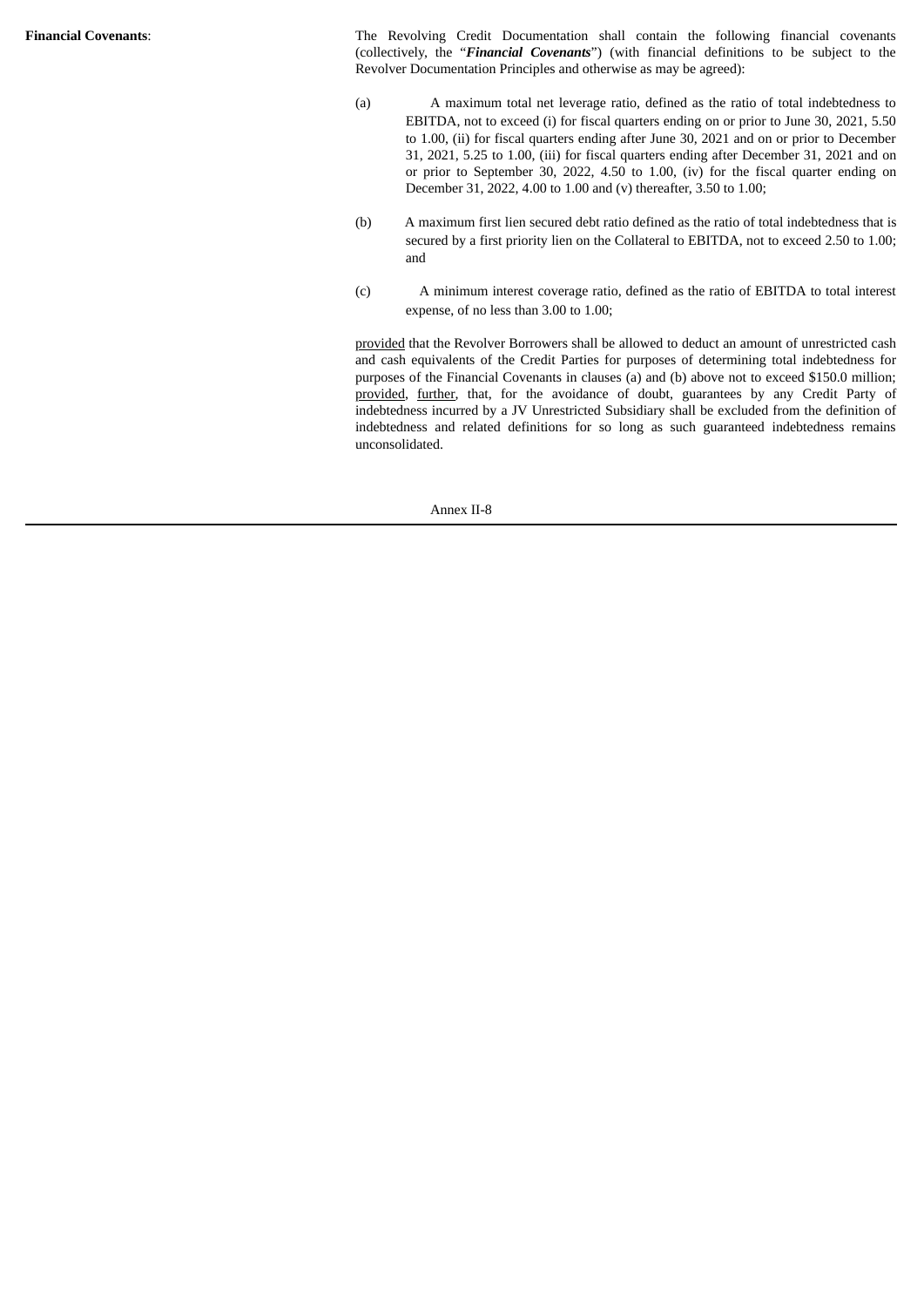**Financial Covenants**:

The Revolving Credit Documentation shall contain the following financial covenants (collectively, the "***Financial Covenants***") (with financial definitions to be subject to the Revolver Documentation Principles and otherwise as may be agreed):

(a) A maximum total net leverage ratio, defined as the ratio of total indebtedness to EBITDA, not to exceed (i) for fiscal quarters ending on or prior to June 30, 2021, 5.50 to 1.00, (ii) for fiscal quarters ending after June 30, 2021 and on or prior to December 31, 2021, 5.25 to 1.00, (iii) for fiscal quarters ending after December 31, 2021 and on or prior to September 30, 2022, 4.50 to 1.00, (iv) for the fiscal quarter ending on December 31, 2022, 4.00 to 1.00 and (v) thereafter, 3.50 to 1.00;

(b) A maximum first lien secured debt ratio defined as the ratio of total indebtedness that is secured by a first priority lien on the Collateral to EBITDA, not to exceed 2.50 to 1.00; and

(c) A minimum interest coverage ratio, defined as the ratio of EBITDA to total interest expense, of no less than 3.00 to 1.00;

provided that the Revolver Borrowers shall be allowed to deduct an amount of unrestricted cash and cash equivalents of the Credit Parties for purposes of determining total indebtedness for purposes of the Financial Covenants in clauses (a) and (b) above not to exceed $150.0 million; provided, further, that, for the avoidance of doubt, guarantees by any Credit Party of indebtedness incurred by a JV Unrestricted Subsidiary shall be excluded from the definition of indebtedness and related definitions for so long as such guaranteed indebtedness remains unconsolidated.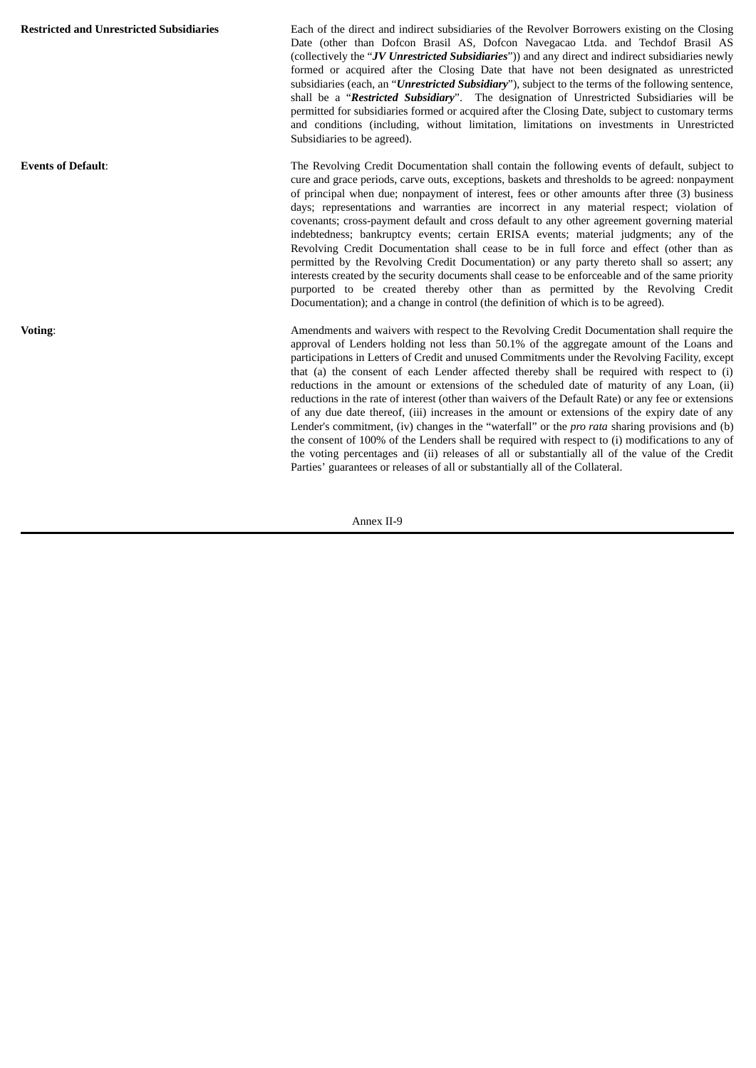**Restricted and Unrestricted Subsidiaries**

Each of the direct and indirect subsidiaries of the Revolver Borrowers existing on the Closing Date (other than Dofcon Brasil AS, Dofcon Navegacao Ltda. and Techdof Brasil AS (collectively the "***JV Unrestricted Subsidiaries***")) and any direct and indirect subsidiaries newly formed or acquired after the Closing Date that have not been designated as unrestricted subsidiaries (each, an "***Unrestricted Subsidiary***"), subject to the terms of the following sentence, shall be a "***Restricted Subsidiary***". The designation of Unrestricted Subsidiaries will be permitted for subsidiaries formed or acquired after the Closing Date, subject to customary terms and conditions (including, without limitation, limitations on investments in Unrestricted Subsidiaries to be agreed).

**Events of Default**:

The Revolving Credit Documentation shall contain the following events of default, subject to cure and grace periods, carve outs, exceptions, baskets and thresholds to be agreed: nonpayment of principal when due; nonpayment of interest, fees or other amounts after three (3) business days; representations and warranties are incorrect in any material respect; violation of covenants; cross-payment default and cross default to any other agreement governing material indebtedness; bankruptcy events; certain ERISA events; material judgments; any of the Revolving Credit Documentation shall cease to be in full force and effect (other than as permitted by the Revolving Credit Documentation) or any party thereto shall so assert; any interests created by the security documents shall cease to be enforceable and of the same priority purported to be created thereby other than as permitted by the Revolving Credit Documentation); and a change in control (the definition of which is to be agreed).

**Voting**:

Amendments and waivers with respect to the Revolving Credit Documentation shall require the approval of Lenders holding not less than 50.1% of the aggregate amount of the Loans and participations in Letters of Credit and unused Commitments under the Revolving Facility, except that (a) the consent of each Lender affected thereby shall be required with respect to (i) reductions in the amount or extensions of the scheduled date of maturity of any Loan, (ii) reductions in the rate of interest (other than waivers of the Default Rate) or any fee or extensions of any due date thereof, (iii) increases in the amount or extensions of the expiry date of any Lender's commitment, (iv) changes in the "waterfall" or the *pro rata* sharing provisions and (b) the consent of 100% of the Lenders shall be required with respect to (i) modifications to any of the voting percentages and (ii) releases of all or substantially all of the value of the Credit Parties' guarantees or releases of all or substantially all of the Collateral.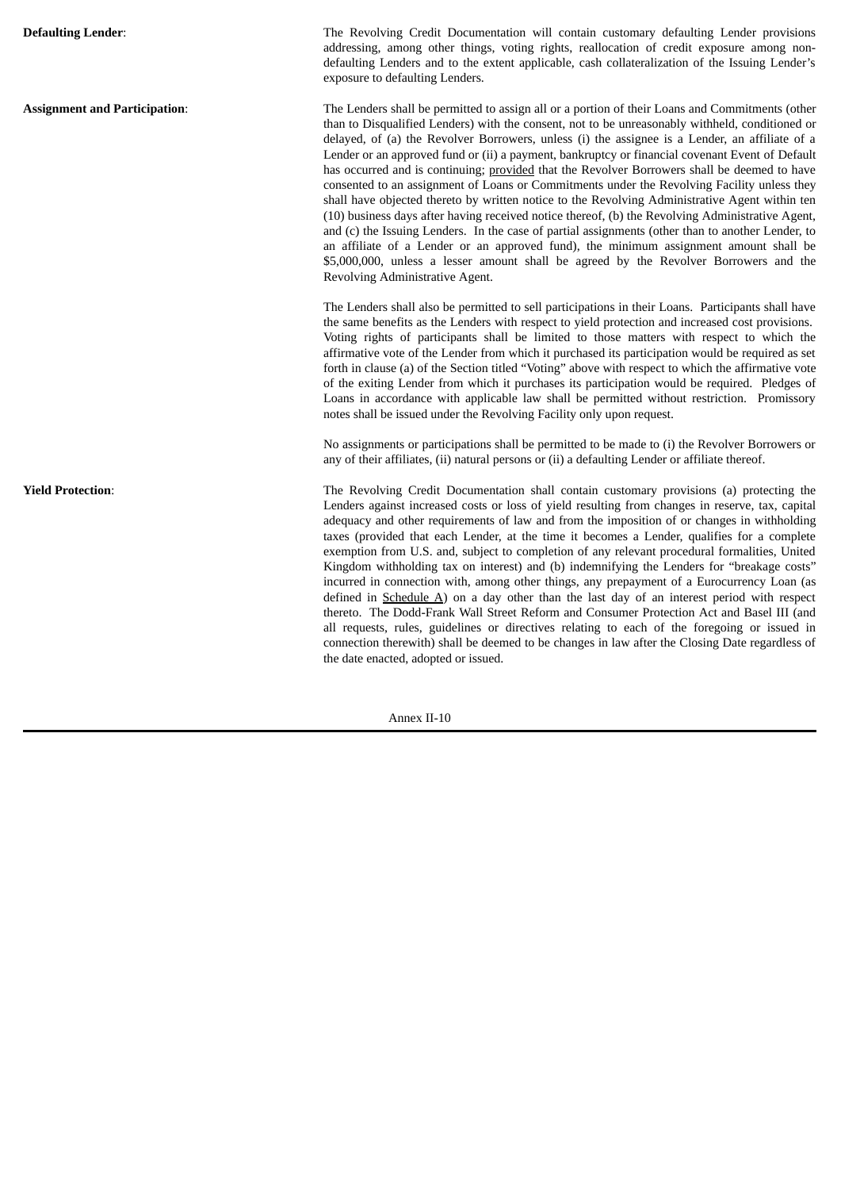**Defaulting Lender**: The Revolving Credit Documentation will contain customary defaulting Lender provisions addressing, among other things, voting rights, reallocation of credit exposure among non-defaulting Lenders and to the extent applicable, cash collateralization of the Issuing Lender's exposure to defaulting Lenders.

**Assignment and Participation**: The Lenders shall be permitted to assign all or a portion of their Loans and Commitments (other than to Disqualified Lenders) with the consent, not to be unreasonably withheld, conditioned or delayed, of (a) the Revolver Borrowers, unless (i) the assignee is a Lender, an affiliate of a Lender or an approved fund or (ii) a payment, bankruptcy or financial covenant Event of Default has occurred and is continuing; provided that the Revolver Borrowers shall be deemed to have consented to an assignment of Loans or Commitments under the Revolving Facility unless they shall have objected thereto by written notice to the Revolving Administrative Agent within ten (10) business days after having received notice thereof, (b) the Revolving Administrative Agent, and (c) the Issuing Lenders. In the case of partial assignments (other than to another Lender, to an affiliate of a Lender or an approved fund), the minimum assignment amount shall be \$5,000,000, unless a lesser amount shall be agreed by the Revolver Borrowers and the Revolving Administrative Agent.

The Lenders shall also be permitted to sell participations in their Loans. Participants shall have the same benefits as the Lenders with respect to yield protection and increased cost provisions. Voting rights of participants shall be limited to those matters with respect to which the affirmative vote of the Lender from which it purchased its participation would be required as set forth in clause (a) of the Section titled "Voting" above with respect to which the affirmative vote of the exiting Lender from which it purchases its participation would be required. Pledges of Loans in accordance with applicable law shall be permitted without restriction. Promissory notes shall be issued under the Revolving Facility only upon request.

No assignments or participations shall be permitted to be made to (i) the Revolver Borrowers or any of their affiliates, (ii) natural persons or (ii) a defaulting Lender or affiliate thereof.

**Yield Protection**: The Revolving Credit Documentation shall contain customary provisions (a) protecting the Lenders against increased costs or loss of yield resulting from changes in reserve, tax, capital adequacy and other requirements of law and from the imposition of or changes in withholding taxes (provided that each Lender, at the time it becomes a Lender, qualifies for a complete exemption from U.S. and, subject to completion of any relevant procedural formalities, United Kingdom withholding tax on interest) and (b) indemnifying the Lenders for "breakage costs" incurred in connection with, among other things, any prepayment of a Eurocurrency Loan (as defined in Schedule A) on a day other than the last day of an interest period with respect thereto. The Dodd-Frank Wall Street Reform and Consumer Protection Act and Basel III (and all requests, rules, guidelines or directives relating to each of the foregoing or issued in connection therewith) shall be deemed to be changes in law after the Closing Date regardless of the date enacted, adopted or issued.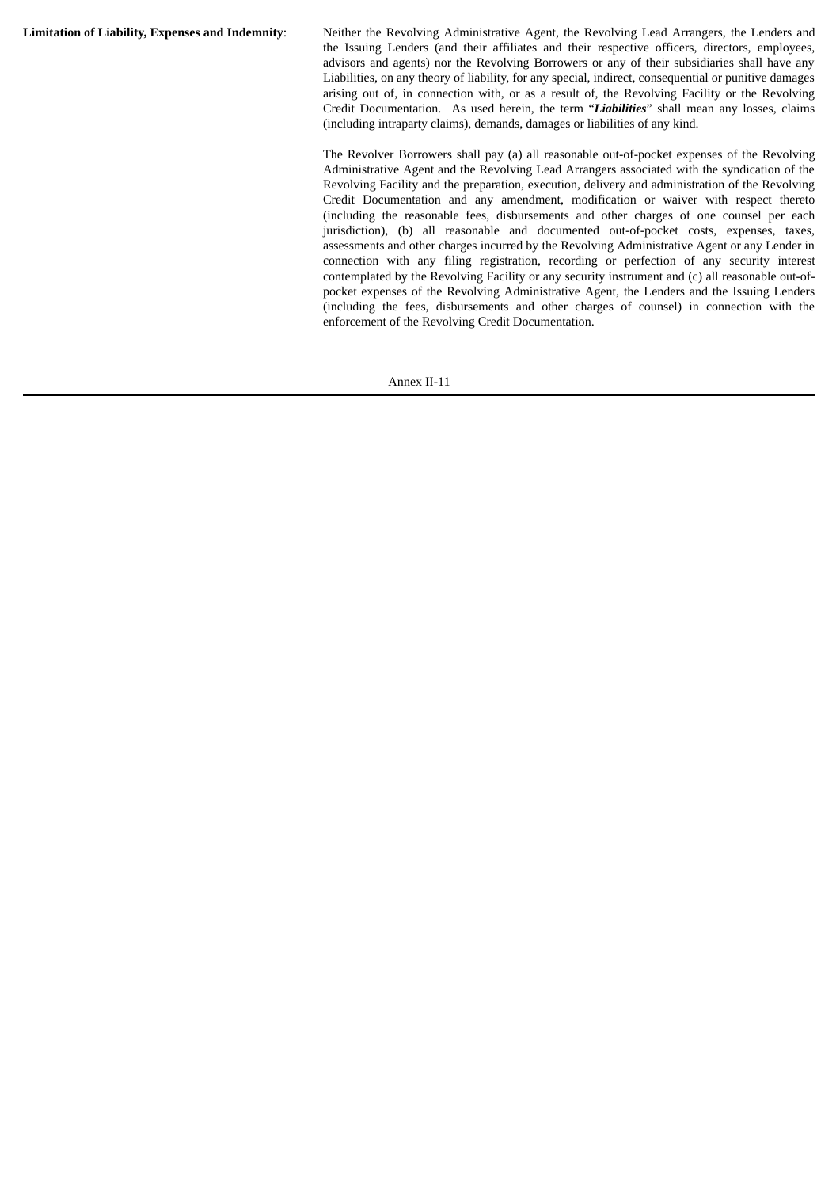**Limitation of Liability, Expenses and Indemnity**: Neither the Revolving Administrative Agent, the Revolving Lead Arrangers, the Lenders and the Issuing Lenders (and their affiliates and their respective officers, directors, employees, advisors and agents) nor the Revolving Borrowers or any of their subsidiaries shall have any Liabilities, on any theory of liability, for any special, indirect, consequential or punitive damages arising out of, in connection with, or as a result of, the Revolving Facility or the Revolving Credit Documentation. As used herein, the term "***Liabilities***" shall mean any losses, claims (including intraparty claims), demands, damages or liabilities of any kind.

The Revolver Borrowers shall pay (a) all reasonable out-of-pocket expenses of the Revolving Administrative Agent and the Revolving Lead Arrangers associated with the syndication of the Revolving Facility and the preparation, execution, delivery and administration of the Revolving Credit Documentation and any amendment, modification or waiver with respect thereto (including the reasonable fees, disbursements and other charges of one counsel per each jurisdiction), (b) all reasonable and documented out-of-pocket costs, expenses, taxes, assessments and other charges incurred by the Revolving Administrative Agent or any Lender in connection with any filing registration, recording or perfection of any security interest contemplated by the Revolving Facility or any security instrument and (c) all reasonable out-of-pocket expenses of the Revolving Administrative Agent, the Lenders and the Issuing Lenders (including the fees, disbursements and other charges of counsel) in connection with the enforcement of the Revolving Credit Documentation.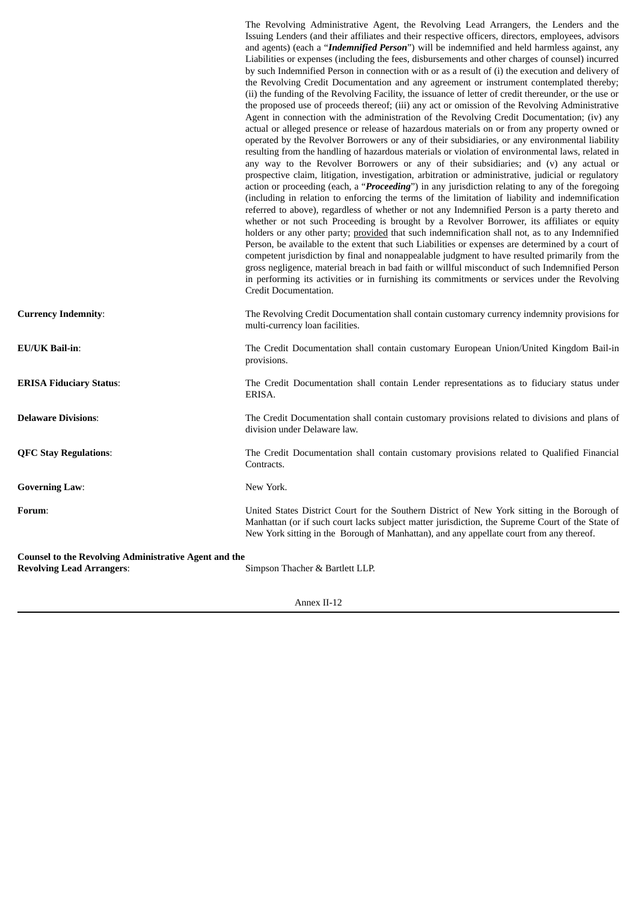The Revolving Administrative Agent, the Revolving Lead Arrangers, the Lenders and the Issuing Lenders (and their affiliates and their respective officers, directors, employees, advisors and agents) (each a "***Indemnified Person***") will be indemnified and held harmless against, any Liabilities or expenses (including the fees, disbursements and other charges of counsel) incurred by such Indemnified Person in connection with or as a result of (i) the execution and delivery of the Revolving Credit Documentation and any agreement or instrument contemplated thereby; (ii) the funding of the Revolving Facility, the issuance of letter of credit thereunder, or the use or the proposed use of proceeds thereof; (iii) any act or omission of the Revolving Administrative Agent in connection with the administration of the Revolving Credit Documentation; (iv) any actual or alleged presence or release of hazardous materials on or from any property owned or operated by the Revolver Borrowers or any of their subsidiaries, or any environmental liability resulting from the handling of hazardous materials or violation of environmental laws, related in any way to the Revolver Borrowers or any of their subsidiaries; and (v) any actual or prospective claim, litigation, investigation, arbitration or administrative, judicial or regulatory action or proceeding (each, a "***Proceeding***") in any jurisdiction relating to any of the foregoing (including in relation to enforcing the terms of the limitation of liability and indemnification referred to above), regardless of whether or not any Indemnified Person is a party thereto and whether or not such Proceeding is brought by a Revolver Borrower, its affiliates or equity holders or any other party; provided that such indemnification shall not, as to any Indemnified Person, be available to the extent that such Liabilities or expenses are determined by a court of competent jurisdiction by final and nonappealable judgment to have resulted primarily from the gross negligence, material breach in bad faith or willful misconduct of such Indemnified Person in performing its activities or in furnishing its commitments or services under the Revolving Credit Documentation.

**Currency Indemnity**: The Revolving Credit Documentation shall contain customary currency indemnity provisions for multi-currency loan facilities.

**EU/UK Bail-in**: The Credit Documentation shall contain customary European Union/United Kingdom Bail-in provisions.

**ERISA Fiduciary Status**: The Credit Documentation shall contain Lender representations as to fiduciary status under ERISA.

**Delaware Divisions**: The Credit Documentation shall contain customary provisions related to divisions and plans of division under Delaware law.

**QFC Stay Regulations**: The Credit Documentation shall contain customary provisions related to Qualified Financial Contracts.

**Governing Law**: New York.

**Forum**: United States District Court for the Southern District of New York sitting in the Borough of Manhattan (or if such court lacks subject matter jurisdiction, the Supreme Court of the State of New York sitting in the Borough of Manhattan), and any appellate court from any thereof.

**Counsel to the Revolving Administrative Agent and the Revolving Lead Arrangers**: Simpson Thacher & Bartlett LLP.

Annex II-12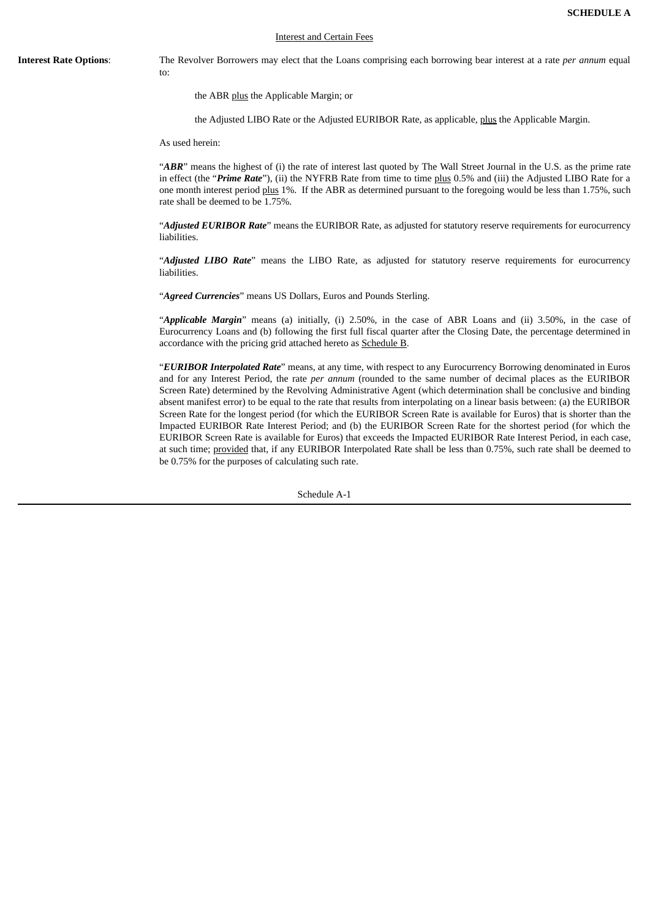**SCHEDULE A**

Interest and Certain Fees

**Interest Rate Options**: The Revolver Borrowers may elect that the Loans comprising each borrowing bear interest at a rate *per annum* equal to:

the ABR plus the Applicable Margin; or

the Adjusted LIBO Rate or the Adjusted EURIBOR Rate, as applicable, plus the Applicable Margin.

As used herein:

"***ABR***" means the highest of (i) the rate of interest last quoted by The Wall Street Journal in the U.S. as the prime rate in effect (the "***Prime Rate***"), (ii) the NYFRB Rate from time to time plus 0.5% and (iii) the Adjusted LIBO Rate for a one month interest period plus 1%. If the ABR as determined pursuant to the foregoing would be less than 1.75%, such rate shall be deemed to be 1.75%.

"***Adjusted EURIBOR Rate***" means the EURIBOR Rate, as adjusted for statutory reserve requirements for eurocurrency liabilities.

"***Adjusted LIBO Rate***" means the LIBO Rate, as adjusted for statutory reserve requirements for eurocurrency liabilities.

"***Agreed Currencies***" means US Dollars, Euros and Pounds Sterling.

"***Applicable Margin***" means (a) initially, (i) 2.50%, in the case of ABR Loans and (ii) 3.50%, in the case of Eurocurrency Loans and (b) following the first full fiscal quarter after the Closing Date, the percentage determined in accordance with the pricing grid attached hereto as Schedule B.

"***EURIBOR Interpolated Rate***" means, at any time, with respect to any Eurocurrency Borrowing denominated in Euros and for any Interest Period, the rate *per annum* (rounded to the same number of decimal places as the EURIBOR Screen Rate) determined by the Revolving Administrative Agent (which determination shall be conclusive and binding absent manifest error) to be equal to the rate that results from interpolating on a linear basis between: (a) the EURIBOR Screen Rate for the longest period (for which the EURIBOR Screen Rate is available for Euros) that is shorter than the Impacted EURIBOR Rate Interest Period; and (b) the EURIBOR Screen Rate for the shortest period (for which the EURIBOR Screen Rate is available for Euros) that exceeds the Impacted EURIBOR Rate Interest Period, in each case, at such time; provided that, if any EURIBOR Interpolated Rate shall be less than 0.75%, such rate shall be deemed to be 0.75% for the purposes of calculating such rate.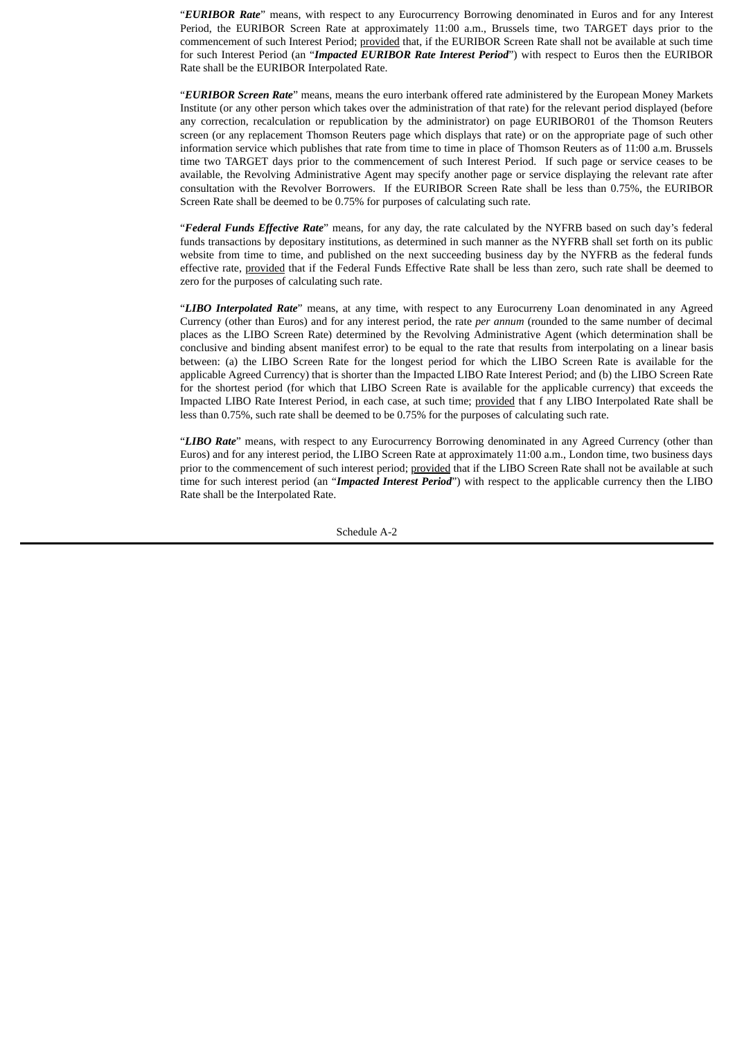"***EURIBOR Rate***" means, with respect to any Eurocurrency Borrowing denominated in Euros and for any Interest Period, the EURIBOR Screen Rate at approximately 11:00 a.m., Brussels time, two TARGET days prior to the commencement of such Interest Period; provided that, if the EURIBOR Screen Rate shall not be available at such time for such Interest Period (an "***Impacted EURIBOR Rate Interest Period***") with respect to Euros then the EURIBOR Rate shall be the EURIBOR Interpolated Rate.

"***EURIBOR Screen Rate***" means, means the euro interbank offered rate administered by the European Money Markets Institute (or any other person which takes over the administration of that rate) for the relevant period displayed (before any correction, recalculation or republication by the administrator) on page EURIBOR01 of the Thomson Reuters screen (or any replacement Thomson Reuters page which displays that rate) or on the appropriate page of such other information service which publishes that rate from time to time in place of Thomson Reuters as of 11:00 a.m. Brussels time two TARGET days prior to the commencement of such Interest Period. If such page or service ceases to be available, the Revolving Administrative Agent may specify another page or service displaying the relevant rate after consultation with the Revolver Borrowers. If the EURIBOR Screen Rate shall be less than 0.75%, the EURIBOR Screen Rate shall be deemed to be 0.75% for purposes of calculating such rate.

"***Federal Funds Effective Rate***" means, for any day, the rate calculated by the NYFRB based on such day's federal funds transactions by depositary institutions, as determined in such manner as the NYFRB shall set forth on its public website from time to time, and published on the next succeeding business day by the NYFRB as the federal funds effective rate, provided that if the Federal Funds Effective Rate shall be less than zero, such rate shall be deemed to zero for the purposes of calculating such rate.

"***LIBO Interpolated Rate***" means, at any time, with respect to any Eurocurreny Loan denominated in any Agreed Currency (other than Euros) and for any interest period, the rate *per annum* (rounded to the same number of decimal places as the LIBO Screen Rate) determined by the Revolving Administrative Agent (which determination shall be conclusive and binding absent manifest error) to be equal to the rate that results from interpolating on a linear basis between: (a) the LIBO Screen Rate for the longest period for which the LIBO Screen Rate is available for the applicable Agreed Currency) that is shorter than the Impacted LIBO Rate Interest Period; and (b) the LIBO Screen Rate for the shortest period (for which that LIBO Screen Rate is available for the applicable currency) that exceeds the Impacted LIBO Rate Interest Period, in each case, at such time; provided that f any LIBO Interpolated Rate shall be less than 0.75%, such rate shall be deemed to be 0.75% for the purposes of calculating such rate.

"***LIBO Rate***" means, with respect to any Eurocurrency Borrowing denominated in any Agreed Currency (other than Euros) and for any interest period, the LIBO Screen Rate at approximately 11:00 a.m., London time, two business days prior to the commencement of such interest period; provided that if the LIBO Screen Rate shall not be available at such time for such interest period (an "***Impacted Interest Period***") with respect to the applicable currency then the LIBO Rate shall be the Interpolated Rate.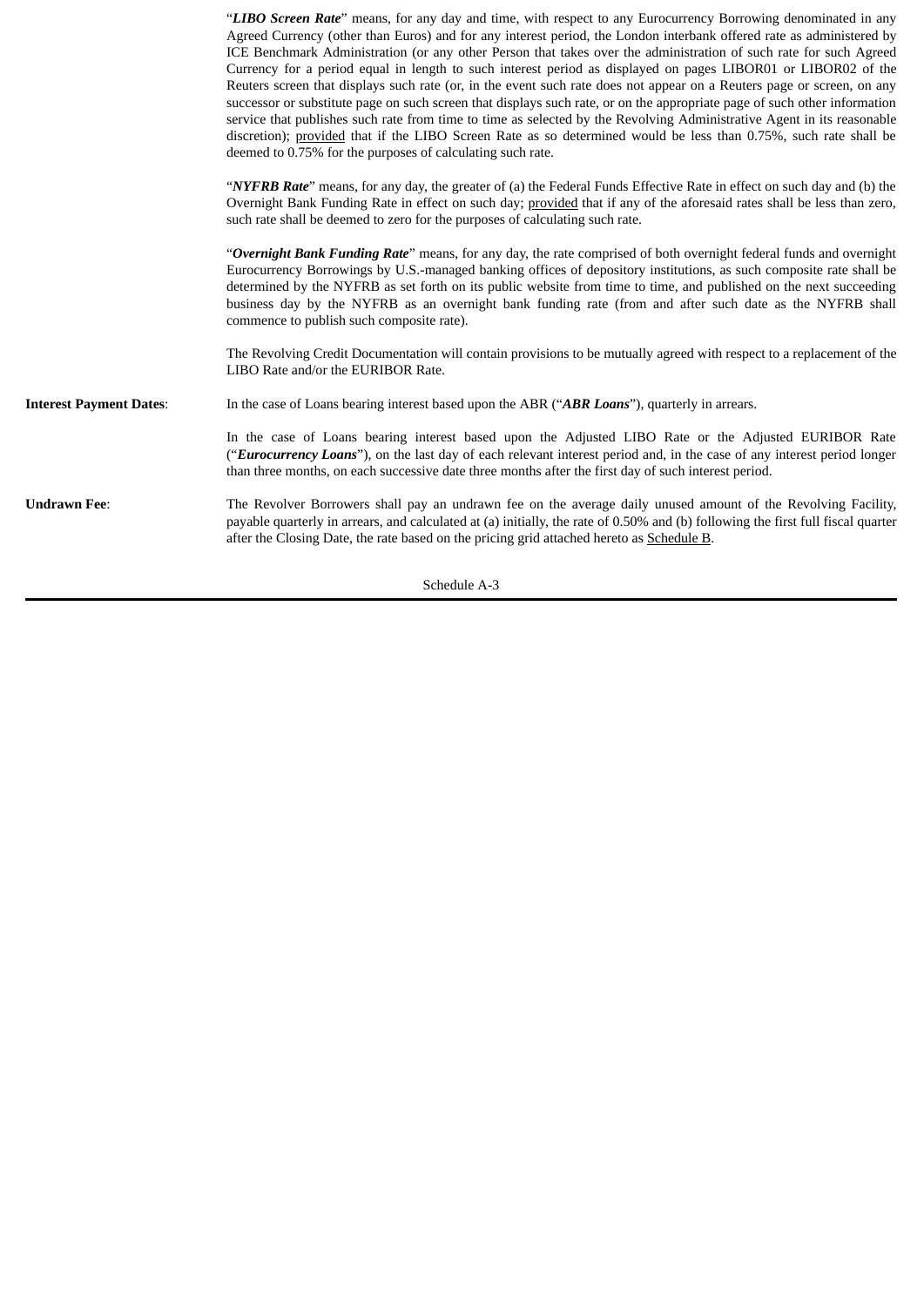"***LIBO Screen Rate***" means, for any day and time, with respect to any Eurocurrency Borrowing denominated in any Agreed Currency (other than Euros) and for any interest period, the London interbank offered rate as administered by ICE Benchmark Administration (or any other Person that takes over the administration of such rate for such Agreed Currency for a period equal in length to such interest period as displayed on pages LIBOR01 or LIBOR02 of the Reuters screen that displays such rate (or, in the event such rate does not appear on a Reuters page or screen, on any successor or substitute page on such screen that displays such rate, or on the appropriate page of such other information service that publishes such rate from time to time as selected by the Revolving Administrative Agent in its reasonable discretion); provided that if the LIBO Screen Rate as so determined would be less than 0.75%, such rate shall be deemed to 0.75% for the purposes of calculating such rate.

"***NYFRB Rate***" means, for any day, the greater of (a) the Federal Funds Effective Rate in effect on such day and (b) the Overnight Bank Funding Rate in effect on such day; provided that if any of the aforesaid rates shall be less than zero, such rate shall be deemed to zero for the purposes of calculating such rate.

"***Overnight Bank Funding Rate***" means, for any day, the rate comprised of both overnight federal funds and overnight Eurocurrency Borrowings by U.S.-managed banking offices of depository institutions, as such composite rate shall be determined by the NYFRB as set forth on its public website from time to time, and published on the next succeeding business day by the NYFRB as an overnight bank funding rate (from and after such date as the NYFRB shall commence to publish such composite rate).

The Revolving Credit Documentation will contain provisions to be mutually agreed with respect to a replacement of the LIBO Rate and/or the EURIBOR Rate.

**Interest Payment Dates**: In the case of Loans bearing interest based upon the ABR ("***ABR Loans***"), quarterly in arrears.

In the case of Loans bearing interest based upon the Adjusted LIBO Rate or the Adjusted EURIBOR Rate ("***Eurocurrency Loans***"), on the last day of each relevant interest period and, in the case of any interest period longer than three months, on each successive date three months after the first day of such interest period.

**Undrawn Fee**: The Revolver Borrowers shall pay an undrawn fee on the average daily unused amount of the Revolving Facility, payable quarterly in arrears, and calculated at (a) initially, the rate of 0.50% and (b) following the first full fiscal quarter after the Closing Date, the rate based on the pricing grid attached hereto as Schedule B.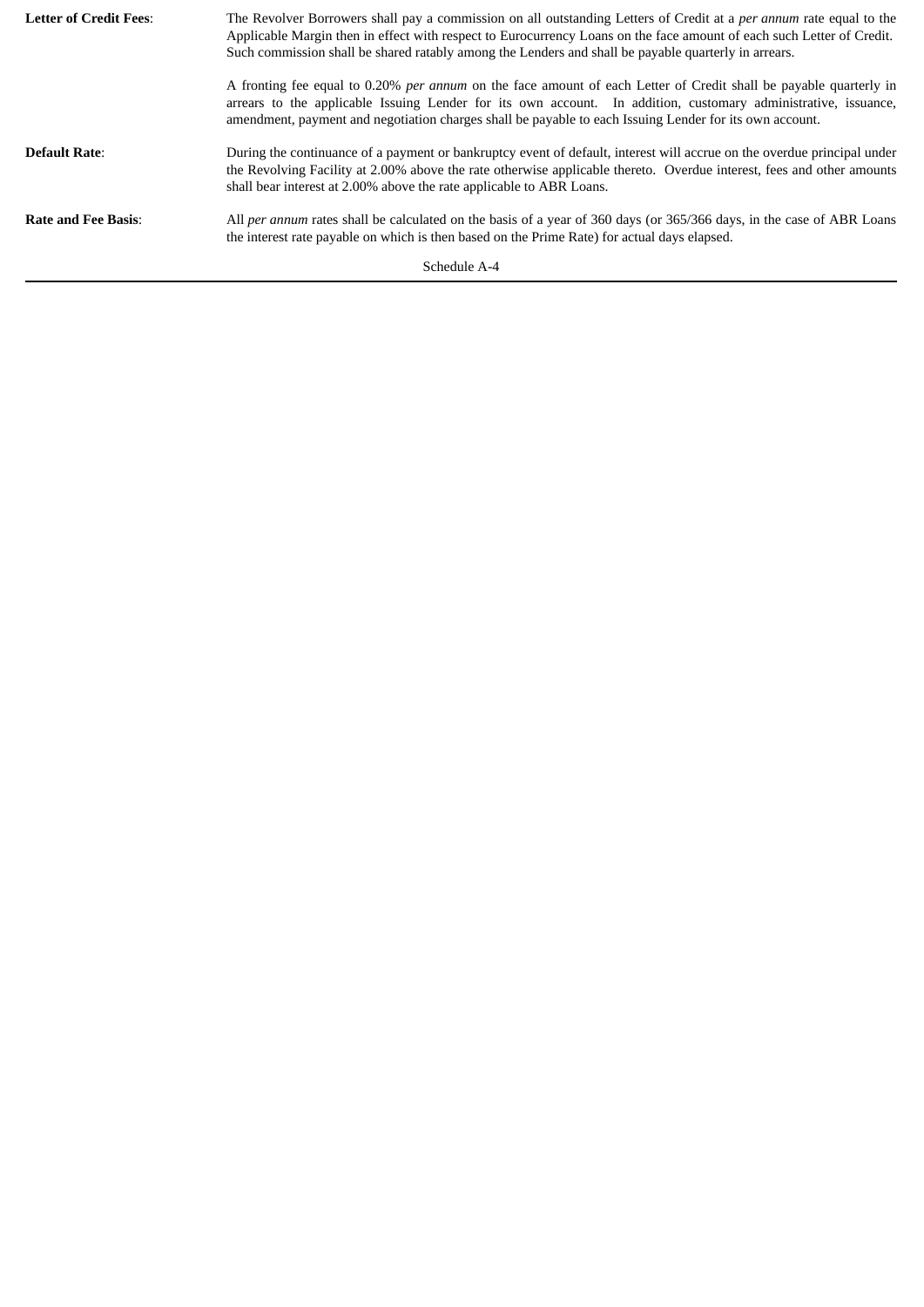**Letter of Credit Fees**: The Revolver Borrowers shall pay a commission on all outstanding Letters of Credit at a *per annum* rate equal to the Applicable Margin then in effect with respect to Eurocurrency Loans on the face amount of each such Letter of Credit. Such commission shall be shared ratably among the Lenders and shall be payable quarterly in arrears.

A fronting fee equal to 0.20% *per annum* on the face amount of each Letter of Credit shall be payable quarterly in arrears to the applicable Issuing Lender for its own account. In addition, customary administrative, issuance, amendment, payment and negotiation charges shall be payable to each Issuing Lender for its own account.

**Default Rate**: During the continuance of a payment or bankruptcy event of default, interest will accrue on the overdue principal under the Revolving Facility at 2.00% above the rate otherwise applicable thereto. Overdue interest, fees and other amounts shall bear interest at 2.00% above the rate applicable to ABR Loans.

**Rate and Fee Basis**: All *per annum* rates shall be calculated on the basis of a year of 360 days (or 365/366 days, in the case of ABR Loans the interest rate payable on which is then based on the Prime Rate) for actual days elapsed.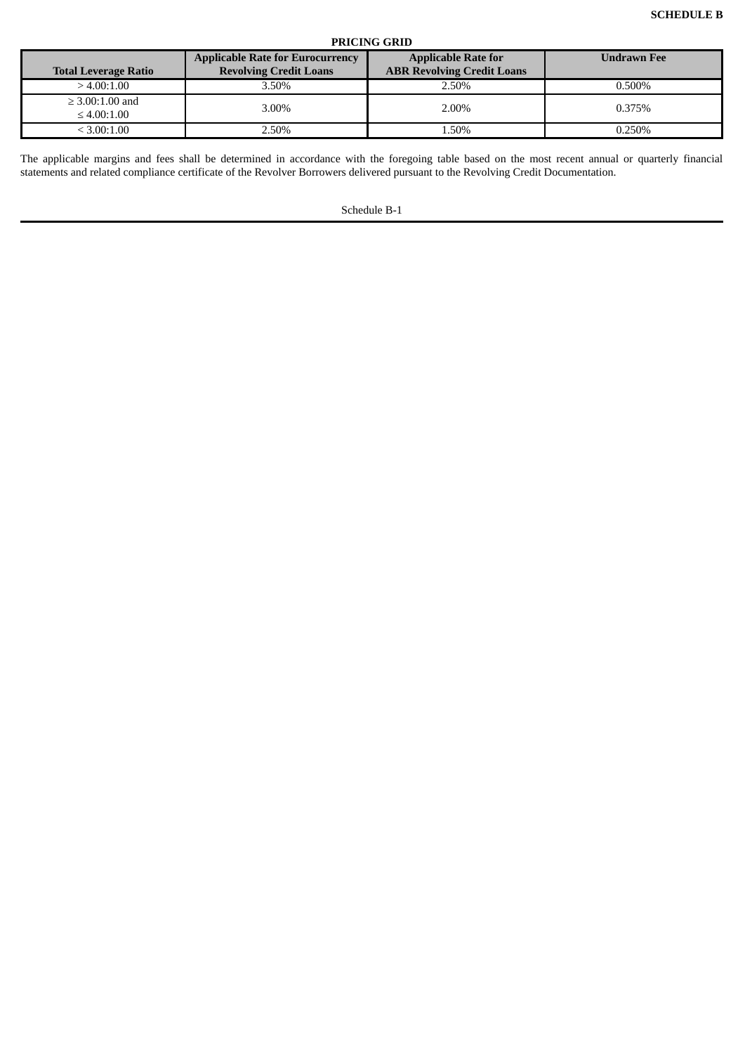**SCHEDULE B**

**PRICING GRID**

| Total Leverage Ratio | Applicable Rate for Eurocurrency Revolving Credit Loans | Applicable Rate for ABR Revolving Credit Loans | Undrawn Fee |
|---|---|---|---|
| > 4.00:1.00 | 3.50% | 2.50% | 0.500% |
| ≥ 3.00:1.00 and ≤ 4.00:1.00 | 3.00% | 2.00% | 0.375% |
| < 3.00:1.00 | 2.50% | 1.50% | 0.250% |

The applicable margins and fees shall be determined in accordance with the foregoing table based on the most recent annual or quarterly financial statements and related compliance certificate of the Revolver Borrowers delivered pursuant to the Revolving Credit Documentation.

Schedule B-1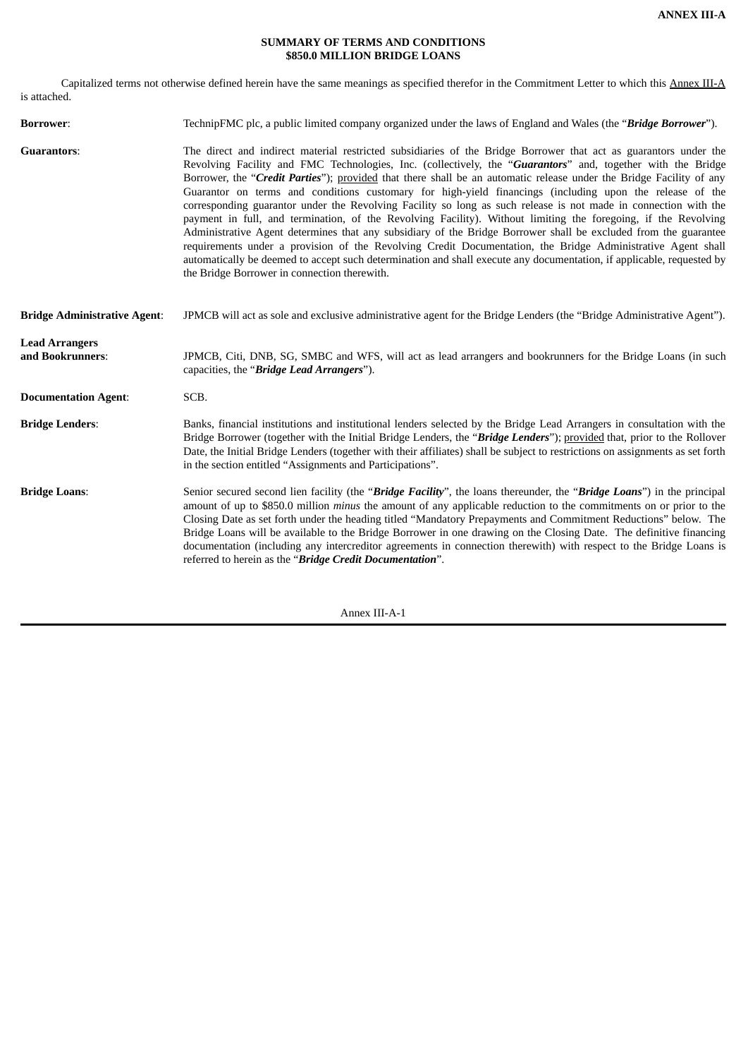**ANNEX III-A**

**SUMMARY OF TERMS AND CONDITIONS**
**$850.0 MILLION BRIDGE LOANS**

Capitalized terms not otherwise defined herein have the same meanings as specified therefor in the Commitment Letter to which this Annex III-A is attached.

**Borrower**: TechnipFMC plc, a public limited company organized under the laws of England and Wales (the "***Bridge Borrower***").

**Guarantors**: The direct and indirect material restricted subsidiaries of the Bridge Borrower that act as guarantors under the Revolving Facility and FMC Technologies, Inc. (collectively, the "***Guarantors***" and, together with the Bridge Borrower, the "***Credit Parties***"); provided that there shall be an automatic release under the Bridge Facility of any Guarantor on terms and conditions customary for high-yield financings (including upon the release of the corresponding guarantor under the Revolving Facility so long as such release is not made in connection with the payment in full, and termination, of the Revolving Facility). Without limiting the foregoing, if the Revolving Administrative Agent determines that any subsidiary of the Bridge Borrower shall be excluded from the guarantee requirements under a provision of the Revolving Credit Documentation, the Bridge Administrative Agent shall automatically be deemed to accept such determination and shall execute any documentation, if applicable, requested by the Bridge Borrower in connection therewith.

**Bridge Administrative Agent**: JPMCB will act as sole and exclusive administrative agent for the Bridge Lenders (the "Bridge Administrative Agent").

**Lead Arrangers and Bookrunners**: JPMCB, Citi, DNB, SG, SMBC and WFS, will act as lead arrangers and bookrunners for the Bridge Loans (in such capacities, the "***Bridge Lead Arrangers***").

**Documentation Agent**: SCB.

**Bridge Lenders**: Banks, financial institutions and institutional lenders selected by the Bridge Lead Arrangers in consultation with the Bridge Borrower (together with the Initial Bridge Lenders, the "***Bridge Lenders***"); provided that, prior to the Rollover Date, the Initial Bridge Lenders (together with their affiliates) shall be subject to restrictions on assignments as set forth in the section entitled "Assignments and Participations".

**Bridge Loans**: Senior secured second lien facility (the "***Bridge Facility***", the loans thereunder, the "***Bridge Loans***") in the principal amount of up to $850.0 million *minus* the amount of any applicable reduction to the commitments on or prior to the Closing Date as set forth under the heading titled "Mandatory Prepayments and Commitment Reductions" below. The Bridge Loans will be available to the Bridge Borrower in one drawing on the Closing Date. The definitive financing documentation (including any intercreditor agreements in connection therewith) with respect to the Bridge Loans is referred to herein as the "***Bridge Credit Documentation***".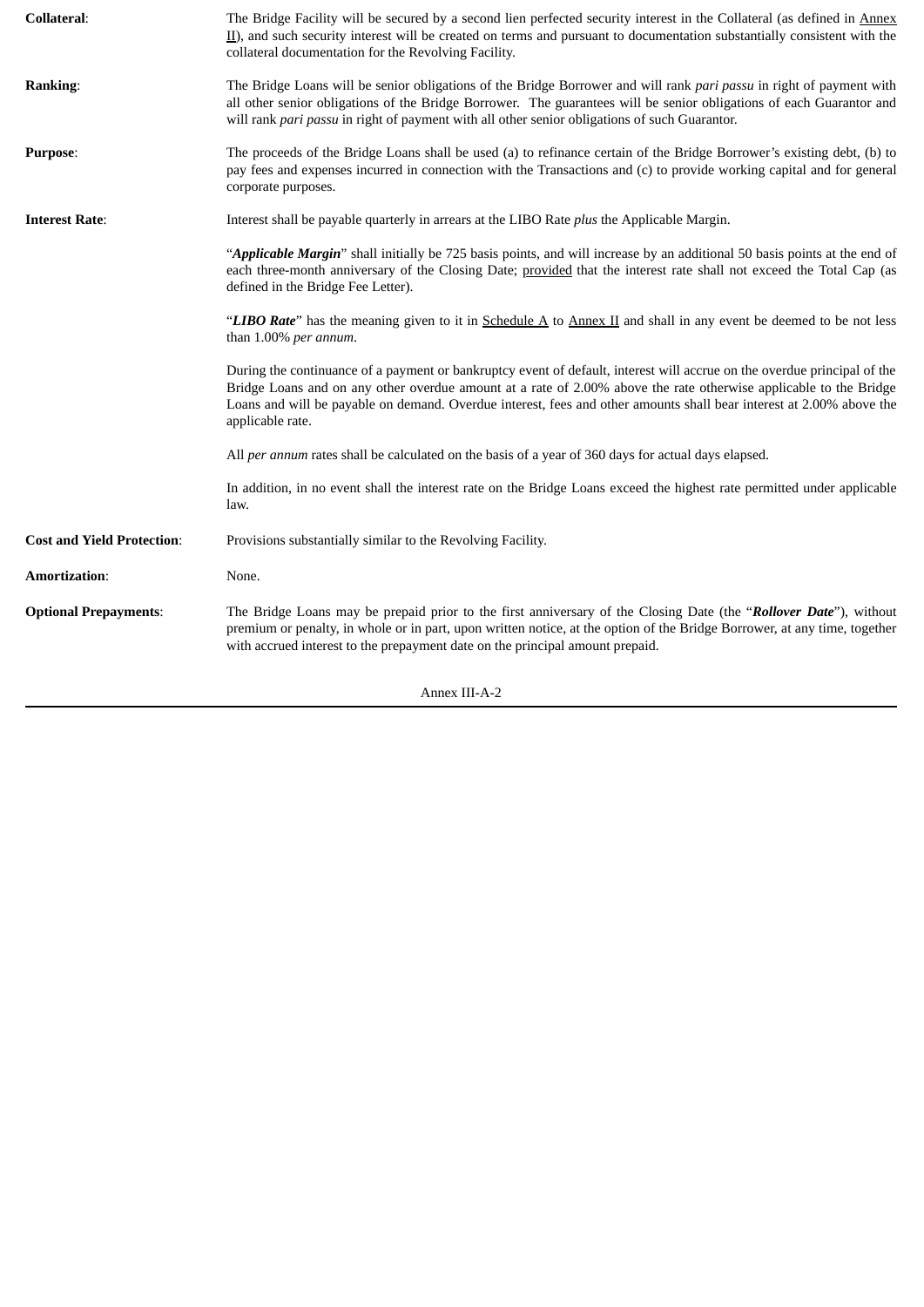**Collateral**: The Bridge Facility will be secured by a second lien perfected security interest in the Collateral (as defined in Annex II), and such security interest will be created on terms and pursuant to documentation substantially consistent with the collateral documentation for the Revolving Facility.

**Ranking**: The Bridge Loans will be senior obligations of the Bridge Borrower and will rank *pari passu* in right of payment with all other senior obligations of the Bridge Borrower. The guarantees will be senior obligations of each Guarantor and will rank *pari passu* in right of payment with all other senior obligations of such Guarantor.

**Purpose**: The proceeds of the Bridge Loans shall be used (a) to refinance certain of the Bridge Borrower's existing debt, (b) to pay fees and expenses incurred in connection with the Transactions and (c) to provide working capital and for general corporate purposes.

**Interest Rate**: Interest shall be payable quarterly in arrears at the LIBO Rate *plus* the Applicable Margin.

"***Applicable Margin***" shall initially be 725 basis points, and will increase by an additional 50 basis points at the end of each three-month anniversary of the Closing Date; provided that the interest rate shall not exceed the Total Cap (as defined in the Bridge Fee Letter).

"***LIBO Rate***" has the meaning given to it in Schedule A to Annex II and shall in any event be deemed to be not less than 1.00% *per annum*.

During the continuance of a payment or bankruptcy event of default, interest will accrue on the overdue principal of the Bridge Loans and on any other overdue amount at a rate of 2.00% above the rate otherwise applicable to the Bridge Loans and will be payable on demand. Overdue interest, fees and other amounts shall bear interest at 2.00% above the applicable rate.

All *per annum* rates shall be calculated on the basis of a year of 360 days for actual days elapsed.

In addition, in no event shall the interest rate on the Bridge Loans exceed the highest rate permitted under applicable law.

**Cost and Yield Protection**: Provisions substantially similar to the Revolving Facility.

**Amortization**: None.

**Optional Prepayments**: The Bridge Loans may be prepaid prior to the first anniversary of the Closing Date (the "***Rollover Date***"), without premium or penalty, in whole or in part, upon written notice, at the option of the Bridge Borrower, at any time, together with accrued interest to the prepayment date on the principal amount prepaid.

Annex III-A-2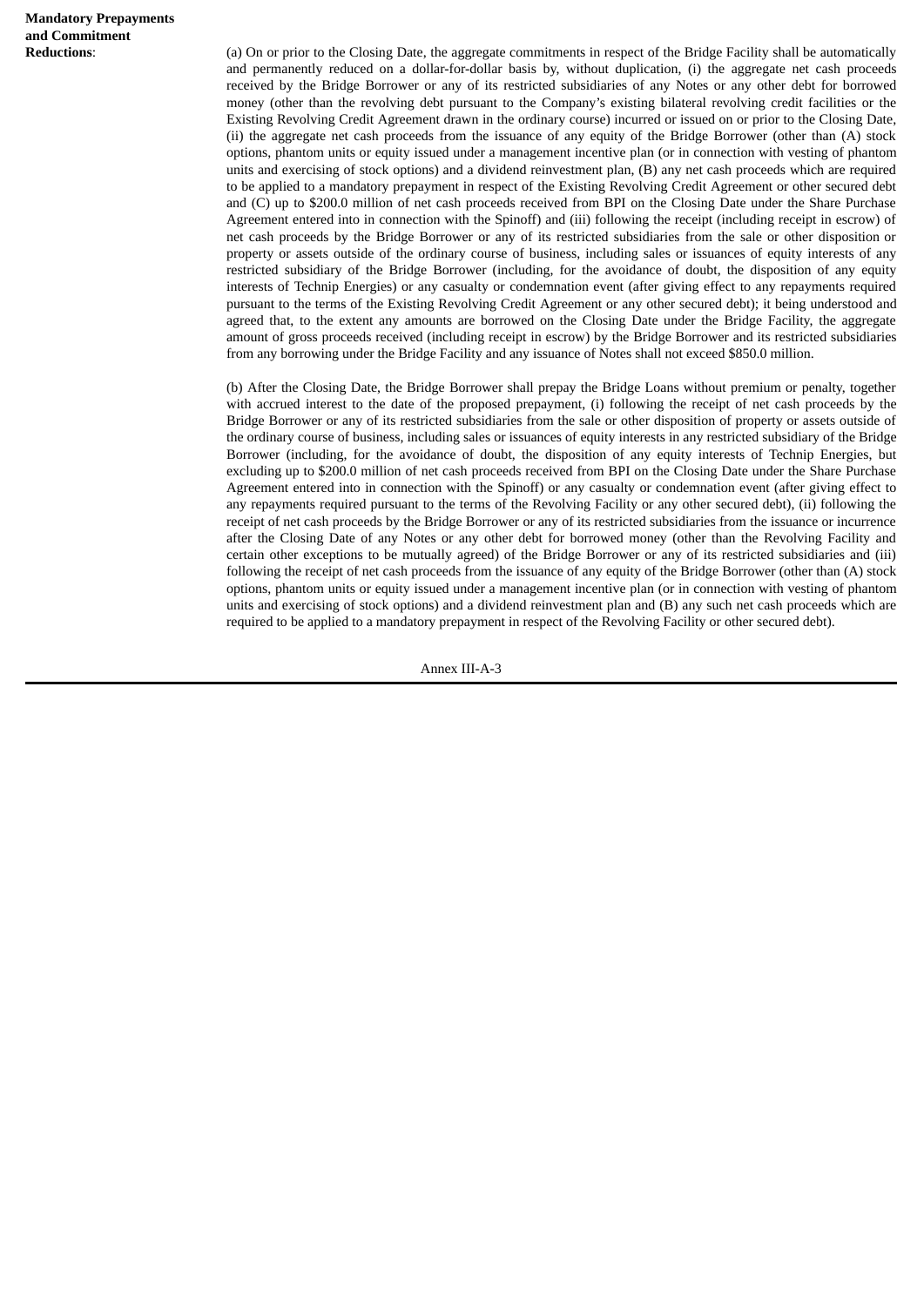**Mandatory Prepayments and Commitment Reductions**:

(a) On or prior to the Closing Date, the aggregate commitments in respect of the Bridge Facility shall be automatically and permanently reduced on a dollar-for-dollar basis by, without duplication, (i) the aggregate net cash proceeds received by the Bridge Borrower or any of its restricted subsidiaries of any Notes or any other debt for borrowed money (other than the revolving debt pursuant to the Company's existing bilateral revolving credit facilities or the Existing Revolving Credit Agreement drawn in the ordinary course) incurred or issued on or prior to the Closing Date, (ii) the aggregate net cash proceeds from the issuance of any equity of the Bridge Borrower (other than (A) stock options, phantom units or equity issued under a management incentive plan (or in connection with vesting of phantom units and exercising of stock options) and a dividend reinvestment plan, (B) any net cash proceeds which are required to be applied to a mandatory prepayment in respect of the Existing Revolving Credit Agreement or other secured debt and (C) up to $200.0 million of net cash proceeds received from BPI on the Closing Date under the Share Purchase Agreement entered into in connection with the Spinoff) and (iii) following the receipt (including receipt in escrow) of net cash proceeds by the Bridge Borrower or any of its restricted subsidiaries from the sale or other disposition or property or assets outside of the ordinary course of business, including sales or issuances of equity interests of any restricted subsidiary of the Bridge Borrower (including, for the avoidance of doubt, the disposition of any equity interests of Technip Energies) or any casualty or condemnation event (after giving effect to any repayments required pursuant to the terms of the Existing Revolving Credit Agreement or any other secured debt); it being understood and agreed that, to the extent any amounts are borrowed on the Closing Date under the Bridge Facility, the aggregate amount of gross proceeds received (including receipt in escrow) by the Bridge Borrower and its restricted subsidiaries from any borrowing under the Bridge Facility and any issuance of Notes shall not exceed $850.0 million.

(b) After the Closing Date, the Bridge Borrower shall prepay the Bridge Loans without premium or penalty, together with accrued interest to the date of the proposed prepayment, (i) following the receipt of net cash proceeds by the Bridge Borrower or any of its restricted subsidiaries from the sale or other disposition of property or assets outside of the ordinary course of business, including sales or issuances of equity interests in any restricted subsidiary of the Bridge Borrower (including, for the avoidance of doubt, the disposition of any equity interests of Technip Energies, but excluding up to $200.0 million of net cash proceeds received from BPI on the Closing Date under the Share Purchase Agreement entered into in connection with the Spinoff) or any casualty or condemnation event (after giving effect to any repayments required pursuant to the terms of the Revolving Facility or any other secured debt), (ii) following the receipt of net cash proceeds by the Bridge Borrower or any of its restricted subsidiaries from the issuance or incurrence after the Closing Date of any Notes or any other debt for borrowed money (other than the Revolving Facility and certain other exceptions to be mutually agreed) of the Bridge Borrower or any of its restricted subsidiaries and (iii) following the receipt of net cash proceeds from the issuance of any equity of the Bridge Borrower (other than (A) stock options, phantom units or equity issued under a management incentive plan (or in connection with vesting of phantom units and exercising of stock options) and a dividend reinvestment plan and (B) any such net cash proceeds which are required to be applied to a mandatory prepayment in respect of the Revolving Facility or other secured debt).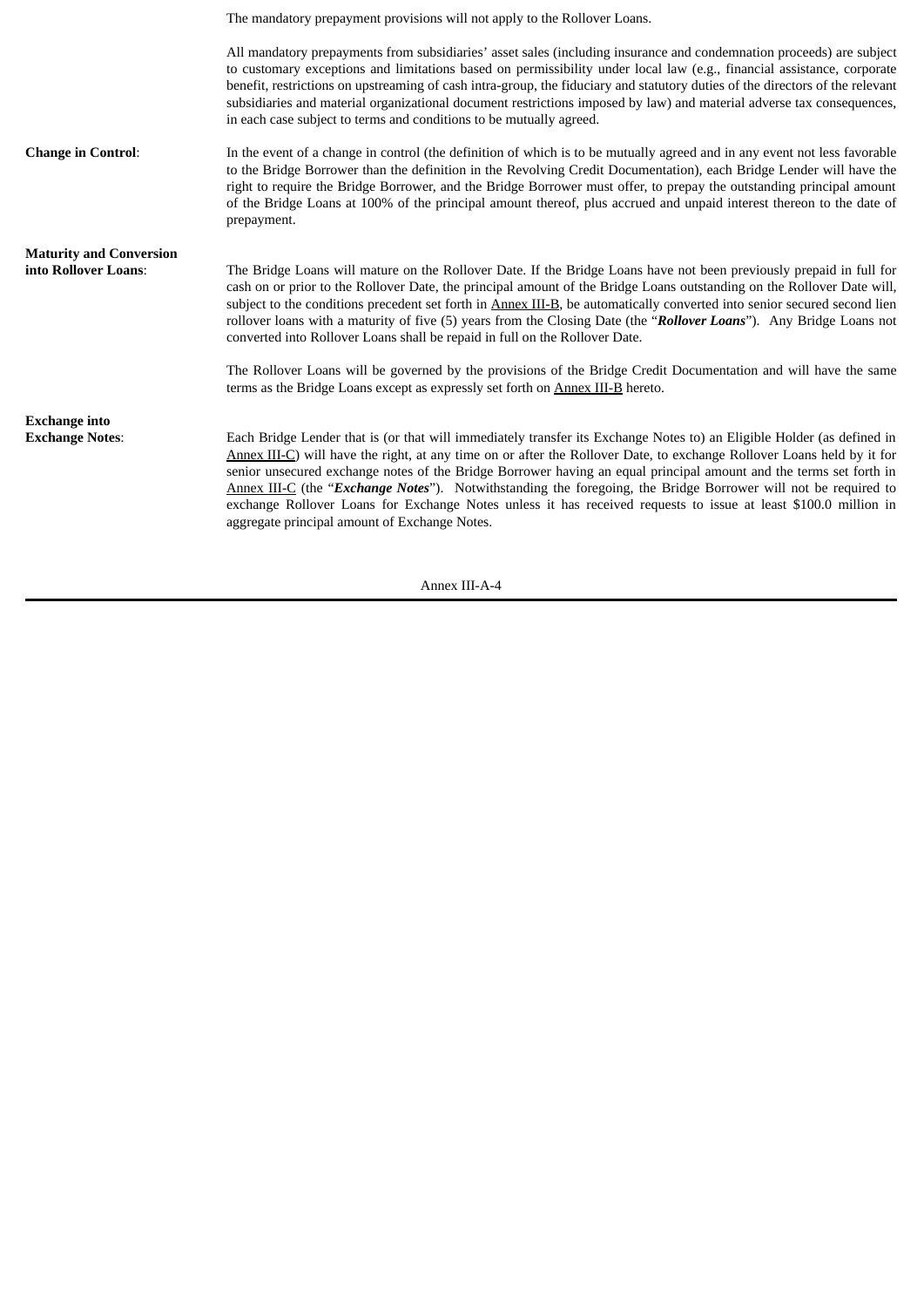The mandatory prepayment provisions will not apply to the Rollover Loans.

All mandatory prepayments from subsidiaries' asset sales (including insurance and condemnation proceeds) are subject to customary exceptions and limitations based on permissibility under local law (e.g., financial assistance, corporate benefit, restrictions on upstreaming of cash intra-group, the fiduciary and statutory duties of the directors of the relevant subsidiaries and material organizational document restrictions imposed by law) and material adverse tax consequences, in each case subject to terms and conditions to be mutually agreed.

**Change in Control**: In the event of a change in control (the definition of which is to be mutually agreed and in any event not less favorable to the Bridge Borrower than the definition in the Revolving Credit Documentation), each Bridge Lender will have the right to require the Bridge Borrower, and the Bridge Borrower must offer, to prepay the outstanding principal amount of the Bridge Loans at 100% of the principal amount thereof, plus accrued and unpaid interest thereon to the date of prepayment.

**Maturity and Conversion into Rollover Loans**: The Bridge Loans will mature on the Rollover Date. If the Bridge Loans have not been previously prepaid in full for cash on or prior to the Rollover Date, the principal amount of the Bridge Loans outstanding on the Rollover Date will, subject to the conditions precedent set forth in Annex III-B, be automatically converted into senior secured second lien rollover loans with a maturity of five (5) years from the Closing Date (the "***Rollover Loans***"). Any Bridge Loans not converted into Rollover Loans shall be repaid in full on the Rollover Date.

The Rollover Loans will be governed by the provisions of the Bridge Credit Documentation and will have the same terms as the Bridge Loans except as expressly set forth on Annex III-B hereto.

**Exchange into Exchange Notes**: Each Bridge Lender that is (or that will immediately transfer its Exchange Notes to) an Eligible Holder (as defined in Annex III-C) will have the right, at any time on or after the Rollover Date, to exchange Rollover Loans held by it for senior unsecured exchange notes of the Bridge Borrower having an equal principal amount and the terms set forth in Annex III-C (the "***Exchange Notes***"). Notwithstanding the foregoing, the Bridge Borrower will not be required to exchange Rollover Loans for Exchange Notes unless it has received requests to issue at least $100.0 million in aggregate principal amount of Exchange Notes.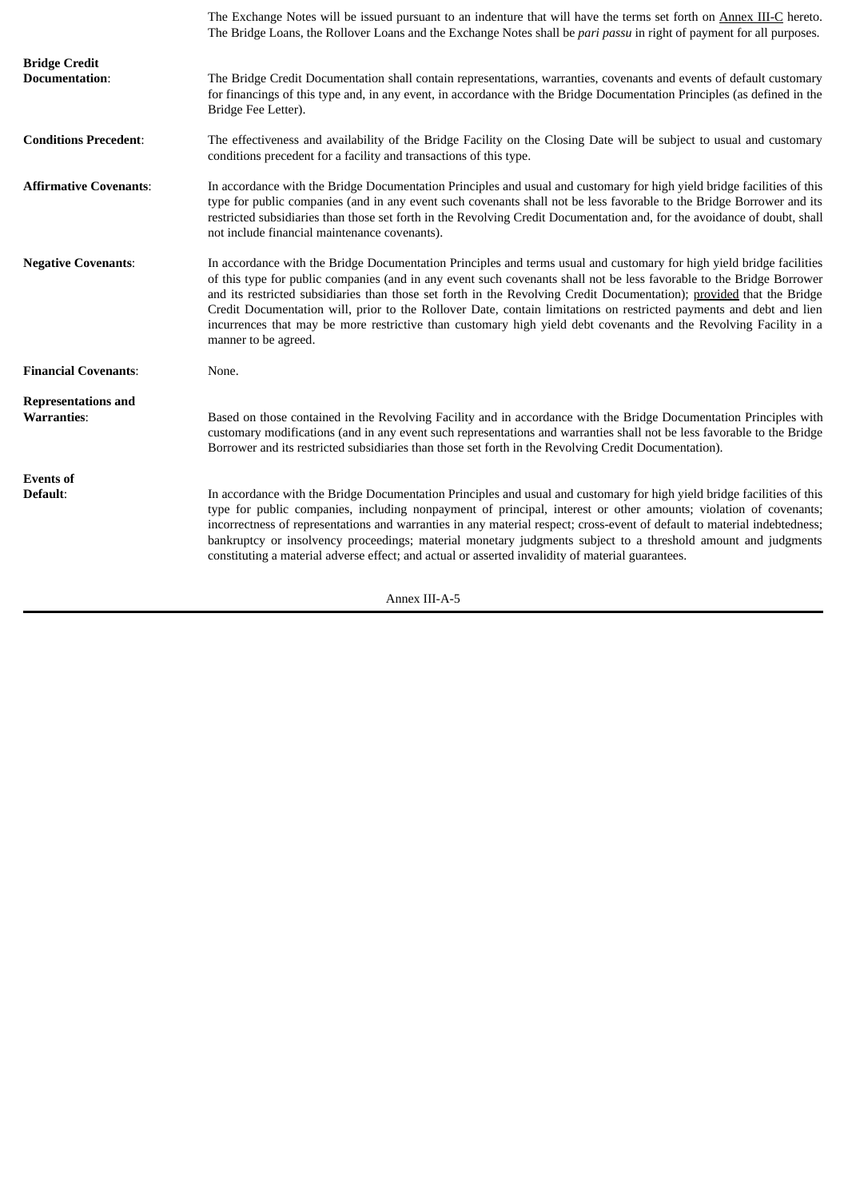The Exchange Notes will be issued pursuant to an indenture that will have the terms set forth on Annex III-C hereto. The Bridge Loans, the Rollover Loans and the Exchange Notes shall be *pari passu* in right of payment for all purposes.

**Bridge Credit Documentation**: The Bridge Credit Documentation shall contain representations, warranties, covenants and events of default customary for financings of this type and, in any event, in accordance with the Bridge Documentation Principles (as defined in the Bridge Fee Letter).

**Conditions Precedent**: The effectiveness and availability of the Bridge Facility on the Closing Date will be subject to usual and customary conditions precedent for a facility and transactions of this type.

**Affirmative Covenants**: In accordance with the Bridge Documentation Principles and usual and customary for high yield bridge facilities of this type for public companies (and in any event such covenants shall not be less favorable to the Bridge Borrower and its restricted subsidiaries than those set forth in the Revolving Credit Documentation and, for the avoidance of doubt, shall not include financial maintenance covenants).

**Negative Covenants**: In accordance with the Bridge Documentation Principles and terms usual and customary for high yield bridge facilities of this type for public companies (and in any event such covenants shall not be less favorable to the Bridge Borrower and its restricted subsidiaries than those set forth in the Revolving Credit Documentation); provided that the Bridge Credit Documentation will, prior to the Rollover Date, contain limitations on restricted payments and debt and lien incurrences that may be more restrictive than customary high yield debt covenants and the Revolving Facility in a manner to be agreed.

**Financial Covenants**: None.

**Representations and Warranties**: Based on those contained in the Revolving Facility and in accordance with the Bridge Documentation Principles with customary modifications (and in any event such representations and warranties shall not be less favorable to the Bridge Borrower and its restricted subsidiaries than those set forth in the Revolving Credit Documentation).

**Events of Default**: In accordance with the Bridge Documentation Principles and usual and customary for high yield bridge facilities of this type for public companies, including nonpayment of principal, interest or other amounts; violation of covenants; incorrectness of representations and warranties in any material respect; cross-event of default to material indebtedness; bankruptcy or insolvency proceedings; material monetary judgments subject to a threshold amount and judgments constituting a material adverse effect; and actual or asserted invalidity of material guarantees.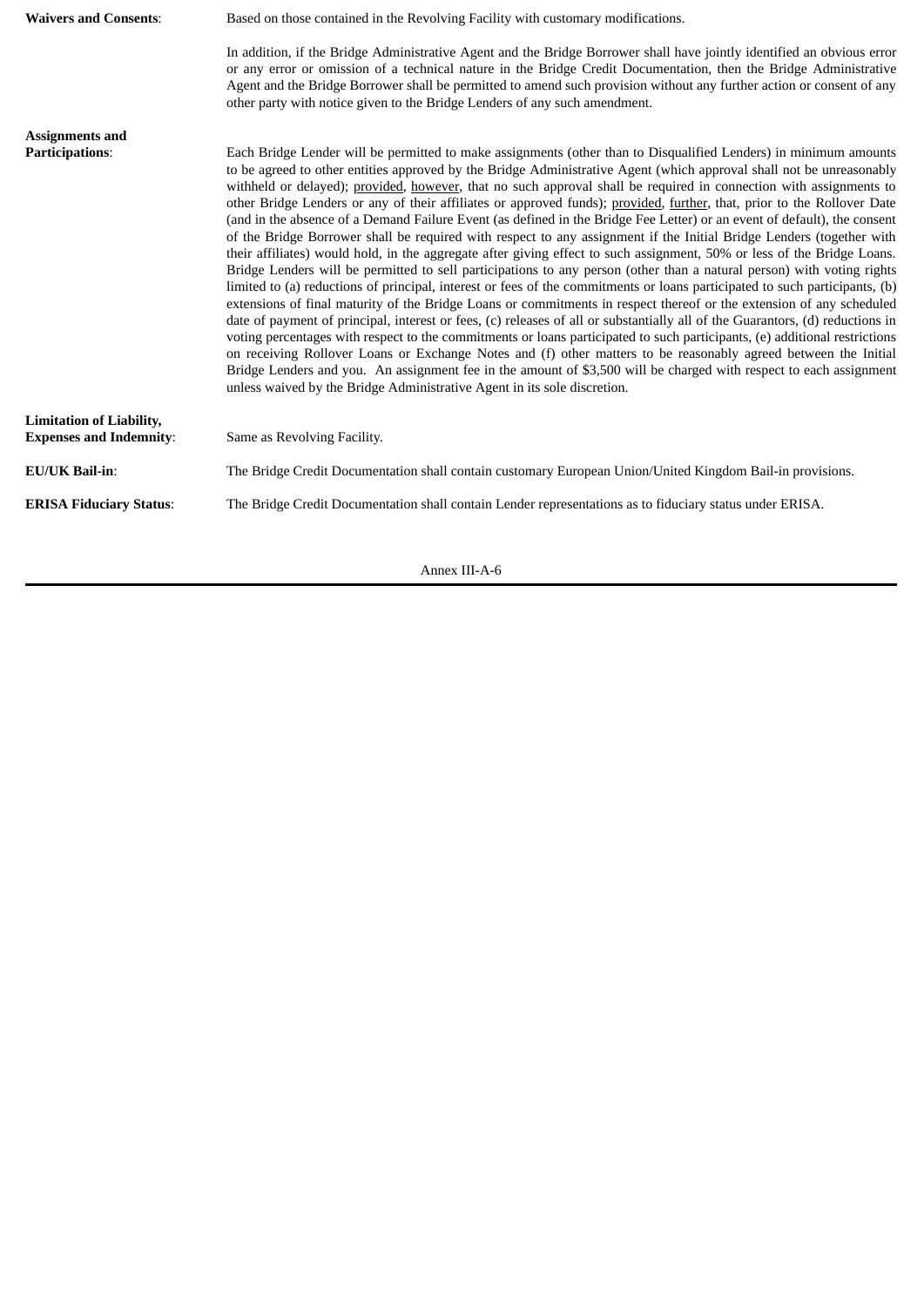**Waivers and Consents**: Based on those contained in the Revolving Facility with customary modifications.

In addition, if the Bridge Administrative Agent and the Bridge Borrower shall have jointly identified an obvious error or any error or omission of a technical nature in the Bridge Credit Documentation, then the Bridge Administrative Agent and the Bridge Borrower shall be permitted to amend such provision without any further action or consent of any other party with notice given to the Bridge Lenders of any such amendment.

**Assignments and Participations**: Each Bridge Lender will be permitted to make assignments (other than to Disqualified Lenders) in minimum amounts to be agreed to other entities approved by the Bridge Administrative Agent (which approval shall not be unreasonably withheld or delayed); provided, however, that no such approval shall be required in connection with assignments to other Bridge Lenders or any of their affiliates or approved funds); provided, further, that, prior to the Rollover Date (and in the absence of a Demand Failure Event (as defined in the Bridge Fee Letter) or an event of default), the consent of the Bridge Borrower shall be required with respect to any assignment if the Initial Bridge Lenders (together with their affiliates) would hold, in the aggregate after giving effect to such assignment, 50% or less of the Bridge Loans. Bridge Lenders will be permitted to sell participations to any person (other than a natural person) with voting rights limited to (a) reductions of principal, interest or fees of the commitments or loans participated to such participants, (b) extensions of final maturity of the Bridge Loans or commitments in respect thereof or the extension of any scheduled date of payment of principal, interest or fees, (c) releases of all or substantially all of the Guarantors, (d) reductions in voting percentages with respect to the commitments or loans participated to such participants, (e) additional restrictions on receiving Rollover Loans or Exchange Notes and (f) other matters to be reasonably agreed between the Initial Bridge Lenders and you. An assignment fee in the amount of $3,500 will be charged with respect to each assignment unless waived by the Bridge Administrative Agent in its sole discretion.

**Limitation of Liability, Expenses and Indemnity**: Same as Revolving Facility.

**EU/UK Bail-in**: The Bridge Credit Documentation shall contain customary European Union/United Kingdom Bail-in provisions.

**ERISA Fiduciary Status**: The Bridge Credit Documentation shall contain Lender representations as to fiduciary status under ERISA.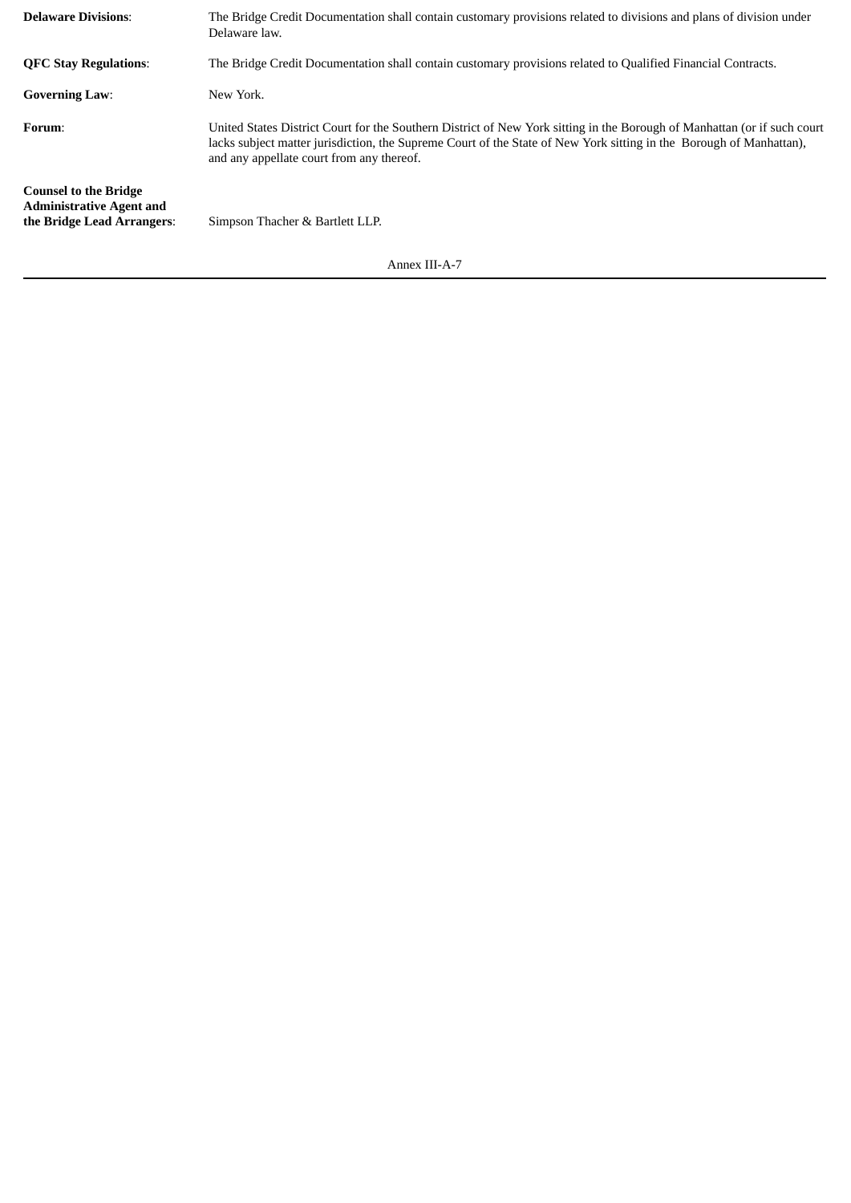| | |
|---|---|
| **Delaware Divisions**: | The Bridge Credit Documentation shall contain customary provisions related to divisions and plans of division under Delaware law. |
| **QFC Stay Regulations**: | The Bridge Credit Documentation shall contain customary provisions related to Qualified Financial Contracts. |
| **Governing Law**: | New York. |
| **Forum**: | United States District Court for the Southern District of New York sitting in the Borough of Manhattan (or if such court lacks subject matter jurisdiction, the Supreme Court of the State of New York sitting in the Borough of Manhattan), and any appellate court from any thereof. |
| **Counsel to the Bridge Administrative Agent and the Bridge Lead Arrangers**: | Simpson Thacher & Bartlett LLP. |

Annex III-A-7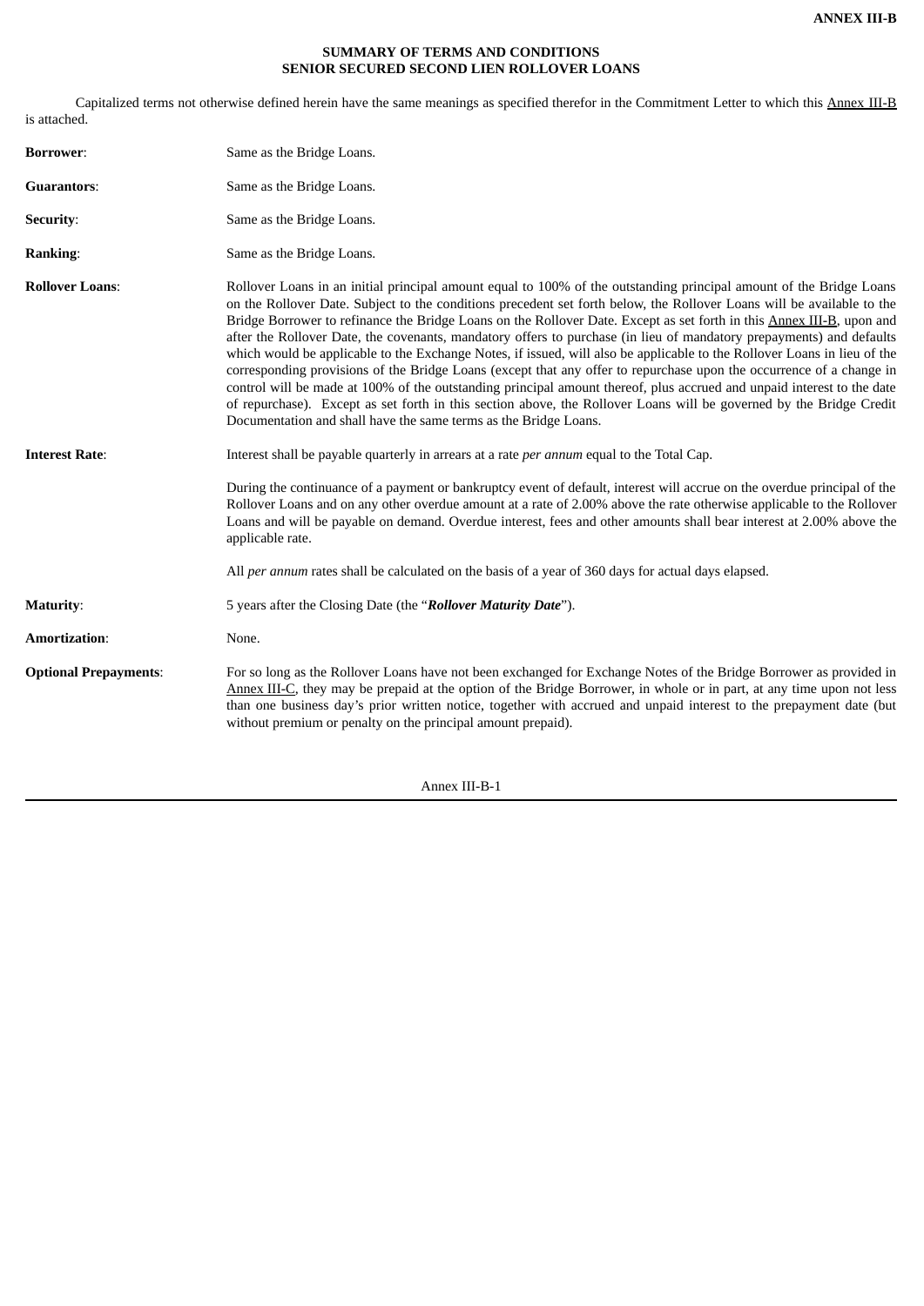**ANNEX III-B**

**SUMMARY OF TERMS AND CONDITIONS**
**SENIOR SECURED SECOND LIEN ROLLOVER LOANS**

Capitalized terms not otherwise defined herein have the same meanings as specified therefor in the Commitment Letter to which this Annex III-B is attached.

**Borrower**: Same as the Bridge Loans.

**Guarantors**: Same as the Bridge Loans.

**Security**: Same as the Bridge Loans.

**Ranking**: Same as the Bridge Loans.

**Rollover Loans**: Rollover Loans in an initial principal amount equal to 100% of the outstanding principal amount of the Bridge Loans on the Rollover Date. Subject to the conditions precedent set forth below, the Rollover Loans will be available to the Bridge Borrower to refinance the Bridge Loans on the Rollover Date. Except as set forth in this Annex III-B, upon and after the Rollover Date, the covenants, mandatory offers to purchase (in lieu of mandatory prepayments) and defaults which would be applicable to the Exchange Notes, if issued, will also be applicable to the Rollover Loans in lieu of the corresponding provisions of the Bridge Loans (except that any offer to repurchase upon the occurrence of a change in control will be made at 100% of the outstanding principal amount thereof, plus accrued and unpaid interest to the date of repurchase). Except as set forth in this section above, the Rollover Loans will be governed by the Bridge Credit Documentation and shall have the same terms as the Bridge Loans.

**Interest Rate**: Interest shall be payable quarterly in arrears at a rate *per annum* equal to the Total Cap.

During the continuance of a payment or bankruptcy event of default, interest will accrue on the overdue principal of the Rollover Loans and on any other overdue amount at a rate of 2.00% above the rate otherwise applicable to the Rollover Loans and will be payable on demand. Overdue interest, fees and other amounts shall bear interest at 2.00% above the applicable rate.

All *per annum* rates shall be calculated on the basis of a year of 360 days for actual days elapsed.

**Maturity**: 5 years after the Closing Date (the "***Rollover Maturity Date***").

**Amortization**: None.

**Optional Prepayments**: For so long as the Rollover Loans have not been exchanged for Exchange Notes of the Bridge Borrower as provided in Annex III-C, they may be prepaid at the option of the Bridge Borrower, in whole or in part, at any time upon not less than one business day's prior written notice, together with accrued and unpaid interest to the prepayment date (but without premium or penalty on the principal amount prepaid).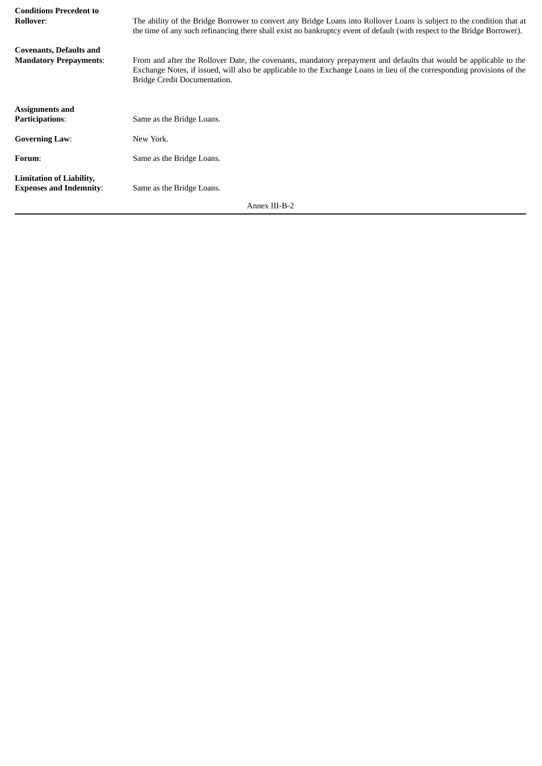| | |
|---|---|
| **Conditions Precedent to Rollover**: | The ability of the Bridge Borrower to convert any Bridge Loans into Rollover Loans is subject to the condition that at the time of any such refinancing there shall exist no bankruptcy event of default (with respect to the Bridge Borrower). |
| **Covenants, Defaults and Mandatory Prepayments**: | From and after the Rollover Date, the covenants, mandatory prepayment and defaults that would be applicable to the Exchange Notes, if issued, will also be applicable to the Exchange Loans in lieu of the corresponding provisions of the Bridge Credit Documentation. |
| **Assignments and Participations**: | Same as the Bridge Loans. |
| **Governing Law**: | New York. |
| **Forum**: | Same as the Bridge Loans. |
| **Limitation of Liability, Expenses and Indemnity**: | Same as the Bridge Loans. |

Annex III-B-2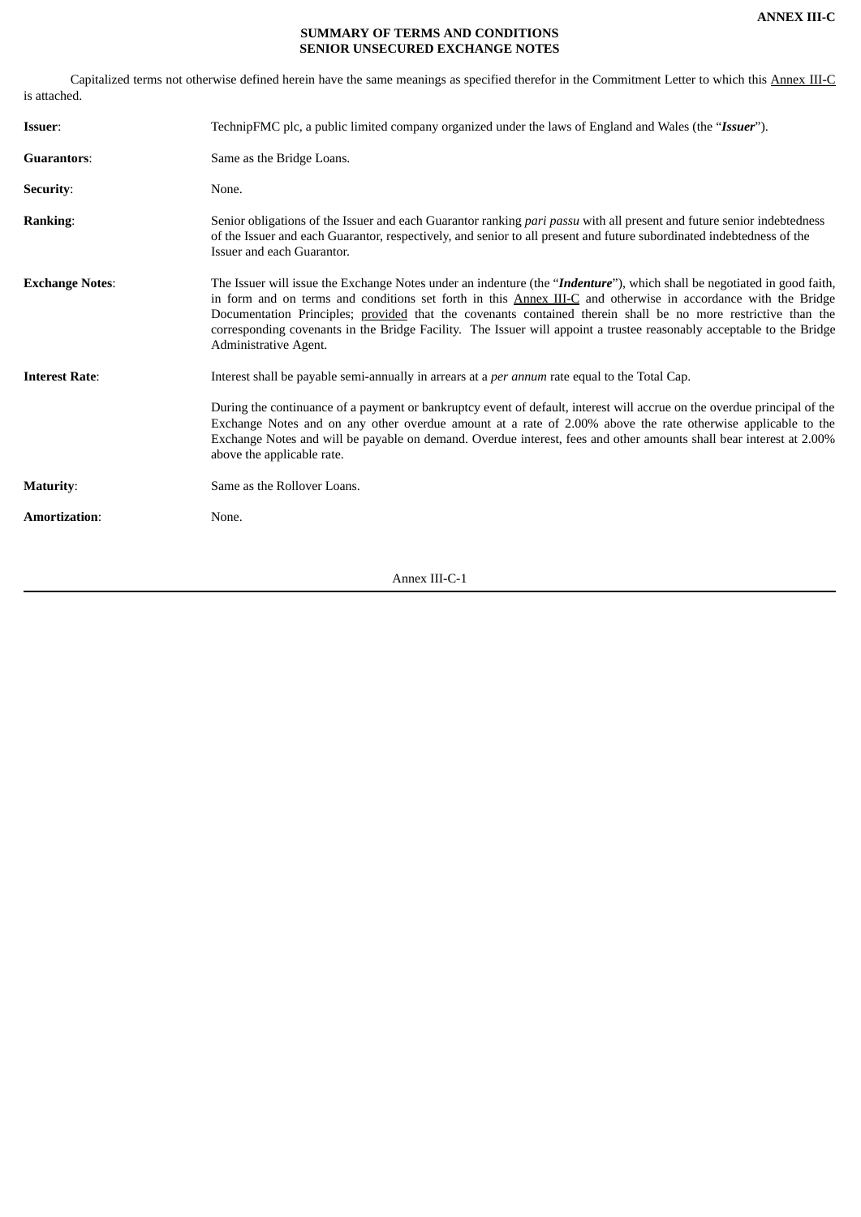**ANNEX III-C**

**SUMMARY OF TERMS AND CONDITIONS**
**SENIOR UNSECURED EXCHANGE NOTES**

Capitalized terms not otherwise defined herein have the same meanings as specified therefor in the Commitment Letter to which this Annex III-C is attached.

| | |
|---|---|
| **Issuer**: | TechnipFMC plc, a public limited company organized under the laws of England and Wales (the "***Issuer***"). |
| **Guarantors**: | Same as the Bridge Loans. |
| **Security**: | None. |
| **Ranking**: | Senior obligations of the Issuer and each Guarantor ranking *pari passu* with all present and future senior indebtedness of the Issuer and each Guarantor, respectively, and senior to all present and future subordinated indebtedness of the Issuer and each Guarantor. |
| **Exchange Notes**: | The Issuer will issue the Exchange Notes under an indenture (the "***Indenture***"), which shall be negotiated in good faith, in form and on terms and conditions set forth in this Annex III-C and otherwise in accordance with the Bridge Documentation Principles; provided that the covenants contained therein shall be no more restrictive than the corresponding covenants in the Bridge Facility. The Issuer will appoint a trustee reasonably acceptable to the Bridge Administrative Agent. |
| **Interest Rate**: | Interest shall be payable semi-annually in arrears at a *per annum* rate equal to the Total Cap.<br><br>During the continuance of a payment or bankruptcy event of default, interest will accrue on the overdue principal of the Exchange Notes and on any other overdue amount at a rate of 2.00% above the rate otherwise applicable to the Exchange Notes and will be payable on demand. Overdue interest, fees and other amounts shall bear interest at 2.00% above the applicable rate. |
| **Maturity**: | Same as the Rollover Loans. |
| **Amortization**: | None. |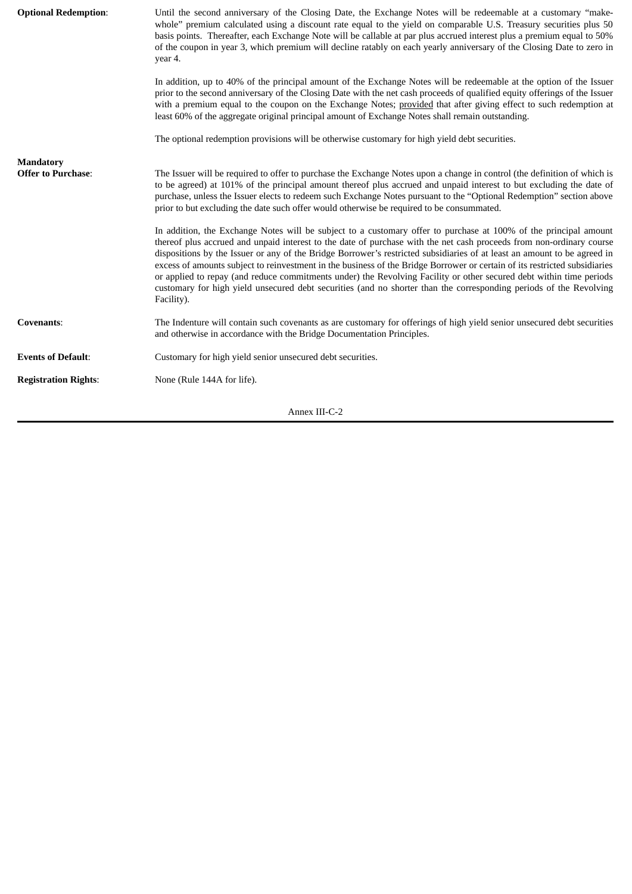| | |
|---|---|
| **Optional Redemption**: | Until the second anniversary of the Closing Date, the Exchange Notes will be redeemable at a customary "make-whole" premium calculated using a discount rate equal to the yield on comparable U.S. Treasury securities plus 50 basis points. Thereafter, each Exchange Note will be callable at par plus accrued interest plus a premium equal to 50% of the coupon in year 3, which premium will decline ratably on each yearly anniversary of the Closing Date to zero in year 4.<br><br>In addition, up to 40% of the principal amount of the Exchange Notes will be redeemable at the option of the Issuer prior to the second anniversary of the Closing Date with the net cash proceeds of qualified equity offerings of the Issuer with a premium equal to the coupon on the Exchange Notes; provided that after giving effect to such redemption at least 60% of the aggregate original principal amount of Exchange Notes shall remain outstanding.<br><br>The optional redemption provisions will be otherwise customary for high yield debt securities. |
| **Mandatory Offer to Purchase**: | The Issuer will be required to offer to purchase the Exchange Notes upon a change in control (the definition of which is to be agreed) at 101% of the principal amount thereof plus accrued and unpaid interest to but excluding the date of purchase, unless the Issuer elects to redeem such Exchange Notes pursuant to the "Optional Redemption" section above prior to but excluding the date such offer would otherwise be required to be consummated.<br><br>In addition, the Exchange Notes will be subject to a customary offer to purchase at 100% of the principal amount thereof plus accrued and unpaid interest to the date of purchase with the net cash proceeds from non-ordinary course dispositions by the Issuer or any of the Bridge Borrower's restricted subsidiaries of at least an amount to be agreed in excess of amounts subject to reinvestment in the business of the Bridge Borrower or certain of its restricted subsidiaries or applied to repay (and reduce commitments under) the Revolving Facility or other secured debt within time periods customary for high yield unsecured debt securities (and no shorter than the corresponding periods of the Revolving Facility). |
| **Covenants**: | The Indenture will contain such covenants as are customary for offerings of high yield senior unsecured debt securities and otherwise in accordance with the Bridge Documentation Principles. |
| **Events of Default**: | Customary for high yield senior unsecured debt securities. |
| **Registration Rights**: | None (Rule 144A for life). |

Annex III-C-2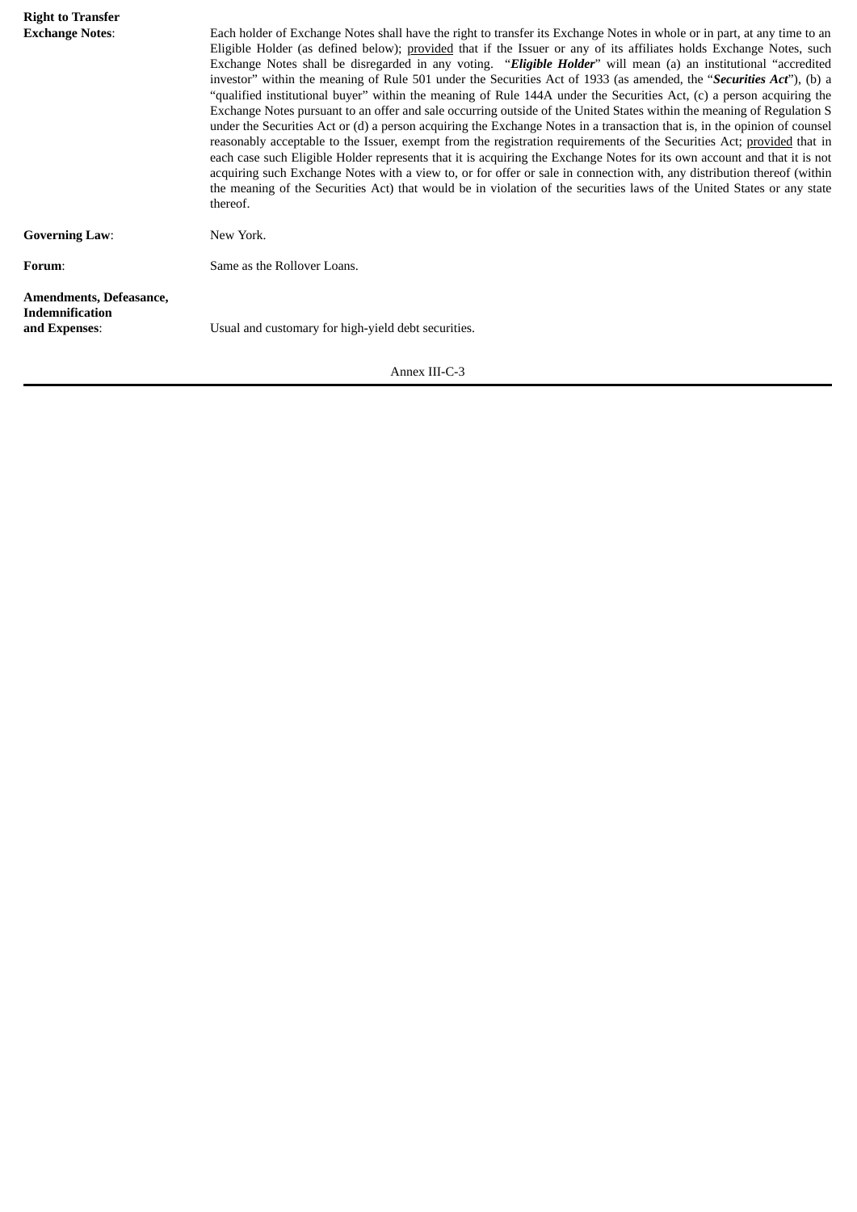**Right to Transfer Exchange Notes**: Each holder of Exchange Notes shall have the right to transfer its Exchange Notes in whole or in part, at any time to an Eligible Holder (as defined below); provided that if the Issuer or any of its affiliates holds Exchange Notes, such Exchange Notes shall be disregarded in any voting. "***Eligible Holder***" will mean (a) an institutional "accredited investor" within the meaning of Rule 501 under the Securities Act of 1933 (as amended, the "***Securities Act***"), (b) a "qualified institutional buyer" within the meaning of Rule 144A under the Securities Act, (c) a person acquiring the Exchange Notes pursuant to an offer and sale occurring outside of the United States within the meaning of Regulation S under the Securities Act or (d) a person acquiring the Exchange Notes in a transaction that is, in the opinion of counsel reasonably acceptable to the Issuer, exempt from the registration requirements of the Securities Act; provided that in each case such Eligible Holder represents that it is acquiring the Exchange Notes for its own account and that it is not acquiring such Exchange Notes with a view to, or for offer or sale in connection with, any distribution thereof (within the meaning of the Securities Act) that would be in violation of the securities laws of the United States or any state thereof.

**Governing Law**: New York.

**Forum**: Same as the Rollover Loans.

**Amendments, Defeasance, Indemnification and Expenses**: Usual and customary for high-yield debt securities.

Annex III-C-3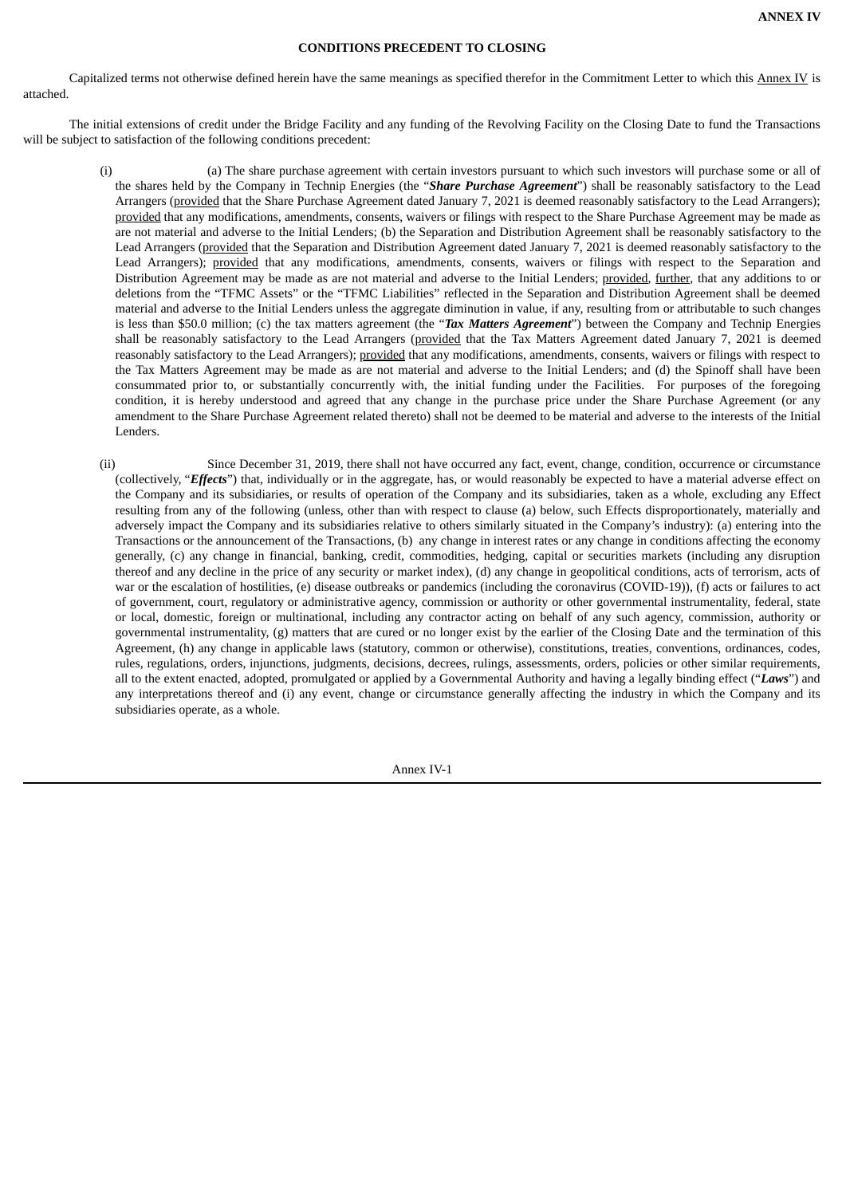**ANNEX IV**

**CONDITIONS PRECEDENT TO CLOSING**

Capitalized terms not otherwise defined herein have the same meanings as specified therefor in the Commitment Letter to which this Annex IV is attached.

The initial extensions of credit under the Bridge Facility and any funding of the Revolving Facility on the Closing Date to fund the Transactions will be subject to satisfaction of the following conditions precedent:

(i) (a) The share purchase agreement with certain investors pursuant to which such investors will purchase some or all of the shares held by the Company in Technip Energies (the "***Share Purchase Agreement***") shall be reasonably satisfactory to the Lead Arrangers (provided that the Share Purchase Agreement dated January 7, 2021 is deemed reasonably satisfactory to the Lead Arrangers); provided that any modifications, amendments, consents, waivers or filings with respect to the Share Purchase Agreement may be made as are not material and adverse to the Initial Lenders; (b) the Separation and Distribution Agreement shall be reasonably satisfactory to the Lead Arrangers (provided that the Separation and Distribution Agreement dated January 7, 2021 is deemed reasonably satisfactory to the Lead Arrangers); provided that any modifications, amendments, consents, waivers or filings with respect to the Separation and Distribution Agreement may be made as are not material and adverse to the Initial Lenders; provided, further, that any additions to or deletions from the "TFMC Assets" or the "TFMC Liabilities" reflected in the Separation and Distribution Agreement shall be deemed material and adverse to the Initial Lenders unless the aggregate diminution in value, if any, resulting from or attributable to such changes is less than $50.0 million; (c) the tax matters agreement (the "***Tax Matters Agreement***") between the Company and Technip Energies shall be reasonably satisfactory to the Lead Arrangers (provided that the Tax Matters Agreement dated January 7, 2021 is deemed reasonably satisfactory to the Lead Arrangers); provided that any modifications, amendments, consents, waivers or filings with respect to the Tax Matters Agreement may be made as are not material and adverse to the Initial Lenders; and (d) the Spinoff shall have been consummated prior to, or substantially concurrently with, the initial funding under the Facilities. For purposes of the foregoing condition, it is hereby understood and agreed that any change in the purchase price under the Share Purchase Agreement (or any amendment to the Share Purchase Agreement related thereto) shall not be deemed to be material and adverse to the interests of the Initial Lenders.

(ii) Since December 31, 2019, there shall not have occurred any fact, event, change, condition, occurrence or circumstance (collectively, "***Effects***") that, individually or in the aggregate, has, or would reasonably be expected to have a material adverse effect on the Company and its subsidiaries, or results of operation of the Company and its subsidiaries, taken as a whole, excluding any Effect resulting from any of the following (unless, other than with respect to clause (a) below, such Effects disproportionately, materially and adversely impact the Company and its subsidiaries relative to others similarly situated in the Company's industry): (a) entering into the Transactions or the announcement of the Transactions, (b) any change in interest rates or any change in conditions affecting the economy generally, (c) any change in financial, banking, credit, commodities, hedging, capital or securities markets (including any disruption thereof and any decline in the price of any security or market index), (d) any change in geopolitical conditions, acts of terrorism, acts of war or the escalation of hostilities, (e) disease outbreaks or pandemics (including the coronavirus (COVID-19)), (f) acts or failures to act of government, court, regulatory or administrative agency, commission or authority or other governmental instrumentality, federal, state or local, domestic, foreign or multinational, including any contractor acting on behalf of any such agency, commission, authority or governmental instrumentality, (g) matters that are cured or no longer exist by the earlier of the Closing Date and the termination of this Agreement, (h) any change in applicable laws (statutory, common or otherwise), constitutions, treaties, conventions, ordinances, codes, rules, regulations, orders, injunctions, judgments, decisions, decrees, rulings, assessments, orders, policies or other similar requirements, all to the extent enacted, adopted, promulgated or applied by a Governmental Authority and having a legally binding effect ("***Laws***") and any interpretations thereof and (i) any event, change or circumstance generally affecting the industry in which the Company and its subsidiaries operate, as a whole.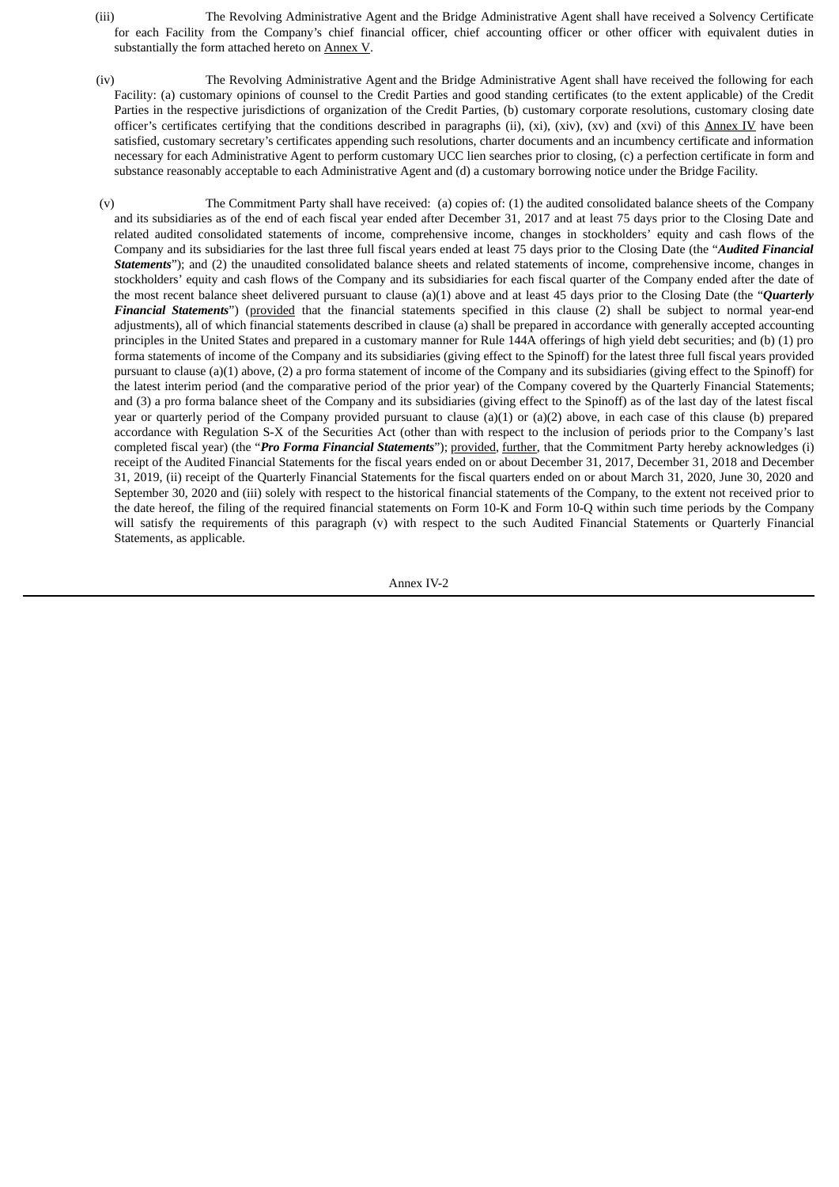(iii) The Revolving Administrative Agent and the Bridge Administrative Agent shall have received a Solvency Certificate for each Facility from the Company's chief financial officer, chief accounting officer or other officer with equivalent duties in substantially the form attached hereto on Annex V.

(iv) The Revolving Administrative Agent and the Bridge Administrative Agent shall have received the following for each Facility: (a) customary opinions of counsel to the Credit Parties and good standing certificates (to the extent applicable) of the Credit Parties in the respective jurisdictions of organization of the Credit Parties, (b) customary corporate resolutions, customary closing date officer's certificates certifying that the conditions described in paragraphs (ii), (xi), (xiv), (xv) and (xvi) of this Annex IV have been satisfied, customary secretary's certificates appending such resolutions, charter documents and an incumbency certificate and information necessary for each Administrative Agent to perform customary UCC lien searches prior to closing, (c) a perfection certificate in form and substance reasonably acceptable to each Administrative Agent and (d) a customary borrowing notice under the Bridge Facility.

(v) The Commitment Party shall have received: (a) copies of: (1) the audited consolidated balance sheets of the Company and its subsidiaries as of the end of each fiscal year ended after December 31, 2017 and at least 75 days prior to the Closing Date and related audited consolidated statements of income, comprehensive income, changes in stockholders' equity and cash flows of the Company and its subsidiaries for the last three full fiscal years ended at least 75 days prior to the Closing Date (the "***Audited Financial Statements***"); and (2) the unaudited consolidated balance sheets and related statements of income, comprehensive income, changes in stockholders' equity and cash flows of the Company and its subsidiaries for each fiscal quarter of the Company ended after the date of the most recent balance sheet delivered pursuant to clause (a)(1) above and at least 45 days prior to the Closing Date (the "***Quarterly Financial Statements***") (provided that the financial statements specified in this clause (2) shall be subject to normal year-end adjustments), all of which financial statements described in clause (a) shall be prepared in accordance with generally accepted accounting principles in the United States and prepared in a customary manner for Rule 144A offerings of high yield debt securities; and (b) (1) pro forma statements of income of the Company and its subsidiaries (giving effect to the Spinoff) for the latest three full fiscal years provided pursuant to clause (a)(1) above, (2) a pro forma statement of income of the Company and its subsidiaries (giving effect to the Spinoff) for the latest interim period (and the comparative period of the prior year) of the Company covered by the Quarterly Financial Statements; and (3) a pro forma balance sheet of the Company and its subsidiaries (giving effect to the Spinoff) as of the last day of the latest fiscal year or quarterly period of the Company provided pursuant to clause (a)(1) or (a)(2) above, in each case of this clause (b) prepared accordance with Regulation S-X of the Securities Act (other than with respect to the inclusion of periods prior to the Company's last completed fiscal year) (the "***Pro Forma Financial Statements***"); provided, further, that the Commitment Party hereby acknowledges (i) receipt of the Audited Financial Statements for the fiscal years ended on or about December 31, 2017, December 31, 2018 and December 31, 2019, (ii) receipt of the Quarterly Financial Statements for the fiscal quarters ended on or about March 31, 2020, June 30, 2020 and September 30, 2020 and (iii) solely with respect to the historical financial statements of the Company, to the extent not received prior to the date hereof, the filing of the required financial statements on Form 10-K and Form 10-Q within such time periods by the Company will satisfy the requirements of this paragraph (v) with respect to the such Audited Financial Statements or Quarterly Financial Statements, as applicable.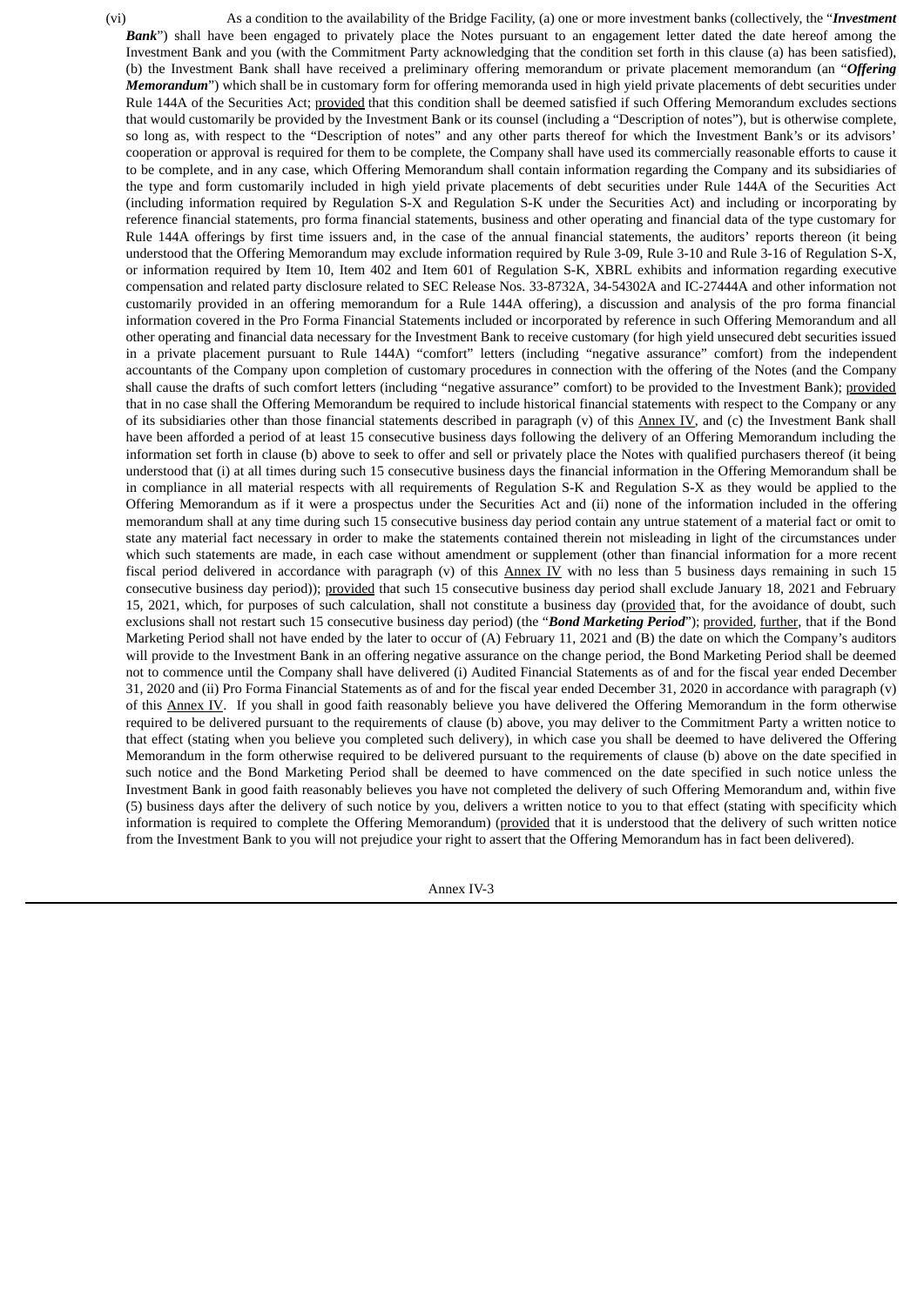(vi) As a condition to the availability of the Bridge Facility, (a) one or more investment banks (collectively, the "***Investment Bank***") shall have been engaged to privately place the Notes pursuant to an engagement letter dated the date hereof among the Investment Bank and you (with the Commitment Party acknowledging that the condition set forth in this clause (a) has been satisfied), (b) the Investment Bank shall have received a preliminary offering memorandum or private placement memorandum (an "***Offering Memorandum***") which shall be in customary form for offering memoranda used in high yield private placements of debt securities under Rule 144A of the Securities Act; provided that this condition shall be deemed satisfied if such Offering Memorandum excludes sections that would customarily be provided by the Investment Bank or its counsel (including a "Description of notes"), but is otherwise complete, so long as, with respect to the "Description of notes" and any other parts thereof for which the Investment Bank's or its advisors' cooperation or approval is required for them to be complete, the Company shall have used its commercially reasonable efforts to cause it to be complete, and in any case, which Offering Memorandum shall contain information regarding the Company and its subsidiaries of the type and form customarily included in high yield private placements of debt securities under Rule 144A of the Securities Act (including information required by Regulation S-X and Regulation S-K under the Securities Act) and including or incorporating by reference financial statements, pro forma financial statements, business and other operating and financial data of the type customary for Rule 144A offerings by first time issuers and, in the case of the annual financial statements, the auditors' reports thereon (it being understood that the Offering Memorandum may exclude information required by Rule 3-09, Rule 3-10 and Rule 3-16 of Regulation S-X, or information required by Item 10, Item 402 and Item 601 of Regulation S-K, XBRL exhibits and information regarding executive compensation and related party disclosure related to SEC Release Nos. 33-8732A, 34-54302A and IC-27444A and other information not customarily provided in an offering memorandum for a Rule 144A offering), a discussion and analysis of the pro forma financial information covered in the Pro Forma Financial Statements included or incorporated by reference in such Offering Memorandum and all other operating and financial data necessary for the Investment Bank to receive customary (for high yield unsecured debt securities issued in a private placement pursuant to Rule 144A) "comfort" letters (including "negative assurance" comfort) from the independent accountants of the Company upon completion of customary procedures in connection with the offering of the Notes (and the Company shall cause the drafts of such comfort letters (including "negative assurance" comfort) to be provided to the Investment Bank); provided that in no case shall the Offering Memorandum be required to include historical financial statements with respect to the Company or any of its subsidiaries other than those financial statements described in paragraph (v) of this Annex IV, and (c) the Investment Bank shall have been afforded a period of at least 15 consecutive business days following the delivery of an Offering Memorandum including the information set forth in clause (b) above to seek to offer and sell or privately place the Notes with qualified purchasers thereof (it being understood that (i) at all times during such 15 consecutive business days the financial information in the Offering Memorandum shall be in compliance in all material respects with all requirements of Regulation S-K and Regulation S-X as they would be applied to the Offering Memorandum as if it were a prospectus under the Securities Act and (ii) none of the information included in the offering memorandum shall at any time during such 15 consecutive business day period contain any untrue statement of a material fact or omit to state any material fact necessary in order to make the statements contained therein not misleading in light of the circumstances under which such statements are made, in each case without amendment or supplement (other than financial information for a more recent fiscal period delivered in accordance with paragraph (v) of this Annex IV with no less than 5 business days remaining in such 15 consecutive business day period)); provided that such 15 consecutive business day period shall exclude January 18, 2021 and February 15, 2021, which, for purposes of such calculation, shall not constitute a business day (provided that, for the avoidance of doubt, such exclusions shall not restart such 15 consecutive business day period) (the "***Bond Marketing Period***"); provided, further, that if the Bond Marketing Period shall not have ended by the later to occur of (A) February 11, 2021 and (B) the date on which the Company's auditors will provide to the Investment Bank in an offering negative assurance on the change period, the Bond Marketing Period shall be deemed not to commence until the Company shall have delivered (i) Audited Financial Statements as of and for the fiscal year ended December 31, 2020 and (ii) Pro Forma Financial Statements as of and for the fiscal year ended December 31, 2020 in accordance with paragraph (v) of this Annex IV. If you shall in good faith reasonably believe you have delivered the Offering Memorandum in the form otherwise required to be delivered pursuant to the requirements of clause (b) above, you may deliver to the Commitment Party a written notice to that effect (stating when you believe you completed such delivery), in which case you shall be deemed to have delivered the Offering Memorandum in the form otherwise required to be delivered pursuant to the requirements of clause (b) above on the date specified in such notice and the Bond Marketing Period shall be deemed to have commenced on the date specified in such notice unless the Investment Bank in good faith reasonably believes you have not completed the delivery of such Offering Memorandum and, within five (5) business days after the delivery of such notice by you, delivers a written notice to you to that effect (stating with specificity which information is required to complete the Offering Memorandum) (provided that it is understood that the delivery of such written notice from the Investment Bank to you will not prejudice your right to assert that the Offering Memorandum has in fact been delivered).

Annex IV-3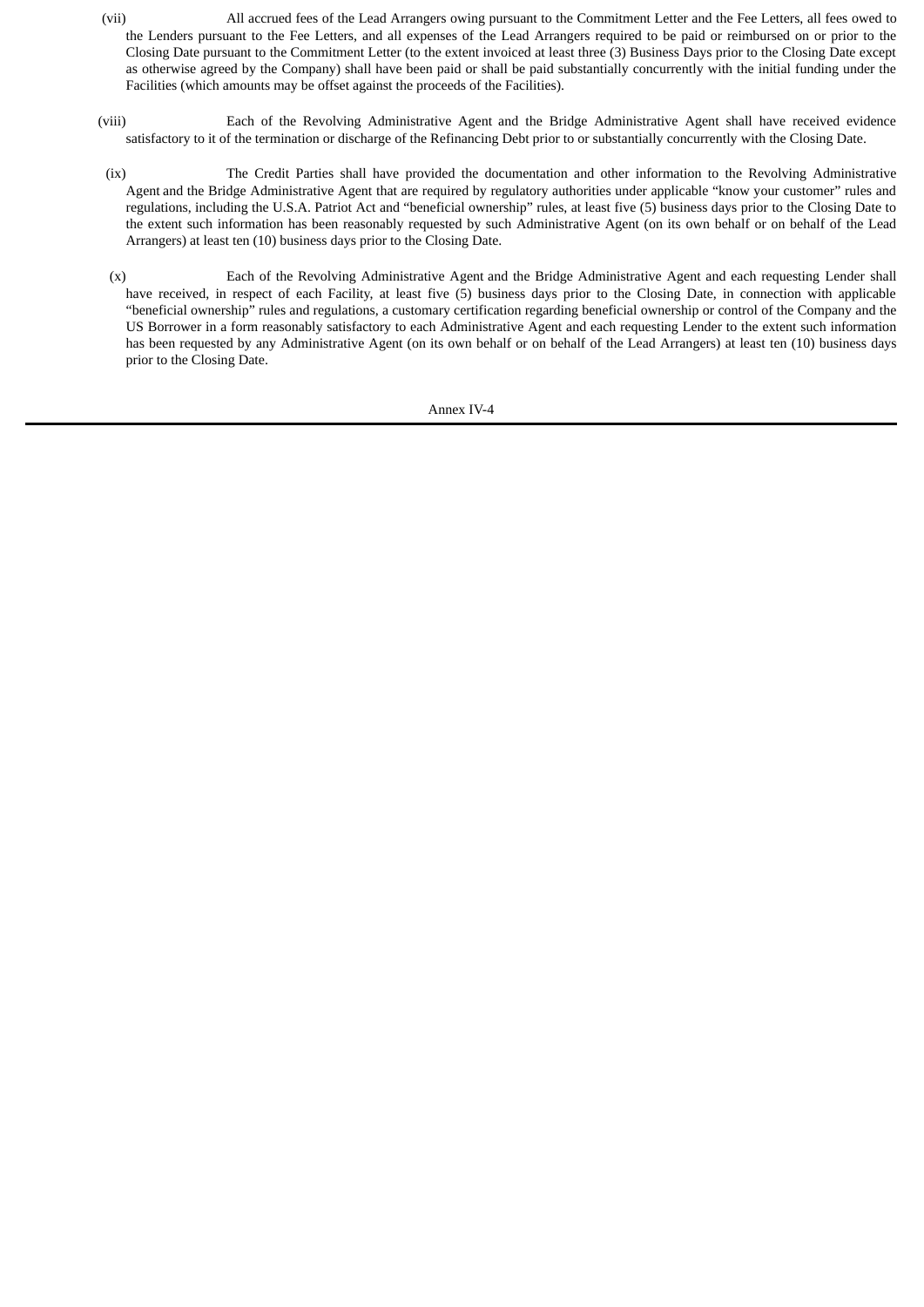(vii) All accrued fees of the Lead Arrangers owing pursuant to the Commitment Letter and the Fee Letters, all fees owed to the Lenders pursuant to the Fee Letters, and all expenses of the Lead Arrangers required to be paid or reimbursed on or prior to the Closing Date pursuant to the Commitment Letter (to the extent invoiced at least three (3) Business Days prior to the Closing Date except as otherwise agreed by the Company) shall have been paid or shall be paid substantially concurrently with the initial funding under the Facilities (which amounts may be offset against the proceeds of the Facilities).

(viii) Each of the Revolving Administrative Agent and the Bridge Administrative Agent shall have received evidence satisfactory to it of the termination or discharge of the Refinancing Debt prior to or substantially concurrently with the Closing Date.

(ix) The Credit Parties shall have provided the documentation and other information to the Revolving Administrative Agent and the Bridge Administrative Agent that are required by regulatory authorities under applicable "know your customer" rules and regulations, including the U.S.A. Patriot Act and "beneficial ownership" rules, at least five (5) business days prior to the Closing Date to the extent such information has been reasonably requested by such Administrative Agent (on its own behalf or on behalf of the Lead Arrangers) at least ten (10) business days prior to the Closing Date.

(x) Each of the Revolving Administrative Agent and the Bridge Administrative Agent and each requesting Lender shall have received, in respect of each Facility, at least five (5) business days prior to the Closing Date, in connection with applicable "beneficial ownership" rules and regulations, a customary certification regarding beneficial ownership or control of the Company and the US Borrower in a form reasonably satisfactory to each Administrative Agent and each requesting Lender to the extent such information has been requested by any Administrative Agent (on its own behalf or on behalf of the Lead Arrangers) at least ten (10) business days prior to the Closing Date.

Annex IV-4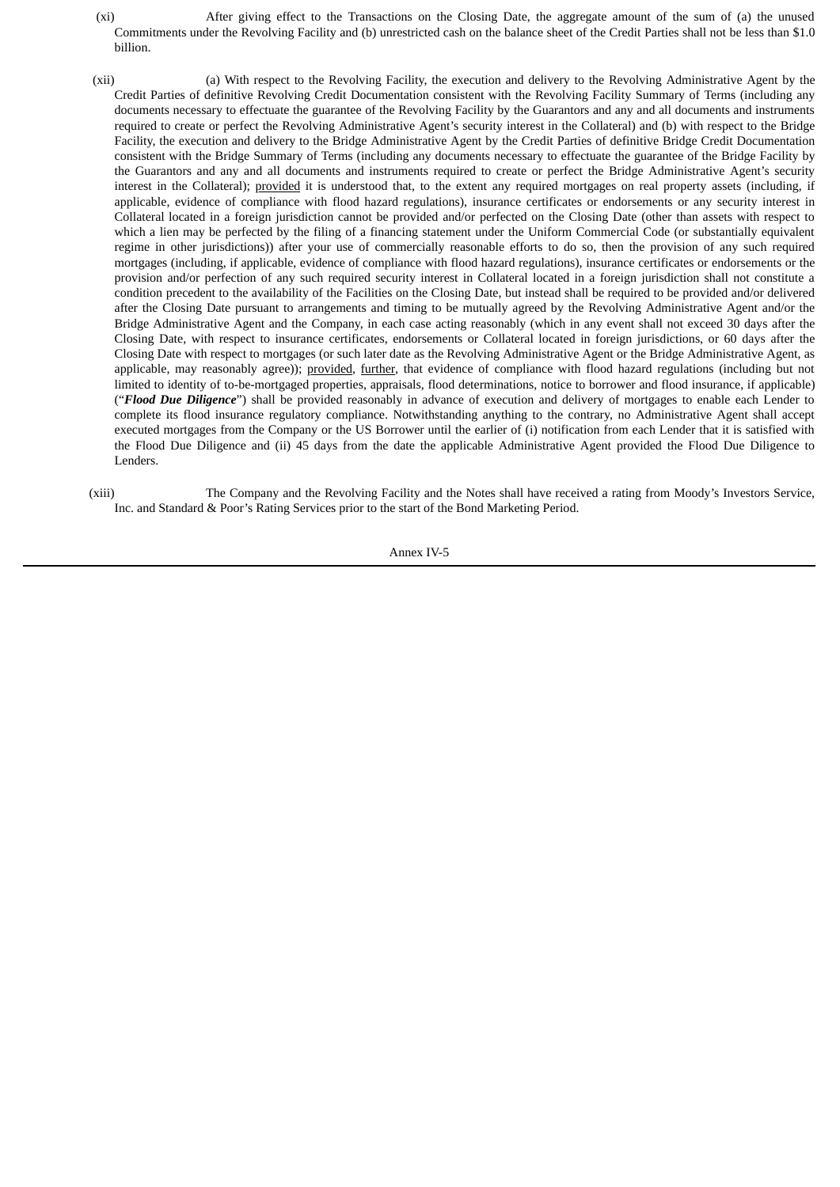(xi) After giving effect to the Transactions on the Closing Date, the aggregate amount of the sum of (a) the unused Commitments under the Revolving Facility and (b) unrestricted cash on the balance sheet of the Credit Parties shall not be less than $1.0 billion.

(xii) (a) With respect to the Revolving Facility, the execution and delivery to the Revolving Administrative Agent by the Credit Parties of definitive Revolving Credit Documentation consistent with the Revolving Facility Summary of Terms (including any documents necessary to effectuate the guarantee of the Revolving Facility by the Guarantors and any and all documents and instruments required to create or perfect the Revolving Administrative Agent's security interest in the Collateral) and (b) with respect to the Bridge Facility, the execution and delivery to the Bridge Administrative Agent by the Credit Parties of definitive Bridge Credit Documentation consistent with the Bridge Summary of Terms (including any documents necessary to effectuate the guarantee of the Bridge Facility by the Guarantors and any and all documents and instruments required to create or perfect the Bridge Administrative Agent's security interest in the Collateral); provided it is understood that, to the extent any required mortgages on real property assets (including, if applicable, evidence of compliance with flood hazard regulations), insurance certificates or endorsements or any security interest in Collateral located in a foreign jurisdiction cannot be provided and/or perfected on the Closing Date (other than assets with respect to which a lien may be perfected by the filing of a financing statement under the Uniform Commercial Code (or substantially equivalent regime in other jurisdictions)) after your use of commercially reasonable efforts to do so, then the provision of any such required mortgages (including, if applicable, evidence of compliance with flood hazard regulations), insurance certificates or endorsements or the provision and/or perfection of any such required security interest in Collateral located in a foreign jurisdiction shall not constitute a condition precedent to the availability of the Facilities on the Closing Date, but instead shall be required to be provided and/or delivered after the Closing Date pursuant to arrangements and timing to be mutually agreed by the Revolving Administrative Agent and/or the Bridge Administrative Agent and the Company, in each case acting reasonably (which in any event shall not exceed 30 days after the Closing Date, with respect to insurance certificates, endorsements or Collateral located in foreign jurisdictions, or 60 days after the Closing Date with respect to mortgages (or such later date as the Revolving Administrative Agent or the Bridge Administrative Agent, as applicable, may reasonably agree)); provided, further, that evidence of compliance with flood hazard regulations (including but not limited to identity of to-be-mortgaged properties, appraisals, flood determinations, notice to borrower and flood insurance, if applicable) ("***Flood Due Diligence***") shall be provided reasonably in advance of execution and delivery of mortgages to enable each Lender to complete its flood insurance regulatory compliance. Notwithstanding anything to the contrary, no Administrative Agent shall accept executed mortgages from the Company or the US Borrower until the earlier of (i) notification from each Lender that it is satisfied with the Flood Due Diligence and (ii) 45 days from the date the applicable Administrative Agent provided the Flood Due Diligence to Lenders.

(xiii) The Company and the Revolving Facility and the Notes shall have received a rating from Moody's Investors Service, Inc. and Standard & Poor's Rating Services prior to the start of the Bond Marketing Period.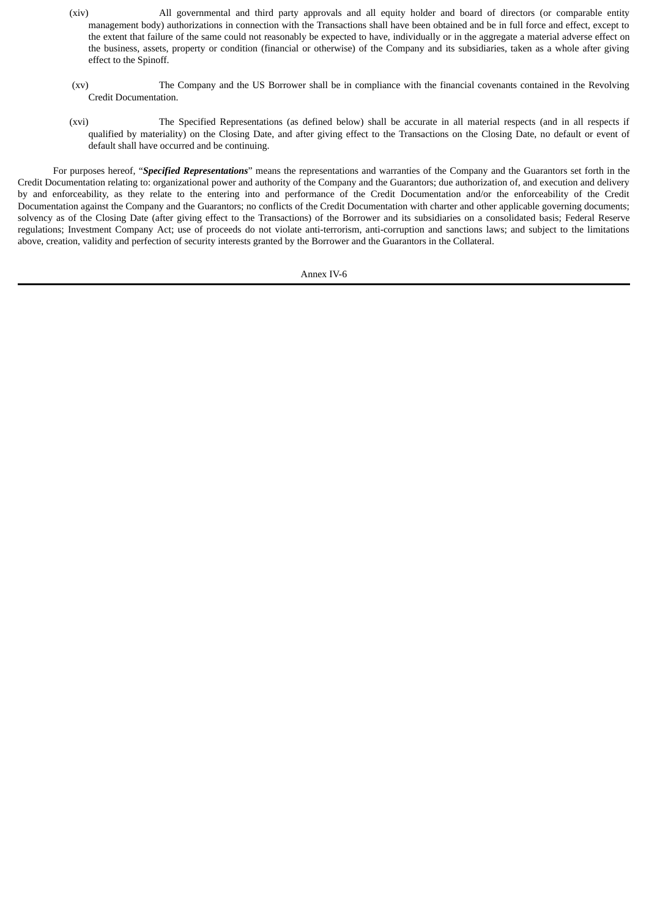(xiv) All governmental and third party approvals and all equity holder and board of directors (or comparable entity management body) authorizations in connection with the Transactions shall have been obtained and be in full force and effect, except to the extent that failure of the same could not reasonably be expected to have, individually or in the aggregate a material adverse effect on the business, assets, property or condition (financial or otherwise) of the Company and its subsidiaries, taken as a whole after giving effect to the Spinoff.

(xv) The Company and the US Borrower shall be in compliance with the financial covenants contained in the Revolving Credit Documentation.

(xvi) The Specified Representations (as defined below) shall be accurate in all material respects (and in all respects if qualified by materiality) on the Closing Date, and after giving effect to the Transactions on the Closing Date, no default or event of default shall have occurred and be continuing.

For purposes hereof, "***Specified Representations***" means the representations and warranties of the Company and the Guarantors set forth in the Credit Documentation relating to: organizational power and authority of the Company and the Guarantors; due authorization of, and execution and delivery by and enforceability, as they relate to the entering into and performance of the Credit Documentation and/or the enforceability of the Credit Documentation against the Company and the Guarantors; no conflicts of the Credit Documentation with charter and other applicable governing documents; solvency as of the Closing Date (after giving effect to the Transactions) of the Borrower and its subsidiaries on a consolidated basis; Federal Reserve regulations; Investment Company Act; use of proceeds do not violate anti-terrorism, anti-corruption and sanctions laws; and subject to the limitations above, creation, validity and perfection of security interests granted by the Borrower and the Guarantors in the Collateral.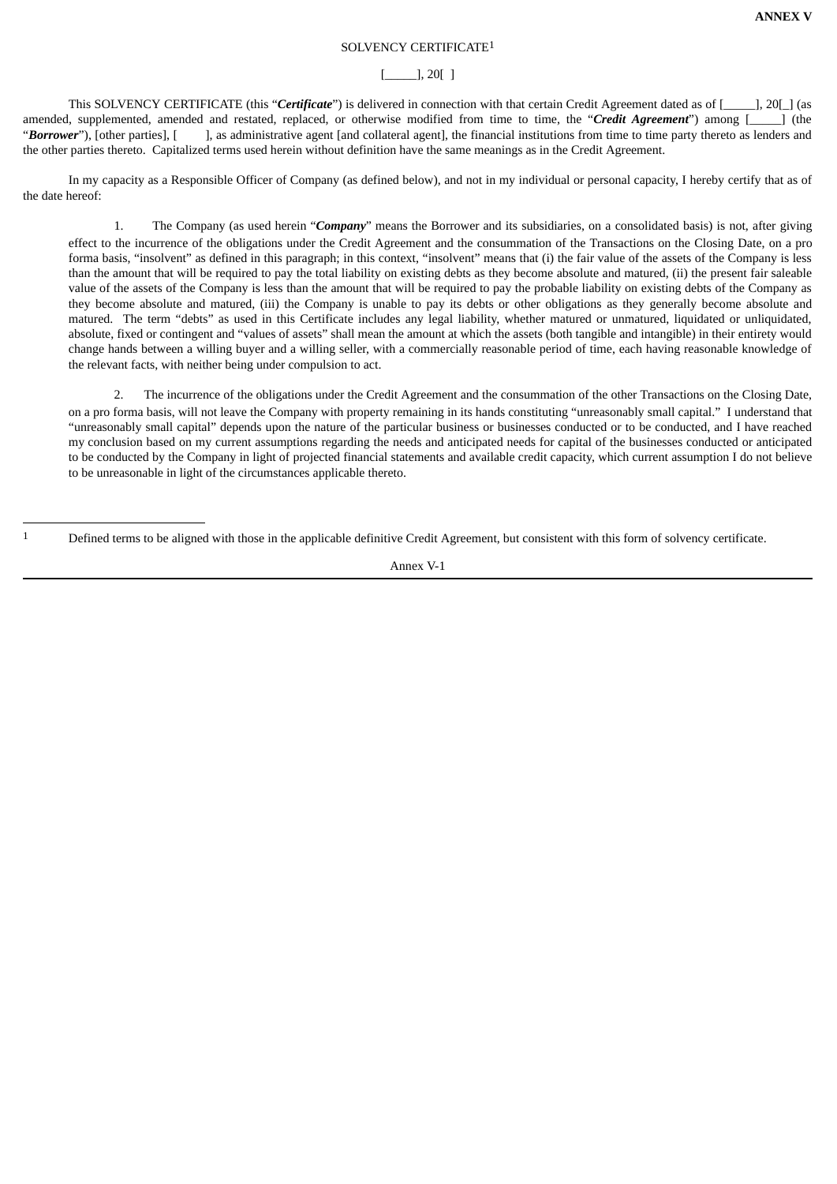**ANNEX V**

SOLVENCY CERTIFICATE[1]

[_____], 20[ ]

This SOLVENCY CERTIFICATE (this "***Certificate***") is delivered in connection with that certain Credit Agreement dated as of [_____], 20[_] (as amended, supplemented, amended and restated, replaced, or otherwise modified from time to time, the "***Credit Agreement***") among [_____] (the "***Borrower***"), [other parties], [      ], as administrative agent [and collateral agent], the financial institutions from time to time party thereto as lenders and the other parties thereto. Capitalized terms used herein without definition have the same meanings as in the Credit Agreement.

In my capacity as a Responsible Officer of Company (as defined below), and not in my individual or personal capacity, I hereby certify that as of the date hereof:

1. The Company (as used herein "***Company***" means the Borrower and its subsidiaries, on a consolidated basis) is not, after giving effect to the incurrence of the obligations under the Credit Agreement and the consummation of the Transactions on the Closing Date, on a pro forma basis, "insolvent" as defined in this paragraph; in this context, "insolvent" means that (i) the fair value of the assets of the Company is less than the amount that will be required to pay the total liability on existing debts as they become absolute and matured, (ii) the present fair saleable value of the assets of the Company is less than the amount that will be required to pay the probable liability on existing debts of the Company as they become absolute and matured, (iii) the Company is unable to pay its debts or other obligations as they generally become absolute and matured. The term "debts" as used in this Certificate includes any legal liability, whether matured or unmatured, liquidated or unliquidated, absolute, fixed or contingent and "values of assets" shall mean the amount at which the assets (both tangible and intangible) in their entirety would change hands between a willing buyer and a willing seller, with a commercially reasonable period of time, each having reasonable knowledge of the relevant facts, with neither being under compulsion to act.

2. The incurrence of the obligations under the Credit Agreement and the consummation of the other Transactions on the Closing Date, on a pro forma basis, will not leave the Company with property remaining in its hands constituting "unreasonably small capital." I understand that "unreasonably small capital" depends upon the nature of the particular business or businesses conducted or to be conducted, and I have reached my conclusion based on my current assumptions regarding the needs and anticipated needs for capital of the businesses conducted or anticipated to be conducted by the Company in light of projected financial statements and available credit capacity, which current assumption I do not believe to be unreasonable in light of the circumstances applicable thereto.

---

[1] Defined terms to be aligned with those in the applicable definitive Credit Agreement, but consistent with this form of solvency certificate.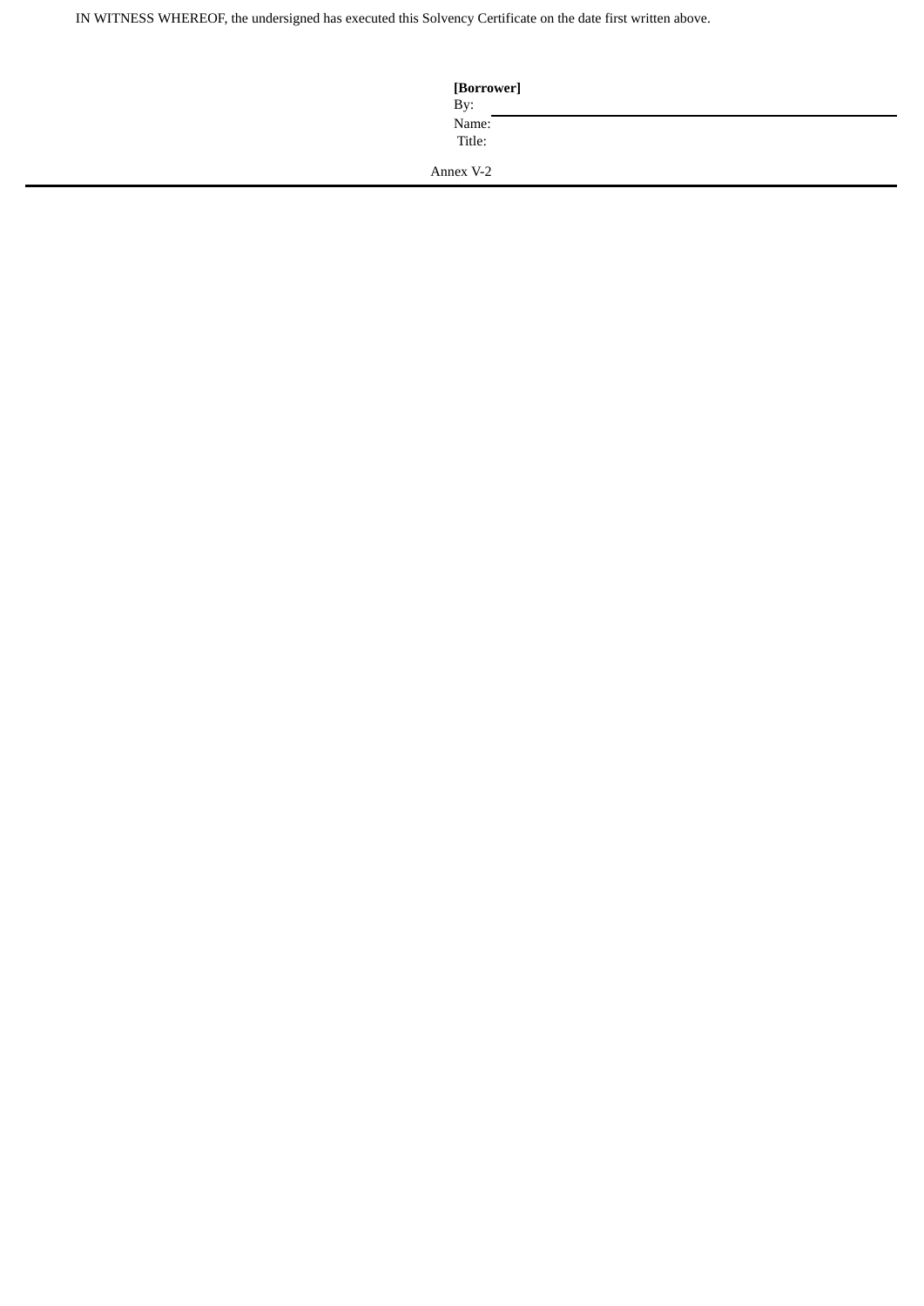IN WITNESS WHEREOF, the undersigned has executed this Solvency Certificate on the date first written above.

**[Borrower]**

By: \_\_\_\_\_\_\_\_\_\_\_\_\_\_\_\_\_\_\_\_\_\_\_\_\_\_\_\_\_\_\_\_

Name:

Title:

Annex V-2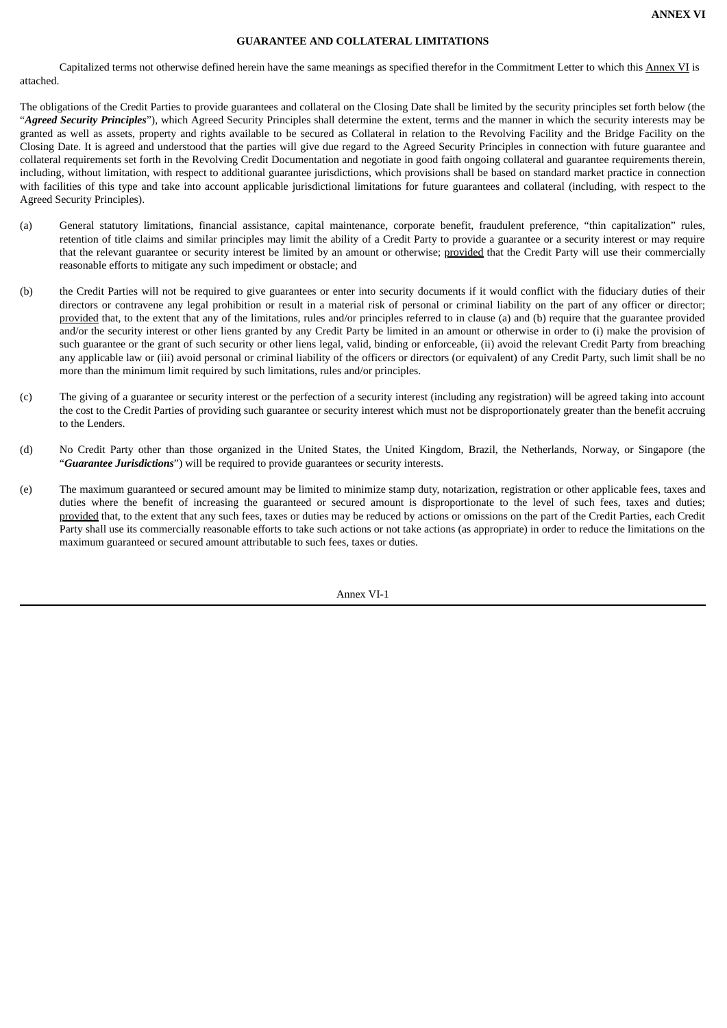**ANNEX VI**

**GUARANTEE AND COLLATERAL LIMITATIONS**

Capitalized terms not otherwise defined herein have the same meanings as specified therefor in the Commitment Letter to which this Annex VI is attached.

The obligations of the Credit Parties to provide guarantees and collateral on the Closing Date shall be limited by the security principles set forth below (the "***Agreed Security Principles***"), which Agreed Security Principles shall determine the extent, terms and the manner in which the security interests may be granted as well as assets, property and rights available to be secured as Collateral in relation to the Revolving Facility and the Bridge Facility on the Closing Date. It is agreed and understood that the parties will give due regard to the Agreed Security Principles in connection with future guarantee and collateral requirements set forth in the Revolving Credit Documentation and negotiate in good faith ongoing collateral and guarantee requirements therein, including, without limitation, with respect to additional guarantee jurisdictions, which provisions shall be based on standard market practice in connection with facilities of this type and take into account applicable jurisdictional limitations for future guarantees and collateral (including, with respect to the Agreed Security Principles).

(a) General statutory limitations, financial assistance, capital maintenance, corporate benefit, fraudulent preference, "thin capitalization" rules, retention of title claims and similar principles may limit the ability of a Credit Party to provide a guarantee or a security interest or may require that the relevant guarantee or security interest be limited by an amount or otherwise; provided that the Credit Party will use their commercially reasonable efforts to mitigate any such impediment or obstacle; and

(b) the Credit Parties will not be required to give guarantees or enter into security documents if it would conflict with the fiduciary duties of their directors or contravene any legal prohibition or result in a material risk of personal or criminal liability on the part of any officer or director; provided that, to the extent that any of the limitations, rules and/or principles referred to in clause (a) and (b) require that the guarantee provided and/or the security interest or other liens granted by any Credit Party be limited in an amount or otherwise in order to (i) make the provision of such guarantee or the grant of such security or other liens legal, valid, binding or enforceable, (ii) avoid the relevant Credit Party from breaching any applicable law or (iii) avoid personal or criminal liability of the officers or directors (or equivalent) of any Credit Party, such limit shall be no more than the minimum limit required by such limitations, rules and/or principles.

(c) The giving of a guarantee or security interest or the perfection of a security interest (including any registration) will be agreed taking into account the cost to the Credit Parties of providing such guarantee or security interest which must not be disproportionately greater than the benefit accruing to the Lenders.

(d) No Credit Party other than those organized in the United States, the United Kingdom, Brazil, the Netherlands, Norway, or Singapore (the "***Guarantee Jurisdictions***") will be required to provide guarantees or security interests.

(e) The maximum guaranteed or secured amount may be limited to minimize stamp duty, notarization, registration or other applicable fees, taxes and duties where the benefit of increasing the guaranteed or secured amount is disproportionate to the level of such fees, taxes and duties; provided that, to the extent that any such fees, taxes or duties may be reduced by actions or omissions on the part of the Credit Parties, each Credit Party shall use its commercially reasonable efforts to take such actions or not take actions (as appropriate) in order to reduce the limitations on the maximum guaranteed or secured amount attributable to such fees, taxes or duties.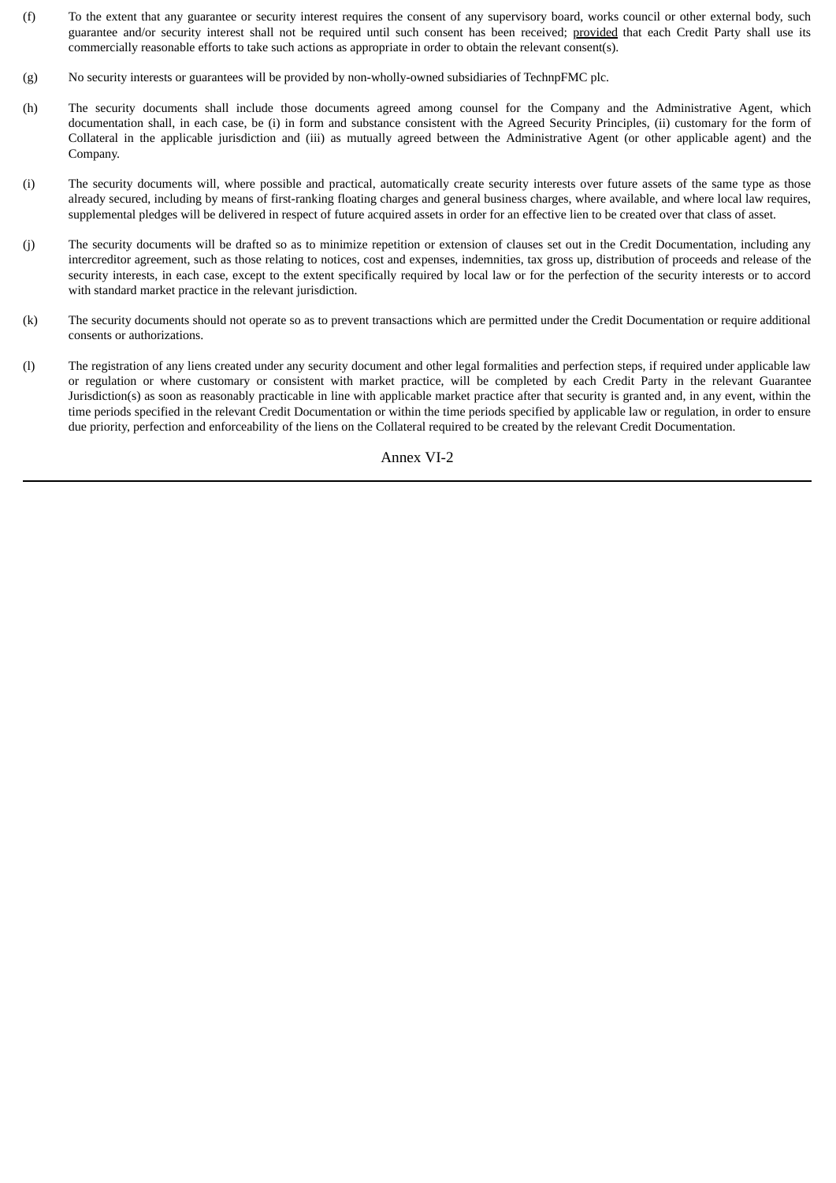(f) To the extent that any guarantee or security interest requires the consent of any supervisory board, works council or other external body, such guarantee and/or security interest shall not be required until such consent has been received; provided that each Credit Party shall use its commercially reasonable efforts to take such actions as appropriate in order to obtain the relevant consent(s).

(g) No security interests or guarantees will be provided by non-wholly-owned subsidiaries of TechnpFMC plc.

(h) The security documents shall include those documents agreed among counsel for the Company and the Administrative Agent, which documentation shall, in each case, be (i) in form and substance consistent with the Agreed Security Principles, (ii) customary for the form of Collateral in the applicable jurisdiction and (iii) as mutually agreed between the Administrative Agent (or other applicable agent) and the Company.

(i) The security documents will, where possible and practical, automatically create security interests over future assets of the same type as those already secured, including by means of first-ranking floating charges and general business charges, where available, and where local law requires, supplemental pledges will be delivered in respect of future acquired assets in order for an effective lien to be created over that class of asset.

(j) The security documents will be drafted so as to minimize repetition or extension of clauses set out in the Credit Documentation, including any intercreditor agreement, such as those relating to notices, cost and expenses, indemnities, tax gross up, distribution of proceeds and release of the security interests, in each case, except to the extent specifically required by local law or for the perfection of the security interests or to accord with standard market practice in the relevant jurisdiction.

(k) The security documents should not operate so as to prevent transactions which are permitted under the Credit Documentation or require additional consents or authorizations.

(l) The registration of any liens created under any security document and other legal formalities and perfection steps, if required under applicable law or regulation or where customary or consistent with market practice, will be completed by each Credit Party in the relevant Guarantee Jurisdiction(s) as soon as reasonably practicable in line with applicable market practice after that security is granted and, in any event, within the time periods specified in the relevant Credit Documentation or within the time periods specified by applicable law or regulation, in order to ensure due priority, perfection and enforceability of the liens on the Collateral required to be created by the relevant Credit Documentation.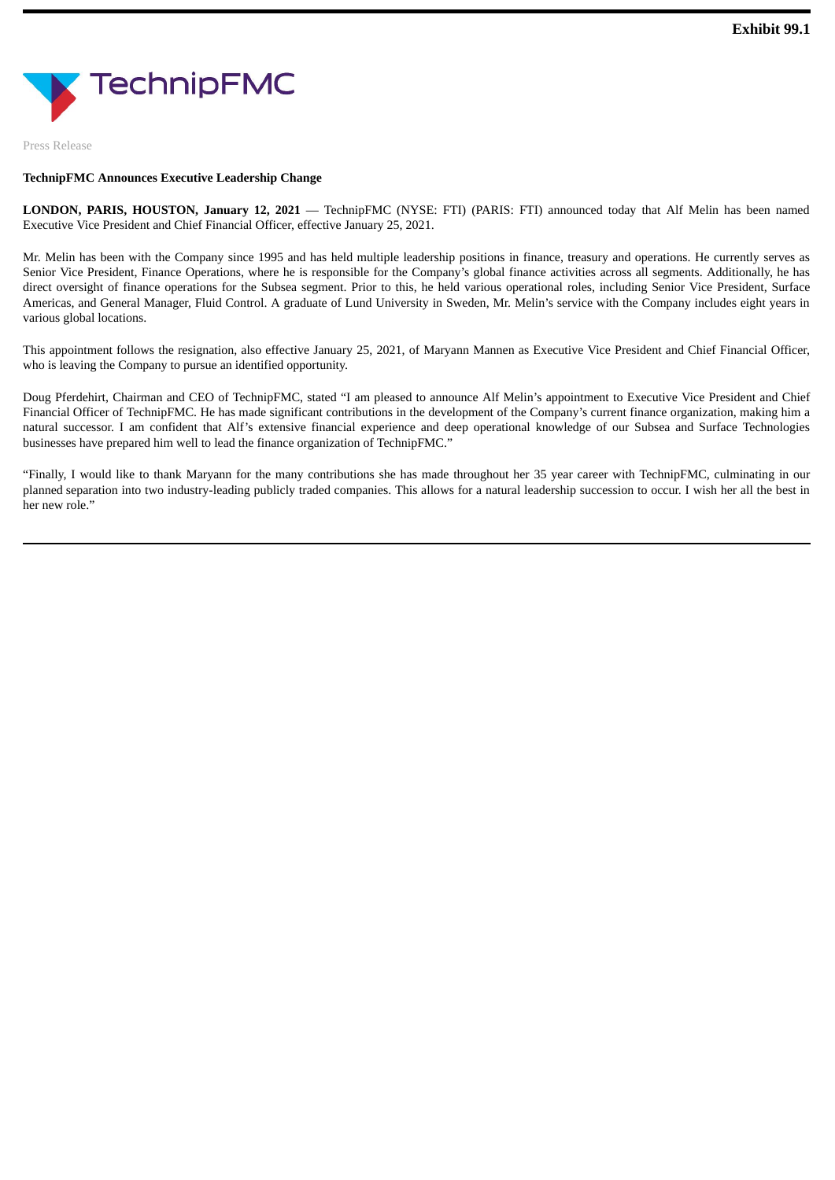Exhibit 99.1

TechnipFMC

Press Release

**TechnipFMC Announces Executive Leadership Change**

**LONDON, PARIS, HOUSTON, January 12, 2021** — TechnipFMC (NYSE: FTI) (PARIS: FTI) announced today that Alf Melin has been named Executive Vice President and Chief Financial Officer, effective January 25, 2021.

Mr. Melin has been with the Company since 1995 and has held multiple leadership positions in finance, treasury and operations. He currently serves as Senior Vice President, Finance Operations, where he is responsible for the Company's global finance activities across all segments. Additionally, he has direct oversight of finance operations for the Subsea segment. Prior to this, he held various operational roles, including Senior Vice President, Surface Americas, and General Manager, Fluid Control. A graduate of Lund University in Sweden, Mr. Melin's service with the Company includes eight years in various global locations.

This appointment follows the resignation, also effective January 25, 2021, of Maryann Mannen as Executive Vice President and Chief Financial Officer, who is leaving the Company to pursue an identified opportunity.

Doug Pferdehirt, Chairman and CEO of TechnipFMC, stated "I am pleased to announce Alf Melin's appointment to Executive Vice President and Chief Financial Officer of TechnipFMC. He has made significant contributions in the development of the Company's current finance organization, making him a natural successor. I am confident that Alf's extensive financial experience and deep operational knowledge of our Subsea and Surface Technologies businesses have prepared him well to lead the finance organization of TechnipFMC."

"Finally, I would like to thank Maryann for the many contributions she has made throughout her 35 year career with TechnipFMC, culminating in our planned separation into two industry-leading publicly traded companies. This allows for a natural leadership succession to occur. I wish her all the best in her new role."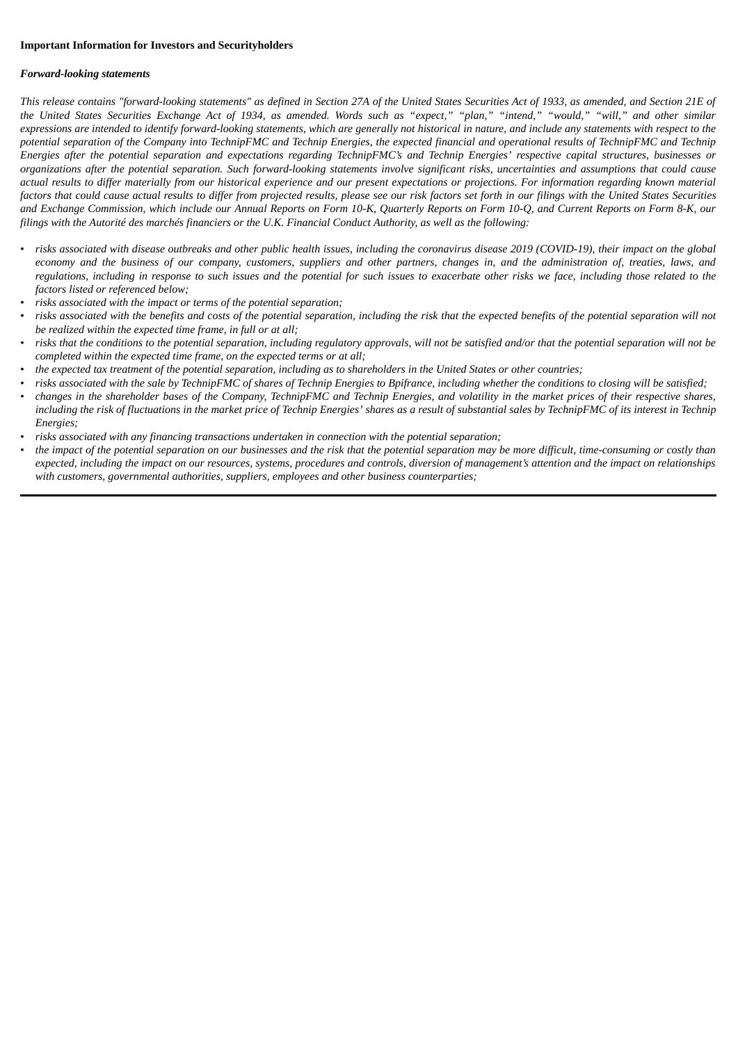**Important Information for Investors and Securityholders**

***Forward-looking statements***

*This release contains "forward-looking statements" as defined in Section 27A of the United States Securities Act of 1933, as amended, and Section 21E of the United States Securities Exchange Act of 1934, as amended. Words such as "expect," "plan," "intend," "would," "will," and other similar expressions are intended to identify forward-looking statements, which are generally not historical in nature, and include any statements with respect to the potential separation of the Company into TechnipFMC and Technip Energies, the expected financial and operational results of TechnipFMC and Technip Energies after the potential separation and expectations regarding TechnipFMC's and Technip Energies' respective capital structures, businesses or organizations after the potential separation. Such forward-looking statements involve significant risks, uncertainties and assumptions that could cause actual results to differ materially from our historical experience and our present expectations or projections. For information regarding known material factors that could cause actual results to differ from projected results, please see our risk factors set forth in our filings with the United States Securities and Exchange Commission, which include our Annual Reports on Form 10-K, Quarterly Reports on Form 10-Q, and Current Reports on Form 8-K, our filings with the Autorité des marchés financiers or the U.K. Financial Conduct Authority, as well as the following:*

- *risks associated with disease outbreaks and other public health issues, including the coronavirus disease 2019 (COVID-19), their impact on the global economy and the business of our company, customers, suppliers and other partners, changes in, and the administration of, treaties, laws, and regulations, including in response to such issues and the potential for such issues to exacerbate other risks we face, including those related to the factors listed or referenced below;*
- *risks associated with the impact or terms of the potential separation;*
- *risks associated with the benefits and costs of the potential separation, including the risk that the expected benefits of the potential separation will not be realized within the expected time frame, in full or at all;*
- *risks that the conditions to the potential separation, including regulatory approvals, will not be satisfied and/or that the potential separation will not be completed within the expected time frame, on the expected terms or at all;*
- *the expected tax treatment of the potential separation, including as to shareholders in the United States or other countries;*
- *risks associated with the sale by TechnipFMC of shares of Technip Energies to Bpifrance, including whether the conditions to closing will be satisfied;*
- *changes in the shareholder bases of the Company, TechnipFMC and Technip Energies, and volatility in the market prices of their respective shares, including the risk of fluctuations in the market price of Technip Energies' shares as a result of substantial sales by TechnipFMC of its interest in Technip Energies;*
- *risks associated with any financing transactions undertaken in connection with the potential separation;*
- *the impact of the potential separation on our businesses and the risk that the potential separation may be more difficult, time-consuming or costly than expected, including the impact on our resources, systems, procedures and controls, diversion of management's attention and the impact on relationships with customers, governmental authorities, suppliers, employees and other business counterparties;*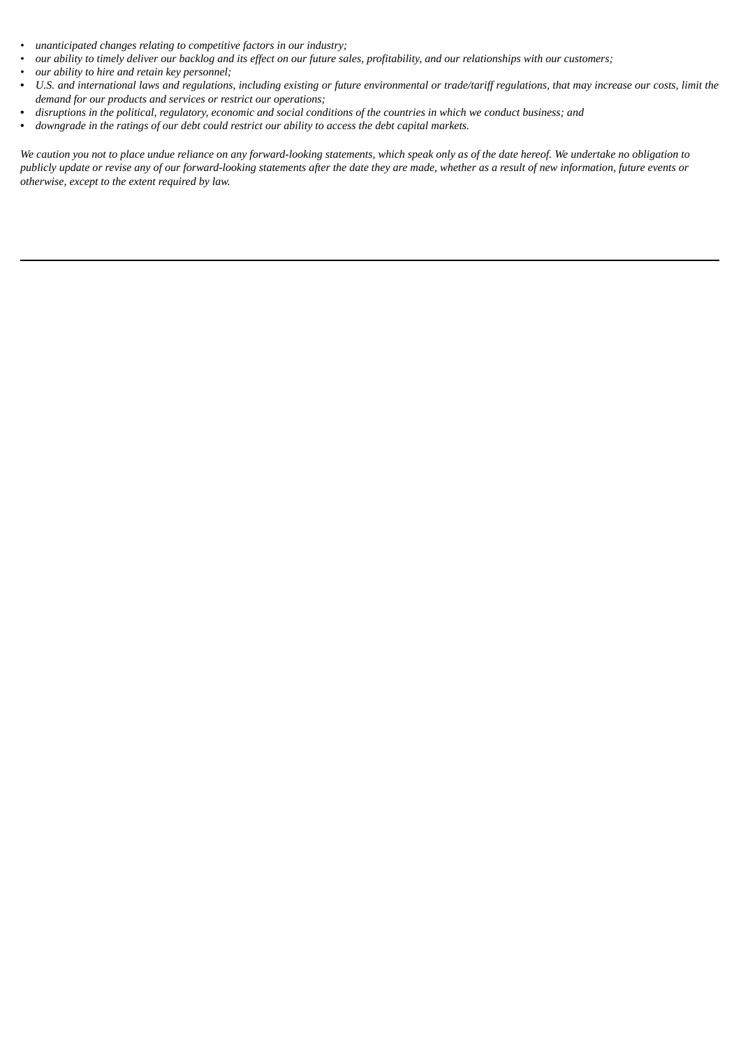- *unanticipated changes relating to competitive factors in our industry;*
- *our ability to timely deliver our backlog and its effect on our future sales, profitability, and our relationships with our customers;*
- *our ability to hire and retain key personnel;*
- *U.S. and international laws and regulations, including existing or future environmental or trade/tariff regulations, that may increase our costs, limit the demand for our products and services or restrict our operations;*
- *disruptions in the political, regulatory, economic and social conditions of the countries in which we conduct business; and*
- *downgrade in the ratings of our debt could restrict our ability to access the debt capital markets.*

*We caution you not to place undue reliance on any forward-looking statements, which speak only as of the date hereof. We undertake no obligation to publicly update or revise any of our forward-looking statements after the date they are made, whether as a result of new information, future events or otherwise, except to the extent required by law.*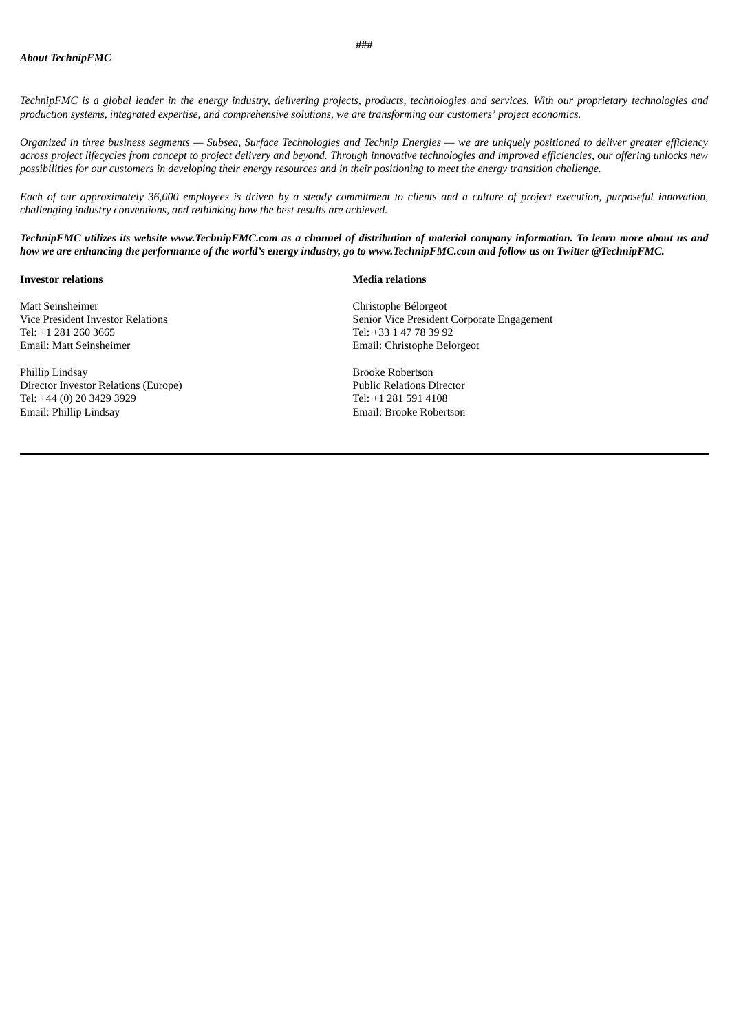###

***About TechnipFMC***

*TechnipFMC is a global leader in the energy industry, delivering projects, products, technologies and services. With our proprietary technologies and production systems, integrated expertise, and comprehensive solutions, we are transforming our customers' project economics.*

*Organized in three business segments — Subsea, Surface Technologies and Technip Energies — we are uniquely positioned to deliver greater efficiency across project lifecycles from concept to project delivery and beyond. Through innovative technologies and improved efficiencies, our offering unlocks new possibilities for our customers in developing their energy resources and in their positioning to meet the energy transition challenge.*

*Each of our approximately 36,000 employees is driven by a steady commitment to clients and a culture of project execution, purposeful innovation, challenging industry conventions, and rethinking how the best results are achieved.*

***TechnipFMC utilizes its website www.TechnipFMC.com as a channel of distribution of material company information. To learn more about us and how we are enhancing the performance of the world's energy industry, go to www.TechnipFMC.com and follow us on Twitter @TechnipFMC.***

**Investor relations**

Matt Seinsheimer
Vice President Investor Relations
Tel: +1 281 260 3665
Email: Matt Seinsheimer

Phillip Lindsay
Director Investor Relations (Europe)
Tel: +44 (0) 20 3429 3929
Email: Phillip Lindsay

**Media relations**

Christophe Bélorgeot
Senior Vice President Corporate Engagement
Tel: +33 1 47 78 39 92
Email: Christophe Belorgeot

Brooke Robertson
Public Relations Director
Tel: +1 281 591 4108
Email: Brooke Robertson